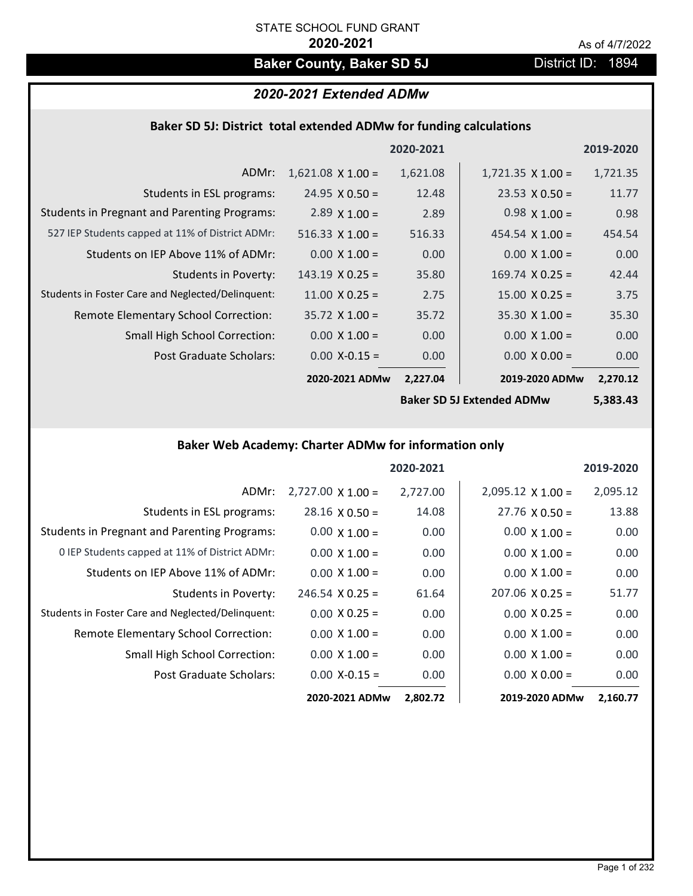STATE SCHOOL FUND GRANT

**2020-2021**

As of 4/7/2022

# Baker County, Baker SD 5J

District ID: 1894

## *2020-2021 Extended ADMw*

### Baker SD 5J: District total extended ADMw for funding calculations

| | 2020-2021 | | 2019-2020 | |
|---|---|---|---|---|
| ADMr: | 1,621.08 X 1.00 = | 1,621.08 | 1,721.35 X 1.00 = | 1,721.35 |
| Students in ESL programs: | 24.95 X 0.50 = | 12.48 | 23.53 X 0.50 = | 11.77 |
| Students in Pregnant and Parenting Programs: | 2.89 X 1.00 = | 2.89 | 0.98 X 1.00 = | 0.98 |
| 527 IEP Students capped at 11% of District ADMr: | 516.33 X 1.00 = | 516.33 | 454.54 X 1.00 = | 454.54 |
| Students on IEP Above 11% of ADMr: | 0.00 X 1.00 = | 0.00 | 0.00 X 1.00 = | 0.00 |
| Students in Poverty: | 143.19 X 0.25 = | 35.80 | 169.74 X 0.25 = | 42.44 |
| Students in Foster Care and Neglected/Delinquent: | 11.00 X 0.25 = | 2.75 | 15.00 X 0.25 = | 3.75 |
| Remote Elementary School Correction: | 35.72 X 1.00 = | 35.72 | 35.30 X 1.00 = | 35.30 |
| Small High School Correction: | 0.00 X 1.00 = | 0.00 | 0.00 X 1.00 = | 0.00 |
| Post Graduate Scholars: | 0.00 X-0.15 = | 0.00 | 0.00 X 0.00 = | 0.00 |
| | **2020-2021 ADMw** | **2,227.04** | **2019-2020 ADMw** | **2,270.12** |
| | | | **Baker SD 5J Extended ADMw** | **5,383.43** |

### Baker Web Academy: Charter ADMw for information only

| | 2020-2021 | | 2019-2020 | |
|---|---|---|---|---|
| ADMr: | 2,727.00 X 1.00 = | 2,727.00 | 2,095.12 X 1.00 = | 2,095.12 |
| Students in ESL programs: | 28.16 X 0.50 = | 14.08 | 27.76 X 0.50 = | 13.88 |
| Students in Pregnant and Parenting Programs: | 0.00 X 1.00 = | 0.00 | 0.00 X 1.00 = | 0.00 |
| 0 IEP Students capped at 11% of District ADMr: | 0.00 X 1.00 = | 0.00 | 0.00 X 1.00 = | 0.00 |
| Students on IEP Above 11% of ADMr: | 0.00 X 1.00 = | 0.00 | 0.00 X 1.00 = | 0.00 |
| Students in Poverty: | 246.54 X 0.25 = | 61.64 | 207.06 X 0.25 = | 51.77 |
| Students in Foster Care and Neglected/Delinquent: | 0.00 X 0.25 = | 0.00 | 0.00 X 0.25 = | 0.00 |
| Remote Elementary School Correction: | 0.00 X 1.00 = | 0.00 | 0.00 X 1.00 = | 0.00 |
| Small High School Correction: | 0.00 X 1.00 = | 0.00 | 0.00 X 1.00 = | 0.00 |
| Post Graduate Scholars: | 0.00 X-0.15 = | 0.00 | 0.00 X 0.00 = | 0.00 |
| | **2020-2021 ADMw** | **2,802.72** | **2019-2020 ADMw** | **2,160.77** |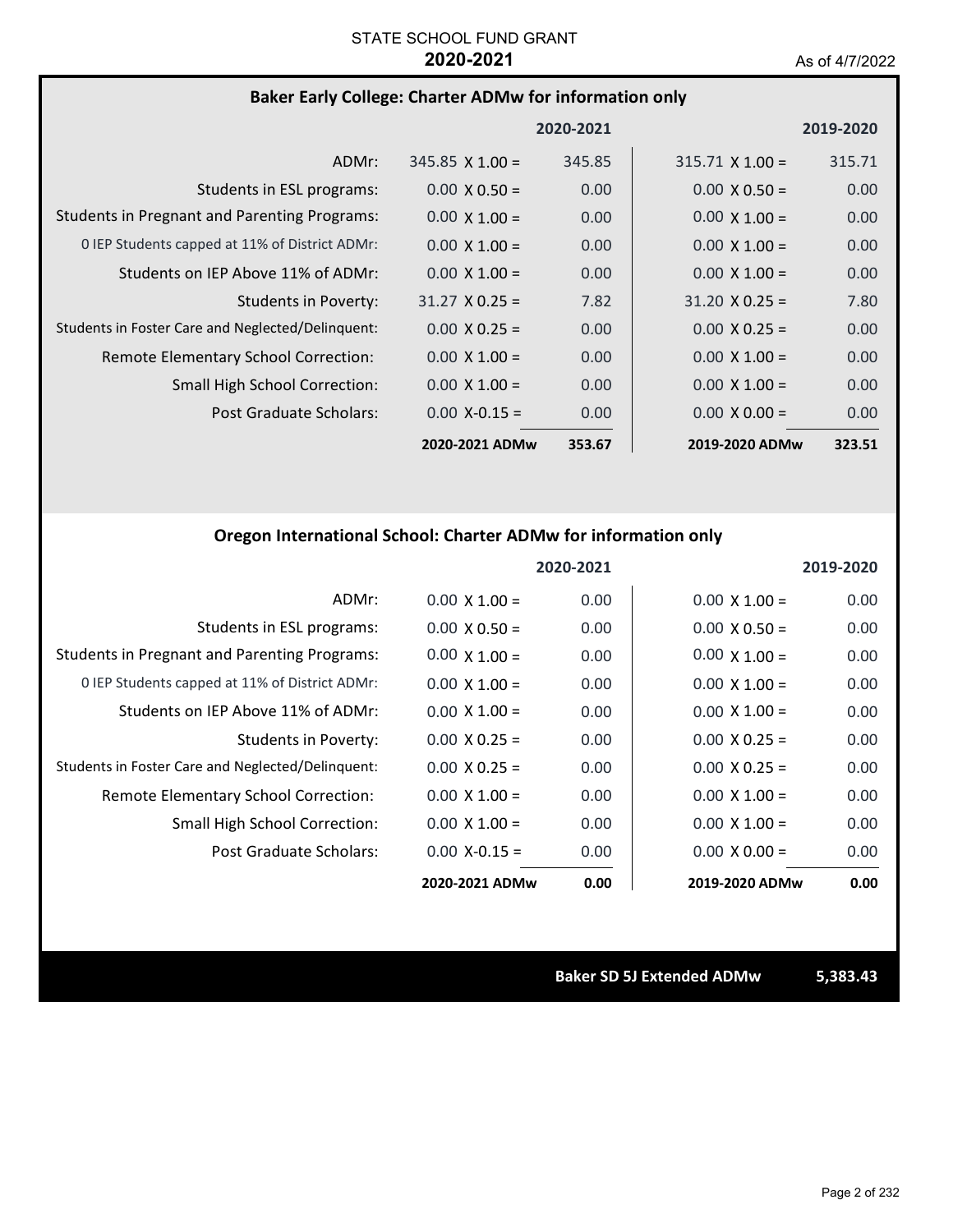STATE SCHOOL FUND GRANT

**2020-2021**

As of 4/7/2022

## Baker Early College: Charter ADMw for information only

| | 2020-2021 | | 2019-2020 | |
|---|---|---|---|---|
| ADMr: | 345.85 X 1.00 = | 345.85 | 315.71 X 1.00 = | 315.71 |
| Students in ESL programs: | 0.00 X 0.50 = | 0.00 | 0.00 X 0.50 = | 0.00 |
| Students in Pregnant and Parenting Programs: | 0.00 X 1.00 = | 0.00 | 0.00 X 1.00 = | 0.00 |
| 0 IEP Students capped at 11% of District ADMr: | 0.00 X 1.00 = | 0.00 | 0.00 X 1.00 = | 0.00 |
| Students on IEP Above 11% of ADMr: | 0.00 X 1.00 = | 0.00 | 0.00 X 1.00 = | 0.00 |
| Students in Poverty: | 31.27 X 0.25 = | 7.82 | 31.20 X 0.25 = | 7.80 |
| Students in Foster Care and Neglected/Delinquent: | 0.00 X 0.25 = | 0.00 | 0.00 X 0.25 = | 0.00 |
| Remote Elementary School Correction: | 0.00 X 1.00 = | 0.00 | 0.00 X 1.00 = | 0.00 |
| Small High School Correction: | 0.00 X 1.00 = | 0.00 | 0.00 X 1.00 = | 0.00 |
| Post Graduate Scholars: | 0.00 X-0.15 = | 0.00 | 0.00 X 0.00 = | 0.00 |
| | **2020-2021 ADMw** | **353.67** | **2019-2020 ADMw** | **323.51** |

## Oregon International School: Charter ADMw for information only

| | 2020-2021 | | 2019-2020 | |
|---|---|---|---|---|
| ADMr: | 0.00 X 1.00 = | 0.00 | 0.00 X 1.00 = | 0.00 |
| Students in ESL programs: | 0.00 X 0.50 = | 0.00 | 0.00 X 0.50 = | 0.00 |
| Students in Pregnant and Parenting Programs: | 0.00 X 1.00 = | 0.00 | 0.00 X 1.00 = | 0.00 |
| 0 IEP Students capped at 11% of District ADMr: | 0.00 X 1.00 = | 0.00 | 0.00 X 1.00 = | 0.00 |
| Students on IEP Above 11% of ADMr: | 0.00 X 1.00 = | 0.00 | 0.00 X 1.00 = | 0.00 |
| Students in Poverty: | 0.00 X 0.25 = | 0.00 | 0.00 X 0.25 = | 0.00 |
| Students in Foster Care and Neglected/Delinquent: | 0.00 X 0.25 = | 0.00 | 0.00 X 0.25 = | 0.00 |
| Remote Elementary School Correction: | 0.00 X 1.00 = | 0.00 | 0.00 X 1.00 = | 0.00 |
| Small High School Correction: | 0.00 X 1.00 = | 0.00 | 0.00 X 1.00 = | 0.00 |
| Post Graduate Scholars: | 0.00 X-0.15 = | 0.00 | 0.00 X 0.00 = | 0.00 |
| | **2020-2021 ADMw** | **0.00** | **2019-2020 ADMw** | **0.00** |

**Baker SD 5J Extended ADMw** **5,383.43**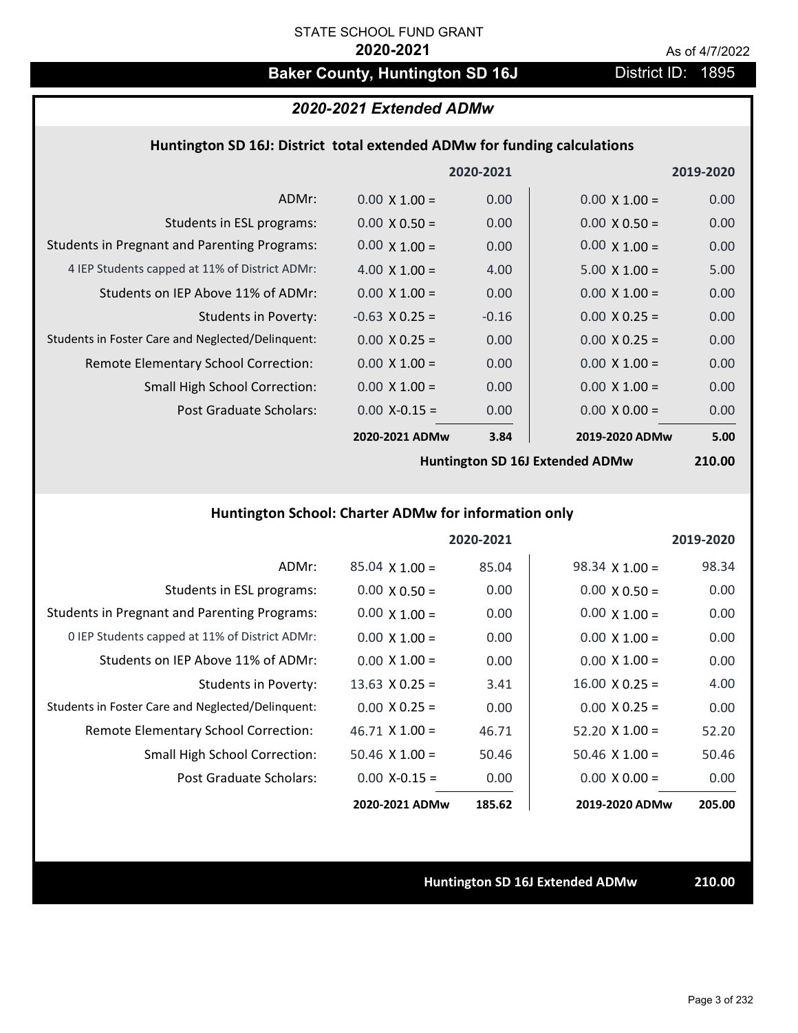STATE SCHOOL FUND GRANT

**2020-2021**

As of 4/7/2022

## Baker County, Huntington SD 16J

District ID: 1895

### *2020-2021 Extended ADMw*

#### Huntington SD 16J: District total extended ADMw for funding calculations

| | 2020-2021 | | 2019-2020 | |
|---|---|---|---|---|
| ADMr: | 0.00 X 1.00 = | 0.00 | 0.00 X 1.00 = | 0.00 |
| Students in ESL programs: | 0.00 X 0.50 = | 0.00 | 0.00 X 0.50 = | 0.00 |
| Students in Pregnant and Parenting Programs: | 0.00 X 1.00 = | 0.00 | 0.00 X 1.00 = | 0.00 |
| 4 IEP Students capped at 11% of District ADMr: | 4.00 X 1.00 = | 4.00 | 5.00 X 1.00 = | 5.00 |
| Students on IEP Above 11% of ADMr: | 0.00 X 1.00 = | 0.00 | 0.00 X 1.00 = | 0.00 |
| Students in Poverty: | -0.63 X 0.25 = | -0.16 | 0.00 X 0.25 = | 0.00 |
| Students in Foster Care and Neglected/Delinquent: | 0.00 X 0.25 = | 0.00 | 0.00 X 0.25 = | 0.00 |
| Remote Elementary School Correction: | 0.00 X 1.00 = | 0.00 | 0.00 X 1.00 = | 0.00 |
| Small High School Correction: | 0.00 X 1.00 = | 0.00 | 0.00 X 1.00 = | 0.00 |
| Post Graduate Scholars: | 0.00 X-0.15 = | 0.00 | 0.00 X 0.00 = | 0.00 |
| | **2020-2021 ADMw** | **3.84** | **2019-2020 ADMw** | **5.00** |
| | | | **Huntington SD 16J Extended ADMw** | **210.00** |

#### Huntington School: Charter ADMw for information only

| | 2020-2021 | | 2019-2020 | |
|---|---|---|---|---|
| ADMr: | 85.04 X 1.00 = | 85.04 | 98.34 X 1.00 = | 98.34 |
| Students in ESL programs: | 0.00 X 0.50 = | 0.00 | 0.00 X 0.50 = | 0.00 |
| Students in Pregnant and Parenting Programs: | 0.00 X 1.00 = | 0.00 | 0.00 X 1.00 = | 0.00 |
| 0 IEP Students capped at 11% of District ADMr: | 0.00 X 1.00 = | 0.00 | 0.00 X 1.00 = | 0.00 |
| Students on IEP Above 11% of ADMr: | 0.00 X 1.00 = | 0.00 | 0.00 X 1.00 = | 0.00 |
| Students in Poverty: | 13.63 X 0.25 = | 3.41 | 16.00 X 0.25 = | 4.00 |
| Students in Foster Care and Neglected/Delinquent: | 0.00 X 0.25 = | 0.00 | 0.00 X 0.25 = | 0.00 |
| Remote Elementary School Correction: | 46.71 X 1.00 = | 46.71 | 52.20 X 1.00 = | 52.20 |
| Small High School Correction: | 50.46 X 1.00 = | 50.46 | 50.46 X 1.00 = | 50.46 |
| Post Graduate Scholars: | 0.00 X-0.15 = | 0.00 | 0.00 X 0.00 = | 0.00 |
| | **2020-2021 ADMw** | **185.62** | **2019-2020 ADMw** | **205.00** |

**Huntington SD 16J Extended ADMw** **210.00**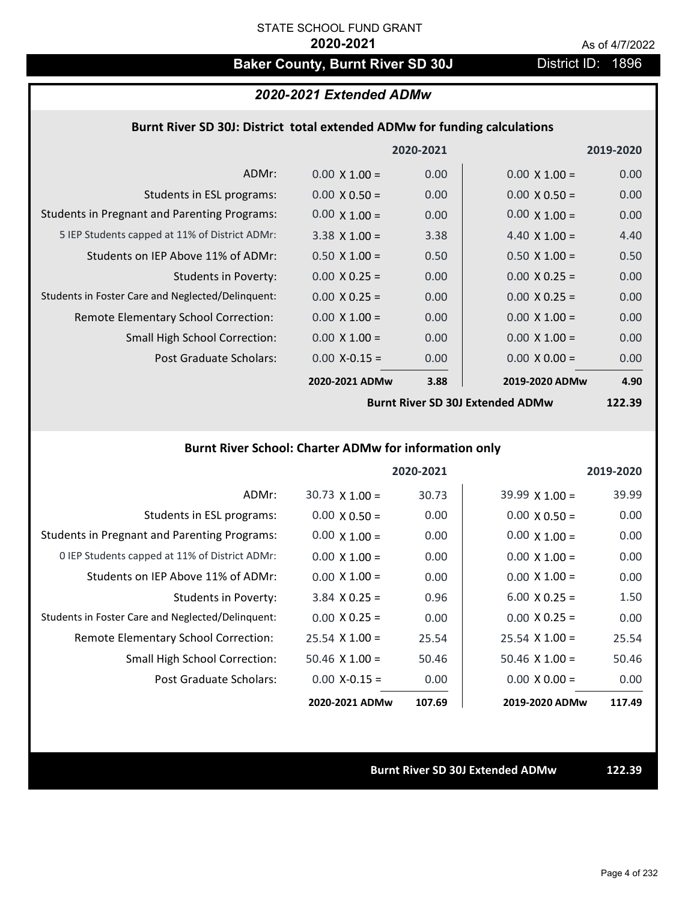STATE SCHOOL FUND GRANT

**2020-2021**

As of 4/7/2022

# Baker County, Burnt River SD 30J

District ID: 1896

## *2020-2021 Extended ADMw*

### Burnt River SD 30J: District total extended ADMw for funding calculations

| | 2020-2021 | | 2019-2020 | |
|---|---|---|---|---|
| ADMr: | 0.00 X 1.00 = | 0.00 | 0.00 X 1.00 = | 0.00 |
| Students in ESL programs: | 0.00 X 0.50 = | 0.00 | 0.00 X 0.50 = | 0.00 |
| Students in Pregnant and Parenting Programs: | 0.00 X 1.00 = | 0.00 | 0.00 X 1.00 = | 0.00 |
| 5 IEP Students capped at 11% of District ADMr: | 3.38 X 1.00 = | 3.38 | 4.40 X 1.00 = | 4.40 |
| Students on IEP Above 11% of ADMr: | 0.50 X 1.00 = | 0.50 | 0.50 X 1.00 = | 0.50 |
| Students in Poverty: | 0.00 X 0.25 = | 0.00 | 0.00 X 0.25 = | 0.00 |
| Students in Foster Care and Neglected/Delinquent: | 0.00 X 0.25 = | 0.00 | 0.00 X 0.25 = | 0.00 |
| Remote Elementary School Correction: | 0.00 X 1.00 = | 0.00 | 0.00 X 1.00 = | 0.00 |
| Small High School Correction: | 0.00 X 1.00 = | 0.00 | 0.00 X 1.00 = | 0.00 |
| Post Graduate Scholars: | 0.00 X-0.15 = | 0.00 | 0.00 X 0.00 = | 0.00 |
| | **2020-2021 ADMw** | **3.88** | **2019-2020 ADMw** | **4.90** |
| | | | **Burnt River SD 30J Extended ADMw** | **122.39** |

### Burnt River School: Charter ADMw for information only

| | 2020-2021 | | 2019-2020 | |
|---|---|---|---|---|
| ADMr: | 30.73 X 1.00 = | 30.73 | 39.99 X 1.00 = | 39.99 |
| Students in ESL programs: | 0.00 X 0.50 = | 0.00 | 0.00 X 0.50 = | 0.00 |
| Students in Pregnant and Parenting Programs: | 0.00 X 1.00 = | 0.00 | 0.00 X 1.00 = | 0.00 |
| 0 IEP Students capped at 11% of District ADMr: | 0.00 X 1.00 = | 0.00 | 0.00 X 1.00 = | 0.00 |
| Students on IEP Above 11% of ADMr: | 0.00 X 1.00 = | 0.00 | 0.00 X 1.00 = | 0.00 |
| Students in Poverty: | 3.84 X 0.25 = | 0.96 | 6.00 X 0.25 = | 1.50 |
| Students in Foster Care and Neglected/Delinquent: | 0.00 X 0.25 = | 0.00 | 0.00 X 0.25 = | 0.00 |
| Remote Elementary School Correction: | 25.54 X 1.00 = | 25.54 | 25.54 X 1.00 = | 25.54 |
| Small High School Correction: | 50.46 X 1.00 = | 50.46 | 50.46 X 1.00 = | 50.46 |
| Post Graduate Scholars: | 0.00 X-0.15 = | 0.00 | 0.00 X 0.00 = | 0.00 |
| | **2020-2021 ADMw** | **107.69** | **2019-2020 ADMw** | **117.49** |

**Burnt River SD 30J Extended ADMw** **122.39**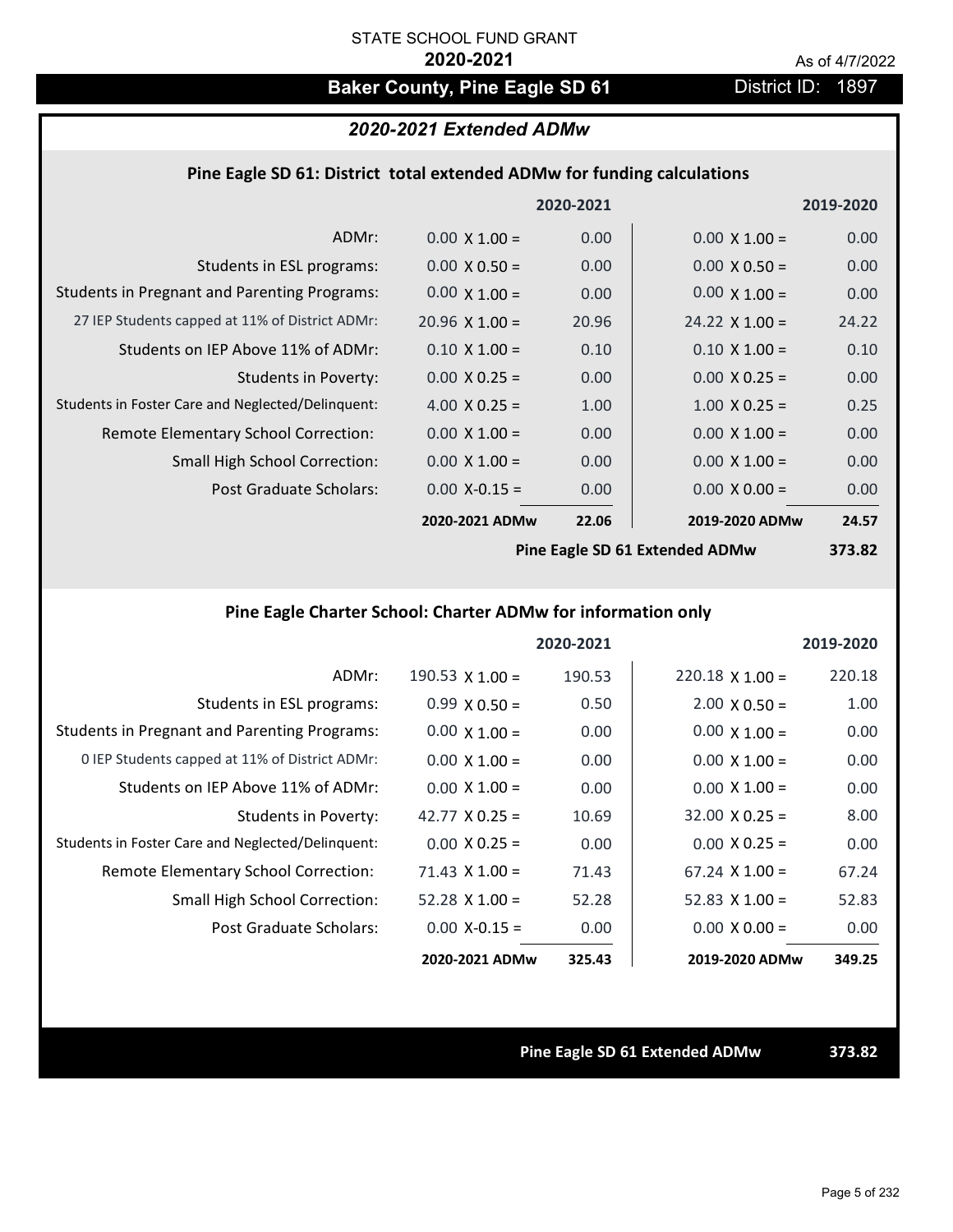STATE SCHOOL FUND GRANT

**2020-2021**

As of 4/7/2022

## Baker County, Pine Eagle SD 61

District ID: 1897

### *2020-2021 Extended ADMw*

#### Pine Eagle SD 61: District total extended ADMw for funding calculations

| | 2020-2021 | | 2019-2020 | |
|---|---|---|---|---|
| ADMr: | 0.00 X 1.00 = | 0.00 | 0.00 X 1.00 = | 0.00 |
| Students in ESL programs: | 0.00 X 0.50 = | 0.00 | 0.00 X 0.50 = | 0.00 |
| Students in Pregnant and Parenting Programs: | 0.00 X 1.00 = | 0.00 | 0.00 X 1.00 = | 0.00 |
| 27 IEP Students capped at 11% of District ADMr: | 20.96 X 1.00 = | 20.96 | 24.22 X 1.00 = | 24.22 |
| Students on IEP Above 11% of ADMr: | 0.10 X 1.00 = | 0.10 | 0.10 X 1.00 = | 0.10 |
| Students in Poverty: | 0.00 X 0.25 = | 0.00 | 0.00 X 0.25 = | 0.00 |
| Students in Foster Care and Neglected/Delinquent: | 4.00 X 0.25 = | 1.00 | 1.00 X 0.25 = | 0.25 |
| Remote Elementary School Correction: | 0.00 X 1.00 = | 0.00 | 0.00 X 1.00 = | 0.00 |
| Small High School Correction: | 0.00 X 1.00 = | 0.00 | 0.00 X 1.00 = | 0.00 |
| Post Graduate Scholars: | 0.00 X-0.15 = | 0.00 | 0.00 X 0.00 = | 0.00 |
| | **2020-2021 ADMw** | **22.06** | **2019-2020 ADMw** | **24.57** |
| | | | **Pine Eagle SD 61 Extended ADMw** | **373.82** |

#### Pine Eagle Charter School: Charter ADMw for information only

| | 2020-2021 | | 2019-2020 | |
|---|---|---|---|---|
| ADMr: | 190.53 X 1.00 = | 190.53 | 220.18 X 1.00 = | 220.18 |
| Students in ESL programs: | 0.99 X 0.50 = | 0.50 | 2.00 X 0.50 = | 1.00 |
| Students in Pregnant and Parenting Programs: | 0.00 X 1.00 = | 0.00 | 0.00 X 1.00 = | 0.00 |
| 0 IEP Students capped at 11% of District ADMr: | 0.00 X 1.00 = | 0.00 | 0.00 X 1.00 = | 0.00 |
| Students on IEP Above 11% of ADMr: | 0.00 X 1.00 = | 0.00 | 0.00 X 1.00 = | 0.00 |
| Students in Poverty: | 42.77 X 0.25 = | 10.69 | 32.00 X 0.25 = | 8.00 |
| Students in Foster Care and Neglected/Delinquent: | 0.00 X 0.25 = | 0.00 | 0.00 X 0.25 = | 0.00 |
| Remote Elementary School Correction: | 71.43 X 1.00 = | 71.43 | 67.24 X 1.00 = | 67.24 |
| Small High School Correction: | 52.28 X 1.00 = | 52.28 | 52.83 X 1.00 = | 52.83 |
| Post Graduate Scholars: | 0.00 X-0.15 = | 0.00 | 0.00 X 0.00 = | 0.00 |
| | **2020-2021 ADMw** | **325.43** | **2019-2020 ADMw** | **349.25** |

**Pine Eagle SD 61 Extended ADMw** **373.82**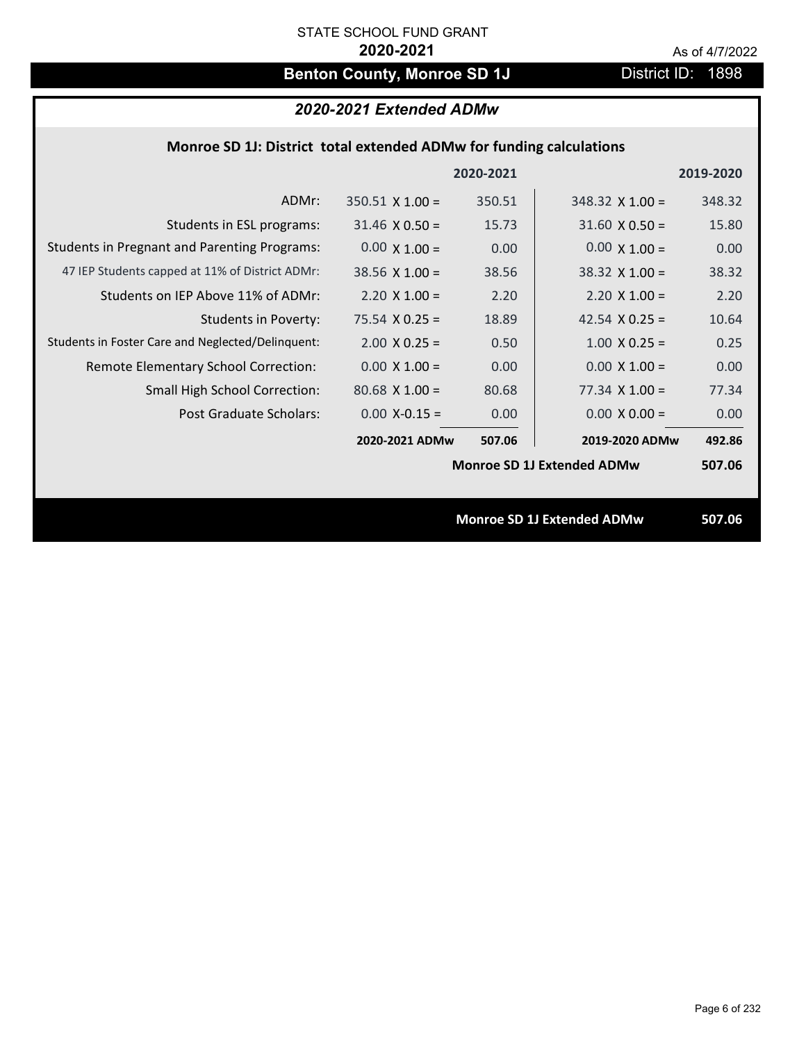STATE SCHOOL FUND GRANT

**2020-2021**

As of 4/7/2022

# Benton County, Monroe SD 1J

District ID: 1898

## *2020-2021 Extended ADMw*

### Monroe SD 1J: District total extended ADMw for funding calculations

| | 2020-2021 | | 2019-2020 | |
|---|---|---|---|---|
| ADMr: | 350.51 X 1.00 = | 350.51 | 348.32 X 1.00 = | 348.32 |
| Students in ESL programs: | 31.46 X 0.50 = | 15.73 | 31.60 X 0.50 = | 15.80 |
| Students in Pregnant and Parenting Programs: | 0.00 X 1.00 = | 0.00 | 0.00 X 1.00 = | 0.00 |
| 47 IEP Students capped at 11% of District ADMr: | 38.56 X 1.00 = | 38.56 | 38.32 X 1.00 = | 38.32 |
| Students on IEP Above 11% of ADMr: | 2.20 X 1.00 = | 2.20 | 2.20 X 1.00 = | 2.20 |
| Students in Poverty: | 75.54 X 0.25 = | 18.89 | 42.54 X 0.25 = | 10.64 |
| Students in Foster Care and Neglected/Delinquent: | 2.00 X 0.25 = | 0.50 | 1.00 X 0.25 = | 0.25 |
| Remote Elementary School Correction: | 0.00 X 1.00 = | 0.00 | 0.00 X 1.00 = | 0.00 |
| Small High School Correction: | 80.68 X 1.00 = | 80.68 | 77.34 X 1.00 = | 77.34 |
| Post Graduate Scholars: | 0.00 X-0.15 = | 0.00 | 0.00 X 0.00 = | 0.00 |
| | **2020-2021 ADMw** | **507.06** | **2019-2020 ADMw** | **492.86** |
| | | | **Monroe SD 1J Extended ADMw** | **507.06** |

**Monroe SD 1J Extended ADMw** **507.06**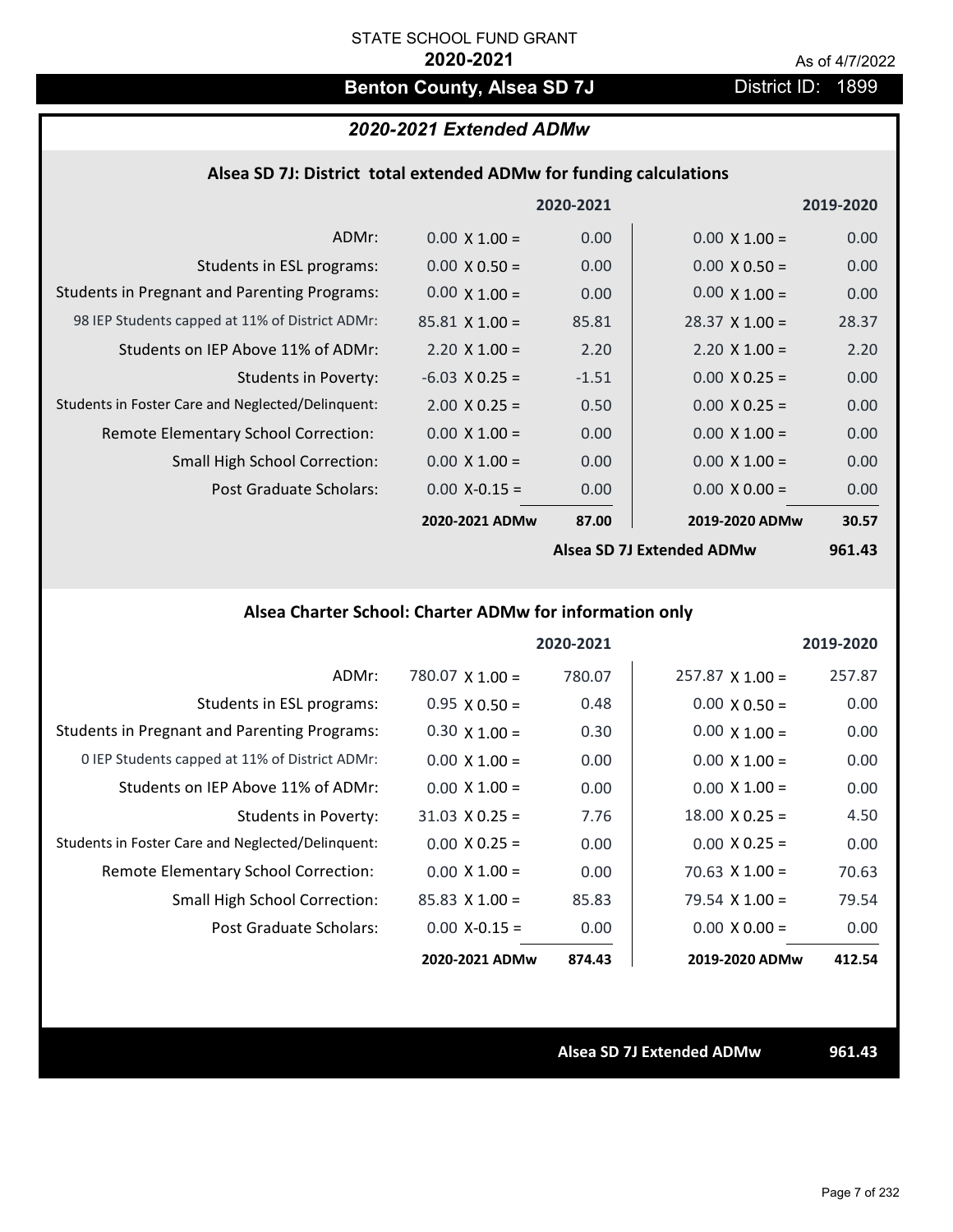STATE SCHOOL FUND GRANT

**2020-2021**

As of 4/7/2022

# Benton County, Alsea SD 7J

District ID: 1899

## *2020-2021 Extended ADMw*

### Alsea SD 7J: District total extended ADMw for funding calculations

| | 2020-2021 | | 2019-2020 | |
|---|---|---|---|---|
| ADMr: | 0.00 X 1.00 = | 0.00 | 0.00 X 1.00 = | 0.00 |
| Students in ESL programs: | 0.00 X 0.50 = | 0.00 | 0.00 X 0.50 = | 0.00 |
| Students in Pregnant and Parenting Programs: | 0.00 X 1.00 = | 0.00 | 0.00 X 1.00 = | 0.00 |
| 98 IEP Students capped at 11% of District ADMr: | 85.81 X 1.00 = | 85.81 | 28.37 X 1.00 = | 28.37 |
| Students on IEP Above 11% of ADMr: | 2.20 X 1.00 = | 2.20 | 2.20 X 1.00 = | 2.20 |
| Students in Poverty: | -6.03 X 0.25 = | -1.51 | 0.00 X 0.25 = | 0.00 |
| Students in Foster Care and Neglected/Delinquent: | 2.00 X 0.25 = | 0.50 | 0.00 X 0.25 = | 0.00 |
| Remote Elementary School Correction: | 0.00 X 1.00 = | 0.00 | 0.00 X 1.00 = | 0.00 |
| Small High School Correction: | 0.00 X 1.00 = | 0.00 | 0.00 X 1.00 = | 0.00 |
| Post Graduate Scholars: | 0.00 X-0.15 = | 0.00 | 0.00 X 0.00 = | 0.00 |
| | **2020-2021 ADMw** | **87.00** | **2019-2020 ADMw** | **30.57** |
| | | | **Alsea SD 7J Extended ADMw** | **961.43** |

### Alsea Charter School: Charter ADMw for information only

| | 2020-2021 | | 2019-2020 | |
|---|---|---|---|---|
| ADMr: | 780.07 X 1.00 = | 780.07 | 257.87 X 1.00 = | 257.87 |
| Students in ESL programs: | 0.95 X 0.50 = | 0.48 | 0.00 X 0.50 = | 0.00 |
| Students in Pregnant and Parenting Programs: | 0.30 X 1.00 = | 0.30 | 0.00 X 1.00 = | 0.00 |
| 0 IEP Students capped at 11% of District ADMr: | 0.00 X 1.00 = | 0.00 | 0.00 X 1.00 = | 0.00 |
| Students on IEP Above 11% of ADMr: | 0.00 X 1.00 = | 0.00 | 0.00 X 1.00 = | 0.00 |
| Students in Poverty: | 31.03 X 0.25 = | 7.76 | 18.00 X 0.25 = | 4.50 |
| Students in Foster Care and Neglected/Delinquent: | 0.00 X 0.25 = | 0.00 | 0.00 X 0.25 = | 0.00 |
| Remote Elementary School Correction: | 0.00 X 1.00 = | 0.00 | 70.63 X 1.00 = | 70.63 |
| Small High School Correction: | 85.83 X 1.00 = | 85.83 | 79.54 X 1.00 = | 79.54 |
| Post Graduate Scholars: | 0.00 X-0.15 = | 0.00 | 0.00 X 0.00 = | 0.00 |
| | **2020-2021 ADMw** | **874.43** | **2019-2020 ADMw** | **412.54** |

**Alsea SD 7J Extended ADMw** **961.43**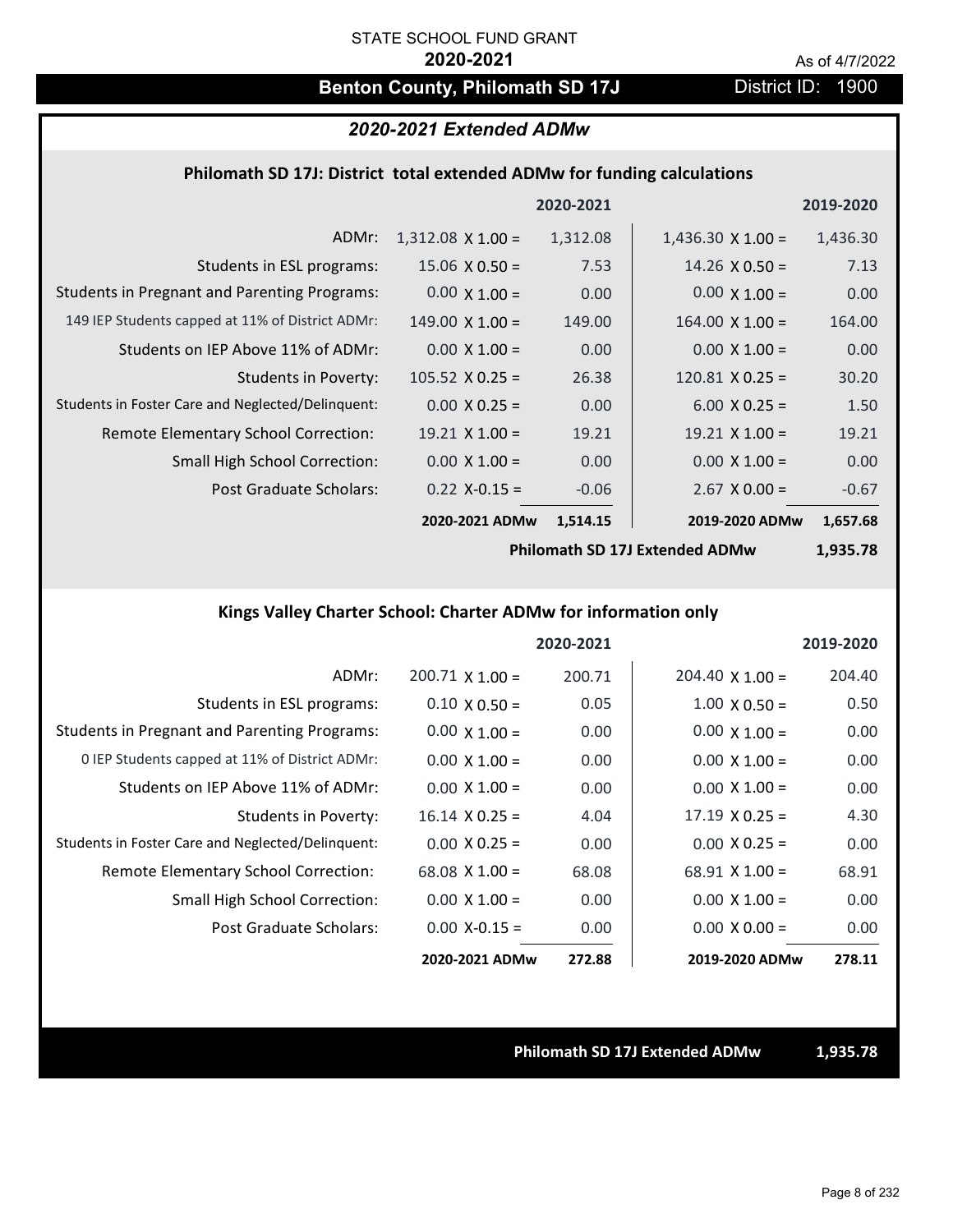STATE SCHOOL FUND GRANT

**2020-2021**

As of 4/7/2022

## Benton County, Philomath SD 17J

District ID: 1900

### *2020-2021 Extended ADMw*

#### Philomath SD 17J: District total extended ADMw for funding calculations

| | | 2020-2021 | | 2019-2020 |
|---|---|---|---|---|
| ADMr: | 1,312.08 X 1.00 = | 1,312.08 | 1,436.30 X 1.00 = | 1,436.30 |
| Students in ESL programs: | 15.06 X 0.50 = | 7.53 | 14.26 X 0.50 = | 7.13 |
| Students in Pregnant and Parenting Programs: | 0.00 X 1.00 = | 0.00 | 0.00 X 1.00 = | 0.00 |
| 149 IEP Students capped at 11% of District ADMr: | 149.00 X 1.00 = | 149.00 | 164.00 X 1.00 = | 164.00 |
| Students on IEP Above 11% of ADMr: | 0.00 X 1.00 = | 0.00 | 0.00 X 1.00 = | 0.00 |
| Students in Poverty: | 105.52 X 0.25 = | 26.38 | 120.81 X 0.25 = | 30.20 |
| Students in Foster Care and Neglected/Delinquent: | 0.00 X 0.25 = | 0.00 | 6.00 X 0.25 = | 1.50 |
| Remote Elementary School Correction: | 19.21 X 1.00 = | 19.21 | 19.21 X 1.00 = | 19.21 |
| Small High School Correction: | 0.00 X 1.00 = | 0.00 | 0.00 X 1.00 = | 0.00 |
| Post Graduate Scholars: | 0.22 X-0.15 = | -0.06 | 2.67 X 0.00 = | -0.67 |
| | **2020-2021 ADMw** | **1,514.15** | **2019-2020 ADMw** | **1,657.68** |
| | | | **Philomath SD 17J Extended ADMw** | **1,935.78** |

#### Kings Valley Charter School: Charter ADMw for information only

| | | 2020-2021 | | 2019-2020 |
|---|---|---|---|---|
| ADMr: | 200.71 X 1.00 = | 200.71 | 204.40 X 1.00 = | 204.40 |
| Students in ESL programs: | 0.10 X 0.50 = | 0.05 | 1.00 X 0.50 = | 0.50 |
| Students in Pregnant and Parenting Programs: | 0.00 X 1.00 = | 0.00 | 0.00 X 1.00 = | 0.00 |
| 0 IEP Students capped at 11% of District ADMr: | 0.00 X 1.00 = | 0.00 | 0.00 X 1.00 = | 0.00 |
| Students on IEP Above 11% of ADMr: | 0.00 X 1.00 = | 0.00 | 0.00 X 1.00 = | 0.00 |
| Students in Poverty: | 16.14 X 0.25 = | 4.04 | 17.19 X 0.25 = | 4.30 |
| Students in Foster Care and Neglected/Delinquent: | 0.00 X 0.25 = | 0.00 | 0.00 X 0.25 = | 0.00 |
| Remote Elementary School Correction: | 68.08 X 1.00 = | 68.08 | 68.91 X 1.00 = | 68.91 |
| Small High School Correction: | 0.00 X 1.00 = | 0.00 | 0.00 X 1.00 = | 0.00 |
| Post Graduate Scholars: | 0.00 X-0.15 = | 0.00 | 0.00 X 0.00 = | 0.00 |
| | **2020-2021 ADMw** | **272.88** | **2019-2020 ADMw** | **278.11** |

**Philomath SD 17J Extended ADMw 1,935.78**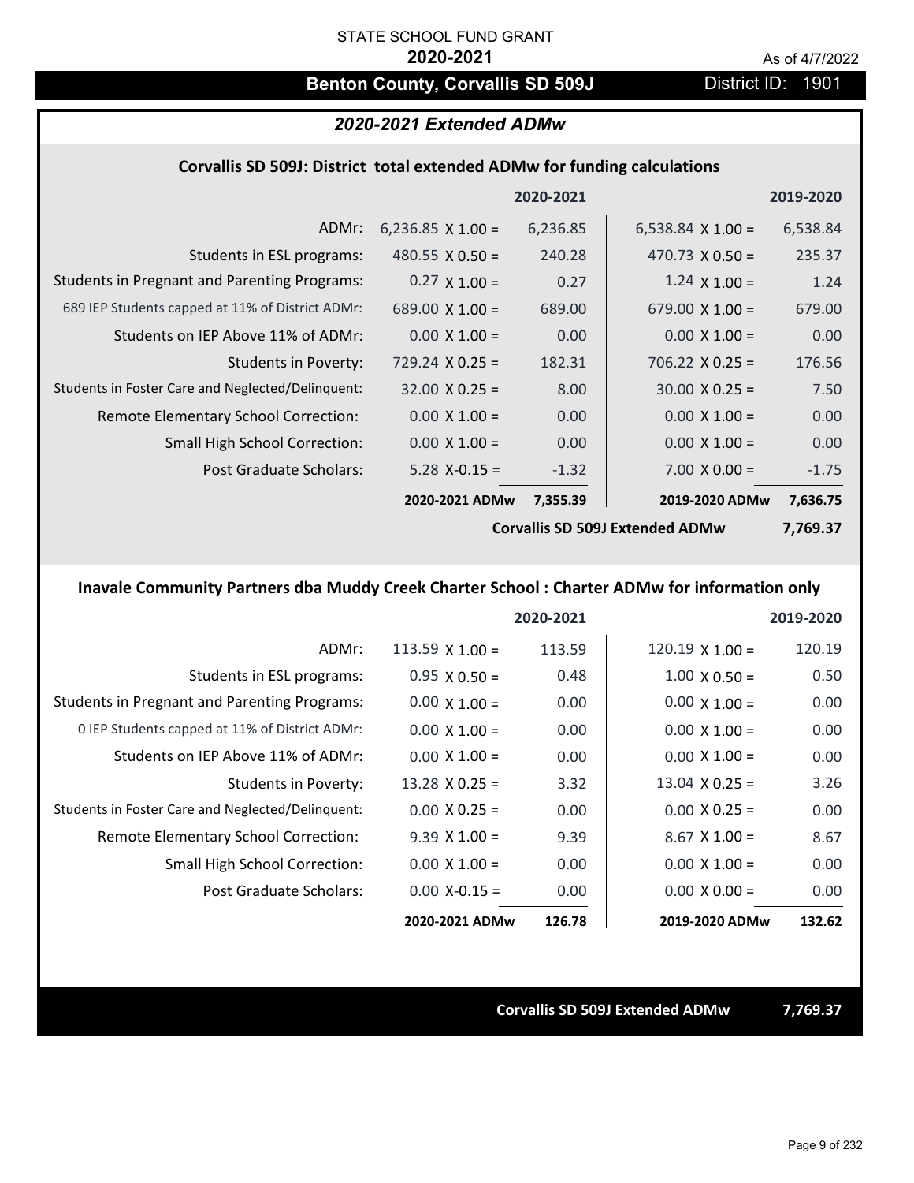STATE SCHOOL FUND GRANT

**2020-2021**

As of 4/7/2022

## Benton County, Corvallis SD 509J

District ID: 1901

### *2020-2021 Extended ADMw*

#### Corvallis SD 509J: District total extended ADMw for funding calculations

| | | 2020-2021 | | 2019-2020 |
|---|---|---|---|---|
| ADMr: | 6,236.85 X 1.00 = | 6,236.85 | 6,538.84 X 1.00 = | 6,538.84 |
| Students in ESL programs: | 480.55 X 0.50 = | 240.28 | 470.73 X 0.50 = | 235.37 |
| Students in Pregnant and Parenting Programs: | 0.27 X 1.00 = | 0.27 | 1.24 X 1.00 = | 1.24 |
| 689 IEP Students capped at 11% of District ADMr: | 689.00 X 1.00 = | 689.00 | 679.00 X 1.00 = | 679.00 |
| Students on IEP Above 11% of ADMr: | 0.00 X 1.00 = | 0.00 | 0.00 X 1.00 = | 0.00 |
| Students in Poverty: | 729.24 X 0.25 = | 182.31 | 706.22 X 0.25 = | 176.56 |
| Students in Foster Care and Neglected/Delinquent: | 32.00 X 0.25 = | 8.00 | 30.00 X 0.25 = | 7.50 |
| Remote Elementary School Correction: | 0.00 X 1.00 = | 0.00 | 0.00 X 1.00 = | 0.00 |
| Small High School Correction: | 0.00 X 1.00 = | 0.00 | 0.00 X 1.00 = | 0.00 |
| Post Graduate Scholars: | 5.28 X-0.15 = | -1.32 | 7.00 X 0.00 = | -1.75 |
| | **2020-2021 ADMw** | **7,355.39** | **2019-2020 ADMw** | **7,636.75** |
| | | | **Corvallis SD 509J Extended ADMw** | **7,769.37** |

#### Inavale Community Partners dba Muddy Creek Charter School : Charter ADMw for information only

| | | 2020-2021 | | 2019-2020 |
|---|---|---|---|---|
| ADMr: | 113.59 X 1.00 = | 113.59 | 120.19 X 1.00 = | 120.19 |
| Students in ESL programs: | 0.95 X 0.50 = | 0.48 | 1.00 X 0.50 = | 0.50 |
| Students in Pregnant and Parenting Programs: | 0.00 X 1.00 = | 0.00 | 0.00 X 1.00 = | 0.00 |
| 0 IEP Students capped at 11% of District ADMr: | 0.00 X 1.00 = | 0.00 | 0.00 X 1.00 = | 0.00 |
| Students on IEP Above 11% of ADMr: | 0.00 X 1.00 = | 0.00 | 0.00 X 1.00 = | 0.00 |
| Students in Poverty: | 13.28 X 0.25 = | 3.32 | 13.04 X 0.25 = | 3.26 |
| Students in Foster Care and Neglected/Delinquent: | 0.00 X 0.25 = | 0.00 | 0.00 X 0.25 = | 0.00 |
| Remote Elementary School Correction: | 9.39 X 1.00 = | 9.39 | 8.67 X 1.00 = | 8.67 |
| Small High School Correction: | 0.00 X 1.00 = | 0.00 | 0.00 X 1.00 = | 0.00 |
| Post Graduate Scholars: | 0.00 X-0.15 = | 0.00 | 0.00 X 0.00 = | 0.00 |
| | **2020-2021 ADMw** | **126.78** | **2019-2020 ADMw** | **132.62** |

**Corvallis SD 509J Extended ADMw** **7,769.37**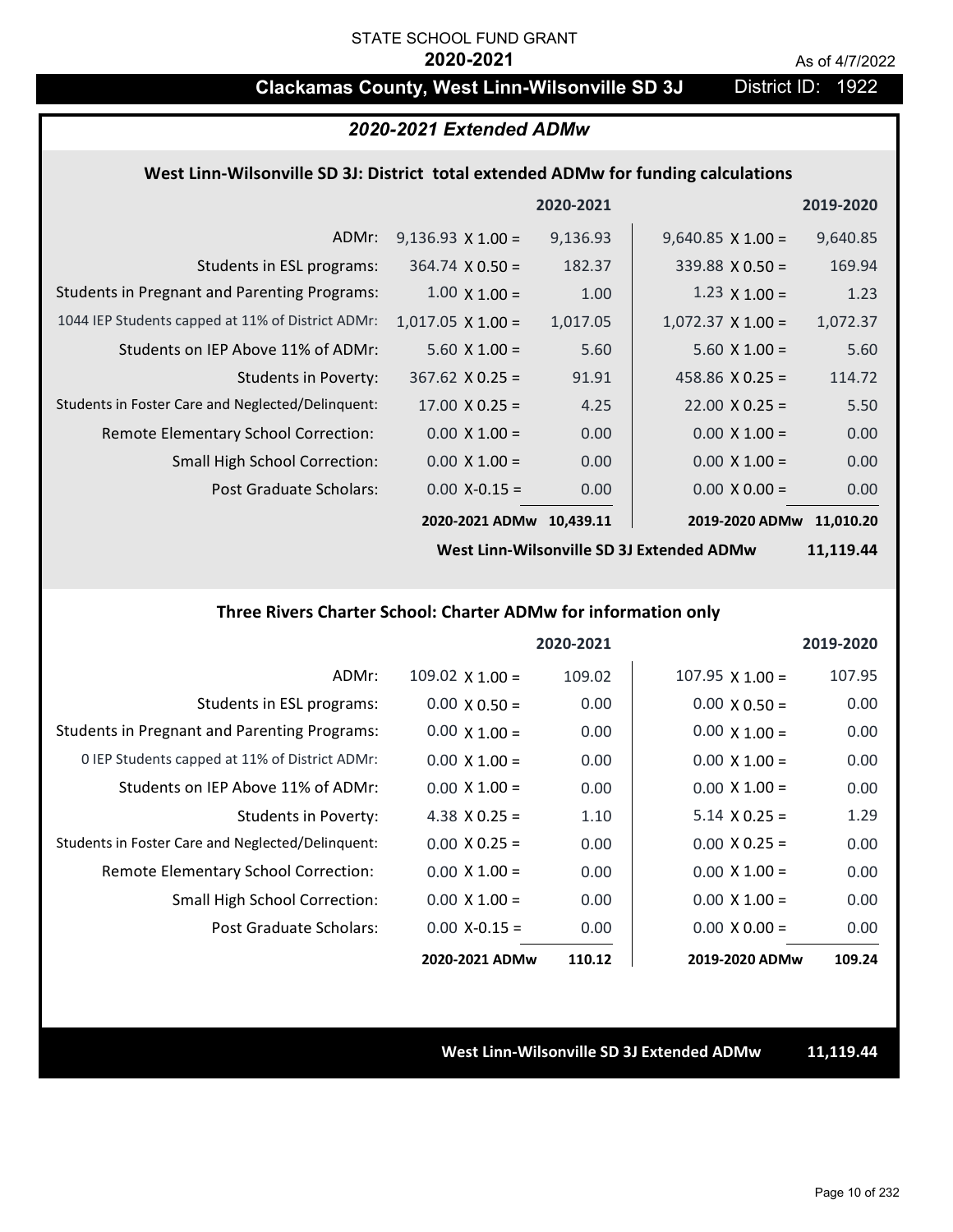STATE SCHOOL FUND GRANT

**2020-2021**

As of 4/7/2022

## Clackamas County, West Linn-Wilsonville SD 3J — District ID: 1922

### *2020-2021 Extended ADMw*

#### West Linn-Wilsonville SD 3J: District total extended ADMw for funding calculations

| | | 2020-2021 | | 2019-2020 |
|---|---|---|---|---|
| ADMr: | 9,136.93 X 1.00 = | 9,136.93 | 9,640.85 X 1.00 = | 9,640.85 |
| Students in ESL programs: | 364.74 X 0.50 = | 182.37 | 339.88 X 0.50 = | 169.94 |
| Students in Pregnant and Parenting Programs: | 1.00 X 1.00 = | 1.00 | 1.23 X 1.00 = | 1.23 |
| 1044 IEP Students capped at 11% of District ADMr: | 1,017.05 X 1.00 = | 1,017.05 | 1,072.37 X 1.00 = | 1,072.37 |
| Students on IEP Above 11% of ADMr: | 5.60 X 1.00 = | 5.60 | 5.60 X 1.00 = | 5.60 |
| Students in Poverty: | 367.62 X 0.25 = | 91.91 | 458.86 X 0.25 = | 114.72 |
| Students in Foster Care and Neglected/Delinquent: | 17.00 X 0.25 = | 4.25 | 22.00 X 0.25 = | 5.50 |
| Remote Elementary School Correction: | 0.00 X 1.00 = | 0.00 | 0.00 X 1.00 = | 0.00 |
| Small High School Correction: | 0.00 X 1.00 = | 0.00 | 0.00 X 1.00 = | 0.00 |
| Post Graduate Scholars: | 0.00 X-0.15 = | 0.00 | 0.00 X 0.00 = | 0.00 |
| | **2020-2021 ADMw** | **10,439.11** | **2019-2020 ADMw** | **11,010.20** |

**West Linn-Wilsonville SD 3J Extended ADMw 11,119.44**

#### Three Rivers Charter School: Charter ADMw for information only

| | | 2020-2021 | | 2019-2020 |
|---|---|---|---|---|
| ADMr: | 109.02 X 1.00 = | 109.02 | 107.95 X 1.00 = | 107.95 |
| Students in ESL programs: | 0.00 X 0.50 = | 0.00 | 0.00 X 0.50 = | 0.00 |
| Students in Pregnant and Parenting Programs: | 0.00 X 1.00 = | 0.00 | 0.00 X 1.00 = | 0.00 |
| 0 IEP Students capped at 11% of District ADMr: | 0.00 X 1.00 = | 0.00 | 0.00 X 1.00 = | 0.00 |
| Students on IEP Above 11% of ADMr: | 0.00 X 1.00 = | 0.00 | 0.00 X 1.00 = | 0.00 |
| Students in Poverty: | 4.38 X 0.25 = | 1.10 | 5.14 X 0.25 = | 1.29 |
| Students in Foster Care and Neglected/Delinquent: | 0.00 X 0.25 = | 0.00 | 0.00 X 0.25 = | 0.00 |
| Remote Elementary School Correction: | 0.00 X 1.00 = | 0.00 | 0.00 X 1.00 = | 0.00 |
| Small High School Correction: | 0.00 X 1.00 = | 0.00 | 0.00 X 1.00 = | 0.00 |
| Post Graduate Scholars: | 0.00 X-0.15 = | 0.00 | 0.00 X 0.00 = | 0.00 |
| | **2020-2021 ADMw** | **110.12** | **2019-2020 ADMw** | **109.24** |

**West Linn-Wilsonville SD 3J Extended ADMw 11,119.44**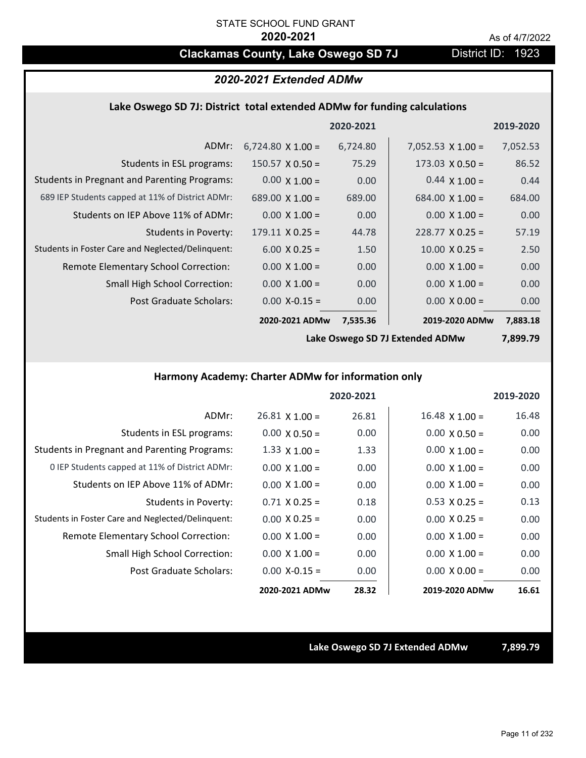STATE SCHOOL FUND GRANT

**2020-2021**

As of 4/7/2022

# Clackamas County, Lake Oswego SD 7J

District ID: 1923

## *2020-2021 Extended ADMw*

### Lake Oswego SD 7J: District total extended ADMw for funding calculations

| | | 2020-2021 | | 2019-2020 |
|---|---|---|---|---|
| ADMr: | 6,724.80 X 1.00 = | 6,724.80 | 7,052.53 X 1.00 = | 7,052.53 |
| Students in ESL programs: | 150.57 X 0.50 = | 75.29 | 173.03 X 0.50 = | 86.52 |
| Students in Pregnant and Parenting Programs: | 0.00 X 1.00 = | 0.00 | 0.44 X 1.00 = | 0.44 |
| 689 IEP Students capped at 11% of District ADMr: | 689.00 X 1.00 = | 689.00 | 684.00 X 1.00 = | 684.00 |
| Students on IEP Above 11% of ADMr: | 0.00 X 1.00 = | 0.00 | 0.00 X 1.00 = | 0.00 |
| Students in Poverty: | 179.11 X 0.25 = | 44.78 | 228.77 X 0.25 = | 57.19 |
| Students in Foster Care and Neglected/Delinquent: | 6.00 X 0.25 = | 1.50 | 10.00 X 0.25 = | 2.50 |
| Remote Elementary School Correction: | 0.00 X 1.00 = | 0.00 | 0.00 X 1.00 = | 0.00 |
| Small High School Correction: | 0.00 X 1.00 = | 0.00 | 0.00 X 1.00 = | 0.00 |
| Post Graduate Scholars: | 0.00 X-0.15 = | 0.00 | 0.00 X 0.00 = | 0.00 |
| | **2020-2021 ADMw** | **7,535.36** | **2019-2020 ADMw** | **7,883.18** |

**Lake Oswego SD 7J Extended ADMw 7,899.79**

### Harmony Academy: Charter ADMw for information only

| | | 2020-2021 | | 2019-2020 |
|---|---|---|---|---|
| ADMr: | 26.81 X 1.00 = | 26.81 | 16.48 X 1.00 = | 16.48 |
| Students in ESL programs: | 0.00 X 0.50 = | 0.00 | 0.00 X 0.50 = | 0.00 |
| Students in Pregnant and Parenting Programs: | 1.33 X 1.00 = | 1.33 | 0.00 X 1.00 = | 0.00 |
| 0 IEP Students capped at 11% of District ADMr: | 0.00 X 1.00 = | 0.00 | 0.00 X 1.00 = | 0.00 |
| Students on IEP Above 11% of ADMr: | 0.00 X 1.00 = | 0.00 | 0.00 X 1.00 = | 0.00 |
| Students in Poverty: | 0.71 X 0.25 = | 0.18 | 0.53 X 0.25 = | 0.13 |
| Students in Foster Care and Neglected/Delinquent: | 0.00 X 0.25 = | 0.00 | 0.00 X 0.25 = | 0.00 |
| Remote Elementary School Correction: | 0.00 X 1.00 = | 0.00 | 0.00 X 1.00 = | 0.00 |
| Small High School Correction: | 0.00 X 1.00 = | 0.00 | 0.00 X 1.00 = | 0.00 |
| Post Graduate Scholars: | 0.00 X-0.15 = | 0.00 | 0.00 X 0.00 = | 0.00 |
| | **2020-2021 ADMw** | **28.32** | **2019-2020 ADMw** | **16.61** |

**Lake Oswego SD 7J Extended ADMw 7,899.79**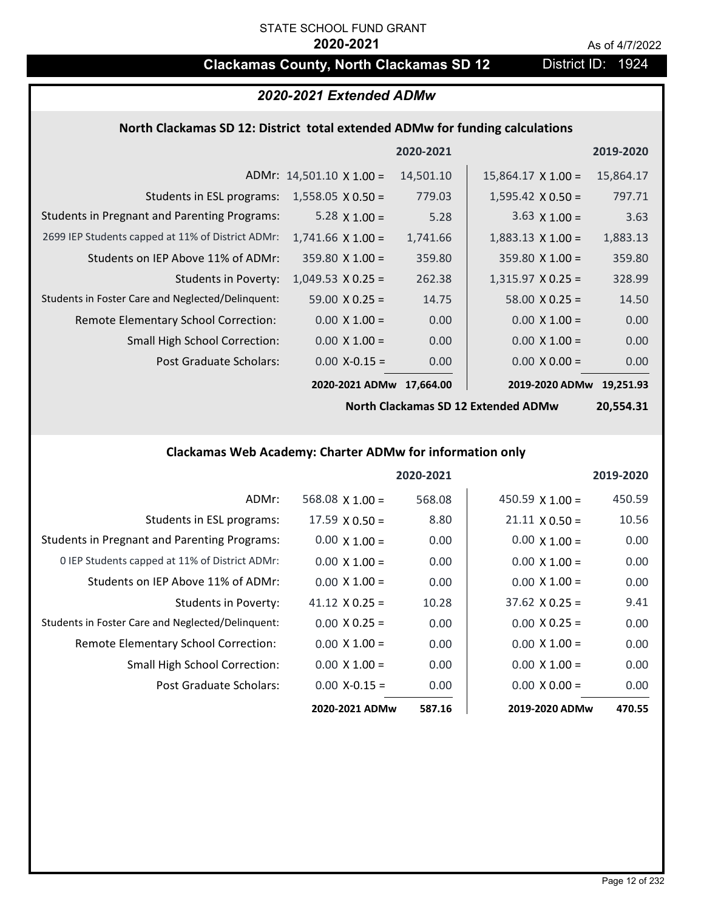STATE SCHOOL FUND GRANT

**2020-2021**

As of 4/7/2022

## Clackamas County, North Clackamas SD 12 — District ID: 1924

### *2020-2021 Extended ADMw*

#### North Clackamas SD 12: District total extended ADMw for funding calculations

| | 2020-2021 | | 2019-2020 | |
|---|---|---|---|---|
| ADMr: | 14,501.10 X 1.00 = | 14,501.10 | 15,864.17 X 1.00 = | 15,864.17 |
| Students in ESL programs: | 1,558.05 X 0.50 = | 779.03 | 1,595.42 X 0.50 = | 797.71 |
| Students in Pregnant and Parenting Programs: | 5.28 X 1.00 = | 5.28 | 3.63 X 1.00 = | 3.63 |
| 2699 IEP Students capped at 11% of District ADMr: | 1,741.66 X 1.00 = | 1,741.66 | 1,883.13 X 1.00 = | 1,883.13 |
| Students on IEP Above 11% of ADMr: | 359.80 X 1.00 = | 359.80 | 359.80 X 1.00 = | 359.80 |
| Students in Poverty: | 1,049.53 X 0.25 = | 262.38 | 1,315.97 X 0.25 = | 328.99 |
| Students in Foster Care and Neglected/Delinquent: | 59.00 X 0.25 = | 14.75 | 58.00 X 0.25 = | 14.50 |
| Remote Elementary School Correction: | 0.00 X 1.00 = | 0.00 | 0.00 X 1.00 = | 0.00 |
| Small High School Correction: | 0.00 X 1.00 = | 0.00 | 0.00 X 1.00 = | 0.00 |
| Post Graduate Scholars: | 0.00 X-0.15 = | 0.00 | 0.00 X 0.00 = | 0.00 |
| | **2020-2021 ADMw** | **17,664.00** | **2019-2020 ADMw** | **19,251.93** |
| | | | **North Clackamas SD 12 Extended ADMw** | **20,554.31** |

#### Clackamas Web Academy: Charter ADMw for information only

| | 2020-2021 | | 2019-2020 | |
|---|---|---|---|---|
| ADMr: | 568.08 X 1.00 = | 568.08 | 450.59 X 1.00 = | 450.59 |
| Students in ESL programs: | 17.59 X 0.50 = | 8.80 | 21.11 X 0.50 = | 10.56 |
| Students in Pregnant and Parenting Programs: | 0.00 X 1.00 = | 0.00 | 0.00 X 1.00 = | 0.00 |
| 0 IEP Students capped at 11% of District ADMr: | 0.00 X 1.00 = | 0.00 | 0.00 X 1.00 = | 0.00 |
| Students on IEP Above 11% of ADMr: | 0.00 X 1.00 = | 0.00 | 0.00 X 1.00 = | 0.00 |
| Students in Poverty: | 41.12 X 0.25 = | 10.28 | 37.62 X 0.25 = | 9.41 |
| Students in Foster Care and Neglected/Delinquent: | 0.00 X 0.25 = | 0.00 | 0.00 X 0.25 = | 0.00 |
| Remote Elementary School Correction: | 0.00 X 1.00 = | 0.00 | 0.00 X 1.00 = | 0.00 |
| Small High School Correction: | 0.00 X 1.00 = | 0.00 | 0.00 X 1.00 = | 0.00 |
| Post Graduate Scholars: | 0.00 X-0.15 = | 0.00 | 0.00 X 0.00 = | 0.00 |
| | **2020-2021 ADMw** | **587.16** | **2019-2020 ADMw** | **470.55** |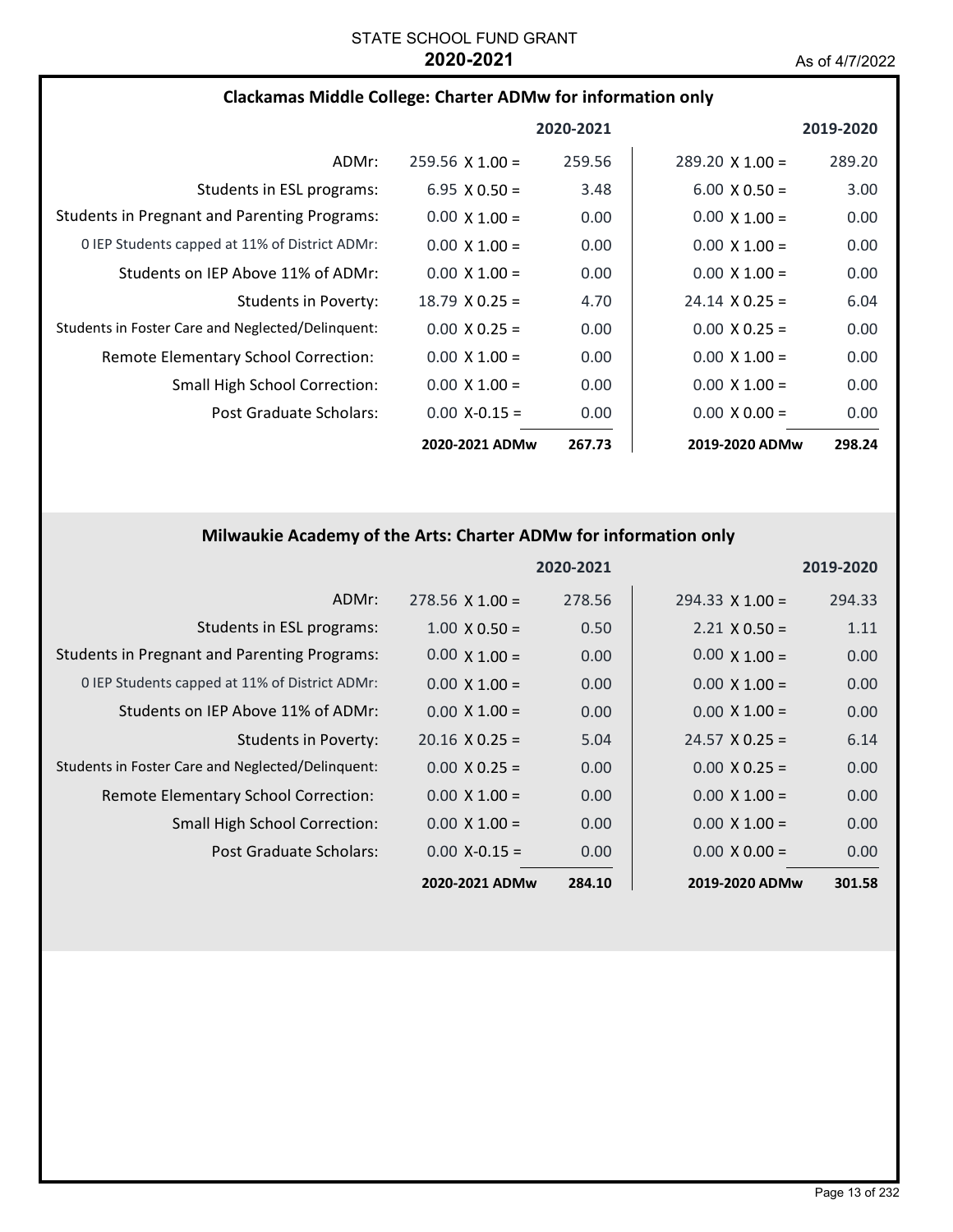STATE SCHOOL FUND GRANT

**2020-2021**

As of 4/7/2022

## Clackamas Middle College: Charter ADMw for information only

| | | 2020-2021 | | 2019-2020 |
|---|---|---|---|---|
| ADMr: | 259.56 X 1.00 = | 259.56 | 289.20 X 1.00 = | 289.20 |
| Students in ESL programs: | 6.95 X 0.50 = | 3.48 | 6.00 X 0.50 = | 3.00 |
| Students in Pregnant and Parenting Programs: | 0.00 X 1.00 = | 0.00 | 0.00 X 1.00 = | 0.00 |
| 0 IEP Students capped at 11% of District ADMr: | 0.00 X 1.00 = | 0.00 | 0.00 X 1.00 = | 0.00 |
| Students on IEP Above 11% of ADMr: | 0.00 X 1.00 = | 0.00 | 0.00 X 1.00 = | 0.00 |
| Students in Poverty: | 18.79 X 0.25 = | 4.70 | 24.14 X 0.25 = | 6.04 |
| Students in Foster Care and Neglected/Delinquent: | 0.00 X 0.25 = | 0.00 | 0.00 X 0.25 = | 0.00 |
| Remote Elementary School Correction: | 0.00 X 1.00 = | 0.00 | 0.00 X 1.00 = | 0.00 |
| Small High School Correction: | 0.00 X 1.00 = | 0.00 | 0.00 X 1.00 = | 0.00 |
| Post Graduate Scholars: | 0.00 X-0.15 = | 0.00 | 0.00 X 0.00 = | 0.00 |
| | **2020-2021 ADMw** | **267.73** | **2019-2020 ADMw** | **298.24** |

## Milwaukie Academy of the Arts: Charter ADMw for information only

| | | 2020-2021 | | 2019-2020 |
|---|---|---|---|---|
| ADMr: | 278.56 X 1.00 = | 278.56 | 294.33 X 1.00 = | 294.33 |
| Students in ESL programs: | 1.00 X 0.50 = | 0.50 | 2.21 X 0.50 = | 1.11 |
| Students in Pregnant and Parenting Programs: | 0.00 X 1.00 = | 0.00 | 0.00 X 1.00 = | 0.00 |
| 0 IEP Students capped at 11% of District ADMr: | 0.00 X 1.00 = | 0.00 | 0.00 X 1.00 = | 0.00 |
| Students on IEP Above 11% of ADMr: | 0.00 X 1.00 = | 0.00 | 0.00 X 1.00 = | 0.00 |
| Students in Poverty: | 20.16 X 0.25 = | 5.04 | 24.57 X 0.25 = | 6.14 |
| Students in Foster Care and Neglected/Delinquent: | 0.00 X 0.25 = | 0.00 | 0.00 X 0.25 = | 0.00 |
| Remote Elementary School Correction: | 0.00 X 1.00 = | 0.00 | 0.00 X 1.00 = | 0.00 |
| Small High School Correction: | 0.00 X 1.00 = | 0.00 | 0.00 X 1.00 = | 0.00 |
| Post Graduate Scholars: | 0.00 X-0.15 = | 0.00 | 0.00 X 0.00 = | 0.00 |
| | **2020-2021 ADMw** | **284.10** | **2019-2020 ADMw** | **301.58** |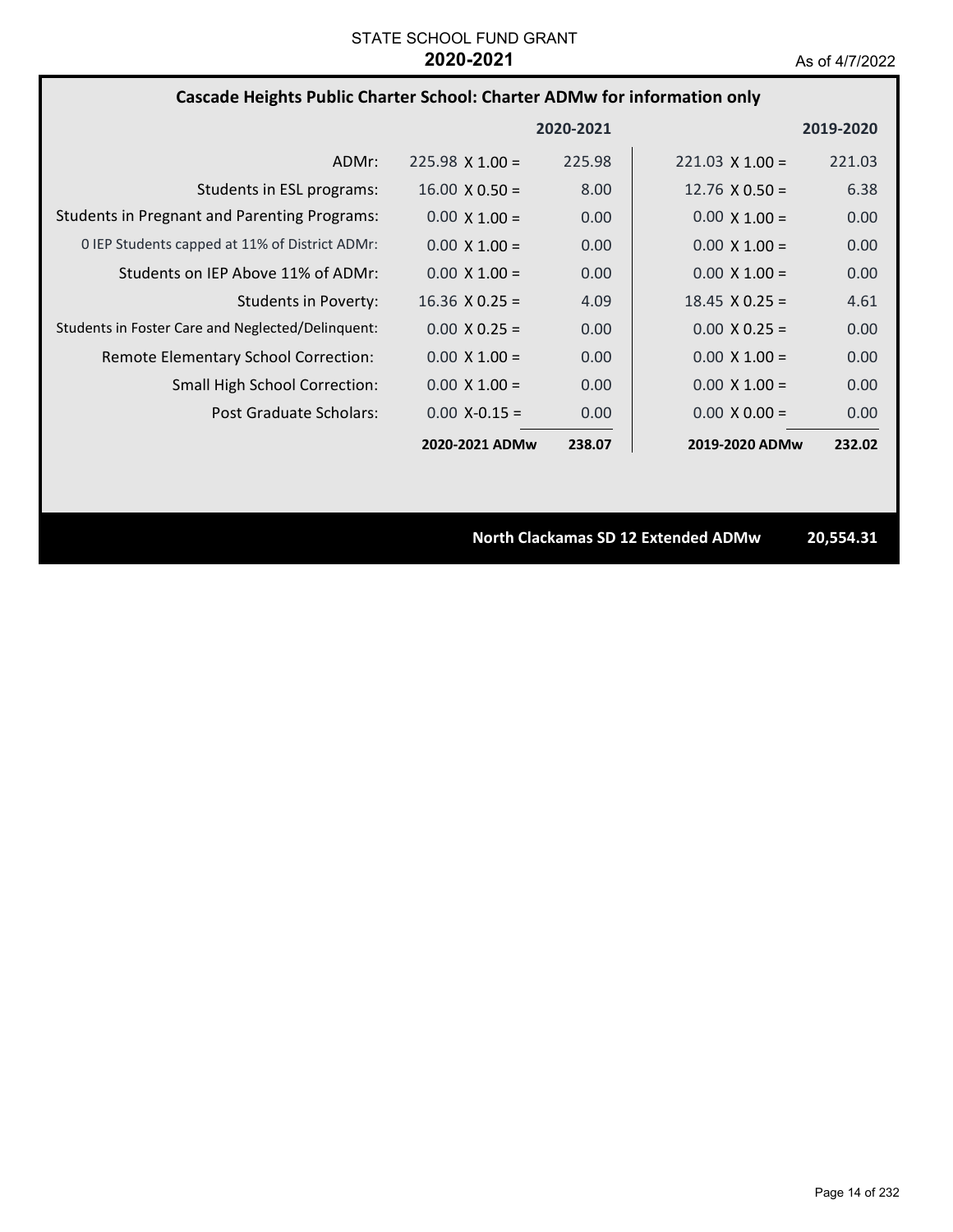STATE SCHOOL FUND GRANT
**2020-2021**
As of 4/7/2022

## Cascade Heights Public Charter School: Charter ADMw for information only

| | | 2020-2021 | | 2019-2020 |
|---|---|---|---|---|
| ADMr: | 225.98 X 1.00 = | 225.98 | 221.03 X 1.00 = | 221.03 |
| Students in ESL programs: | 16.00 X 0.50 = | 8.00 | 12.76 X 0.50 = | 6.38 |
| Students in Pregnant and Parenting Programs: | 0.00 X 1.00 = | 0.00 | 0.00 X 1.00 = | 0.00 |
| 0 IEP Students capped at 11% of District ADMr: | 0.00 X 1.00 = | 0.00 | 0.00 X 1.00 = | 0.00 |
| Students on IEP Above 11% of ADMr: | 0.00 X 1.00 = | 0.00 | 0.00 X 1.00 = | 0.00 |
| Students in Poverty: | 16.36 X 0.25 = | 4.09 | 18.45 X 0.25 = | 4.61 |
| Students in Foster Care and Neglected/Delinquent: | 0.00 X 0.25 = | 0.00 | 0.00 X 0.25 = | 0.00 |
| Remote Elementary School Correction: | 0.00 X 1.00 = | 0.00 | 0.00 X 1.00 = | 0.00 |
| Small High School Correction: | 0.00 X 1.00 = | 0.00 | 0.00 X 1.00 = | 0.00 |
| Post Graduate Scholars: | 0.00 X-0.15 = | 0.00 | 0.00 X 0.00 = | 0.00 |
| | **2020-2021 ADMw** | **238.07** | **2019-2020 ADMw** | **232.02** |

**North Clackamas SD 12 Extended ADMw** **20,554.31**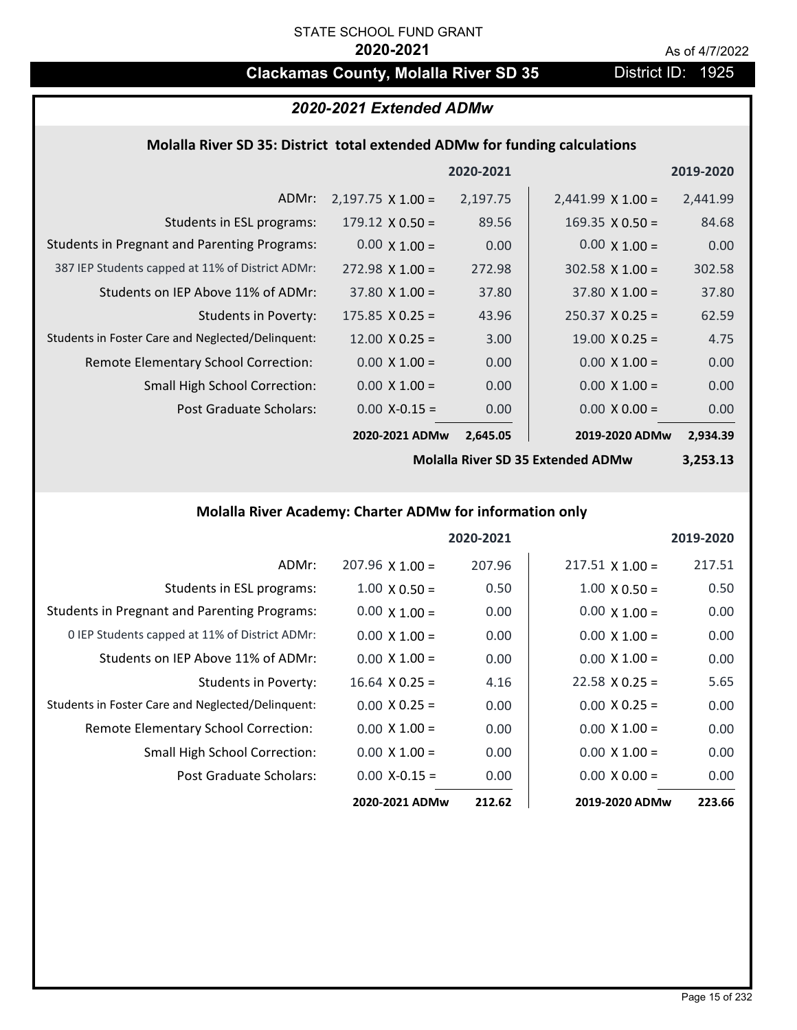STATE SCHOOL FUND GRANT

**2020-2021**

As of 4/7/2022

# Clackamas County, Molalla River SD 35

District ID: 1925

## *2020-2021 Extended ADMw*

### Molalla River SD 35: District total extended ADMw for funding calculations

| | | 2020-2021 | | 2019-2020 |
|---|---|---|---|---|
| ADMr: | 2,197.75 X 1.00 = | 2,197.75 | 2,441.99 X 1.00 = | 2,441.99 |
| Students in ESL programs: | 179.12 X 0.50 = | 89.56 | 169.35 X 0.50 = | 84.68 |
| Students in Pregnant and Parenting Programs: | 0.00 X 1.00 = | 0.00 | 0.00 X 1.00 = | 0.00 |
| 387 IEP Students capped at 11% of District ADMr: | 272.98 X 1.00 = | 272.98 | 302.58 X 1.00 = | 302.58 |
| Students on IEP Above 11% of ADMr: | 37.80 X 1.00 = | 37.80 | 37.80 X 1.00 = | 37.80 |
| Students in Poverty: | 175.85 X 0.25 = | 43.96 | 250.37 X 0.25 = | 62.59 |
| Students in Foster Care and Neglected/Delinquent: | 12.00 X 0.25 = | 3.00 | 19.00 X 0.25 = | 4.75 |
| Remote Elementary School Correction: | 0.00 X 1.00 = | 0.00 | 0.00 X 1.00 = | 0.00 |
| Small High School Correction: | 0.00 X 1.00 = | 0.00 | 0.00 X 1.00 = | 0.00 |
| Post Graduate Scholars: | 0.00 X-0.15 = | 0.00 | 0.00 X 0.00 = | 0.00 |
| | **2020-2021 ADMw** | **2,645.05** | **2019-2020 ADMw** | **2,934.39** |
| | | | **Molalla River SD 35 Extended ADMw** | **3,253.13** |

### Molalla River Academy: Charter ADMw for information only

| | | 2020-2021 | | 2019-2020 |
|---|---|---|---|---|
| ADMr: | 207.96 X 1.00 = | 207.96 | 217.51 X 1.00 = | 217.51 |
| Students in ESL programs: | 1.00 X 0.50 = | 0.50 | 1.00 X 0.50 = | 0.50 |
| Students in Pregnant and Parenting Programs: | 0.00 X 1.00 = | 0.00 | 0.00 X 1.00 = | 0.00 |
| 0 IEP Students capped at 11% of District ADMr: | 0.00 X 1.00 = | 0.00 | 0.00 X 1.00 = | 0.00 |
| Students on IEP Above 11% of ADMr: | 0.00 X 1.00 = | 0.00 | 0.00 X 1.00 = | 0.00 |
| Students in Poverty: | 16.64 X 0.25 = | 4.16 | 22.58 X 0.25 = | 5.65 |
| Students in Foster Care and Neglected/Delinquent: | 0.00 X 0.25 = | 0.00 | 0.00 X 0.25 = | 0.00 |
| Remote Elementary School Correction: | 0.00 X 1.00 = | 0.00 | 0.00 X 1.00 = | 0.00 |
| Small High School Correction: | 0.00 X 1.00 = | 0.00 | 0.00 X 1.00 = | 0.00 |
| Post Graduate Scholars: | 0.00 X-0.15 = | 0.00 | 0.00 X 0.00 = | 0.00 |
| | **2020-2021 ADMw** | **212.62** | **2019-2020 ADMw** | **223.66** |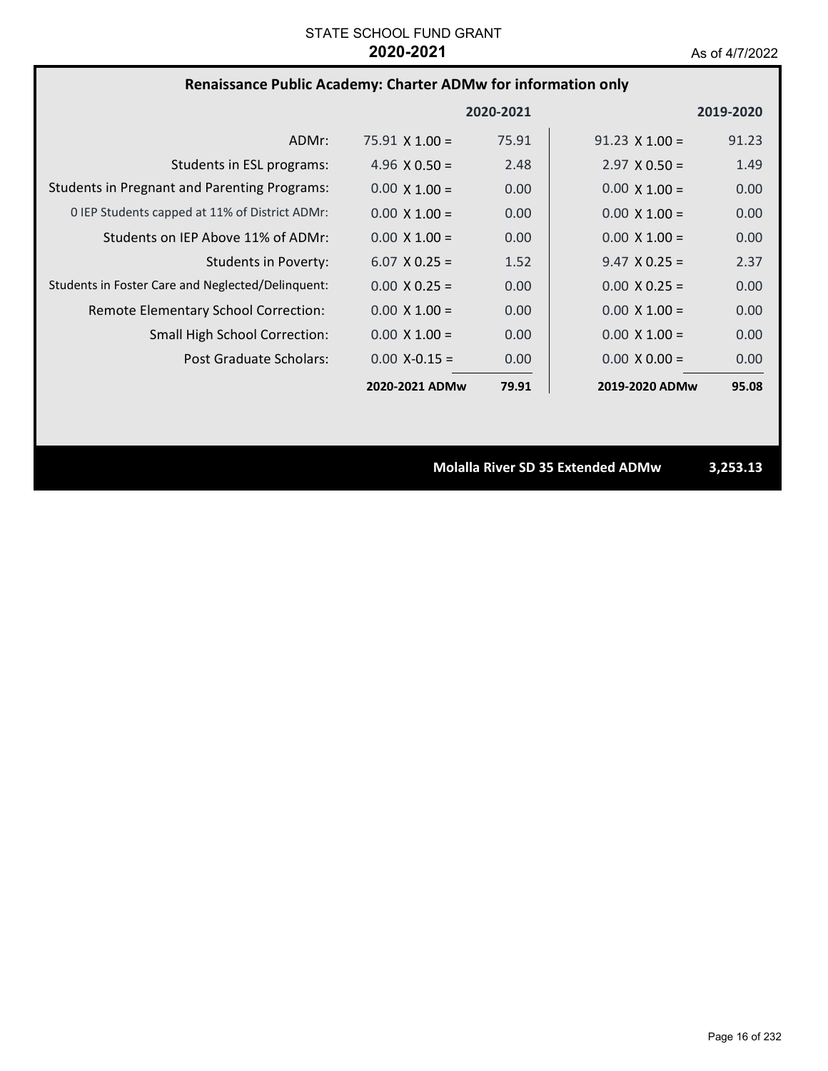STATE SCHOOL FUND GRANT

**2020-2021**

As of 4/7/2022

## Renaissance Public Academy: Charter ADMw for information only

| | | 2020-2021 | | 2019-2020 |
|---|---|---|---|---|
| ADMr: | 75.91 X 1.00 = | 75.91 | 91.23 X 1.00 = | 91.23 |
| Students in ESL programs: | 4.96 X 0.50 = | 2.48 | 2.97 X 0.50 = | 1.49 |
| Students in Pregnant and Parenting Programs: | 0.00 X 1.00 = | 0.00 | 0.00 X 1.00 = | 0.00 |
| 0 IEP Students capped at 11% of District ADMr: | 0.00 X 1.00 = | 0.00 | 0.00 X 1.00 = | 0.00 |
| Students on IEP Above 11% of ADMr: | 0.00 X 1.00 = | 0.00 | 0.00 X 1.00 = | 0.00 |
| Students in Poverty: | 6.07 X 0.25 = | 1.52 | 9.47 X 0.25 = | 2.37 |
| Students in Foster Care and Neglected/Delinquent: | 0.00 X 0.25 = | 0.00 | 0.00 X 0.25 = | 0.00 |
| Remote Elementary School Correction: | 0.00 X 1.00 = | 0.00 | 0.00 X 1.00 = | 0.00 |
| Small High School Correction: | 0.00 X 1.00 = | 0.00 | 0.00 X 1.00 = | 0.00 |
| Post Graduate Scholars: | 0.00 X-0.15 = | 0.00 | 0.00 X 0.00 = | 0.00 |
| | **2020-2021 ADMw** | **79.91** | **2019-2020 ADMw** | **95.08** |

**Molalla River SD 35 Extended ADMw** **3,253.13**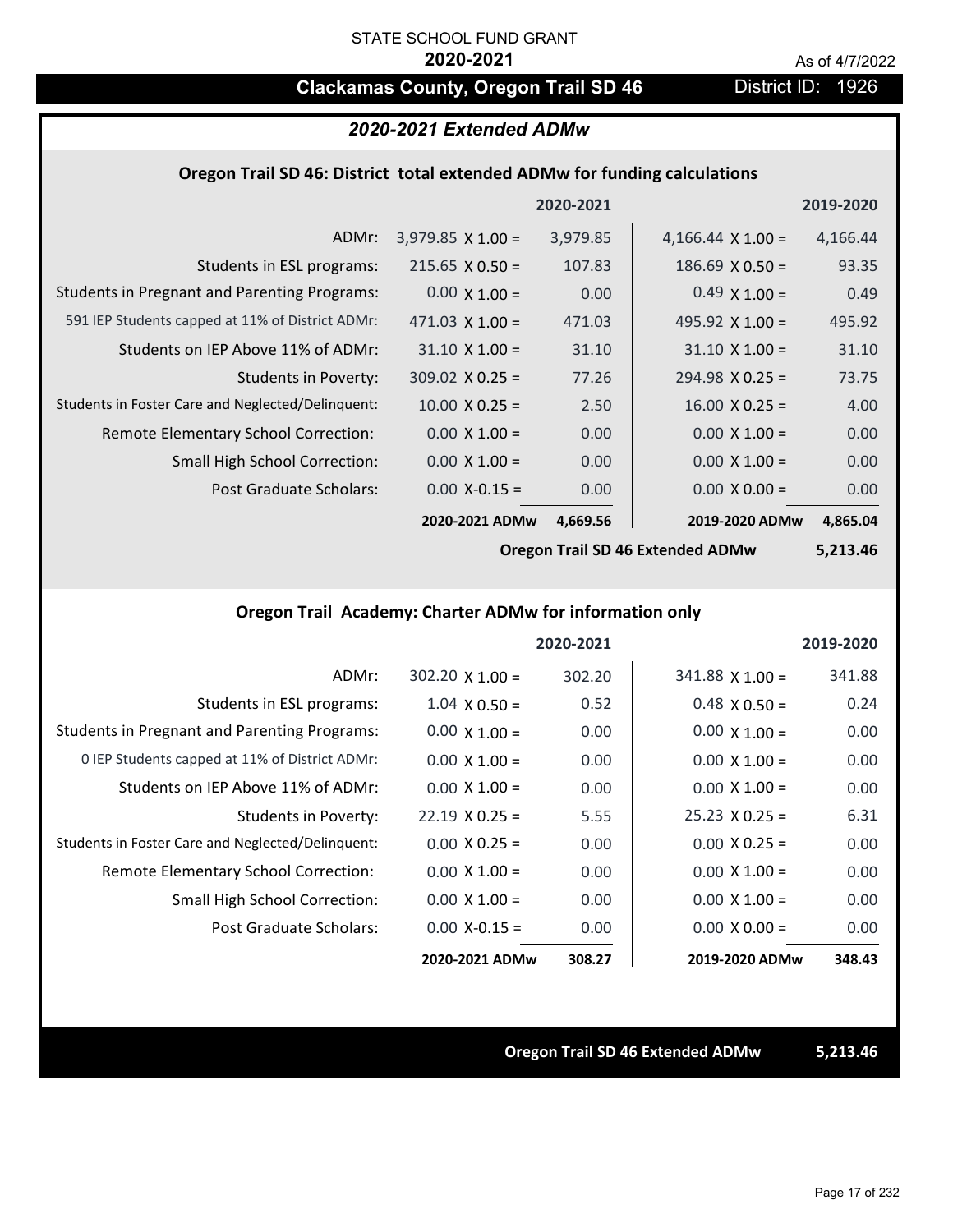STATE SCHOOL FUND GRANT

**2020-2021**

As of 4/7/2022

# Clackamas County, Oregon Trail SD 46

District ID: 1926

## *2020-2021 Extended ADMw*

### Oregon Trail SD 46: District total extended ADMw for funding calculations

| | | 2020-2021 | | 2019-2020 |
|---|---|---|---|---|
| ADMr: | 3,979.85 X 1.00 = | 3,979.85 | 4,166.44 X 1.00 = | 4,166.44 |
| Students in ESL programs: | 215.65 X 0.50 = | 107.83 | 186.69 X 0.50 = | 93.35 |
| Students in Pregnant and Parenting Programs: | 0.00 X 1.00 = | 0.00 | 0.49 X 1.00 = | 0.49 |
| 591 IEP Students capped at 11% of District ADMr: | 471.03 X 1.00 = | 471.03 | 495.92 X 1.00 = | 495.92 |
| Students on IEP Above 11% of ADMr: | 31.10 X 1.00 = | 31.10 | 31.10 X 1.00 = | 31.10 |
| Students in Poverty: | 309.02 X 0.25 = | 77.26 | 294.98 X 0.25 = | 73.75 |
| Students in Foster Care and Neglected/Delinquent: | 10.00 X 0.25 = | 2.50 | 16.00 X 0.25 = | 4.00 |
| Remote Elementary School Correction: | 0.00 X 1.00 = | 0.00 | 0.00 X 1.00 = | 0.00 |
| Small High School Correction: | 0.00 X 1.00 = | 0.00 | 0.00 X 1.00 = | 0.00 |
| Post Graduate Scholars: | 0.00 X-0.15 = | 0.00 | 0.00 X 0.00 = | 0.00 |
| | **2020-2021 ADMw** | **4,669.56** | **2019-2020 ADMw** | **4,865.04** |
| | | | **Oregon Trail SD 46 Extended ADMw** | **5,213.46** |

### Oregon Trail Academy: Charter ADMw for information only

| | | 2020-2021 | | 2019-2020 |
|---|---|---|---|---|
| ADMr: | 302.20 X 1.00 = | 302.20 | 341.88 X 1.00 = | 341.88 |
| Students in ESL programs: | 1.04 X 0.50 = | 0.52 | 0.48 X 0.50 = | 0.24 |
| Students in Pregnant and Parenting Programs: | 0.00 X 1.00 = | 0.00 | 0.00 X 1.00 = | 0.00 |
| 0 IEP Students capped at 11% of District ADMr: | 0.00 X 1.00 = | 0.00 | 0.00 X 1.00 = | 0.00 |
| Students on IEP Above 11% of ADMr: | 0.00 X 1.00 = | 0.00 | 0.00 X 1.00 = | 0.00 |
| Students in Poverty: | 22.19 X 0.25 = | 5.55 | 25.23 X 0.25 = | 6.31 |
| Students in Foster Care and Neglected/Delinquent: | 0.00 X 0.25 = | 0.00 | 0.00 X 0.25 = | 0.00 |
| Remote Elementary School Correction: | 0.00 X 1.00 = | 0.00 | 0.00 X 1.00 = | 0.00 |
| Small High School Correction: | 0.00 X 1.00 = | 0.00 | 0.00 X 1.00 = | 0.00 |
| Post Graduate Scholars: | 0.00 X-0.15 = | 0.00 | 0.00 X 0.00 = | 0.00 |
| | **2020-2021 ADMw** | **308.27** | **2019-2020 ADMw** | **348.43** |

**Oregon Trail SD 46 Extended ADMw** **5,213.46**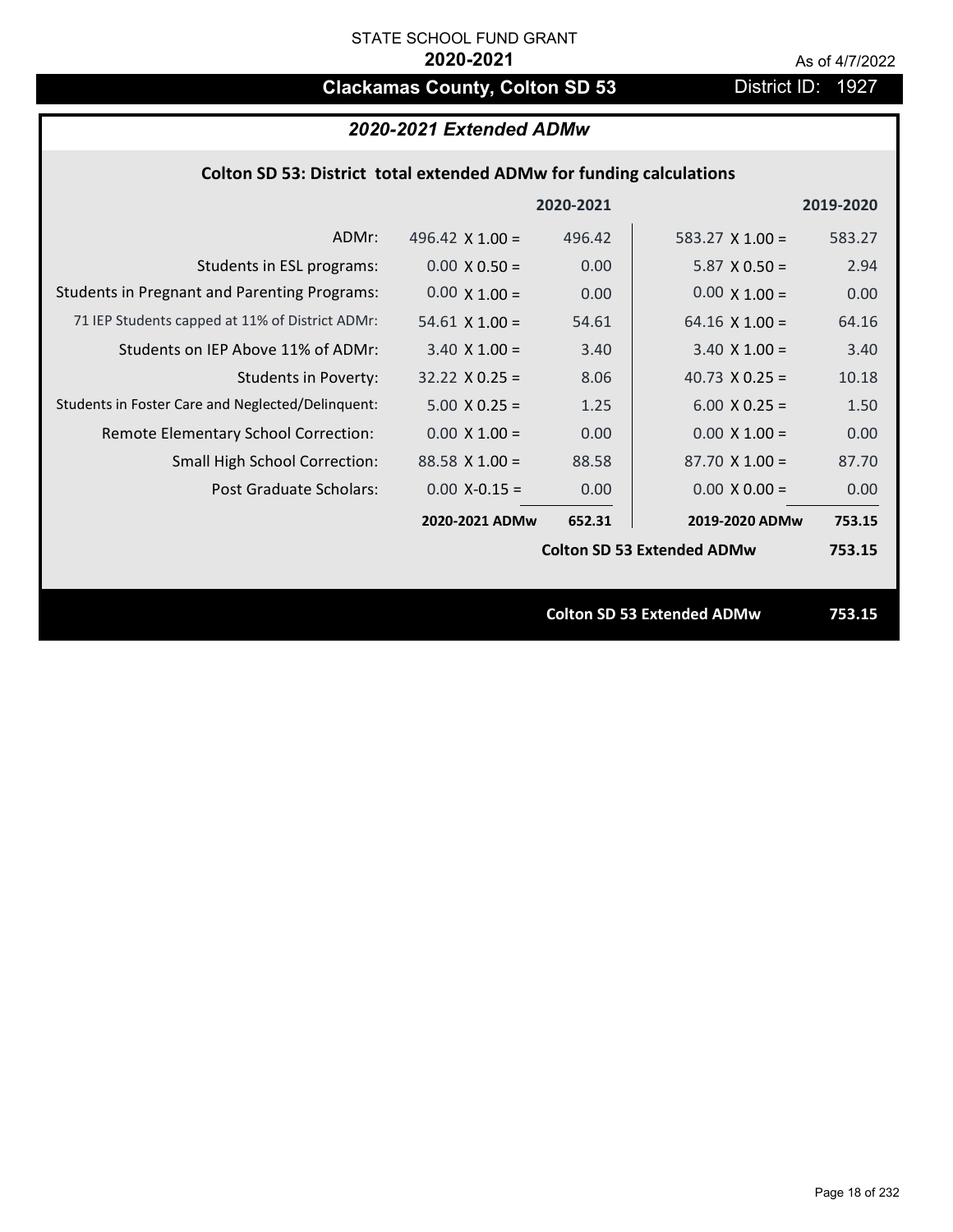STATE SCHOOL FUND GRANT

**2020-2021**

As of 4/7/2022

# Clackamas County, Colton SD 53

District ID: 1927

## *2020-2021 Extended ADMw*

### Colton SD 53: District total extended ADMw for funding calculations

| | | 2020-2021 | | 2019-2020 |
|---|---|---|---|---|
| ADMr: | 496.42 X 1.00 = | 496.42 | 583.27 X 1.00 = | 583.27 |
| Students in ESL programs: | 0.00 X 0.50 = | 0.00 | 5.87 X 0.50 = | 2.94 |
| Students in Pregnant and Parenting Programs: | 0.00 X 1.00 = | 0.00 | 0.00 X 1.00 = | 0.00 |
| 71 IEP Students capped at 11% of District ADMr: | 54.61 X 1.00 = | 54.61 | 64.16 X 1.00 = | 64.16 |
| Students on IEP Above 11% of ADMr: | 3.40 X 1.00 = | 3.40 | 3.40 X 1.00 = | 3.40 |
| Students in Poverty: | 32.22 X 0.25 = | 8.06 | 40.73 X 0.25 = | 10.18 |
| Students in Foster Care and Neglected/Delinquent: | 5.00 X 0.25 = | 1.25 | 6.00 X 0.25 = | 1.50 |
| Remote Elementary School Correction: | 0.00 X 1.00 = | 0.00 | 0.00 X 1.00 = | 0.00 |
| Small High School Correction: | 88.58 X 1.00 = | 88.58 | 87.70 X 1.00 = | 87.70 |
| Post Graduate Scholars: | 0.00 X-0.15 = | 0.00 | 0.00 X 0.00 = | 0.00 |
| | **2020-2021 ADMw** | **652.31** | **2019-2020 ADMw** | **753.15** |
| | | | **Colton SD 53 Extended ADMw** | **753.15** |

**Colton SD 53 Extended ADMw 753.15**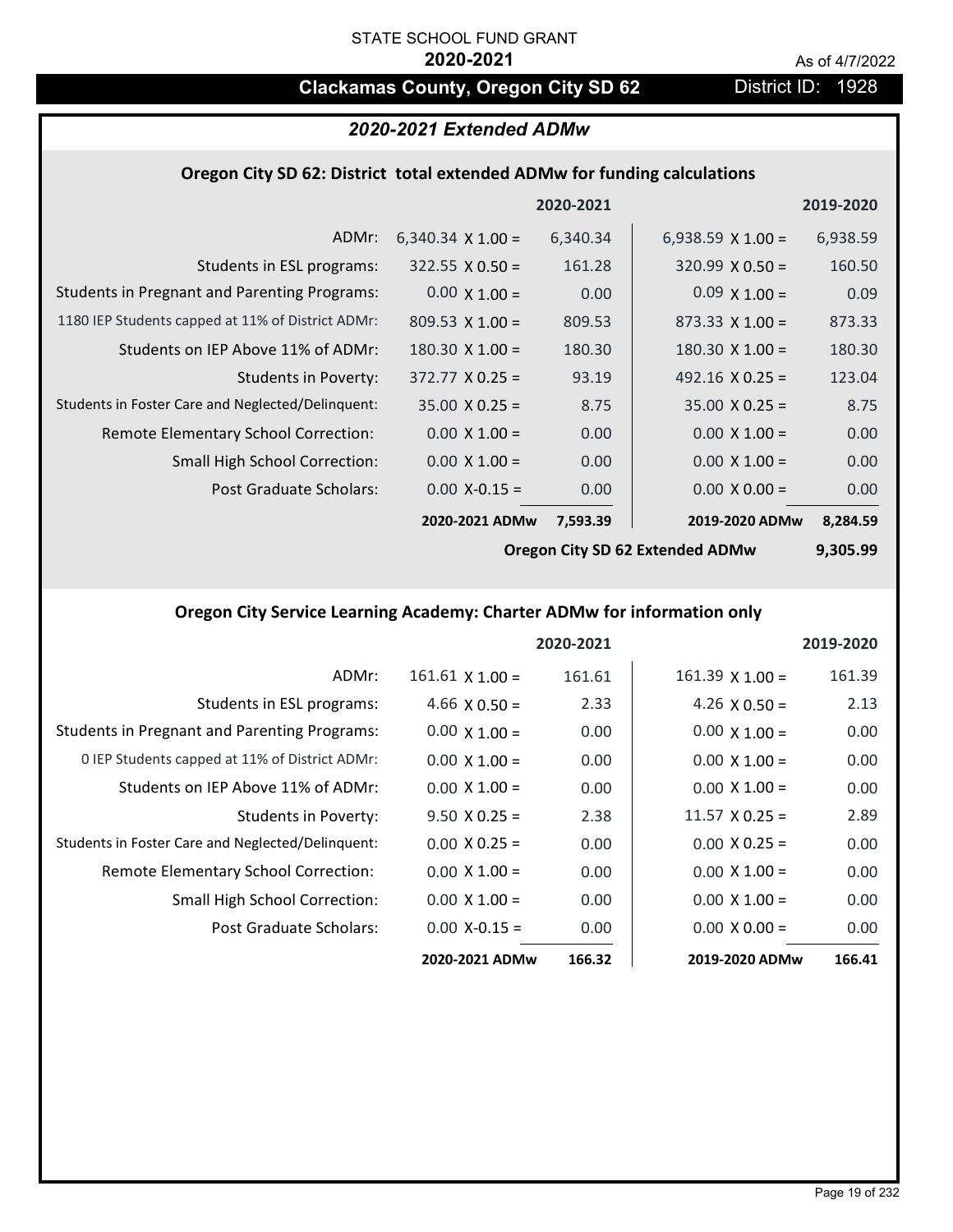STATE SCHOOL FUND GRANT

**2020-2021**

As of 4/7/2022

# Clackamas County, Oregon City SD 62

District ID: 1928

## *2020-2021 Extended ADMw*

### Oregon City SD 62: District total extended ADMw for funding calculations

| | 2020-2021 | | 2019-2020 | |
|---|---|---|---|---|
| ADMr: | 6,340.34 X 1.00 = | 6,340.34 | 6,938.59 X 1.00 = | 6,938.59 |
| Students in ESL programs: | 322.55 X 0.50 = | 161.28 | 320.99 X 0.50 = | 160.50 |
| Students in Pregnant and Parenting Programs: | 0.00 X 1.00 = | 0.00 | 0.09 X 1.00 = | 0.09 |
| 1180 IEP Students capped at 11% of District ADMr: | 809.53 X 1.00 = | 809.53 | 873.33 X 1.00 = | 873.33 |
| Students on IEP Above 11% of ADMr: | 180.30 X 1.00 = | 180.30 | 180.30 X 1.00 = | 180.30 |
| Students in Poverty: | 372.77 X 0.25 = | 93.19 | 492.16 X 0.25 = | 123.04 |
| Students in Foster Care and Neglected/Delinquent: | 35.00 X 0.25 = | 8.75 | 35.00 X 0.25 = | 8.75 |
| Remote Elementary School Correction: | 0.00 X 1.00 = | 0.00 | 0.00 X 1.00 = | 0.00 |
| Small High School Correction: | 0.00 X 1.00 = | 0.00 | 0.00 X 1.00 = | 0.00 |
| Post Graduate Scholars: | 0.00 X-0.15 = | 0.00 | 0.00 X 0.00 = | 0.00 |
| | **2020-2021 ADMw** | **7,593.39** | **2019-2020 ADMw** | **8,284.59** |
| | | | **Oregon City SD 62 Extended ADMw** | **9,305.99** |

### Oregon City Service Learning Academy: Charter ADMw for information only

| | 2020-2021 | | 2019-2020 | |
|---|---|---|---|---|
| ADMr: | 161.61 X 1.00 = | 161.61 | 161.39 X 1.00 = | 161.39 |
| Students in ESL programs: | 4.66 X 0.50 = | 2.33 | 4.26 X 0.50 = | 2.13 |
| Students in Pregnant and Parenting Programs: | 0.00 X 1.00 = | 0.00 | 0.00 X 1.00 = | 0.00 |
| 0 IEP Students capped at 11% of District ADMr: | 0.00 X 1.00 = | 0.00 | 0.00 X 1.00 = | 0.00 |
| Students on IEP Above 11% of ADMr: | 0.00 X 1.00 = | 0.00 | 0.00 X 1.00 = | 0.00 |
| Students in Poverty: | 9.50 X 0.25 = | 2.38 | 11.57 X 0.25 = | 2.89 |
| Students in Foster Care and Neglected/Delinquent: | 0.00 X 0.25 = | 0.00 | 0.00 X 0.25 = | 0.00 |
| Remote Elementary School Correction: | 0.00 X 1.00 = | 0.00 | 0.00 X 1.00 = | 0.00 |
| Small High School Correction: | 0.00 X 1.00 = | 0.00 | 0.00 X 1.00 = | 0.00 |
| Post Graduate Scholars: | 0.00 X-0.15 = | 0.00 | 0.00 X 0.00 = | 0.00 |
| | **2020-2021 ADMw** | **166.32** | **2019-2020 ADMw** | **166.41** |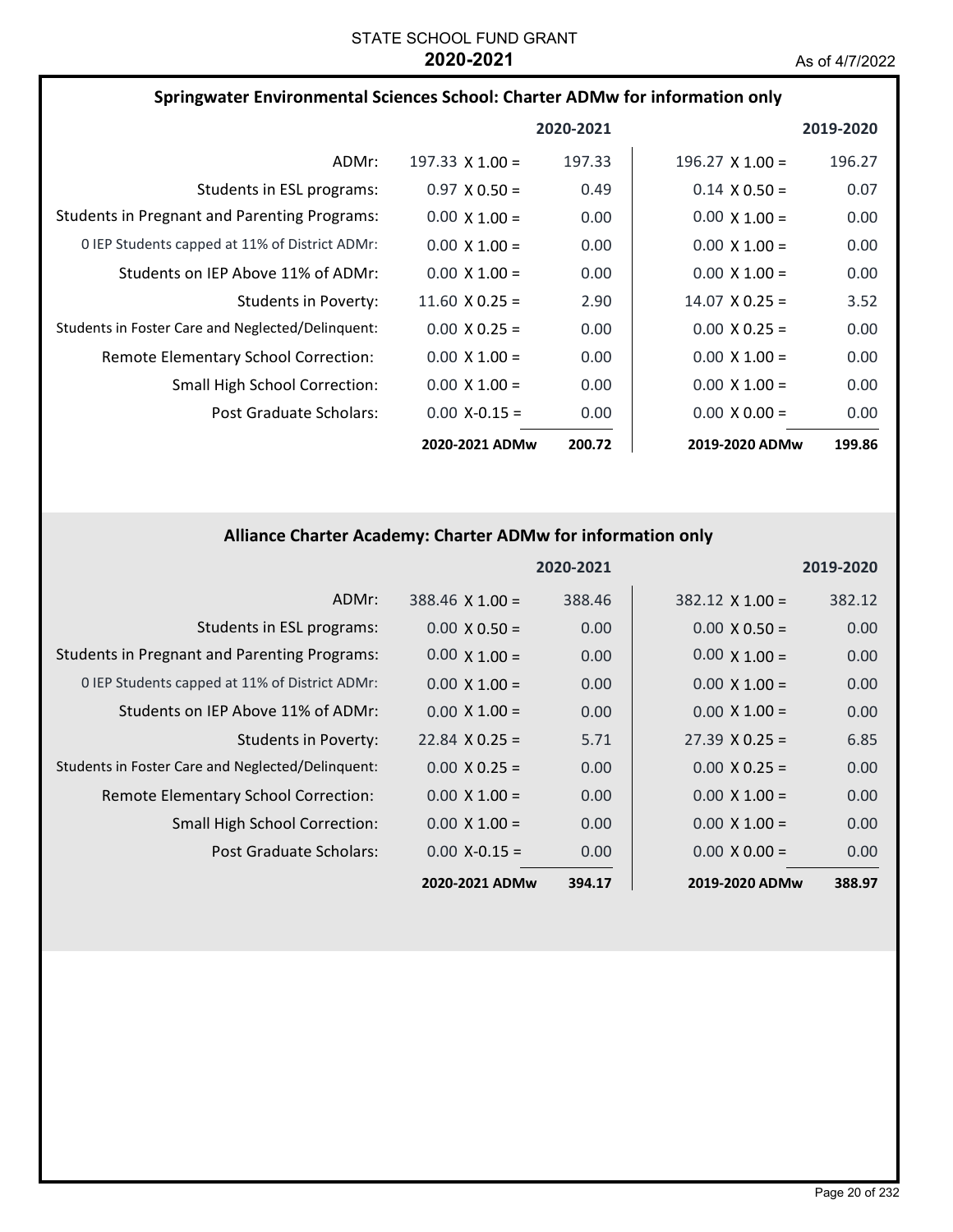STATE SCHOOL FUND GRANT
**2020-2021**
As of 4/7/2022

### Springwater Environmental Sciences School: Charter ADMw for information only

| | | 2020-2021 | | 2019-2020 |
|---|---|---|---|---|
| ADMr: | 197.33 X 1.00 = | 197.33 | 196.27 X 1.00 = | 196.27 |
| Students in ESL programs: | 0.97 X 0.50 = | 0.49 | 0.14 X 0.50 = | 0.07 |
| Students in Pregnant and Parenting Programs: | 0.00 X 1.00 = | 0.00 | 0.00 X 1.00 = | 0.00 |
| 0 IEP Students capped at 11% of District ADMr: | 0.00 X 1.00 = | 0.00 | 0.00 X 1.00 = | 0.00 |
| Students on IEP Above 11% of ADMr: | 0.00 X 1.00 = | 0.00 | 0.00 X 1.00 = | 0.00 |
| Students in Poverty: | 11.60 X 0.25 = | 2.90 | 14.07 X 0.25 = | 3.52 |
| Students in Foster Care and Neglected/Delinquent: | 0.00 X 0.25 = | 0.00 | 0.00 X 0.25 = | 0.00 |
| Remote Elementary School Correction: | 0.00 X 1.00 = | 0.00 | 0.00 X 1.00 = | 0.00 |
| Small High School Correction: | 0.00 X 1.00 = | 0.00 | 0.00 X 1.00 = | 0.00 |
| Post Graduate Scholars: | 0.00 X-0.15 = | 0.00 | 0.00 X 0.00 = | 0.00 |
| | **2020-2021 ADMw** | **200.72** | **2019-2020 ADMw** | **199.86** |

### Alliance Charter Academy: Charter ADMw for information only

| | | 2020-2021 | | 2019-2020 |
|---|---|---|---|---|
| ADMr: | 388.46 X 1.00 = | 388.46 | 382.12 X 1.00 = | 382.12 |
| Students in ESL programs: | 0.00 X 0.50 = | 0.00 | 0.00 X 0.50 = | 0.00 |
| Students in Pregnant and Parenting Programs: | 0.00 X 1.00 = | 0.00 | 0.00 X 1.00 = | 0.00 |
| 0 IEP Students capped at 11% of District ADMr: | 0.00 X 1.00 = | 0.00 | 0.00 X 1.00 = | 0.00 |
| Students on IEP Above 11% of ADMr: | 0.00 X 1.00 = | 0.00 | 0.00 X 1.00 = | 0.00 |
| Students in Poverty: | 22.84 X 0.25 = | 5.71 | 27.39 X 0.25 = | 6.85 |
| Students in Foster Care and Neglected/Delinquent: | 0.00 X 0.25 = | 0.00 | 0.00 X 0.25 = | 0.00 |
| Remote Elementary School Correction: | 0.00 X 1.00 = | 0.00 | 0.00 X 1.00 = | 0.00 |
| Small High School Correction: | 0.00 X 1.00 = | 0.00 | 0.00 X 1.00 = | 0.00 |
| Post Graduate Scholars: | 0.00 X-0.15 = | 0.00 | 0.00 X 0.00 = | 0.00 |
| | **2020-2021 ADMw** | **394.17** | **2019-2020 ADMw** | **388.97** |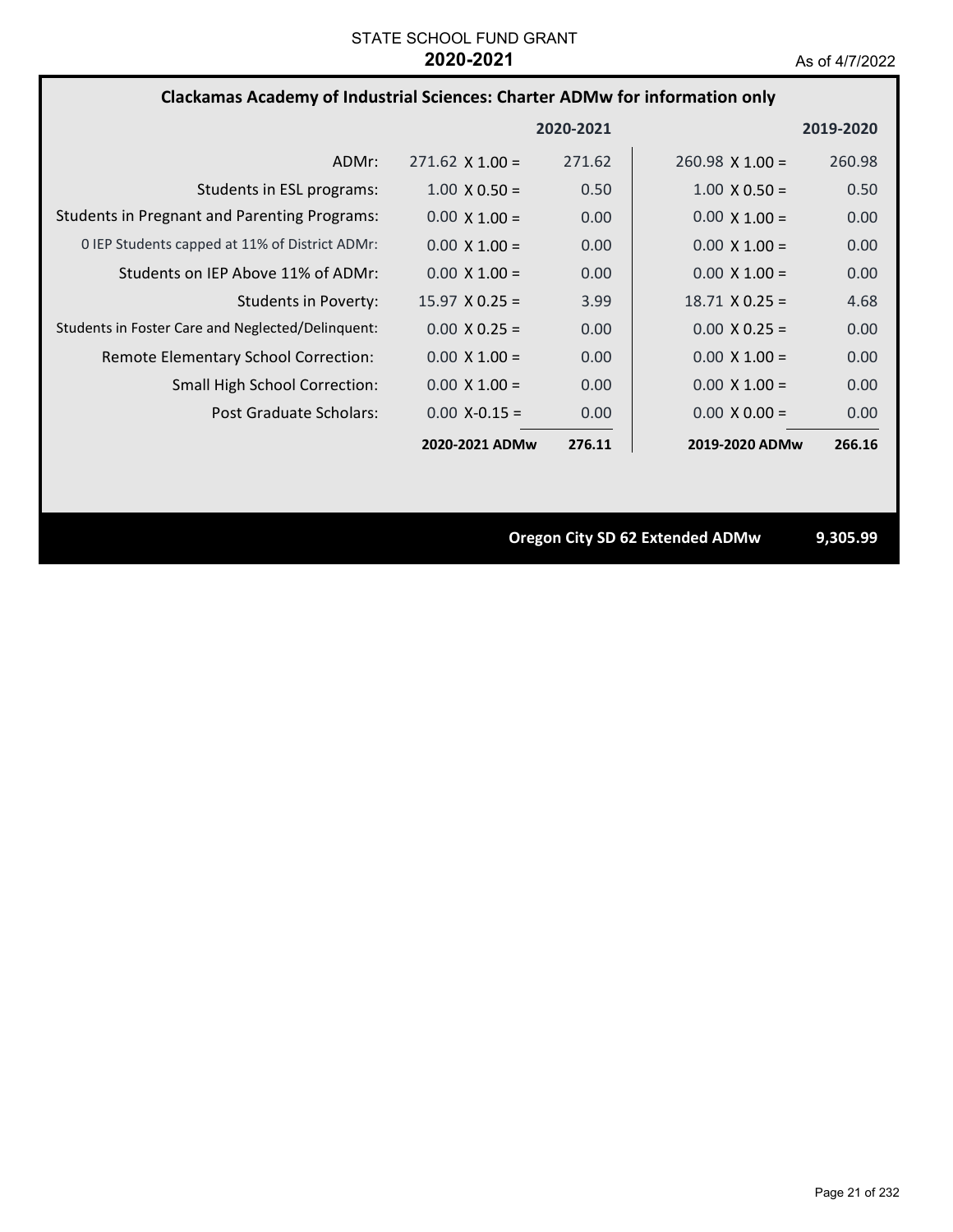STATE SCHOOL FUND GRANT

**2020-2021**

As of 4/7/2022

## Clackamas Academy of Industrial Sciences: Charter ADMw for information only

| | 2020-2021 | | 2019-2020 | |
|---|---|---|---|---|
| ADMr: | 271.62 X 1.00 = | 271.62 | 260.98 X 1.00 = | 260.98 |
| Students in ESL programs: | 1.00 X 0.50 = | 0.50 | 1.00 X 0.50 = | 0.50 |
| Students in Pregnant and Parenting Programs: | 0.00 X 1.00 = | 0.00 | 0.00 X 1.00 = | 0.00 |
| 0 IEP Students capped at 11% of District ADMr: | 0.00 X 1.00 = | 0.00 | 0.00 X 1.00 = | 0.00 |
| Students on IEP Above 11% of ADMr: | 0.00 X 1.00 = | 0.00 | 0.00 X 1.00 = | 0.00 |
| Students in Poverty: | 15.97 X 0.25 = | 3.99 | 18.71 X 0.25 = | 4.68 |
| Students in Foster Care and Neglected/Delinquent: | 0.00 X 0.25 = | 0.00 | 0.00 X 0.25 = | 0.00 |
| Remote Elementary School Correction: | 0.00 X 1.00 = | 0.00 | 0.00 X 1.00 = | 0.00 |
| Small High School Correction: | 0.00 X 1.00 = | 0.00 | 0.00 X 1.00 = | 0.00 |
| Post Graduate Scholars: | 0.00 X-0.15 = | 0.00 | 0.00 X 0.00 = | 0.00 |
| | **2020-2021 ADMw** | **276.11** | **2019-2020 ADMw** | **266.16** |

**Oregon City SD 62 Extended ADMw** **9,305.99**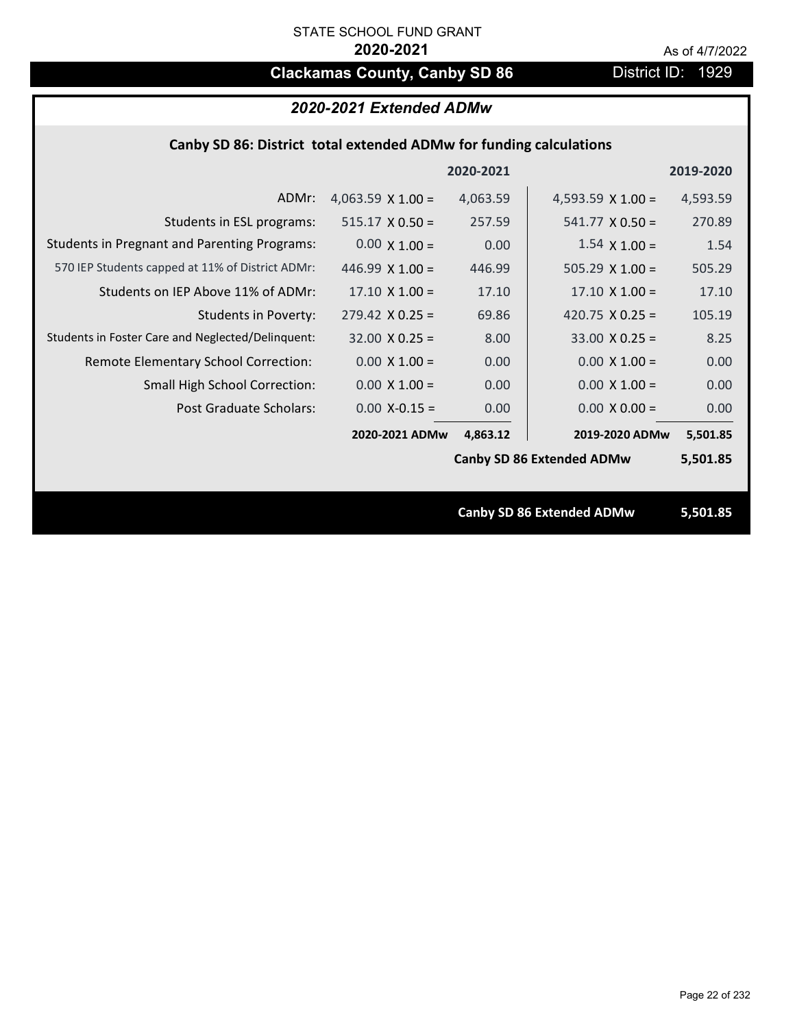STATE SCHOOL FUND GRANT

**2020-2021**

As of 4/7/2022

# Clackamas County, Canby SD 86

District ID: 1929

## *2020-2021 Extended ADMw*

### Canby SD 86: District total extended ADMw for funding calculations

| | | 2020-2021 | | 2019-2020 |
|---|---|---|---|---|
| ADMr: | 4,063.59 X 1.00 = | 4,063.59 | 4,593.59 X 1.00 = | 4,593.59 |
| Students in ESL programs: | 515.17 X 0.50 = | 257.59 | 541.77 X 0.50 = | 270.89 |
| Students in Pregnant and Parenting Programs: | 0.00 X 1.00 = | 0.00 | 1.54 X 1.00 = | 1.54 |
| 570 IEP Students capped at 11% of District ADMr: | 446.99 X 1.00 = | 446.99 | 505.29 X 1.00 = | 505.29 |
| Students on IEP Above 11% of ADMr: | 17.10 X 1.00 = | 17.10 | 17.10 X 1.00 = | 17.10 |
| Students in Poverty: | 279.42 X 0.25 = | 69.86 | 420.75 X 0.25 = | 105.19 |
| Students in Foster Care and Neglected/Delinquent: | 32.00 X 0.25 = | 8.00 | 33.00 X 0.25 = | 8.25 |
| Remote Elementary School Correction: | 0.00 X 1.00 = | 0.00 | 0.00 X 1.00 = | 0.00 |
| Small High School Correction: | 0.00 X 1.00 = | 0.00 | 0.00 X 1.00 = | 0.00 |
| Post Graduate Scholars: | 0.00 X-0.15 = | 0.00 | 0.00 X 0.00 = | 0.00 |
| | **2020-2021 ADMw** | **4,863.12** | **2019-2020 ADMw** | **5,501.85** |
| | | | **Canby SD 86 Extended ADMw** | **5,501.85** |

**Canby SD 86 Extended ADMw 5,501.85**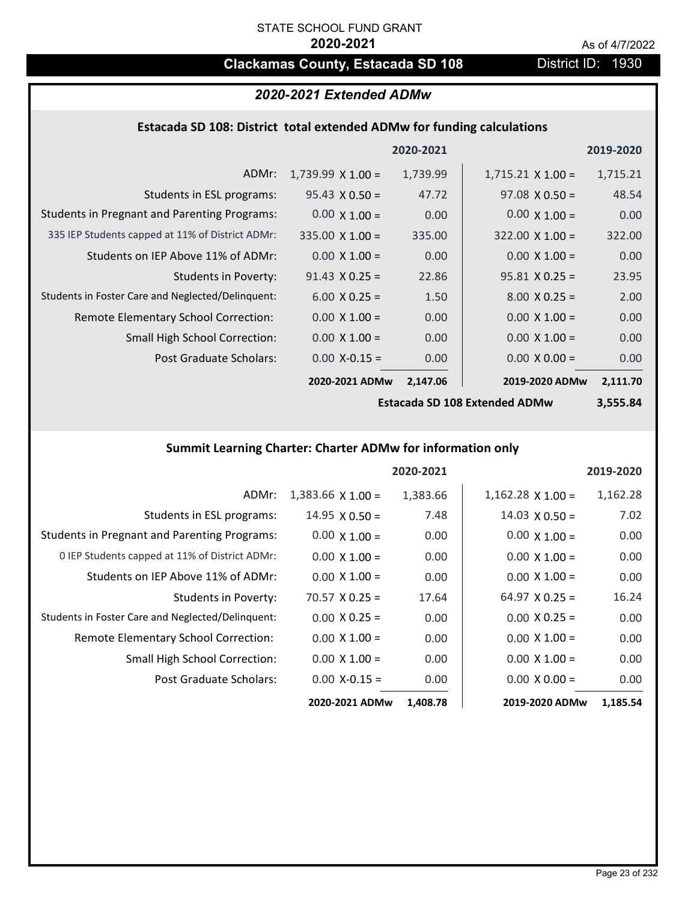STATE SCHOOL FUND GRANT

**2020-2021**

As of 4/7/2022

## Clackamas County, Estacada SD 108 — District ID: 1930

### *2020-2021 Extended ADMw*

#### Estacada SD 108: District total extended ADMw for funding calculations

| | | 2020-2021 | | 2019-2020 |
|---|---|---|---|---|
| ADMr: | 1,739.99 X 1.00 = | 1,739.99 | 1,715.21 X 1.00 = | 1,715.21 |
| Students in ESL programs: | 95.43 X 0.50 = | 47.72 | 97.08 X 0.50 = | 48.54 |
| Students in Pregnant and Parenting Programs: | 0.00 X 1.00 = | 0.00 | 0.00 X 1.00 = | 0.00 |
| 335 IEP Students capped at 11% of District ADMr: | 335.00 X 1.00 = | 335.00 | 322.00 X 1.00 = | 322.00 |
| Students on IEP Above 11% of ADMr: | 0.00 X 1.00 = | 0.00 | 0.00 X 1.00 = | 0.00 |
| Students in Poverty: | 91.43 X 0.25 = | 22.86 | 95.81 X 0.25 = | 23.95 |
| Students in Foster Care and Neglected/Delinquent: | 6.00 X 0.25 = | 1.50 | 8.00 X 0.25 = | 2.00 |
| Remote Elementary School Correction: | 0.00 X 1.00 = | 0.00 | 0.00 X 1.00 = | 0.00 |
| Small High School Correction: | 0.00 X 1.00 = | 0.00 | 0.00 X 1.00 = | 0.00 |
| Post Graduate Scholars: | 0.00 X-0.15 = | 0.00 | 0.00 X 0.00 = | 0.00 |
| | **2020-2021 ADMw** | **2,147.06** | **2019-2020 ADMw** | **2,111.70** |
| | | **Estacada SD 108 Extended ADMw** | | **3,555.84** |

#### Summit Learning Charter: Charter ADMw for information only

| | | 2020-2021 | | 2019-2020 |
|---|---|---|---|---|
| ADMr: | 1,383.66 X 1.00 = | 1,383.66 | 1,162.28 X 1.00 = | 1,162.28 |
| Students in ESL programs: | 14.95 X 0.50 = | 7.48 | 14.03 X 0.50 = | 7.02 |
| Students in Pregnant and Parenting Programs: | 0.00 X 1.00 = | 0.00 | 0.00 X 1.00 = | 0.00 |
| 0 IEP Students capped at 11% of District ADMr: | 0.00 X 1.00 = | 0.00 | 0.00 X 1.00 = | 0.00 |
| Students on IEP Above 11% of ADMr: | 0.00 X 1.00 = | 0.00 | 0.00 X 1.00 = | 0.00 |
| Students in Poverty: | 70.57 X 0.25 = | 17.64 | 64.97 X 0.25 = | 16.24 |
| Students in Foster Care and Neglected/Delinquent: | 0.00 X 0.25 = | 0.00 | 0.00 X 0.25 = | 0.00 |
| Remote Elementary School Correction: | 0.00 X 1.00 = | 0.00 | 0.00 X 1.00 = | 0.00 |
| Small High School Correction: | 0.00 X 1.00 = | 0.00 | 0.00 X 1.00 = | 0.00 |
| Post Graduate Scholars: | 0.00 X-0.15 = | 0.00 | 0.00 X 0.00 = | 0.00 |
| | **2020-2021 ADMw** | **1,408.78** | **2019-2020 ADMw** | **1,185.54** |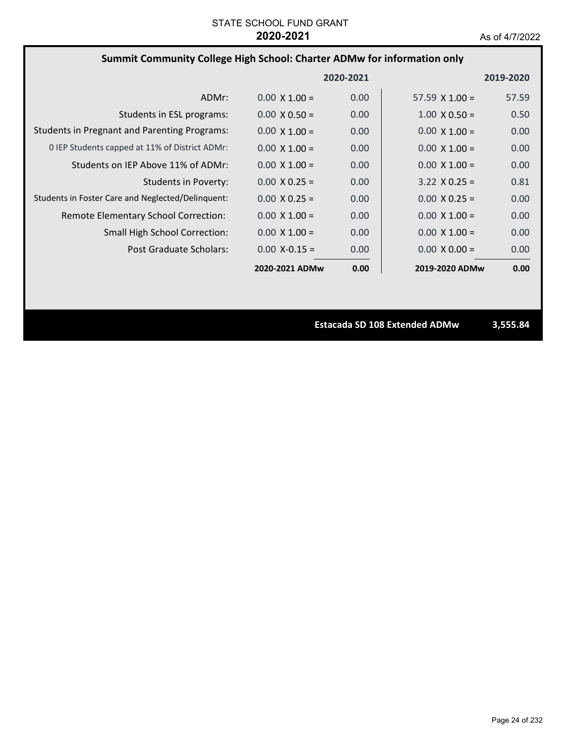STATE SCHOOL FUND GRANT
**2020-2021**

As of 4/7/2022

## Summit Community College High School: Charter ADMw for information only

| | | 2020-2021 | | 2019-2020 |
|---|---|---|---|---|
| ADMr: | 0.00 X 1.00 = | 0.00 | 57.59 X 1.00 = | 57.59 |
| Students in ESL programs: | 0.00 X 0.50 = | 0.00 | 1.00 X 0.50 = | 0.50 |
| Students in Pregnant and Parenting Programs: | 0.00 X 1.00 = | 0.00 | 0.00 X 1.00 = | 0.00 |
| 0 IEP Students capped at 11% of District ADMr: | 0.00 X 1.00 = | 0.00 | 0.00 X 1.00 = | 0.00 |
| Students on IEP Above 11% of ADMr: | 0.00 X 1.00 = | 0.00 | 0.00 X 1.00 = | 0.00 |
| Students in Poverty: | 0.00 X 0.25 = | 0.00 | 3.22 X 0.25 = | 0.81 |
| Students in Foster Care and Neglected/Delinquent: | 0.00 X 0.25 = | 0.00 | 0.00 X 0.25 = | 0.00 |
| Remote Elementary School Correction: | 0.00 X 1.00 = | 0.00 | 0.00 X 1.00 = | 0.00 |
| Small High School Correction: | 0.00 X 1.00 = | 0.00 | 0.00 X 1.00 = | 0.00 |
| Post Graduate Scholars: | 0.00 X-0.15 = | 0.00 | 0.00 X 0.00 = | 0.00 |
| | **2020-2021 ADMw** | **0.00** | **2019-2020 ADMw** | **0.00** |

**Estacada SD 108 Extended ADMw 3,555.84**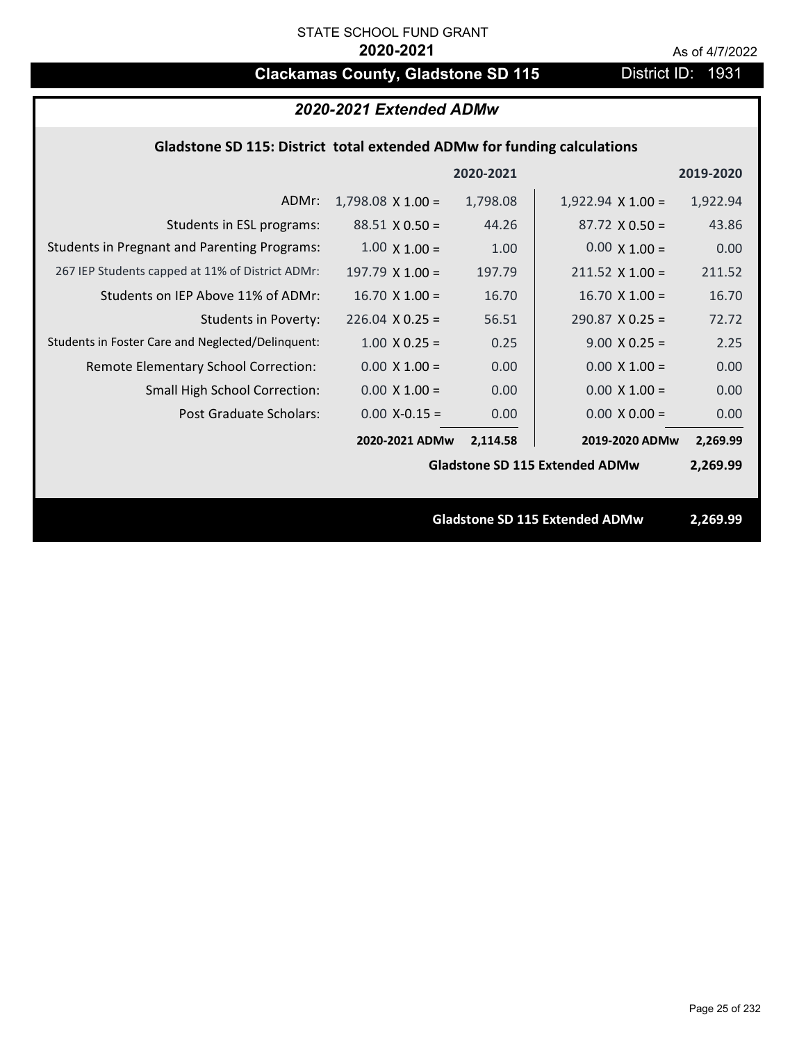STATE SCHOOL FUND GRANT

**2020-2021**

As of 4/7/2022

# Clackamas County, Gladstone SD 115

District ID: 1931

## *2020-2021 Extended ADMw*

### Gladstone SD 115: District total extended ADMw for funding calculations

| | 2020-2021 | | 2019-2020 | |
|---|---|---|---|---|
| ADMr: | 1,798.08 X 1.00 = | 1,798.08 | 1,922.94 X 1.00 = | 1,922.94 |
| Students in ESL programs: | 88.51 X 0.50 = | 44.26 | 87.72 X 0.50 = | 43.86 |
| Students in Pregnant and Parenting Programs: | 1.00 X 1.00 = | 1.00 | 0.00 X 1.00 = | 0.00 |
| 267 IEP Students capped at 11% of District ADMr: | 197.79 X 1.00 = | 197.79 | 211.52 X 1.00 = | 211.52 |
| Students on IEP Above 11% of ADMr: | 16.70 X 1.00 = | 16.70 | 16.70 X 1.00 = | 16.70 |
| Students in Poverty: | 226.04 X 0.25 = | 56.51 | 290.87 X 0.25 = | 72.72 |
| Students in Foster Care and Neglected/Delinquent: | 1.00 X 0.25 = | 0.25 | 9.00 X 0.25 = | 2.25 |
| Remote Elementary School Correction: | 0.00 X 1.00 = | 0.00 | 0.00 X 1.00 = | 0.00 |
| Small High School Correction: | 0.00 X 1.00 = | 0.00 | 0.00 X 1.00 = | 0.00 |
| Post Graduate Scholars: | 0.00 X-0.15 = | 0.00 | 0.00 X 0.00 = | 0.00 |
| | **2020-2021 ADMw** | **2,114.58** | **2019-2020 ADMw** | **2,269.99** |
| | | | **Gladstone SD 115 Extended ADMw** | **2,269.99** |

**Gladstone SD 115 Extended ADMw 2,269.99**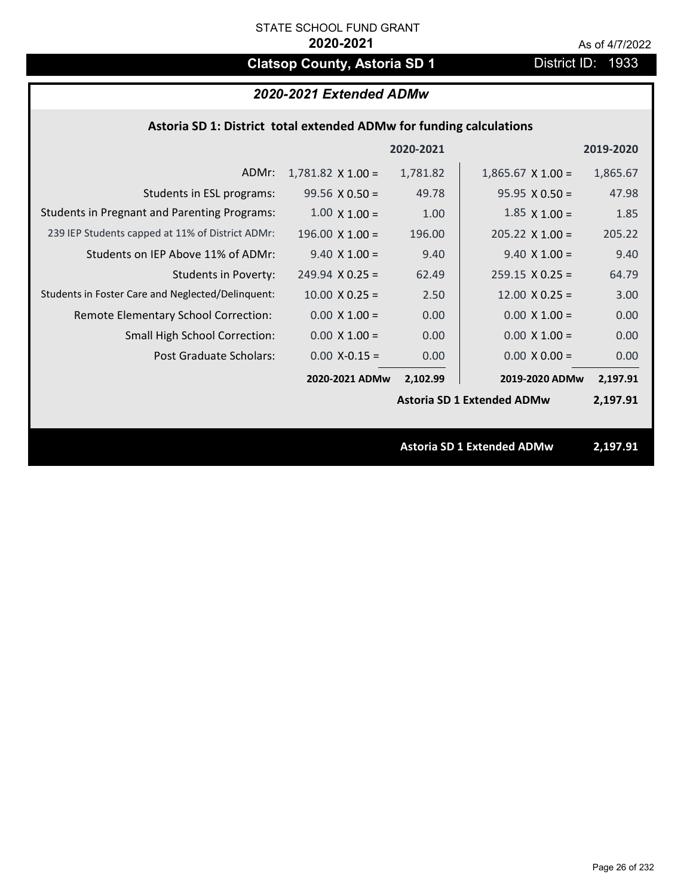STATE SCHOOL FUND GRANT

**2020-2021**

As of 4/7/2022

## Clatsop County, Astoria SD 1

District ID: 1933

### *2020-2021 Extended ADMw*

**Astoria SD 1: District total extended ADMw for funding calculations**

| | | 2020-2021 | | 2019-2020 |
|---|---|---|---|---|
| ADMr: | 1,781.82 X 1.00 = | 1,781.82 | 1,865.67 X 1.00 = | 1,865.67 |
| Students in ESL programs: | 99.56 X 0.50 = | 49.78 | 95.95 X 0.50 = | 47.98 |
| Students in Pregnant and Parenting Programs: | 1.00 X 1.00 = | 1.00 | 1.85 X 1.00 = | 1.85 |
| 239 IEP Students capped at 11% of District ADMr: | 196.00 X 1.00 = | 196.00 | 205.22 X 1.00 = | 205.22 |
| Students on IEP Above 11% of ADMr: | 9.40 X 1.00 = | 9.40 | 9.40 X 1.00 = | 9.40 |
| Students in Poverty: | 249.94 X 0.25 = | 62.49 | 259.15 X 0.25 = | 64.79 |
| Students in Foster Care and Neglected/Delinquent: | 10.00 X 0.25 = | 2.50 | 12.00 X 0.25 = | 3.00 |
| Remote Elementary School Correction: | 0.00 X 1.00 = | 0.00 | 0.00 X 1.00 = | 0.00 |
| Small High School Correction: | 0.00 X 1.00 = | 0.00 | 0.00 X 1.00 = | 0.00 |
| Post Graduate Scholars: | 0.00 X-0.15 = | 0.00 | 0.00 X 0.00 = | 0.00 |
| | **2020-2021 ADMw** | **2,102.99** | **2019-2020 ADMw** | **2,197.91** |
| | | | **Astoria SD 1 Extended ADMw** | **2,197.91** |

**Astoria SD 1 Extended ADMw 2,197.91**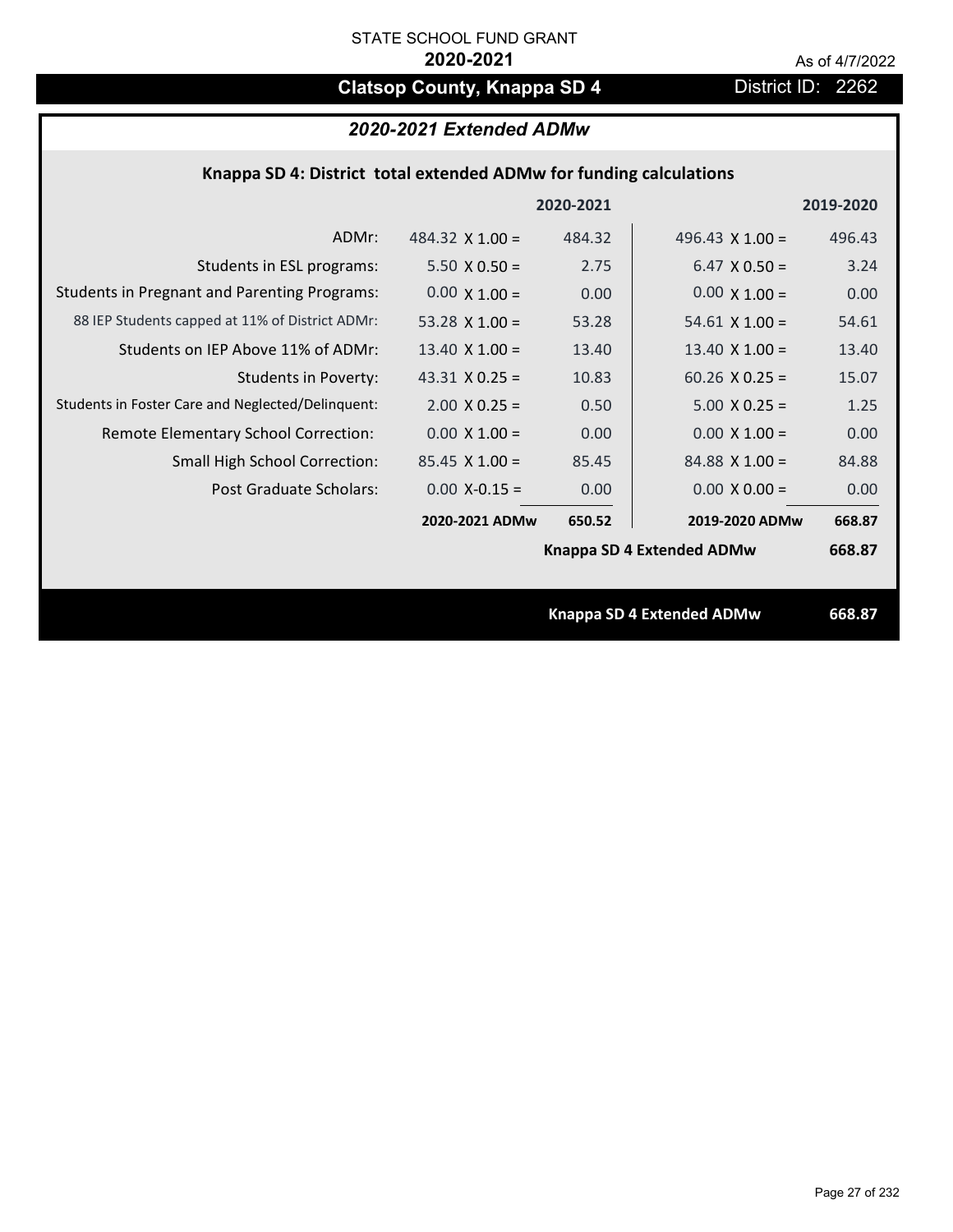STATE SCHOOL FUND GRANT

**2020-2021**

As of 4/7/2022

# Clatsop County, Knappa SD 4

District ID: 2262

## *2020-2021 Extended ADMw*

### Knappa SD 4: District total extended ADMw for funding calculations

| | 2020-2021 | | 2019-2020 | |
|---|---|---|---|---|
| ADMr: | 484.32 X 1.00 = | 484.32 | 496.43 X 1.00 = | 496.43 |
| Students in ESL programs: | 5.50 X 0.50 = | 2.75 | 6.47 X 0.50 = | 3.24 |
| Students in Pregnant and Parenting Programs: | 0.00 X 1.00 = | 0.00 | 0.00 X 1.00 = | 0.00 |
| 88 IEP Students capped at 11% of District ADMr: | 53.28 X 1.00 = | 53.28 | 54.61 X 1.00 = | 54.61 |
| Students on IEP Above 11% of ADMr: | 13.40 X 1.00 = | 13.40 | 13.40 X 1.00 = | 13.40 |
| Students in Poverty: | 43.31 X 0.25 = | 10.83 | 60.26 X 0.25 = | 15.07 |
| Students in Foster Care and Neglected/Delinquent: | 2.00 X 0.25 = | 0.50 | 5.00 X 0.25 = | 1.25 |
| Remote Elementary School Correction: | 0.00 X 1.00 = | 0.00 | 0.00 X 1.00 = | 0.00 |
| Small High School Correction: | 85.45 X 1.00 = | 85.45 | 84.88 X 1.00 = | 84.88 |
| Post Graduate Scholars: | 0.00 X-0.15 = | 0.00 | 0.00 X 0.00 = | 0.00 |
| | **2020-2021 ADMw** | **650.52** | **2019-2020 ADMw** | **668.87** |
| | | | **Knappa SD 4 Extended ADMw** | **668.87** |

**Knappa SD 4 Extended ADMw** **668.87**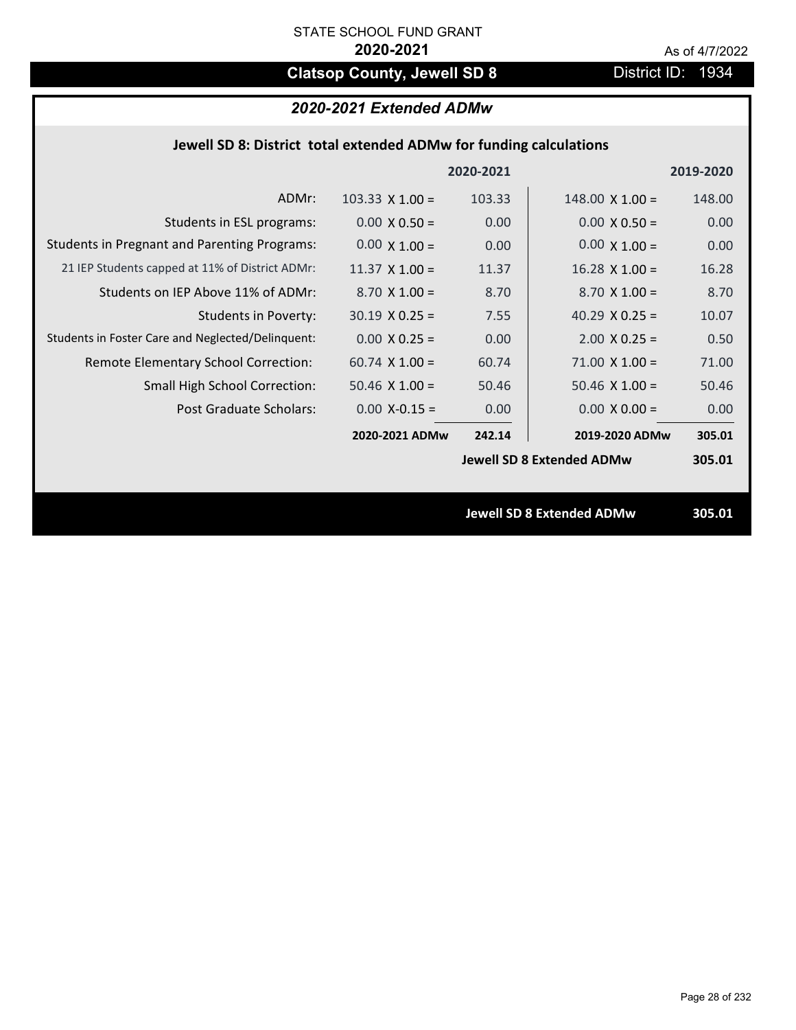STATE SCHOOL FUND GRANT

**2020-2021**

As of 4/7/2022

# Clatsop County, Jewell SD 8

District ID: 1934

## *2020-2021 Extended ADMw*

### Jewell SD 8: District total extended ADMw for funding calculations

| | | 2020-2021 | | 2019-2020 |
|---|---|---|---|---|
| ADMr: | 103.33 X 1.00 = | 103.33 | 148.00 X 1.00 = | 148.00 |
| Students in ESL programs: | 0.00 X 0.50 = | 0.00 | 0.00 X 0.50 = | 0.00 |
| Students in Pregnant and Parenting Programs: | 0.00 X 1.00 = | 0.00 | 0.00 X 1.00 = | 0.00 |
| 21 IEP Students capped at 11% of District ADMr: | 11.37 X 1.00 = | 11.37 | 16.28 X 1.00 = | 16.28 |
| Students on IEP Above 11% of ADMr: | 8.70 X 1.00 = | 8.70 | 8.70 X 1.00 = | 8.70 |
| Students in Poverty: | 30.19 X 0.25 = | 7.55 | 40.29 X 0.25 = | 10.07 |
| Students in Foster Care and Neglected/Delinquent: | 0.00 X 0.25 = | 0.00 | 2.00 X 0.25 = | 0.50 |
| Remote Elementary School Correction: | 60.74 X 1.00 = | 60.74 | 71.00 X 1.00 = | 71.00 |
| Small High School Correction: | 50.46 X 1.00 = | 50.46 | 50.46 X 1.00 = | 50.46 |
| Post Graduate Scholars: | 0.00 X-0.15 = | 0.00 | 0.00 X 0.00 = | 0.00 |
| | **2020-2021 ADMw** | **242.14** | **2019-2020 ADMw** | **305.01** |
| | | | **Jewell SD 8 Extended ADMw** | **305.01** |

**Jewell SD 8 Extended ADMw** **305.01**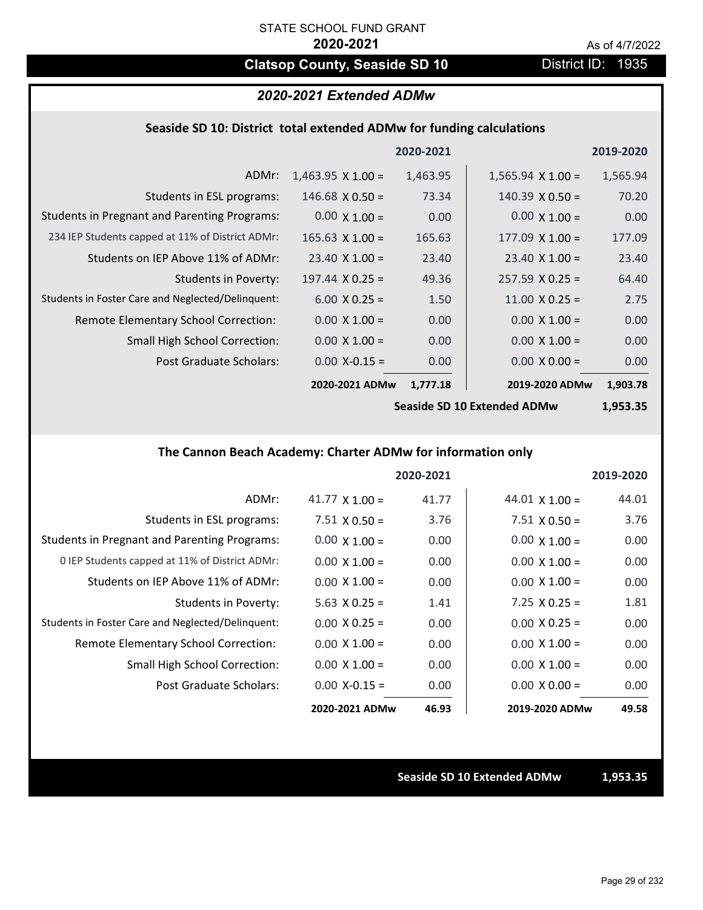STATE SCHOOL FUND GRANT

**2020-2021**

As of 4/7/2022

## Clatsop County, Seaside SD 10

District ID: 1935

### *2020-2021 Extended ADMw*

#### Seaside SD 10: District total extended ADMw for funding calculations

| | | 2020-2021 | | 2019-2020 |
|---|---|---|---|---|
| ADMr: | 1,463.95 X 1.00 = | 1,463.95 | 1,565.94 X 1.00 = | 1,565.94 |
| Students in ESL programs: | 146.68 X 0.50 = | 73.34 | 140.39 X 0.50 = | 70.20 |
| Students in Pregnant and Parenting Programs: | 0.00 X 1.00 = | 0.00 | 0.00 X 1.00 = | 0.00 |
| 234 IEP Students capped at 11% of District ADMr: | 165.63 X 1.00 = | 165.63 | 177.09 X 1.00 = | 177.09 |
| Students on IEP Above 11% of ADMr: | 23.40 X 1.00 = | 23.40 | 23.40 X 1.00 = | 23.40 |
| Students in Poverty: | 197.44 X 0.25 = | 49.36 | 257.59 X 0.25 = | 64.40 |
| Students in Foster Care and Neglected/Delinquent: | 6.00 X 0.25 = | 1.50 | 11.00 X 0.25 = | 2.75 |
| Remote Elementary School Correction: | 0.00 X 1.00 = | 0.00 | 0.00 X 1.00 = | 0.00 |
| Small High School Correction: | 0.00 X 1.00 = | 0.00 | 0.00 X 1.00 = | 0.00 |
| Post Graduate Scholars: | 0.00 X-0.15 = | 0.00 | 0.00 X 0.00 = | 0.00 |
| | **2020-2021 ADMw** | **1,777.18** | **2019-2020 ADMw** | **1,903.78** |
| | | | **Seaside SD 10 Extended ADMw** | **1,953.35** |

#### The Cannon Beach Academy: Charter ADMw for information only

| | | 2020-2021 | | 2019-2020 |
|---|---|---|---|---|
| ADMr: | 41.77 X 1.00 = | 41.77 | 44.01 X 1.00 = | 44.01 |
| Students in ESL programs: | 7.51 X 0.50 = | 3.76 | 7.51 X 0.50 = | 3.76 |
| Students in Pregnant and Parenting Programs: | 0.00 X 1.00 = | 0.00 | 0.00 X 1.00 = | 0.00 |
| 0 IEP Students capped at 11% of District ADMr: | 0.00 X 1.00 = | 0.00 | 0.00 X 1.00 = | 0.00 |
| Students on IEP Above 11% of ADMr: | 0.00 X 1.00 = | 0.00 | 0.00 X 1.00 = | 0.00 |
| Students in Poverty: | 5.63 X 0.25 = | 1.41 | 7.25 X 0.25 = | 1.81 |
| Students in Foster Care and Neglected/Delinquent: | 0.00 X 0.25 = | 0.00 | 0.00 X 0.25 = | 0.00 |
| Remote Elementary School Correction: | 0.00 X 1.00 = | 0.00 | 0.00 X 1.00 = | 0.00 |
| Small High School Correction: | 0.00 X 1.00 = | 0.00 | 0.00 X 1.00 = | 0.00 |
| Post Graduate Scholars: | 0.00 X-0.15 = | 0.00 | 0.00 X 0.00 = | 0.00 |
| | **2020-2021 ADMw** | **46.93** | **2019-2020 ADMw** | **49.58** |

**Seaside SD 10 Extended ADMw 1,953.35**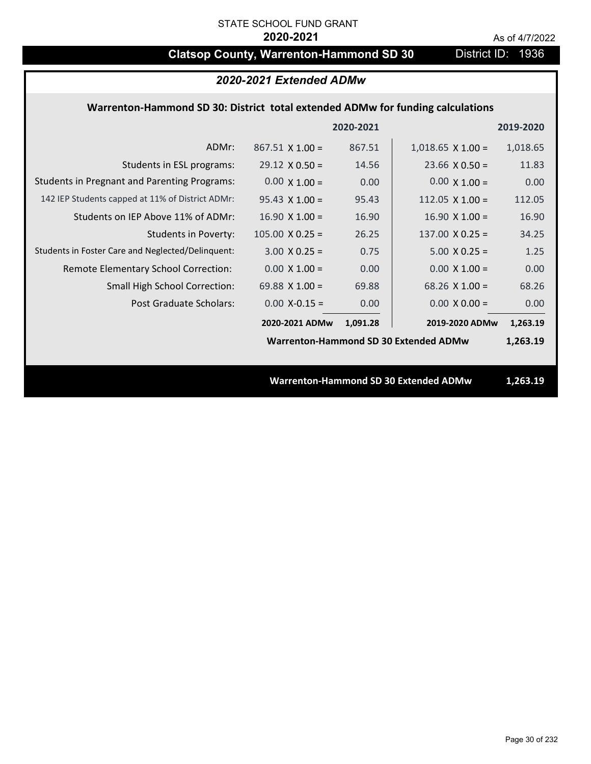STATE SCHOOL FUND GRANT

**2020-2021**

As of 4/7/2022

# Clatsop County, Warrenton-Hammond SD 30

District ID: 1936

## *2020-2021 Extended ADMw*

### Warrenton-Hammond SD 30: District total extended ADMw for funding calculations

| | | 2020-2021 | | 2019-2020 |
|---|---|---|---|---|
| ADMr: | 867.51 X 1.00 = | 867.51 | 1,018.65 X 1.00 = | 1,018.65 |
| Students in ESL programs: | 29.12 X 0.50 = | 14.56 | 23.66 X 0.50 = | 11.83 |
| Students in Pregnant and Parenting Programs: | 0.00 X 1.00 = | 0.00 | 0.00 X 1.00 = | 0.00 |
| 142 IEP Students capped at 11% of District ADMr: | 95.43 X 1.00 = | 95.43 | 112.05 X 1.00 = | 112.05 |
| Students on IEP Above 11% of ADMr: | 16.90 X 1.00 = | 16.90 | 16.90 X 1.00 = | 16.90 |
| Students in Poverty: | 105.00 X 0.25 = | 26.25 | 137.00 X 0.25 = | 34.25 |
| Students in Foster Care and Neglected/Delinquent: | 3.00 X 0.25 = | 0.75 | 5.00 X 0.25 = | 1.25 |
| Remote Elementary School Correction: | 0.00 X 1.00 = | 0.00 | 0.00 X 1.00 = | 0.00 |
| Small High School Correction: | 69.88 X 1.00 = | 69.88 | 68.26 X 1.00 = | 68.26 |
| Post Graduate Scholars: | 0.00 X-0.15 = | 0.00 | 0.00 X 0.00 = | 0.00 |
| | **2020-2021 ADMw** | **1,091.28** | **2019-2020 ADMw** | **1,263.19** |
| | | | **Warrenton-Hammond SD 30 Extended ADMw** | **1,263.19** |

**Warrenton-Hammond SD 30 Extended ADMw** **1,263.19**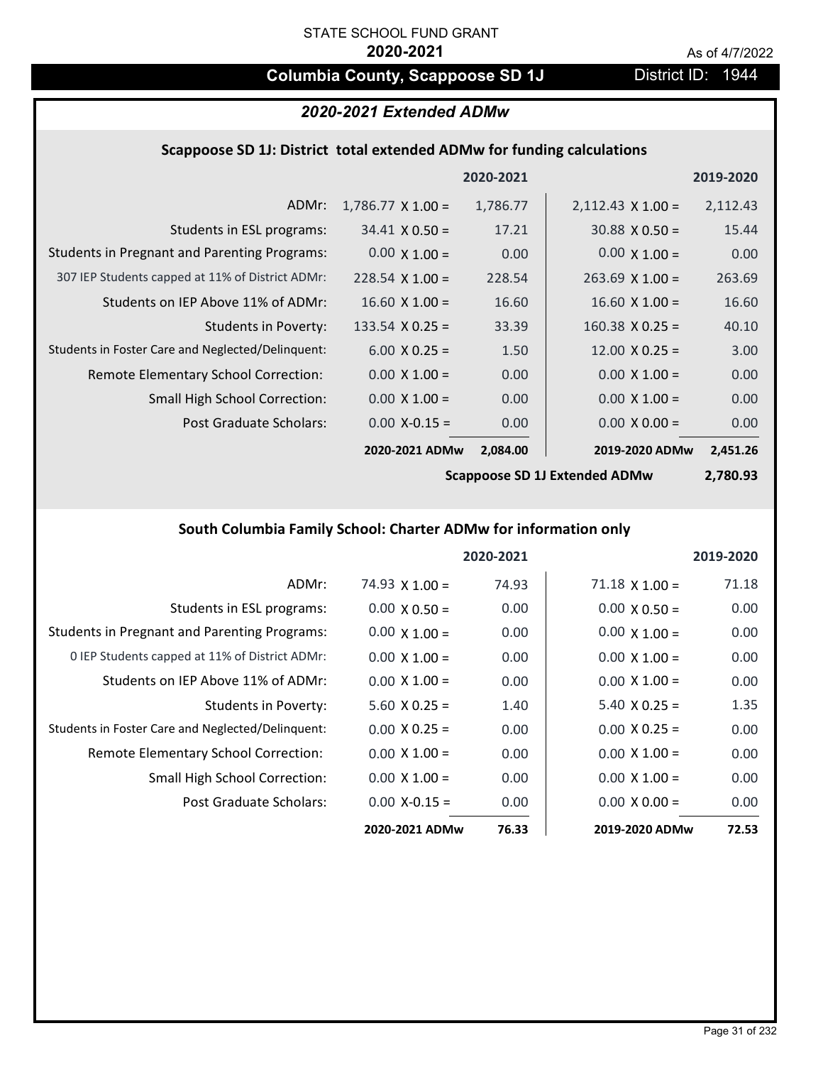STATE SCHOOL FUND GRANT

**2020-2021**

As of 4/7/2022

## Columbia County, Scappoose SD 1J

District ID: 1944

### *2020-2021 Extended ADMw*

#### Scappoose SD 1J: District total extended ADMw for funding calculations

| | | 2020-2021 | | 2019-2020 |
|---|---|---|---|---|
| ADMr: | 1,786.77 X 1.00 = | 1,786.77 | 2,112.43 X 1.00 = | 2,112.43 |
| Students in ESL programs: | 34.41 X 0.50 = | 17.21 | 30.88 X 0.50 = | 15.44 |
| Students in Pregnant and Parenting Programs: | 0.00 X 1.00 = | 0.00 | 0.00 X 1.00 = | 0.00 |
| 307 IEP Students capped at 11% of District ADMr: | 228.54 X 1.00 = | 228.54 | 263.69 X 1.00 = | 263.69 |
| Students on IEP Above 11% of ADMr: | 16.60 X 1.00 = | 16.60 | 16.60 X 1.00 = | 16.60 |
| Students in Poverty: | 133.54 X 0.25 = | 33.39 | 160.38 X 0.25 = | 40.10 |
| Students in Foster Care and Neglected/Delinquent: | 6.00 X 0.25 = | 1.50 | 12.00 X 0.25 = | 3.00 |
| Remote Elementary School Correction: | 0.00 X 1.00 = | 0.00 | 0.00 X 1.00 = | 0.00 |
| Small High School Correction: | 0.00 X 1.00 = | 0.00 | 0.00 X 1.00 = | 0.00 |
| Post Graduate Scholars: | 0.00 X-0.15 = | 0.00 | 0.00 X 0.00 = | 0.00 |
| | **2020-2021 ADMw** | **2,084.00** | **2019-2020 ADMw** | **2,451.26** |
| | | | **Scappoose SD 1J Extended ADMw** | **2,780.93** |

#### South Columbia Family School: Charter ADMw for information only

| | | 2020-2021 | | 2019-2020 |
|---|---|---|---|---|
| ADMr: | 74.93 X 1.00 = | 74.93 | 71.18 X 1.00 = | 71.18 |
| Students in ESL programs: | 0.00 X 0.50 = | 0.00 | 0.00 X 0.50 = | 0.00 |
| Students in Pregnant and Parenting Programs: | 0.00 X 1.00 = | 0.00 | 0.00 X 1.00 = | 0.00 |
| 0 IEP Students capped at 11% of District ADMr: | 0.00 X 1.00 = | 0.00 | 0.00 X 1.00 = | 0.00 |
| Students on IEP Above 11% of ADMr: | 0.00 X 1.00 = | 0.00 | 0.00 X 1.00 = | 0.00 |
| Students in Poverty: | 5.60 X 0.25 = | 1.40 | 5.40 X 0.25 = | 1.35 |
| Students in Foster Care and Neglected/Delinquent: | 0.00 X 0.25 = | 0.00 | 0.00 X 0.25 = | 0.00 |
| Remote Elementary School Correction: | 0.00 X 1.00 = | 0.00 | 0.00 X 1.00 = | 0.00 |
| Small High School Correction: | 0.00 X 1.00 = | 0.00 | 0.00 X 1.00 = | 0.00 |
| Post Graduate Scholars: | 0.00 X-0.15 = | 0.00 | 0.00 X 0.00 = | 0.00 |
| | **2020-2021 ADMw** | **76.33** | **2019-2020 ADMw** | **72.53** |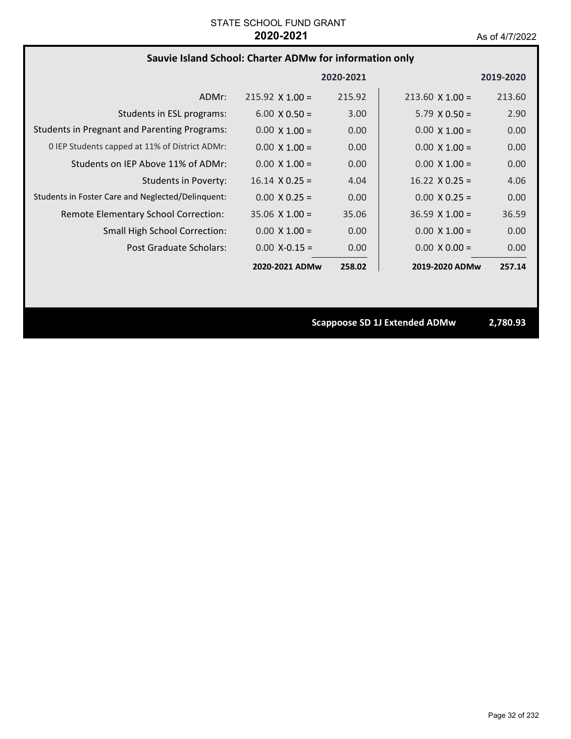STATE SCHOOL FUND GRANT
**2020-2021**
As of 4/7/2022

## Sauvie Island School: Charter ADMw for information only

| | | 2020-2021 | | 2019-2020 |
|---|---|---|---|---|
| ADMr: | 215.92 X 1.00 = | 215.92 | 213.60 X 1.00 = | 213.60 |
| Students in ESL programs: | 6.00 X 0.50 = | 3.00 | 5.79 X 0.50 = | 2.90 |
| Students in Pregnant and Parenting Programs: | 0.00 X 1.00 = | 0.00 | 0.00 X 1.00 = | 0.00 |
| 0 IEP Students capped at 11% of District ADMr: | 0.00 X 1.00 = | 0.00 | 0.00 X 1.00 = | 0.00 |
| Students on IEP Above 11% of ADMr: | 0.00 X 1.00 = | 0.00 | 0.00 X 1.00 = | 0.00 |
| Students in Poverty: | 16.14 X 0.25 = | 4.04 | 16.22 X 0.25 = | 4.06 |
| Students in Foster Care and Neglected/Delinquent: | 0.00 X 0.25 = | 0.00 | 0.00 X 0.25 = | 0.00 |
| Remote Elementary School Correction: | 35.06 X 1.00 = | 35.06 | 36.59 X 1.00 = | 36.59 |
| Small High School Correction: | 0.00 X 1.00 = | 0.00 | 0.00 X 1.00 = | 0.00 |
| Post Graduate Scholars: | 0.00 X-0.15 = | 0.00 | 0.00 X 0.00 = | 0.00 |
| | **2020-2021 ADMw** | **258.02** | **2019-2020 ADMw** | **257.14** |

**Scappoose SD 1J Extended ADMw** **2,780.93**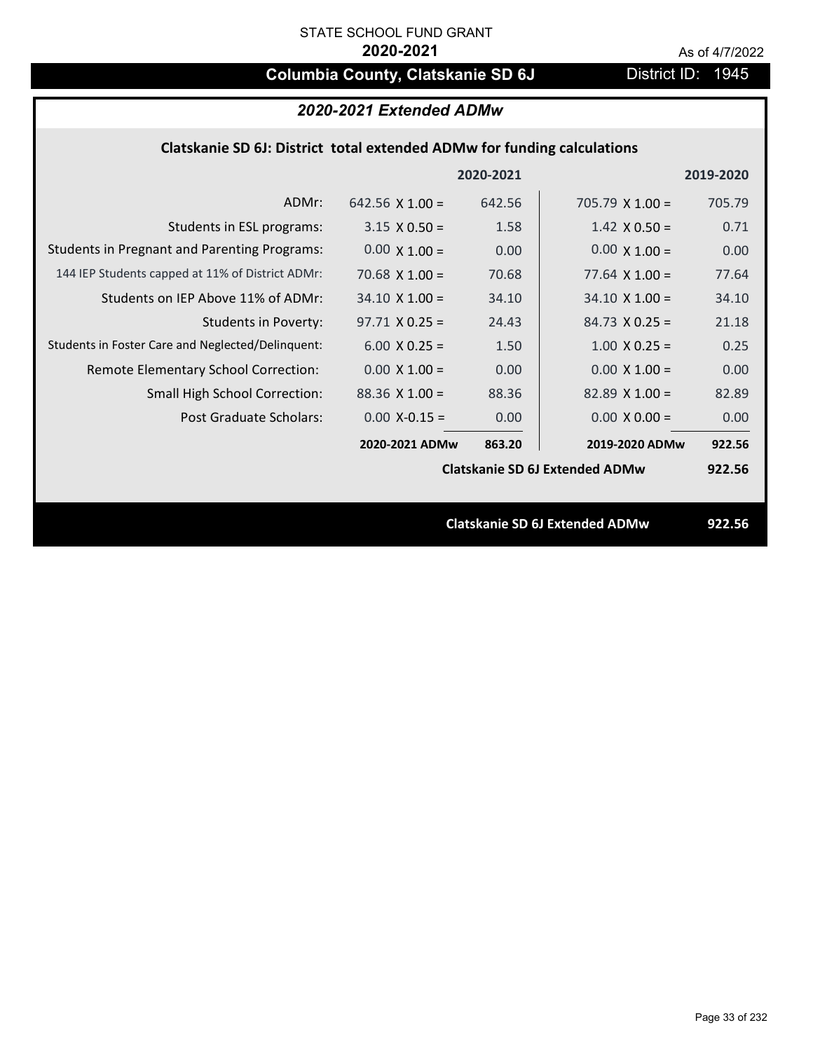STATE SCHOOL FUND GRANT

**2020-2021**

As of 4/7/2022

# Columbia County, Clatskanie SD 6J

District ID: 1945

## *2020-2021 Extended ADMw*

### Clatskanie SD 6J: District total extended ADMw for funding calculations

| | | 2020-2021 | | 2019-2020 |
|---|---|---|---|---|
| ADMr: | 642.56 X 1.00 = | 642.56 | 705.79 X 1.00 = | 705.79 |
| Students in ESL programs: | 3.15 X 0.50 = | 1.58 | 1.42 X 0.50 = | 0.71 |
| Students in Pregnant and Parenting Programs: | 0.00 X 1.00 = | 0.00 | 0.00 X 1.00 = | 0.00 |
| 144 IEP Students capped at 11% of District ADMr: | 70.68 X 1.00 = | 70.68 | 77.64 X 1.00 = | 77.64 |
| Students on IEP Above 11% of ADMr: | 34.10 X 1.00 = | 34.10 | 34.10 X 1.00 = | 34.10 |
| Students in Poverty: | 97.71 X 0.25 = | 24.43 | 84.73 X 0.25 = | 21.18 |
| Students in Foster Care and Neglected/Delinquent: | 6.00 X 0.25 = | 1.50 | 1.00 X 0.25 = | 0.25 |
| Remote Elementary School Correction: | 0.00 X 1.00 = | 0.00 | 0.00 X 1.00 = | 0.00 |
| Small High School Correction: | 88.36 X 1.00 = | 88.36 | 82.89 X 1.00 = | 82.89 |
| Post Graduate Scholars: | 0.00 X-0.15 = | 0.00 | 0.00 X 0.00 = | 0.00 |
| | **2020-2021 ADMw** | **863.20** | **2019-2020 ADMw** | **922.56** |
| | | | **Clatskanie SD 6J Extended ADMw** | **922.56** |

**Clatskanie SD 6J Extended ADMw** **922.56**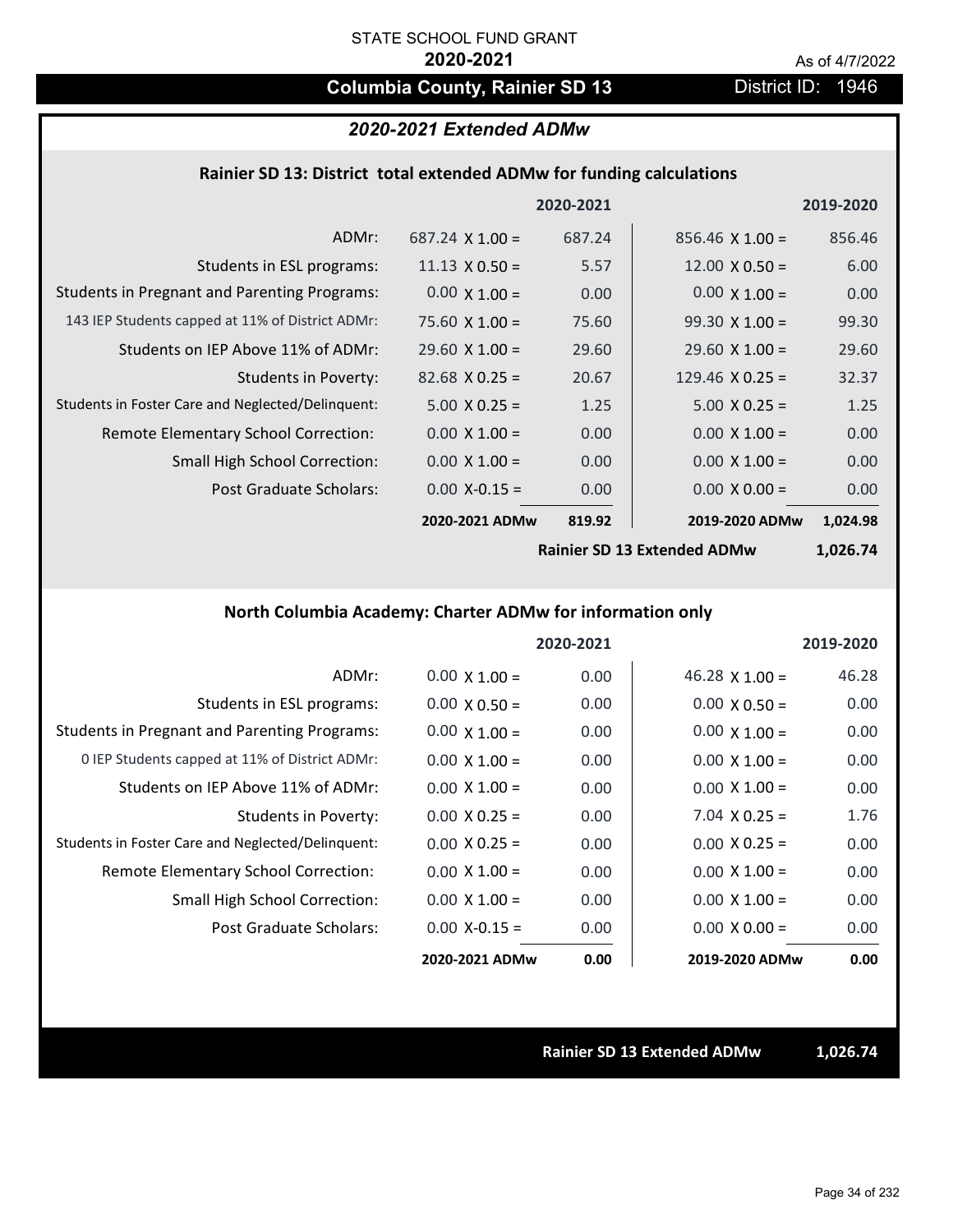STATE SCHOOL FUND GRANT

**2020-2021**

As of 4/7/2022

# Columbia County, Rainier SD 13

District ID: 1946

## *2020-2021 Extended ADMw*

### Rainier SD 13: District total extended ADMw for funding calculations

| | | 2020-2021 | | 2019-2020 |
|---|---|---|---|---|
| ADMr: | 687.24 X 1.00 = | 687.24 | 856.46 X 1.00 = | 856.46 |
| Students in ESL programs: | 11.13 X 0.50 = | 5.57 | 12.00 X 0.50 = | 6.00 |
| Students in Pregnant and Parenting Programs: | 0.00 X 1.00 = | 0.00 | 0.00 X 1.00 = | 0.00 |
| 143 IEP Students capped at 11% of District ADMr: | 75.60 X 1.00 = | 75.60 | 99.30 X 1.00 = | 99.30 |
| Students on IEP Above 11% of ADMr: | 29.60 X 1.00 = | 29.60 | 29.60 X 1.00 = | 29.60 |
| Students in Poverty: | 82.68 X 0.25 = | 20.67 | 129.46 X 0.25 = | 32.37 |
| Students in Foster Care and Neglected/Delinquent: | 5.00 X 0.25 = | 1.25 | 5.00 X 0.25 = | 1.25 |
| Remote Elementary School Correction: | 0.00 X 1.00 = | 0.00 | 0.00 X 1.00 = | 0.00 |
| Small High School Correction: | 0.00 X 1.00 = | 0.00 | 0.00 X 1.00 = | 0.00 |
| Post Graduate Scholars: | 0.00 X-0.15 = | 0.00 | 0.00 X 0.00 = | 0.00 |
| | **2020-2021 ADMw** | **819.92** | **2019-2020 ADMw** | **1,024.98** |
| | | | **Rainier SD 13 Extended ADMw** | **1,026.74** |

### North Columbia Academy: Charter ADMw for information only

| | | 2020-2021 | | 2019-2020 |
|---|---|---|---|---|
| ADMr: | 0.00 X 1.00 = | 0.00 | 46.28 X 1.00 = | 46.28 |
| Students in ESL programs: | 0.00 X 0.50 = | 0.00 | 0.00 X 0.50 = | 0.00 |
| Students in Pregnant and Parenting Programs: | 0.00 X 1.00 = | 0.00 | 0.00 X 1.00 = | 0.00 |
| 0 IEP Students capped at 11% of District ADMr: | 0.00 X 1.00 = | 0.00 | 0.00 X 1.00 = | 0.00 |
| Students on IEP Above 11% of ADMr: | 0.00 X 1.00 = | 0.00 | 0.00 X 1.00 = | 0.00 |
| Students in Poverty: | 0.00 X 0.25 = | 0.00 | 7.04 X 0.25 = | 1.76 |
| Students in Foster Care and Neglected/Delinquent: | 0.00 X 0.25 = | 0.00 | 0.00 X 0.25 = | 0.00 |
| Remote Elementary School Correction: | 0.00 X 1.00 = | 0.00 | 0.00 X 1.00 = | 0.00 |
| Small High School Correction: | 0.00 X 1.00 = | 0.00 | 0.00 X 1.00 = | 0.00 |
| Post Graduate Scholars: | 0.00 X-0.15 = | 0.00 | 0.00 X 0.00 = | 0.00 |
| | **2020-2021 ADMw** | **0.00** | **2019-2020 ADMw** | **0.00** |

**Rainier SD 13 Extended ADMw** **1,026.74**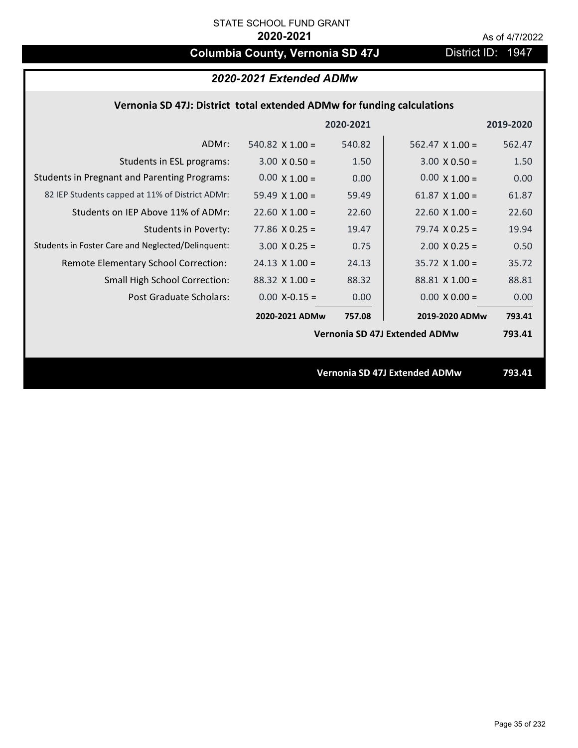STATE SCHOOL FUND GRANT

**2020-2021**

As of 4/7/2022

# Columbia County, Vernonia SD 47J

District ID: 1947

## *2020-2021 Extended ADMw*

### Vernonia SD 47J: District total extended ADMw for funding calculations

| | | 2020-2021 | | 2019-2020 |
|---|---|---|---|---|
| ADMr: | 540.82 X 1.00 = | 540.82 | 562.47 X 1.00 = | 562.47 |
| Students in ESL programs: | 3.00 X 0.50 = | 1.50 | 3.00 X 0.50 = | 1.50 |
| Students in Pregnant and Parenting Programs: | 0.00 X 1.00 = | 0.00 | 0.00 X 1.00 = | 0.00 |
| 82 IEP Students capped at 11% of District ADMr: | 59.49 X 1.00 = | 59.49 | 61.87 X 1.00 = | 61.87 |
| Students on IEP Above 11% of ADMr: | 22.60 X 1.00 = | 22.60 | 22.60 X 1.00 = | 22.60 |
| Students in Poverty: | 77.86 X 0.25 = | 19.47 | 79.74 X 0.25 = | 19.94 |
| Students in Foster Care and Neglected/Delinquent: | 3.00 X 0.25 = | 0.75 | 2.00 X 0.25 = | 0.50 |
| Remote Elementary School Correction: | 24.13 X 1.00 = | 24.13 | 35.72 X 1.00 = | 35.72 |
| Small High School Correction: | 88.32 X 1.00 = | 88.32 | 88.81 X 1.00 = | 88.81 |
| Post Graduate Scholars: | 0.00 X-0.15 = | 0.00 | 0.00 X 0.00 = | 0.00 |
| | **2020-2021 ADMw** | **757.08** | **2019-2020 ADMw** | **793.41** |
| | | | **Vernonia SD 47J Extended ADMw** | **793.41** |

**Vernonia SD 47J Extended ADMw 793.41**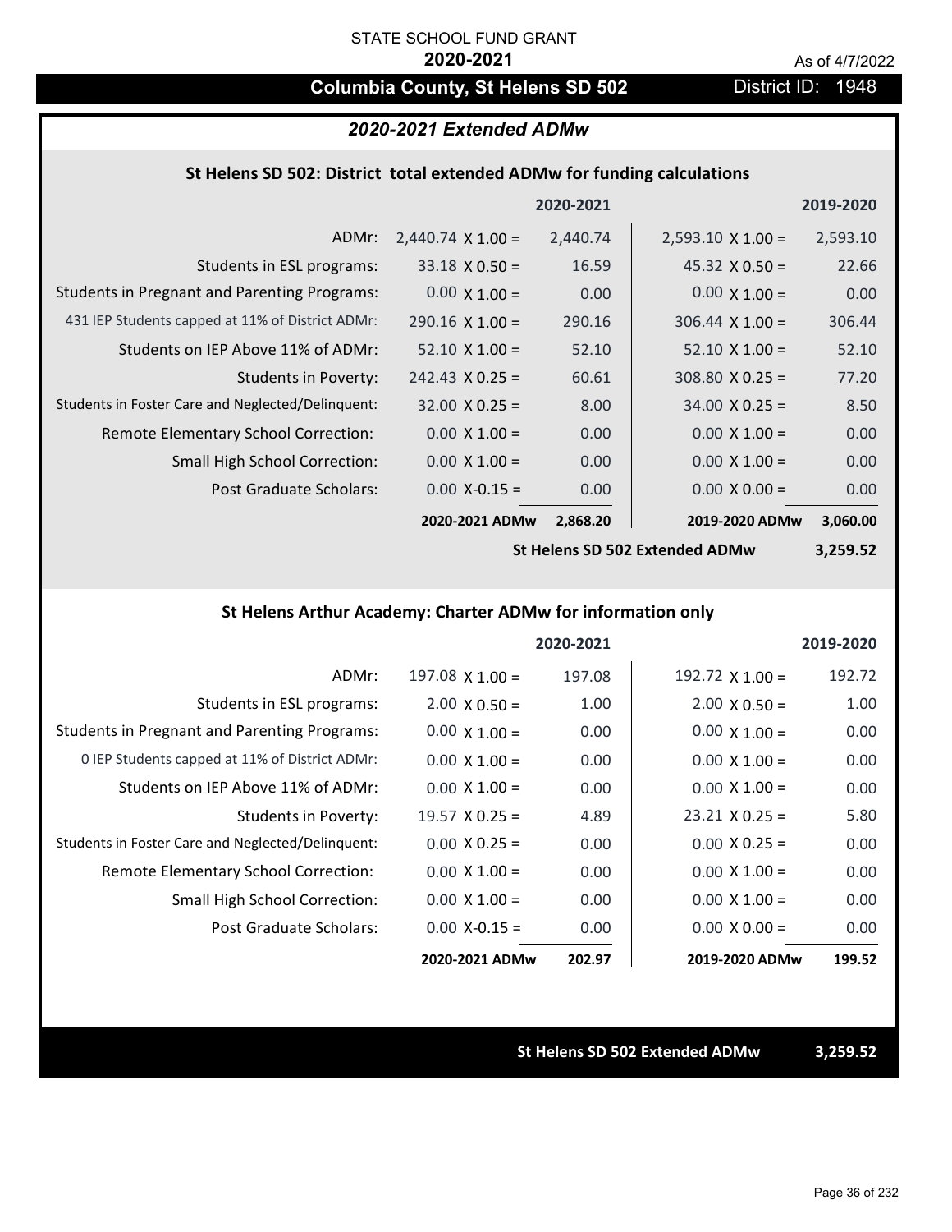STATE SCHOOL FUND GRANT

**2020-2021**

As of 4/7/2022

## Columbia County, St Helens SD 502

District ID: 1948

### *2020-2021 Extended ADMw*

#### St Helens SD 502: District total extended ADMw for funding calculations

| | | 2020-2021 | | 2019-2020 |
|---|---|---|---|---|
| ADMr: | 2,440.74 X 1.00 = | 2,440.74 | 2,593.10 X 1.00 = | 2,593.10 |
| Students in ESL programs: | 33.18 X 0.50 = | 16.59 | 45.32 X 0.50 = | 22.66 |
| Students in Pregnant and Parenting Programs: | 0.00 X 1.00 = | 0.00 | 0.00 X 1.00 = | 0.00 |
| 431 IEP Students capped at 11% of District ADMr: | 290.16 X 1.00 = | 290.16 | 306.44 X 1.00 = | 306.44 |
| Students on IEP Above 11% of ADMr: | 52.10 X 1.00 = | 52.10 | 52.10 X 1.00 = | 52.10 |
| Students in Poverty: | 242.43 X 0.25 = | 60.61 | 308.80 X 0.25 = | 77.20 |
| Students in Foster Care and Neglected/Delinquent: | 32.00 X 0.25 = | 8.00 | 34.00 X 0.25 = | 8.50 |
| Remote Elementary School Correction: | 0.00 X 1.00 = | 0.00 | 0.00 X 1.00 = | 0.00 |
| Small High School Correction: | 0.00 X 1.00 = | 0.00 | 0.00 X 1.00 = | 0.00 |
| Post Graduate Scholars: | 0.00 X-0.15 = | 0.00 | 0.00 X 0.00 = | 0.00 |
| | **2020-2021 ADMw** | **2,868.20** | **2019-2020 ADMw** | **3,060.00** |
| | | | **St Helens SD 502 Extended ADMw** | **3,259.52** |

#### St Helens Arthur Academy: Charter ADMw for information only

| | | 2020-2021 | | 2019-2020 |
|---|---|---|---|---|
| ADMr: | 197.08 X 1.00 = | 197.08 | 192.72 X 1.00 = | 192.72 |
| Students in ESL programs: | 2.00 X 0.50 = | 1.00 | 2.00 X 0.50 = | 1.00 |
| Students in Pregnant and Parenting Programs: | 0.00 X 1.00 = | 0.00 | 0.00 X 1.00 = | 0.00 |
| 0 IEP Students capped at 11% of District ADMr: | 0.00 X 1.00 = | 0.00 | 0.00 X 1.00 = | 0.00 |
| Students on IEP Above 11% of ADMr: | 0.00 X 1.00 = | 0.00 | 0.00 X 1.00 = | 0.00 |
| Students in Poverty: | 19.57 X 0.25 = | 4.89 | 23.21 X 0.25 = | 5.80 |
| Students in Foster Care and Neglected/Delinquent: | 0.00 X 0.25 = | 0.00 | 0.00 X 0.25 = | 0.00 |
| Remote Elementary School Correction: | 0.00 X 1.00 = | 0.00 | 0.00 X 1.00 = | 0.00 |
| Small High School Correction: | 0.00 X 1.00 = | 0.00 | 0.00 X 1.00 = | 0.00 |
| Post Graduate Scholars: | 0.00 X-0.15 = | 0.00 | 0.00 X 0.00 = | 0.00 |
| | **2020-2021 ADMw** | **202.97** | **2019-2020 ADMw** | **199.52** |

**St Helens SD 502 Extended ADMw** **3,259.52**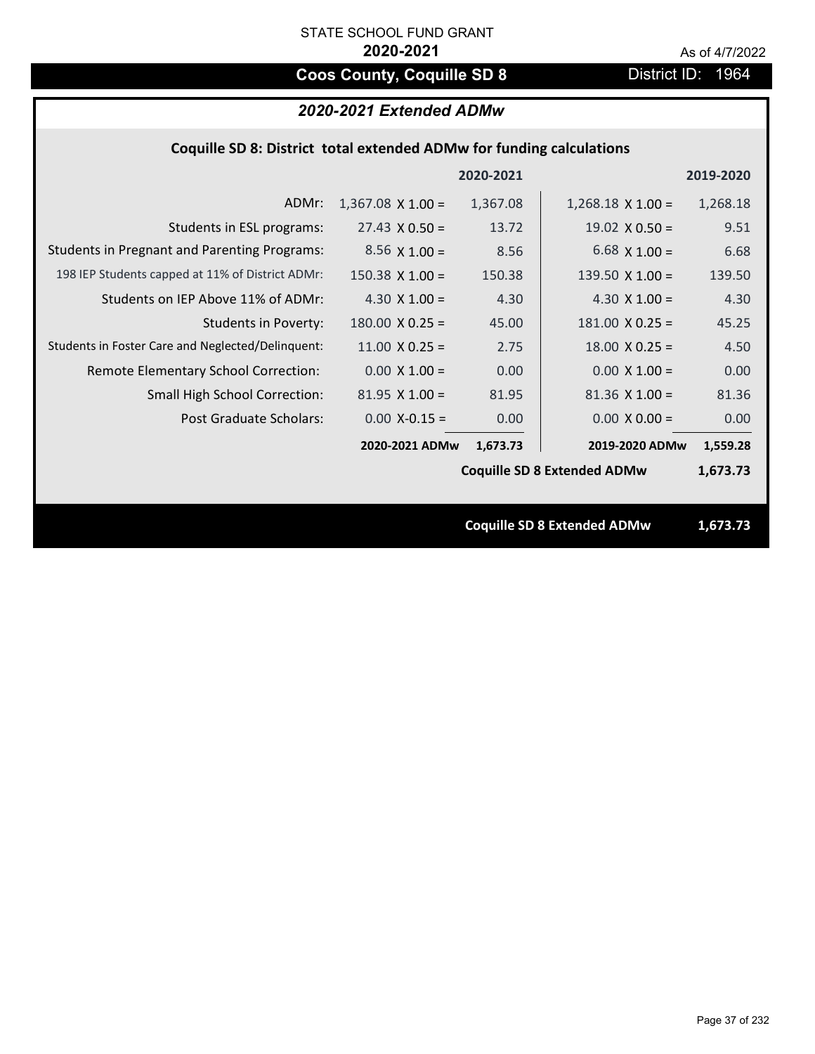STATE SCHOOL FUND GRANT

**2020-2021**

As of 4/7/2022

## Coos County, Coquille SD 8

District ID: 1964

### *2020-2021 Extended ADMw*

**Coquille SD 8: District total extended ADMw for funding calculations**

| | | 2020-2021 | | 2019-2020 |
|---|---|---|---|---|
| ADMr: | 1,367.08 X 1.00 = | 1,367.08 | 1,268.18 X 1.00 = | 1,268.18 |
| Students in ESL programs: | 27.43 X 0.50 = | 13.72 | 19.02 X 0.50 = | 9.51 |
| Students in Pregnant and Parenting Programs: | 8.56 X 1.00 = | 8.56 | 6.68 X 1.00 = | 6.68 |
| 198 IEP Students capped at 11% of District ADMr: | 150.38 X 1.00 = | 150.38 | 139.50 X 1.00 = | 139.50 |
| Students on IEP Above 11% of ADMr: | 4.30 X 1.00 = | 4.30 | 4.30 X 1.00 = | 4.30 |
| Students in Poverty: | 180.00 X 0.25 = | 45.00 | 181.00 X 0.25 = | 45.25 |
| Students in Foster Care and Neglected/Delinquent: | 11.00 X 0.25 = | 2.75 | 18.00 X 0.25 = | 4.50 |
| Remote Elementary School Correction: | 0.00 X 1.00 = | 0.00 | 0.00 X 1.00 = | 0.00 |
| Small High School Correction: | 81.95 X 1.00 = | 81.95 | 81.36 X 1.00 = | 81.36 |
| Post Graduate Scholars: | 0.00 X-0.15 = | 0.00 | 0.00 X 0.00 = | 0.00 |
| | **2020-2021 ADMw** | **1,673.73** | **2019-2020 ADMw** | **1,559.28** |
| | | | **Coquille SD 8 Extended ADMw** | **1,673.73** |

**Coquille SD 8 Extended ADMw 1,673.73**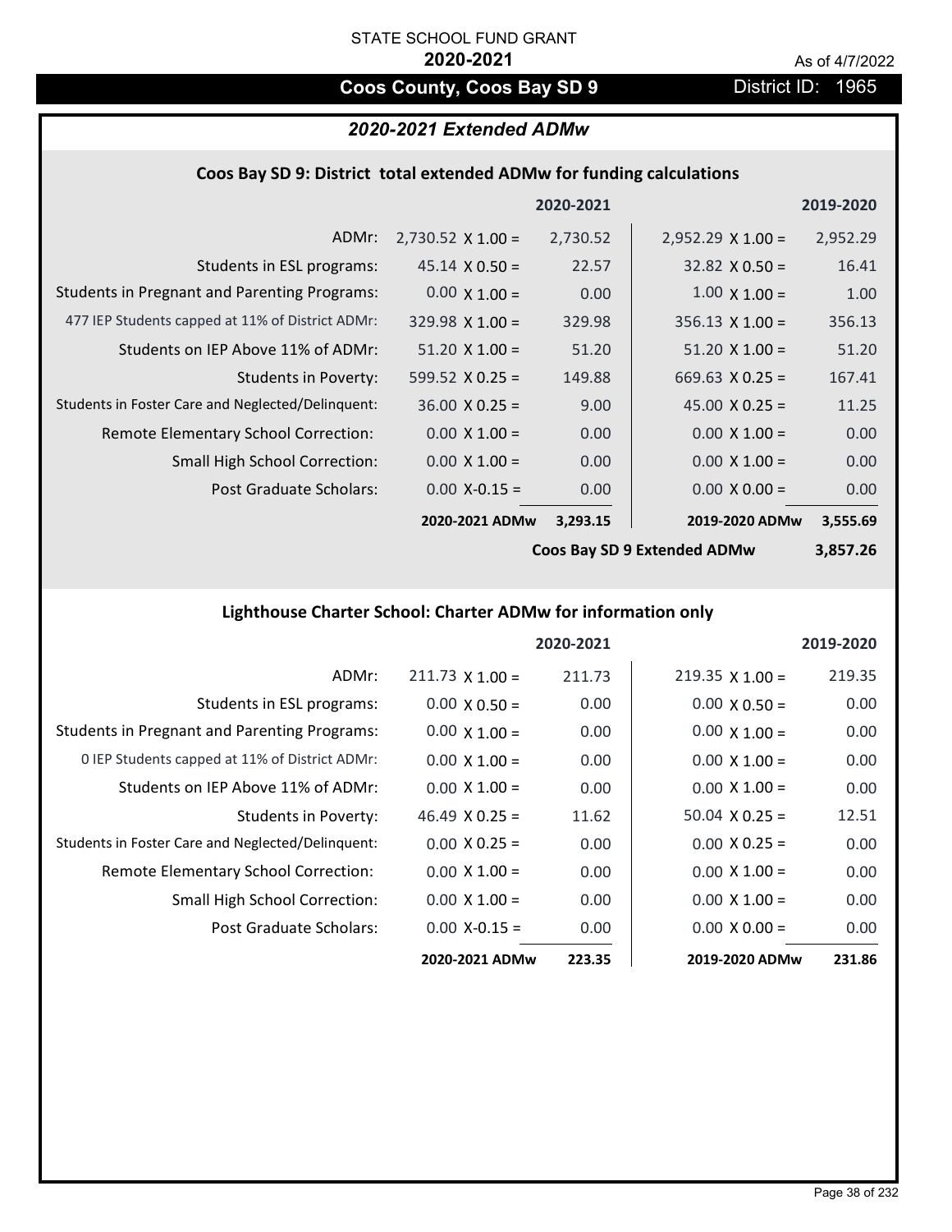STATE SCHOOL FUND GRANT

**2020-2021**

As of 4/7/2022

# Coos County, Coos Bay SD 9

District ID: 1965

## *2020-2021 Extended ADMw*

### Coos Bay SD 9: District total extended ADMw for funding calculations

| | | 2020-2021 | | 2019-2020 |
|---|---|---|---|---|
| ADMr: | 2,730.52 X 1.00 = | 2,730.52 | 2,952.29 X 1.00 = | 2,952.29 |
| Students in ESL programs: | 45.14 X 0.50 = | 22.57 | 32.82 X 0.50 = | 16.41 |
| Students in Pregnant and Parenting Programs: | 0.00 X 1.00 = | 0.00 | 1.00 X 1.00 = | 1.00 |
| 477 IEP Students capped at 11% of District ADMr: | 329.98 X 1.00 = | 329.98 | 356.13 X 1.00 = | 356.13 |
| Students on IEP Above 11% of ADMr: | 51.20 X 1.00 = | 51.20 | 51.20 X 1.00 = | 51.20 |
| Students in Poverty: | 599.52 X 0.25 = | 149.88 | 669.63 X 0.25 = | 167.41 |
| Students in Foster Care and Neglected/Delinquent: | 36.00 X 0.25 = | 9.00 | 45.00 X 0.25 = | 11.25 |
| Remote Elementary School Correction: | 0.00 X 1.00 = | 0.00 | 0.00 X 1.00 = | 0.00 |
| Small High School Correction: | 0.00 X 1.00 = | 0.00 | 0.00 X 1.00 = | 0.00 |
| Post Graduate Scholars: | 0.00 X-0.15 = | 0.00 | 0.00 X 0.00 = | 0.00 |
| | **2020-2021 ADMw** | **3,293.15** | **2019-2020 ADMw** | **3,555.69** |
| | | | **Coos Bay SD 9 Extended ADMw** | **3,857.26** |

### Lighthouse Charter School: Charter ADMw for information only

| | | 2020-2021 | | 2019-2020 |
|---|---|---|---|---|
| ADMr: | 211.73 X 1.00 = | 211.73 | 219.35 X 1.00 = | 219.35 |
| Students in ESL programs: | 0.00 X 0.50 = | 0.00 | 0.00 X 0.50 = | 0.00 |
| Students in Pregnant and Parenting Programs: | 0.00 X 1.00 = | 0.00 | 0.00 X 1.00 = | 0.00 |
| 0 IEP Students capped at 11% of District ADMr: | 0.00 X 1.00 = | 0.00 | 0.00 X 1.00 = | 0.00 |
| Students on IEP Above 11% of ADMr: | 0.00 X 1.00 = | 0.00 | 0.00 X 1.00 = | 0.00 |
| Students in Poverty: | 46.49 X 0.25 = | 11.62 | 50.04 X 0.25 = | 12.51 |
| Students in Foster Care and Neglected/Delinquent: | 0.00 X 0.25 = | 0.00 | 0.00 X 0.25 = | 0.00 |
| Remote Elementary School Correction: | 0.00 X 1.00 = | 0.00 | 0.00 X 1.00 = | 0.00 |
| Small High School Correction: | 0.00 X 1.00 = | 0.00 | 0.00 X 1.00 = | 0.00 |
| Post Graduate Scholars: | 0.00 X-0.15 = | 0.00 | 0.00 X 0.00 = | 0.00 |
| | **2020-2021 ADMw** | **223.35** | **2019-2020 ADMw** | **231.86** |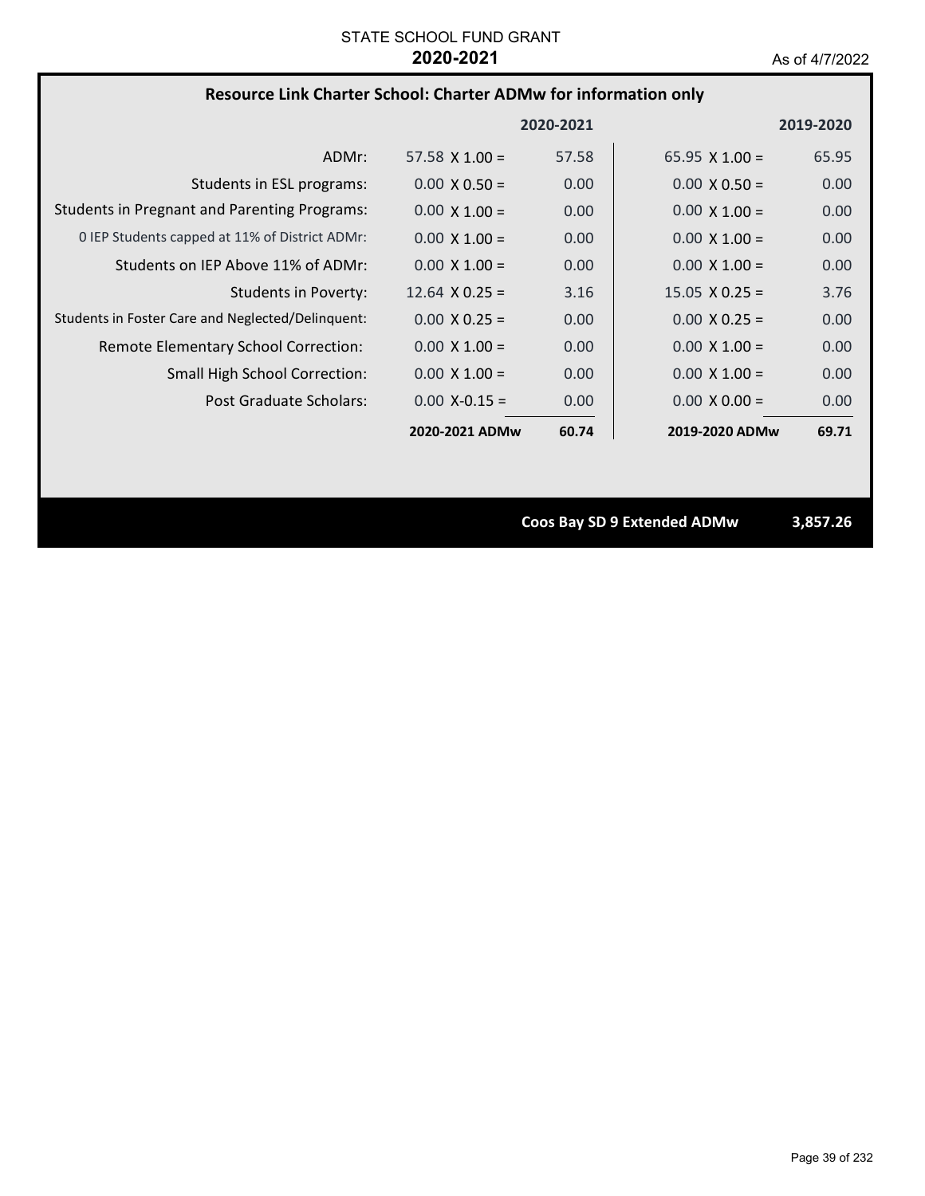STATE SCHOOL FUND GRANT
**2020-2021**
As of 4/7/2022

## Resource Link Charter School: Charter ADMw for information only

| | 2020-2021 | | 2019-2020 | |
|---|---|---|---|---|
| ADMr: | 57.58 X 1.00 = | 57.58 | 65.95 X 1.00 = | 65.95 |
| Students in ESL programs: | 0.00 X 0.50 = | 0.00 | 0.00 X 0.50 = | 0.00 |
| Students in Pregnant and Parenting Programs: | 0.00 X 1.00 = | 0.00 | 0.00 X 1.00 = | 0.00 |
| 0 IEP Students capped at 11% of District ADMr: | 0.00 X 1.00 = | 0.00 | 0.00 X 1.00 = | 0.00 |
| Students on IEP Above 11% of ADMr: | 0.00 X 1.00 = | 0.00 | 0.00 X 1.00 = | 0.00 |
| Students in Poverty: | 12.64 X 0.25 = | 3.16 | 15.05 X 0.25 = | 3.76 |
| Students in Foster Care and Neglected/Delinquent: | 0.00 X 0.25 = | 0.00 | 0.00 X 0.25 = | 0.00 |
| Remote Elementary School Correction: | 0.00 X 1.00 = | 0.00 | 0.00 X 1.00 = | 0.00 |
| Small High School Correction: | 0.00 X 1.00 = | 0.00 | 0.00 X 1.00 = | 0.00 |
| Post Graduate Scholars: | 0.00 X-0.15 = | 0.00 | 0.00 X 0.00 = | 0.00 |
| | **2020-2021 ADMw** | **60.74** | **2019-2020 ADMw** | **69.71** |

**Coos Bay SD 9 Extended ADMw** **3,857.26**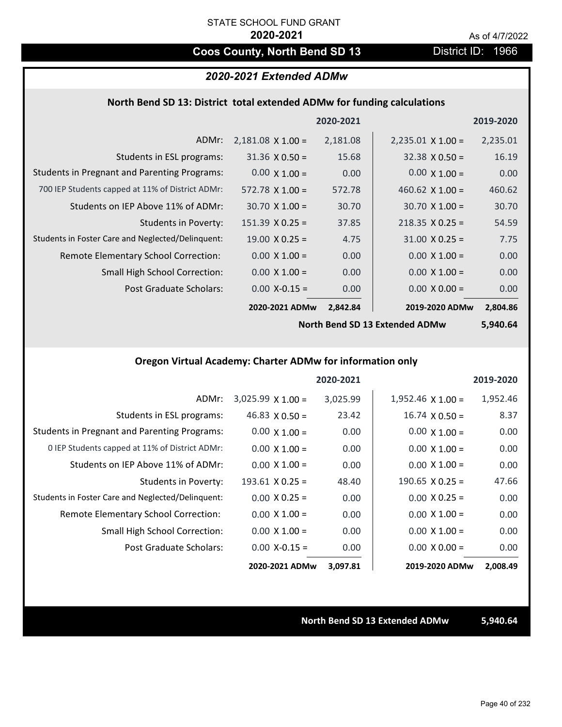STATE SCHOOL FUND GRANT

**2020-2021**

As of 4/7/2022

## Coos County, North Bend SD 13

District ID: 1966

### *2020-2021 Extended ADMw*

#### North Bend SD 13: District total extended ADMw for funding calculations

| | | 2020-2021 | | 2019-2020 |
|---|---|---|---|---|
| ADMr: | 2,181.08 X 1.00 = | 2,181.08 | 2,235.01 X 1.00 = | 2,235.01 |
| Students in ESL programs: | 31.36 X 0.50 = | 15.68 | 32.38 X 0.50 = | 16.19 |
| Students in Pregnant and Parenting Programs: | 0.00 X 1.00 = | 0.00 | 0.00 X 1.00 = | 0.00 |
| 700 IEP Students capped at 11% of District ADMr: | 572.78 X 1.00 = | 572.78 | 460.62 X 1.00 = | 460.62 |
| Students on IEP Above 11% of ADMr: | 30.70 X 1.00 = | 30.70 | 30.70 X 1.00 = | 30.70 |
| Students in Poverty: | 151.39 X 0.25 = | 37.85 | 218.35 X 0.25 = | 54.59 |
| Students in Foster Care and Neglected/Delinquent: | 19.00 X 0.25 = | 4.75 | 31.00 X 0.25 = | 7.75 |
| Remote Elementary School Correction: | 0.00 X 1.00 = | 0.00 | 0.00 X 1.00 = | 0.00 |
| Small High School Correction: | 0.00 X 1.00 = | 0.00 | 0.00 X 1.00 = | 0.00 |
| Post Graduate Scholars: | 0.00 X-0.15 = | 0.00 | 0.00 X 0.00 = | 0.00 |
| | **2020-2021 ADMw** | **2,842.84** | **2019-2020 ADMw** | **2,804.86** |
| | | | **North Bend SD 13 Extended ADMw** | **5,940.64** |

#### Oregon Virtual Academy: Charter ADMw for information only

| | | 2020-2021 | | 2019-2020 |
|---|---|---|---|---|
| ADMr: | 3,025.99 X 1.00 = | 3,025.99 | 1,952.46 X 1.00 = | 1,952.46 |
| Students in ESL programs: | 46.83 X 0.50 = | 23.42 | 16.74 X 0.50 = | 8.37 |
| Students in Pregnant and Parenting Programs: | 0.00 X 1.00 = | 0.00 | 0.00 X 1.00 = | 0.00 |
| 0 IEP Students capped at 11% of District ADMr: | 0.00 X 1.00 = | 0.00 | 0.00 X 1.00 = | 0.00 |
| Students on IEP Above 11% of ADMr: | 0.00 X 1.00 = | 0.00 | 0.00 X 1.00 = | 0.00 |
| Students in Poverty: | 193.61 X 0.25 = | 48.40 | 190.65 X 0.25 = | 47.66 |
| Students in Foster Care and Neglected/Delinquent: | 0.00 X 0.25 = | 0.00 | 0.00 X 0.25 = | 0.00 |
| Remote Elementary School Correction: | 0.00 X 1.00 = | 0.00 | 0.00 X 1.00 = | 0.00 |
| Small High School Correction: | 0.00 X 1.00 = | 0.00 | 0.00 X 1.00 = | 0.00 |
| Post Graduate Scholars: | 0.00 X-0.15 = | 0.00 | 0.00 X 0.00 = | 0.00 |
| | **2020-2021 ADMw** | **3,097.81** | **2019-2020 ADMw** | **2,008.49** |

**North Bend SD 13 Extended ADMw** **5,940.64**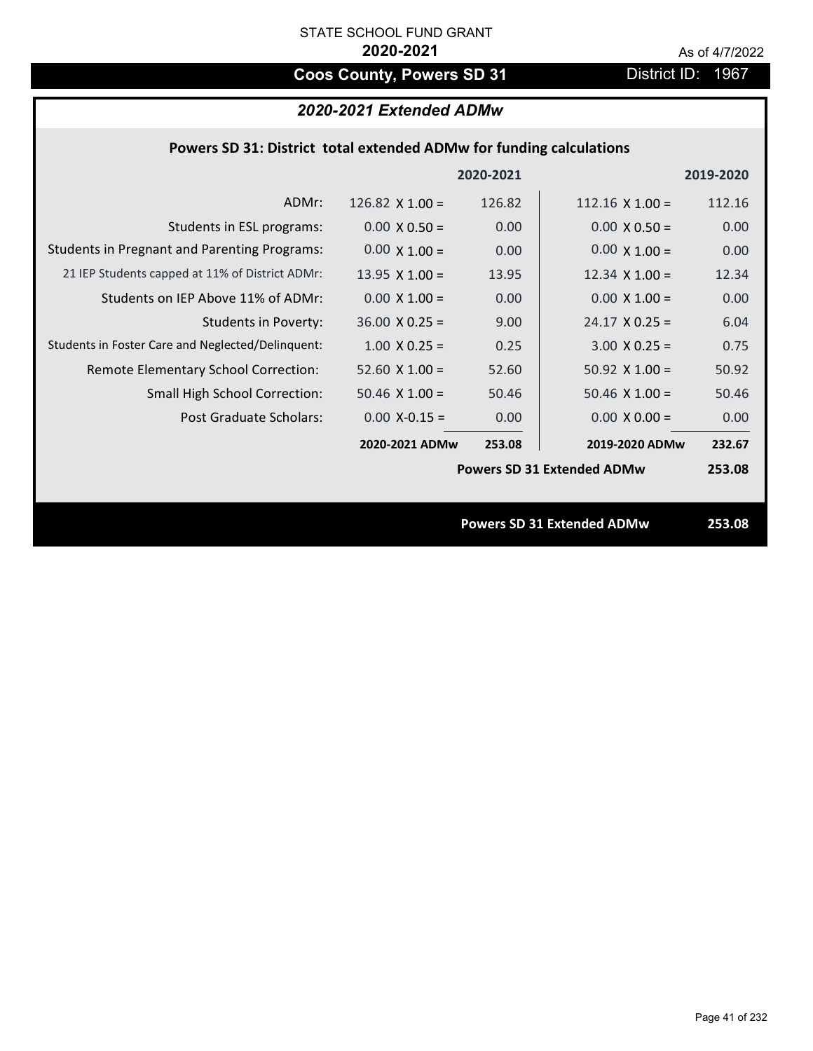STATE SCHOOL FUND GRANT

**2020-2021**

As of 4/7/2022

# Coos County, Powers SD 31

District ID: 1967

## *2020-2021 Extended ADMw*

### Powers SD 31: District total extended ADMw for funding calculations

| | | 2020-2021 | | 2019-2020 |
|---|---|---|---|---|
| ADMr: | 126.82 X 1.00 = | 126.82 | 112.16 X 1.00 = | 112.16 |
| Students in ESL programs: | 0.00 X 0.50 = | 0.00 | 0.00 X 0.50 = | 0.00 |
| Students in Pregnant and Parenting Programs: | 0.00 X 1.00 = | 0.00 | 0.00 X 1.00 = | 0.00 |
| 21 IEP Students capped at 11% of District ADMr: | 13.95 X 1.00 = | 13.95 | 12.34 X 1.00 = | 12.34 |
| Students on IEP Above 11% of ADMr: | 0.00 X 1.00 = | 0.00 | 0.00 X 1.00 = | 0.00 |
| Students in Poverty: | 36.00 X 0.25 = | 9.00 | 24.17 X 0.25 = | 6.04 |
| Students in Foster Care and Neglected/Delinquent: | 1.00 X 0.25 = | 0.25 | 3.00 X 0.25 = | 0.75 |
| Remote Elementary School Correction: | 52.60 X 1.00 = | 52.60 | 50.92 X 1.00 = | 50.92 |
| Small High School Correction: | 50.46 X 1.00 = | 50.46 | 50.46 X 1.00 = | 50.46 |
| Post Graduate Scholars: | 0.00 X-0.15 = | 0.00 | 0.00 X 0.00 = | 0.00 |
| | **2020-2021 ADMw** | **253.08** | **2019-2020 ADMw** | **232.67** |
| | | | **Powers SD 31 Extended ADMw** | **253.08** |

**Powers SD 31 Extended ADMw** **253.08**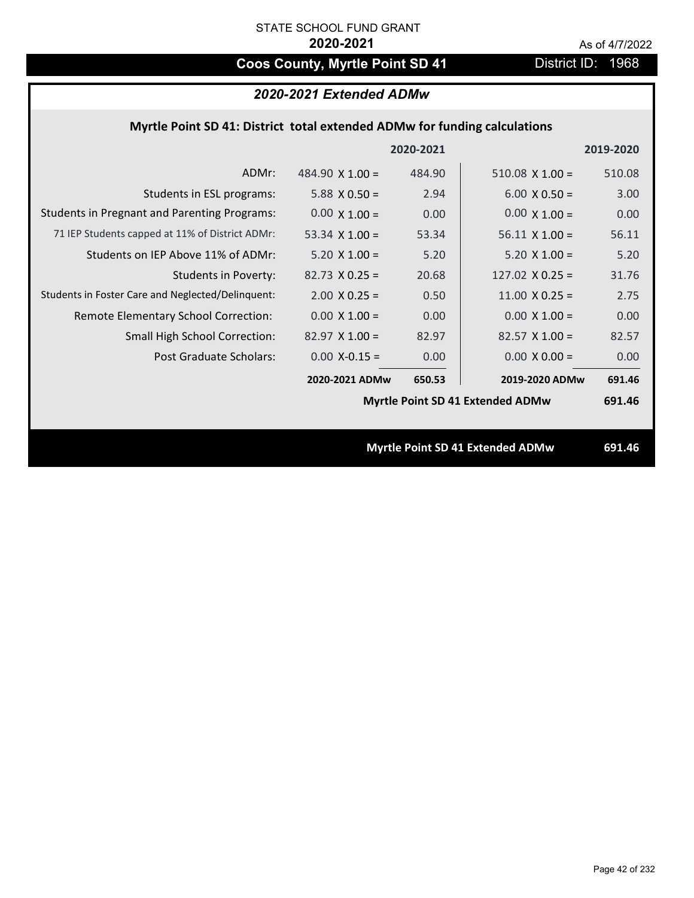STATE SCHOOL FUND GRANT

**2020-2021**

As of 4/7/2022

# Coos County, Myrtle Point SD 41

District ID: 1968

## *2020-2021 Extended ADMw*

### Myrtle Point SD 41: District total extended ADMw for funding calculations

| | | 2020-2021 | | 2019-2020 |
|---|---|---|---|---|
| ADMr: | 484.90 X 1.00 = | 484.90 | 510.08 X 1.00 = | 510.08 |
| Students in ESL programs: | 5.88 X 0.50 = | 2.94 | 6.00 X 0.50 = | 3.00 |
| Students in Pregnant and Parenting Programs: | 0.00 X 1.00 = | 0.00 | 0.00 X 1.00 = | 0.00 |
| 71 IEP Students capped at 11% of District ADMr: | 53.34 X 1.00 = | 53.34 | 56.11 X 1.00 = | 56.11 |
| Students on IEP Above 11% of ADMr: | 5.20 X 1.00 = | 5.20 | 5.20 X 1.00 = | 5.20 |
| Students in Poverty: | 82.73 X 0.25 = | 20.68 | 127.02 X 0.25 = | 31.76 |
| Students in Foster Care and Neglected/Delinquent: | 2.00 X 0.25 = | 0.50 | 11.00 X 0.25 = | 2.75 |
| Remote Elementary School Correction: | 0.00 X 1.00 = | 0.00 | 0.00 X 1.00 = | 0.00 |
| Small High School Correction: | 82.97 X 1.00 = | 82.97 | 82.57 X 1.00 = | 82.57 |
| Post Graduate Scholars: | 0.00 X-0.15 = | 0.00 | 0.00 X 0.00 = | 0.00 |
| | **2020-2021 ADMw** | **650.53** | **2019-2020 ADMw** | **691.46** |
| | | | **Myrtle Point SD 41 Extended ADMw** | **691.46** |

**Myrtle Point SD 41 Extended ADMw** **691.46**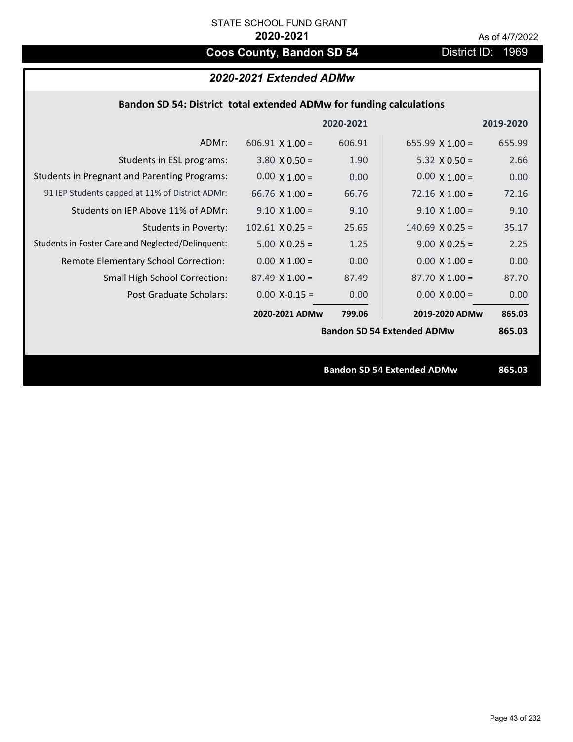STATE SCHOOL FUND GRANT

**2020-2021**

As of 4/7/2022

## Coos County, Bandon SD 54

District ID: 1969

### *2020-2021 Extended ADMw*

**Bandon SD 54: District total extended ADMw for funding calculations**

| | | 2020-2021 | | 2019-2020 |
|---|---|---|---|---|
| ADMr: | 606.91 X 1.00 = | 606.91 | 655.99 X 1.00 = | 655.99 |
| Students in ESL programs: | 3.80 X 0.50 = | 1.90 | 5.32 X 0.50 = | 2.66 |
| Students in Pregnant and Parenting Programs: | 0.00 X 1.00 = | 0.00 | 0.00 X 1.00 = | 0.00 |
| 91 IEP Students capped at 11% of District ADMr: | 66.76 X 1.00 = | 66.76 | 72.16 X 1.00 = | 72.16 |
| Students on IEP Above 11% of ADMr: | 9.10 X 1.00 = | 9.10 | 9.10 X 1.00 = | 9.10 |
| Students in Poverty: | 102.61 X 0.25 = | 25.65 | 140.69 X 0.25 = | 35.17 |
| Students in Foster Care and Neglected/Delinquent: | 5.00 X 0.25 = | 1.25 | 9.00 X 0.25 = | 2.25 |
| Remote Elementary School Correction: | 0.00 X 1.00 = | 0.00 | 0.00 X 1.00 = | 0.00 |
| Small High School Correction: | 87.49 X 1.00 = | 87.49 | 87.70 X 1.00 = | 87.70 |
| Post Graduate Scholars: | 0.00 X-0.15 = | 0.00 | 0.00 X 0.00 = | 0.00 |
| | **2020-2021 ADMw** | **799.06** | **2019-2020 ADMw** | **865.03** |
| | | | **Bandon SD 54 Extended ADMw** | **865.03** |

**Bandon SD 54 Extended ADMw 865.03**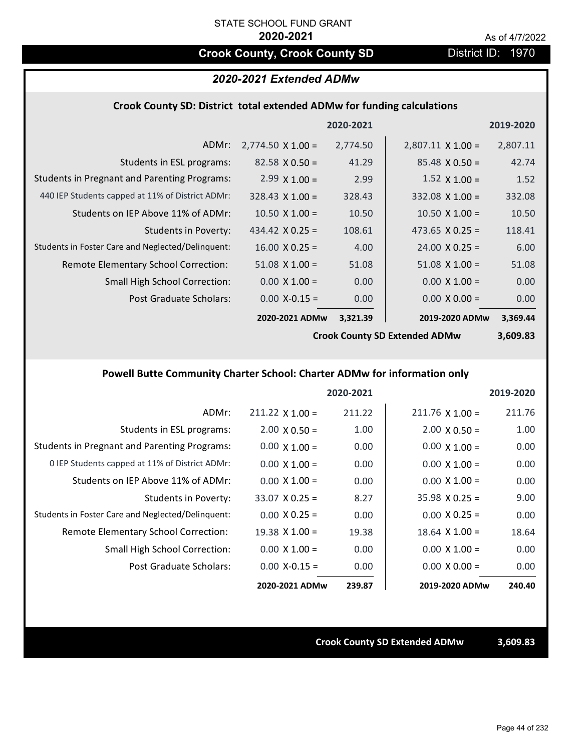STATE SCHOOL FUND GRANT

**2020-2021**

As of 4/7/2022

## Crook County, Crook County SD

District ID: 1970

### *2020-2021 Extended ADMw*

#### Crook County SD: District total extended ADMw for funding calculations

| | | 2020-2021 | | 2019-2020 |
|---|---|---|---|---|
| ADMr: | 2,774.50 X 1.00 = | 2,774.50 | 2,807.11 X 1.00 = | 2,807.11 |
| Students in ESL programs: | 82.58 X 0.50 = | 41.29 | 85.48 X 0.50 = | 42.74 |
| Students in Pregnant and Parenting Programs: | 2.99 X 1.00 = | 2.99 | 1.52 X 1.00 = | 1.52 |
| 440 IEP Students capped at 11% of District ADMr: | 328.43 X 1.00 = | 328.43 | 332.08 X 1.00 = | 332.08 |
| Students on IEP Above 11% of ADMr: | 10.50 X 1.00 = | 10.50 | 10.50 X 1.00 = | 10.50 |
| Students in Poverty: | 434.42 X 0.25 = | 108.61 | 473.65 X 0.25 = | 118.41 |
| Students in Foster Care and Neglected/Delinquent: | 16.00 X 0.25 = | 4.00 | 24.00 X 0.25 = | 6.00 |
| Remote Elementary School Correction: | 51.08 X 1.00 = | 51.08 | 51.08 X 1.00 = | 51.08 |
| Small High School Correction: | 0.00 X 1.00 = | 0.00 | 0.00 X 1.00 = | 0.00 |
| Post Graduate Scholars: | 0.00 X-0.15 = | 0.00 | 0.00 X 0.00 = | 0.00 |
| | **2020-2021 ADMw** | **3,321.39** | **2019-2020 ADMw** | **3,369.44** |
| | | | **Crook County SD Extended ADMw** | **3,609.83** |

#### Powell Butte Community Charter School: Charter ADMw for information only

| | | 2020-2021 | | 2019-2020 |
|---|---|---|---|---|
| ADMr: | 211.22 X 1.00 = | 211.22 | 211.76 X 1.00 = | 211.76 |
| Students in ESL programs: | 2.00 X 0.50 = | 1.00 | 2.00 X 0.50 = | 1.00 |
| Students in Pregnant and Parenting Programs: | 0.00 X 1.00 = | 0.00 | 0.00 X 1.00 = | 0.00 |
| 0 IEP Students capped at 11% of District ADMr: | 0.00 X 1.00 = | 0.00 | 0.00 X 1.00 = | 0.00 |
| Students on IEP Above 11% of ADMr: | 0.00 X 1.00 = | 0.00 | 0.00 X 1.00 = | 0.00 |
| Students in Poverty: | 33.07 X 0.25 = | 8.27 | 35.98 X 0.25 = | 9.00 |
| Students in Foster Care and Neglected/Delinquent: | 0.00 X 0.25 = | 0.00 | 0.00 X 0.25 = | 0.00 |
| Remote Elementary School Correction: | 19.38 X 1.00 = | 19.38 | 18.64 X 1.00 = | 18.64 |
| Small High School Correction: | 0.00 X 1.00 = | 0.00 | 0.00 X 1.00 = | 0.00 |
| Post Graduate Scholars: | 0.00 X-0.15 = | 0.00 | 0.00 X 0.00 = | 0.00 |
| | **2020-2021 ADMw** | **239.87** | **2019-2020 ADMw** | **240.40** |

**Crook County SD Extended ADMw** **3,609.83**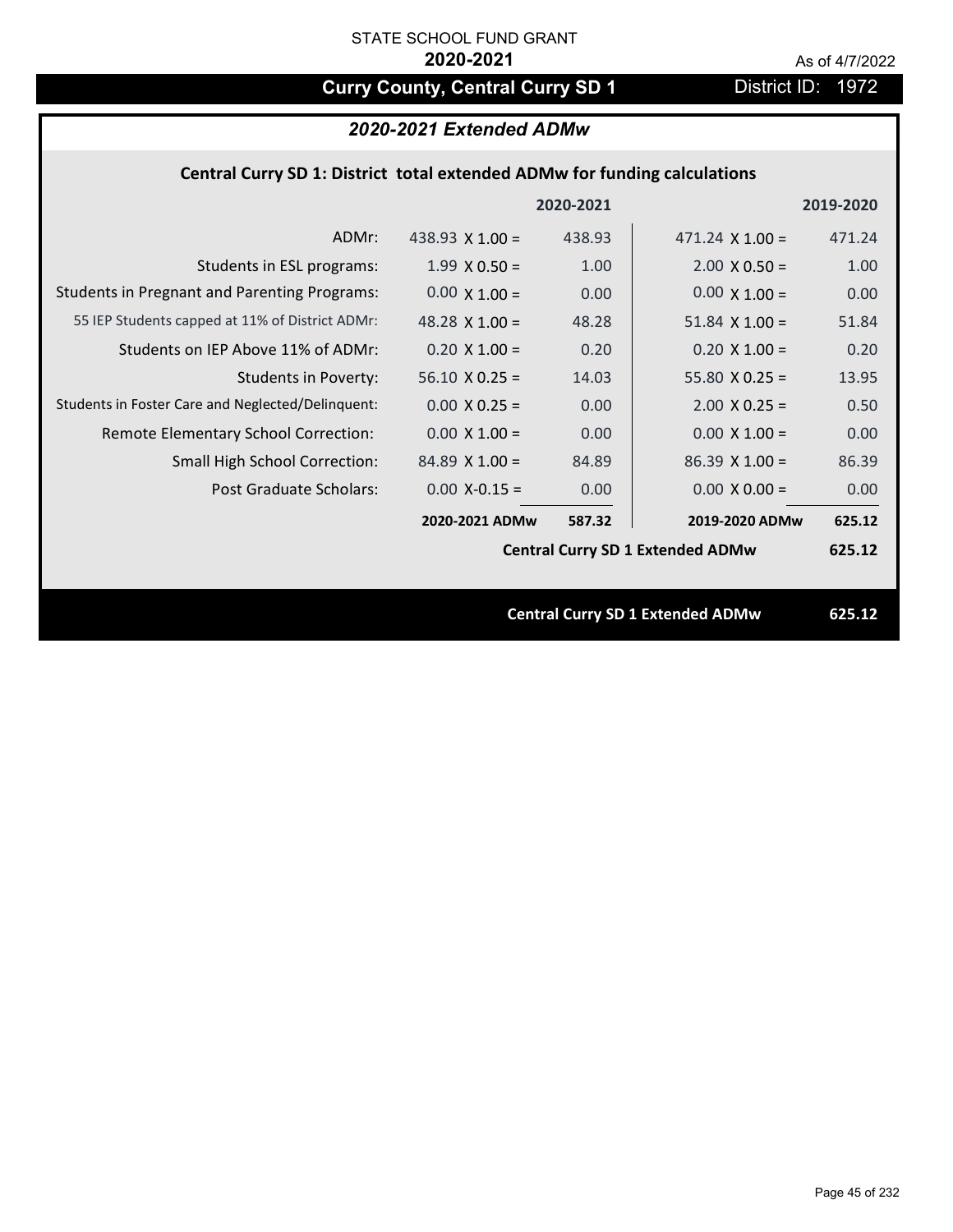STATE SCHOOL FUND GRANT

**2020-2021**

As of 4/7/2022

## Curry County, Central Curry SD 1

District ID: 1972

### *2020-2021 Extended ADMw*

**Central Curry SD 1: District total extended ADMw for funding calculations**

| | 2020-2021 | | 2019-2020 | |
|---|---|---|---|---|
| ADMr: | 438.93 X 1.00 = | 438.93 | 471.24 X 1.00 = | 471.24 |
| Students in ESL programs: | 1.99 X 0.50 = | 1.00 | 2.00 X 0.50 = | 1.00 |
| Students in Pregnant and Parenting Programs: | 0.00 X 1.00 = | 0.00 | 0.00 X 1.00 = | 0.00 |
| 55 IEP Students capped at 11% of District ADMr: | 48.28 X 1.00 = | 48.28 | 51.84 X 1.00 = | 51.84 |
| Students on IEP Above 11% of ADMr: | 0.20 X 1.00 = | 0.20 | 0.20 X 1.00 = | 0.20 |
| Students in Poverty: | 56.10 X 0.25 = | 14.03 | 55.80 X 0.25 = | 13.95 |
| Students in Foster Care and Neglected/Delinquent: | 0.00 X 0.25 = | 0.00 | 2.00 X 0.25 = | 0.50 |
| Remote Elementary School Correction: | 0.00 X 1.00 = | 0.00 | 0.00 X 1.00 = | 0.00 |
| Small High School Correction: | 84.89 X 1.00 = | 84.89 | 86.39 X 1.00 = | 86.39 |
| Post Graduate Scholars: | 0.00 X-0.15 = | 0.00 | 0.00 X 0.00 = | 0.00 |
| | **2020-2021 ADMw** | **587.32** | **2019-2020 ADMw** | **625.12** |
| | | | **Central Curry SD 1 Extended ADMw** | **625.12** |

**Central Curry SD 1 Extended ADMw** **625.12**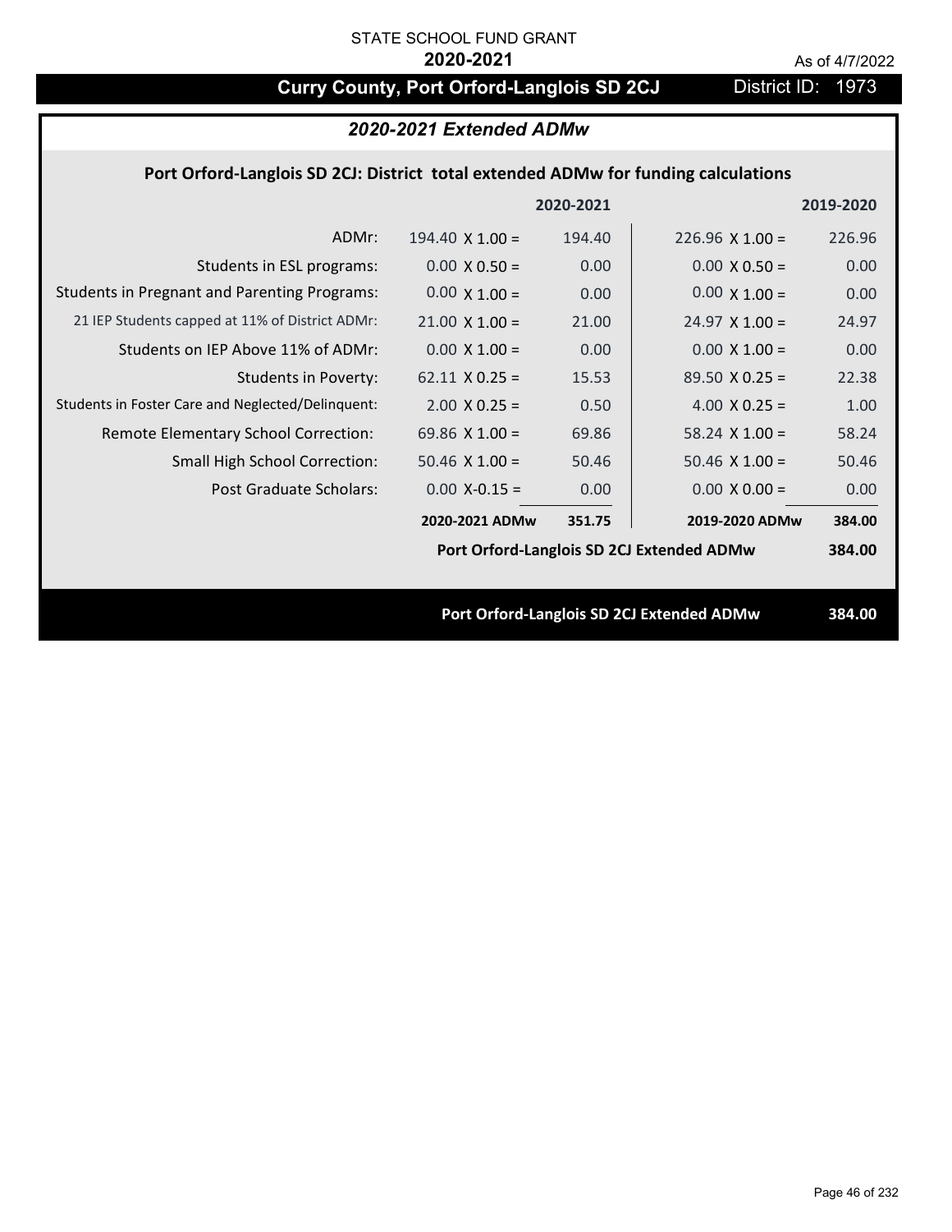STATE SCHOOL FUND GRANT

**2020-2021**

As of 4/7/2022

# Curry County, Port Orford-Langlois SD 2CJ

District ID: 1973

## *2020-2021 Extended ADMw*

### Port Orford-Langlois SD 2CJ: District total extended ADMw for funding calculations

| | | 2020-2021 | | 2019-2020 |
|---|---|---|---|---|
| ADMr: | 194.40 X 1.00 = | 194.40 | 226.96 X 1.00 = | 226.96 |
| Students in ESL programs: | 0.00 X 0.50 = | 0.00 | 0.00 X 0.50 = | 0.00 |
| Students in Pregnant and Parenting Programs: | 0.00 X 1.00 = | 0.00 | 0.00 X 1.00 = | 0.00 |
| 21 IEP Students capped at 11% of District ADMr: | 21.00 X 1.00 = | 21.00 | 24.97 X 1.00 = | 24.97 |
| Students on IEP Above 11% of ADMr: | 0.00 X 1.00 = | 0.00 | 0.00 X 1.00 = | 0.00 |
| Students in Poverty: | 62.11 X 0.25 = | 15.53 | 89.50 X 0.25 = | 22.38 |
| Students in Foster Care and Neglected/Delinquent: | 2.00 X 0.25 = | 0.50 | 4.00 X 0.25 = | 1.00 |
| Remote Elementary School Correction: | 69.86 X 1.00 = | 69.86 | 58.24 X 1.00 = | 58.24 |
| Small High School Correction: | 50.46 X 1.00 = | 50.46 | 50.46 X 1.00 = | 50.46 |
| Post Graduate Scholars: | 0.00 X-0.15 = | 0.00 | 0.00 X 0.00 = | 0.00 |
| | **2020-2021 ADMw** | **351.75** | **2019-2020 ADMw** | **384.00** |
| | | | **Port Orford-Langlois SD 2CJ Extended ADMw** | **384.00** |

**Port Orford-Langlois SD 2CJ Extended ADMw 384.00**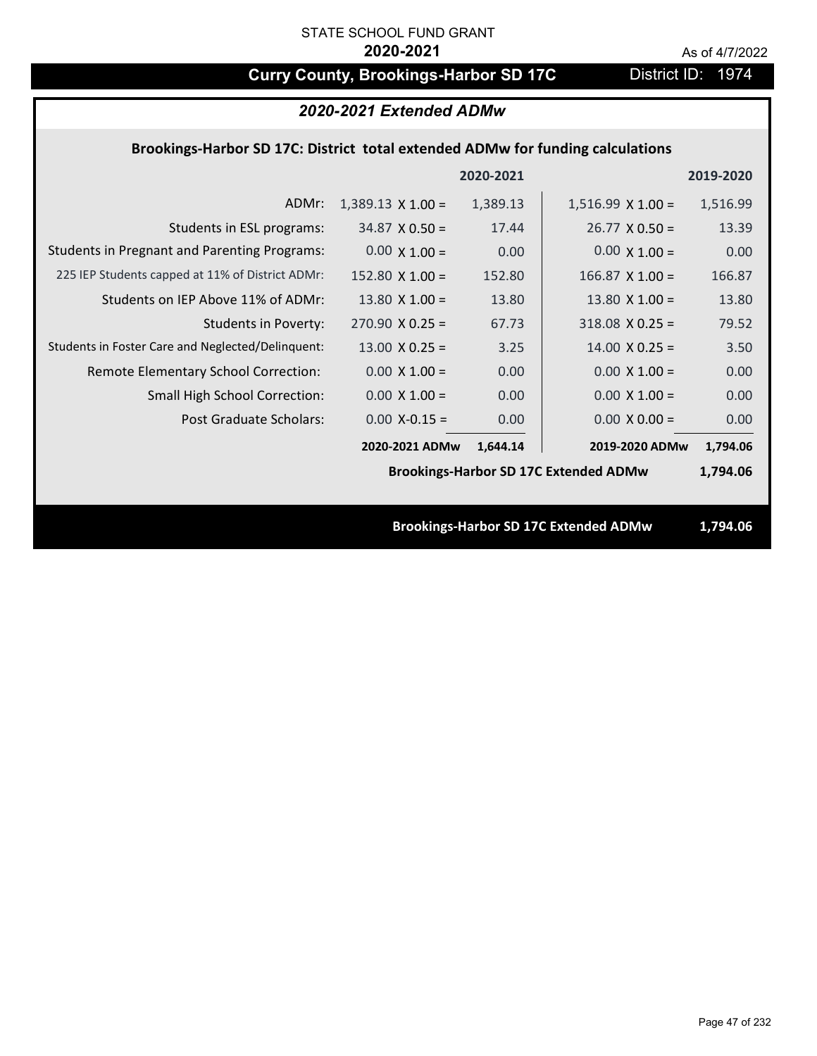STATE SCHOOL FUND GRANT

**2020-2021**

As of 4/7/2022

# Curry County, Brookings-Harbor SD 17C

District ID: 1974

## *2020-2021 Extended ADMw*

### Brookings-Harbor SD 17C: District total extended ADMw for funding calculations

| | 2020-2021 | | 2019-2020 | |
|---|---|---|---|---|
| ADMr: | 1,389.13 X 1.00 = | 1,389.13 | 1,516.99 X 1.00 = | 1,516.99 |
| Students in ESL programs: | 34.87 X 0.50 = | 17.44 | 26.77 X 0.50 = | 13.39 |
| Students in Pregnant and Parenting Programs: | 0.00 X 1.00 = | 0.00 | 0.00 X 1.00 = | 0.00 |
| 225 IEP Students capped at 11% of District ADMr: | 152.80 X 1.00 = | 152.80 | 166.87 X 1.00 = | 166.87 |
| Students on IEP Above 11% of ADMr: | 13.80 X 1.00 = | 13.80 | 13.80 X 1.00 = | 13.80 |
| Students in Poverty: | 270.90 X 0.25 = | 67.73 | 318.08 X 0.25 = | 79.52 |
| Students in Foster Care and Neglected/Delinquent: | 13.00 X 0.25 = | 3.25 | 14.00 X 0.25 = | 3.50 |
| Remote Elementary School Correction: | 0.00 X 1.00 = | 0.00 | 0.00 X 1.00 = | 0.00 |
| Small High School Correction: | 0.00 X 1.00 = | 0.00 | 0.00 X 1.00 = | 0.00 |
| Post Graduate Scholars: | 0.00 X-0.15 = | 0.00 | 0.00 X 0.00 = | 0.00 |
| | **2020-2021 ADMw** | **1,644.14** | **2019-2020 ADMw** | **1,794.06** |
| | | | **Brookings-Harbor SD 17C Extended ADMw** | **1,794.06** |

**Brookings-Harbor SD 17C Extended ADMw 1,794.06**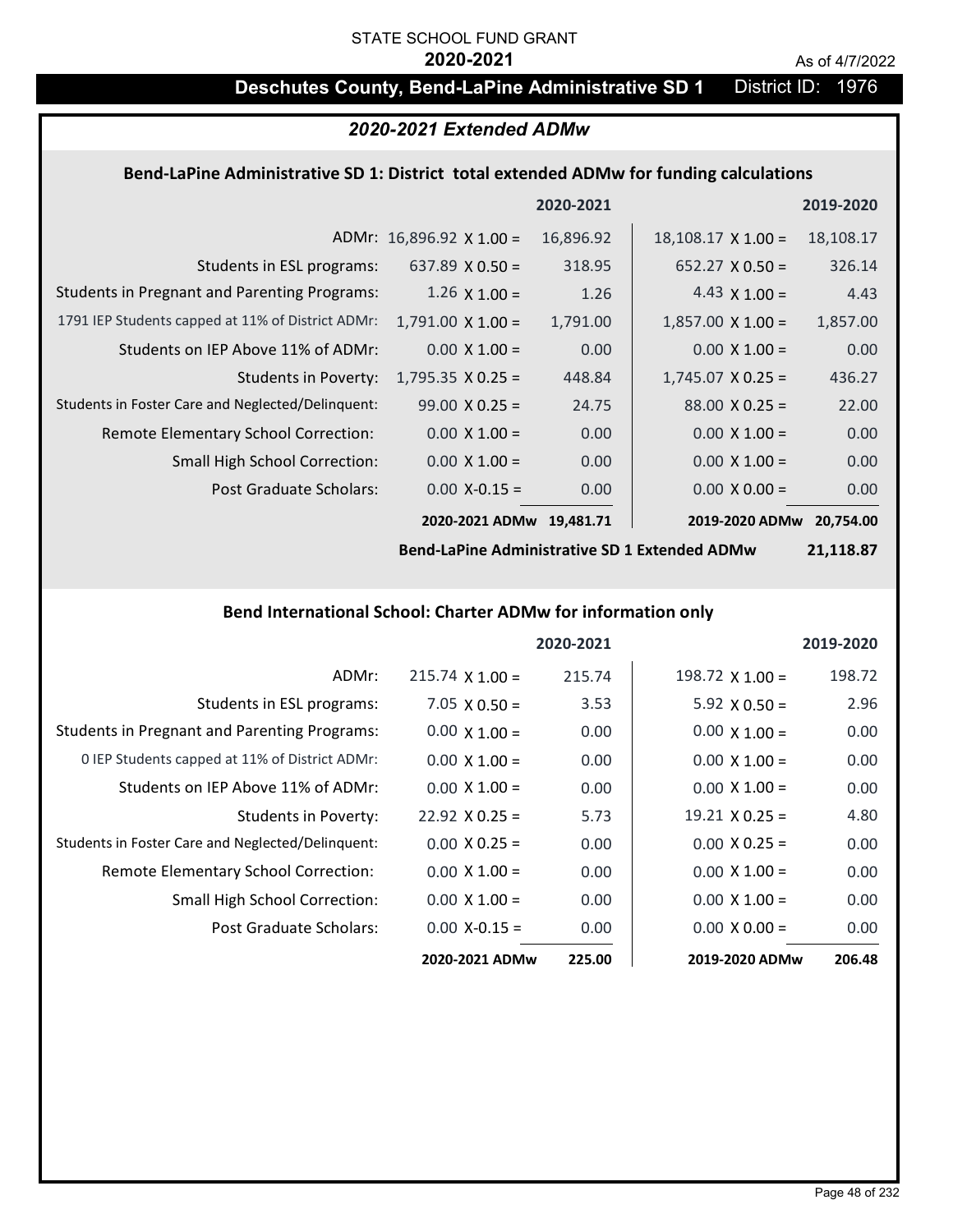STATE SCHOOL FUND GRANT

**2020-2021**

As of 4/7/2022

## Deschutes County, Bend-LaPine Administrative SD 1 — District ID: 1976

### *2020-2021 Extended ADMw*

#### Bend-LaPine Administrative SD 1: District total extended ADMw for funding calculations

| | 2020-2021 | | 2019-2020 | |
|---|---|---|---|---|
| ADMr: | 16,896.92 X 1.00 = | 16,896.92 | 18,108.17 X 1.00 = | 18,108.17 |
| Students in ESL programs: | 637.89 X 0.50 = | 318.95 | 652.27 X 0.50 = | 326.14 |
| Students in Pregnant and Parenting Programs: | 1.26 X 1.00 = | 1.26 | 4.43 X 1.00 = | 4.43 |
| 1791 IEP Students capped at 11% of District ADMr: | 1,791.00 X 1.00 = | 1,791.00 | 1,857.00 X 1.00 = | 1,857.00 |
| Students on IEP Above 11% of ADMr: | 0.00 X 1.00 = | 0.00 | 0.00 X 1.00 = | 0.00 |
| Students in Poverty: | 1,795.35 X 0.25 = | 448.84 | 1,745.07 X 0.25 = | 436.27 |
| Students in Foster Care and Neglected/Delinquent: | 99.00 X 0.25 = | 24.75 | 88.00 X 0.25 = | 22.00 |
| Remote Elementary School Correction: | 0.00 X 1.00 = | 0.00 | 0.00 X 1.00 = | 0.00 |
| Small High School Correction: | 0.00 X 1.00 = | 0.00 | 0.00 X 1.00 = | 0.00 |
| Post Graduate Scholars: | 0.00 X-0.15 = | 0.00 | 0.00 X 0.00 = | 0.00 |
| | **2020-2021 ADMw** | **19,481.71** | **2019-2020 ADMw** | **20,754.00** |

**Bend-LaPine Administrative SD 1 Extended ADMw** **21,118.87**

#### Bend International School: Charter ADMw for information only

| | 2020-2021 | | 2019-2020 | |
|---|---|---|---|---|
| ADMr: | 215.74 X 1.00 = | 215.74 | 198.72 X 1.00 = | 198.72 |
| Students in ESL programs: | 7.05 X 0.50 = | 3.53 | 5.92 X 0.50 = | 2.96 |
| Students in Pregnant and Parenting Programs: | 0.00 X 1.00 = | 0.00 | 0.00 X 1.00 = | 0.00 |
| 0 IEP Students capped at 11% of District ADMr: | 0.00 X 1.00 = | 0.00 | 0.00 X 1.00 = | 0.00 |
| Students on IEP Above 11% of ADMr: | 0.00 X 1.00 = | 0.00 | 0.00 X 1.00 = | 0.00 |
| Students in Poverty: | 22.92 X 0.25 = | 5.73 | 19.21 X 0.25 = | 4.80 |
| Students in Foster Care and Neglected/Delinquent: | 0.00 X 0.25 = | 0.00 | 0.00 X 0.25 = | 0.00 |
| Remote Elementary School Correction: | 0.00 X 1.00 = | 0.00 | 0.00 X 1.00 = | 0.00 |
| Small High School Correction: | 0.00 X 1.00 = | 0.00 | 0.00 X 1.00 = | 0.00 |
| Post Graduate Scholars: | 0.00 X-0.15 = | 0.00 | 0.00 X 0.00 = | 0.00 |
| | **2020-2021 ADMw** | **225.00** | **2019-2020 ADMw** | **206.48** |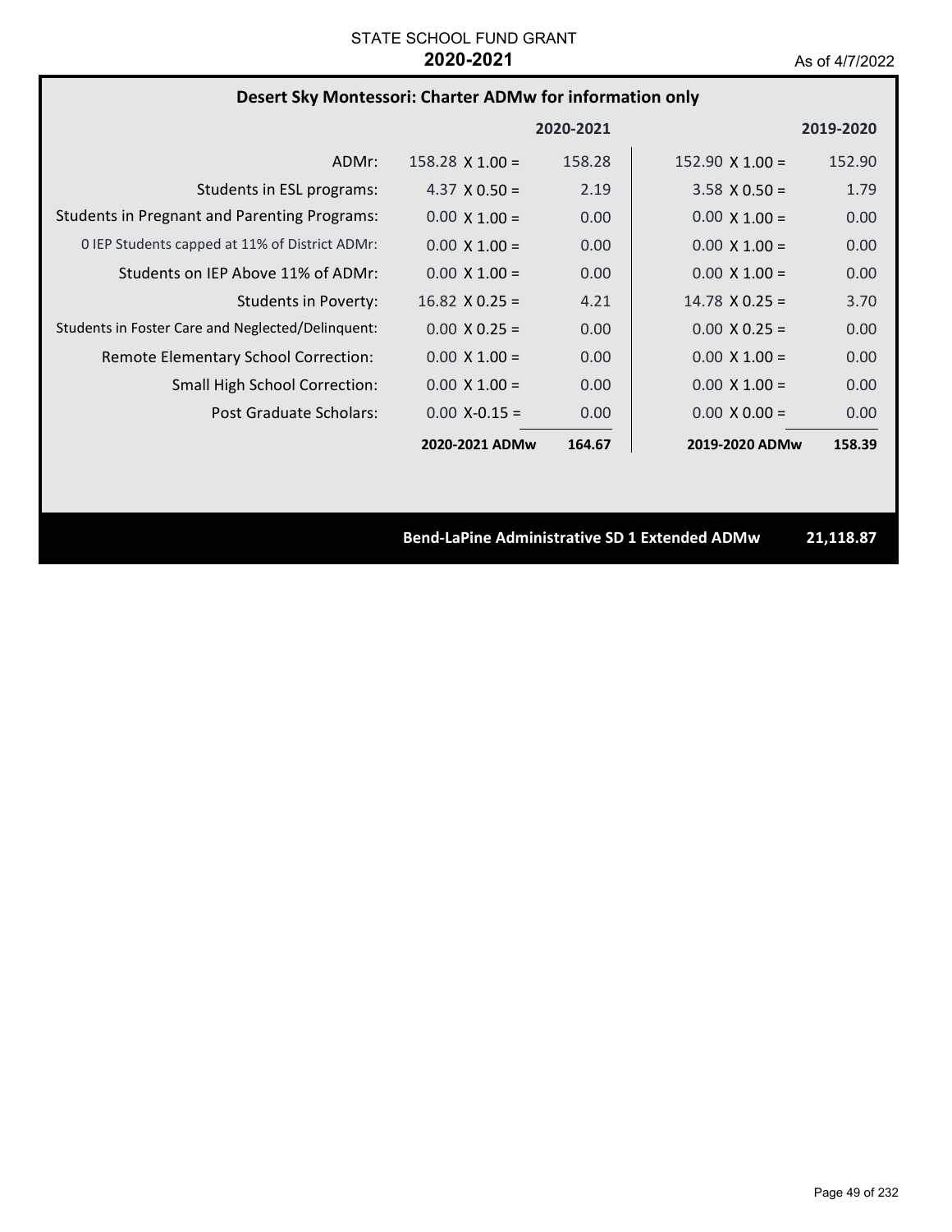STATE SCHOOL FUND GRANT

**2020-2021**

As of 4/7/2022

## Desert Sky Montessori: Charter ADMw for information only

| | 2020-2021 | | 2019-2020 | |
|---|---|---|---|---|
| ADMr: | 158.28 X 1.00 = | 158.28 | 152.90 X 1.00 = | 152.90 |
| Students in ESL programs: | 4.37 X 0.50 = | 2.19 | 3.58 X 0.50 = | 1.79 |
| Students in Pregnant and Parenting Programs: | 0.00 X 1.00 = | 0.00 | 0.00 X 1.00 = | 0.00 |
| 0 IEP Students capped at 11% of District ADMr: | 0.00 X 1.00 = | 0.00 | 0.00 X 1.00 = | 0.00 |
| Students on IEP Above 11% of ADMr: | 0.00 X 1.00 = | 0.00 | 0.00 X 1.00 = | 0.00 |
| Students in Poverty: | 16.82 X 0.25 = | 4.21 | 14.78 X 0.25 = | 3.70 |
| Students in Foster Care and Neglected/Delinquent: | 0.00 X 0.25 = | 0.00 | 0.00 X 0.25 = | 0.00 |
| Remote Elementary School Correction: | 0.00 X 1.00 = | 0.00 | 0.00 X 1.00 = | 0.00 |
| Small High School Correction: | 0.00 X 1.00 = | 0.00 | 0.00 X 1.00 = | 0.00 |
| Post Graduate Scholars: | 0.00 X-0.15 = | 0.00 | 0.00 X 0.00 = | 0.00 |
| | **2020-2021 ADMw** | **164.67** | **2019-2020 ADMw** | **158.39** |

**Bend-LaPine Administrative SD 1 Extended ADMw 21,118.87**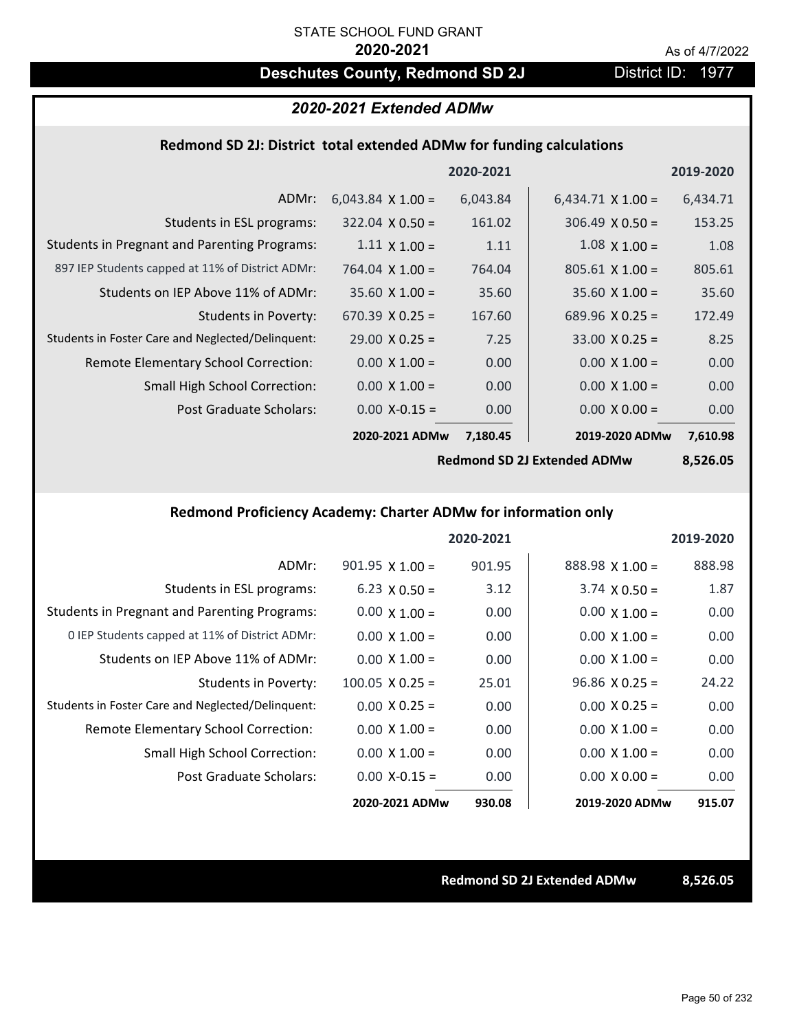STATE SCHOOL FUND GRANT

**2020-2021**

As of 4/7/2022

## Deschutes County, Redmond SD 2J

District ID: 1977

### *2020-2021 Extended ADMw*

#### Redmond SD 2J: District total extended ADMw for funding calculations

| | | 2020-2021 | | 2019-2020 |
|---|---|---|---|---|
| ADMr: | 6,043.84 X 1.00 = | 6,043.84 | 6,434.71 X 1.00 = | 6,434.71 |
| Students in ESL programs: | 322.04 X 0.50 = | 161.02 | 306.49 X 0.50 = | 153.25 |
| Students in Pregnant and Parenting Programs: | 1.11 X 1.00 = | 1.11 | 1.08 X 1.00 = | 1.08 |
| 897 IEP Students capped at 11% of District ADMr: | 764.04 X 1.00 = | 764.04 | 805.61 X 1.00 = | 805.61 |
| Students on IEP Above 11% of ADMr: | 35.60 X 1.00 = | 35.60 | 35.60 X 1.00 = | 35.60 |
| Students in Poverty: | 670.39 X 0.25 = | 167.60 | 689.96 X 0.25 = | 172.49 |
| Students in Foster Care and Neglected/Delinquent: | 29.00 X 0.25 = | 7.25 | 33.00 X 0.25 = | 8.25 |
| Remote Elementary School Correction: | 0.00 X 1.00 = | 0.00 | 0.00 X 1.00 = | 0.00 |
| Small High School Correction: | 0.00 X 1.00 = | 0.00 | 0.00 X 1.00 = | 0.00 |
| Post Graduate Scholars: | 0.00 X-0.15 = | 0.00 | 0.00 X 0.00 = | 0.00 |
| | **2020-2021 ADMw** | **7,180.45** | **2019-2020 ADMw** | **7,610.98** |
| | | | **Redmond SD 2J Extended ADMw** | **8,526.05** |

#### Redmond Proficiency Academy: Charter ADMw for information only

| | | 2020-2021 | | 2019-2020 |
|---|---|---|---|---|
| ADMr: | 901.95 X 1.00 = | 901.95 | 888.98 X 1.00 = | 888.98 |
| Students in ESL programs: | 6.23 X 0.50 = | 3.12 | 3.74 X 0.50 = | 1.87 |
| Students in Pregnant and Parenting Programs: | 0.00 X 1.00 = | 0.00 | 0.00 X 1.00 = | 0.00 |
| 0 IEP Students capped at 11% of District ADMr: | 0.00 X 1.00 = | 0.00 | 0.00 X 1.00 = | 0.00 |
| Students on IEP Above 11% of ADMr: | 0.00 X 1.00 = | 0.00 | 0.00 X 1.00 = | 0.00 |
| Students in Poverty: | 100.05 X 0.25 = | 25.01 | 96.86 X 0.25 = | 24.22 |
| Students in Foster Care and Neglected/Delinquent: | 0.00 X 0.25 = | 0.00 | 0.00 X 0.25 = | 0.00 |
| Remote Elementary School Correction: | 0.00 X 1.00 = | 0.00 | 0.00 X 1.00 = | 0.00 |
| Small High School Correction: | 0.00 X 1.00 = | 0.00 | 0.00 X 1.00 = | 0.00 |
| Post Graduate Scholars: | 0.00 X-0.15 = | 0.00 | 0.00 X 0.00 = | 0.00 |
| | **2020-2021 ADMw** | **930.08** | **2019-2020 ADMw** | **915.07** |

**Redmond SD 2J Extended ADMw** **8,526.05**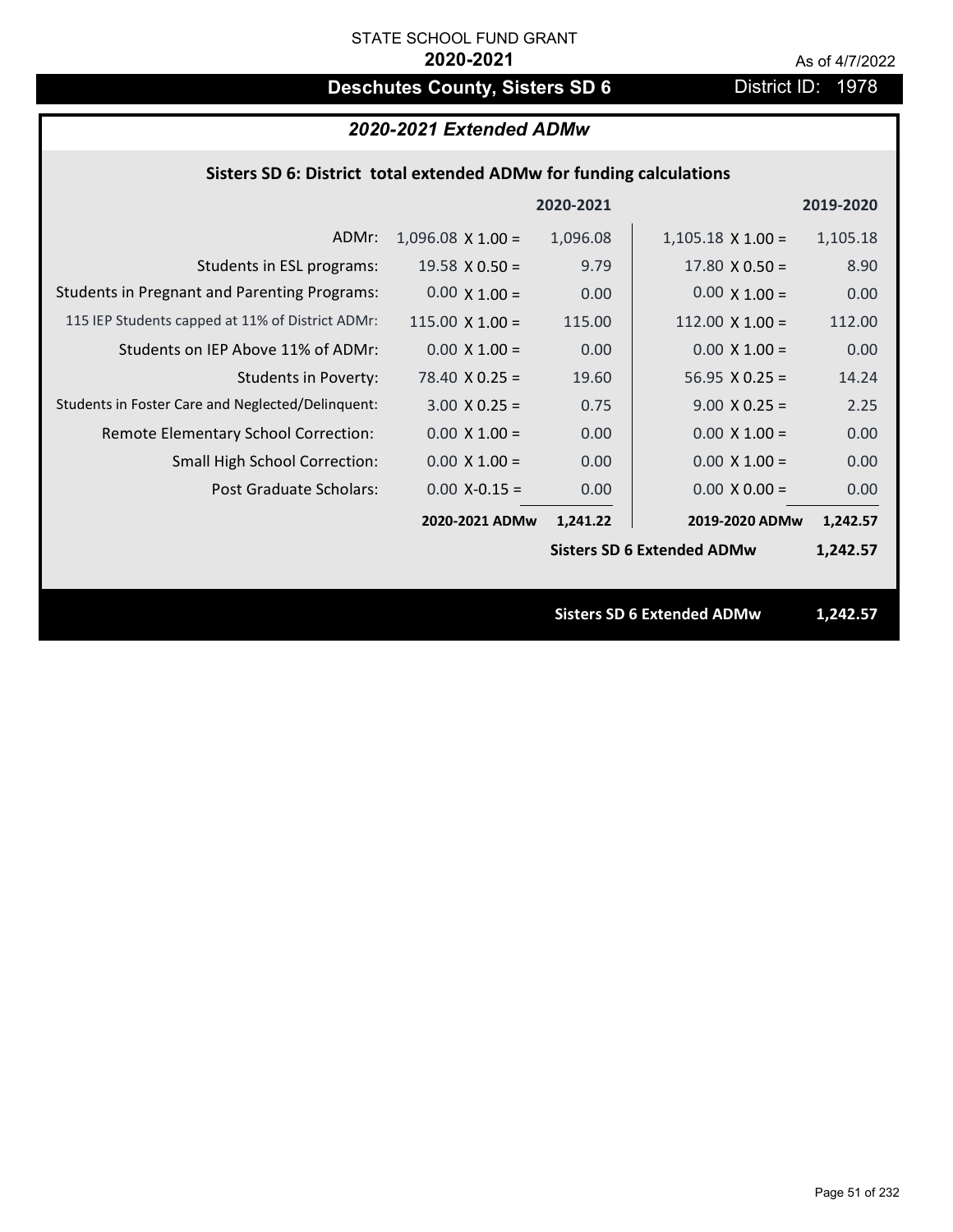STATE SCHOOL FUND GRANT

**2020-2021**

As of 4/7/2022

## Deschutes County, Sisters SD 6

District ID: 1978

### *2020-2021 Extended ADMw*

**Sisters SD 6: District total extended ADMw for funding calculations**

| | | 2020-2021 | | 2019-2020 |
|---|---|---|---|---|
| ADMr: | 1,096.08 X 1.00 = | 1,096.08 | 1,105.18 X 1.00 = | 1,105.18 |
| Students in ESL programs: | 19.58 X 0.50 = | 9.79 | 17.80 X 0.50 = | 8.90 |
| Students in Pregnant and Parenting Programs: | 0.00 X 1.00 = | 0.00 | 0.00 X 1.00 = | 0.00 |
| 115 IEP Students capped at 11% of District ADMr: | 115.00 X 1.00 = | 115.00 | 112.00 X 1.00 = | 112.00 |
| Students on IEP Above 11% of ADMr: | 0.00 X 1.00 = | 0.00 | 0.00 X 1.00 = | 0.00 |
| Students in Poverty: | 78.40 X 0.25 = | 19.60 | 56.95 X 0.25 = | 14.24 |
| Students in Foster Care and Neglected/Delinquent: | 3.00 X 0.25 = | 0.75 | 9.00 X 0.25 = | 2.25 |
| Remote Elementary School Correction: | 0.00 X 1.00 = | 0.00 | 0.00 X 1.00 = | 0.00 |
| Small High School Correction: | 0.00 X 1.00 = | 0.00 | 0.00 X 1.00 = | 0.00 |
| Post Graduate Scholars: | 0.00 X-0.15 = | 0.00 | 0.00 X 0.00 = | 0.00 |
| | **2020-2021 ADMw** | **1,241.22** | **2019-2020 ADMw** | **1,242.57** |
| | | | **Sisters SD 6 Extended ADMw** | **1,242.57** |

**Sisters SD 6 Extended ADMw 1,242.57**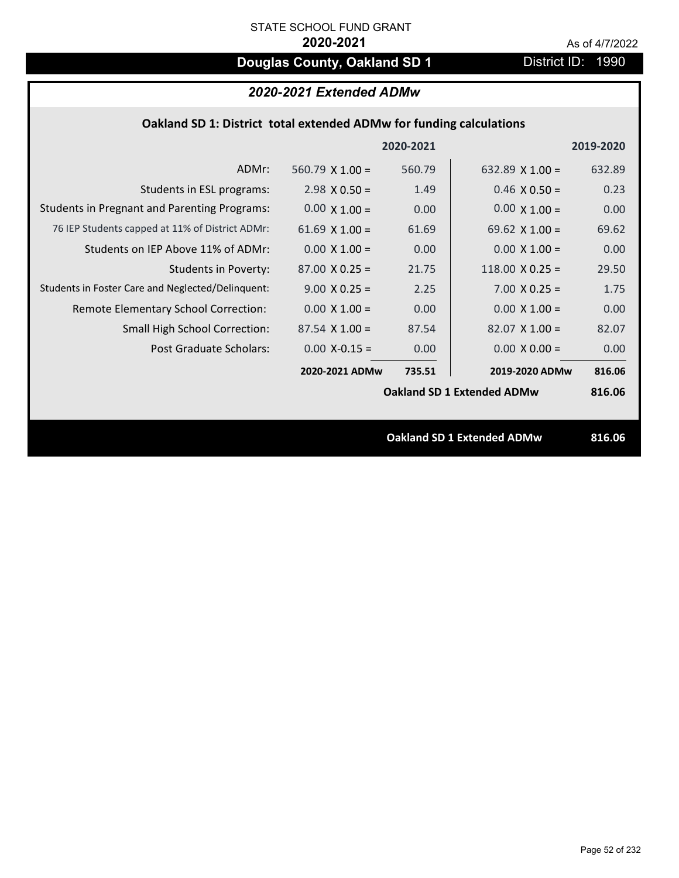STATE SCHOOL FUND GRANT

**2020-2021**

As of 4/7/2022

# Douglas County, Oakland SD 1

District ID: 1990

## *2020-2021 Extended ADMw*

### Oakland SD 1: District total extended ADMw for funding calculations

| | 2020-2021 | | 2019-2020 | |
|---|---|---|---|---|
| ADMr: | 560.79 X 1.00 = | 560.79 | 632.89 X 1.00 = | 632.89 |
| Students in ESL programs: | 2.98 X 0.50 = | 1.49 | 0.46 X 0.50 = | 0.23 |
| Students in Pregnant and Parenting Programs: | 0.00 X 1.00 = | 0.00 | 0.00 X 1.00 = | 0.00 |
| 76 IEP Students capped at 11% of District ADMr: | 61.69 X 1.00 = | 61.69 | 69.62 X 1.00 = | 69.62 |
| Students on IEP Above 11% of ADMr: | 0.00 X 1.00 = | 0.00 | 0.00 X 1.00 = | 0.00 |
| Students in Poverty: | 87.00 X 0.25 = | 21.75 | 118.00 X 0.25 = | 29.50 |
| Students in Foster Care and Neglected/Delinquent: | 9.00 X 0.25 = | 2.25 | 7.00 X 0.25 = | 1.75 |
| Remote Elementary School Correction: | 0.00 X 1.00 = | 0.00 | 0.00 X 1.00 = | 0.00 |
| Small High School Correction: | 87.54 X 1.00 = | 87.54 | 82.07 X 1.00 = | 82.07 |
| Post Graduate Scholars: | 0.00 X-0.15 = | 0.00 | 0.00 X 0.00 = | 0.00 |
| | **2020-2021 ADMw** | **735.51** | **2019-2020 ADMw** | **816.06** |
| | | | **Oakland SD 1 Extended ADMw** | **816.06** |

**Oakland SD 1 Extended ADMw** **816.06**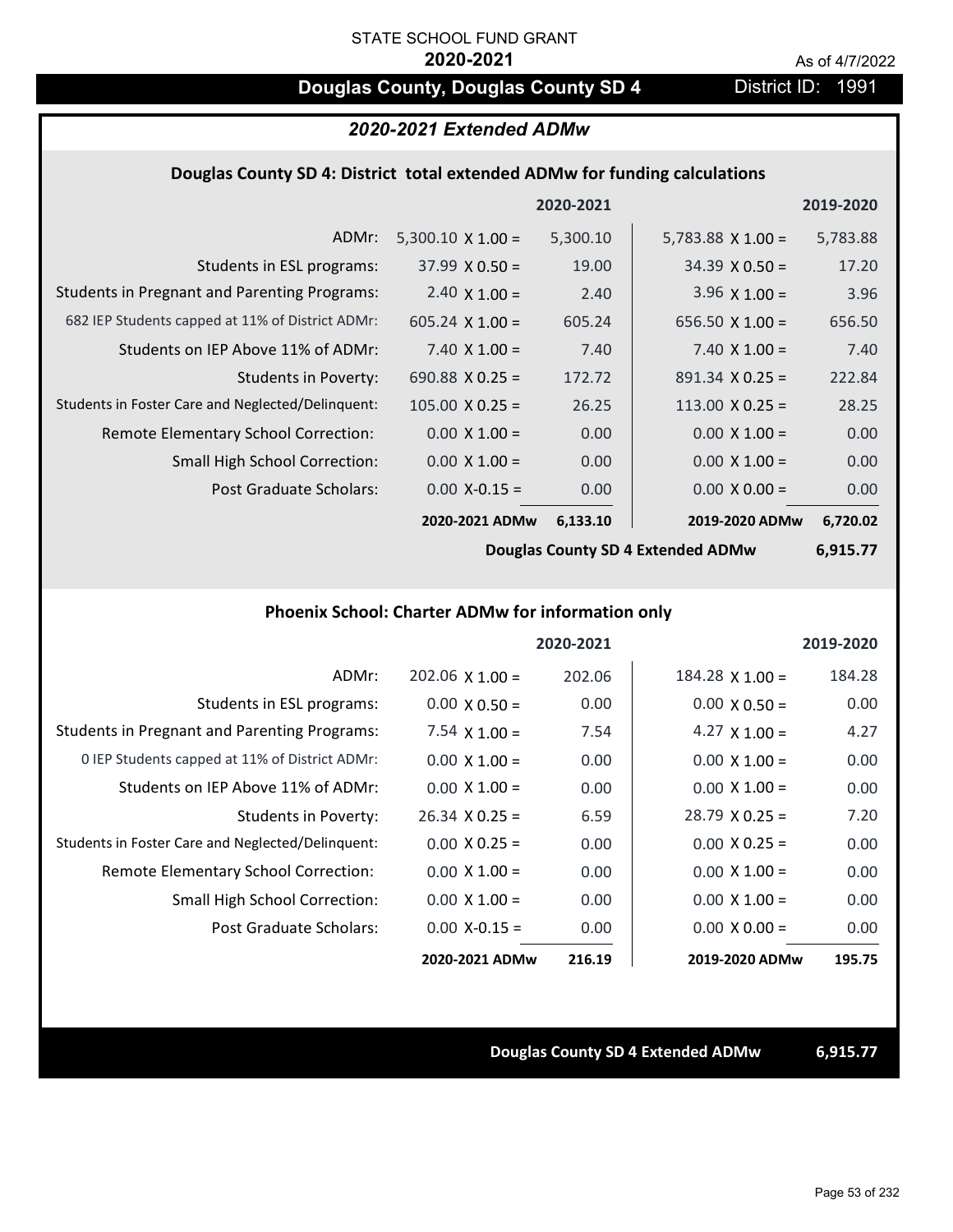STATE SCHOOL FUND GRANT

**2020-2021**

As of 4/7/2022

# Douglas County, Douglas County SD 4

District ID: 1991

## *2020-2021 Extended ADMw*

### Douglas County SD 4: District total extended ADMw for funding calculations

| | | 2020-2021 | | 2019-2020 |
|---|---|---|---|---|
| ADMr: | 5,300.10 X 1.00 = | 5,300.10 | 5,783.88 X 1.00 = | 5,783.88 |
| Students in ESL programs: | 37.99 X 0.50 = | 19.00 | 34.39 X 0.50 = | 17.20 |
| Students in Pregnant and Parenting Programs: | 2.40 X 1.00 = | 2.40 | 3.96 X 1.00 = | 3.96 |
| 682 IEP Students capped at 11% of District ADMr: | 605.24 X 1.00 = | 605.24 | 656.50 X 1.00 = | 656.50 |
| Students on IEP Above 11% of ADMr: | 7.40 X 1.00 = | 7.40 | 7.40 X 1.00 = | 7.40 |
| Students in Poverty: | 690.88 X 0.25 = | 172.72 | 891.34 X 0.25 = | 222.84 |
| Students in Foster Care and Neglected/Delinquent: | 105.00 X 0.25 = | 26.25 | 113.00 X 0.25 = | 28.25 |
| Remote Elementary School Correction: | 0.00 X 1.00 = | 0.00 | 0.00 X 1.00 = | 0.00 |
| Small High School Correction: | 0.00 X 1.00 = | 0.00 | 0.00 X 1.00 = | 0.00 |
| Post Graduate Scholars: | 0.00 X-0.15 = | 0.00 | 0.00 X 0.00 = | 0.00 |
| | **2020-2021 ADMw** | **6,133.10** | **2019-2020 ADMw** | **6,720.02** |
| | | | **Douglas County SD 4 Extended ADMw** | **6,915.77** |

### Phoenix School: Charter ADMw for information only

| | | 2020-2021 | | 2019-2020 |
|---|---|---|---|---|
| ADMr: | 202.06 X 1.00 = | 202.06 | 184.28 X 1.00 = | 184.28 |
| Students in ESL programs: | 0.00 X 0.50 = | 0.00 | 0.00 X 0.50 = | 0.00 |
| Students in Pregnant and Parenting Programs: | 7.54 X 1.00 = | 7.54 | 4.27 X 1.00 = | 4.27 |
| 0 IEP Students capped at 11% of District ADMr: | 0.00 X 1.00 = | 0.00 | 0.00 X 1.00 = | 0.00 |
| Students on IEP Above 11% of ADMr: | 0.00 X 1.00 = | 0.00 | 0.00 X 1.00 = | 0.00 |
| Students in Poverty: | 26.34 X 0.25 = | 6.59 | 28.79 X 0.25 = | 7.20 |
| Students in Foster Care and Neglected/Delinquent: | 0.00 X 0.25 = | 0.00 | 0.00 X 0.25 = | 0.00 |
| Remote Elementary School Correction: | 0.00 X 1.00 = | 0.00 | 0.00 X 1.00 = | 0.00 |
| Small High School Correction: | 0.00 X 1.00 = | 0.00 | 0.00 X 1.00 = | 0.00 |
| Post Graduate Scholars: | 0.00 X-0.15 = | 0.00 | 0.00 X 0.00 = | 0.00 |
| | **2020-2021 ADMw** | **216.19** | **2019-2020 ADMw** | **195.75** |

**Douglas County SD 4 Extended ADMw 6,915.77**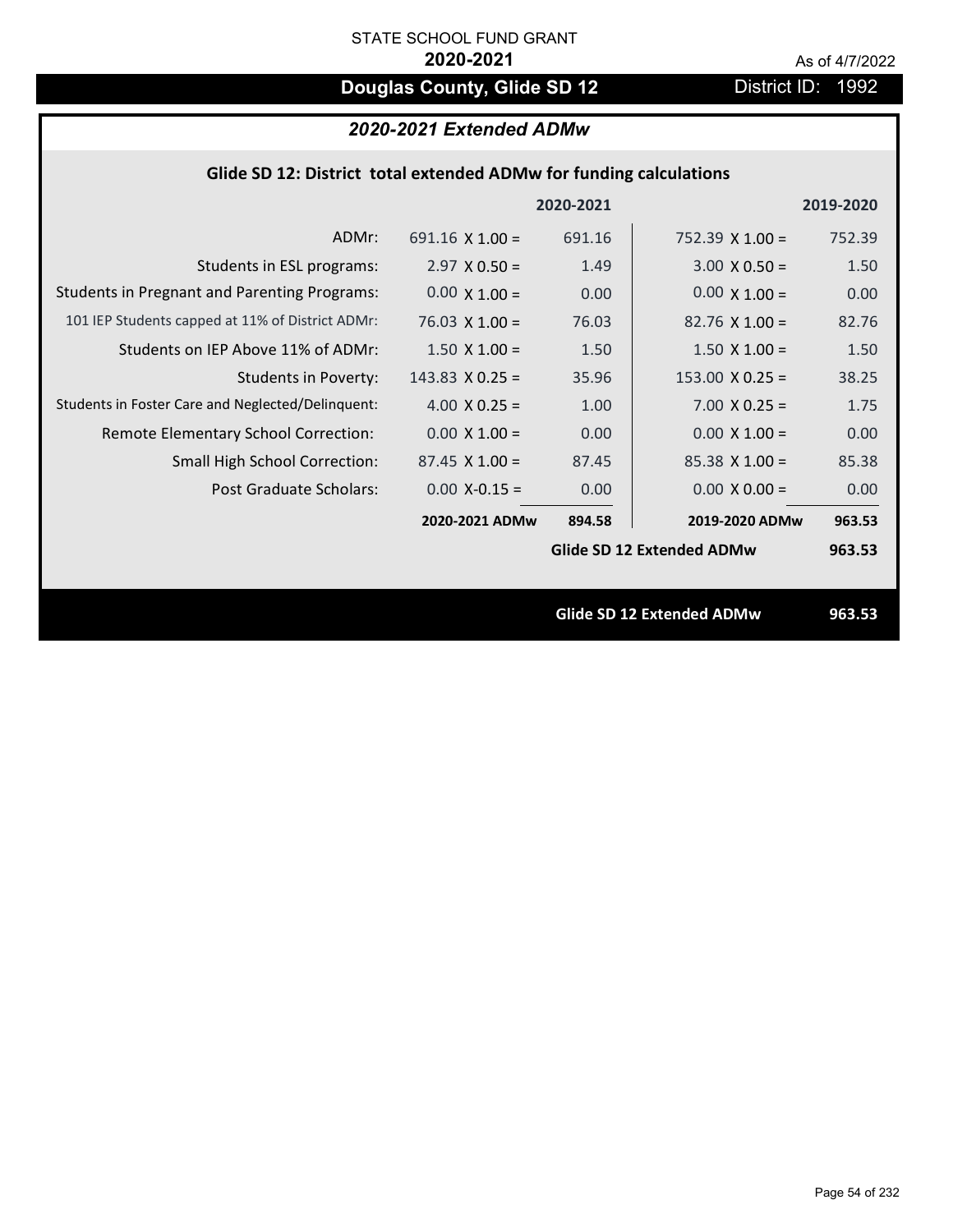STATE SCHOOL FUND GRANT

**2020-2021**

As of 4/7/2022

# Douglas County, Glide SD 12

District ID: 1992

## *2020-2021 Extended ADMw*

### Glide SD 12: District total extended ADMw for funding calculations

| | | 2020-2021 | | 2019-2020 |
|---|---|---|---|---|
| ADMr: | 691.16 X 1.00 = | 691.16 | 752.39 X 1.00 = | 752.39 |
| Students in ESL programs: | 2.97 X 0.50 = | 1.49 | 3.00 X 0.50 = | 1.50 |
| Students in Pregnant and Parenting Programs: | 0.00 X 1.00 = | 0.00 | 0.00 X 1.00 = | 0.00 |
| 101 IEP Students capped at 11% of District ADMr: | 76.03 X 1.00 = | 76.03 | 82.76 X 1.00 = | 82.76 |
| Students on IEP Above 11% of ADMr: | 1.50 X 1.00 = | 1.50 | 1.50 X 1.00 = | 1.50 |
| Students in Poverty: | 143.83 X 0.25 = | 35.96 | 153.00 X 0.25 = | 38.25 |
| Students in Foster Care and Neglected/Delinquent: | 4.00 X 0.25 = | 1.00 | 7.00 X 0.25 = | 1.75 |
| Remote Elementary School Correction: | 0.00 X 1.00 = | 0.00 | 0.00 X 1.00 = | 0.00 |
| Small High School Correction: | 87.45 X 1.00 = | 87.45 | 85.38 X 1.00 = | 85.38 |
| Post Graduate Scholars: | 0.00 X-0.15 = | 0.00 | 0.00 X 0.00 = | 0.00 |
| | **2020-2021 ADMw** | **894.58** | **2019-2020 ADMw** | **963.53** |
| | | | **Glide SD 12 Extended ADMw** | **963.53** |

**Glide SD 12 Extended ADMw** **963.53**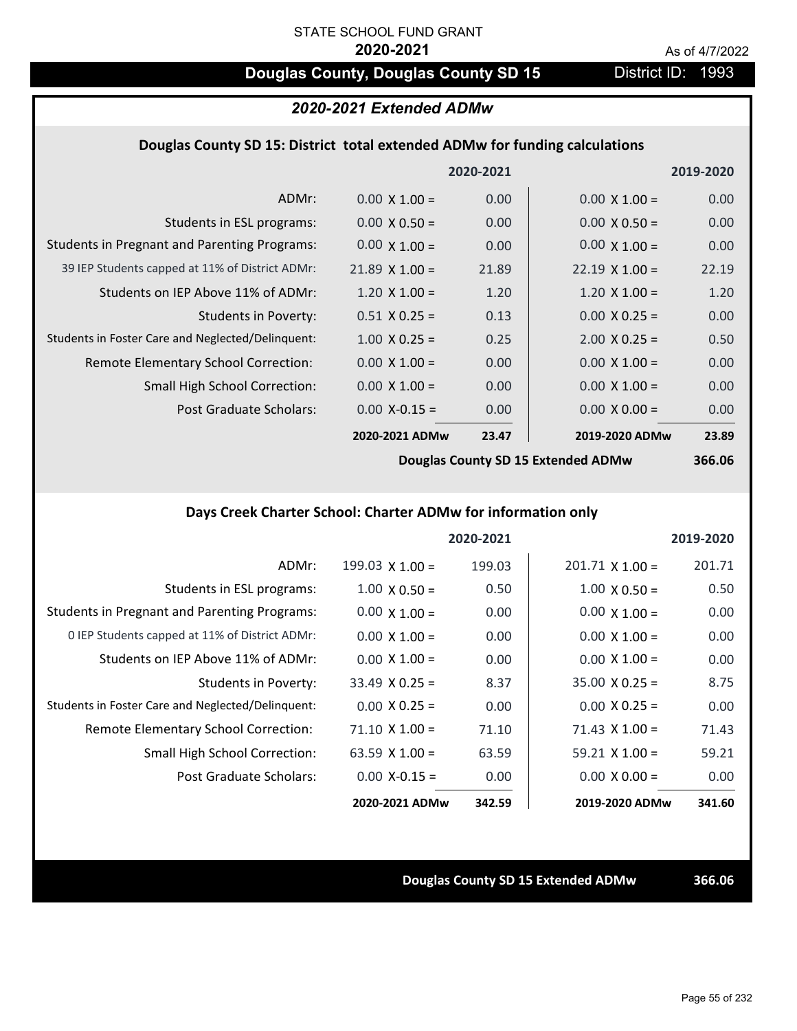STATE SCHOOL FUND GRANT

**2020-2021**

As of 4/7/2022

# Douglas County, Douglas County SD 15

District ID: 1993

## *2020-2021 Extended ADMw*

### Douglas County SD 15: District total extended ADMw for funding calculations

| | | 2020-2021 | | 2019-2020 |
|---|---|---|---|---|
| ADMr: | 0.00 X 1.00 = | 0.00 | 0.00 X 1.00 = | 0.00 |
| Students in ESL programs: | 0.00 X 0.50 = | 0.00 | 0.00 X 0.50 = | 0.00 |
| Students in Pregnant and Parenting Programs: | 0.00 X 1.00 = | 0.00 | 0.00 X 1.00 = | 0.00 |
| 39 IEP Students capped at 11% of District ADMr: | 21.89 X 1.00 = | 21.89 | 22.19 X 1.00 = | 22.19 |
| Students on IEP Above 11% of ADMr: | 1.20 X 1.00 = | 1.20 | 1.20 X 1.00 = | 1.20 |
| Students in Poverty: | 0.51 X 0.25 = | 0.13 | 0.00 X 0.25 = | 0.00 |
| Students in Foster Care and Neglected/Delinquent: | 1.00 X 0.25 = | 0.25 | 2.00 X 0.25 = | 0.50 |
| Remote Elementary School Correction: | 0.00 X 1.00 = | 0.00 | 0.00 X 1.00 = | 0.00 |
| Small High School Correction: | 0.00 X 1.00 = | 0.00 | 0.00 X 1.00 = | 0.00 |
| Post Graduate Scholars: | 0.00 X-0.15 = | 0.00 | 0.00 X 0.00 = | 0.00 |
| | **2020-2021 ADMw** | **23.47** | **2019-2020 ADMw** | **23.89** |
| | | | **Douglas County SD 15 Extended ADMw** | **366.06** |

### Days Creek Charter School: Charter ADMw for information only

| | | 2020-2021 | | 2019-2020 |
|---|---|---|---|---|
| ADMr: | 199.03 X 1.00 = | 199.03 | 201.71 X 1.00 = | 201.71 |
| Students in ESL programs: | 1.00 X 0.50 = | 0.50 | 1.00 X 0.50 = | 0.50 |
| Students in Pregnant and Parenting Programs: | 0.00 X 1.00 = | 0.00 | 0.00 X 1.00 = | 0.00 |
| 0 IEP Students capped at 11% of District ADMr: | 0.00 X 1.00 = | 0.00 | 0.00 X 1.00 = | 0.00 |
| Students on IEP Above 11% of ADMr: | 0.00 X 1.00 = | 0.00 | 0.00 X 1.00 = | 0.00 |
| Students in Poverty: | 33.49 X 0.25 = | 8.37 | 35.00 X 0.25 = | 8.75 |
| Students in Foster Care and Neglected/Delinquent: | 0.00 X 0.25 = | 0.00 | 0.00 X 0.25 = | 0.00 |
| Remote Elementary School Correction: | 71.10 X 1.00 = | 71.10 | 71.43 X 1.00 = | 71.43 |
| Small High School Correction: | 63.59 X 1.00 = | 63.59 | 59.21 X 1.00 = | 59.21 |
| Post Graduate Scholars: | 0.00 X-0.15 = | 0.00 | 0.00 X 0.00 = | 0.00 |
| | **2020-2021 ADMw** | **342.59** | **2019-2020 ADMw** | **341.60** |

**Douglas County SD 15 Extended ADMw** **366.06**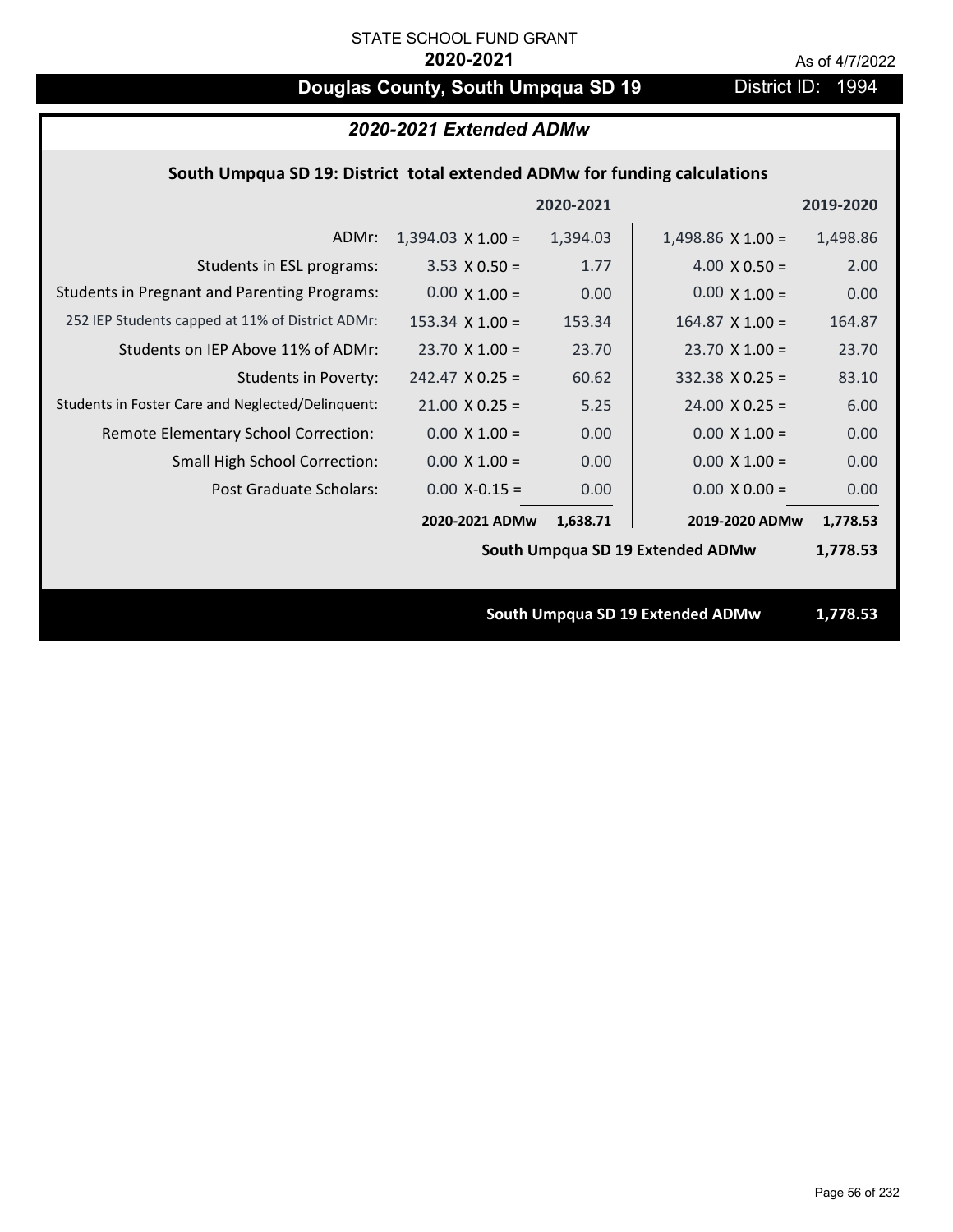STATE SCHOOL FUND GRANT

**2020-2021**

As of 4/7/2022

# Douglas County, South Umpqua SD 19

District ID: 1994

## *2020-2021 Extended ADMw*

### South Umpqua SD 19: District total extended ADMw for funding calculations

| | | 2020-2021 | | 2019-2020 |
|---|---|---|---|---|
| ADMr: | 1,394.03 X 1.00 = | 1,394.03 | 1,498.86 X 1.00 = | 1,498.86 |
| Students in ESL programs: | 3.53 X 0.50 = | 1.77 | 4.00 X 0.50 = | 2.00 |
| Students in Pregnant and Parenting Programs: | 0.00 X 1.00 = | 0.00 | 0.00 X 1.00 = | 0.00 |
| 252 IEP Students capped at 11% of District ADMr: | 153.34 X 1.00 = | 153.34 | 164.87 X 1.00 = | 164.87 |
| Students on IEP Above 11% of ADMr: | 23.70 X 1.00 = | 23.70 | 23.70 X 1.00 = | 23.70 |
| Students in Poverty: | 242.47 X 0.25 = | 60.62 | 332.38 X 0.25 = | 83.10 |
| Students in Foster Care and Neglected/Delinquent: | 21.00 X 0.25 = | 5.25 | 24.00 X 0.25 = | 6.00 |
| Remote Elementary School Correction: | 0.00 X 1.00 = | 0.00 | 0.00 X 1.00 = | 0.00 |
| Small High School Correction: | 0.00 X 1.00 = | 0.00 | 0.00 X 1.00 = | 0.00 |
| Post Graduate Scholars: | 0.00 X-0.15 = | 0.00 | 0.00 X 0.00 = | 0.00 |
| | **2020-2021 ADMw** | **1,638.71** | **2019-2020 ADMw** | **1,778.53** |
| | | | **South Umpqua SD 19 Extended ADMw** | **1,778.53** |

**South Umpqua SD 19 Extended ADMw** **1,778.53**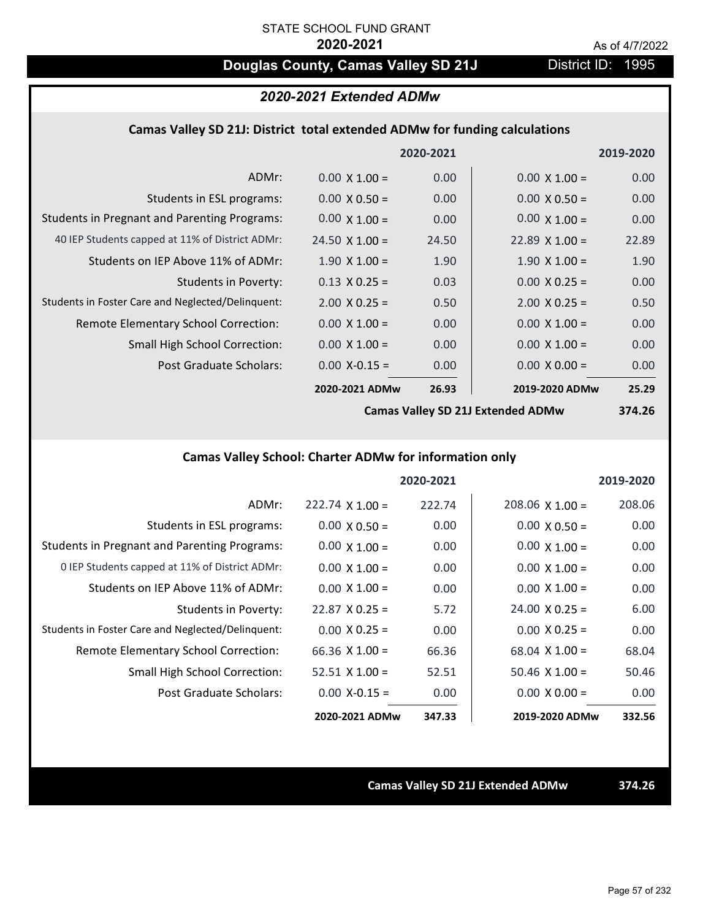STATE SCHOOL FUND GRANT

**2020-2021**

As of 4/7/2022

# Douglas County, Camas Valley SD 21J

District ID: 1995

## 2020-2021 Extended ADMw

### Camas Valley SD 21J: District total extended ADMw for funding calculations

| | | 2020-2021 | | 2019-2020 |
|---|---|---|---|---|
| ADMr: | 0.00 X 1.00 = | 0.00 | 0.00 X 1.00 = | 0.00 |
| Students in ESL programs: | 0.00 X 0.50 = | 0.00 | 0.00 X 0.50 = | 0.00 |
| Students in Pregnant and Parenting Programs: | 0.00 X 1.00 = | 0.00 | 0.00 X 1.00 = | 0.00 |
| 40 IEP Students capped at 11% of District ADMr: | 24.50 X 1.00 = | 24.50 | 22.89 X 1.00 = | 22.89 |
| Students on IEP Above 11% of ADMr: | 1.90 X 1.00 = | 1.90 | 1.90 X 1.00 = | 1.90 |
| Students in Poverty: | 0.13 X 0.25 = | 0.03 | 0.00 X 0.25 = | 0.00 |
| Students in Foster Care and Neglected/Delinquent: | 2.00 X 0.25 = | 0.50 | 2.00 X 0.25 = | 0.50 |
| Remote Elementary School Correction: | 0.00 X 1.00 = | 0.00 | 0.00 X 1.00 = | 0.00 |
| Small High School Correction: | 0.00 X 1.00 = | 0.00 | 0.00 X 1.00 = | 0.00 |
| Post Graduate Scholars: | 0.00 X-0.15 = | 0.00 | 0.00 X 0.00 = | 0.00 |
| | **2020-2021 ADMw** | **26.93** | **2019-2020 ADMw** | **25.29** |
| | | | **Camas Valley SD 21J Extended ADMw** | **374.26** |

### Camas Valley School: Charter ADMw for information only

| | | 2020-2021 | | 2019-2020 |
|---|---|---|---|---|
| ADMr: | 222.74 X 1.00 = | 222.74 | 208.06 X 1.00 = | 208.06 |
| Students in ESL programs: | 0.00 X 0.50 = | 0.00 | 0.00 X 0.50 = | 0.00 |
| Students in Pregnant and Parenting Programs: | 0.00 X 1.00 = | 0.00 | 0.00 X 1.00 = | 0.00 |
| 0 IEP Students capped at 11% of District ADMr: | 0.00 X 1.00 = | 0.00 | 0.00 X 1.00 = | 0.00 |
| Students on IEP Above 11% of ADMr: | 0.00 X 1.00 = | 0.00 | 0.00 X 1.00 = | 0.00 |
| Students in Poverty: | 22.87 X 0.25 = | 5.72 | 24.00 X 0.25 = | 6.00 |
| Students in Foster Care and Neglected/Delinquent: | 0.00 X 0.25 = | 0.00 | 0.00 X 0.25 = | 0.00 |
| Remote Elementary School Correction: | 66.36 X 1.00 = | 66.36 | 68.04 X 1.00 = | 68.04 |
| Small High School Correction: | 52.51 X 1.00 = | 52.51 | 50.46 X 1.00 = | 50.46 |
| Post Graduate Scholars: | 0.00 X-0.15 = | 0.00 | 0.00 X 0.00 = | 0.00 |
| | **2020-2021 ADMw** | **347.33** | **2019-2020 ADMw** | **332.56** |

**Camas Valley SD 21J Extended ADMw** **374.26**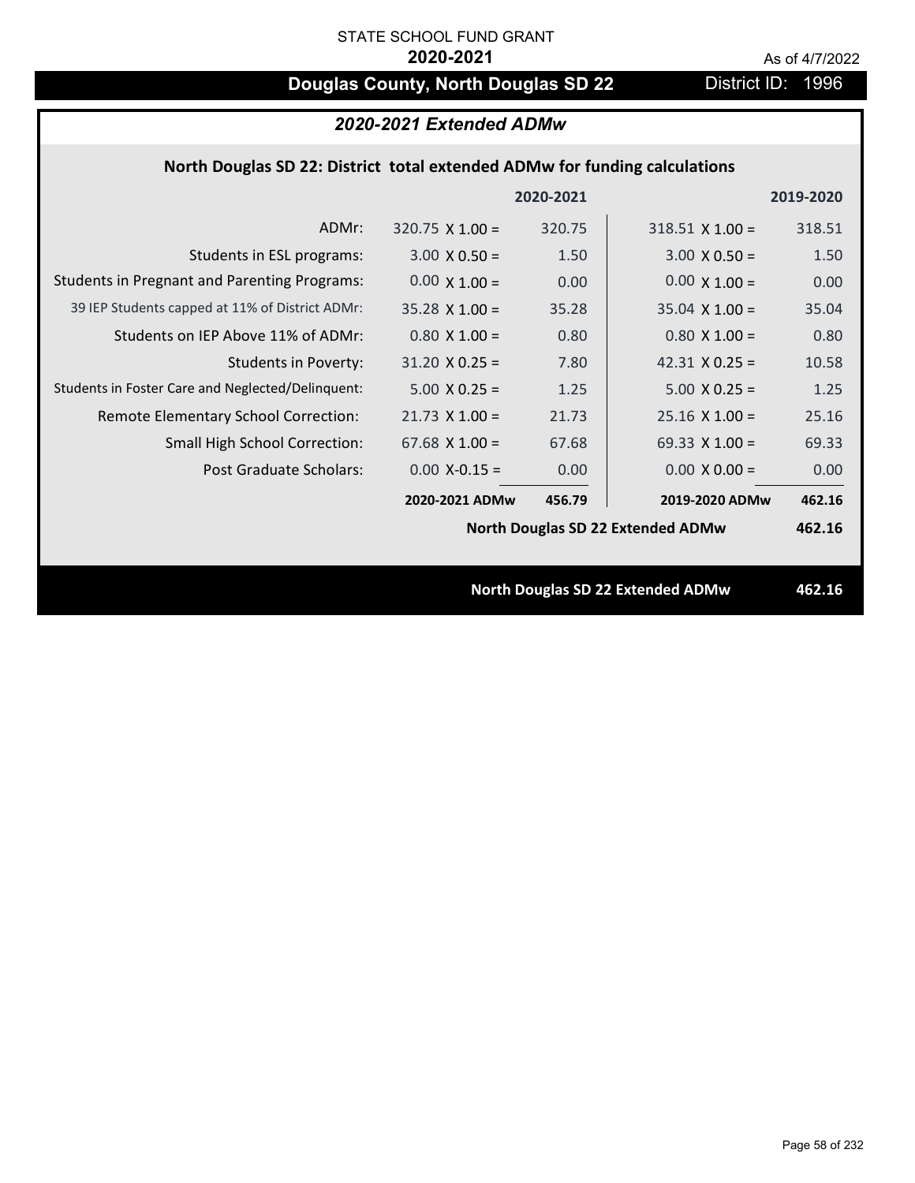STATE SCHOOL FUND GRANT

**2020-2021**

As of 4/7/2022

# Douglas County, North Douglas SD 22

District ID: 1996

## *2020-2021 Extended ADMw*

### North Douglas SD 22: District total extended ADMw for funding calculations

| | | 2020-2021 | | 2019-2020 |
|---|---|---|---|---|
| ADMr: | 320.75 X 1.00 = | 320.75 | 318.51 X 1.00 = | 318.51 |
| Students in ESL programs: | 3.00 X 0.50 = | 1.50 | 3.00 X 0.50 = | 1.50 |
| Students in Pregnant and Parenting Programs: | 0.00 X 1.00 = | 0.00 | 0.00 X 1.00 = | 0.00 |
| 39 IEP Students capped at 11% of District ADMr: | 35.28 X 1.00 = | 35.28 | 35.04 X 1.00 = | 35.04 |
| Students on IEP Above 11% of ADMr: | 0.80 X 1.00 = | 0.80 | 0.80 X 1.00 = | 0.80 |
| Students in Poverty: | 31.20 X 0.25 = | 7.80 | 42.31 X 0.25 = | 10.58 |
| Students in Foster Care and Neglected/Delinquent: | 5.00 X 0.25 = | 1.25 | 5.00 X 0.25 = | 1.25 |
| Remote Elementary School Correction: | 21.73 X 1.00 = | 21.73 | 25.16 X 1.00 = | 25.16 |
| Small High School Correction: | 67.68 X 1.00 = | 67.68 | 69.33 X 1.00 = | 69.33 |
| Post Graduate Scholars: | 0.00 X-0.15 = | 0.00 | 0.00 X 0.00 = | 0.00 |
| | **2020-2021 ADMw** | **456.79** | **2019-2020 ADMw** | **462.16** |
| | | | **North Douglas SD 22 Extended ADMw** | **462.16** |

**North Douglas SD 22 Extended ADMw 462.16**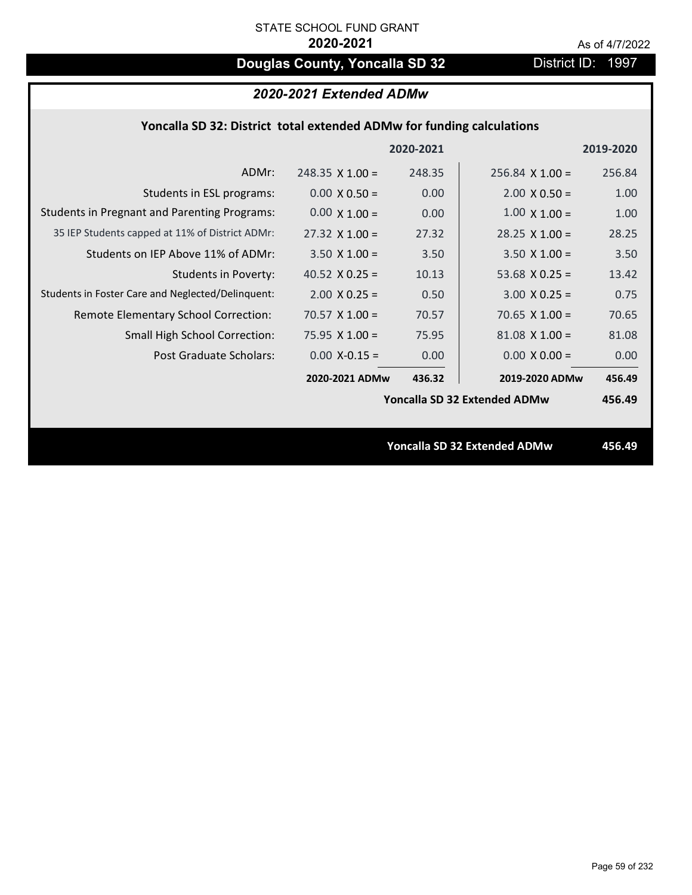STATE SCHOOL FUND GRANT

**2020-2021**

As of 4/7/2022

# Douglas County, Yoncalla SD 32

District ID: 1997

## *2020-2021 Extended ADMw*

### Yoncalla SD 32: District total extended ADMw for funding calculations

| | 2020-2021 | | 2019-2020 | |
|---|---|---|---|---|
| ADMr: | 248.35 X 1.00 = | 248.35 | 256.84 X 1.00 = | 256.84 |
| Students in ESL programs: | 0.00 X 0.50 = | 0.00 | 2.00 X 0.50 = | 1.00 |
| Students in Pregnant and Parenting Programs: | 0.00 X 1.00 = | 0.00 | 1.00 X 1.00 = | 1.00 |
| 35 IEP Students capped at 11% of District ADMr: | 27.32 X 1.00 = | 27.32 | 28.25 X 1.00 = | 28.25 |
| Students on IEP Above 11% of ADMr: | 3.50 X 1.00 = | 3.50 | 3.50 X 1.00 = | 3.50 |
| Students in Poverty: | 40.52 X 0.25 = | 10.13 | 53.68 X 0.25 = | 13.42 |
| Students in Foster Care and Neglected/Delinquent: | 2.00 X 0.25 = | 0.50 | 3.00 X 0.25 = | 0.75 |
| Remote Elementary School Correction: | 70.57 X 1.00 = | 70.57 | 70.65 X 1.00 = | 70.65 |
| Small High School Correction: | 75.95 X 1.00 = | 75.95 | 81.08 X 1.00 = | 81.08 |
| Post Graduate Scholars: | 0.00 X-0.15 = | 0.00 | 0.00 X 0.00 = | 0.00 |
| | **2020-2021 ADMw** | **436.32** | **2019-2020 ADMw** | **456.49** |
| | | | **Yoncalla SD 32 Extended ADMw** | **456.49** |

**Yoncalla SD 32 Extended ADMw 456.49**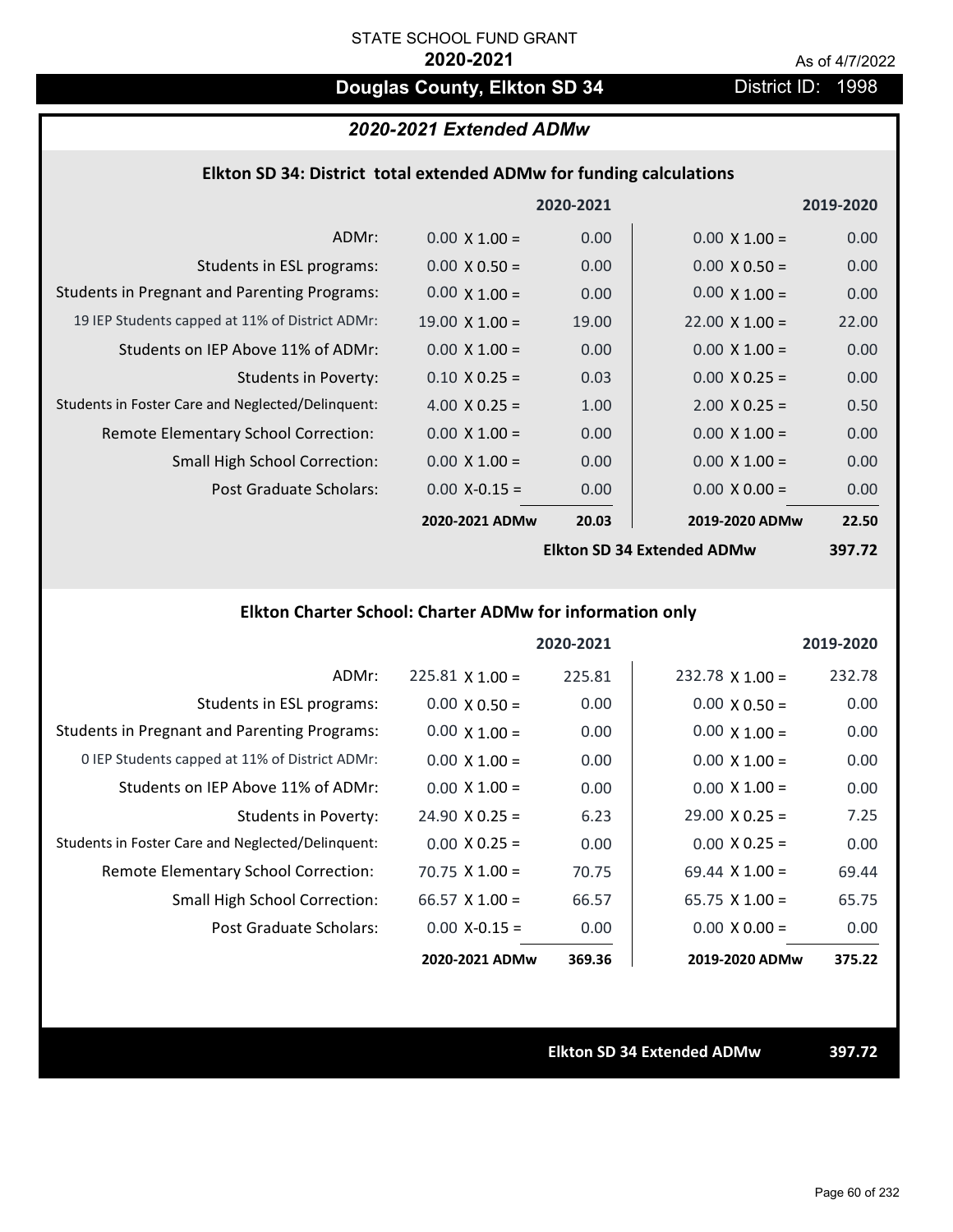STATE SCHOOL FUND GRANT

**2020-2021**

As of 4/7/2022

# Douglas County, Elkton SD 34

District ID: 1998

## *2020-2021 Extended ADMw*

### Elkton SD 34: District total extended ADMw for funding calculations

| | 2020-2021 | | 2019-2020 | |
|---|---|---|---|---|
| ADMr: | 0.00 X 1.00 = | 0.00 | 0.00 X 1.00 = | 0.00 |
| Students in ESL programs: | 0.00 X 0.50 = | 0.00 | 0.00 X 0.50 = | 0.00 |
| Students in Pregnant and Parenting Programs: | 0.00 X 1.00 = | 0.00 | 0.00 X 1.00 = | 0.00 |
| 19 IEP Students capped at 11% of District ADMr: | 19.00 X 1.00 = | 19.00 | 22.00 X 1.00 = | 22.00 |
| Students on IEP Above 11% of ADMr: | 0.00 X 1.00 = | 0.00 | 0.00 X 1.00 = | 0.00 |
| Students in Poverty: | 0.10 X 0.25 = | 0.03 | 0.00 X 0.25 = | 0.00 |
| Students in Foster Care and Neglected/Delinquent: | 4.00 X 0.25 = | 1.00 | 2.00 X 0.25 = | 0.50 |
| Remote Elementary School Correction: | 0.00 X 1.00 = | 0.00 | 0.00 X 1.00 = | 0.00 |
| Small High School Correction: | 0.00 X 1.00 = | 0.00 | 0.00 X 1.00 = | 0.00 |
| Post Graduate Scholars: | 0.00 X-0.15 = | 0.00 | 0.00 X 0.00 = | 0.00 |
| | **2020-2021 ADMw** | **20.03** | **2019-2020 ADMw** | **22.50** |
| | | | **Elkton SD 34 Extended ADMw** | **397.72** |

### Elkton Charter School: Charter ADMw for information only

| | 2020-2021 | | 2019-2020 | |
|---|---|---|---|---|
| ADMr: | 225.81 X 1.00 = | 225.81 | 232.78 X 1.00 = | 232.78 |
| Students in ESL programs: | 0.00 X 0.50 = | 0.00 | 0.00 X 0.50 = | 0.00 |
| Students in Pregnant and Parenting Programs: | 0.00 X 1.00 = | 0.00 | 0.00 X 1.00 = | 0.00 |
| 0 IEP Students capped at 11% of District ADMr: | 0.00 X 1.00 = | 0.00 | 0.00 X 1.00 = | 0.00 |
| Students on IEP Above 11% of ADMr: | 0.00 X 1.00 = | 0.00 | 0.00 X 1.00 = | 0.00 |
| Students in Poverty: | 24.90 X 0.25 = | 6.23 | 29.00 X 0.25 = | 7.25 |
| Students in Foster Care and Neglected/Delinquent: | 0.00 X 0.25 = | 0.00 | 0.00 X 0.25 = | 0.00 |
| Remote Elementary School Correction: | 70.75 X 1.00 = | 70.75 | 69.44 X 1.00 = | 69.44 |
| Small High School Correction: | 66.57 X 1.00 = | 66.57 | 65.75 X 1.00 = | 65.75 |
| Post Graduate Scholars: | 0.00 X-0.15 = | 0.00 | 0.00 X 0.00 = | 0.00 |
| | **2020-2021 ADMw** | **369.36** | **2019-2020 ADMw** | **375.22** |

**Elkton SD 34 Extended ADMw** **397.72**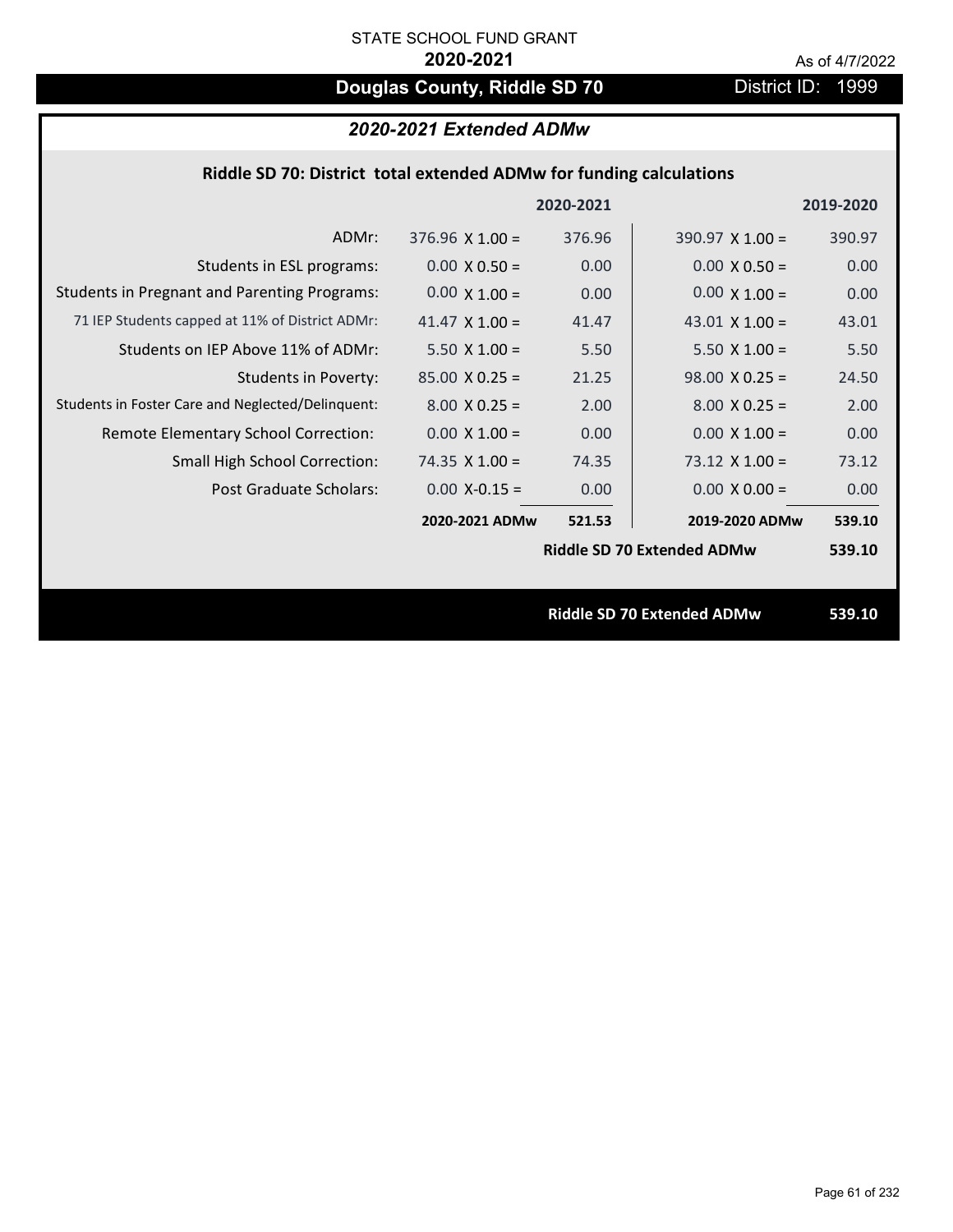STATE SCHOOL FUND GRANT

**2020-2021**

As of 4/7/2022

# Douglas County, Riddle SD 70

District ID: 1999

## *2020-2021 Extended ADMw*

### Riddle SD 70: District total extended ADMw for funding calculations

| | | 2020-2021 | | 2019-2020 |
|---|---|---|---|---|
| ADMr: | 376.96 X 1.00 = | 376.96 | 390.97 X 1.00 = | 390.97 |
| Students in ESL programs: | 0.00 X 0.50 = | 0.00 | 0.00 X 0.50 = | 0.00 |
| Students in Pregnant and Parenting Programs: | 0.00 X 1.00 = | 0.00 | 0.00 X 1.00 = | 0.00 |
| 71 IEP Students capped at 11% of District ADMr: | 41.47 X 1.00 = | 41.47 | 43.01 X 1.00 = | 43.01 |
| Students on IEP Above 11% of ADMr: | 5.50 X 1.00 = | 5.50 | 5.50 X 1.00 = | 5.50 |
| Students in Poverty: | 85.00 X 0.25 = | 21.25 | 98.00 X 0.25 = | 24.50 |
| Students in Foster Care and Neglected/Delinquent: | 8.00 X 0.25 = | 2.00 | 8.00 X 0.25 = | 2.00 |
| Remote Elementary School Correction: | 0.00 X 1.00 = | 0.00 | 0.00 X 1.00 = | 0.00 |
| Small High School Correction: | 74.35 X 1.00 = | 74.35 | 73.12 X 1.00 = | 73.12 |
| Post Graduate Scholars: | 0.00 X-0.15 = | 0.00 | 0.00 X 0.00 = | 0.00 |
| | **2020-2021 ADMw** | **521.53** | **2019-2020 ADMw** | **539.10** |
| | | | **Riddle SD 70 Extended ADMw** | **539.10** |

**Riddle SD 70 Extended ADMw 539.10**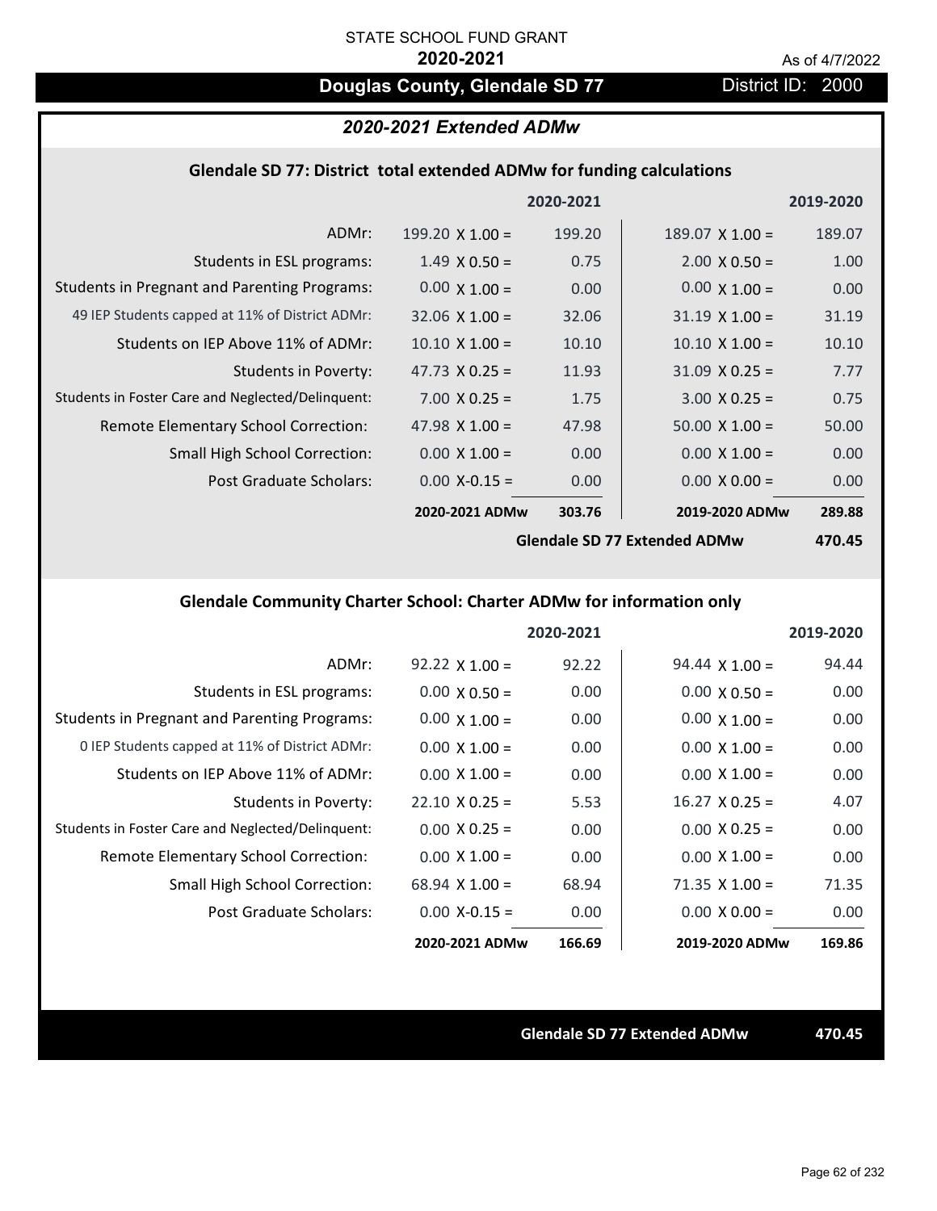STATE SCHOOL FUND GRANT

**2020-2021**

As of 4/7/2022

# Douglas County, Glendale SD 77

District ID: 2000

## *2020-2021 Extended ADMw*

### Glendale SD 77: District total extended ADMw for funding calculations

| | | 2020-2021 | | 2019-2020 |
|---|---|---|---|---|
| ADMr: | 199.20 X 1.00 = | 199.20 | 189.07 X 1.00 = | 189.07 |
| Students in ESL programs: | 1.49 X 0.50 = | 0.75 | 2.00 X 0.50 = | 1.00 |
| Students in Pregnant and Parenting Programs: | 0.00 X 1.00 = | 0.00 | 0.00 X 1.00 = | 0.00 |
| 49 IEP Students capped at 11% of District ADMr: | 32.06 X 1.00 = | 32.06 | 31.19 X 1.00 = | 31.19 |
| Students on IEP Above 11% of ADMr: | 10.10 X 1.00 = | 10.10 | 10.10 X 1.00 = | 10.10 |
| Students in Poverty: | 47.73 X 0.25 = | 11.93 | 31.09 X 0.25 = | 7.77 |
| Students in Foster Care and Neglected/Delinquent: | 7.00 X 0.25 = | 1.75 | 3.00 X 0.25 = | 0.75 |
| Remote Elementary School Correction: | 47.98 X 1.00 = | 47.98 | 50.00 X 1.00 = | 50.00 |
| Small High School Correction: | 0.00 X 1.00 = | 0.00 | 0.00 X 1.00 = | 0.00 |
| Post Graduate Scholars: | 0.00 X-0.15 = | 0.00 | 0.00 X 0.00 = | 0.00 |
| | **2020-2021 ADMw** | **303.76** | **2019-2020 ADMw** | **289.88** |
| | | | **Glendale SD 77 Extended ADMw** | **470.45** |

### Glendale Community Charter School: Charter ADMw for information only

| | | 2020-2021 | | 2019-2020 |
|---|---|---|---|---|
| ADMr: | 92.22 X 1.00 = | 92.22 | 94.44 X 1.00 = | 94.44 |
| Students in ESL programs: | 0.00 X 0.50 = | 0.00 | 0.00 X 0.50 = | 0.00 |
| Students in Pregnant and Parenting Programs: | 0.00 X 1.00 = | 0.00 | 0.00 X 1.00 = | 0.00 |
| 0 IEP Students capped at 11% of District ADMr: | 0.00 X 1.00 = | 0.00 | 0.00 X 1.00 = | 0.00 |
| Students on IEP Above 11% of ADMr: | 0.00 X 1.00 = | 0.00 | 0.00 X 1.00 = | 0.00 |
| Students in Poverty: | 22.10 X 0.25 = | 5.53 | 16.27 X 0.25 = | 4.07 |
| Students in Foster Care and Neglected/Delinquent: | 0.00 X 0.25 = | 0.00 | 0.00 X 0.25 = | 0.00 |
| Remote Elementary School Correction: | 0.00 X 1.00 = | 0.00 | 0.00 X 1.00 = | 0.00 |
| Small High School Correction: | 68.94 X 1.00 = | 68.94 | 71.35 X 1.00 = | 71.35 |
| Post Graduate Scholars: | 0.00 X-0.15 = | 0.00 | 0.00 X 0.00 = | 0.00 |
| | **2020-2021 ADMw** | **166.69** | **2019-2020 ADMw** | **169.86** |

**Glendale SD 77 Extended ADMw** **470.45**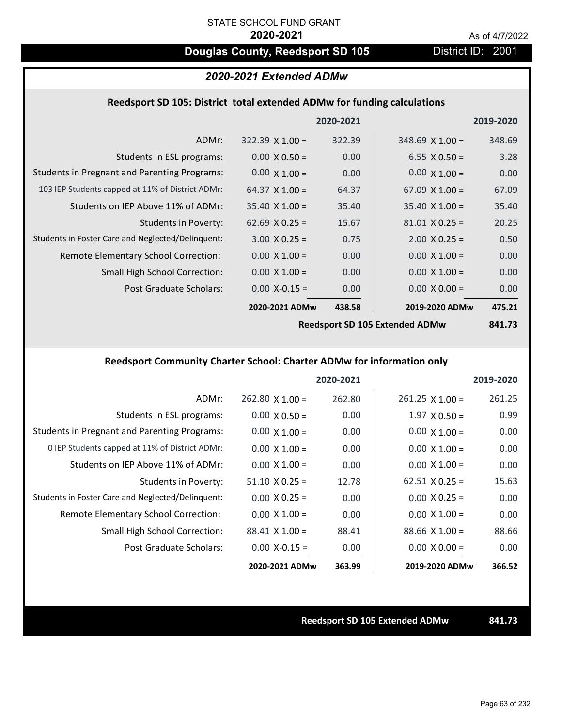STATE SCHOOL FUND GRANT

**2020-2021**

As of 4/7/2022

# Douglas County, Reedsport SD 105

District ID: 2001

## *2020-2021 Extended ADMw*

### Reedsport SD 105: District total extended ADMw for funding calculations

| | | 2020-2021 | | 2019-2020 |
|---|---|---|---|---|
| ADMr: | 322.39 X 1.00 = | 322.39 | 348.69 X 1.00 = | 348.69 |
| Students in ESL programs: | 0.00 X 0.50 = | 0.00 | 6.55 X 0.50 = | 3.28 |
| Students in Pregnant and Parenting Programs: | 0.00 X 1.00 = | 0.00 | 0.00 X 1.00 = | 0.00 |
| 103 IEP Students capped at 11% of District ADMr: | 64.37 X 1.00 = | 64.37 | 67.09 X 1.00 = | 67.09 |
| Students on IEP Above 11% of ADMr: | 35.40 X 1.00 = | 35.40 | 35.40 X 1.00 = | 35.40 |
| Students in Poverty: | 62.69 X 0.25 = | 15.67 | 81.01 X 0.25 = | 20.25 |
| Students in Foster Care and Neglected/Delinquent: | 3.00 X 0.25 = | 0.75 | 2.00 X 0.25 = | 0.50 |
| Remote Elementary School Correction: | 0.00 X 1.00 = | 0.00 | 0.00 X 1.00 = | 0.00 |
| Small High School Correction: | 0.00 X 1.00 = | 0.00 | 0.00 X 1.00 = | 0.00 |
| Post Graduate Scholars: | 0.00 X-0.15 = | 0.00 | 0.00 X 0.00 = | 0.00 |
| | **2020-2021 ADMw** | **438.58** | **2019-2020 ADMw** | **475.21** |
| | | | **Reedsport SD 105 Extended ADMw** | **841.73** |

### Reedsport Community Charter School: Charter ADMw for information only

| | | 2020-2021 | | 2019-2020 |
|---|---|---|---|---|
| ADMr: | 262.80 X 1.00 = | 262.80 | 261.25 X 1.00 = | 261.25 |
| Students in ESL programs: | 0.00 X 0.50 = | 0.00 | 1.97 X 0.50 = | 0.99 |
| Students in Pregnant and Parenting Programs: | 0.00 X 1.00 = | 0.00 | 0.00 X 1.00 = | 0.00 |
| 0 IEP Students capped at 11% of District ADMr: | 0.00 X 1.00 = | 0.00 | 0.00 X 1.00 = | 0.00 |
| Students on IEP Above 11% of ADMr: | 0.00 X 1.00 = | 0.00 | 0.00 X 1.00 = | 0.00 |
| Students in Poverty: | 51.10 X 0.25 = | 12.78 | 62.51 X 0.25 = | 15.63 |
| Students in Foster Care and Neglected/Delinquent: | 0.00 X 0.25 = | 0.00 | 0.00 X 0.25 = | 0.00 |
| Remote Elementary School Correction: | 0.00 X 1.00 = | 0.00 | 0.00 X 1.00 = | 0.00 |
| Small High School Correction: | 88.41 X 1.00 = | 88.41 | 88.66 X 1.00 = | 88.66 |
| Post Graduate Scholars: | 0.00 X-0.15 = | 0.00 | 0.00 X 0.00 = | 0.00 |
| | **2020-2021 ADMw** | **363.99** | **2019-2020 ADMw** | **366.52** |

**Reedsport SD 105 Extended ADMw** **841.73**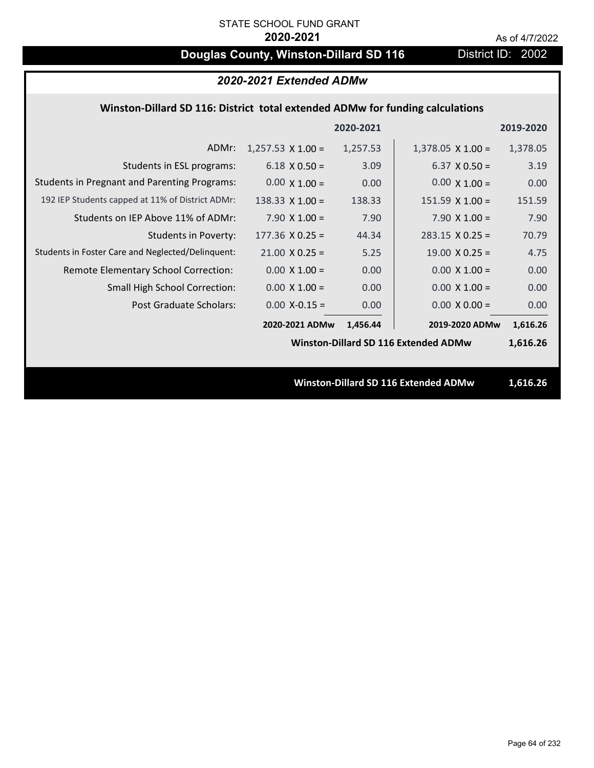STATE SCHOOL FUND GRANT

**2020-2021**

As of 4/7/2022

# Douglas County, Winston-Dillard SD 116

District ID: 2002

## *2020-2021 Extended ADMw*

### Winston-Dillard SD 116: District total extended ADMw for funding calculations

| | | 2020-2021 | | 2019-2020 |
|---|---|---|---|---|
| ADMr: | 1,257.53 X 1.00 = | 1,257.53 | 1,378.05 X 1.00 = | 1,378.05 |
| Students in ESL programs: | 6.18 X 0.50 = | 3.09 | 6.37 X 0.50 = | 3.19 |
| Students in Pregnant and Parenting Programs: | 0.00 X 1.00 = | 0.00 | 0.00 X 1.00 = | 0.00 |
| 192 IEP Students capped at 11% of District ADMr: | 138.33 X 1.00 = | 138.33 | 151.59 X 1.00 = | 151.59 |
| Students on IEP Above 11% of ADMr: | 7.90 X 1.00 = | 7.90 | 7.90 X 1.00 = | 7.90 |
| Students in Poverty: | 177.36 X 0.25 = | 44.34 | 283.15 X 0.25 = | 70.79 |
| Students in Foster Care and Neglected/Delinquent: | 21.00 X 0.25 = | 5.25 | 19.00 X 0.25 = | 4.75 |
| Remote Elementary School Correction: | 0.00 X 1.00 = | 0.00 | 0.00 X 1.00 = | 0.00 |
| Small High School Correction: | 0.00 X 1.00 = | 0.00 | 0.00 X 1.00 = | 0.00 |
| Post Graduate Scholars: | 0.00 X-0.15 = | 0.00 | 0.00 X 0.00 = | 0.00 |
| | **2020-2021 ADMw** | **1,456.44** | **2019-2020 ADMw** | **1,616.26** |
| | | | **Winston-Dillard SD 116 Extended ADMw** | **1,616.26** |

**Winston-Dillard SD 116 Extended ADMw** **1,616.26**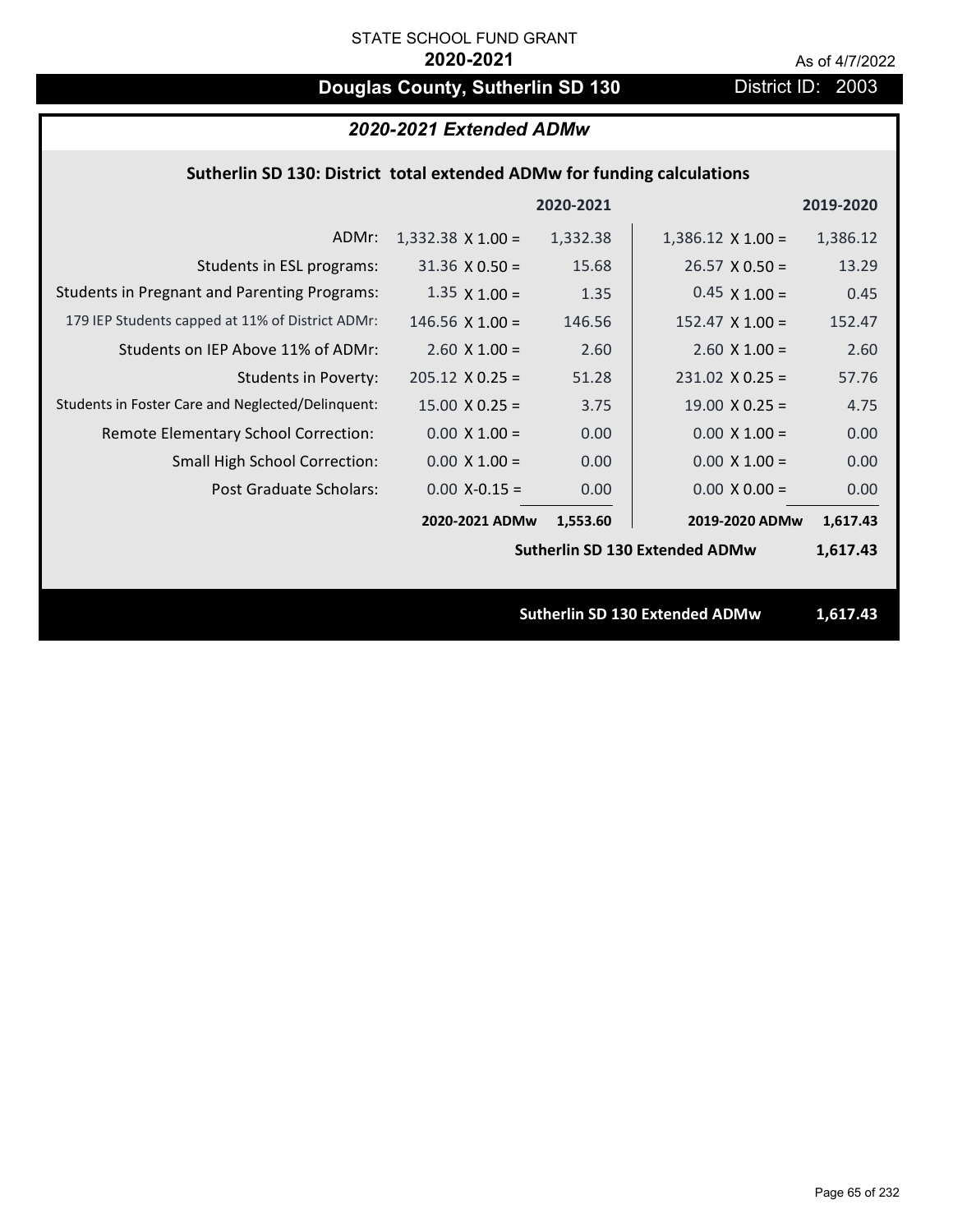STATE SCHOOL FUND GRANT

**2020-2021**

As of 4/7/2022

# Douglas County, Sutherlin SD 130

District ID: 2003

## *2020-2021 Extended ADMw*

### Sutherlin SD 130: District total extended ADMw for funding calculations

| | | 2020-2021 | | 2019-2020 |
|---|---|---|---|---|
| ADMr: | 1,332.38 X 1.00 = | 1,332.38 | 1,386.12 X 1.00 = | 1,386.12 |
| Students in ESL programs: | 31.36 X 0.50 = | 15.68 | 26.57 X 0.50 = | 13.29 |
| Students in Pregnant and Parenting Programs: | 1.35 X 1.00 = | 1.35 | 0.45 X 1.00 = | 0.45 |
| 179 IEP Students capped at 11% of District ADMr: | 146.56 X 1.00 = | 146.56 | 152.47 X 1.00 = | 152.47 |
| Students on IEP Above 11% of ADMr: | 2.60 X 1.00 = | 2.60 | 2.60 X 1.00 = | 2.60 |
| Students in Poverty: | 205.12 X 0.25 = | 51.28 | 231.02 X 0.25 = | 57.76 |
| Students in Foster Care and Neglected/Delinquent: | 15.00 X 0.25 = | 3.75 | 19.00 X 0.25 = | 4.75 |
| Remote Elementary School Correction: | 0.00 X 1.00 = | 0.00 | 0.00 X 1.00 = | 0.00 |
| Small High School Correction: | 0.00 X 1.00 = | 0.00 | 0.00 X 1.00 = | 0.00 |
| Post Graduate Scholars: | 0.00 X-0.15 = | 0.00 | 0.00 X 0.00 = | 0.00 |
| | **2020-2021 ADMw** | **1,553.60** | **2019-2020 ADMw** | **1,617.43** |
| | | | **Sutherlin SD 130 Extended ADMw** | **1,617.43** |

**Sutherlin SD 130 Extended ADMw** **1,617.43**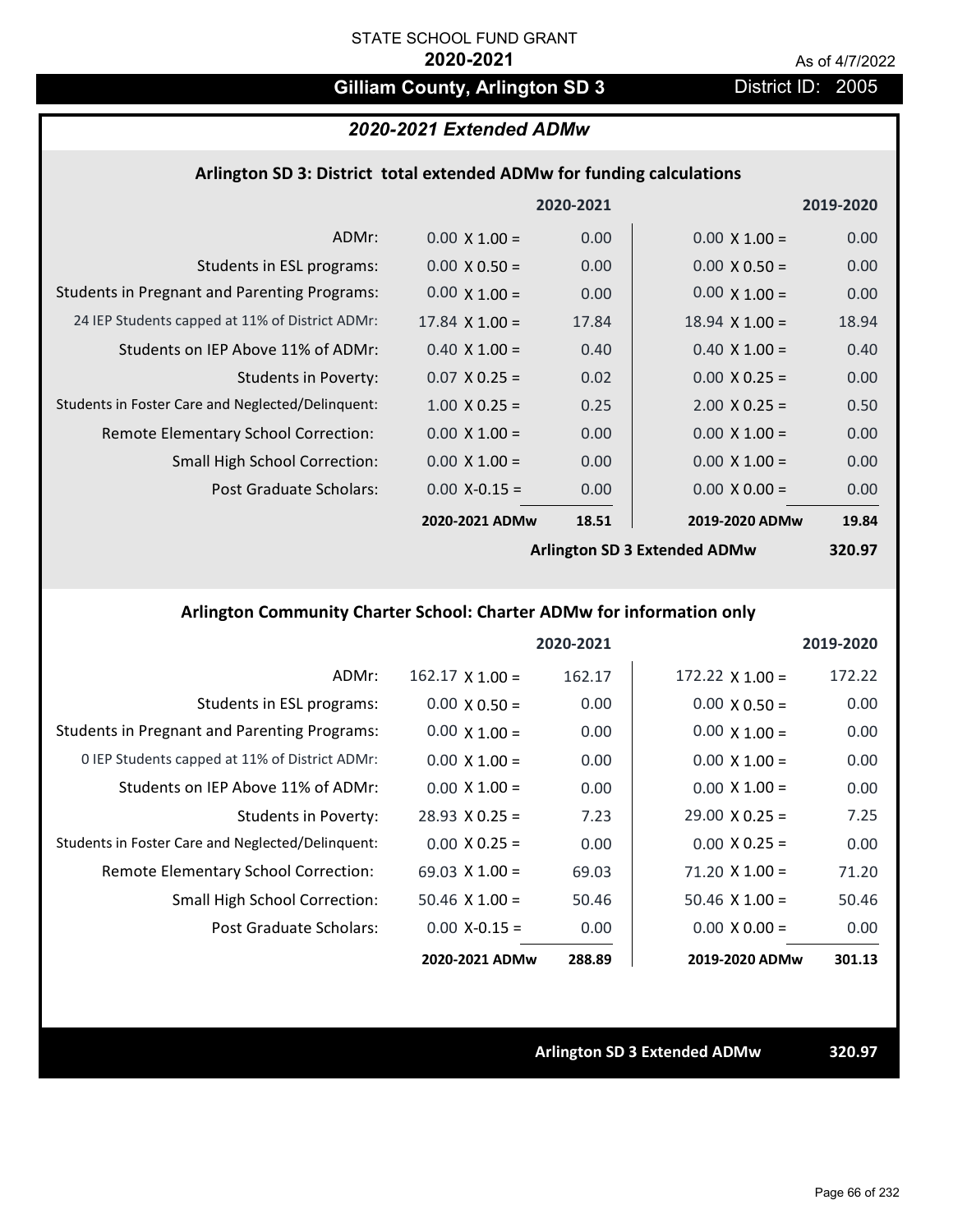STATE SCHOOL FUND GRANT

**2020-2021**

As of 4/7/2022

## Gilliam County, Arlington SD 3

District ID: 2005

### *2020-2021 Extended ADMw*

#### Arlington SD 3: District total extended ADMw for funding calculations

| | | 2020-2021 | | 2019-2020 |
|---|---|---|---|---|
| ADMr: | 0.00 X 1.00 = | 0.00 | 0.00 X 1.00 = | 0.00 |
| Students in ESL programs: | 0.00 X 0.50 = | 0.00 | 0.00 X 0.50 = | 0.00 |
| Students in Pregnant and Parenting Programs: | 0.00 X 1.00 = | 0.00 | 0.00 X 1.00 = | 0.00 |
| 24 IEP Students capped at 11% of District ADMr: | 17.84 X 1.00 = | 17.84 | 18.94 X 1.00 = | 18.94 |
| Students on IEP Above 11% of ADMr: | 0.40 X 1.00 = | 0.40 | 0.40 X 1.00 = | 0.40 |
| Students in Poverty: | 0.07 X 0.25 = | 0.02 | 0.00 X 0.25 = | 0.00 |
| Students in Foster Care and Neglected/Delinquent: | 1.00 X 0.25 = | 0.25 | 2.00 X 0.25 = | 0.50 |
| Remote Elementary School Correction: | 0.00 X 1.00 = | 0.00 | 0.00 X 1.00 = | 0.00 |
| Small High School Correction: | 0.00 X 1.00 = | 0.00 | 0.00 X 1.00 = | 0.00 |
| Post Graduate Scholars: | 0.00 X-0.15 = | 0.00 | 0.00 X 0.00 = | 0.00 |
| | **2020-2021 ADMw** | **18.51** | **2019-2020 ADMw** | **19.84** |
| | | | **Arlington SD 3 Extended ADMw** | **320.97** |

#### Arlington Community Charter School: Charter ADMw for information only

| | | 2020-2021 | | 2019-2020 |
|---|---|---|---|---|
| ADMr: | 162.17 X 1.00 = | 162.17 | 172.22 X 1.00 = | 172.22 |
| Students in ESL programs: | 0.00 X 0.50 = | 0.00 | 0.00 X 0.50 = | 0.00 |
| Students in Pregnant and Parenting Programs: | 0.00 X 1.00 = | 0.00 | 0.00 X 1.00 = | 0.00 |
| 0 IEP Students capped at 11% of District ADMr: | 0.00 X 1.00 = | 0.00 | 0.00 X 1.00 = | 0.00 |
| Students on IEP Above 11% of ADMr: | 0.00 X 1.00 = | 0.00 | 0.00 X 1.00 = | 0.00 |
| Students in Poverty: | 28.93 X 0.25 = | 7.23 | 29.00 X 0.25 = | 7.25 |
| Students in Foster Care and Neglected/Delinquent: | 0.00 X 0.25 = | 0.00 | 0.00 X 0.25 = | 0.00 |
| Remote Elementary School Correction: | 69.03 X 1.00 = | 69.03 | 71.20 X 1.00 = | 71.20 |
| Small High School Correction: | 50.46 X 1.00 = | 50.46 | 50.46 X 1.00 = | 50.46 |
| Post Graduate Scholars: | 0.00 X-0.15 = | 0.00 | 0.00 X 0.00 = | 0.00 |
| | **2020-2021 ADMw** | **288.89** | **2019-2020 ADMw** | **301.13** |

**Arlington SD 3 Extended ADMw** **320.97**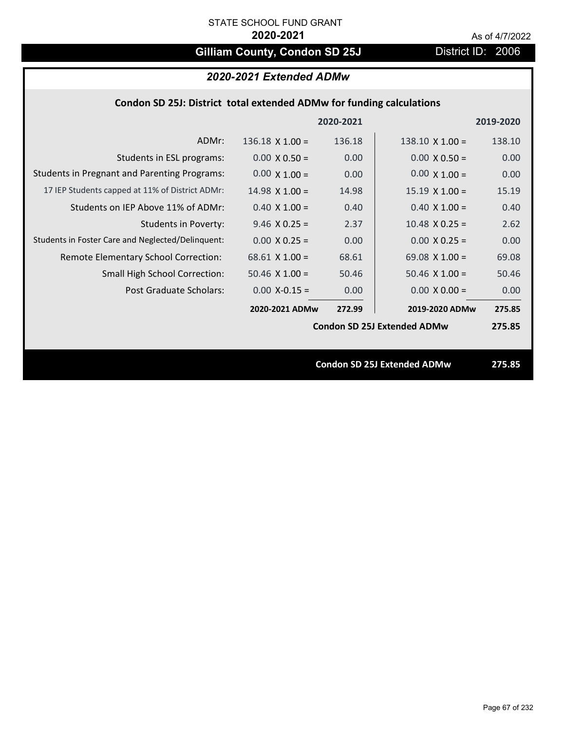STATE SCHOOL FUND GRANT

**2020-2021**

As of 4/7/2022

## Gilliam County, Condon SD 25J

District ID: 2006

### *2020-2021 Extended ADMw*

**Condon SD 25J: District total extended ADMw for funding calculations**

| | | 2020-2021 | | 2019-2020 |
|---|---|---|---|---|
| ADMr: | 136.18 X 1.00 = | 136.18 | 138.10 X 1.00 = | 138.10 |
| Students in ESL programs: | 0.00 X 0.50 = | 0.00 | 0.00 X 0.50 = | 0.00 |
| Students in Pregnant and Parenting Programs: | 0.00 X 1.00 = | 0.00 | 0.00 X 1.00 = | 0.00 |
| 17 IEP Students capped at 11% of District ADMr: | 14.98 X 1.00 = | 14.98 | 15.19 X 1.00 = | 15.19 |
| Students on IEP Above 11% of ADMr: | 0.40 X 1.00 = | 0.40 | 0.40 X 1.00 = | 0.40 |
| Students in Poverty: | 9.46 X 0.25 = | 2.37 | 10.48 X 0.25 = | 2.62 |
| Students in Foster Care and Neglected/Delinquent: | 0.00 X 0.25 = | 0.00 | 0.00 X 0.25 = | 0.00 |
| Remote Elementary School Correction: | 68.61 X 1.00 = | 68.61 | 69.08 X 1.00 = | 69.08 |
| Small High School Correction: | 50.46 X 1.00 = | 50.46 | 50.46 X 1.00 = | 50.46 |
| Post Graduate Scholars: | 0.00 X-0.15 = | 0.00 | 0.00 X 0.00 = | 0.00 |
| | **2020-2021 ADMw** | **272.99** | **2019-2020 ADMw** | **275.85** |
| | | | **Condon SD 25J Extended ADMw** | **275.85** |

**Condon SD 25J Extended ADMw** **275.85**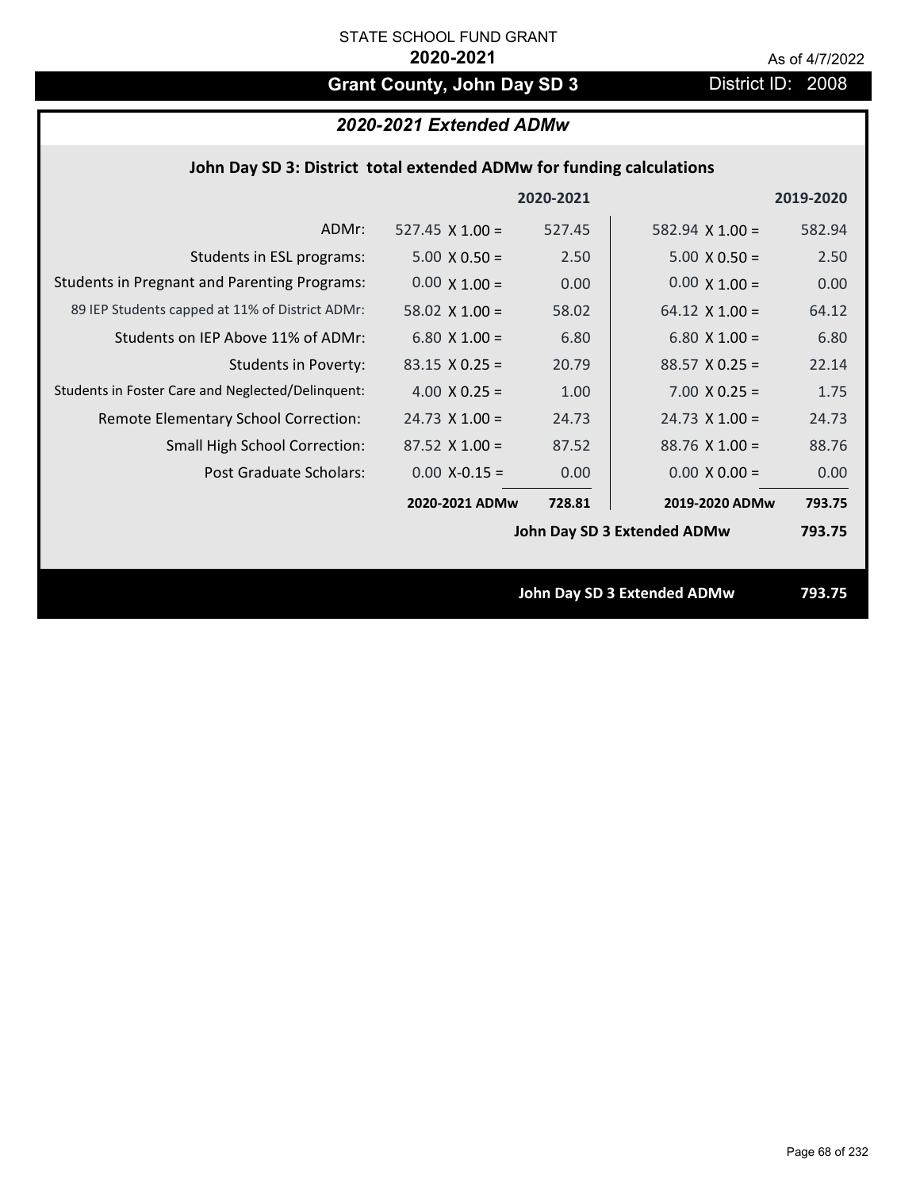STATE SCHOOL FUND GRANT

**2020-2021**

As of 4/7/2022

# Grant County, John Day SD 3

District ID: 2008

## *2020-2021 Extended ADMw*

### John Day SD 3: District total extended ADMw for funding calculations

| | 2020-2021 | | 2019-2020 | |
|---|---|---|---|---|
| ADMr: | 527.45 X 1.00 = | 527.45 | 582.94 X 1.00 = | 582.94 |
| Students in ESL programs: | 5.00 X 0.50 = | 2.50 | 5.00 X 0.50 = | 2.50 |
| Students in Pregnant and Parenting Programs: | 0.00 X 1.00 = | 0.00 | 0.00 X 1.00 = | 0.00 |
| 89 IEP Students capped at 11% of District ADMr: | 58.02 X 1.00 = | 58.02 | 64.12 X 1.00 = | 64.12 |
| Students on IEP Above 11% of ADMr: | 6.80 X 1.00 = | 6.80 | 6.80 X 1.00 = | 6.80 |
| Students in Poverty: | 83.15 X 0.25 = | 20.79 | 88.57 X 0.25 = | 22.14 |
| Students in Foster Care and Neglected/Delinquent: | 4.00 X 0.25 = | 1.00 | 7.00 X 0.25 = | 1.75 |
| Remote Elementary School Correction: | 24.73 X 1.00 = | 24.73 | 24.73 X 1.00 = | 24.73 |
| Small High School Correction: | 87.52 X 1.00 = | 87.52 | 88.76 X 1.00 = | 88.76 |
| Post Graduate Scholars: | 0.00 X-0.15 = | 0.00 | 0.00 X 0.00 = | 0.00 |
| | **2020-2021 ADMw** | **728.81** | **2019-2020 ADMw** | **793.75** |
| | | | **John Day SD 3 Extended ADMw** | **793.75** |

**John Day SD 3 Extended ADMw 793.75**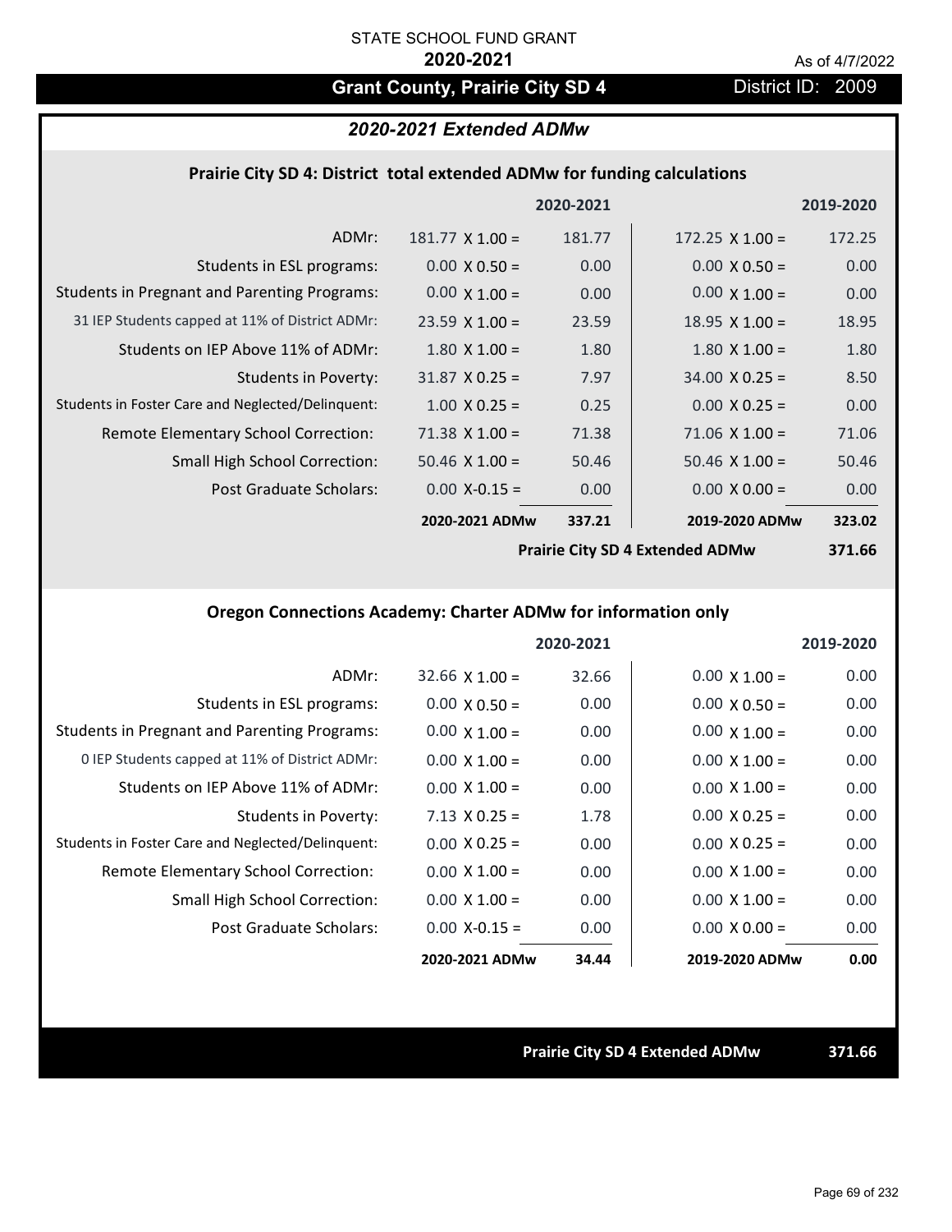STATE SCHOOL FUND GRANT

**2020-2021**

As of 4/7/2022

# Grant County, Prairie City SD 4

District ID: 2009

## *2020-2021 Extended ADMw*

### Prairie City SD 4: District total extended ADMw for funding calculations

| | 2020-2021 | | 2019-2020 | |
|---|---|---|---|---|
| ADMr: | 181.77 X 1.00 = | 181.77 | 172.25 X 1.00 = | 172.25 |
| Students in ESL programs: | 0.00 X 0.50 = | 0.00 | 0.00 X 0.50 = | 0.00 |
| Students in Pregnant and Parenting Programs: | 0.00 X 1.00 = | 0.00 | 0.00 X 1.00 = | 0.00 |
| 31 IEP Students capped at 11% of District ADMr: | 23.59 X 1.00 = | 23.59 | 18.95 X 1.00 = | 18.95 |
| Students on IEP Above 11% of ADMr: | 1.80 X 1.00 = | 1.80 | 1.80 X 1.00 = | 1.80 |
| Students in Poverty: | 31.87 X 0.25 = | 7.97 | 34.00 X 0.25 = | 8.50 |
| Students in Foster Care and Neglected/Delinquent: | 1.00 X 0.25 = | 0.25 | 0.00 X 0.25 = | 0.00 |
| Remote Elementary School Correction: | 71.38 X 1.00 = | 71.38 | 71.06 X 1.00 = | 71.06 |
| Small High School Correction: | 50.46 X 1.00 = | 50.46 | 50.46 X 1.00 = | 50.46 |
| Post Graduate Scholars: | 0.00 X-0.15 = | 0.00 | 0.00 X 0.00 = | 0.00 |
| | **2020-2021 ADMw** | **337.21** | **2019-2020 ADMw** | **323.02** |
| | | | **Prairie City SD 4 Extended ADMw** | **371.66** |

### Oregon Connections Academy: Charter ADMw for information only

| | 2020-2021 | | 2019-2020 | |
|---|---|---|---|---|
| ADMr: | 32.66 X 1.00 = | 32.66 | 0.00 X 1.00 = | 0.00 |
| Students in ESL programs: | 0.00 X 0.50 = | 0.00 | 0.00 X 0.50 = | 0.00 |
| Students in Pregnant and Parenting Programs: | 0.00 X 1.00 = | 0.00 | 0.00 X 1.00 = | 0.00 |
| 0 IEP Students capped at 11% of District ADMr: | 0.00 X 1.00 = | 0.00 | 0.00 X 1.00 = | 0.00 |
| Students on IEP Above 11% of ADMr: | 0.00 X 1.00 = | 0.00 | 0.00 X 1.00 = | 0.00 |
| Students in Poverty: | 7.13 X 0.25 = | 1.78 | 0.00 X 0.25 = | 0.00 |
| Students in Foster Care and Neglected/Delinquent: | 0.00 X 0.25 = | 0.00 | 0.00 X 0.25 = | 0.00 |
| Remote Elementary School Correction: | 0.00 X 1.00 = | 0.00 | 0.00 X 1.00 = | 0.00 |
| Small High School Correction: | 0.00 X 1.00 = | 0.00 | 0.00 X 1.00 = | 0.00 |
| Post Graduate Scholars: | 0.00 X-0.15 = | 0.00 | 0.00 X 0.00 = | 0.00 |
| | **2020-2021 ADMw** | **34.44** | **2019-2020 ADMw** | **0.00** |

**Prairie City SD 4 Extended ADMw** **371.66**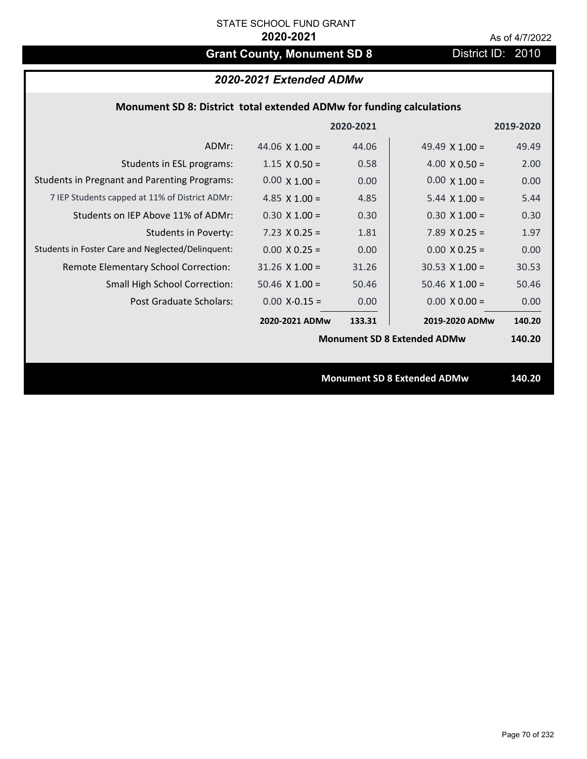STATE SCHOOL FUND GRANT

**2020-2021**

As of 4/7/2022

# Grant County, Monument SD 8

District ID: 2010

## *2020-2021 Extended ADMw*

### Monument SD 8: District total extended ADMw for funding calculations

| | 2020-2021 | | 2019-2020 | |
|---|---|---|---|---|
| ADMr: | 44.06 X 1.00 = | 44.06 | 49.49 X 1.00 = | 49.49 |
| Students in ESL programs: | 1.15 X 0.50 = | 0.58 | 4.00 X 0.50 = | 2.00 |
| Students in Pregnant and Parenting Programs: | 0.00 X 1.00 = | 0.00 | 0.00 X 1.00 = | 0.00 |
| 7 IEP Students capped at 11% of District ADMr: | 4.85 X 1.00 = | 4.85 | 5.44 X 1.00 = | 5.44 |
| Students on IEP Above 11% of ADMr: | 0.30 X 1.00 = | 0.30 | 0.30 X 1.00 = | 0.30 |
| Students in Poverty: | 7.23 X 0.25 = | 1.81 | 7.89 X 0.25 = | 1.97 |
| Students in Foster Care and Neglected/Delinquent: | 0.00 X 0.25 = | 0.00 | 0.00 X 0.25 = | 0.00 |
| Remote Elementary School Correction: | 31.26 X 1.00 = | 31.26 | 30.53 X 1.00 = | 30.53 |
| Small High School Correction: | 50.46 X 1.00 = | 50.46 | 50.46 X 1.00 = | 50.46 |
| Post Graduate Scholars: | 0.00 X-0.15 = | 0.00 | 0.00 X 0.00 = | 0.00 |
| | **2020-2021 ADMw** | **133.31** | **2019-2020 ADMw** | **140.20** |
| | | | **Monument SD 8 Extended ADMw** | **140.20** |

**Monument SD 8 Extended ADMw** **140.20**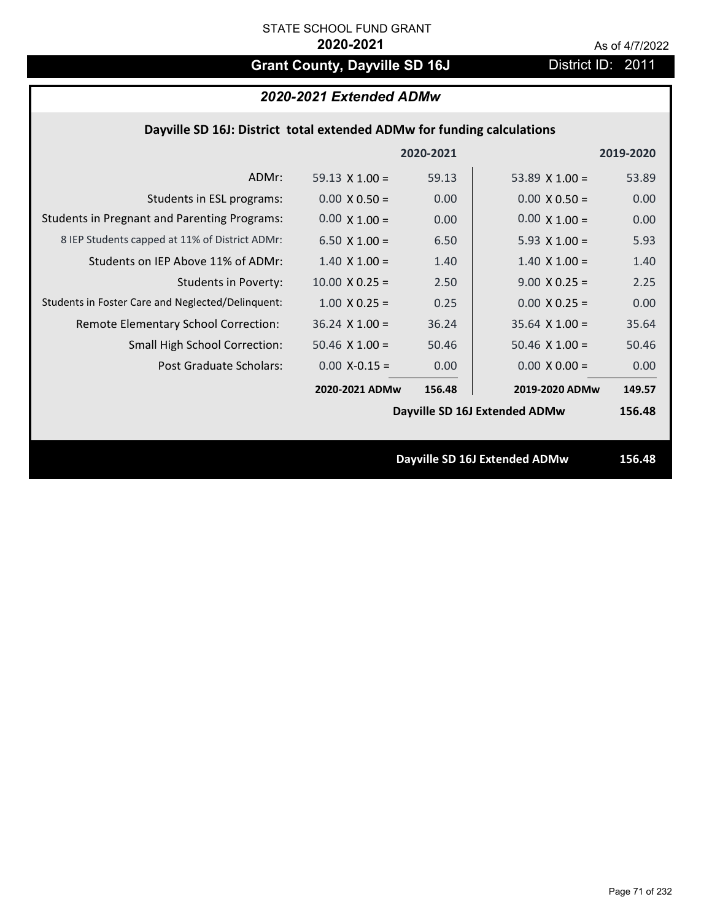STATE SCHOOL FUND GRANT

**2020-2021**

As of 4/7/2022

## Grant County, Dayville SD 16J

District ID: 2011

### *2020-2021 Extended ADMw*

**Dayville SD 16J: District total extended ADMw for funding calculations**

| | 2020-2021 | | 2019-2020 | |
|---|---|---|---|---|
| ADMr: | 59.13 X 1.00 = | 59.13 | 53.89 X 1.00 = | 53.89 |
| Students in ESL programs: | 0.00 X 0.50 = | 0.00 | 0.00 X 0.50 = | 0.00 |
| Students in Pregnant and Parenting Programs: | 0.00 X 1.00 = | 0.00 | 0.00 X 1.00 = | 0.00 |
| 8 IEP Students capped at 11% of District ADMr: | 6.50 X 1.00 = | 6.50 | 5.93 X 1.00 = | 5.93 |
| Students on IEP Above 11% of ADMr: | 1.40 X 1.00 = | 1.40 | 1.40 X 1.00 = | 1.40 |
| Students in Poverty: | 10.00 X 0.25 = | 2.50 | 9.00 X 0.25 = | 2.25 |
| Students in Foster Care and Neglected/Delinquent: | 1.00 X 0.25 = | 0.25 | 0.00 X 0.25 = | 0.00 |
| Remote Elementary School Correction: | 36.24 X 1.00 = | 36.24 | 35.64 X 1.00 = | 35.64 |
| Small High School Correction: | 50.46 X 1.00 = | 50.46 | 50.46 X 1.00 = | 50.46 |
| Post Graduate Scholars: | 0.00 X-0.15 = | 0.00 | 0.00 X 0.00 = | 0.00 |
| | **2020-2021 ADMw** | **156.48** | **2019-2020 ADMw** | **149.57** |
| | | | **Dayville SD 16J Extended ADMw** | **156.48** |

**Dayville SD 16J Extended ADMw** **156.48**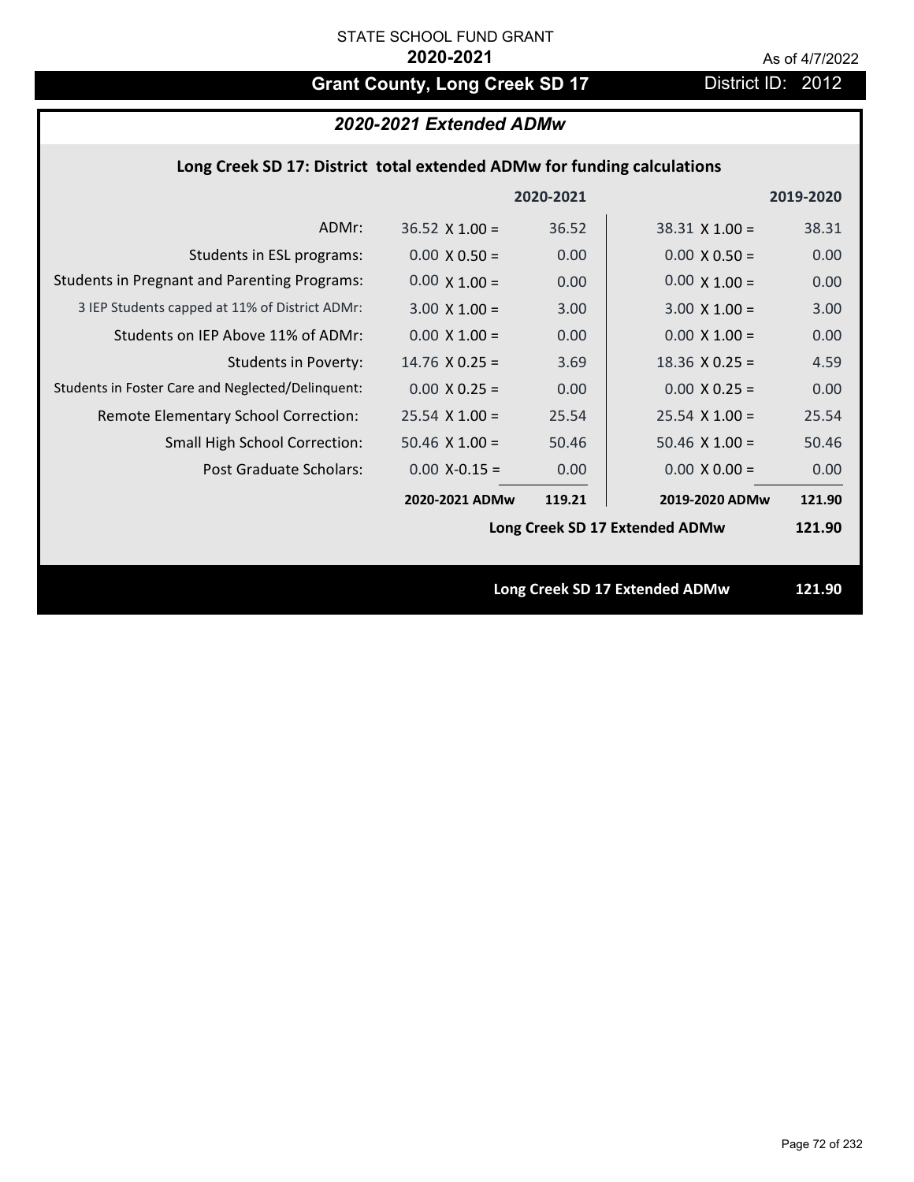STATE SCHOOL FUND GRANT

**2020-2021**

As of 4/7/2022

## Grant County, Long Creek SD 17

District ID: 2012

### *2020-2021 Extended ADMw*

**Long Creek SD 17: District total extended ADMw for funding calculations**

| | | 2020-2021 | | 2019-2020 |
|---|---|---|---|---|
| ADMr: | 36.52 X 1.00 = | 36.52 | 38.31 X 1.00 = | 38.31 |
| Students in ESL programs: | 0.00 X 0.50 = | 0.00 | 0.00 X 0.50 = | 0.00 |
| Students in Pregnant and Parenting Programs: | 0.00 X 1.00 = | 0.00 | 0.00 X 1.00 = | 0.00 |
| 3 IEP Students capped at 11% of District ADMr: | 3.00 X 1.00 = | 3.00 | 3.00 X 1.00 = | 3.00 |
| Students on IEP Above 11% of ADMr: | 0.00 X 1.00 = | 0.00 | 0.00 X 1.00 = | 0.00 |
| Students in Poverty: | 14.76 X 0.25 = | 3.69 | 18.36 X 0.25 = | 4.59 |
| Students in Foster Care and Neglected/Delinquent: | 0.00 X 0.25 = | 0.00 | 0.00 X 0.25 = | 0.00 |
| Remote Elementary School Correction: | 25.54 X 1.00 = | 25.54 | 25.54 X 1.00 = | 25.54 |
| Small High School Correction: | 50.46 X 1.00 = | 50.46 | 50.46 X 1.00 = | 50.46 |
| Post Graduate Scholars: | 0.00 X-0.15 = | 0.00 | 0.00 X 0.00 = | 0.00 |
| | **2020-2021 ADMw** | **119.21** | **2019-2020 ADMw** | **121.90** |
| | | | **Long Creek SD 17 Extended ADMw** | **121.90** |

**Long Creek SD 17 Extended ADMw** **121.90**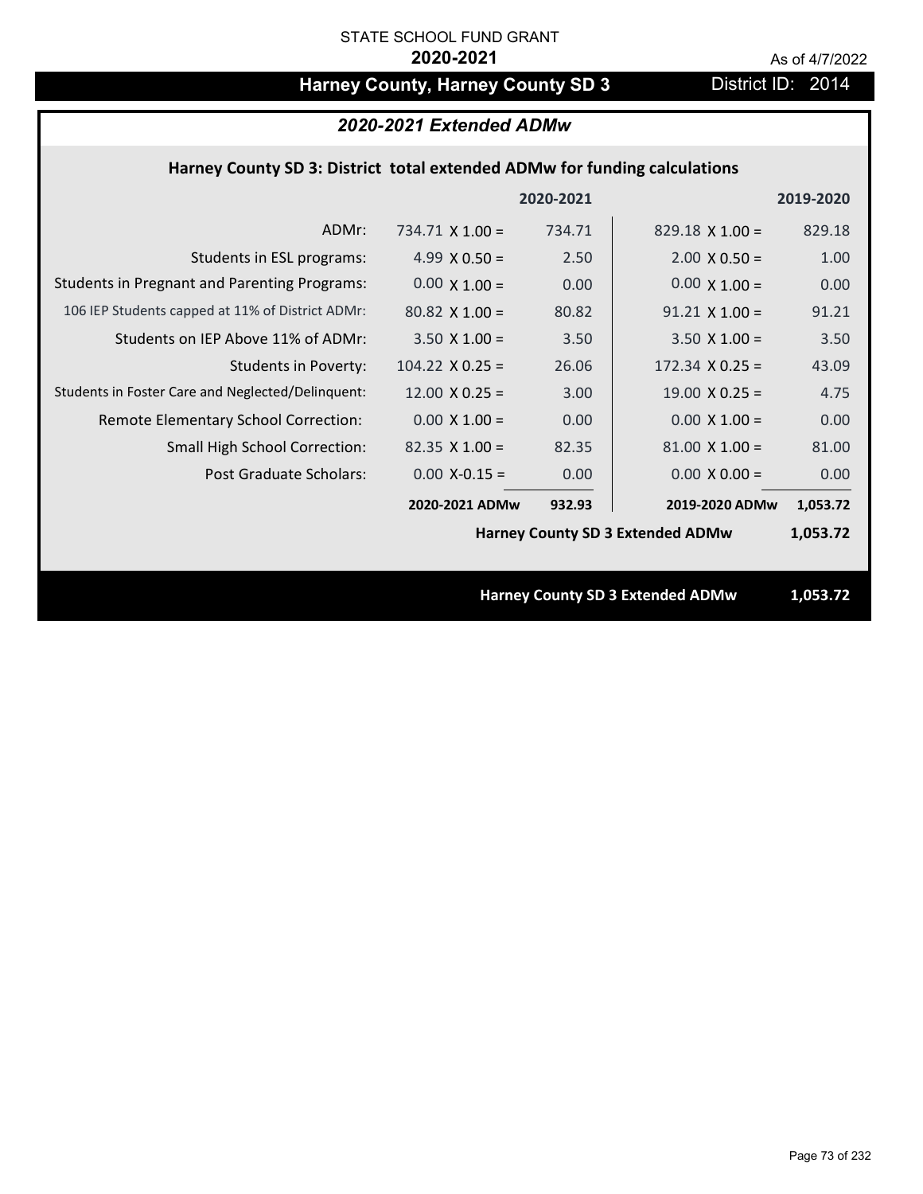STATE SCHOOL FUND GRANT

**2020-2021**

As of 4/7/2022

# Harney County, Harney County SD 3

District ID: 2014

## *2020-2021 Extended ADMw*

### Harney County SD 3: District total extended ADMw for funding calculations

| | 2020-2021 | | 2019-2020 | |
|---|---|---|---|---|
| ADMr: | 734.71 X 1.00 = | 734.71 | 829.18 X 1.00 = | 829.18 |
| Students in ESL programs: | 4.99 X 0.50 = | 2.50 | 2.00 X 0.50 = | 1.00 |
| Students in Pregnant and Parenting Programs: | 0.00 X 1.00 = | 0.00 | 0.00 X 1.00 = | 0.00 |
| 106 IEP Students capped at 11% of District ADMr: | 80.82 X 1.00 = | 80.82 | 91.21 X 1.00 = | 91.21 |
| Students on IEP Above 11% of ADMr: | 3.50 X 1.00 = | 3.50 | 3.50 X 1.00 = | 3.50 |
| Students in Poverty: | 104.22 X 0.25 = | 26.06 | 172.34 X 0.25 = | 43.09 |
| Students in Foster Care and Neglected/Delinquent: | 12.00 X 0.25 = | 3.00 | 19.00 X 0.25 = | 4.75 |
| Remote Elementary School Correction: | 0.00 X 1.00 = | 0.00 | 0.00 X 1.00 = | 0.00 |
| Small High School Correction: | 82.35 X 1.00 = | 82.35 | 81.00 X 1.00 = | 81.00 |
| Post Graduate Scholars: | 0.00 X-0.15 = | 0.00 | 0.00 X 0.00 = | 0.00 |
| | **2020-2021 ADMw** | **932.93** | **2019-2020 ADMw** | **1,053.72** |
| | | | **Harney County SD 3 Extended ADMw** | **1,053.72** |

**Harney County SD 3 Extended ADMw 1,053.72**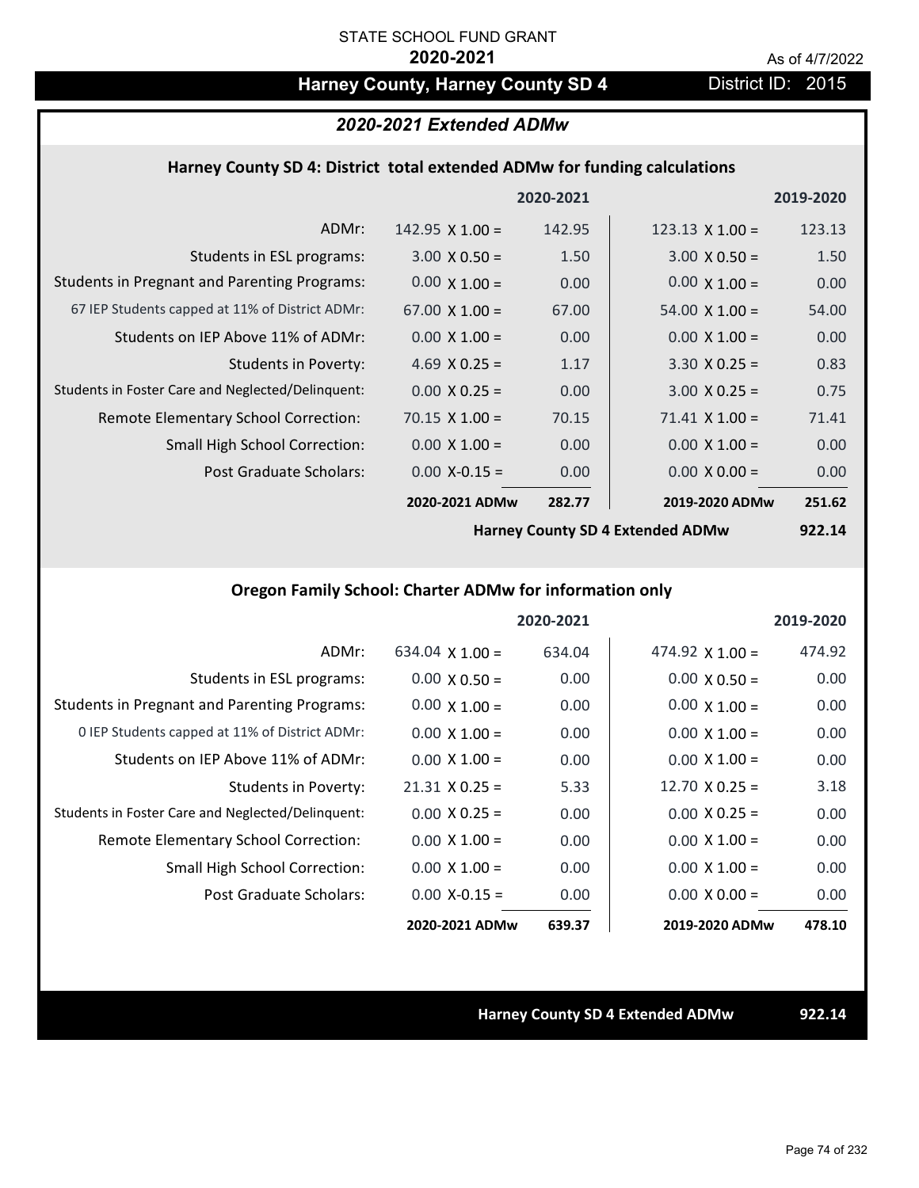STATE SCHOOL FUND GRANT

**2020-2021**

As of 4/7/2022

# Harney County, Harney County SD 4

District ID: 2015

## *2020-2021 Extended ADMw*

### Harney County SD 4: District total extended ADMw for funding calculations

| | | 2020-2021 | | 2019-2020 |
|---|---|---|---|---|
| ADMr: | 142.95 X 1.00 = | 142.95 | 123.13 X 1.00 = | 123.13 |
| Students in ESL programs: | 3.00 X 0.50 = | 1.50 | 3.00 X 0.50 = | 1.50 |
| Students in Pregnant and Parenting Programs: | 0.00 X 1.00 = | 0.00 | 0.00 X 1.00 = | 0.00 |
| 67 IEP Students capped at 11% of District ADMr: | 67.00 X 1.00 = | 67.00 | 54.00 X 1.00 = | 54.00 |
| Students on IEP Above 11% of ADMr: | 0.00 X 1.00 = | 0.00 | 0.00 X 1.00 = | 0.00 |
| Students in Poverty: | 4.69 X 0.25 = | 1.17 | 3.30 X 0.25 = | 0.83 |
| Students in Foster Care and Neglected/Delinquent: | 0.00 X 0.25 = | 0.00 | 3.00 X 0.25 = | 0.75 |
| Remote Elementary School Correction: | 70.15 X 1.00 = | 70.15 | 71.41 X 1.00 = | 71.41 |
| Small High School Correction: | 0.00 X 1.00 = | 0.00 | 0.00 X 1.00 = | 0.00 |
| Post Graduate Scholars: | 0.00 X-0.15 = | 0.00 | 0.00 X 0.00 = | 0.00 |
| | **2020-2021 ADMw** | **282.77** | **2019-2020 ADMw** | **251.62** |
| | | | **Harney County SD 4 Extended ADMw** | **922.14** |

### Oregon Family School: Charter ADMw for information only

| | | 2020-2021 | | 2019-2020 |
|---|---|---|---|---|
| ADMr: | 634.04 X 1.00 = | 634.04 | 474.92 X 1.00 = | 474.92 |
| Students in ESL programs: | 0.00 X 0.50 = | 0.00 | 0.00 X 0.50 = | 0.00 |
| Students in Pregnant and Parenting Programs: | 0.00 X 1.00 = | 0.00 | 0.00 X 1.00 = | 0.00 |
| 0 IEP Students capped at 11% of District ADMr: | 0.00 X 1.00 = | 0.00 | 0.00 X 1.00 = | 0.00 |
| Students on IEP Above 11% of ADMr: | 0.00 X 1.00 = | 0.00 | 0.00 X 1.00 = | 0.00 |
| Students in Poverty: | 21.31 X 0.25 = | 5.33 | 12.70 X 0.25 = | 3.18 |
| Students in Foster Care and Neglected/Delinquent: | 0.00 X 0.25 = | 0.00 | 0.00 X 0.25 = | 0.00 |
| Remote Elementary School Correction: | 0.00 X 1.00 = | 0.00 | 0.00 X 1.00 = | 0.00 |
| Small High School Correction: | 0.00 X 1.00 = | 0.00 | 0.00 X 1.00 = | 0.00 |
| Post Graduate Scholars: | 0.00 X-0.15 = | 0.00 | 0.00 X 0.00 = | 0.00 |
| | **2020-2021 ADMw** | **639.37** | **2019-2020 ADMw** | **478.10** |

**Harney County SD 4 Extended ADMw** **922.14**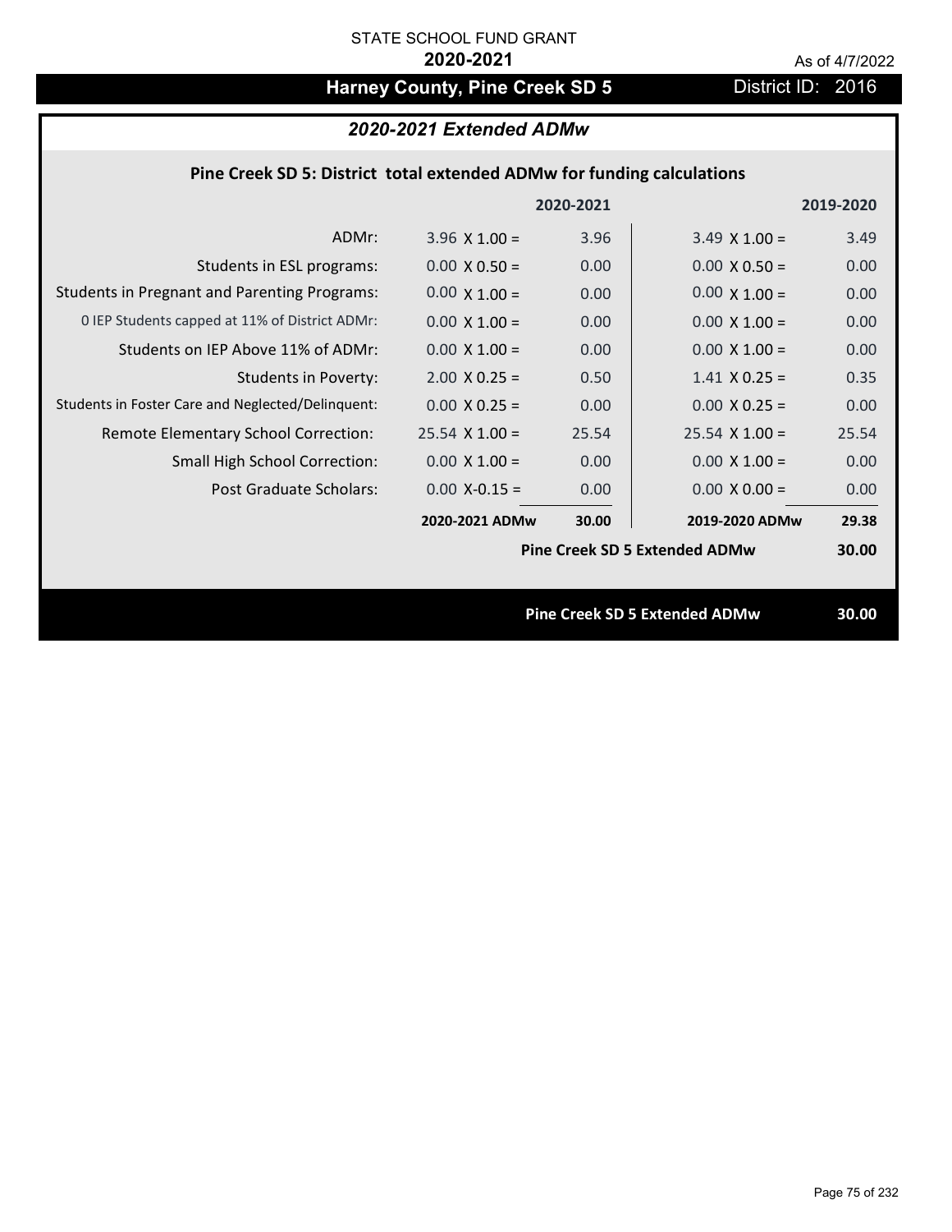STATE SCHOOL FUND GRANT

**2020-2021**

As of 4/7/2022

# Harney County, Pine Creek SD 5

District ID: 2016

## *2020-2021 Extended ADMw*

### Pine Creek SD 5: District total extended ADMw for funding calculations

| | | 2020-2021 | | 2019-2020 |
|---|---|---|---|---|
| ADMr: | 3.96 X 1.00 = | 3.96 | 3.49 X 1.00 = | 3.49 |
| Students in ESL programs: | 0.00 X 0.50 = | 0.00 | 0.00 X 0.50 = | 0.00 |
| Students in Pregnant and Parenting Programs: | 0.00 X 1.00 = | 0.00 | 0.00 X 1.00 = | 0.00 |
| 0 IEP Students capped at 11% of District ADMr: | 0.00 X 1.00 = | 0.00 | 0.00 X 1.00 = | 0.00 |
| Students on IEP Above 11% of ADMr: | 0.00 X 1.00 = | 0.00 | 0.00 X 1.00 = | 0.00 |
| Students in Poverty: | 2.00 X 0.25 = | 0.50 | 1.41 X 0.25 = | 0.35 |
| Students in Foster Care and Neglected/Delinquent: | 0.00 X 0.25 = | 0.00 | 0.00 X 0.25 = | 0.00 |
| Remote Elementary School Correction: | 25.54 X 1.00 = | 25.54 | 25.54 X 1.00 = | 25.54 |
| Small High School Correction: | 0.00 X 1.00 = | 0.00 | 0.00 X 1.00 = | 0.00 |
| Post Graduate Scholars: | 0.00 X-0.15 = | 0.00 | 0.00 X 0.00 = | 0.00 |
| | **2020-2021 ADMw** | **30.00** | **2019-2020 ADMw** | **29.38** |
| | | | **Pine Creek SD 5 Extended ADMw** | **30.00** |

**Pine Creek SD 5 Extended ADMw** **30.00**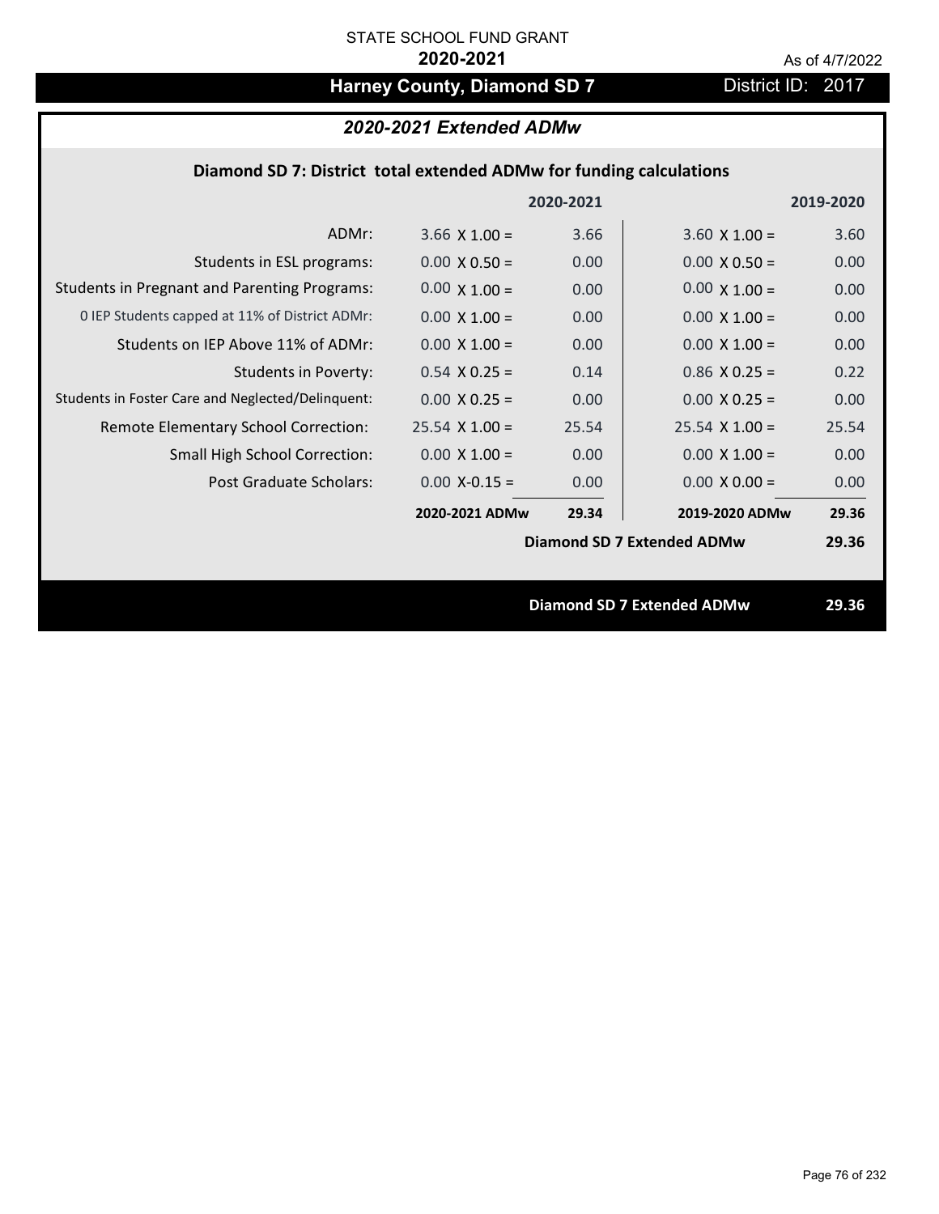STATE SCHOOL FUND GRANT

**2020-2021**

As of 4/7/2022

# Harney County, Diamond SD 7

District ID: 2017

## *2020-2021 Extended ADMw*

### Diamond SD 7: District total extended ADMw for funding calculations

| | | 2020-2021 | | 2019-2020 |
|---|---|---|---|---|
| ADMr: | 3.66 X 1.00 = | 3.66 | 3.60 X 1.00 = | 3.60 |
| Students in ESL programs: | 0.00 X 0.50 = | 0.00 | 0.00 X 0.50 = | 0.00 |
| Students in Pregnant and Parenting Programs: | 0.00 X 1.00 = | 0.00 | 0.00 X 1.00 = | 0.00 |
| 0 IEP Students capped at 11% of District ADMr: | 0.00 X 1.00 = | 0.00 | 0.00 X 1.00 = | 0.00 |
| Students on IEP Above 11% of ADMr: | 0.00 X 1.00 = | 0.00 | 0.00 X 1.00 = | 0.00 |
| Students in Poverty: | 0.54 X 0.25 = | 0.14 | 0.86 X 0.25 = | 0.22 |
| Students in Foster Care and Neglected/Delinquent: | 0.00 X 0.25 = | 0.00 | 0.00 X 0.25 = | 0.00 |
| Remote Elementary School Correction: | 25.54 X 1.00 = | 25.54 | 25.54 X 1.00 = | 25.54 |
| Small High School Correction: | 0.00 X 1.00 = | 0.00 | 0.00 X 1.00 = | 0.00 |
| Post Graduate Scholars: | 0.00 X-0.15 = | 0.00 | 0.00 X 0.00 = | 0.00 |
| | **2020-2021 ADMw** | **29.34** | **2019-2020 ADMw** | **29.36** |
| | | | **Diamond SD 7 Extended ADMw** | **29.36** |

**Diamond SD 7 Extended ADMw** **29.36**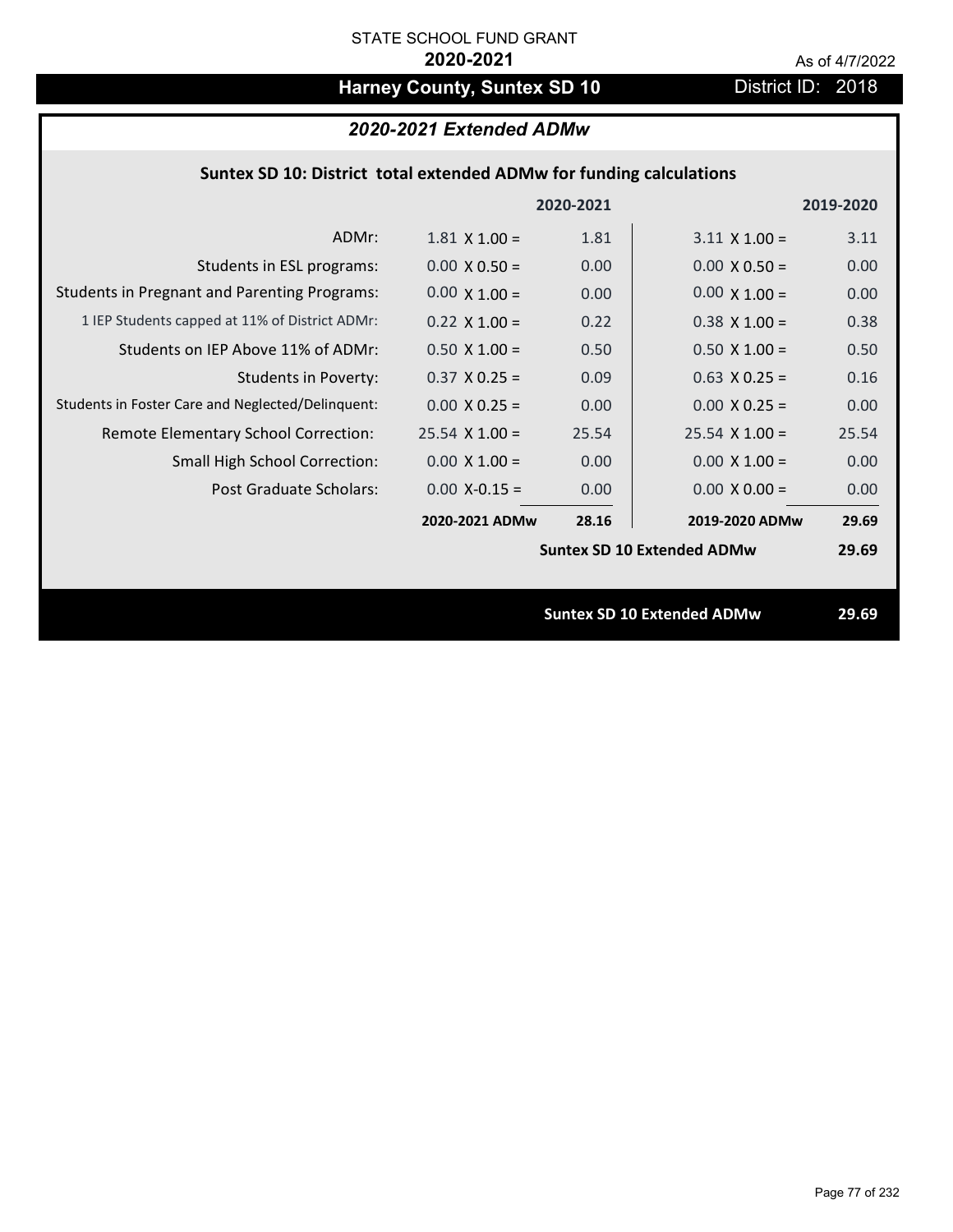STATE SCHOOL FUND GRANT

**2020-2021**

As of 4/7/2022

## Harney County, Suntex SD 10

District ID: 2018

### *2020-2021 Extended ADMw*

**Suntex SD 10: District total extended ADMw for funding calculations**

| | | 2020-2021 | | 2019-2020 |
|---|---|---|---|---|
| ADMr: | 1.81 X 1.00 = | 1.81 | 3.11 X 1.00 = | 3.11 |
| Students in ESL programs: | 0.00 X 0.50 = | 0.00 | 0.00 X 0.50 = | 0.00 |
| Students in Pregnant and Parenting Programs: | 0.00 X 1.00 = | 0.00 | 0.00 X 1.00 = | 0.00 |
| 1 IEP Students capped at 11% of District ADMr: | 0.22 X 1.00 = | 0.22 | 0.38 X 1.00 = | 0.38 |
| Students on IEP Above 11% of ADMr: | 0.50 X 1.00 = | 0.50 | 0.50 X 1.00 = | 0.50 |
| Students in Poverty: | 0.37 X 0.25 = | 0.09 | 0.63 X 0.25 = | 0.16 |
| Students in Foster Care and Neglected/Delinquent: | 0.00 X 0.25 = | 0.00 | 0.00 X 0.25 = | 0.00 |
| Remote Elementary School Correction: | 25.54 X 1.00 = | 25.54 | 25.54 X 1.00 = | 25.54 |
| Small High School Correction: | 0.00 X 1.00 = | 0.00 | 0.00 X 1.00 = | 0.00 |
| Post Graduate Scholars: | 0.00 X-0.15 = | 0.00 | 0.00 X 0.00 = | 0.00 |
| | **2020-2021 ADMw** | **28.16** | **2019-2020 ADMw** | **29.69** |
| | | | **Suntex SD 10 Extended ADMw** | **29.69** |

**Suntex SD 10 Extended ADMw 29.69**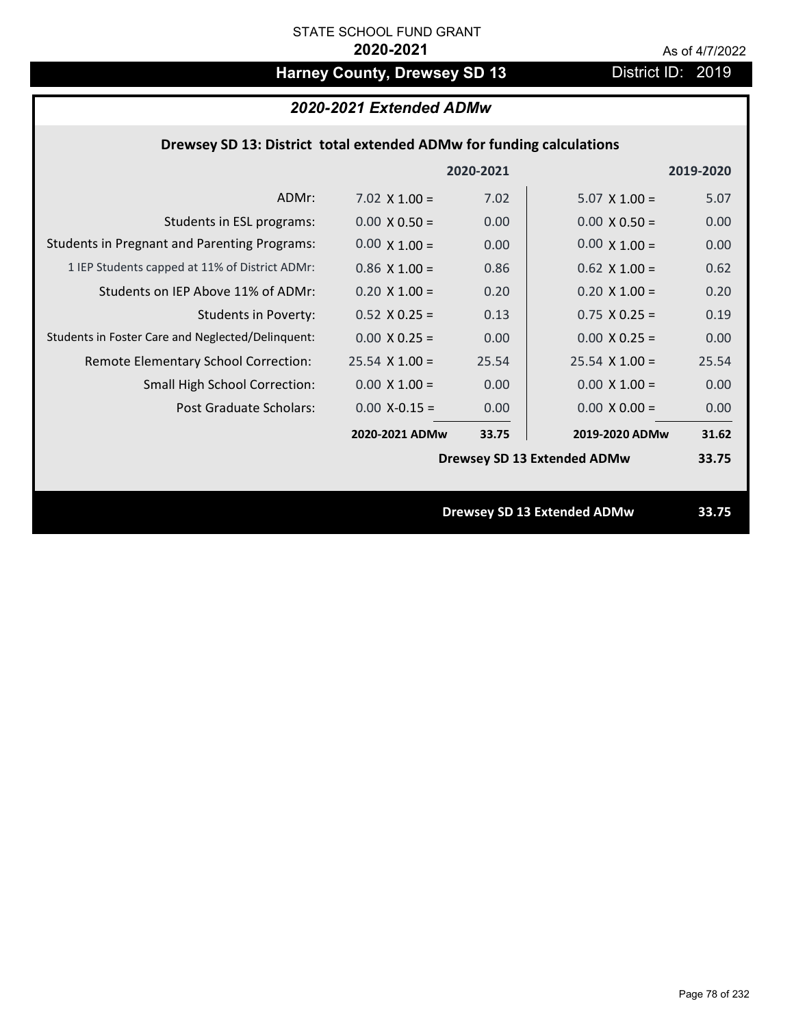STATE SCHOOL FUND GRANT

**2020-2021**

As of 4/7/2022

# Harney County, Drewsey SD 13

District ID: 2019

## *2020-2021 Extended ADMw*

### Drewsey SD 13: District total extended ADMw for funding calculations

| | 2020-2021 | | 2019-2020 | |
|---|---|---|---|---|
| ADMr: | 7.02 X 1.00 = | 7.02 | 5.07 X 1.00 = | 5.07 |
| Students in ESL programs: | 0.00 X 0.50 = | 0.00 | 0.00 X 0.50 = | 0.00 |
| Students in Pregnant and Parenting Programs: | 0.00 X 1.00 = | 0.00 | 0.00 X 1.00 = | 0.00 |
| 1 IEP Students capped at 11% of District ADMr: | 0.86 X 1.00 = | 0.86 | 0.62 X 1.00 = | 0.62 |
| Students on IEP Above 11% of ADMr: | 0.20 X 1.00 = | 0.20 | 0.20 X 1.00 = | 0.20 |
| Students in Poverty: | 0.52 X 0.25 = | 0.13 | 0.75 X 0.25 = | 0.19 |
| Students in Foster Care and Neglected/Delinquent: | 0.00 X 0.25 = | 0.00 | 0.00 X 0.25 = | 0.00 |
| Remote Elementary School Correction: | 25.54 X 1.00 = | 25.54 | 25.54 X 1.00 = | 25.54 |
| Small High School Correction: | 0.00 X 1.00 = | 0.00 | 0.00 X 1.00 = | 0.00 |
| Post Graduate Scholars: | 0.00 X-0.15 = | 0.00 | 0.00 X 0.00 = | 0.00 |
| | **2020-2021 ADMw** | **33.75** | **2019-2020 ADMw** | **31.62** |
| | | | **Drewsey SD 13 Extended ADMw** | **33.75** |

**Drewsey SD 13 Extended ADMw** **33.75**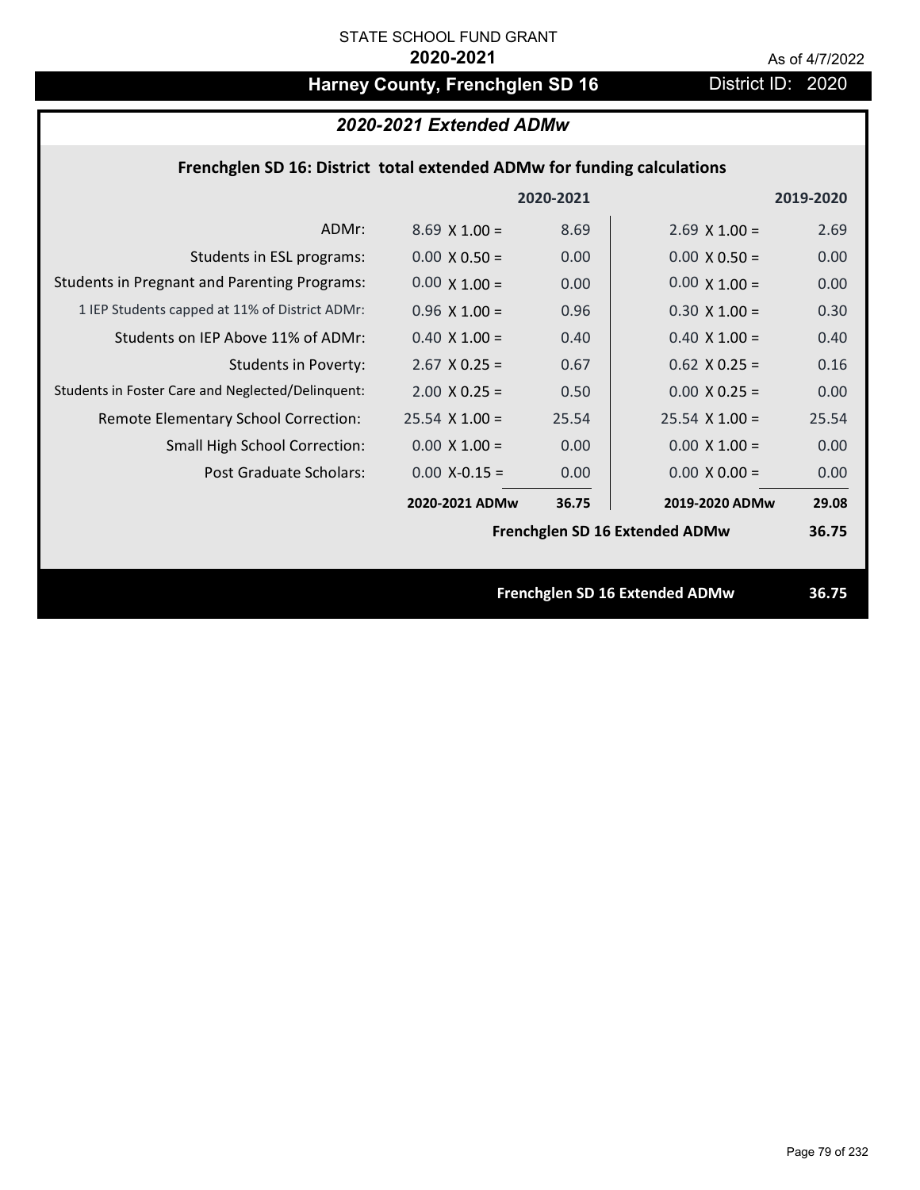STATE SCHOOL FUND GRANT

**2020-2021**

As of 4/7/2022

# Harney County, Frenchglen SD 16

District ID: 2020

## *2020-2021 Extended ADMw*

### Frenchglen SD 16: District total extended ADMw for funding calculations

| | 2020-2021 | | 2019-2020 | |
|---|---|---|---|---|
| ADMr: | 8.69 X 1.00 = | 8.69 | 2.69 X 1.00 = | 2.69 |
| Students in ESL programs: | 0.00 X 0.50 = | 0.00 | 0.00 X 0.50 = | 0.00 |
| Students in Pregnant and Parenting Programs: | 0.00 X 1.00 = | 0.00 | 0.00 X 1.00 = | 0.00 |
| 1 IEP Students capped at 11% of District ADMr: | 0.96 X 1.00 = | 0.96 | 0.30 X 1.00 = | 0.30 |
| Students on IEP Above 11% of ADMr: | 0.40 X 1.00 = | 0.40 | 0.40 X 1.00 = | 0.40 |
| Students in Poverty: | 2.67 X 0.25 = | 0.67 | 0.62 X 0.25 = | 0.16 |
| Students in Foster Care and Neglected/Delinquent: | 2.00 X 0.25 = | 0.50 | 0.00 X 0.25 = | 0.00 |
| Remote Elementary School Correction: | 25.54 X 1.00 = | 25.54 | 25.54 X 1.00 = | 25.54 |
| Small High School Correction: | 0.00 X 1.00 = | 0.00 | 0.00 X 1.00 = | 0.00 |
| Post Graduate Scholars: | 0.00 X-0.15 = | 0.00 | 0.00 X 0.00 = | 0.00 |
| | **2020-2021 ADMw** | **36.75** | **2019-2020 ADMw** | **29.08** |
| | | | **Frenchglen SD 16 Extended ADMw** | **36.75** |

**Frenchglen SD 16 Extended ADMw** **36.75**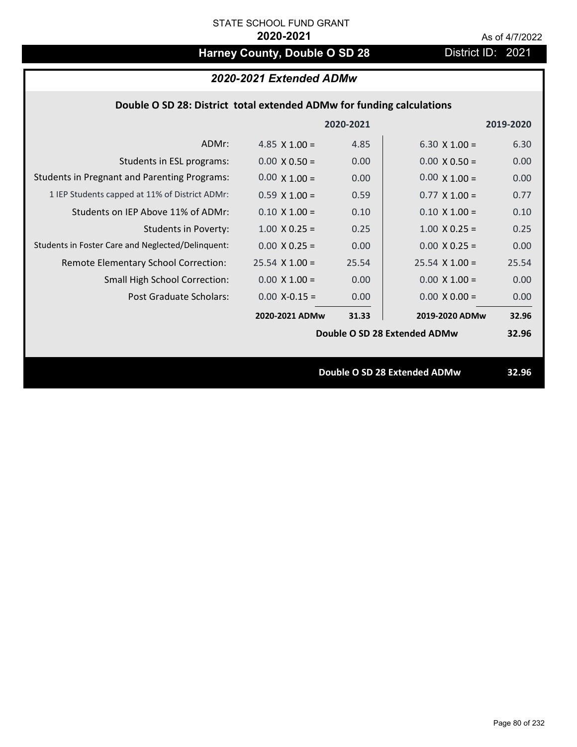STATE SCHOOL FUND GRANT

**2020-2021**

As of 4/7/2022

# Harney County, Double O SD 28

District ID: 2021

## *2020-2021 Extended ADMw*

### Double O SD 28: District total extended ADMw for funding calculations

| | 2020-2021 | | 2019-2020 | |
|---|---|---|---|---|
| ADMr: | 4.85 X 1.00 = | 4.85 | 6.30 X 1.00 = | 6.30 |
| Students in ESL programs: | 0.00 X 0.50 = | 0.00 | 0.00 X 0.50 = | 0.00 |
| Students in Pregnant and Parenting Programs: | 0.00 X 1.00 = | 0.00 | 0.00 X 1.00 = | 0.00 |
| 1 IEP Students capped at 11% of District ADMr: | 0.59 X 1.00 = | 0.59 | 0.77 X 1.00 = | 0.77 |
| Students on IEP Above 11% of ADMr: | 0.10 X 1.00 = | 0.10 | 0.10 X 1.00 = | 0.10 |
| Students in Poverty: | 1.00 X 0.25 = | 0.25 | 1.00 X 0.25 = | 0.25 |
| Students in Foster Care and Neglected/Delinquent: | 0.00 X 0.25 = | 0.00 | 0.00 X 0.25 = | 0.00 |
| Remote Elementary School Correction: | 25.54 X 1.00 = | 25.54 | 25.54 X 1.00 = | 25.54 |
| Small High School Correction: | 0.00 X 1.00 = | 0.00 | 0.00 X 1.00 = | 0.00 |
| Post Graduate Scholars: | 0.00 X-0.15 = | 0.00 | 0.00 X 0.00 = | 0.00 |
| | **2020-2021 ADMw** | **31.33** | **2019-2020 ADMw** | **32.96** |
| | | | **Double O SD 28 Extended ADMw** | **32.96** |

**Double O SD 28 Extended ADMw** **32.96**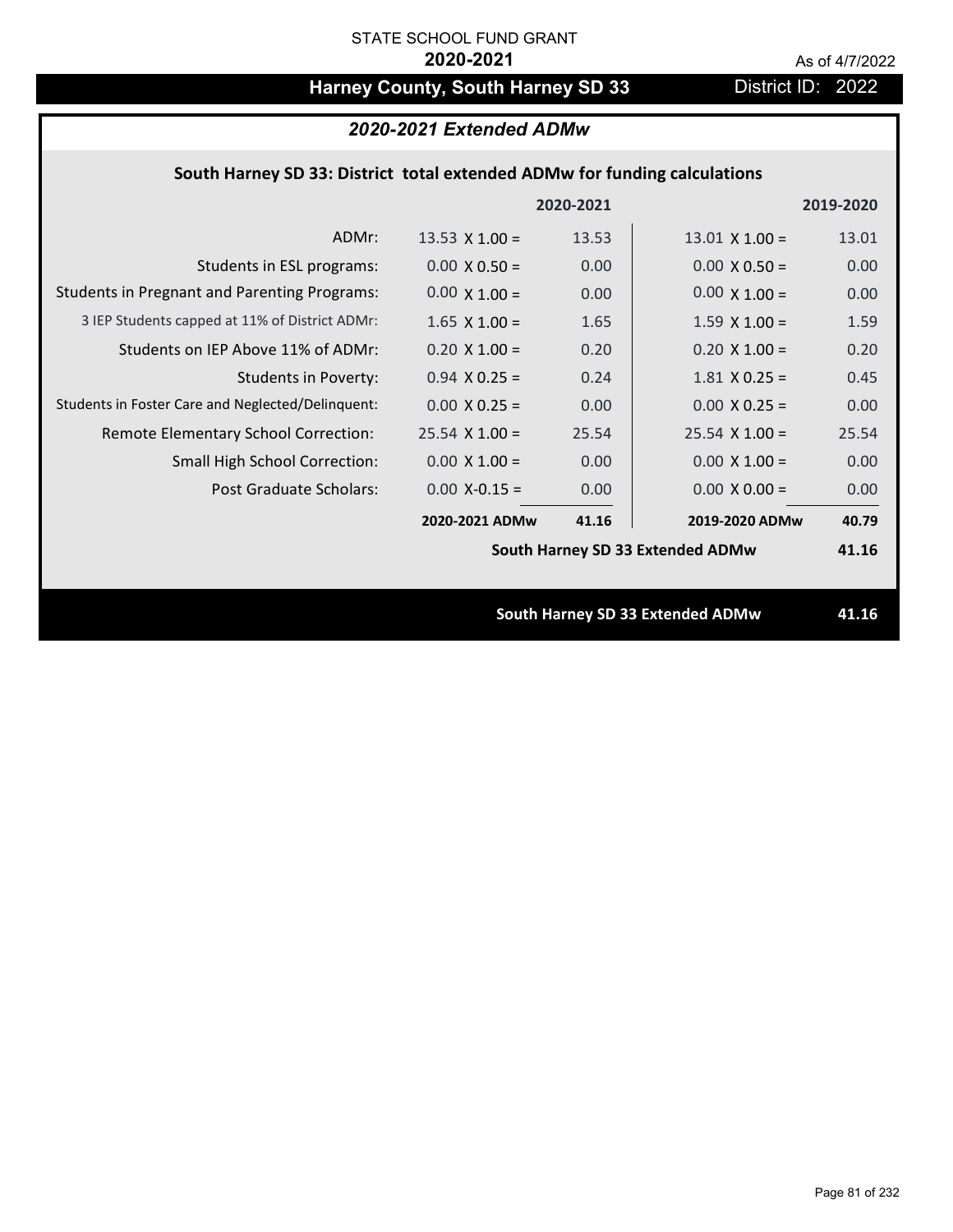STATE SCHOOL FUND GRANT

**2020-2021**

As of 4/7/2022

# Harney County, South Harney SD 33

District ID: 2022

## *2020-2021 Extended ADMw*

### South Harney SD 33: District total extended ADMw for funding calculations

| | 2020-2021 | | 2019-2020 | |
|---|---|---|---|---|
| ADMr: | 13.53 X 1.00 = | 13.53 | 13.01 X 1.00 = | 13.01 |
| Students in ESL programs: | 0.00 X 0.50 = | 0.00 | 0.00 X 0.50 = | 0.00 |
| Students in Pregnant and Parenting Programs: | 0.00 X 1.00 = | 0.00 | 0.00 X 1.00 = | 0.00 |
| 3 IEP Students capped at 11% of District ADMr: | 1.65 X 1.00 = | 1.65 | 1.59 X 1.00 = | 1.59 |
| Students on IEP Above 11% of ADMr: | 0.20 X 1.00 = | 0.20 | 0.20 X 1.00 = | 0.20 |
| Students in Poverty: | 0.94 X 0.25 = | 0.24 | 1.81 X 0.25 = | 0.45 |
| Students in Foster Care and Neglected/Delinquent: | 0.00 X 0.25 = | 0.00 | 0.00 X 0.25 = | 0.00 |
| Remote Elementary School Correction: | 25.54 X 1.00 = | 25.54 | 25.54 X 1.00 = | 25.54 |
| Small High School Correction: | 0.00 X 1.00 = | 0.00 | 0.00 X 1.00 = | 0.00 |
| Post Graduate Scholars: | 0.00 X-0.15 = | 0.00 | 0.00 X 0.00 = | 0.00 |
| | **2020-2021 ADMw** | **41.16** | **2019-2020 ADMw** | **40.79** |
| | | | **South Harney SD 33 Extended ADMw** | **41.16** |

**South Harney SD 33 Extended ADMw** **41.16**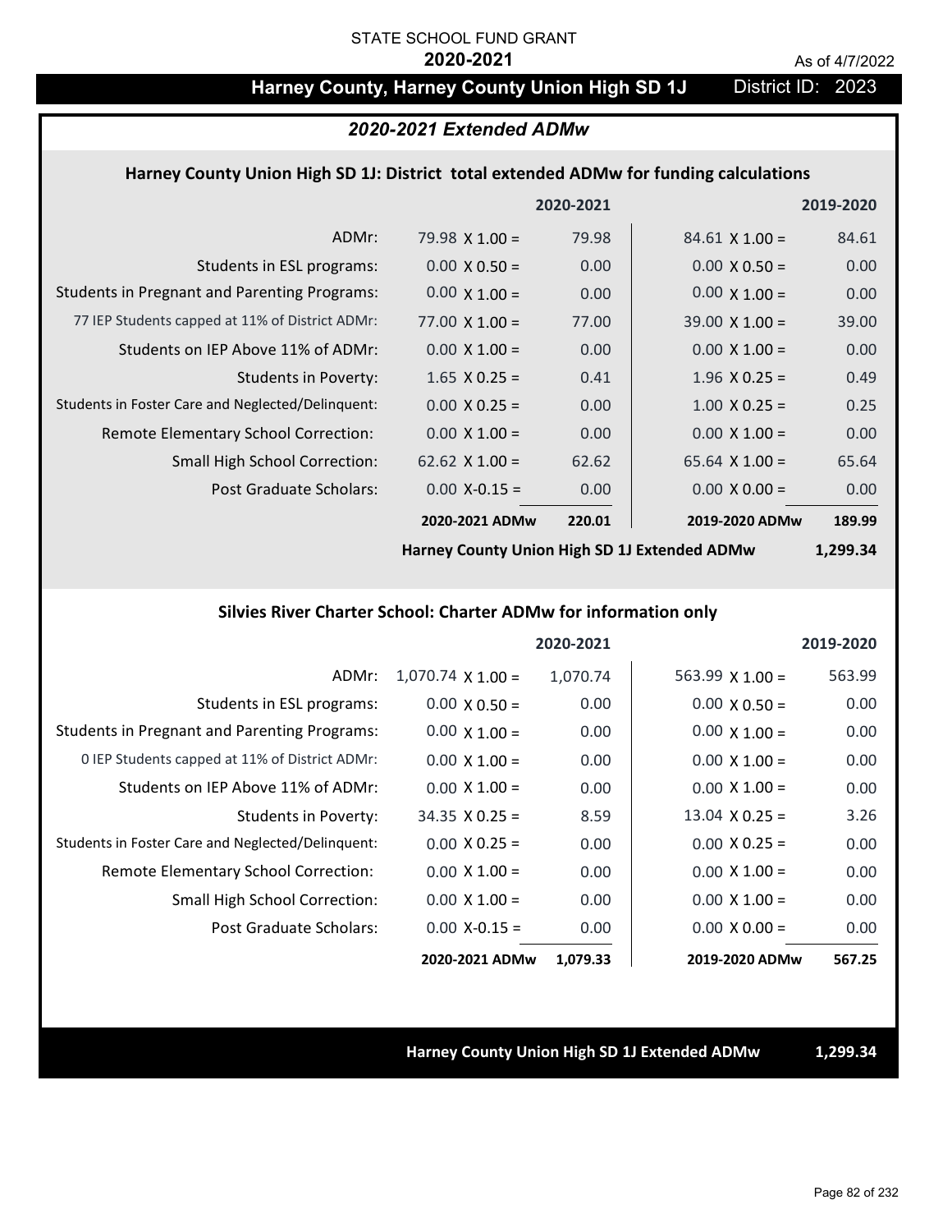STATE SCHOOL FUND GRANT

**2020-2021**

As of 4/7/2022

## Harney County, Harney County Union High SD 1J

District ID: 2023

### *2020-2021 Extended ADMw*

#### Harney County Union High SD 1J: District total extended ADMw for funding calculations

| | | 2020-2021 | | 2019-2020 |
|---|---|---|---|---|
| ADMr: | 79.98 X 1.00 = | 79.98 | 84.61 X 1.00 = | 84.61 |
| Students in ESL programs: | 0.00 X 0.50 = | 0.00 | 0.00 X 0.50 = | 0.00 |
| Students in Pregnant and Parenting Programs: | 0.00 X 1.00 = | 0.00 | 0.00 X 1.00 = | 0.00 |
| 77 IEP Students capped at 11% of District ADMr: | 77.00 X 1.00 = | 77.00 | 39.00 X 1.00 = | 39.00 |
| Students on IEP Above 11% of ADMr: | 0.00 X 1.00 = | 0.00 | 0.00 X 1.00 = | 0.00 |
| Students in Poverty: | 1.65 X 0.25 = | 0.41 | 1.96 X 0.25 = | 0.49 |
| Students in Foster Care and Neglected/Delinquent: | 0.00 X 0.25 = | 0.00 | 1.00 X 0.25 = | 0.25 |
| Remote Elementary School Correction: | 0.00 X 1.00 = | 0.00 | 0.00 X 1.00 = | 0.00 |
| Small High School Correction: | 62.62 X 1.00 = | 62.62 | 65.64 X 1.00 = | 65.64 |
| Post Graduate Scholars: | 0.00 X-0.15 = | 0.00 | 0.00 X 0.00 = | 0.00 |
| | **2020-2021 ADMw** | **220.01** | **2019-2020 ADMw** | **189.99** |
| | **Harney County Union High SD 1J Extended ADMw** | | | **1,299.34** |

#### Silvies River Charter School: Charter ADMw for information only

| | | 2020-2021 | | 2019-2020 |
|---|---|---|---|---|
| ADMr: | 1,070.74 X 1.00 = | 1,070.74 | 563.99 X 1.00 = | 563.99 |
| Students in ESL programs: | 0.00 X 0.50 = | 0.00 | 0.00 X 0.50 = | 0.00 |
| Students in Pregnant and Parenting Programs: | 0.00 X 1.00 = | 0.00 | 0.00 X 1.00 = | 0.00 |
| 0 IEP Students capped at 11% of District ADMr: | 0.00 X 1.00 = | 0.00 | 0.00 X 1.00 = | 0.00 |
| Students on IEP Above 11% of ADMr: | 0.00 X 1.00 = | 0.00 | 0.00 X 1.00 = | 0.00 |
| Students in Poverty: | 34.35 X 0.25 = | 8.59 | 13.04 X 0.25 = | 3.26 |
| Students in Foster Care and Neglected/Delinquent: | 0.00 X 0.25 = | 0.00 | 0.00 X 0.25 = | 0.00 |
| Remote Elementary School Correction: | 0.00 X 1.00 = | 0.00 | 0.00 X 1.00 = | 0.00 |
| Small High School Correction: | 0.00 X 1.00 = | 0.00 | 0.00 X 1.00 = | 0.00 |
| Post Graduate Scholars: | 0.00 X-0.15 = | 0.00 | 0.00 X 0.00 = | 0.00 |
| | **2020-2021 ADMw** | **1,079.33** | **2019-2020 ADMw** | **567.25** |

**Harney County Union High SD 1J Extended ADMw** **1,299.34**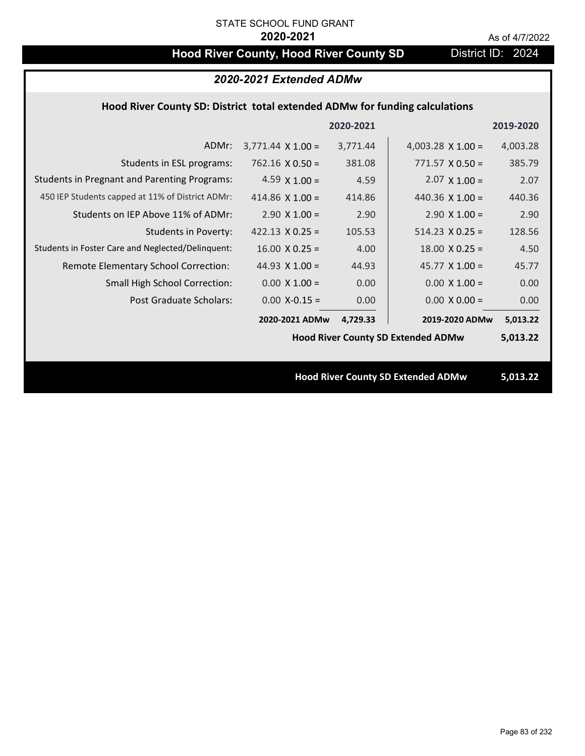STATE SCHOOL FUND GRANT

**2020-2021**

As of 4/7/2022

# Hood River County, Hood River County SD

District ID: 2024

## *2020-2021 Extended ADMw*

### Hood River County SD: District total extended ADMw for funding calculations

| | 2020-2021 | | 2019-2020 | |
|---|---|---|---|---|
| ADMr: | 3,771.44 X 1.00 = | 3,771.44 | 4,003.28 X 1.00 = | 4,003.28 |
| Students in ESL programs: | 762.16 X 0.50 = | 381.08 | 771.57 X 0.50 = | 385.79 |
| Students in Pregnant and Parenting Programs: | 4.59 X 1.00 = | 4.59 | 2.07 X 1.00 = | 2.07 |
| 450 IEP Students capped at 11% of District ADMr: | 414.86 X 1.00 = | 414.86 | 440.36 X 1.00 = | 440.36 |
| Students on IEP Above 11% of ADMr: | 2.90 X 1.00 = | 2.90 | 2.90 X 1.00 = | 2.90 |
| Students in Poverty: | 422.13 X 0.25 = | 105.53 | 514.23 X 0.25 = | 128.56 |
| Students in Foster Care and Neglected/Delinquent: | 16.00 X 0.25 = | 4.00 | 18.00 X 0.25 = | 4.50 |
| Remote Elementary School Correction: | 44.93 X 1.00 = | 44.93 | 45.77 X 1.00 = | 45.77 |
| Small High School Correction: | 0.00 X 1.00 = | 0.00 | 0.00 X 1.00 = | 0.00 |
| Post Graduate Scholars: | 0.00 X-0.15 = | 0.00 | 0.00 X 0.00 = | 0.00 |
| | **2020-2021 ADMw** | **4,729.33** | **2019-2020 ADMw** | **5,013.22** |
| | | | **Hood River County SD Extended ADMw** | **5,013.22** |

**Hood River County SD Extended ADMw** **5,013.22**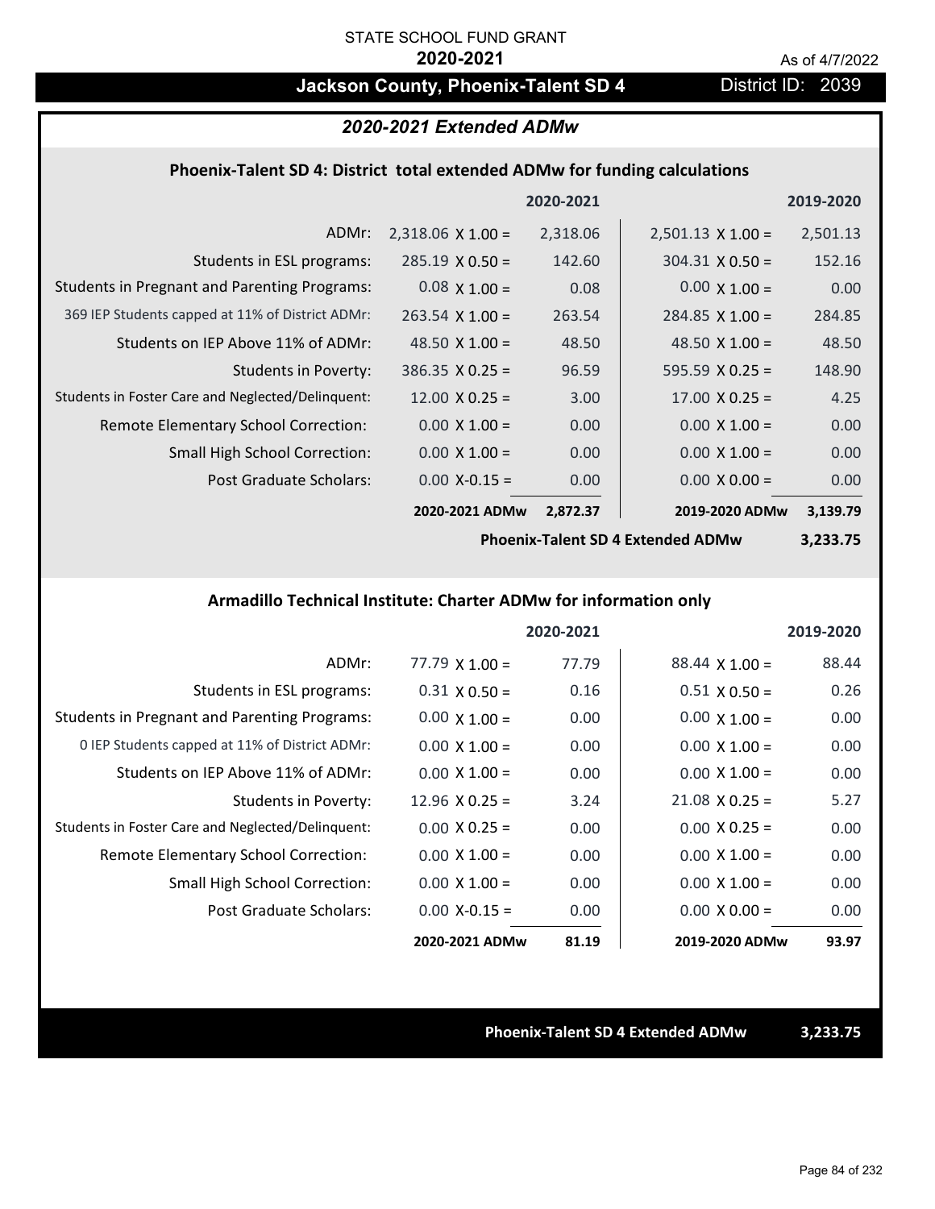STATE SCHOOL FUND GRANT

**2020-2021**

As of 4/7/2022

## Jackson County, Phoenix-Talent SD 4

District ID: 2039

### *2020-2021 Extended ADMw*

#### Phoenix-Talent SD 4: District total extended ADMw for funding calculations

| | | 2020-2021 | | 2019-2020 |
|---|---|---|---|---|
| ADMr: | 2,318.06 X 1.00 = | 2,318.06 | 2,501.13 X 1.00 = | 2,501.13 |
| Students in ESL programs: | 285.19 X 0.50 = | 142.60 | 304.31 X 0.50 = | 152.16 |
| Students in Pregnant and Parenting Programs: | 0.08 X 1.00 = | 0.08 | 0.00 X 1.00 = | 0.00 |
| 369 IEP Students capped at 11% of District ADMr: | 263.54 X 1.00 = | 263.54 | 284.85 X 1.00 = | 284.85 |
| Students on IEP Above 11% of ADMr: | 48.50 X 1.00 = | 48.50 | 48.50 X 1.00 = | 48.50 |
| Students in Poverty: | 386.35 X 0.25 = | 96.59 | 595.59 X 0.25 = | 148.90 |
| Students in Foster Care and Neglected/Delinquent: | 12.00 X 0.25 = | 3.00 | 17.00 X 0.25 = | 4.25 |
| Remote Elementary School Correction: | 0.00 X 1.00 = | 0.00 | 0.00 X 1.00 = | 0.00 |
| Small High School Correction: | 0.00 X 1.00 = | 0.00 | 0.00 X 1.00 = | 0.00 |
| Post Graduate Scholars: | 0.00 X-0.15 = | 0.00 | 0.00 X 0.00 = | 0.00 |
| | **2020-2021 ADMw** | **2,872.37** | **2019-2020 ADMw** | **3,139.79** |
| | | | **Phoenix-Talent SD 4 Extended ADMw** | **3,233.75** |

#### Armadillo Technical Institute: Charter ADMw for information only

| | | 2020-2021 | | 2019-2020 |
|---|---|---|---|---|
| ADMr: | 77.79 X 1.00 = | 77.79 | 88.44 X 1.00 = | 88.44 |
| Students in ESL programs: | 0.31 X 0.50 = | 0.16 | 0.51 X 0.50 = | 0.26 |
| Students in Pregnant and Parenting Programs: | 0.00 X 1.00 = | 0.00 | 0.00 X 1.00 = | 0.00 |
| 0 IEP Students capped at 11% of District ADMr: | 0.00 X 1.00 = | 0.00 | 0.00 X 1.00 = | 0.00 |
| Students on IEP Above 11% of ADMr: | 0.00 X 1.00 = | 0.00 | 0.00 X 1.00 = | 0.00 |
| Students in Poverty: | 12.96 X 0.25 = | 3.24 | 21.08 X 0.25 = | 5.27 |
| Students in Foster Care and Neglected/Delinquent: | 0.00 X 0.25 = | 0.00 | 0.00 X 0.25 = | 0.00 |
| Remote Elementary School Correction: | 0.00 X 1.00 = | 0.00 | 0.00 X 1.00 = | 0.00 |
| Small High School Correction: | 0.00 X 1.00 = | 0.00 | 0.00 X 1.00 = | 0.00 |
| Post Graduate Scholars: | 0.00 X-0.15 = | 0.00 | 0.00 X 0.00 = | 0.00 |
| | **2020-2021 ADMw** | **81.19** | **2019-2020 ADMw** | **93.97** |

**Phoenix-Talent SD 4 Extended ADMw** **3,233.75**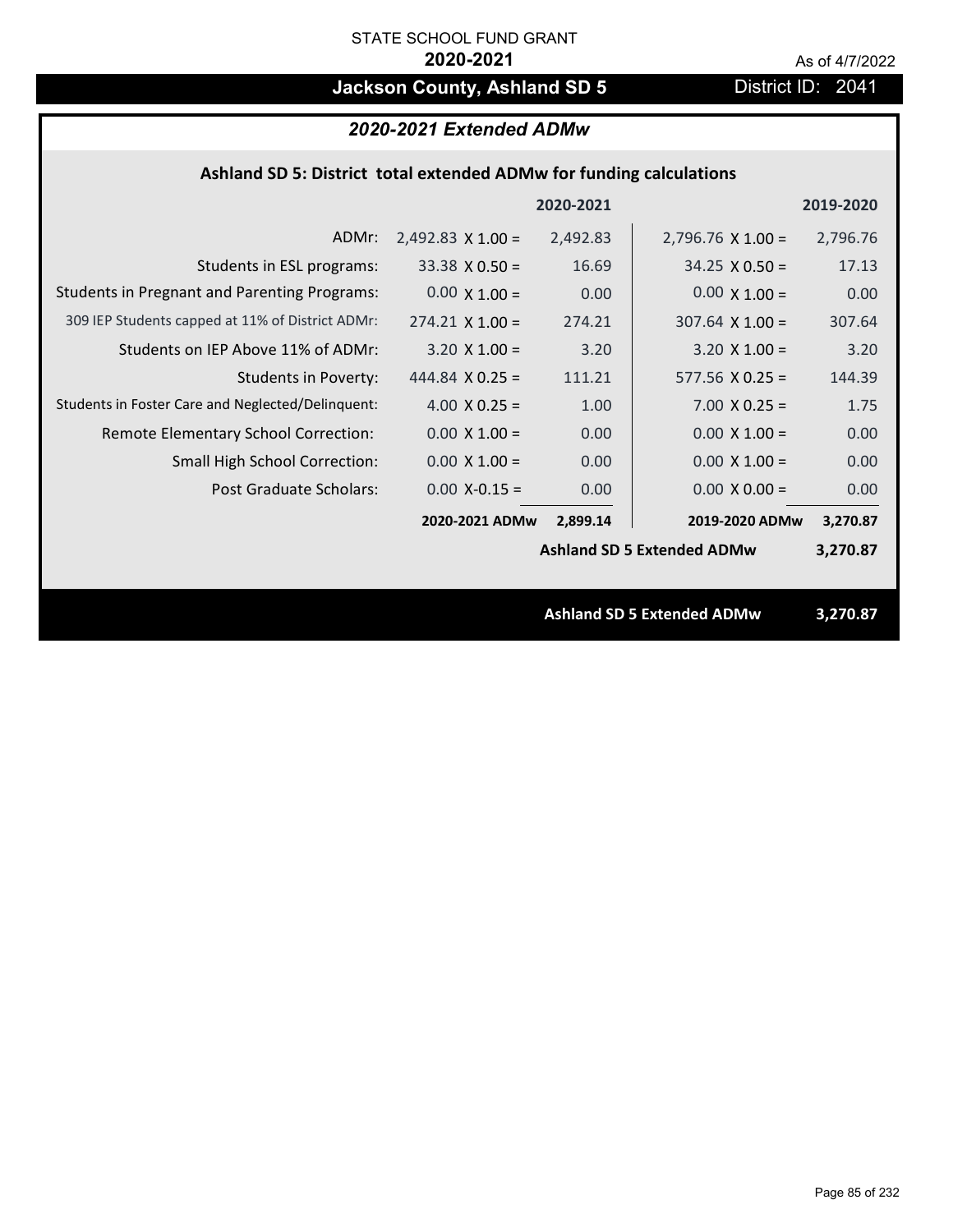STATE SCHOOL FUND GRANT

**2020-2021**

As of 4/7/2022

# Jackson County, Ashland SD 5

District ID: 2041

## *2020-2021 Extended ADMw*

### Ashland SD 5: District total extended ADMw for funding calculations

| | 2020-2021 | | 2019-2020 | |
|---|---|---|---|---|
| ADMr: | 2,492.83 X 1.00 = | 2,492.83 | 2,796.76 X 1.00 = | 2,796.76 |
| Students in ESL programs: | 33.38 X 0.50 = | 16.69 | 34.25 X 0.50 = | 17.13 |
| Students in Pregnant and Parenting Programs: | 0.00 X 1.00 = | 0.00 | 0.00 X 1.00 = | 0.00 |
| 309 IEP Students capped at 11% of District ADMr: | 274.21 X 1.00 = | 274.21 | 307.64 X 1.00 = | 307.64 |
| Students on IEP Above 11% of ADMr: | 3.20 X 1.00 = | 3.20 | 3.20 X 1.00 = | 3.20 |
| Students in Poverty: | 444.84 X 0.25 = | 111.21 | 577.56 X 0.25 = | 144.39 |
| Students in Foster Care and Neglected/Delinquent: | 4.00 X 0.25 = | 1.00 | 7.00 X 0.25 = | 1.75 |
| Remote Elementary School Correction: | 0.00 X 1.00 = | 0.00 | 0.00 X 1.00 = | 0.00 |
| Small High School Correction: | 0.00 X 1.00 = | 0.00 | 0.00 X 1.00 = | 0.00 |
| Post Graduate Scholars: | 0.00 X-0.15 = | 0.00 | 0.00 X 0.00 = | 0.00 |
| | **2020-2021 ADMw** | **2,899.14** | **2019-2020 ADMw** | **3,270.87** |
| | | | **Ashland SD 5 Extended ADMw** | **3,270.87** |

**Ashland SD 5 Extended ADMw 3,270.87**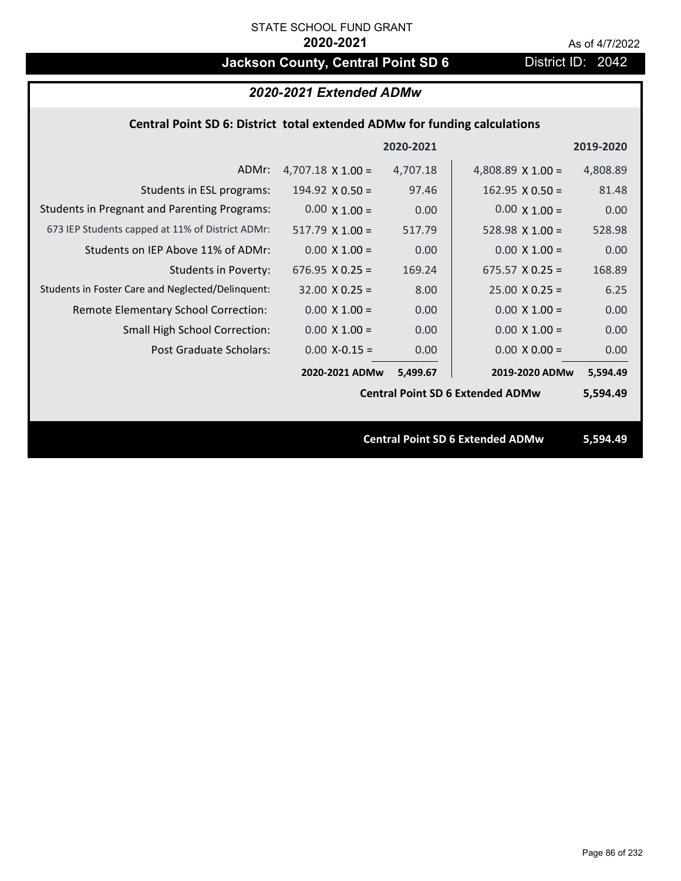STATE SCHOOL FUND GRANT

**2020-2021**

As of 4/7/2022

# Jackson County, Central Point SD 6

District ID: 2042

## *2020-2021 Extended ADMw*

### Central Point SD 6: District total extended ADMw for funding calculations

| | | 2020-2021 | | 2019-2020 |
|---|---|---|---|---|
| ADMr: | 4,707.18 X 1.00 = | 4,707.18 | 4,808.89 X 1.00 = | 4,808.89 |
| Students in ESL programs: | 194.92 X 0.50 = | 97.46 | 162.95 X 0.50 = | 81.48 |
| Students in Pregnant and Parenting Programs: | 0.00 X 1.00 = | 0.00 | 0.00 X 1.00 = | 0.00 |
| 673 IEP Students capped at 11% of District ADMr: | 517.79 X 1.00 = | 517.79 | 528.98 X 1.00 = | 528.98 |
| Students on IEP Above 11% of ADMr: | 0.00 X 1.00 = | 0.00 | 0.00 X 1.00 = | 0.00 |
| Students in Poverty: | 676.95 X 0.25 = | 169.24 | 675.57 X 0.25 = | 168.89 |
| Students in Foster Care and Neglected/Delinquent: | 32.00 X 0.25 = | 8.00 | 25.00 X 0.25 = | 6.25 |
| Remote Elementary School Correction: | 0.00 X 1.00 = | 0.00 | 0.00 X 1.00 = | 0.00 |
| Small High School Correction: | 0.00 X 1.00 = | 0.00 | 0.00 X 1.00 = | 0.00 |
| Post Graduate Scholars: | 0.00 X-0.15 = | 0.00 | 0.00 X 0.00 = | 0.00 |
| | **2020-2021 ADMw** | **5,499.67** | **2019-2020 ADMw** | **5,594.49** |
| | | | **Central Point SD 6 Extended ADMw** | **5,594.49** |

**Central Point SD 6 Extended ADMw 5,594.49**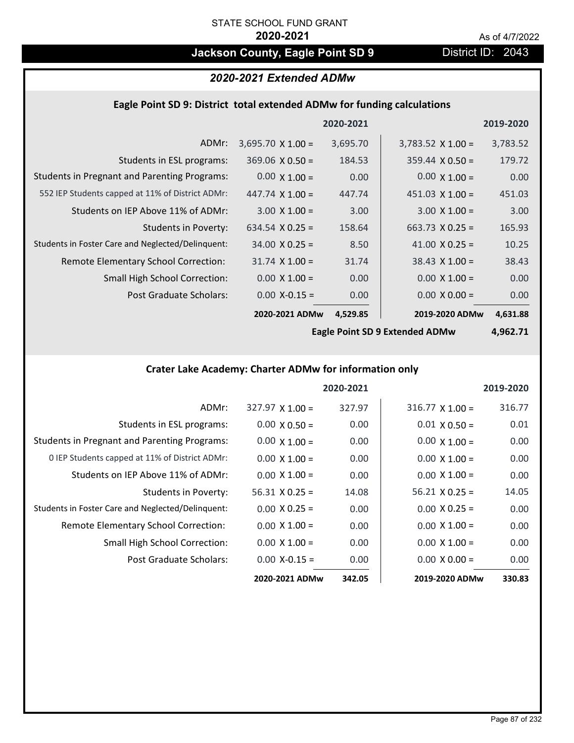STATE SCHOOL FUND GRANT

**2020-2021**

As of 4/7/2022

# Jackson County, Eagle Point SD 9

District ID: 2043

## *2020-2021 Extended ADMw*

### Eagle Point SD 9: District total extended ADMw for funding calculations

| | | 2020-2021 | | 2019-2020 |
|---|---|---|---|---|
| ADMr: | 3,695.70 X 1.00 = | 3,695.70 | 3,783.52 X 1.00 = | 3,783.52 |
| Students in ESL programs: | 369.06 X 0.50 = | 184.53 | 359.44 X 0.50 = | 179.72 |
| Students in Pregnant and Parenting Programs: | 0.00 X 1.00 = | 0.00 | 0.00 X 1.00 = | 0.00 |
| 552 IEP Students capped at 11% of District ADMr: | 447.74 X 1.00 = | 447.74 | 451.03 X 1.00 = | 451.03 |
| Students on IEP Above 11% of ADMr: | 3.00 X 1.00 = | 3.00 | 3.00 X 1.00 = | 3.00 |
| Students in Poverty: | 634.54 X 0.25 = | 158.64 | 663.73 X 0.25 = | 165.93 |
| Students in Foster Care and Neglected/Delinquent: | 34.00 X 0.25 = | 8.50 | 41.00 X 0.25 = | 10.25 |
| Remote Elementary School Correction: | 31.74 X 1.00 = | 31.74 | 38.43 X 1.00 = | 38.43 |
| Small High School Correction: | 0.00 X 1.00 = | 0.00 | 0.00 X 1.00 = | 0.00 |
| Post Graduate Scholars: | 0.00 X-0.15 = | 0.00 | 0.00 X 0.00 = | 0.00 |
| | **2020-2021 ADMw** | **4,529.85** | **2019-2020 ADMw** | **4,631.88** |
| | | | **Eagle Point SD 9 Extended ADMw** | **4,962.71** |

### Crater Lake Academy: Charter ADMw for information only

| | | 2020-2021 | | 2019-2020 |
|---|---|---|---|---|
| ADMr: | 327.97 X 1.00 = | 327.97 | 316.77 X 1.00 = | 316.77 |
| Students in ESL programs: | 0.00 X 0.50 = | 0.00 | 0.01 X 0.50 = | 0.01 |
| Students in Pregnant and Parenting Programs: | 0.00 X 1.00 = | 0.00 | 0.00 X 1.00 = | 0.00 |
| 0 IEP Students capped at 11% of District ADMr: | 0.00 X 1.00 = | 0.00 | 0.00 X 1.00 = | 0.00 |
| Students on IEP Above 11% of ADMr: | 0.00 X 1.00 = | 0.00 | 0.00 X 1.00 = | 0.00 |
| Students in Poverty: | 56.31 X 0.25 = | 14.08 | 56.21 X 0.25 = | 14.05 |
| Students in Foster Care and Neglected/Delinquent: | 0.00 X 0.25 = | 0.00 | 0.00 X 0.25 = | 0.00 |
| Remote Elementary School Correction: | 0.00 X 1.00 = | 0.00 | 0.00 X 1.00 = | 0.00 |
| Small High School Correction: | 0.00 X 1.00 = | 0.00 | 0.00 X 1.00 = | 0.00 |
| Post Graduate Scholars: | 0.00 X-0.15 = | 0.00 | 0.00 X 0.00 = | 0.00 |
| | **2020-2021 ADMw** | **342.05** | **2019-2020 ADMw** | **330.83** |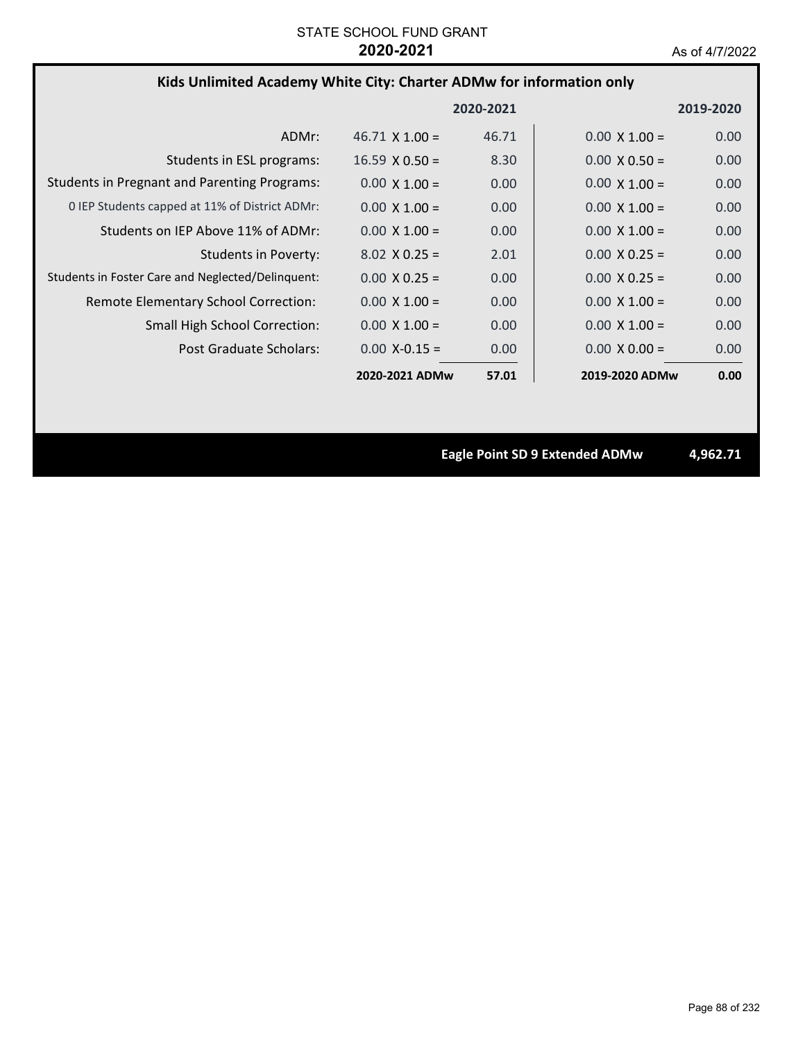STATE SCHOOL FUND GRANT
**2020-2021**
As of 4/7/2022

## Kids Unlimited Academy White City: Charter ADMw for information only

| | | 2020-2021 | | 2019-2020 |
|---|---|---|---|---|
| ADMr: | 46.71 X 1.00 = | 46.71 | 0.00 X 1.00 = | 0.00 |
| Students in ESL programs: | 16.59 X 0.50 = | 8.30 | 0.00 X 0.50 = | 0.00 |
| Students in Pregnant and Parenting Programs: | 0.00 X 1.00 = | 0.00 | 0.00 X 1.00 = | 0.00 |
| 0 IEP Students capped at 11% of District ADMr: | 0.00 X 1.00 = | 0.00 | 0.00 X 1.00 = | 0.00 |
| Students on IEP Above 11% of ADMr: | 0.00 X 1.00 = | 0.00 | 0.00 X 1.00 = | 0.00 |
| Students in Poverty: | 8.02 X 0.25 = | 2.01 | 0.00 X 0.25 = | 0.00 |
| Students in Foster Care and Neglected/Delinquent: | 0.00 X 0.25 = | 0.00 | 0.00 X 0.25 = | 0.00 |
| Remote Elementary School Correction: | 0.00 X 1.00 = | 0.00 | 0.00 X 1.00 = | 0.00 |
| Small High School Correction: | 0.00 X 1.00 = | 0.00 | 0.00 X 1.00 = | 0.00 |
| Post Graduate Scholars: | 0.00 X-0.15 = | 0.00 | 0.00 X 0.00 = | 0.00 |
| | **2020-2021 ADMw** | **57.01** | **2019-2020 ADMw** | **0.00** |

**Eagle Point SD 9 Extended ADMw** **4,962.71**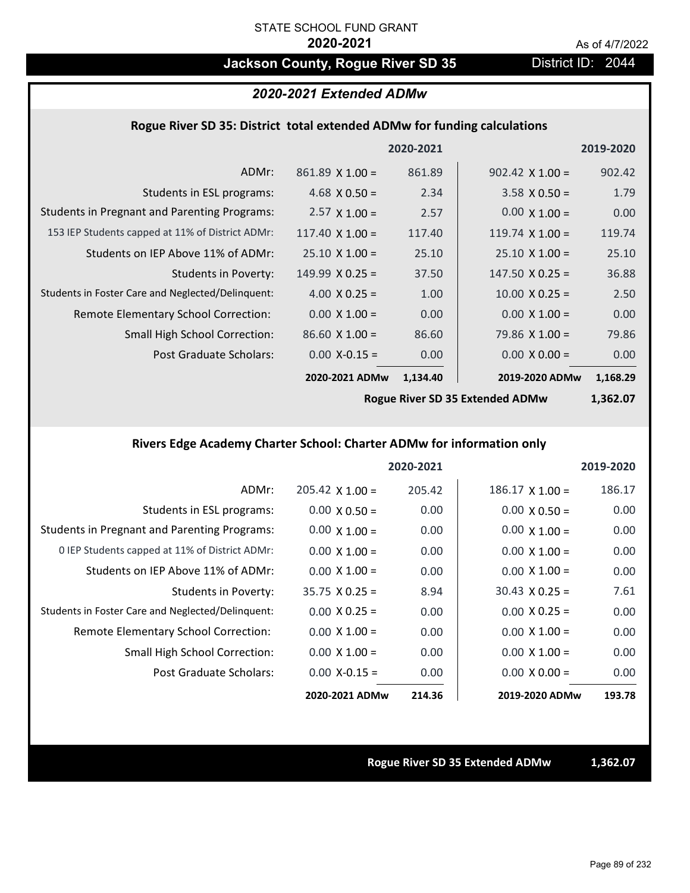STATE SCHOOL FUND GRANT

**2020-2021**

As of 4/7/2022

# Jackson County, Rogue River SD 35

District ID: 2044

## *2020-2021 Extended ADMw*

### Rogue River SD 35: District total extended ADMw for funding calculations

| | | 2020-2021 | | 2019-2020 |
|---|---|---|---|---|
| ADMr: | 861.89 X 1.00 = | 861.89 | 902.42 X 1.00 = | 902.42 |
| Students in ESL programs: | 4.68 X 0.50 = | 2.34 | 3.58 X 0.50 = | 1.79 |
| Students in Pregnant and Parenting Programs: | 2.57 X 1.00 = | 2.57 | 0.00 X 1.00 = | 0.00 |
| 153 IEP Students capped at 11% of District ADMr: | 117.40 X 1.00 = | 117.40 | 119.74 X 1.00 = | 119.74 |
| Students on IEP Above 11% of ADMr: | 25.10 X 1.00 = | 25.10 | 25.10 X 1.00 = | 25.10 |
| Students in Poverty: | 149.99 X 0.25 = | 37.50 | 147.50 X 0.25 = | 36.88 |
| Students in Foster Care and Neglected/Delinquent: | 4.00 X 0.25 = | 1.00 | 10.00 X 0.25 = | 2.50 |
| Remote Elementary School Correction: | 0.00 X 1.00 = | 0.00 | 0.00 X 1.00 = | 0.00 |
| Small High School Correction: | 86.60 X 1.00 = | 86.60 | 79.86 X 1.00 = | 79.86 |
| Post Graduate Scholars: | 0.00 X-0.15 = | 0.00 | 0.00 X 0.00 = | 0.00 |
| | **2020-2021 ADMw** | **1,134.40** | **2019-2020 ADMw** | **1,168.29** |
| | | | **Rogue River SD 35 Extended ADMw** | **1,362.07** |

### Rivers Edge Academy Charter School: Charter ADMw for information only

| | | 2020-2021 | | 2019-2020 |
|---|---|---|---|---|
| ADMr: | 205.42 X 1.00 = | 205.42 | 186.17 X 1.00 = | 186.17 |
| Students in ESL programs: | 0.00 X 0.50 = | 0.00 | 0.00 X 0.50 = | 0.00 |
| Students in Pregnant and Parenting Programs: | 0.00 X 1.00 = | 0.00 | 0.00 X 1.00 = | 0.00 |
| 0 IEP Students capped at 11% of District ADMr: | 0.00 X 1.00 = | 0.00 | 0.00 X 1.00 = | 0.00 |
| Students on IEP Above 11% of ADMr: | 0.00 X 1.00 = | 0.00 | 0.00 X 1.00 = | 0.00 |
| Students in Poverty: | 35.75 X 0.25 = | 8.94 | 30.43 X 0.25 = | 7.61 |
| Students in Foster Care and Neglected/Delinquent: | 0.00 X 0.25 = | 0.00 | 0.00 X 0.25 = | 0.00 |
| Remote Elementary School Correction: | 0.00 X 1.00 = | 0.00 | 0.00 X 1.00 = | 0.00 |
| Small High School Correction: | 0.00 X 1.00 = | 0.00 | 0.00 X 1.00 = | 0.00 |
| Post Graduate Scholars: | 0.00 X-0.15 = | 0.00 | 0.00 X 0.00 = | 0.00 |
| | **2020-2021 ADMw** | **214.36** | **2019-2020 ADMw** | **193.78** |

**Rogue River SD 35 Extended ADMw** **1,362.07**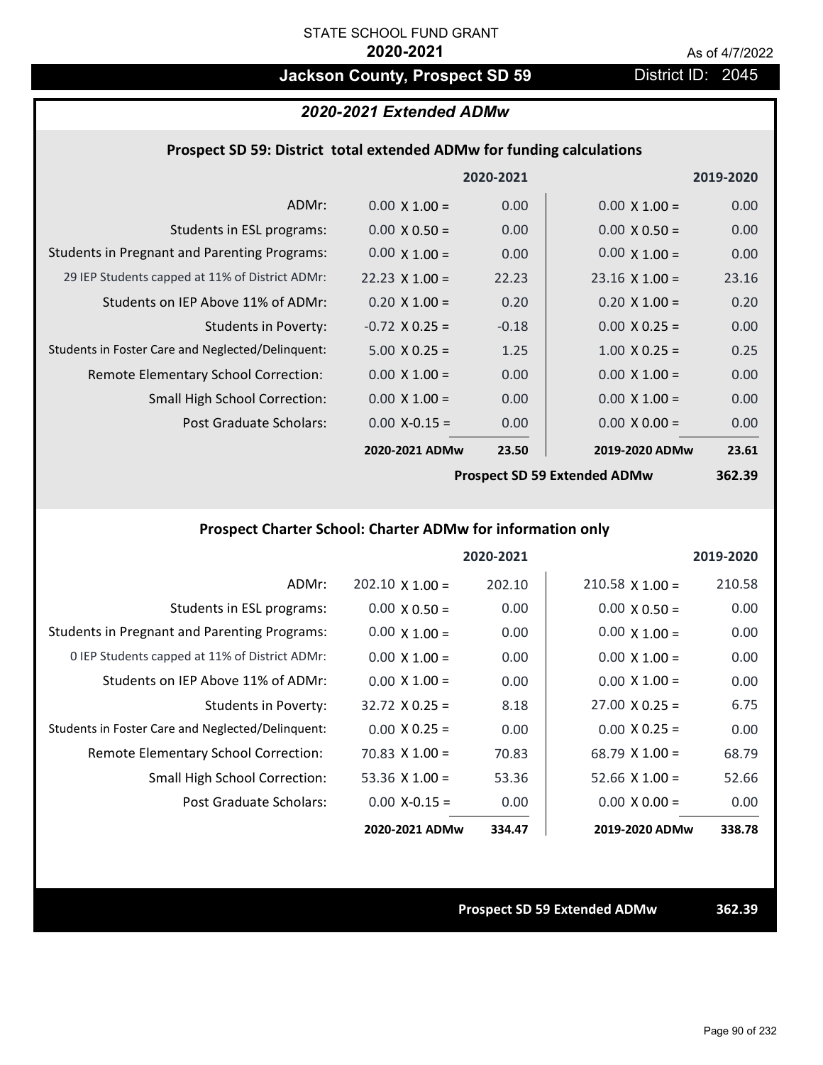STATE SCHOOL FUND GRANT

**2020-2021**

As of 4/7/2022

# Jackson County, Prospect SD 59

District ID: 2045

## *2020-2021 Extended ADMw*

### Prospect SD 59: District total extended ADMw for funding calculations

| | 2020-2021 | | 2019-2020 | |
|---|---|---|---|---|
| ADMr: | 0.00 X 1.00 = | 0.00 | 0.00 X 1.00 = | 0.00 |
| Students in ESL programs: | 0.00 X 0.50 = | 0.00 | 0.00 X 0.50 = | 0.00 |
| Students in Pregnant and Parenting Programs: | 0.00 X 1.00 = | 0.00 | 0.00 X 1.00 = | 0.00 |
| 29 IEP Students capped at 11% of District ADMr: | 22.23 X 1.00 = | 22.23 | 23.16 X 1.00 = | 23.16 |
| Students on IEP Above 11% of ADMr: | 0.20 X 1.00 = | 0.20 | 0.20 X 1.00 = | 0.20 |
| Students in Poverty: | -0.72 X 0.25 = | -0.18 | 0.00 X 0.25 = | 0.00 |
| Students in Foster Care and Neglected/Delinquent: | 5.00 X 0.25 = | 1.25 | 1.00 X 0.25 = | 0.25 |
| Remote Elementary School Correction: | 0.00 X 1.00 = | 0.00 | 0.00 X 1.00 = | 0.00 |
| Small High School Correction: | 0.00 X 1.00 = | 0.00 | 0.00 X 1.00 = | 0.00 |
| Post Graduate Scholars: | 0.00 X-0.15 = | 0.00 | 0.00 X 0.00 = | 0.00 |
| | **2020-2021 ADMw** | **23.50** | **2019-2020 ADMw** | **23.61** |
| | | | **Prospect SD 59 Extended ADMw** | **362.39** |

### Prospect Charter School: Charter ADMw for information only

| | 2020-2021 | | 2019-2020 | |
|---|---|---|---|---|
| ADMr: | 202.10 X 1.00 = | 202.10 | 210.58 X 1.00 = | 210.58 |
| Students in ESL programs: | 0.00 X 0.50 = | 0.00 | 0.00 X 0.50 = | 0.00 |
| Students in Pregnant and Parenting Programs: | 0.00 X 1.00 = | 0.00 | 0.00 X 1.00 = | 0.00 |
| 0 IEP Students capped at 11% of District ADMr: | 0.00 X 1.00 = | 0.00 | 0.00 X 1.00 = | 0.00 |
| Students on IEP Above 11% of ADMr: | 0.00 X 1.00 = | 0.00 | 0.00 X 1.00 = | 0.00 |
| Students in Poverty: | 32.72 X 0.25 = | 8.18 | 27.00 X 0.25 = | 6.75 |
| Students in Foster Care and Neglected/Delinquent: | 0.00 X 0.25 = | 0.00 | 0.00 X 0.25 = | 0.00 |
| Remote Elementary School Correction: | 70.83 X 1.00 = | 70.83 | 68.79 X 1.00 = | 68.79 |
| Small High School Correction: | 53.36 X 1.00 = | 53.36 | 52.66 X 1.00 = | 52.66 |
| Post Graduate Scholars: | 0.00 X-0.15 = | 0.00 | 0.00 X 0.00 = | 0.00 |
| | **2020-2021 ADMw** | **334.47** | **2019-2020 ADMw** | **338.78** |

**Prospect SD 59 Extended ADMw** **362.39**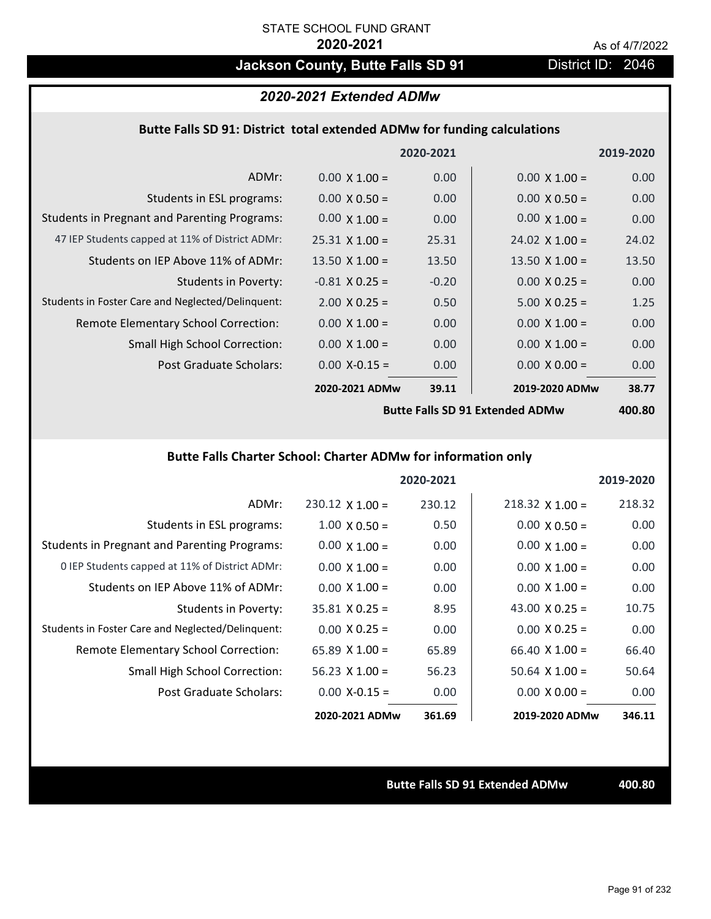STATE SCHOOL FUND GRANT

**2020-2021**

As of 4/7/2022

## Jackson County, Butte Falls SD 91

District ID: 2046

### *2020-2021 Extended ADMw*

#### Butte Falls SD 91: District total extended ADMw for funding calculations

| | | 2020-2021 | | 2019-2020 |
|---|---|---|---|---|
| ADMr: | 0.00 X 1.00 = | 0.00 | 0.00 X 1.00 = | 0.00 |
| Students in ESL programs: | 0.00 X 0.50 = | 0.00 | 0.00 X 0.50 = | 0.00 |
| Students in Pregnant and Parenting Programs: | 0.00 X 1.00 = | 0.00 | 0.00 X 1.00 = | 0.00 |
| 47 IEP Students capped at 11% of District ADMr: | 25.31 X 1.00 = | 25.31 | 24.02 X 1.00 = | 24.02 |
| Students on IEP Above 11% of ADMr: | 13.50 X 1.00 = | 13.50 | 13.50 X 1.00 = | 13.50 |
| Students in Poverty: | -0.81 X 0.25 = | -0.20 | 0.00 X 0.25 = | 0.00 |
| Students in Foster Care and Neglected/Delinquent: | 2.00 X 0.25 = | 0.50 | 5.00 X 0.25 = | 1.25 |
| Remote Elementary School Correction: | 0.00 X 1.00 = | 0.00 | 0.00 X 1.00 = | 0.00 |
| Small High School Correction: | 0.00 X 1.00 = | 0.00 | 0.00 X 1.00 = | 0.00 |
| Post Graduate Scholars: | 0.00 X-0.15 = | 0.00 | 0.00 X 0.00 = | 0.00 |
| | **2020-2021 ADMw** | **39.11** | **2019-2020 ADMw** | **38.77** |
| | | | **Butte Falls SD 91 Extended ADMw** | **400.80** |

#### Butte Falls Charter School: Charter ADMw for information only

| | | 2020-2021 | | 2019-2020 |
|---|---|---|---|---|
| ADMr: | 230.12 X 1.00 = | 230.12 | 218.32 X 1.00 = | 218.32 |
| Students in ESL programs: | 1.00 X 0.50 = | 0.50 | 0.00 X 0.50 = | 0.00 |
| Students in Pregnant and Parenting Programs: | 0.00 X 1.00 = | 0.00 | 0.00 X 1.00 = | 0.00 |
| 0 IEP Students capped at 11% of District ADMr: | 0.00 X 1.00 = | 0.00 | 0.00 X 1.00 = | 0.00 |
| Students on IEP Above 11% of ADMr: | 0.00 X 1.00 = | 0.00 | 0.00 X 1.00 = | 0.00 |
| Students in Poverty: | 35.81 X 0.25 = | 8.95 | 43.00 X 0.25 = | 10.75 |
| Students in Foster Care and Neglected/Delinquent: | 0.00 X 0.25 = | 0.00 | 0.00 X 0.25 = | 0.00 |
| Remote Elementary School Correction: | 65.89 X 1.00 = | 65.89 | 66.40 X 1.00 = | 66.40 |
| Small High School Correction: | 56.23 X 1.00 = | 56.23 | 50.64 X 1.00 = | 50.64 |
| Post Graduate Scholars: | 0.00 X-0.15 = | 0.00 | 0.00 X 0.00 = | 0.00 |
| | **2020-2021 ADMw** | **361.69** | **2019-2020 ADMw** | **346.11** |

**Butte Falls SD 91 Extended ADMw** **400.80**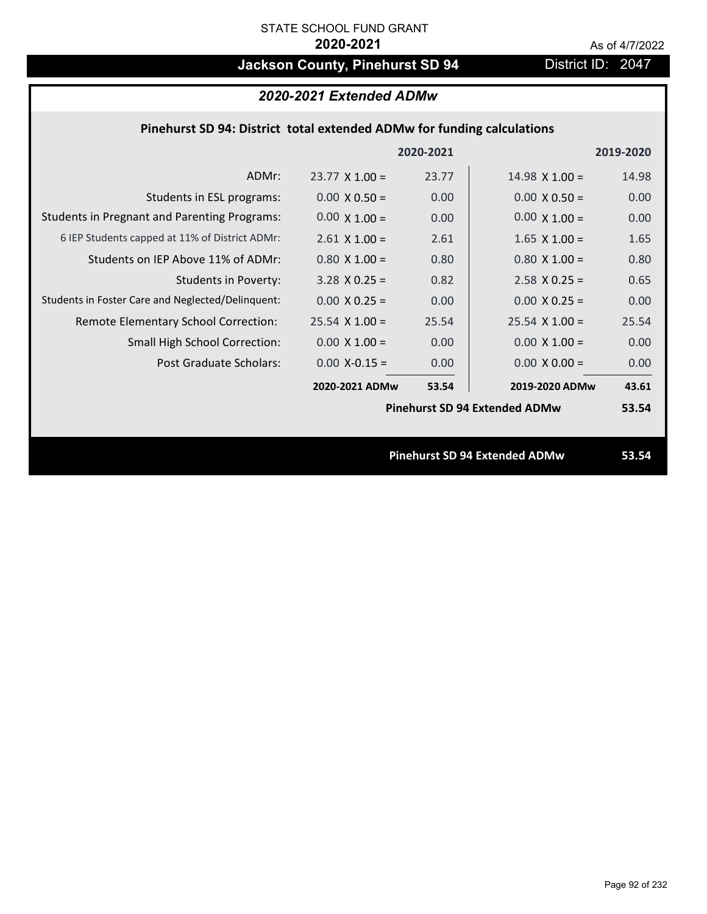STATE SCHOOL FUND GRANT

**2020-2021**

As of 4/7/2022

# Jackson County, Pinehurst SD 94

District ID: 2047

## *2020-2021 Extended ADMw*

### Pinehurst SD 94: District total extended ADMw for funding calculations

| | | 2020-2021 | | 2019-2020 |
|---|---|---|---|---|
| ADMr: | 23.77 X 1.00 = | 23.77 | 14.98 X 1.00 = | 14.98 |
| Students in ESL programs: | 0.00 X 0.50 = | 0.00 | 0.00 X 0.50 = | 0.00 |
| Students in Pregnant and Parenting Programs: | 0.00 X 1.00 = | 0.00 | 0.00 X 1.00 = | 0.00 |
| 6 IEP Students capped at 11% of District ADMr: | 2.61 X 1.00 = | 2.61 | 1.65 X 1.00 = | 1.65 |
| Students on IEP Above 11% of ADMr: | 0.80 X 1.00 = | 0.80 | 0.80 X 1.00 = | 0.80 |
| Students in Poverty: | 3.28 X 0.25 = | 0.82 | 2.58 X 0.25 = | 0.65 |
| Students in Foster Care and Neglected/Delinquent: | 0.00 X 0.25 = | 0.00 | 0.00 X 0.25 = | 0.00 |
| Remote Elementary School Correction: | 25.54 X 1.00 = | 25.54 | 25.54 X 1.00 = | 25.54 |
| Small High School Correction: | 0.00 X 1.00 = | 0.00 | 0.00 X 1.00 = | 0.00 |
| Post Graduate Scholars: | 0.00 X-0.15 = | 0.00 | 0.00 X 0.00 = | 0.00 |
| | **2020-2021 ADMw** | **53.54** | **2019-2020 ADMw** | **43.61** |
| | | | **Pinehurst SD 94 Extended ADMw** | **53.54** |

**Pinehurst SD 94 Extended ADMw** **53.54**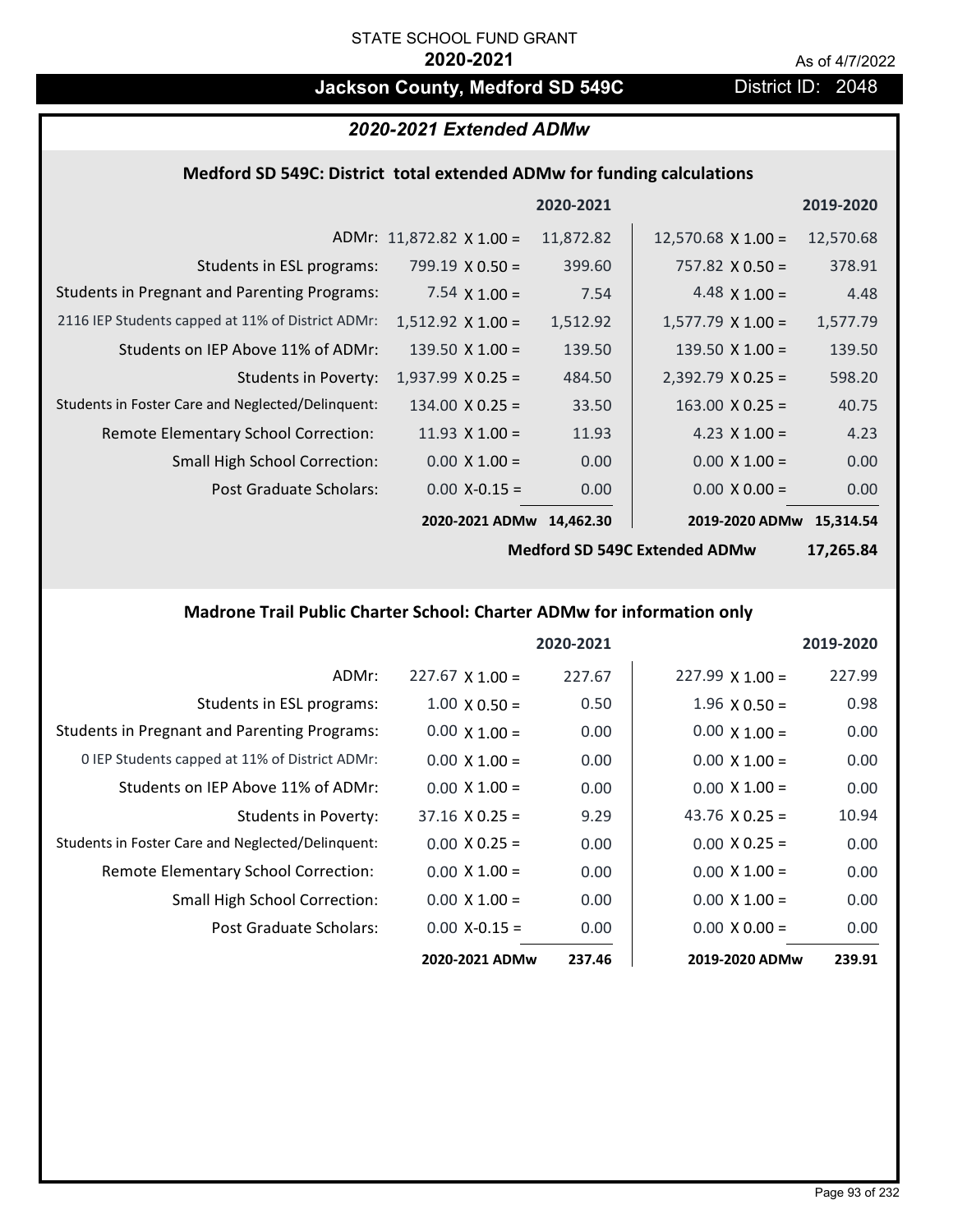STATE SCHOOL FUND GRANT

**2020-2021**

As of 4/7/2022

## Jackson County, Medford SD 549C

District ID: 2048

### *2020-2021 Extended ADMw*

#### Medford SD 549C: District total extended ADMw for funding calculations

| | | 2020-2021 | | 2019-2020 |
|---|---|---|---|---|
| ADMr: | 11,872.82 X 1.00 = | 11,872.82 | 12,570.68 X 1.00 = | 12,570.68 |
| Students in ESL programs: | 799.19 X 0.50 = | 399.60 | 757.82 X 0.50 = | 378.91 |
| Students in Pregnant and Parenting Programs: | 7.54 X 1.00 = | 7.54 | 4.48 X 1.00 = | 4.48 |
| 2116 IEP Students capped at 11% of District ADMr: | 1,512.92 X 1.00 = | 1,512.92 | 1,577.79 X 1.00 = | 1,577.79 |
| Students on IEP Above 11% of ADMr: | 139.50 X 1.00 = | 139.50 | 139.50 X 1.00 = | 139.50 |
| Students in Poverty: | 1,937.99 X 0.25 = | 484.50 | 2,392.79 X 0.25 = | 598.20 |
| Students in Foster Care and Neglected/Delinquent: | 134.00 X 0.25 = | 33.50 | 163.00 X 0.25 = | 40.75 |
| Remote Elementary School Correction: | 11.93 X 1.00 = | 11.93 | 4.23 X 1.00 = | 4.23 |
| Small High School Correction: | 0.00 X 1.00 = | 0.00 | 0.00 X 1.00 = | 0.00 |
| Post Graduate Scholars: | 0.00 X-0.15 = | 0.00 | 0.00 X 0.00 = | 0.00 |
| | **2020-2021 ADMw** | **14,462.30** | **2019-2020 ADMw** | **15,314.54** |
| | | | **Medford SD 549C Extended ADMw** | **17,265.84** |

#### Madrone Trail Public Charter School: Charter ADMw for information only

| | | 2020-2021 | | 2019-2020 |
|---|---|---|---|---|
| ADMr: | 227.67 X 1.00 = | 227.67 | 227.99 X 1.00 = | 227.99 |
| Students in ESL programs: | 1.00 X 0.50 = | 0.50 | 1.96 X 0.50 = | 0.98 |
| Students in Pregnant and Parenting Programs: | 0.00 X 1.00 = | 0.00 | 0.00 X 1.00 = | 0.00 |
| 0 IEP Students capped at 11% of District ADMr: | 0.00 X 1.00 = | 0.00 | 0.00 X 1.00 = | 0.00 |
| Students on IEP Above 11% of ADMr: | 0.00 X 1.00 = | 0.00 | 0.00 X 1.00 = | 0.00 |
| Students in Poverty: | 37.16 X 0.25 = | 9.29 | 43.76 X 0.25 = | 10.94 |
| Students in Foster Care and Neglected/Delinquent: | 0.00 X 0.25 = | 0.00 | 0.00 X 0.25 = | 0.00 |
| Remote Elementary School Correction: | 0.00 X 1.00 = | 0.00 | 0.00 X 1.00 = | 0.00 |
| Small High School Correction: | 0.00 X 1.00 = | 0.00 | 0.00 X 1.00 = | 0.00 |
| Post Graduate Scholars: | 0.00 X-0.15 = | 0.00 | 0.00 X 0.00 = | 0.00 |
| | **2020-2021 ADMw** | **237.46** | **2019-2020 ADMw** | **239.91** |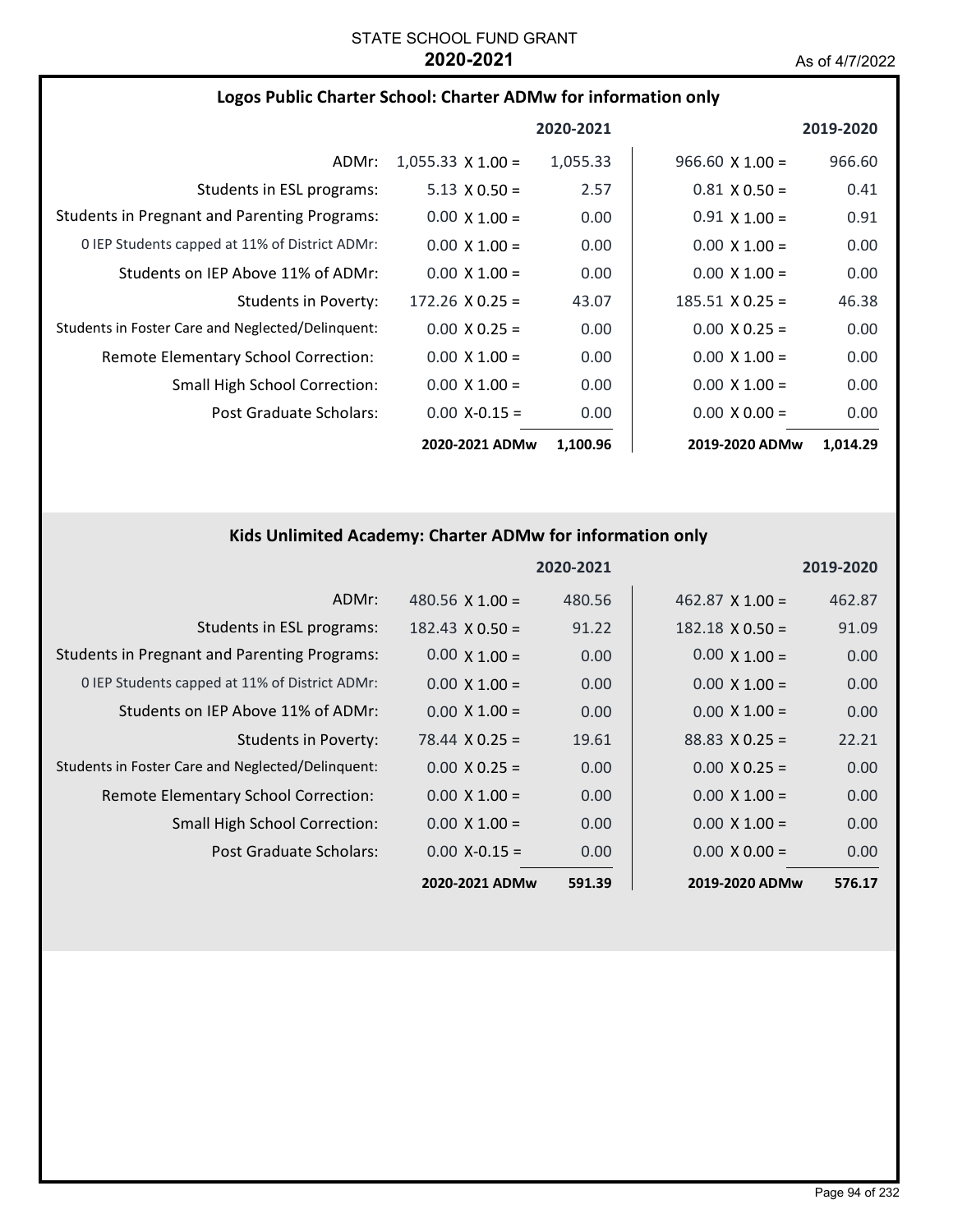STATE SCHOOL FUND GRANT
**2020-2021**

As of 4/7/2022

## Logos Public Charter School: Charter ADMw for information only

| | 2020-2021 | | 2019-2020 | |
|---|---|---|---|---|
| ADMr: | 1,055.33 X 1.00 = | 1,055.33 | 966.60 X 1.00 = | 966.60 |
| Students in ESL programs: | 5.13 X 0.50 = | 2.57 | 0.81 X 0.50 = | 0.41 |
| Students in Pregnant and Parenting Programs: | 0.00 X 1.00 = | 0.00 | 0.91 X 1.00 = | 0.91 |
| 0 IEP Students capped at 11% of District ADMr: | 0.00 X 1.00 = | 0.00 | 0.00 X 1.00 = | 0.00 |
| Students on IEP Above 11% of ADMr: | 0.00 X 1.00 = | 0.00 | 0.00 X 1.00 = | 0.00 |
| Students in Poverty: | 172.26 X 0.25 = | 43.07 | 185.51 X 0.25 = | 46.38 |
| Students in Foster Care and Neglected/Delinquent: | 0.00 X 0.25 = | 0.00 | 0.00 X 0.25 = | 0.00 |
| Remote Elementary School Correction: | 0.00 X 1.00 = | 0.00 | 0.00 X 1.00 = | 0.00 |
| Small High School Correction: | 0.00 X 1.00 = | 0.00 | 0.00 X 1.00 = | 0.00 |
| Post Graduate Scholars: | 0.00 X-0.15 = | 0.00 | 0.00 X 0.00 = | 0.00 |
| | **2020-2021 ADMw** | **1,100.96** | **2019-2020 ADMw** | **1,014.29** |

## Kids Unlimited Academy: Charter ADMw for information only

| | 2020-2021 | | 2019-2020 | |
|---|---|---|---|---|
| ADMr: | 480.56 X 1.00 = | 480.56 | 462.87 X 1.00 = | 462.87 |
| Students in ESL programs: | 182.43 X 0.50 = | 91.22 | 182.18 X 0.50 = | 91.09 |
| Students in Pregnant and Parenting Programs: | 0.00 X 1.00 = | 0.00 | 0.00 X 1.00 = | 0.00 |
| 0 IEP Students capped at 11% of District ADMr: | 0.00 X 1.00 = | 0.00 | 0.00 X 1.00 = | 0.00 |
| Students on IEP Above 11% of ADMr: | 0.00 X 1.00 = | 0.00 | 0.00 X 1.00 = | 0.00 |
| Students in Poverty: | 78.44 X 0.25 = | 19.61 | 88.83 X 0.25 = | 22.21 |
| Students in Foster Care and Neglected/Delinquent: | 0.00 X 0.25 = | 0.00 | 0.00 X 0.25 = | 0.00 |
| Remote Elementary School Correction: | 0.00 X 1.00 = | 0.00 | 0.00 X 1.00 = | 0.00 |
| Small High School Correction: | 0.00 X 1.00 = | 0.00 | 0.00 X 1.00 = | 0.00 |
| Post Graduate Scholars: | 0.00 X-0.15 = | 0.00 | 0.00 X 0.00 = | 0.00 |
| | **2020-2021 ADMw** | **591.39** | **2019-2020 ADMw** | **576.17** |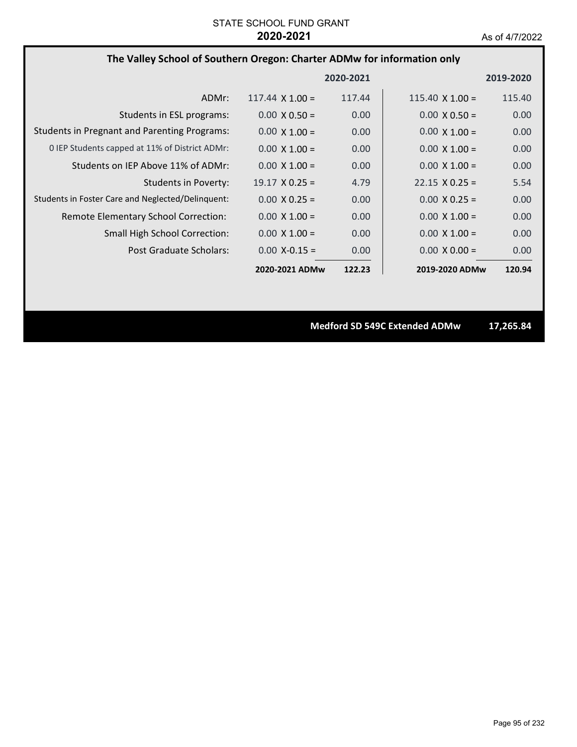STATE SCHOOL FUND GRANT

**2020-2021**

As of 4/7/2022

## The Valley School of Southern Oregon: Charter ADMw for information only

| | 2020-2021 | | 2019-2020 | |
|---|---|---|---|---|
| ADMr: | 117.44 X 1.00 = | 117.44 | 115.40 X 1.00 = | 115.40 |
| Students in ESL programs: | 0.00 X 0.50 = | 0.00 | 0.00 X 0.50 = | 0.00 |
| Students in Pregnant and Parenting Programs: | 0.00 X 1.00 = | 0.00 | 0.00 X 1.00 = | 0.00 |
| 0 IEP Students capped at 11% of District ADMr: | 0.00 X 1.00 = | 0.00 | 0.00 X 1.00 = | 0.00 |
| Students on IEP Above 11% of ADMr: | 0.00 X 1.00 = | 0.00 | 0.00 X 1.00 = | 0.00 |
| Students in Poverty: | 19.17 X 0.25 = | 4.79 | 22.15 X 0.25 = | 5.54 |
| Students in Foster Care and Neglected/Delinquent: | 0.00 X 0.25 = | 0.00 | 0.00 X 0.25 = | 0.00 |
| Remote Elementary School Correction: | 0.00 X 1.00 = | 0.00 | 0.00 X 1.00 = | 0.00 |
| Small High School Correction: | 0.00 X 1.00 = | 0.00 | 0.00 X 1.00 = | 0.00 |
| Post Graduate Scholars: | 0.00 X-0.15 = | 0.00 | 0.00 X 0.00 = | 0.00 |
| | **2020-2021 ADMw** | **122.23** | **2019-2020 ADMw** | **120.94** |

**Medford SD 549C Extended ADMw 17,265.84**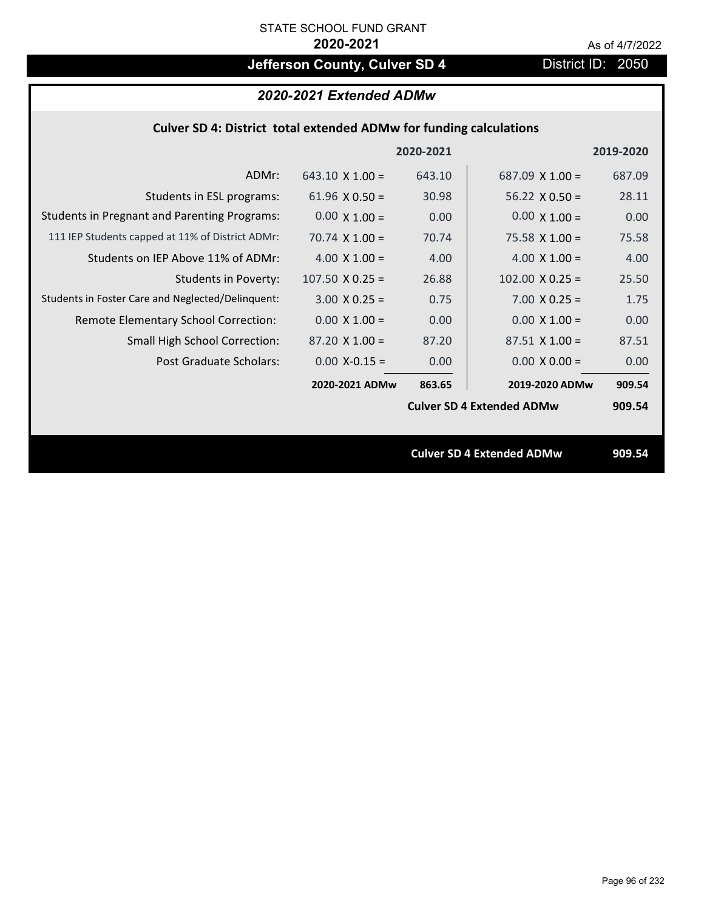STATE SCHOOL FUND GRANT

**2020-2021**

As of 4/7/2022

# Jefferson County, Culver SD 4

District ID: 2050

## *2020-2021 Extended ADMw*

### Culver SD 4: District total extended ADMw for funding calculations

| | | 2020-2021 | | 2019-2020 |
|---|---|---|---|---|
| ADMr: | 643.10 X 1.00 = | 643.10 | 687.09 X 1.00 = | 687.09 |
| Students in ESL programs: | 61.96 X 0.50 = | 30.98 | 56.22 X 0.50 = | 28.11 |
| Students in Pregnant and Parenting Programs: | 0.00 X 1.00 = | 0.00 | 0.00 X 1.00 = | 0.00 |
| 111 IEP Students capped at 11% of District ADMr: | 70.74 X 1.00 = | 70.74 | 75.58 X 1.00 = | 75.58 |
| Students on IEP Above 11% of ADMr: | 4.00 X 1.00 = | 4.00 | 4.00 X 1.00 = | 4.00 |
| Students in Poverty: | 107.50 X 0.25 = | 26.88 | 102.00 X 0.25 = | 25.50 |
| Students in Foster Care and Neglected/Delinquent: | 3.00 X 0.25 = | 0.75 | 7.00 X 0.25 = | 1.75 |
| Remote Elementary School Correction: | 0.00 X 1.00 = | 0.00 | 0.00 X 1.00 = | 0.00 |
| Small High School Correction: | 87.20 X 1.00 = | 87.20 | 87.51 X 1.00 = | 87.51 |
| Post Graduate Scholars: | 0.00 X-0.15 = | 0.00 | 0.00 X 0.00 = | 0.00 |
| | **2020-2021 ADMw** | **863.65** | **2019-2020 ADMw** | **909.54** |
| | | | **Culver SD 4 Extended ADMw** | **909.54** |

**Culver SD 4 Extended ADMw** **909.54**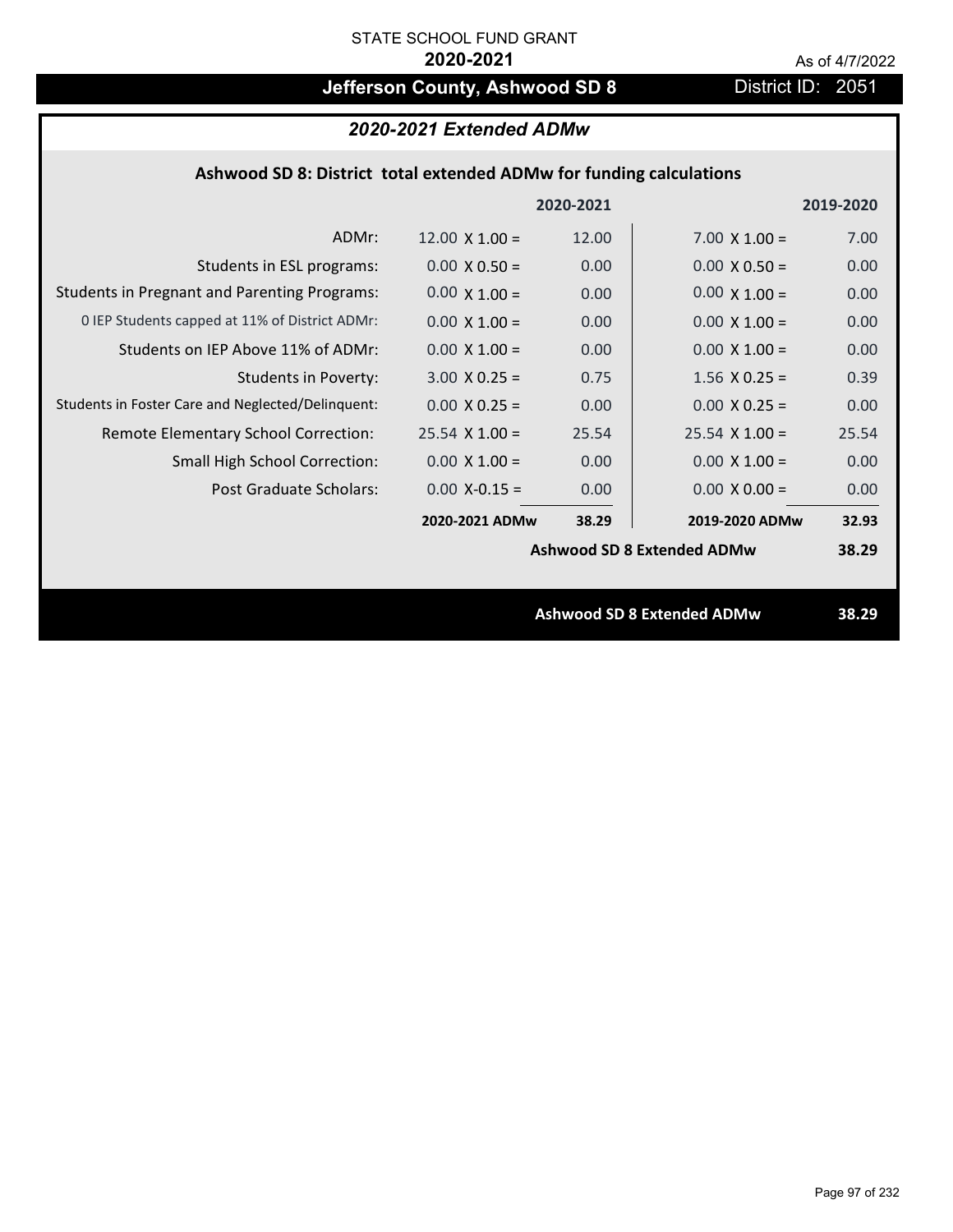STATE SCHOOL FUND GRANT

**2020-2021**

As of 4/7/2022

# Jefferson County, Ashwood SD 8

District ID: 2051

## *2020-2021 Extended ADMw*

### Ashwood SD 8: District total extended ADMw for funding calculations

| | 2020-2021 | | 2019-2020 | |
|---|---|---|---|---|
| ADMr: | 12.00 X 1.00 = | 12.00 | 7.00 X 1.00 = | 7.00 |
| Students in ESL programs: | 0.00 X 0.50 = | 0.00 | 0.00 X 0.50 = | 0.00 |
| Students in Pregnant and Parenting Programs: | 0.00 X 1.00 = | 0.00 | 0.00 X 1.00 = | 0.00 |
| 0 IEP Students capped at 11% of District ADMr: | 0.00 X 1.00 = | 0.00 | 0.00 X 1.00 = | 0.00 |
| Students on IEP Above 11% of ADMr: | 0.00 X 1.00 = | 0.00 | 0.00 X 1.00 = | 0.00 |
| Students in Poverty: | 3.00 X 0.25 = | 0.75 | 1.56 X 0.25 = | 0.39 |
| Students in Foster Care and Neglected/Delinquent: | 0.00 X 0.25 = | 0.00 | 0.00 X 0.25 = | 0.00 |
| Remote Elementary School Correction: | 25.54 X 1.00 = | 25.54 | 25.54 X 1.00 = | 25.54 |
| Small High School Correction: | 0.00 X 1.00 = | 0.00 | 0.00 X 1.00 = | 0.00 |
| Post Graduate Scholars: | 0.00 X-0.15 = | 0.00 | 0.00 X 0.00 = | 0.00 |
| | **2020-2021 ADMw** | **38.29** | **2019-2020 ADMw** | **32.93** |
| | | | **Ashwood SD 8 Extended ADMw** | **38.29** |

**Ashwood SD 8 Extended ADMw** **38.29**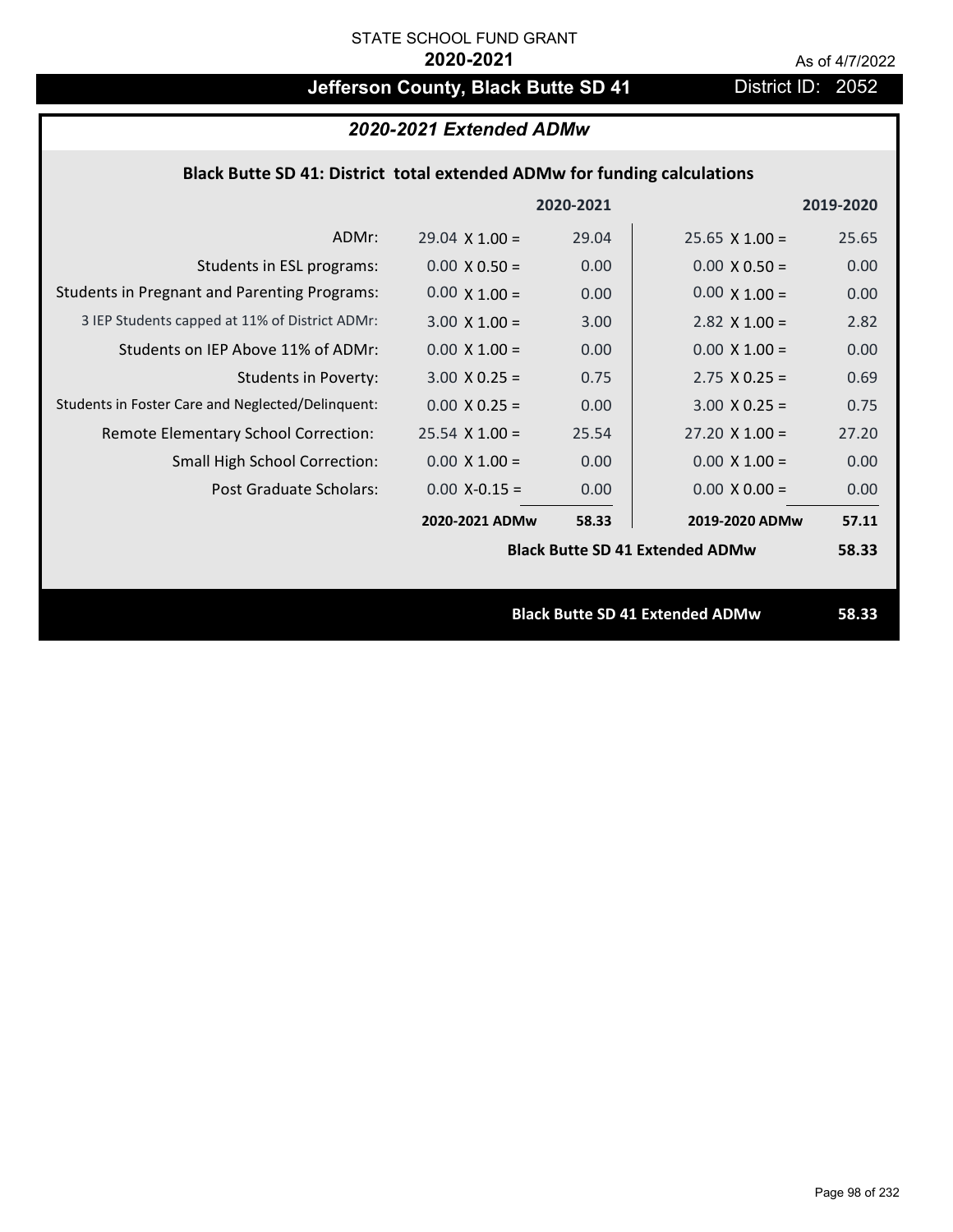STATE SCHOOL FUND GRANT

**2020-2021**

As of 4/7/2022

# Jefferson County, Black Butte SD 41

District ID: 2052

## *2020-2021 Extended ADMw*

### Black Butte SD 41: District total extended ADMw for funding calculations

| | | 2020-2021 | | 2019-2020 |
|---|---|---|---|---|
| ADMr: | 29.04 X 1.00 = | 29.04 | 25.65 X 1.00 = | 25.65 |
| Students in ESL programs: | 0.00 X 0.50 = | 0.00 | 0.00 X 0.50 = | 0.00 |
| Students in Pregnant and Parenting Programs: | 0.00 X 1.00 = | 0.00 | 0.00 X 1.00 = | 0.00 |
| 3 IEP Students capped at 11% of District ADMr: | 3.00 X 1.00 = | 3.00 | 2.82 X 1.00 = | 2.82 |
| Students on IEP Above 11% of ADMr: | 0.00 X 1.00 = | 0.00 | 0.00 X 1.00 = | 0.00 |
| Students in Poverty: | 3.00 X 0.25 = | 0.75 | 2.75 X 0.25 = | 0.69 |
| Students in Foster Care and Neglected/Delinquent: | 0.00 X 0.25 = | 0.00 | 3.00 X 0.25 = | 0.75 |
| Remote Elementary School Correction: | 25.54 X 1.00 = | 25.54 | 27.20 X 1.00 = | 27.20 |
| Small High School Correction: | 0.00 X 1.00 = | 0.00 | 0.00 X 1.00 = | 0.00 |
| Post Graduate Scholars: | 0.00 X-0.15 = | 0.00 | 0.00 X 0.00 = | 0.00 |
| | **2020-2021 ADMw** | **58.33** | **2019-2020 ADMw** | **57.11** |
| | | | **Black Butte SD 41 Extended ADMw** | **58.33** |

**Black Butte SD 41 Extended ADMw** **58.33**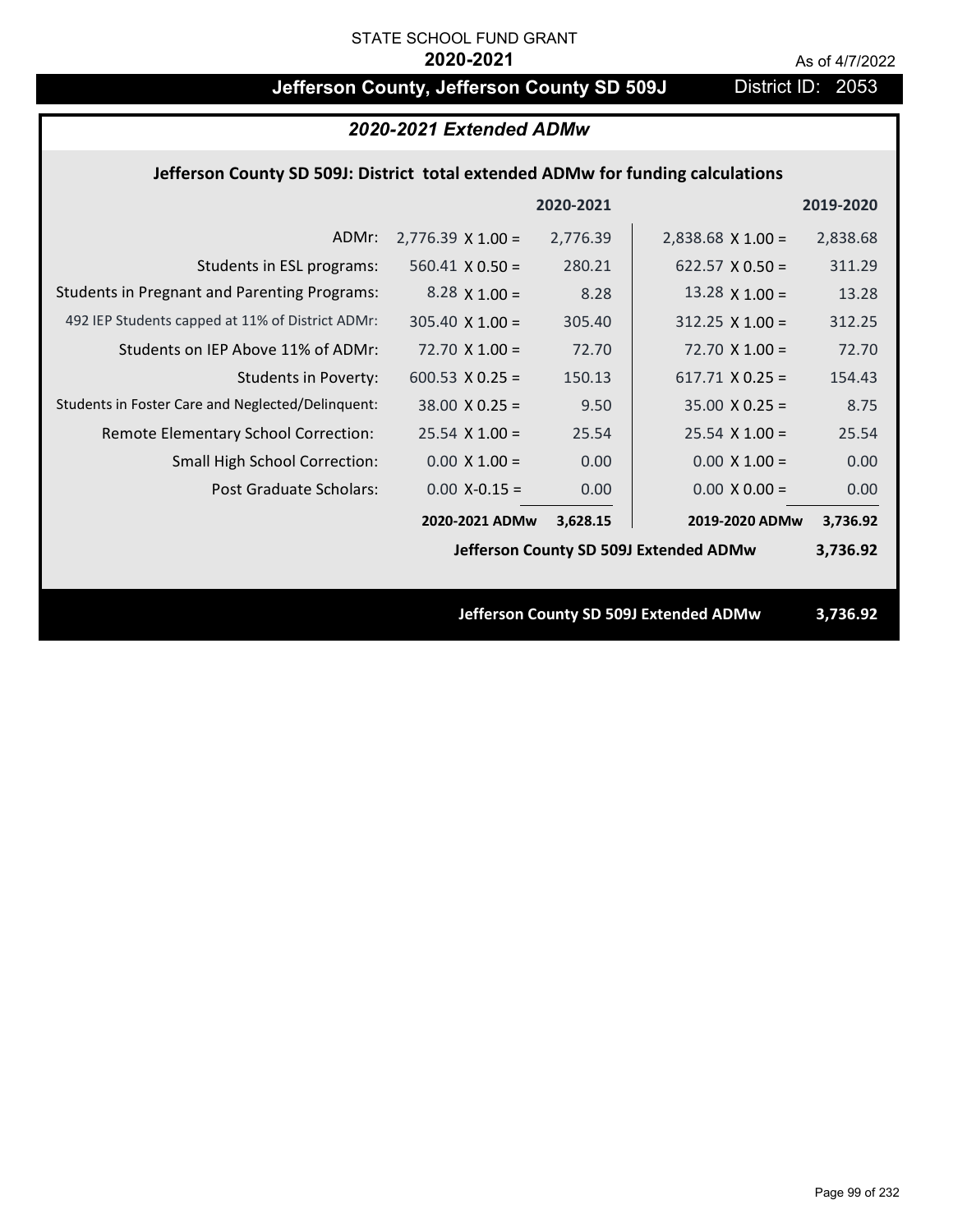STATE SCHOOL FUND GRANT

**2020-2021**

As of 4/7/2022

# Jefferson County, Jefferson County SD 509J — District ID: 2053

## *2020-2021 Extended ADMw*

### Jefferson County SD 509J: District total extended ADMw for funding calculations

| | | 2020-2021 | | 2019-2020 |
|---|---|---|---|---|
| ADMr: | 2,776.39 X 1.00 = | 2,776.39 | 2,838.68 X 1.00 = | 2,838.68 |
| Students in ESL programs: | 560.41 X 0.50 = | 280.21 | 622.57 X 0.50 = | 311.29 |
| Students in Pregnant and Parenting Programs: | 8.28 X 1.00 = | 8.28 | 13.28 X 1.00 = | 13.28 |
| 492 IEP Students capped at 11% of District ADMr: | 305.40 X 1.00 = | 305.40 | 312.25 X 1.00 = | 312.25 |
| Students on IEP Above 11% of ADMr: | 72.70 X 1.00 = | 72.70 | 72.70 X 1.00 = | 72.70 |
| Students in Poverty: | 600.53 X 0.25 = | 150.13 | 617.71 X 0.25 = | 154.43 |
| Students in Foster Care and Neglected/Delinquent: | 38.00 X 0.25 = | 9.50 | 35.00 X 0.25 = | 8.75 |
| Remote Elementary School Correction: | 25.54 X 1.00 = | 25.54 | 25.54 X 1.00 = | 25.54 |
| Small High School Correction: | 0.00 X 1.00 = | 0.00 | 0.00 X 1.00 = | 0.00 |
| Post Graduate Scholars: | 0.00 X-0.15 = | 0.00 | 0.00 X 0.00 = | 0.00 |
| | **2020-2021 ADMw** | **3,628.15** | **2019-2020 ADMw** | **3,736.92** |
| | | | **Jefferson County SD 509J Extended ADMw** | **3,736.92** |

**Jefferson County SD 509J Extended ADMw — 3,736.92**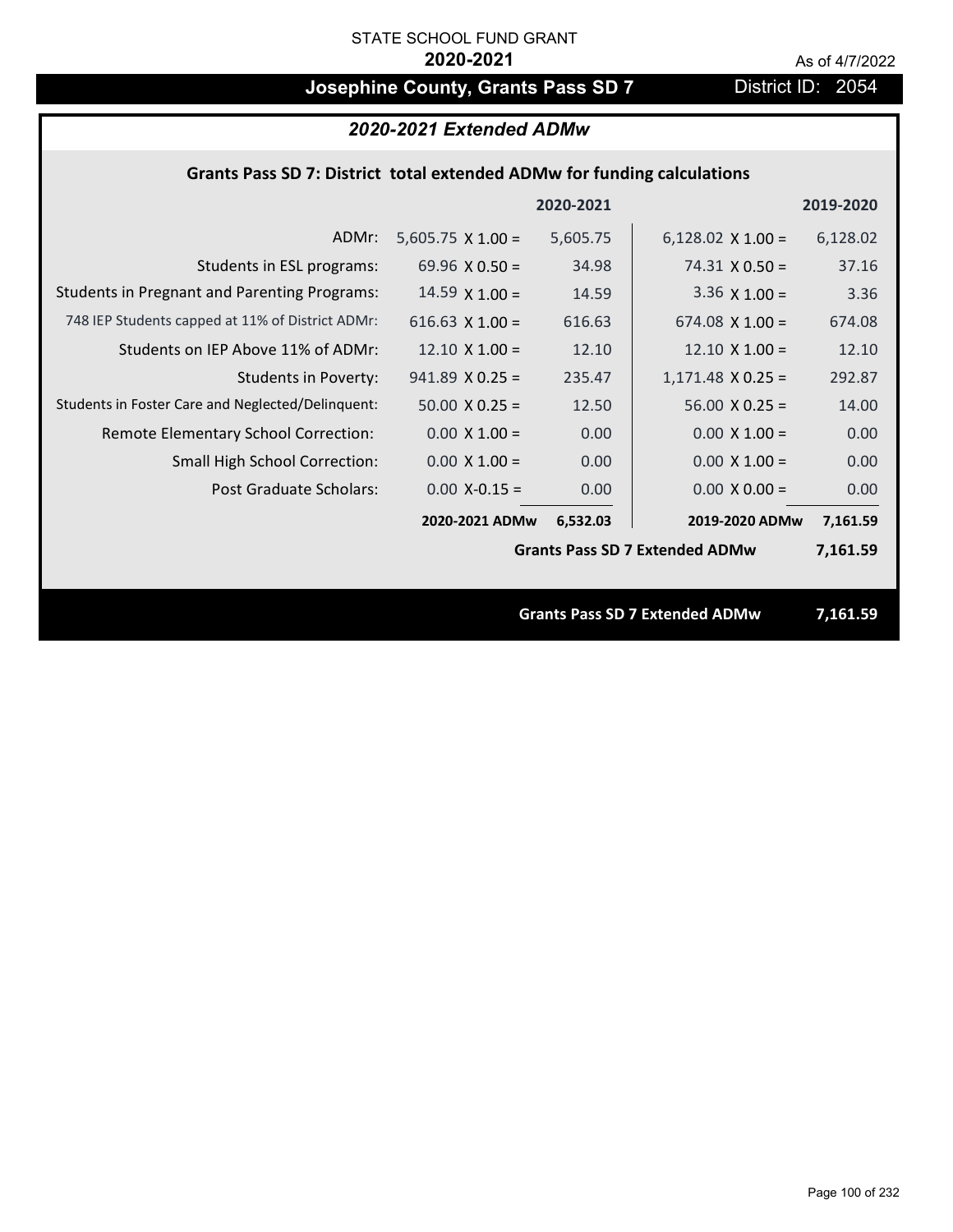STATE SCHOOL FUND GRANT

**2020-2021**

As of 4/7/2022

# Josephine County, Grants Pass SD 7

District ID: 2054

## *2020-2021 Extended ADMw*

### Grants Pass SD 7: District total extended ADMw for funding calculations

| | 2020-2021 | | 2019-2020 | |
|---|---|---|---|---|
| ADMr: | 5,605.75 X 1.00 = | 5,605.75 | 6,128.02 X 1.00 = | 6,128.02 |
| Students in ESL programs: | 69.96 X 0.50 = | 34.98 | 74.31 X 0.50 = | 37.16 |
| Students in Pregnant and Parenting Programs: | 14.59 X 1.00 = | 14.59 | 3.36 X 1.00 = | 3.36 |
| 748 IEP Students capped at 11% of District ADMr: | 616.63 X 1.00 = | 616.63 | 674.08 X 1.00 = | 674.08 |
| Students on IEP Above 11% of ADMr: | 12.10 X 1.00 = | 12.10 | 12.10 X 1.00 = | 12.10 |
| Students in Poverty: | 941.89 X 0.25 = | 235.47 | 1,171.48 X 0.25 = | 292.87 |
| Students in Foster Care and Neglected/Delinquent: | 50.00 X 0.25 = | 12.50 | 56.00 X 0.25 = | 14.00 |
| Remote Elementary School Correction: | 0.00 X 1.00 = | 0.00 | 0.00 X 1.00 = | 0.00 |
| Small High School Correction: | 0.00 X 1.00 = | 0.00 | 0.00 X 1.00 = | 0.00 |
| Post Graduate Scholars: | 0.00 X-0.15 = | 0.00 | 0.00 X 0.00 = | 0.00 |
| | **2020-2021 ADMw** | **6,532.03** | **2019-2020 ADMw** | **7,161.59** |
| | | | **Grants Pass SD 7 Extended ADMw** | **7,161.59** |

**Grants Pass SD 7 Extended ADMw 7,161.59**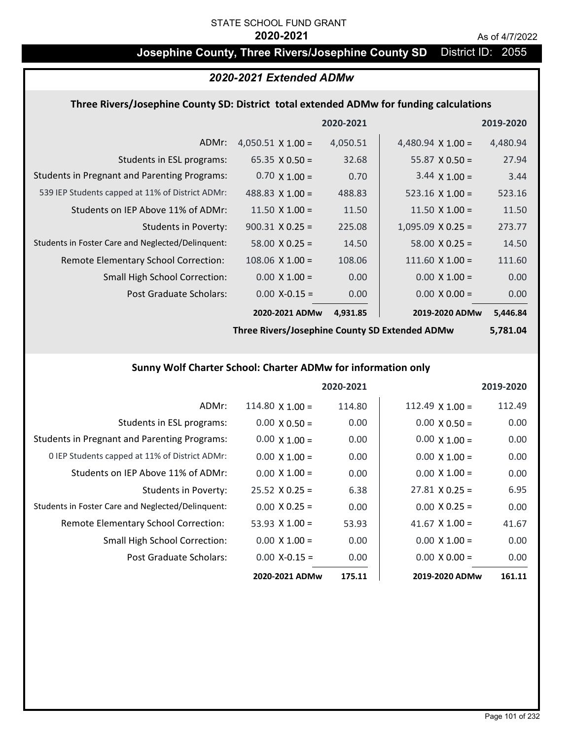STATE SCHOOL FUND GRANT

**2020-2021**

As of 4/7/2022

# Josephine County, Three Rivers/Josephine County SD District ID: 2055

## *2020-2021 Extended ADMw*

### Three Rivers/Josephine County SD: District total extended ADMw for funding calculations

| | | 2020-2021 | | 2019-2020 |
|---|---|---|---|---|
| ADMr: | 4,050.51 X 1.00 = | 4,050.51 | 4,480.94 X 1.00 = | 4,480.94 |
| Students in ESL programs: | 65.35 X 0.50 = | 32.68 | 55.87 X 0.50 = | 27.94 |
| Students in Pregnant and Parenting Programs: | 0.70 X 1.00 = | 0.70 | 3.44 X 1.00 = | 3.44 |
| 539 IEP Students capped at 11% of District ADMr: | 488.83 X 1.00 = | 488.83 | 523.16 X 1.00 = | 523.16 |
| Students on IEP Above 11% of ADMr: | 11.50 X 1.00 = | 11.50 | 11.50 X 1.00 = | 11.50 |
| Students in Poverty: | 900.31 X 0.25 = | 225.08 | 1,095.09 X 0.25 = | 273.77 |
| Students in Foster Care and Neglected/Delinquent: | 58.00 X 0.25 = | 14.50 | 58.00 X 0.25 = | 14.50 |
| Remote Elementary School Correction: | 108.06 X 1.00 = | 108.06 | 111.60 X 1.00 = | 111.60 |
| Small High School Correction: | 0.00 X 1.00 = | 0.00 | 0.00 X 1.00 = | 0.00 |
| Post Graduate Scholars: | 0.00 X-0.15 = | 0.00 | 0.00 X 0.00 = | 0.00 |
| | **2020-2021 ADMw** | **4,931.85** | **2019-2020 ADMw** | **5,446.84** |
| | **Three Rivers/Josephine County SD Extended ADMw** | | | **5,781.04** |

### Sunny Wolf Charter School: Charter ADMw for information only

| | | 2020-2021 | | 2019-2020 |
|---|---|---|---|---|
| ADMr: | 114.80 X 1.00 = | 114.80 | 112.49 X 1.00 = | 112.49 |
| Students in ESL programs: | 0.00 X 0.50 = | 0.00 | 0.00 X 0.50 = | 0.00 |
| Students in Pregnant and Parenting Programs: | 0.00 X 1.00 = | 0.00 | 0.00 X 1.00 = | 0.00 |
| 0 IEP Students capped at 11% of District ADMr: | 0.00 X 1.00 = | 0.00 | 0.00 X 1.00 = | 0.00 |
| Students on IEP Above 11% of ADMr: | 0.00 X 1.00 = | 0.00 | 0.00 X 1.00 = | 0.00 |
| Students in Poverty: | 25.52 X 0.25 = | 6.38 | 27.81 X 0.25 = | 6.95 |
| Students in Foster Care and Neglected/Delinquent: | 0.00 X 0.25 = | 0.00 | 0.00 X 0.25 = | 0.00 |
| Remote Elementary School Correction: | 53.93 X 1.00 = | 53.93 | 41.67 X 1.00 = | 41.67 |
| Small High School Correction: | 0.00 X 1.00 = | 0.00 | 0.00 X 1.00 = | 0.00 |
| Post Graduate Scholars: | 0.00 X-0.15 = | 0.00 | 0.00 X 0.00 = | 0.00 |
| | **2020-2021 ADMw** | **175.11** | **2019-2020 ADMw** | **161.11** |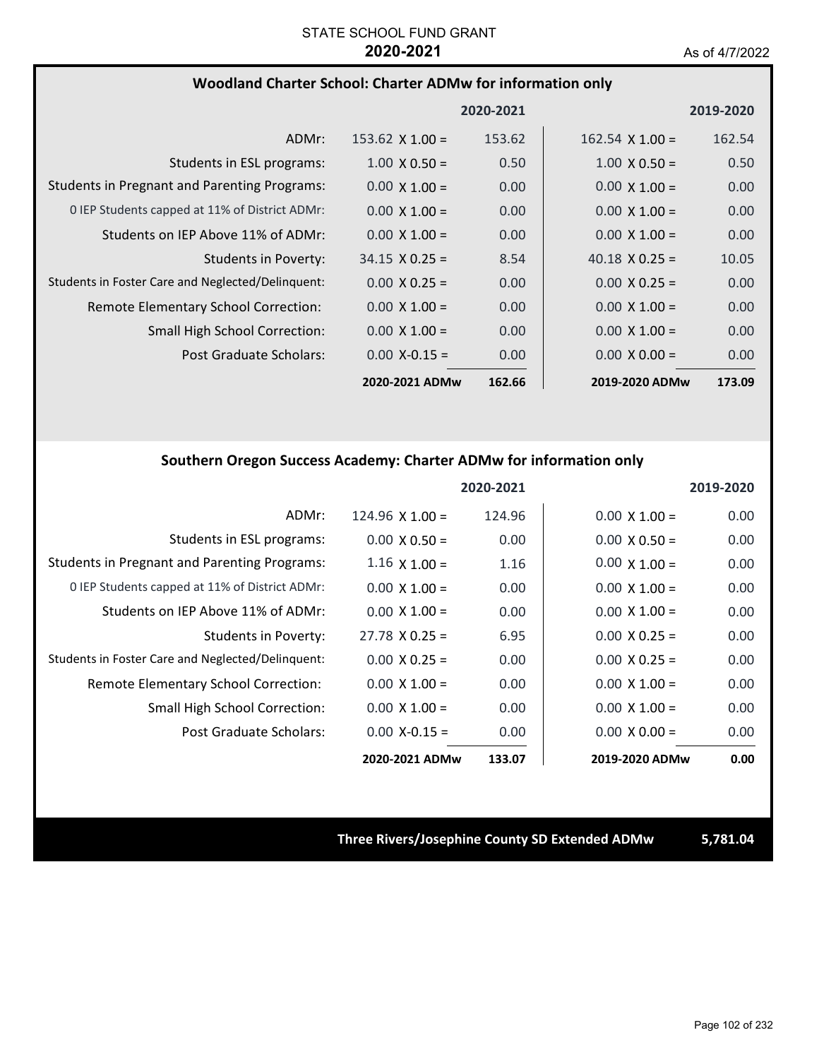STATE SCHOOL FUND GRANT
**2020-2021**
As of 4/7/2022

### Woodland Charter School: Charter ADMw for information only

| | 2020-2021 | | 2019-2020 | |
|---|---|---|---|---|
| ADMr: | 153.62 X 1.00 = | 153.62 | 162.54 X 1.00 = | 162.54 |
| Students in ESL programs: | 1.00 X 0.50 = | 0.50 | 1.00 X 0.50 = | 0.50 |
| Students in Pregnant and Parenting Programs: | 0.00 X 1.00 = | 0.00 | 0.00 X 1.00 = | 0.00 |
| 0 IEP Students capped at 11% of District ADMr: | 0.00 X 1.00 = | 0.00 | 0.00 X 1.00 = | 0.00 |
| Students on IEP Above 11% of ADMr: | 0.00 X 1.00 = | 0.00 | 0.00 X 1.00 = | 0.00 |
| Students in Poverty: | 34.15 X 0.25 = | 8.54 | 40.18 X 0.25 = | 10.05 |
| Students in Foster Care and Neglected/Delinquent: | 0.00 X 0.25 = | 0.00 | 0.00 X 0.25 = | 0.00 |
| Remote Elementary School Correction: | 0.00 X 1.00 = | 0.00 | 0.00 X 1.00 = | 0.00 |
| Small High School Correction: | 0.00 X 1.00 = | 0.00 | 0.00 X 1.00 = | 0.00 |
| Post Graduate Scholars: | 0.00 X-0.15 = | 0.00 | 0.00 X 0.00 = | 0.00 |
| | **2020-2021 ADMw** | **162.66** | **2019-2020 ADMw** | **173.09** |

### Southern Oregon Success Academy: Charter ADMw for information only

| | 2020-2021 | | 2019-2020 | |
|---|---|---|---|---|
| ADMr: | 124.96 X 1.00 = | 124.96 | 0.00 X 1.00 = | 0.00 |
| Students in ESL programs: | 0.00 X 0.50 = | 0.00 | 0.00 X 0.50 = | 0.00 |
| Students in Pregnant and Parenting Programs: | 1.16 X 1.00 = | 1.16 | 0.00 X 1.00 = | 0.00 |
| 0 IEP Students capped at 11% of District ADMr: | 0.00 X 1.00 = | 0.00 | 0.00 X 1.00 = | 0.00 |
| Students on IEP Above 11% of ADMr: | 0.00 X 1.00 = | 0.00 | 0.00 X 1.00 = | 0.00 |
| Students in Poverty: | 27.78 X 0.25 = | 6.95 | 0.00 X 0.25 = | 0.00 |
| Students in Foster Care and Neglected/Delinquent: | 0.00 X 0.25 = | 0.00 | 0.00 X 0.25 = | 0.00 |
| Remote Elementary School Correction: | 0.00 X 1.00 = | 0.00 | 0.00 X 1.00 = | 0.00 |
| Small High School Correction: | 0.00 X 1.00 = | 0.00 | 0.00 X 1.00 = | 0.00 |
| Post Graduate Scholars: | 0.00 X-0.15 = | 0.00 | 0.00 X 0.00 = | 0.00 |
| | **2020-2021 ADMw** | **133.07** | **2019-2020 ADMw** | **0.00** |

**Three Rivers/Josephine County SD Extended ADMw** **5,781.04**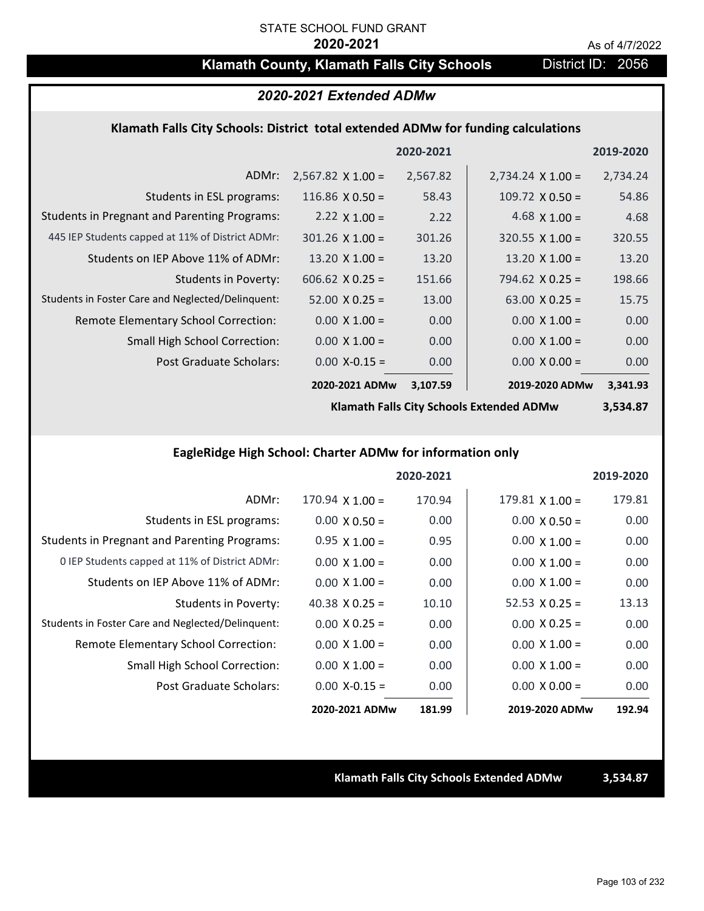STATE SCHOOL FUND GRANT

**2020-2021**

As of 4/7/2022

# Klamath County, Klamath Falls City Schools

District ID: 2056

## *2020-2021 Extended ADMw*

### Klamath Falls City Schools: District total extended ADMw for funding calculations

| | | 2020-2021 | | 2019-2020 |
|---|---|---|---|---|
| ADMr: | 2,567.82 X 1.00 = | 2,567.82 | 2,734.24 X 1.00 = | 2,734.24 |
| Students in ESL programs: | 116.86 X 0.50 = | 58.43 | 109.72 X 0.50 = | 54.86 |
| Students in Pregnant and Parenting Programs: | 2.22 X 1.00 = | 2.22 | 4.68 X 1.00 = | 4.68 |
| 445 IEP Students capped at 11% of District ADMr: | 301.26 X 1.00 = | 301.26 | 320.55 X 1.00 = | 320.55 |
| Students on IEP Above 11% of ADMr: | 13.20 X 1.00 = | 13.20 | 13.20 X 1.00 = | 13.20 |
| Students in Poverty: | 606.62 X 0.25 = | 151.66 | 794.62 X 0.25 = | 198.66 |
| Students in Foster Care and Neglected/Delinquent: | 52.00 X 0.25 = | 13.00 | 63.00 X 0.25 = | 15.75 |
| Remote Elementary School Correction: | 0.00 X 1.00 = | 0.00 | 0.00 X 1.00 = | 0.00 |
| Small High School Correction: | 0.00 X 1.00 = | 0.00 | 0.00 X 1.00 = | 0.00 |
| Post Graduate Scholars: | 0.00 X-0.15 = | 0.00 | 0.00 X 0.00 = | 0.00 |
| | **2020-2021 ADMw** | **3,107.59** | **2019-2020 ADMw** | **3,341.93** |
| | | | **Klamath Falls City Schools Extended ADMw** | **3,534.87** |

### EagleRidge High School: Charter ADMw for information only

| | | 2020-2021 | | 2019-2020 |
|---|---|---|---|---|
| ADMr: | 170.94 X 1.00 = | 170.94 | 179.81 X 1.00 = | 179.81 |
| Students in ESL programs: | 0.00 X 0.50 = | 0.00 | 0.00 X 0.50 = | 0.00 |
| Students in Pregnant and Parenting Programs: | 0.95 X 1.00 = | 0.95 | 0.00 X 1.00 = | 0.00 |
| 0 IEP Students capped at 11% of District ADMr: | 0.00 X 1.00 = | 0.00 | 0.00 X 1.00 = | 0.00 |
| Students on IEP Above 11% of ADMr: | 0.00 X 1.00 = | 0.00 | 0.00 X 1.00 = | 0.00 |
| Students in Poverty: | 40.38 X 0.25 = | 10.10 | 52.53 X 0.25 = | 13.13 |
| Students in Foster Care and Neglected/Delinquent: | 0.00 X 0.25 = | 0.00 | 0.00 X 0.25 = | 0.00 |
| Remote Elementary School Correction: | 0.00 X 1.00 = | 0.00 | 0.00 X 1.00 = | 0.00 |
| Small High School Correction: | 0.00 X 1.00 = | 0.00 | 0.00 X 1.00 = | 0.00 |
| Post Graduate Scholars: | 0.00 X-0.15 = | 0.00 | 0.00 X 0.00 = | 0.00 |
| | **2020-2021 ADMw** | **181.99** | **2019-2020 ADMw** | **192.94** |

**Klamath Falls City Schools Extended ADMw** **3,534.87**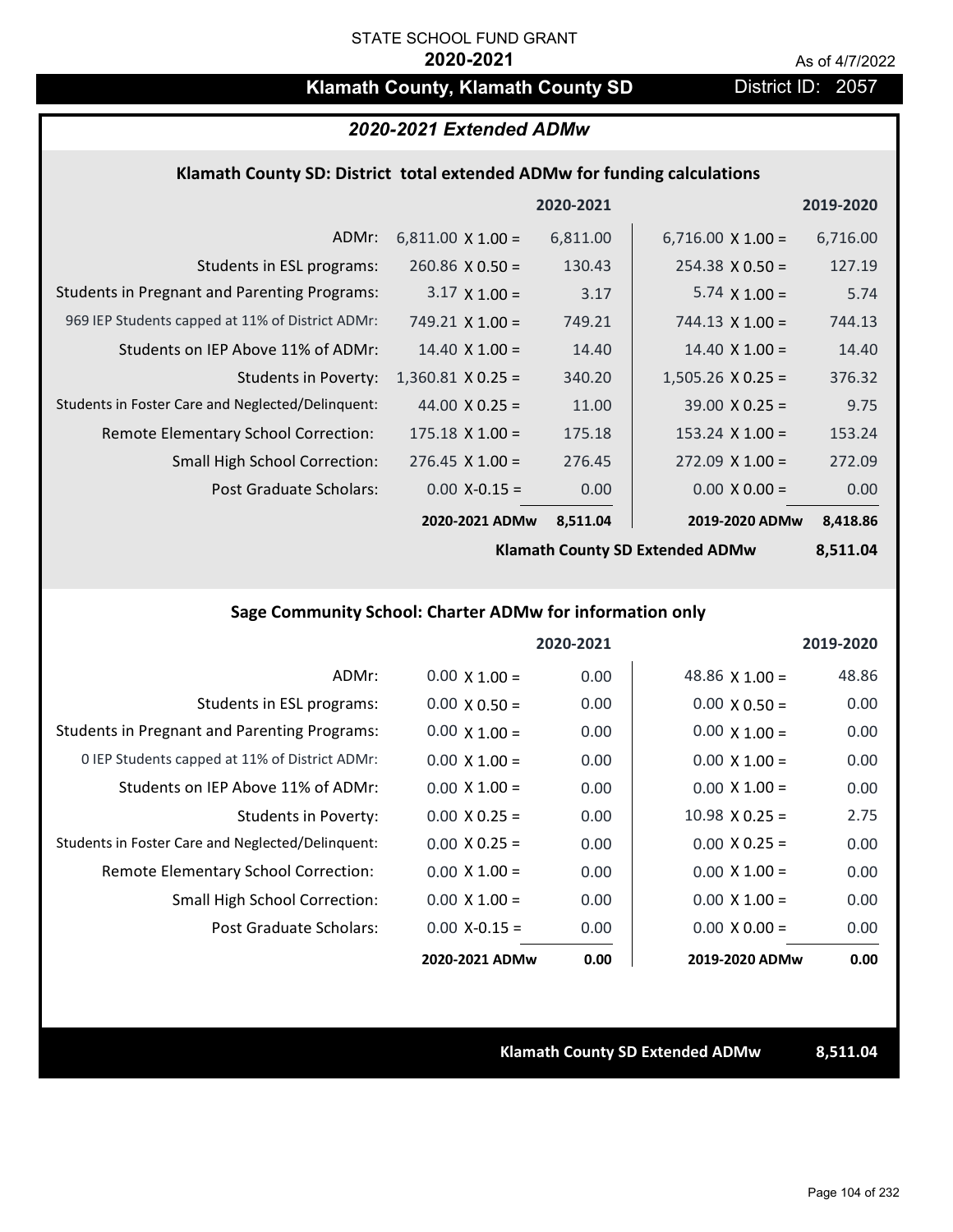STATE SCHOOL FUND GRANT

**2020-2021**

As of 4/7/2022

# Klamath County, Klamath County SD

District ID: 2057

## *2020-2021 Extended ADMw*

### Klamath County SD: District total extended ADMw for funding calculations

| | | 2020-2021 | | 2019-2020 |
|---|---|---|---|---|
| ADMr: | 6,811.00 X 1.00 = | 6,811.00 | 6,716.00 X 1.00 = | 6,716.00 |
| Students in ESL programs: | 260.86 X 0.50 = | 130.43 | 254.38 X 0.50 = | 127.19 |
| Students in Pregnant and Parenting Programs: | 3.17 X 1.00 = | 3.17 | 5.74 X 1.00 = | 5.74 |
| 969 IEP Students capped at 11% of District ADMr: | 749.21 X 1.00 = | 749.21 | 744.13 X 1.00 = | 744.13 |
| Students on IEP Above 11% of ADMr: | 14.40 X 1.00 = | 14.40 | 14.40 X 1.00 = | 14.40 |
| Students in Poverty: | 1,360.81 X 0.25 = | 340.20 | 1,505.26 X 0.25 = | 376.32 |
| Students in Foster Care and Neglected/Delinquent: | 44.00 X 0.25 = | 11.00 | 39.00 X 0.25 = | 9.75 |
| Remote Elementary School Correction: | 175.18 X 1.00 = | 175.18 | 153.24 X 1.00 = | 153.24 |
| Small High School Correction: | 276.45 X 1.00 = | 276.45 | 272.09 X 1.00 = | 272.09 |
| Post Graduate Scholars: | 0.00 X-0.15 = | 0.00 | 0.00 X 0.00 = | 0.00 |
| | **2020-2021 ADMw** | **8,511.04** | **2019-2020 ADMw** | **8,418.86** |
| | | | **Klamath County SD Extended ADMw** | **8,511.04** |

### Sage Community School: Charter ADMw for information only

| | | 2020-2021 | | 2019-2020 |
|---|---|---|---|---|
| ADMr: | 0.00 X 1.00 = | 0.00 | 48.86 X 1.00 = | 48.86 |
| Students in ESL programs: | 0.00 X 0.50 = | 0.00 | 0.00 X 0.50 = | 0.00 |
| Students in Pregnant and Parenting Programs: | 0.00 X 1.00 = | 0.00 | 0.00 X 1.00 = | 0.00 |
| 0 IEP Students capped at 11% of District ADMr: | 0.00 X 1.00 = | 0.00 | 0.00 X 1.00 = | 0.00 |
| Students on IEP Above 11% of ADMr: | 0.00 X 1.00 = | 0.00 | 0.00 X 1.00 = | 0.00 |
| Students in Poverty: | 0.00 X 0.25 = | 0.00 | 10.98 X 0.25 = | 2.75 |
| Students in Foster Care and Neglected/Delinquent: | 0.00 X 0.25 = | 0.00 | 0.00 X 0.25 = | 0.00 |
| Remote Elementary School Correction: | 0.00 X 1.00 = | 0.00 | 0.00 X 1.00 = | 0.00 |
| Small High School Correction: | 0.00 X 1.00 = | 0.00 | 0.00 X 1.00 = | 0.00 |
| Post Graduate Scholars: | 0.00 X-0.15 = | 0.00 | 0.00 X 0.00 = | 0.00 |
| | **2020-2021 ADMw** | **0.00** | **2019-2020 ADMw** | **0.00** |

**Klamath County SD Extended ADMw** **8,511.04**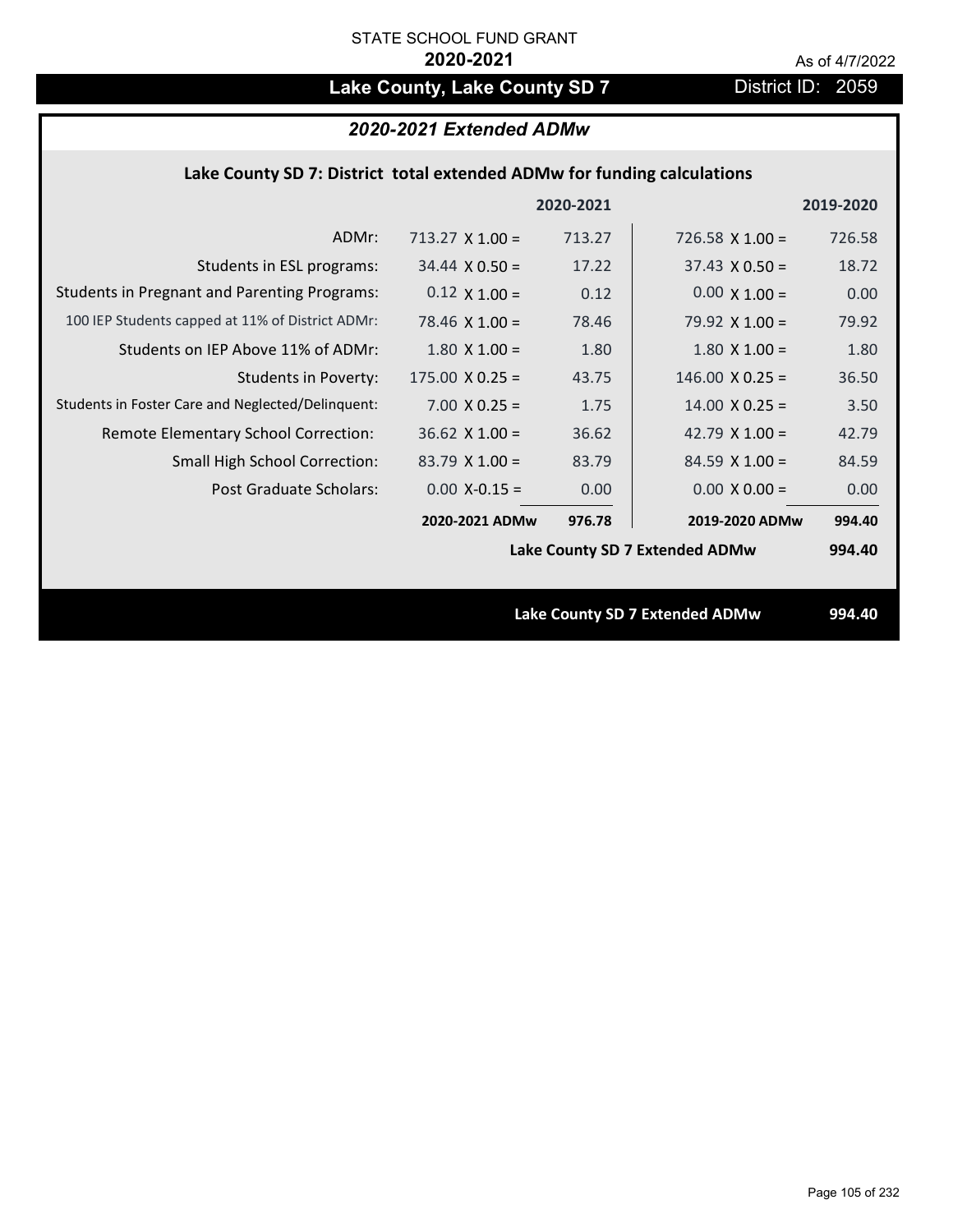STATE SCHOOL FUND GRANT

**2020-2021**

As of 4/7/2022

# Lake County, Lake County SD 7

District ID: 2059

## *2020-2021 Extended ADMw*

### Lake County SD 7: District total extended ADMw for funding calculations

| | | 2020-2021 | | 2019-2020 |
|---|---|---|---|---|
| ADMr: | 713.27 X 1.00 = | 713.27 | 726.58 X 1.00 = | 726.58 |
| Students in ESL programs: | 34.44 X 0.50 = | 17.22 | 37.43 X 0.50 = | 18.72 |
| Students in Pregnant and Parenting Programs: | 0.12 X 1.00 = | 0.12 | 0.00 X 1.00 = | 0.00 |
| 100 IEP Students capped at 11% of District ADMr: | 78.46 X 1.00 = | 78.46 | 79.92 X 1.00 = | 79.92 |
| Students on IEP Above 11% of ADMr: | 1.80 X 1.00 = | 1.80 | 1.80 X 1.00 = | 1.80 |
| Students in Poverty: | 175.00 X 0.25 = | 43.75 | 146.00 X 0.25 = | 36.50 |
| Students in Foster Care and Neglected/Delinquent: | 7.00 X 0.25 = | 1.75 | 14.00 X 0.25 = | 3.50 |
| Remote Elementary School Correction: | 36.62 X 1.00 = | 36.62 | 42.79 X 1.00 = | 42.79 |
| Small High School Correction: | 83.79 X 1.00 = | 83.79 | 84.59 X 1.00 = | 84.59 |
| Post Graduate Scholars: | 0.00 X-0.15 = | 0.00 | 0.00 X 0.00 = | 0.00 |
| | **2020-2021 ADMw** | **976.78** | **2019-2020 ADMw** | **994.40** |
| | | | **Lake County SD 7 Extended ADMw** | **994.40** |

**Lake County SD 7 Extended ADMw** **994.40**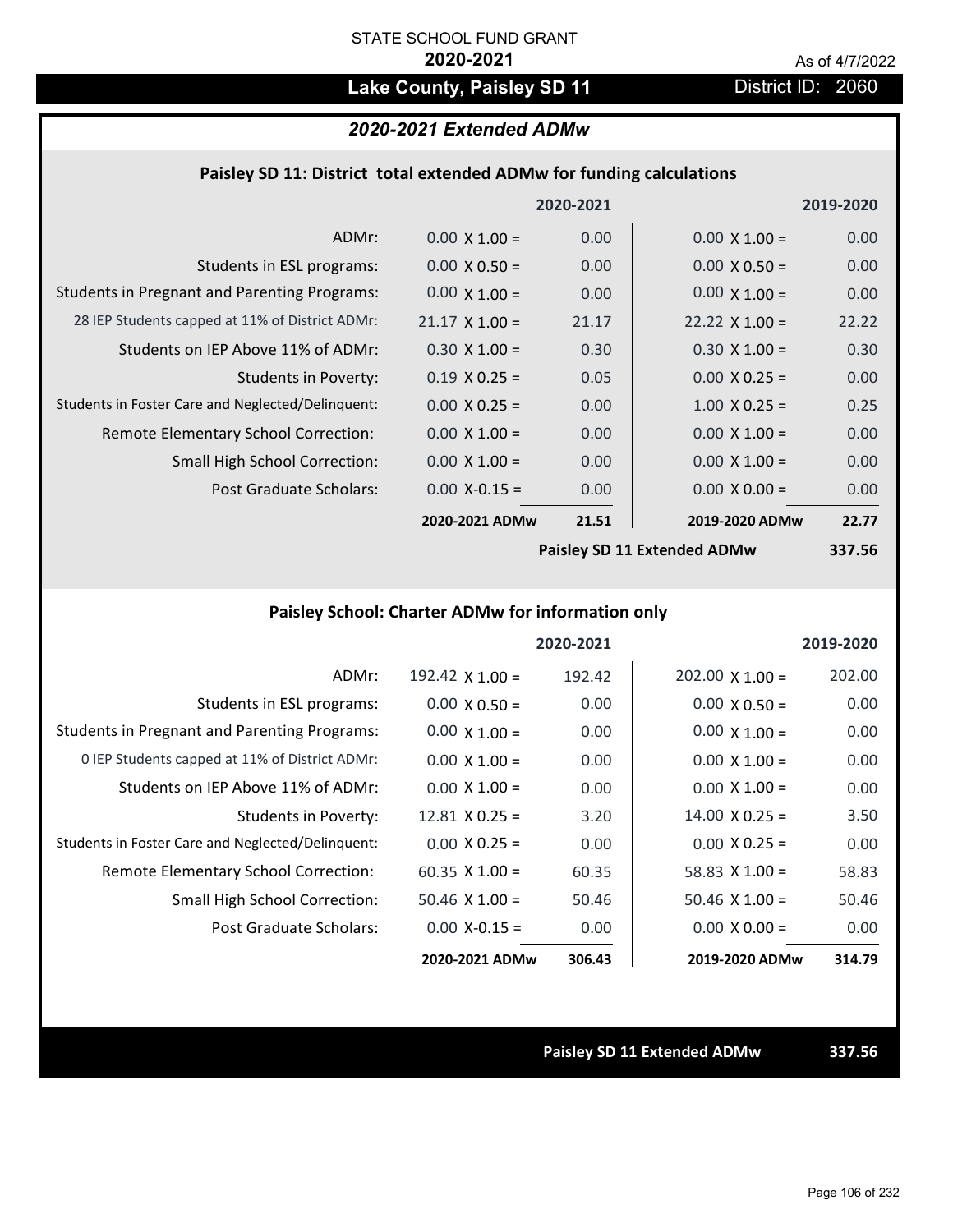STATE SCHOOL FUND GRANT

**2020-2021**

As of 4/7/2022

# Lake County, Paisley SD 11

District ID: 2060

## *2020-2021 Extended ADMw*

### Paisley SD 11: District total extended ADMw for funding calculations

| | | 2020-2021 | | 2019-2020 |
|---|---|---|---|---|
| ADMr: | 0.00 X 1.00 = | 0.00 | 0.00 X 1.00 = | 0.00 |
| Students in ESL programs: | 0.00 X 0.50 = | 0.00 | 0.00 X 0.50 = | 0.00 |
| Students in Pregnant and Parenting Programs: | 0.00 X 1.00 = | 0.00 | 0.00 X 1.00 = | 0.00 |
| 28 IEP Students capped at 11% of District ADMr: | 21.17 X 1.00 = | 21.17 | 22.22 X 1.00 = | 22.22 |
| Students on IEP Above 11% of ADMr: | 0.30 X 1.00 = | 0.30 | 0.30 X 1.00 = | 0.30 |
| Students in Poverty: | 0.19 X 0.25 = | 0.05 | 0.00 X 0.25 = | 0.00 |
| Students in Foster Care and Neglected/Delinquent: | 0.00 X 0.25 = | 0.00 | 1.00 X 0.25 = | 0.25 |
| Remote Elementary School Correction: | 0.00 X 1.00 = | 0.00 | 0.00 X 1.00 = | 0.00 |
| Small High School Correction: | 0.00 X 1.00 = | 0.00 | 0.00 X 1.00 = | 0.00 |
| Post Graduate Scholars: | 0.00 X-0.15 = | 0.00 | 0.00 X 0.00 = | 0.00 |
| | **2020-2021 ADMw** | **21.51** | **2019-2020 ADMw** | **22.77** |
| | | | **Paisley SD 11 Extended ADMw** | **337.56** |

### Paisley School: Charter ADMw for information only

| | | 2020-2021 | | 2019-2020 |
|---|---|---|---|---|
| ADMr: | 192.42 X 1.00 = | 192.42 | 202.00 X 1.00 = | 202.00 |
| Students in ESL programs: | 0.00 X 0.50 = | 0.00 | 0.00 X 0.50 = | 0.00 |
| Students in Pregnant and Parenting Programs: | 0.00 X 1.00 = | 0.00 | 0.00 X 1.00 = | 0.00 |
| 0 IEP Students capped at 11% of District ADMr: | 0.00 X 1.00 = | 0.00 | 0.00 X 1.00 = | 0.00 |
| Students on IEP Above 11% of ADMr: | 0.00 X 1.00 = | 0.00 | 0.00 X 1.00 = | 0.00 |
| Students in Poverty: | 12.81 X 0.25 = | 3.20 | 14.00 X 0.25 = | 3.50 |
| Students in Foster Care and Neglected/Delinquent: | 0.00 X 0.25 = | 0.00 | 0.00 X 0.25 = | 0.00 |
| Remote Elementary School Correction: | 60.35 X 1.00 = | 60.35 | 58.83 X 1.00 = | 58.83 |
| Small High School Correction: | 50.46 X 1.00 = | 50.46 | 50.46 X 1.00 = | 50.46 |
| Post Graduate Scholars: | 0.00 X-0.15 = | 0.00 | 0.00 X 0.00 = | 0.00 |
| | **2020-2021 ADMw** | **306.43** | **2019-2020 ADMw** | **314.79** |

**Paisley SD 11 Extended ADMw** **337.56**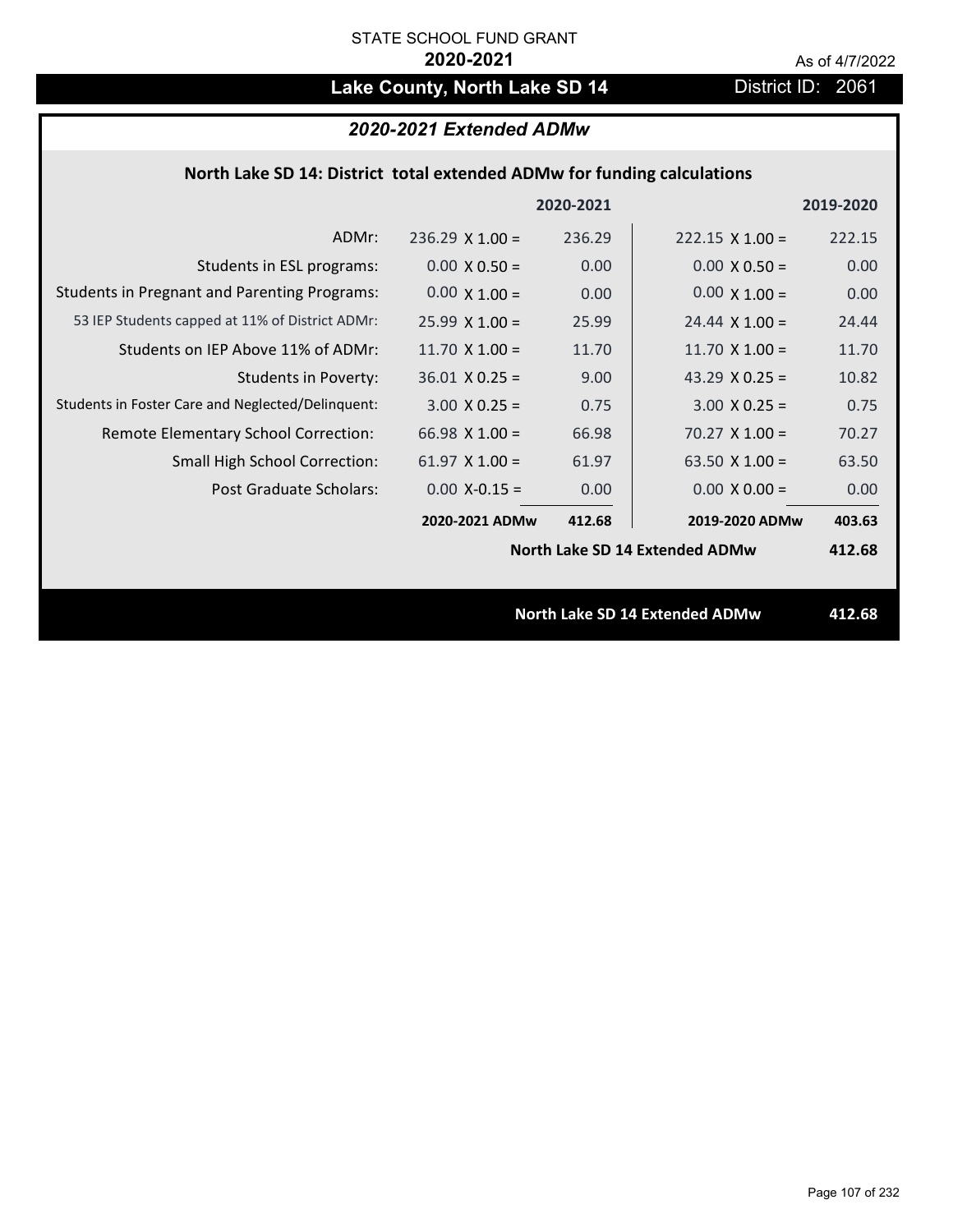STATE SCHOOL FUND GRANT

**2020-2021**

As of 4/7/2022

# Lake County, North Lake SD 14

District ID: 2061

## *2020-2021 Extended ADMw*

### North Lake SD 14: District total extended ADMw for funding calculations

| | 2020-2021 | | 2019-2020 | |
|---|---|---|---|---|
| ADMr: | 236.29 X 1.00 = | 236.29 | 222.15 X 1.00 = | 222.15 |
| Students in ESL programs: | 0.00 X 0.50 = | 0.00 | 0.00 X 0.50 = | 0.00 |
| Students in Pregnant and Parenting Programs: | 0.00 X 1.00 = | 0.00 | 0.00 X 1.00 = | 0.00 |
| 53 IEP Students capped at 11% of District ADMr: | 25.99 X 1.00 = | 25.99 | 24.44 X 1.00 = | 24.44 |
| Students on IEP Above 11% of ADMr: | 11.70 X 1.00 = | 11.70 | 11.70 X 1.00 = | 11.70 |
| Students in Poverty: | 36.01 X 0.25 = | 9.00 | 43.29 X 0.25 = | 10.82 |
| Students in Foster Care and Neglected/Delinquent: | 3.00 X 0.25 = | 0.75 | 3.00 X 0.25 = | 0.75 |
| Remote Elementary School Correction: | 66.98 X 1.00 = | 66.98 | 70.27 X 1.00 = | 70.27 |
| Small High School Correction: | 61.97 X 1.00 = | 61.97 | 63.50 X 1.00 = | 63.50 |
| Post Graduate Scholars: | 0.00 X-0.15 = | 0.00 | 0.00 X 0.00 = | 0.00 |
| | **2020-2021 ADMw** | **412.68** | **2019-2020 ADMw** | **403.63** |
| | | | **North Lake SD 14 Extended ADMw** | **412.68** |

**North Lake SD 14 Extended ADMw** **412.68**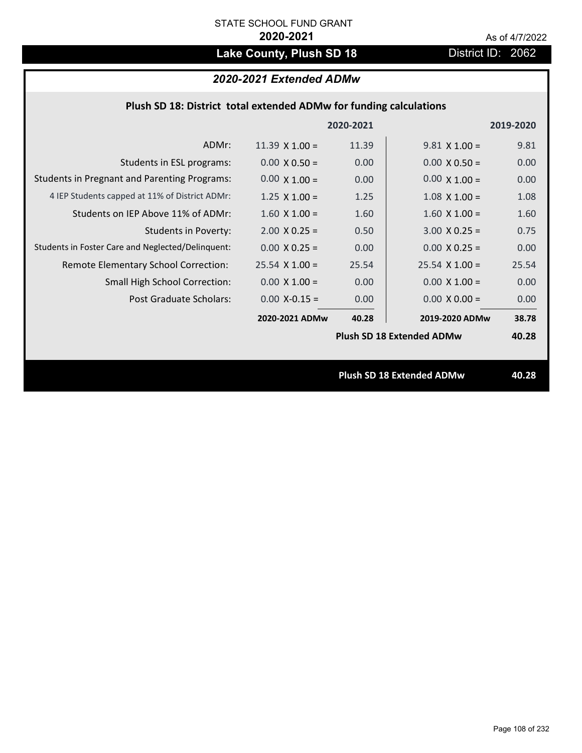STATE SCHOOL FUND GRANT

**2020-2021**

As of 4/7/2022

# Lake County, Plush SD 18

District ID: 2062

## *2020-2021 Extended ADMw*

### Plush SD 18: District total extended ADMw for funding calculations

| | 2020-2021 | | 2019-2020 | |
|---|---|---|---|---|
| ADMr: | 11.39 X 1.00 = | 11.39 | 9.81 X 1.00 = | 9.81 |
| Students in ESL programs: | 0.00 X 0.50 = | 0.00 | 0.00 X 0.50 = | 0.00 |
| Students in Pregnant and Parenting Programs: | 0.00 X 1.00 = | 0.00 | 0.00 X 1.00 = | 0.00 |
| 4 IEP Students capped at 11% of District ADMr: | 1.25 X 1.00 = | 1.25 | 1.08 X 1.00 = | 1.08 |
| Students on IEP Above 11% of ADMr: | 1.60 X 1.00 = | 1.60 | 1.60 X 1.00 = | 1.60 |
| Students in Poverty: | 2.00 X 0.25 = | 0.50 | 3.00 X 0.25 = | 0.75 |
| Students in Foster Care and Neglected/Delinquent: | 0.00 X 0.25 = | 0.00 | 0.00 X 0.25 = | 0.00 |
| Remote Elementary School Correction: | 25.54 X 1.00 = | 25.54 | 25.54 X 1.00 = | 25.54 |
| Small High School Correction: | 0.00 X 1.00 = | 0.00 | 0.00 X 1.00 = | 0.00 |
| Post Graduate Scholars: | 0.00 X-0.15 = | 0.00 | 0.00 X 0.00 = | 0.00 |
| | **2020-2021 ADMw** | **40.28** | **2019-2020 ADMw** | **38.78** |
| | | | **Plush SD 18 Extended ADMw** | **40.28** |

**Plush SD 18 Extended ADMw** **40.28**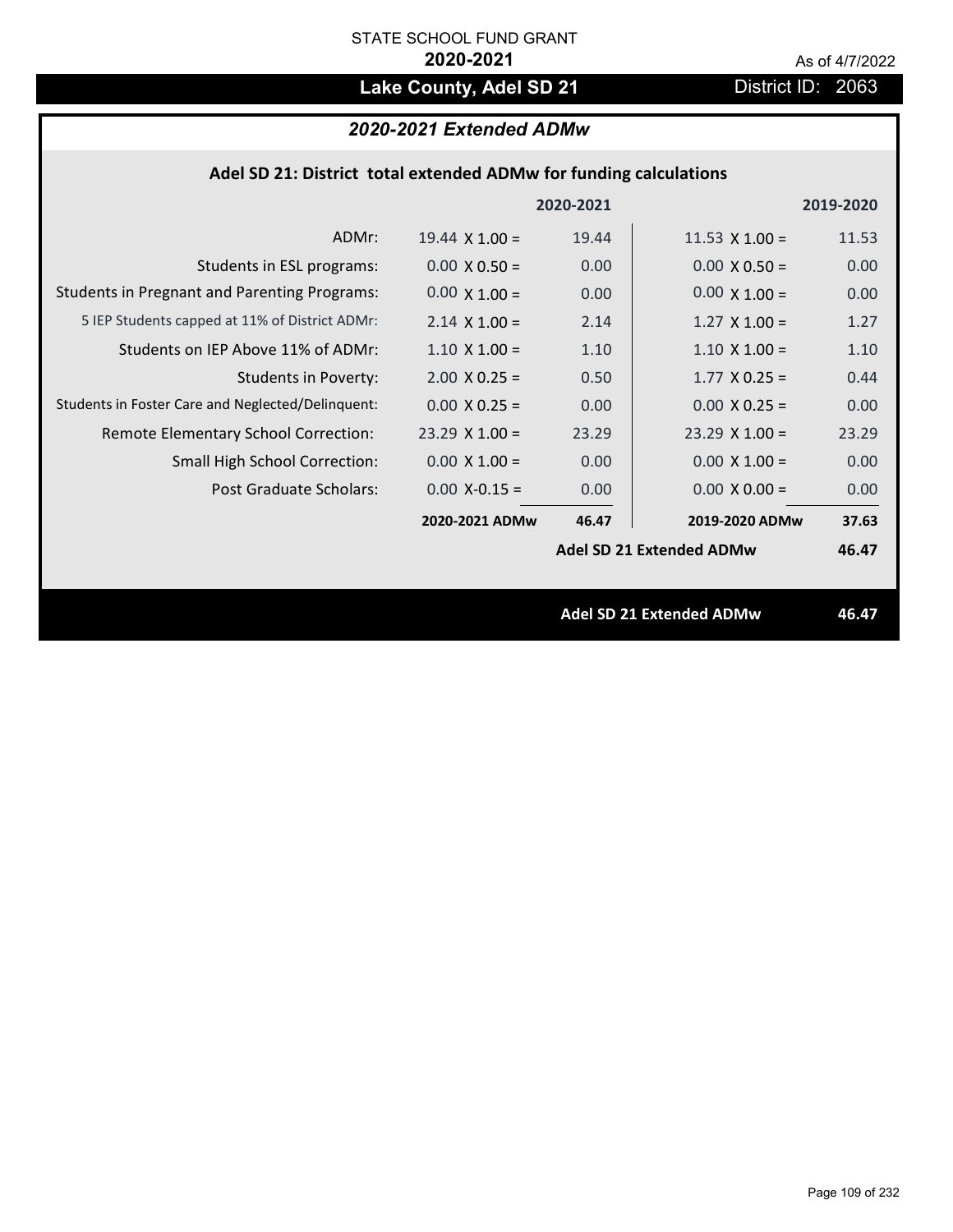STATE SCHOOL FUND GRANT

**2020-2021**

As of 4/7/2022

## Lake County, Adel SD 21

District ID: 2063

### *2020-2021 Extended ADMw*

#### Adel SD 21: District total extended ADMw for funding calculations

| | | 2020-2021 | | 2019-2020 |
|---|---|---|---|---|
| ADMr: | 19.44 X 1.00 = | 19.44 | 11.53 X 1.00 = | 11.53 |
| Students in ESL programs: | 0.00 X 0.50 = | 0.00 | 0.00 X 0.50 = | 0.00 |
| Students in Pregnant and Parenting Programs: | 0.00 X 1.00 = | 0.00 | 0.00 X 1.00 = | 0.00 |
| 5 IEP Students capped at 11% of District ADMr: | 2.14 X 1.00 = | 2.14 | 1.27 X 1.00 = | 1.27 |
| Students on IEP Above 11% of ADMr: | 1.10 X 1.00 = | 1.10 | 1.10 X 1.00 = | 1.10 |
| Students in Poverty: | 2.00 X 0.25 = | 0.50 | 1.77 X 0.25 = | 0.44 |
| Students in Foster Care and Neglected/Delinquent: | 0.00 X 0.25 = | 0.00 | 0.00 X 0.25 = | 0.00 |
| Remote Elementary School Correction: | 23.29 X 1.00 = | 23.29 | 23.29 X 1.00 = | 23.29 |
| Small High School Correction: | 0.00 X 1.00 = | 0.00 | 0.00 X 1.00 = | 0.00 |
| Post Graduate Scholars: | 0.00 X-0.15 = | 0.00 | 0.00 X 0.00 = | 0.00 |
| | **2020-2021 ADMw** | **46.47** | **2019-2020 ADMw** | **37.63** |
| | | | **Adel SD 21 Extended ADMw** | **46.47** |

**Adel SD 21 Extended ADMw** **46.47**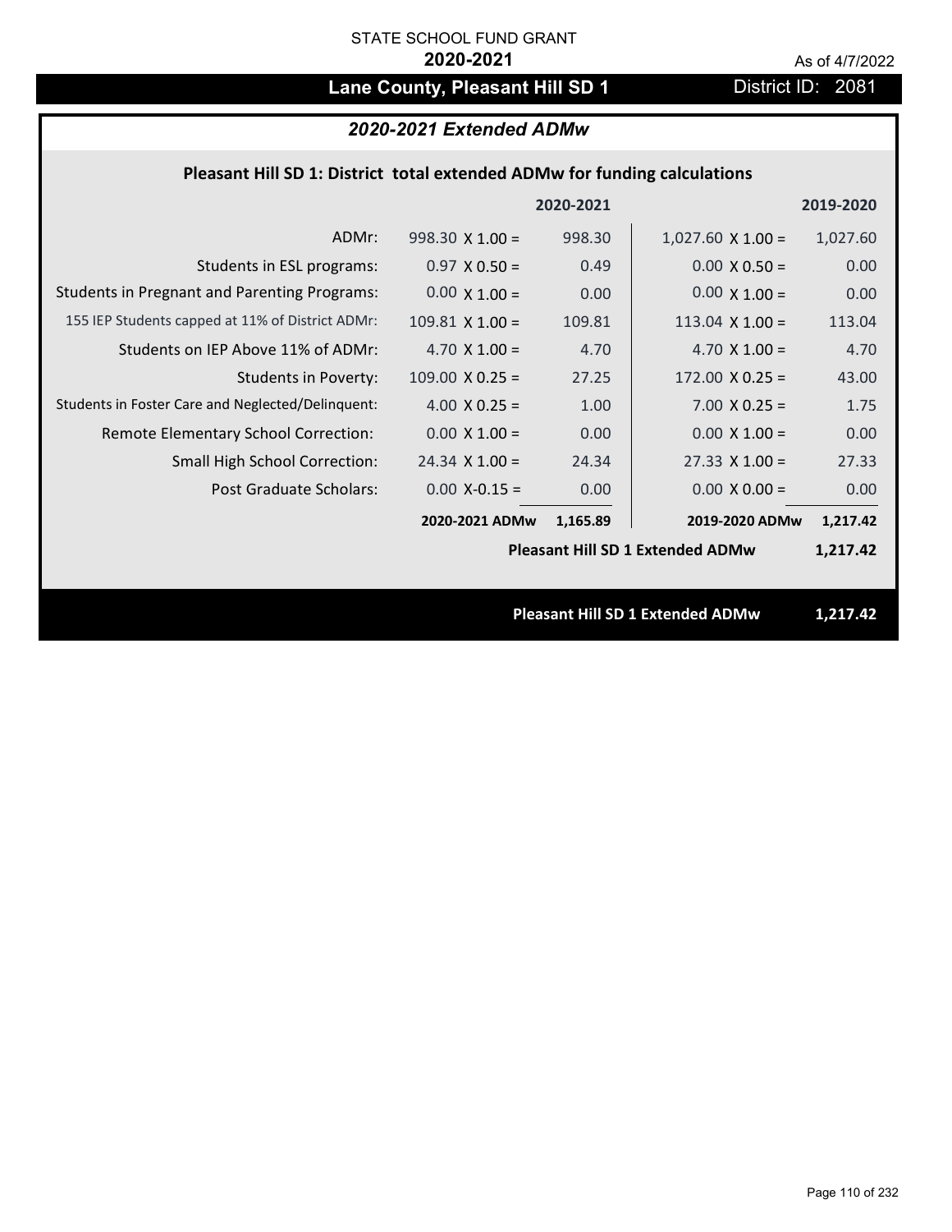STATE SCHOOL FUND GRANT

**2020-2021**

As of 4/7/2022

# Lane County, Pleasant Hill SD 1

District ID: 2081

## *2020-2021 Extended ADMw*

### Pleasant Hill SD 1: District total extended ADMw for funding calculations

| | | 2020-2021 | | 2019-2020 |
|---|---|---|---|---|
| ADMr: | 998.30 X 1.00 = | 998.30 | 1,027.60 X 1.00 = | 1,027.60 |
| Students in ESL programs: | 0.97 X 0.50 = | 0.49 | 0.00 X 0.50 = | 0.00 |
| Students in Pregnant and Parenting Programs: | 0.00 X 1.00 = | 0.00 | 0.00 X 1.00 = | 0.00 |
| 155 IEP Students capped at 11% of District ADMr: | 109.81 X 1.00 = | 109.81 | 113.04 X 1.00 = | 113.04 |
| Students on IEP Above 11% of ADMr: | 4.70 X 1.00 = | 4.70 | 4.70 X 1.00 = | 4.70 |
| Students in Poverty: | 109.00 X 0.25 = | 27.25 | 172.00 X 0.25 = | 43.00 |
| Students in Foster Care and Neglected/Delinquent: | 4.00 X 0.25 = | 1.00 | 7.00 X 0.25 = | 1.75 |
| Remote Elementary School Correction: | 0.00 X 1.00 = | 0.00 | 0.00 X 1.00 = | 0.00 |
| Small High School Correction: | 24.34 X 1.00 = | 24.34 | 27.33 X 1.00 = | 27.33 |
| Post Graduate Scholars: | 0.00 X-0.15 = | 0.00 | 0.00 X 0.00 = | 0.00 |
| | **2020-2021 ADMw** | **1,165.89** | **2019-2020 ADMw** | **1,217.42** |
| | | | **Pleasant Hill SD 1 Extended ADMw** | **1,217.42** |

**Pleasant Hill SD 1 Extended ADMw** **1,217.42**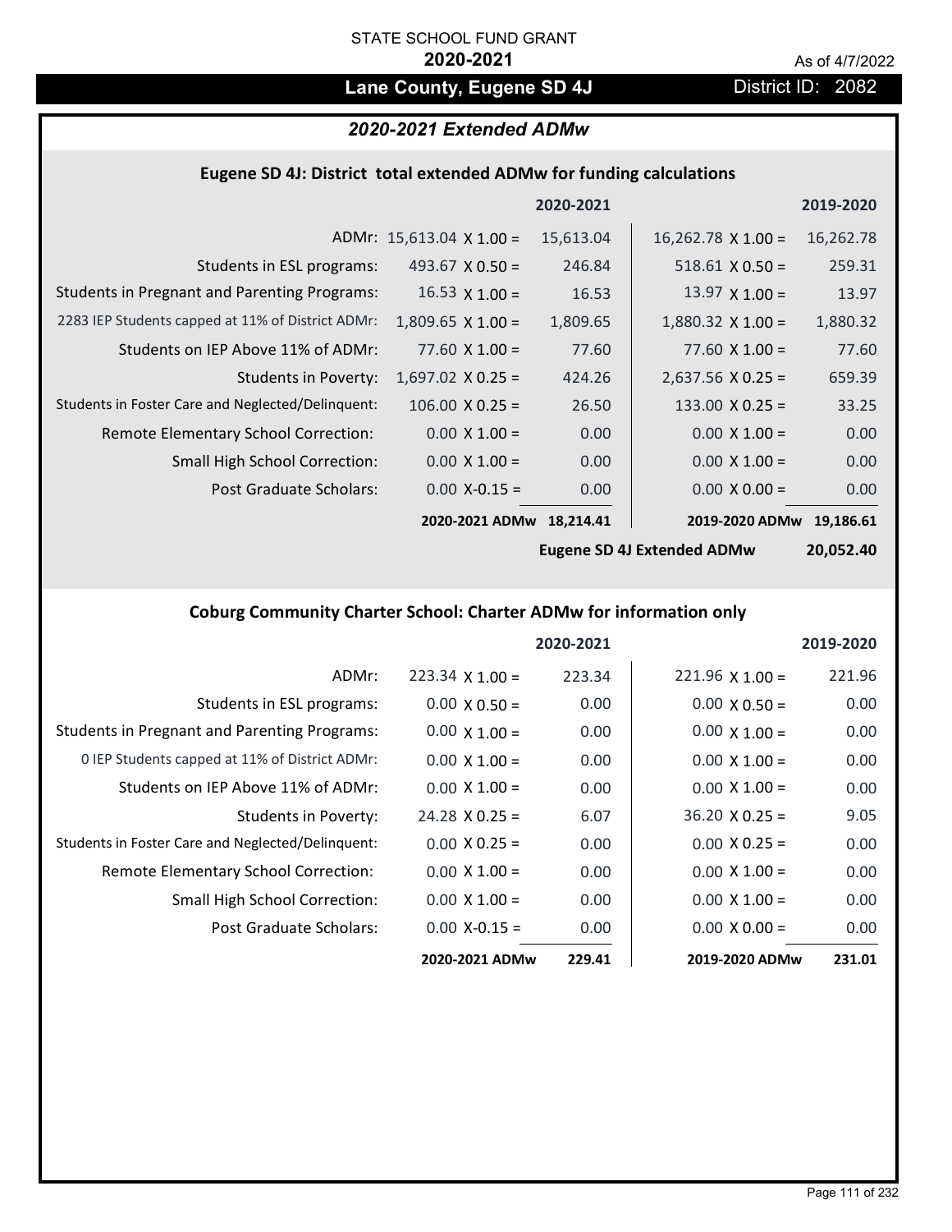STATE SCHOOL FUND GRANT

**2020-2021**

As of 4/7/2022

# Lane County, Eugene SD 4J

District ID: 2082

## 2020-2021 Extended ADMw

### Eugene SD 4J: District total extended ADMw for funding calculations

| | | 2020-2021 | | 2019-2020 |
|---|---|---|---|---|
| ADMr: | 15,613.04 X 1.00 = | 15,613.04 | 16,262.78 X 1.00 = | 16,262.78 |
| Students in ESL programs: | 493.67 X 0.50 = | 246.84 | 518.61 X 0.50 = | 259.31 |
| Students in Pregnant and Parenting Programs: | 16.53 X 1.00 = | 16.53 | 13.97 X 1.00 = | 13.97 |
| 2283 IEP Students capped at 11% of District ADMr: | 1,809.65 X 1.00 = | 1,809.65 | 1,880.32 X 1.00 = | 1,880.32 |
| Students on IEP Above 11% of ADMr: | 77.60 X 1.00 = | 77.60 | 77.60 X 1.00 = | 77.60 |
| Students in Poverty: | 1,697.02 X 0.25 = | 424.26 | 2,637.56 X 0.25 = | 659.39 |
| Students in Foster Care and Neglected/Delinquent: | 106.00 X 0.25 = | 26.50 | 133.00 X 0.25 = | 33.25 |
| Remote Elementary School Correction: | 0.00 X 1.00 = | 0.00 | 0.00 X 1.00 = | 0.00 |
| Small High School Correction: | 0.00 X 1.00 = | 0.00 | 0.00 X 1.00 = | 0.00 |
| Post Graduate Scholars: | 0.00 X-0.15 = | 0.00 | 0.00 X 0.00 = | 0.00 |
| | **2020-2021 ADMw** | **18,214.41** | **2019-2020 ADMw** | **19,186.61** |
| | | | **Eugene SD 4J Extended ADMw** | **20,052.40** |

### Coburg Community Charter School: Charter ADMw for information only

| | | 2020-2021 | | 2019-2020 |
|---|---|---|---|---|
| ADMr: | 223.34 X 1.00 = | 223.34 | 221.96 X 1.00 = | 221.96 |
| Students in ESL programs: | 0.00 X 0.50 = | 0.00 | 0.00 X 0.50 = | 0.00 |
| Students in Pregnant and Parenting Programs: | 0.00 X 1.00 = | 0.00 | 0.00 X 1.00 = | 0.00 |
| 0 IEP Students capped at 11% of District ADMr: | 0.00 X 1.00 = | 0.00 | 0.00 X 1.00 = | 0.00 |
| Students on IEP Above 11% of ADMr: | 0.00 X 1.00 = | 0.00 | 0.00 X 1.00 = | 0.00 |
| Students in Poverty: | 24.28 X 0.25 = | 6.07 | 36.20 X 0.25 = | 9.05 |
| Students in Foster Care and Neglected/Delinquent: | 0.00 X 0.25 = | 0.00 | 0.00 X 0.25 = | 0.00 |
| Remote Elementary School Correction: | 0.00 X 1.00 = | 0.00 | 0.00 X 1.00 = | 0.00 |
| Small High School Correction: | 0.00 X 1.00 = | 0.00 | 0.00 X 1.00 = | 0.00 |
| Post Graduate Scholars: | 0.00 X-0.15 = | 0.00 | 0.00 X 0.00 = | 0.00 |
| | **2020-2021 ADMw** | **229.41** | **2019-2020 ADMw** | **231.01** |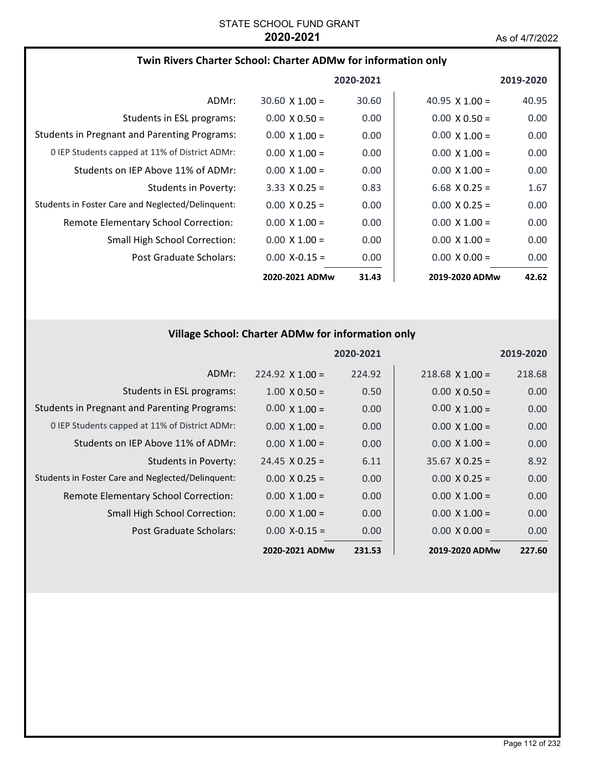STATE SCHOOL FUND GRANT
**2020-2021**

As of 4/7/2022

### Twin Rivers Charter School: Charter ADMw for information only

| | | 2020-2021 | | 2019-2020 |
|---|---|---|---|---|
| ADMr: | 30.60 X 1.00 = | 30.60 | 40.95 X 1.00 = | 40.95 |
| Students in ESL programs: | 0.00 X 0.50 = | 0.00 | 0.00 X 0.50 = | 0.00 |
| Students in Pregnant and Parenting Programs: | 0.00 X 1.00 = | 0.00 | 0.00 X 1.00 = | 0.00 |
| 0 IEP Students capped at 11% of District ADMr: | 0.00 X 1.00 = | 0.00 | 0.00 X 1.00 = | 0.00 |
| Students on IEP Above 11% of ADMr: | 0.00 X 1.00 = | 0.00 | 0.00 X 1.00 = | 0.00 |
| Students in Poverty: | 3.33 X 0.25 = | 0.83 | 6.68 X 0.25 = | 1.67 |
| Students in Foster Care and Neglected/Delinquent: | 0.00 X 0.25 = | 0.00 | 0.00 X 0.25 = | 0.00 |
| Remote Elementary School Correction: | 0.00 X 1.00 = | 0.00 | 0.00 X 1.00 = | 0.00 |
| Small High School Correction: | 0.00 X 1.00 = | 0.00 | 0.00 X 1.00 = | 0.00 |
| Post Graduate Scholars: | 0.00 X-0.15 = | 0.00 | 0.00 X 0.00 = | 0.00 |
| | **2020-2021 ADMw** | **31.43** | **2019-2020 ADMw** | **42.62** |

### Village School: Charter ADMw for information only

| | | 2020-2021 | | 2019-2020 |
|---|---|---|---|---|
| ADMr: | 224.92 X 1.00 = | 224.92 | 218.68 X 1.00 = | 218.68 |
| Students in ESL programs: | 1.00 X 0.50 = | 0.50 | 0.00 X 0.50 = | 0.00 |
| Students in Pregnant and Parenting Programs: | 0.00 X 1.00 = | 0.00 | 0.00 X 1.00 = | 0.00 |
| 0 IEP Students capped at 11% of District ADMr: | 0.00 X 1.00 = | 0.00 | 0.00 X 1.00 = | 0.00 |
| Students on IEP Above 11% of ADMr: | 0.00 X 1.00 = | 0.00 | 0.00 X 1.00 = | 0.00 |
| Students in Poverty: | 24.45 X 0.25 = | 6.11 | 35.67 X 0.25 = | 8.92 |
| Students in Foster Care and Neglected/Delinquent: | 0.00 X 0.25 = | 0.00 | 0.00 X 0.25 = | 0.00 |
| Remote Elementary School Correction: | 0.00 X 1.00 = | 0.00 | 0.00 X 1.00 = | 0.00 |
| Small High School Correction: | 0.00 X 1.00 = | 0.00 | 0.00 X 1.00 = | 0.00 |
| Post Graduate Scholars: | 0.00 X-0.15 = | 0.00 | 0.00 X 0.00 = | 0.00 |
| | **2020-2021 ADMw** | **231.53** | **2019-2020 ADMw** | **227.60** |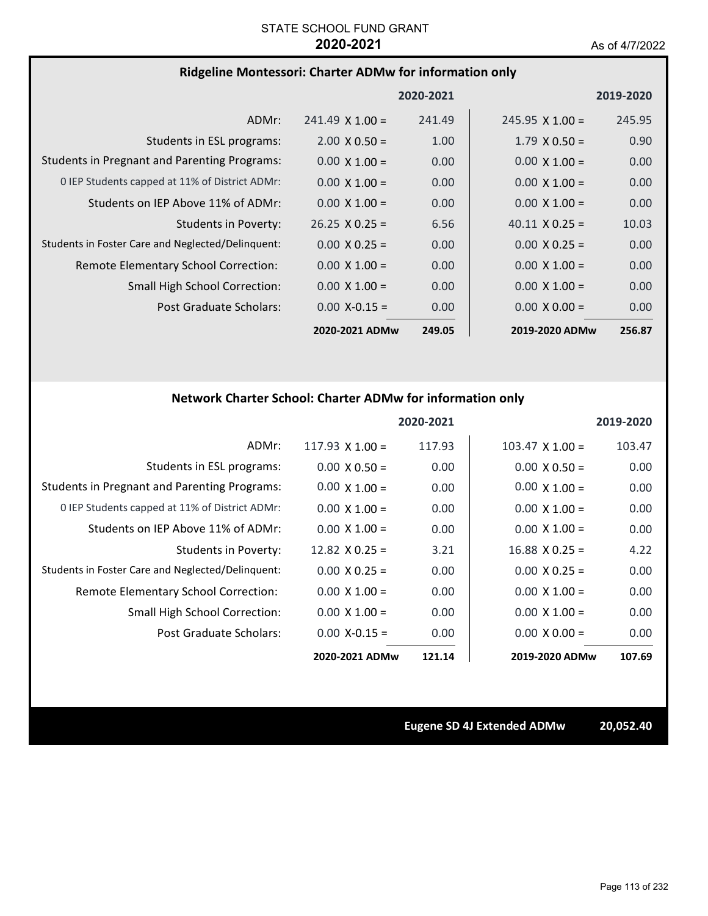STATE SCHOOL FUND GRANT
**2020-2021**
As of 4/7/2022

## Ridgeline Montessori: Charter ADMw for information only

| | | 2020-2021 | | 2019-2020 |
|---|---|---|---|---|
| ADMr: | 241.49 X 1.00 = | 241.49 | 245.95 X 1.00 = | 245.95 |
| Students in ESL programs: | 2.00 X 0.50 = | 1.00 | 1.79 X 0.50 = | 0.90 |
| Students in Pregnant and Parenting Programs: | 0.00 X 1.00 = | 0.00 | 0.00 X 1.00 = | 0.00 |
| 0 IEP Students capped at 11% of District ADMr: | 0.00 X 1.00 = | 0.00 | 0.00 X 1.00 = | 0.00 |
| Students on IEP Above 11% of ADMr: | 0.00 X 1.00 = | 0.00 | 0.00 X 1.00 = | 0.00 |
| Students in Poverty: | 26.25 X 0.25 = | 6.56 | 40.11 X 0.25 = | 10.03 |
| Students in Foster Care and Neglected/Delinquent: | 0.00 X 0.25 = | 0.00 | 0.00 X 0.25 = | 0.00 |
| Remote Elementary School Correction: | 0.00 X 1.00 = | 0.00 | 0.00 X 1.00 = | 0.00 |
| Small High School Correction: | 0.00 X 1.00 = | 0.00 | 0.00 X 1.00 = | 0.00 |
| Post Graduate Scholars: | 0.00 X-0.15 = | 0.00 | 0.00 X 0.00 = | 0.00 |
| | **2020-2021 ADMw** | **249.05** | **2019-2020 ADMw** | **256.87** |

## Network Charter School: Charter ADMw for information only

| | | 2020-2021 | | 2019-2020 |
|---|---|---|---|---|
| ADMr: | 117.93 X 1.00 = | 117.93 | 103.47 X 1.00 = | 103.47 |
| Students in ESL programs: | 0.00 X 0.50 = | 0.00 | 0.00 X 0.50 = | 0.00 |
| Students in Pregnant and Parenting Programs: | 0.00 X 1.00 = | 0.00 | 0.00 X 1.00 = | 0.00 |
| 0 IEP Students capped at 11% of District ADMr: | 0.00 X 1.00 = | 0.00 | 0.00 X 1.00 = | 0.00 |
| Students on IEP Above 11% of ADMr: | 0.00 X 1.00 = | 0.00 | 0.00 X 1.00 = | 0.00 |
| Students in Poverty: | 12.82 X 0.25 = | 3.21 | 16.88 X 0.25 = | 4.22 |
| Students in Foster Care and Neglected/Delinquent: | 0.00 X 0.25 = | 0.00 | 0.00 X 0.25 = | 0.00 |
| Remote Elementary School Correction: | 0.00 X 1.00 = | 0.00 | 0.00 X 1.00 = | 0.00 |
| Small High School Correction: | 0.00 X 1.00 = | 0.00 | 0.00 X 1.00 = | 0.00 |
| Post Graduate Scholars: | 0.00 X-0.15 = | 0.00 | 0.00 X 0.00 = | 0.00 |
| | **2020-2021 ADMw** | **121.14** | **2019-2020 ADMw** | **107.69** |

**Eugene SD 4J Extended ADMw 20,052.40**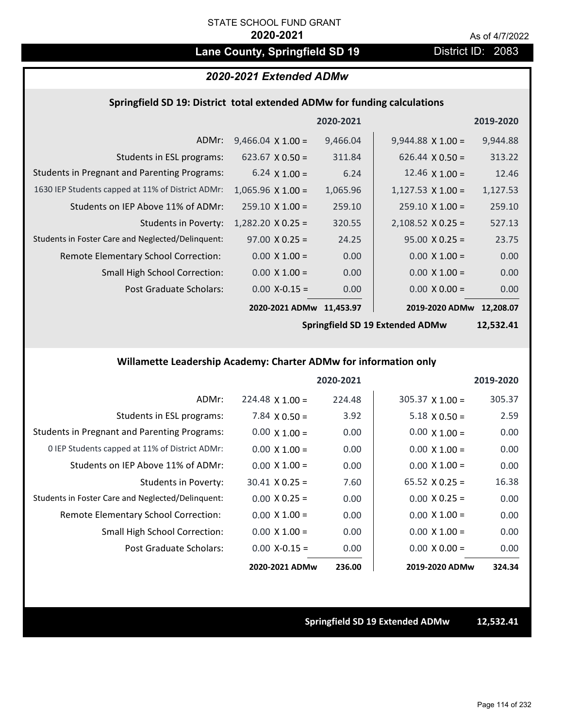STATE SCHOOL FUND GRANT

**2020-2021**

As of 4/7/2022

# Lane County, Springfield SD 19

District ID: 2083

## *2020-2021 Extended ADMw*

### Springfield SD 19: District total extended ADMw for funding calculations

| | | 2020-2021 | | 2019-2020 |
|---|---|---|---|---|
| ADMr: | 9,466.04 X 1.00 = | 9,466.04 | 9,944.88 X 1.00 = | 9,944.88 |
| Students in ESL programs: | 623.67 X 0.50 = | 311.84 | 626.44 X 0.50 = | 313.22 |
| Students in Pregnant and Parenting Programs: | 6.24 X 1.00 = | 6.24 | 12.46 X 1.00 = | 12.46 |
| 1630 IEP Students capped at 11% of District ADMr: | 1,065.96 X 1.00 = | 1,065.96 | 1,127.53 X 1.00 = | 1,127.53 |
| Students on IEP Above 11% of ADMr: | 259.10 X 1.00 = | 259.10 | 259.10 X 1.00 = | 259.10 |
| Students in Poverty: | 1,282.20 X 0.25 = | 320.55 | 2,108.52 X 0.25 = | 527.13 |
| Students in Foster Care and Neglected/Delinquent: | 97.00 X 0.25 = | 24.25 | 95.00 X 0.25 = | 23.75 |
| Remote Elementary School Correction: | 0.00 X 1.00 = | 0.00 | 0.00 X 1.00 = | 0.00 |
| Small High School Correction: | 0.00 X 1.00 = | 0.00 | 0.00 X 1.00 = | 0.00 |
| Post Graduate Scholars: | 0.00 X-0.15 = | 0.00 | 0.00 X 0.00 = | 0.00 |
| | **2020-2021 ADMw** | **11,453.97** | **2019-2020 ADMw** | **12,208.07** |
| | | | **Springfield SD 19 Extended ADMw** | **12,532.41** |

### Willamette Leadership Academy: Charter ADMw for information only

| | | 2020-2021 | | 2019-2020 |
|---|---|---|---|---|
| ADMr: | 224.48 X 1.00 = | 224.48 | 305.37 X 1.00 = | 305.37 |
| Students in ESL programs: | 7.84 X 0.50 = | 3.92 | 5.18 X 0.50 = | 2.59 |
| Students in Pregnant and Parenting Programs: | 0.00 X 1.00 = | 0.00 | 0.00 X 1.00 = | 0.00 |
| 0 IEP Students capped at 11% of District ADMr: | 0.00 X 1.00 = | 0.00 | 0.00 X 1.00 = | 0.00 |
| Students on IEP Above 11% of ADMr: | 0.00 X 1.00 = | 0.00 | 0.00 X 1.00 = | 0.00 |
| Students in Poverty: | 30.41 X 0.25 = | 7.60 | 65.52 X 0.25 = | 16.38 |
| Students in Foster Care and Neglected/Delinquent: | 0.00 X 0.25 = | 0.00 | 0.00 X 0.25 = | 0.00 |
| Remote Elementary School Correction: | 0.00 X 1.00 = | 0.00 | 0.00 X 1.00 = | 0.00 |
| Small High School Correction: | 0.00 X 1.00 = | 0.00 | 0.00 X 1.00 = | 0.00 |
| Post Graduate Scholars: | 0.00 X-0.15 = | 0.00 | 0.00 X 0.00 = | 0.00 |
| | **2020-2021 ADMw** | **236.00** | **2019-2020 ADMw** | **324.34** |

**Springfield SD 19 Extended ADMw** **12,532.41**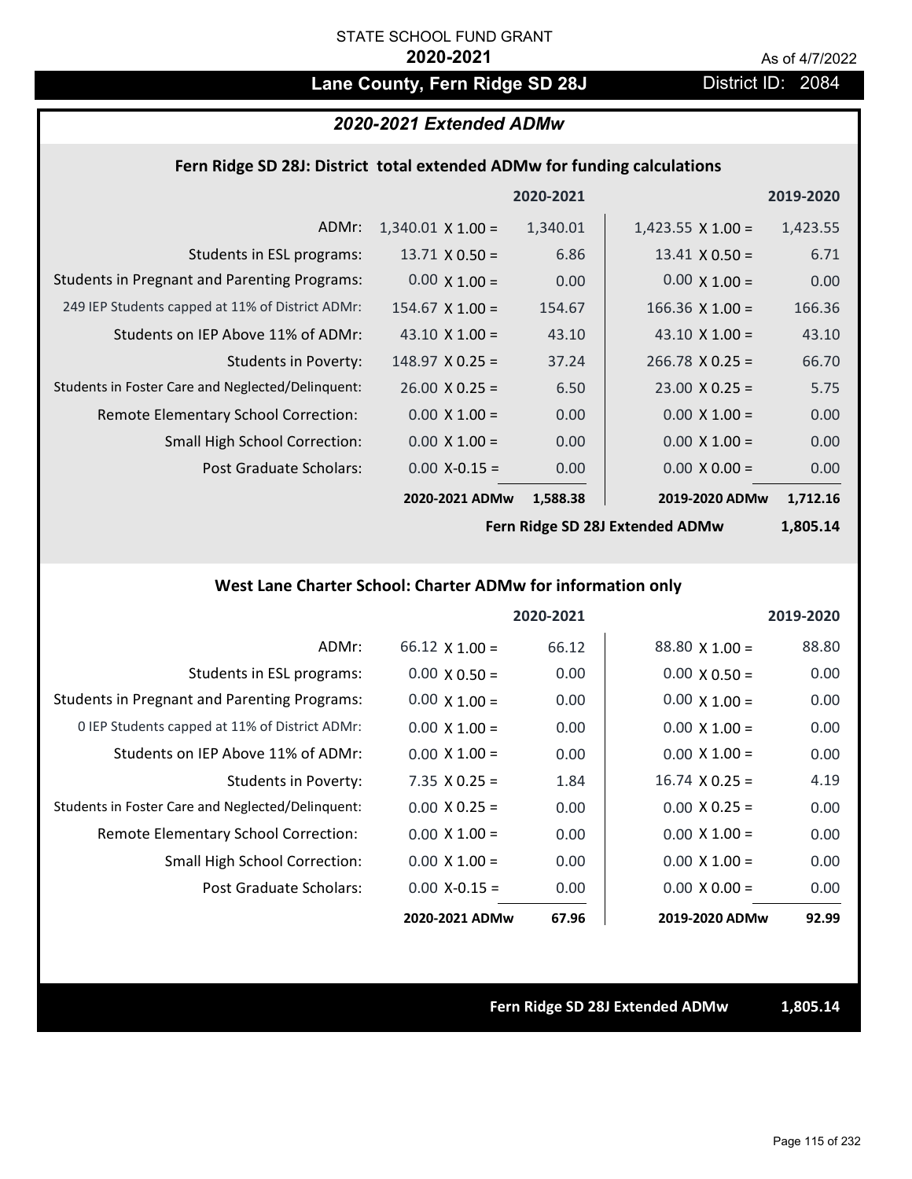STATE SCHOOL FUND GRANT

**2020-2021**

As of 4/7/2022

# Lane County, Fern Ridge SD 28J

District ID: 2084

## *2020-2021 Extended ADMw*

### Fern Ridge SD 28J: District total extended ADMw for funding calculations

| | 2020-2021 | | 2019-2020 | |
|---|---|---|---|---|
| ADMr: | 1,340.01 X 1.00 = | 1,340.01 | 1,423.55 X 1.00 = | 1,423.55 |
| Students in ESL programs: | 13.71 X 0.50 = | 6.86 | 13.41 X 0.50 = | 6.71 |
| Students in Pregnant and Parenting Programs: | 0.00 X 1.00 = | 0.00 | 0.00 X 1.00 = | 0.00 |
| 249 IEP Students capped at 11% of District ADMr: | 154.67 X 1.00 = | 154.67 | 166.36 X 1.00 = | 166.36 |
| Students on IEP Above 11% of ADMr: | 43.10 X 1.00 = | 43.10 | 43.10 X 1.00 = | 43.10 |
| Students in Poverty: | 148.97 X 0.25 = | 37.24 | 266.78 X 0.25 = | 66.70 |
| Students in Foster Care and Neglected/Delinquent: | 26.00 X 0.25 = | 6.50 | 23.00 X 0.25 = | 5.75 |
| Remote Elementary School Correction: | 0.00 X 1.00 = | 0.00 | 0.00 X 1.00 = | 0.00 |
| Small High School Correction: | 0.00 X 1.00 = | 0.00 | 0.00 X 1.00 = | 0.00 |
| Post Graduate Scholars: | 0.00 X-0.15 = | 0.00 | 0.00 X 0.00 = | 0.00 |
| | **2020-2021 ADMw** | **1,588.38** | **2019-2020 ADMw** | **1,712.16** |

**Fern Ridge SD 28J Extended ADMw** **1,805.14**

### West Lane Charter School: Charter ADMw for information only

| | 2020-2021 | | 2019-2020 | |
|---|---|---|---|---|
| ADMr: | 66.12 X 1.00 = | 66.12 | 88.80 X 1.00 = | 88.80 |
| Students in ESL programs: | 0.00 X 0.50 = | 0.00 | 0.00 X 0.50 = | 0.00 |
| Students in Pregnant and Parenting Programs: | 0.00 X 1.00 = | 0.00 | 0.00 X 1.00 = | 0.00 |
| 0 IEP Students capped at 11% of District ADMr: | 0.00 X 1.00 = | 0.00 | 0.00 X 1.00 = | 0.00 |
| Students on IEP Above 11% of ADMr: | 0.00 X 1.00 = | 0.00 | 0.00 X 1.00 = | 0.00 |
| Students in Poverty: | 7.35 X 0.25 = | 1.84 | 16.74 X 0.25 = | 4.19 |
| Students in Foster Care and Neglected/Delinquent: | 0.00 X 0.25 = | 0.00 | 0.00 X 0.25 = | 0.00 |
| Remote Elementary School Correction: | 0.00 X 1.00 = | 0.00 | 0.00 X 1.00 = | 0.00 |
| Small High School Correction: | 0.00 X 1.00 = | 0.00 | 0.00 X 1.00 = | 0.00 |
| Post Graduate Scholars: | 0.00 X-0.15 = | 0.00 | 0.00 X 0.00 = | 0.00 |
| | **2020-2021 ADMw** | **67.96** | **2019-2020 ADMw** | **92.99** |

**Fern Ridge SD 28J Extended ADMw** **1,805.14**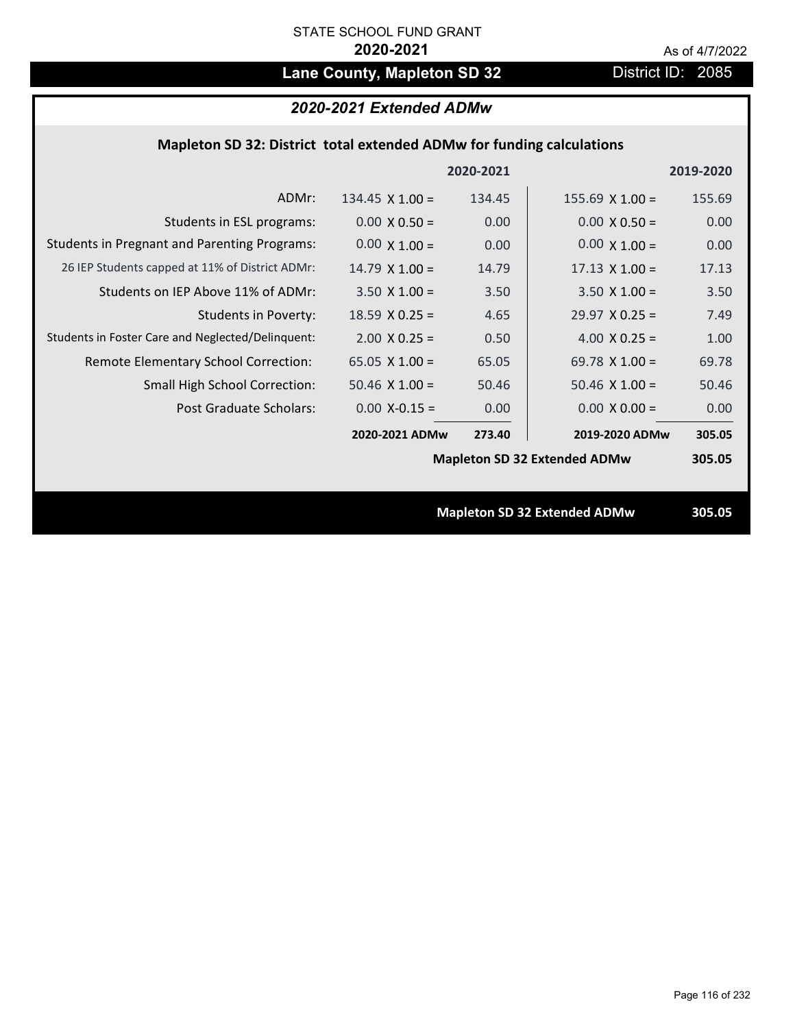STATE SCHOOL FUND GRANT

**2020-2021**

As of 4/7/2022

## Lane County, Mapleton SD 32

District ID: 2085

### *2020-2021 Extended ADMw*

#### Mapleton SD 32: District total extended ADMw for funding calculations

| | | 2020-2021 | | 2019-2020 |
|---|---|---|---|---|
| ADMr: | 134.45 X 1.00 = | 134.45 | 155.69 X 1.00 = | 155.69 |
| Students in ESL programs: | 0.00 X 0.50 = | 0.00 | 0.00 X 0.50 = | 0.00 |
| Students in Pregnant and Parenting Programs: | 0.00 X 1.00 = | 0.00 | 0.00 X 1.00 = | 0.00 |
| 26 IEP Students capped at 11% of District ADMr: | 14.79 X 1.00 = | 14.79 | 17.13 X 1.00 = | 17.13 |
| Students on IEP Above 11% of ADMr: | 3.50 X 1.00 = | 3.50 | 3.50 X 1.00 = | 3.50 |
| Students in Poverty: | 18.59 X 0.25 = | 4.65 | 29.97 X 0.25 = | 7.49 |
| Students in Foster Care and Neglected/Delinquent: | 2.00 X 0.25 = | 0.50 | 4.00 X 0.25 = | 1.00 |
| Remote Elementary School Correction: | 65.05 X 1.00 = | 65.05 | 69.78 X 1.00 = | 69.78 |
| Small High School Correction: | 50.46 X 1.00 = | 50.46 | 50.46 X 1.00 = | 50.46 |
| Post Graduate Scholars: | 0.00 X-0.15 = | 0.00 | 0.00 X 0.00 = | 0.00 |
| | **2020-2021 ADMw** | **273.40** | **2019-2020 ADMw** | **305.05** |
| | | | **Mapleton SD 32 Extended ADMw** | **305.05** |

**Mapleton SD 32 Extended ADMw** **305.05**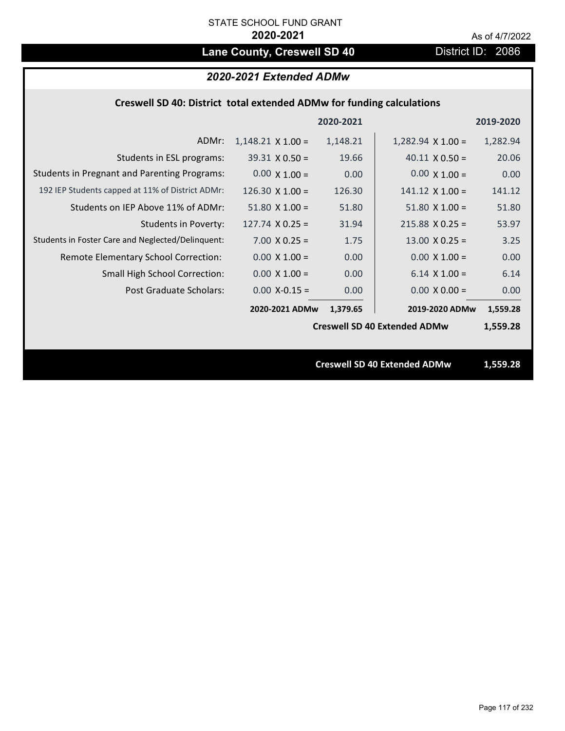STATE SCHOOL FUND GRANT

**2020-2021**

As of 4/7/2022

## Lane County, Creswell SD 40

District ID: 2086

### *2020-2021 Extended ADMw*

**Creswell SD 40: District total extended ADMw for funding calculations**

| | | 2020-2021 | | 2019-2020 |
|---|---|---|---|---|
| ADMr: | 1,148.21 X 1.00 = | 1,148.21 | 1,282.94 X 1.00 = | 1,282.94 |
| Students in ESL programs: | 39.31 X 0.50 = | 19.66 | 40.11 X 0.50 = | 20.06 |
| Students in Pregnant and Parenting Programs: | 0.00 X 1.00 = | 0.00 | 0.00 X 1.00 = | 0.00 |
| 192 IEP Students capped at 11% of District ADMr: | 126.30 X 1.00 = | 126.30 | 141.12 X 1.00 = | 141.12 |
| Students on IEP Above 11% of ADMr: | 51.80 X 1.00 = | 51.80 | 51.80 X 1.00 = | 51.80 |
| Students in Poverty: | 127.74 X 0.25 = | 31.94 | 215.88 X 0.25 = | 53.97 |
| Students in Foster Care and Neglected/Delinquent: | 7.00 X 0.25 = | 1.75 | 13.00 X 0.25 = | 3.25 |
| Remote Elementary School Correction: | 0.00 X 1.00 = | 0.00 | 0.00 X 1.00 = | 0.00 |
| Small High School Correction: | 0.00 X 1.00 = | 0.00 | 6.14 X 1.00 = | 6.14 |
| Post Graduate Scholars: | 0.00 X-0.15 = | 0.00 | 0.00 X 0.00 = | 0.00 |
| | **2020-2021 ADMw** | **1,379.65** | **2019-2020 ADMw** | **1,559.28** |
| | | | **Creswell SD 40 Extended ADMw** | **1,559.28** |

**Creswell SD 40 Extended ADMw** **1,559.28**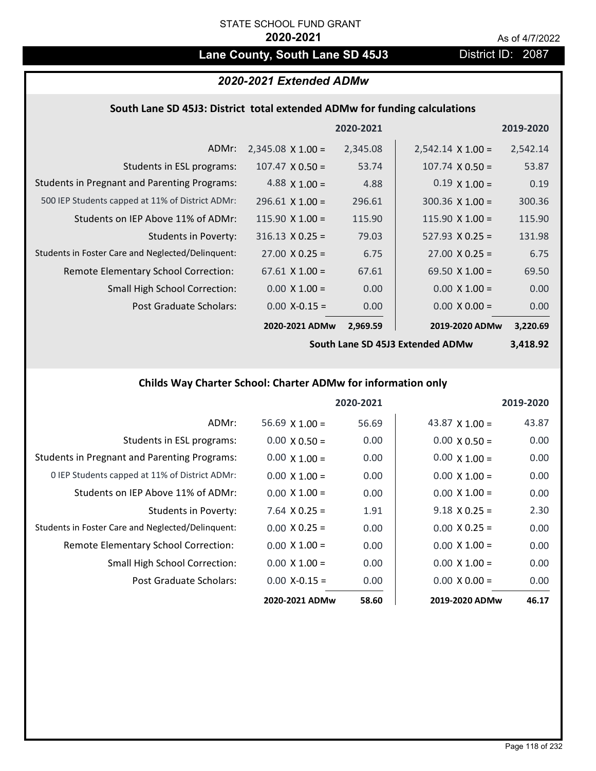STATE SCHOOL FUND GRANT

**2020-2021**

As of 4/7/2022

# Lane County, South Lane SD 45J3

District ID: 2087

## *2020-2021 Extended ADMw*

### South Lane SD 45J3: District total extended ADMw for funding calculations

| | | 2020-2021 | | 2019-2020 |
|---|---|---|---|---|
| ADMr: | 2,345.08 X 1.00 = | 2,345.08 | 2,542.14 X 1.00 = | 2,542.14 |
| Students in ESL programs: | 107.47 X 0.50 = | 53.74 | 107.74 X 0.50 = | 53.87 |
| Students in Pregnant and Parenting Programs: | 4.88 X 1.00 = | 4.88 | 0.19 X 1.00 = | 0.19 |
| 500 IEP Students capped at 11% of District ADMr: | 296.61 X 1.00 = | 296.61 | 300.36 X 1.00 = | 300.36 |
| Students on IEP Above 11% of ADMr: | 115.90 X 1.00 = | 115.90 | 115.90 X 1.00 = | 115.90 |
| Students in Poverty: | 316.13 X 0.25 = | 79.03 | 527.93 X 0.25 = | 131.98 |
| Students in Foster Care and Neglected/Delinquent: | 27.00 X 0.25 = | 6.75 | 27.00 X 0.25 = | 6.75 |
| Remote Elementary School Correction: | 67.61 X 1.00 = | 67.61 | 69.50 X 1.00 = | 69.50 |
| Small High School Correction: | 0.00 X 1.00 = | 0.00 | 0.00 X 1.00 = | 0.00 |
| Post Graduate Scholars: | 0.00 X-0.15 = | 0.00 | 0.00 X 0.00 = | 0.00 |
| | **2020-2021 ADMw** | **2,969.59** | **2019-2020 ADMw** | **3,220.69** |
| | | | **South Lane SD 45J3 Extended ADMw** | **3,418.92** |

### Childs Way Charter School: Charter ADMw for information only

| | | 2020-2021 | | 2019-2020 |
|---|---|---|---|---|
| ADMr: | 56.69 X 1.00 = | 56.69 | 43.87 X 1.00 = | 43.87 |
| Students in ESL programs: | 0.00 X 0.50 = | 0.00 | 0.00 X 0.50 = | 0.00 |
| Students in Pregnant and Parenting Programs: | 0.00 X 1.00 = | 0.00 | 0.00 X 1.00 = | 0.00 |
| 0 IEP Students capped at 11% of District ADMr: | 0.00 X 1.00 = | 0.00 | 0.00 X 1.00 = | 0.00 |
| Students on IEP Above 11% of ADMr: | 0.00 X 1.00 = | 0.00 | 0.00 X 1.00 = | 0.00 |
| Students in Poverty: | 7.64 X 0.25 = | 1.91 | 9.18 X 0.25 = | 2.30 |
| Students in Foster Care and Neglected/Delinquent: | 0.00 X 0.25 = | 0.00 | 0.00 X 0.25 = | 0.00 |
| Remote Elementary School Correction: | 0.00 X 1.00 = | 0.00 | 0.00 X 1.00 = | 0.00 |
| Small High School Correction: | 0.00 X 1.00 = | 0.00 | 0.00 X 1.00 = | 0.00 |
| Post Graduate Scholars: | 0.00 X-0.15 = | 0.00 | 0.00 X 0.00 = | 0.00 |
| | **2020-2021 ADMw** | **58.60** | **2019-2020 ADMw** | **46.17** |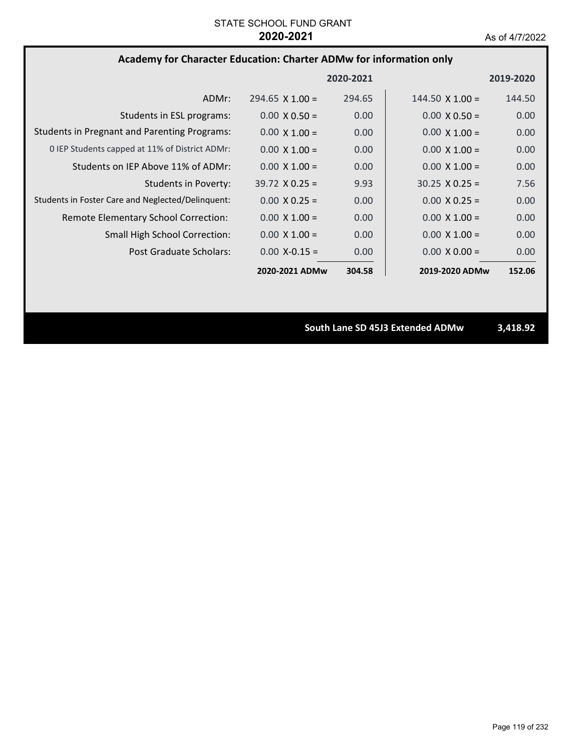STATE SCHOOL FUND GRANT

**2020-2021**

As of 4/7/2022

## Academy for Character Education: Charter ADMw for information only

| | 2020-2021 | | 2019-2020 | |
|---|---|---|---|---|
| ADMr: | 294.65 X 1.00 = | 294.65 | 144.50 X 1.00 = | 144.50 |
| Students in ESL programs: | 0.00 X 0.50 = | 0.00 | 0.00 X 0.50 = | 0.00 |
| Students in Pregnant and Parenting Programs: | 0.00 X 1.00 = | 0.00 | 0.00 X 1.00 = | 0.00 |
| 0 IEP Students capped at 11% of District ADMr: | 0.00 X 1.00 = | 0.00 | 0.00 X 1.00 = | 0.00 |
| Students on IEP Above 11% of ADMr: | 0.00 X 1.00 = | 0.00 | 0.00 X 1.00 = | 0.00 |
| Students in Poverty: | 39.72 X 0.25 = | 9.93 | 30.25 X 0.25 = | 7.56 |
| Students in Foster Care and Neglected/Delinquent: | 0.00 X 0.25 = | 0.00 | 0.00 X 0.25 = | 0.00 |
| Remote Elementary School Correction: | 0.00 X 1.00 = | 0.00 | 0.00 X 1.00 = | 0.00 |
| Small High School Correction: | 0.00 X 1.00 = | 0.00 | 0.00 X 1.00 = | 0.00 |
| Post Graduate Scholars: | 0.00 X-0.15 = | 0.00 | 0.00 X 0.00 = | 0.00 |
| | **2020-2021 ADMw** | **304.58** | **2019-2020 ADMw** | **152.06** |

**South Lane SD 45J3 Extended ADMw** **3,418.92**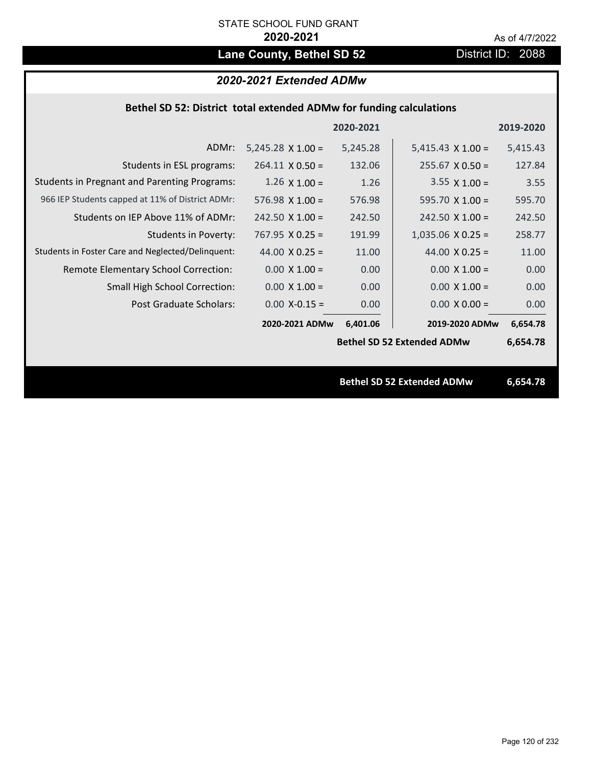STATE SCHOOL FUND GRANT

**2020-2021**

As of 4/7/2022

# Lane County, Bethel SD 52

District ID: 2088

## *2020-2021 Extended ADMw*

### Bethel SD 52: District total extended ADMw for funding calculations

| | | 2020-2021 | | 2019-2020 |
|---|---|---|---|---|
| ADMr: | 5,245.28 X 1.00 = | 5,245.28 | 5,415.43 X 1.00 = | 5,415.43 |
| Students in ESL programs: | 264.11 X 0.50 = | 132.06 | 255.67 X 0.50 = | 127.84 |
| Students in Pregnant and Parenting Programs: | 1.26 X 1.00 = | 1.26 | 3.55 X 1.00 = | 3.55 |
| 966 IEP Students capped at 11% of District ADMr: | 576.98 X 1.00 = | 576.98 | 595.70 X 1.00 = | 595.70 |
| Students on IEP Above 11% of ADMr: | 242.50 X 1.00 = | 242.50 | 242.50 X 1.00 = | 242.50 |
| Students in Poverty: | 767.95 X 0.25 = | 191.99 | 1,035.06 X 0.25 = | 258.77 |
| Students in Foster Care and Neglected/Delinquent: | 44.00 X 0.25 = | 11.00 | 44.00 X 0.25 = | 11.00 |
| Remote Elementary School Correction: | 0.00 X 1.00 = | 0.00 | 0.00 X 1.00 = | 0.00 |
| Small High School Correction: | 0.00 X 1.00 = | 0.00 | 0.00 X 1.00 = | 0.00 |
| Post Graduate Scholars: | 0.00 X-0.15 = | 0.00 | 0.00 X 0.00 = | 0.00 |
| | **2020-2021 ADMw** | **6,401.06** | **2019-2020 ADMw** | **6,654.78** |
| | | | **Bethel SD 52 Extended ADMw** | **6,654.78** |

**Bethel SD 52 Extended ADMw** **6,654.78**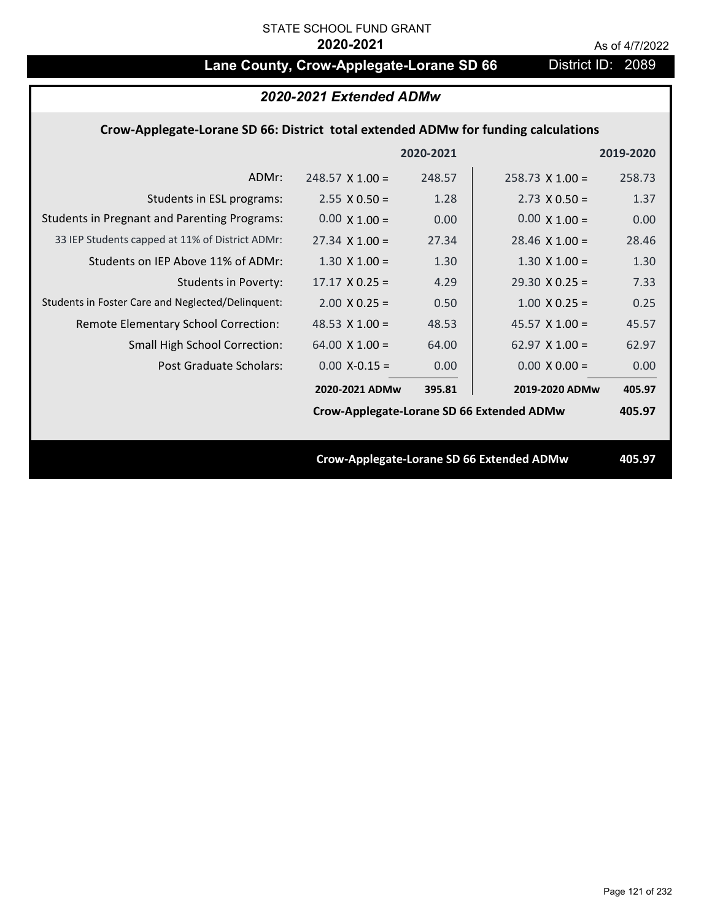STATE SCHOOL FUND GRANT

**2020-2021**

As of 4/7/2022

# Lane County, Crow-Applegate-Lorane SD 66

District ID: 2089

## *2020-2021 Extended ADMw*

### Crow-Applegate-Lorane SD 66: District total extended ADMw for funding calculations

| | | 2020-2021 | | 2019-2020 |
|---|---|---|---|---|
| ADMr: | 248.57 X 1.00 = | 248.57 | 258.73 X 1.00 = | 258.73 |
| Students in ESL programs: | 2.55 X 0.50 = | 1.28 | 2.73 X 0.50 = | 1.37 |
| Students in Pregnant and Parenting Programs: | 0.00 X 1.00 = | 0.00 | 0.00 X 1.00 = | 0.00 |
| 33 IEP Students capped at 11% of District ADMr: | 27.34 X 1.00 = | 27.34 | 28.46 X 1.00 = | 28.46 |
| Students on IEP Above 11% of ADMr: | 1.30 X 1.00 = | 1.30 | 1.30 X 1.00 = | 1.30 |
| Students in Poverty: | 17.17 X 0.25 = | 4.29 | 29.30 X 0.25 = | 7.33 |
| Students in Foster Care and Neglected/Delinquent: | 2.00 X 0.25 = | 0.50 | 1.00 X 0.25 = | 0.25 |
| Remote Elementary School Correction: | 48.53 X 1.00 = | 48.53 | 45.57 X 1.00 = | 45.57 |
| Small High School Correction: | 64.00 X 1.00 = | 64.00 | 62.97 X 1.00 = | 62.97 |
| Post Graduate Scholars: | 0.00 X-0.15 = | 0.00 | 0.00 X 0.00 = | 0.00 |
| | **2020-2021 ADMw** | **395.81** | **2019-2020 ADMw** | **405.97** |
| | **Crow-Applegate-Lorane SD 66 Extended ADMw** | | | **405.97** |

**Crow-Applegate-Lorane SD 66 Extended ADMw** **405.97**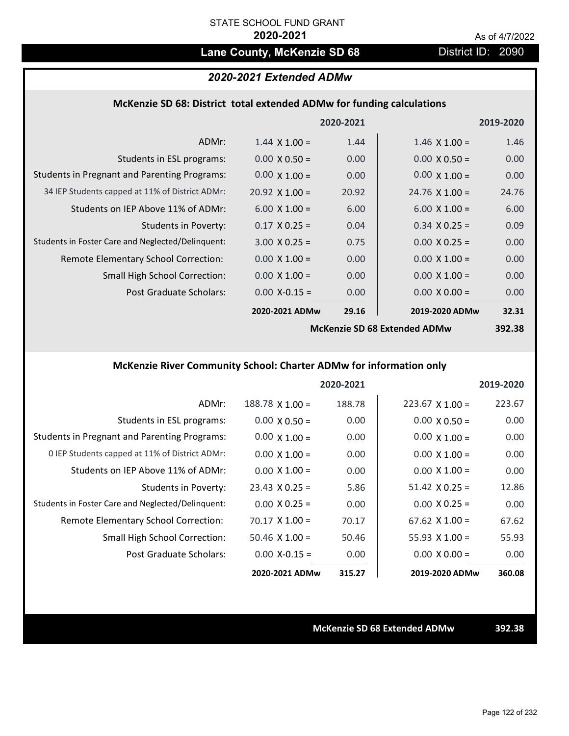STATE SCHOOL FUND GRANT

**2020-2021**

As of 4/7/2022

# Lane County, McKenzie SD 68

District ID: 2090

## *2020-2021 Extended ADMw*

### McKenzie SD 68: District total extended ADMw for funding calculations

| | | 2020-2021 | | 2019-2020 |
|---|---|---|---|---|
| ADMr: | 1.44 X 1.00 = | 1.44 | 1.46 X 1.00 = | 1.46 |
| Students in ESL programs: | 0.00 X 0.50 = | 0.00 | 0.00 X 0.50 = | 0.00 |
| Students in Pregnant and Parenting Programs: | 0.00 X 1.00 = | 0.00 | 0.00 X 1.00 = | 0.00 |
| 34 IEP Students capped at 11% of District ADMr: | 20.92 X 1.00 = | 20.92 | 24.76 X 1.00 = | 24.76 |
| Students on IEP Above 11% of ADMr: | 6.00 X 1.00 = | 6.00 | 6.00 X 1.00 = | 6.00 |
| Students in Poverty: | 0.17 X 0.25 = | 0.04 | 0.34 X 0.25 = | 0.09 |
| Students in Foster Care and Neglected/Delinquent: | 3.00 X 0.25 = | 0.75 | 0.00 X 0.25 = | 0.00 |
| Remote Elementary School Correction: | 0.00 X 1.00 = | 0.00 | 0.00 X 1.00 = | 0.00 |
| Small High School Correction: | 0.00 X 1.00 = | 0.00 | 0.00 X 1.00 = | 0.00 |
| Post Graduate Scholars: | 0.00 X-0.15 = | 0.00 | 0.00 X 0.00 = | 0.00 |
| | **2020-2021 ADMw** | **29.16** | **2019-2020 ADMw** | **32.31** |
| | | | **McKenzie SD 68 Extended ADMw** | **392.38** |

### McKenzie River Community School: Charter ADMw for information only

| | | 2020-2021 | | 2019-2020 |
|---|---|---|---|---|
| ADMr: | 188.78 X 1.00 = | 188.78 | 223.67 X 1.00 = | 223.67 |
| Students in ESL programs: | 0.00 X 0.50 = | 0.00 | 0.00 X 0.50 = | 0.00 |
| Students in Pregnant and Parenting Programs: | 0.00 X 1.00 = | 0.00 | 0.00 X 1.00 = | 0.00 |
| 0 IEP Students capped at 11% of District ADMr: | 0.00 X 1.00 = | 0.00 | 0.00 X 1.00 = | 0.00 |
| Students on IEP Above 11% of ADMr: | 0.00 X 1.00 = | 0.00 | 0.00 X 1.00 = | 0.00 |
| Students in Poverty: | 23.43 X 0.25 = | 5.86 | 51.42 X 0.25 = | 12.86 |
| Students in Foster Care and Neglected/Delinquent: | 0.00 X 0.25 = | 0.00 | 0.00 X 0.25 = | 0.00 |
| Remote Elementary School Correction: | 70.17 X 1.00 = | 70.17 | 67.62 X 1.00 = | 67.62 |
| Small High School Correction: | 50.46 X 1.00 = | 50.46 | 55.93 X 1.00 = | 55.93 |
| Post Graduate Scholars: | 0.00 X-0.15 = | 0.00 | 0.00 X 0.00 = | 0.00 |
| | **2020-2021 ADMw** | **315.27** | **2019-2020 ADMw** | **360.08** |

**McKenzie SD 68 Extended ADMw** **392.38**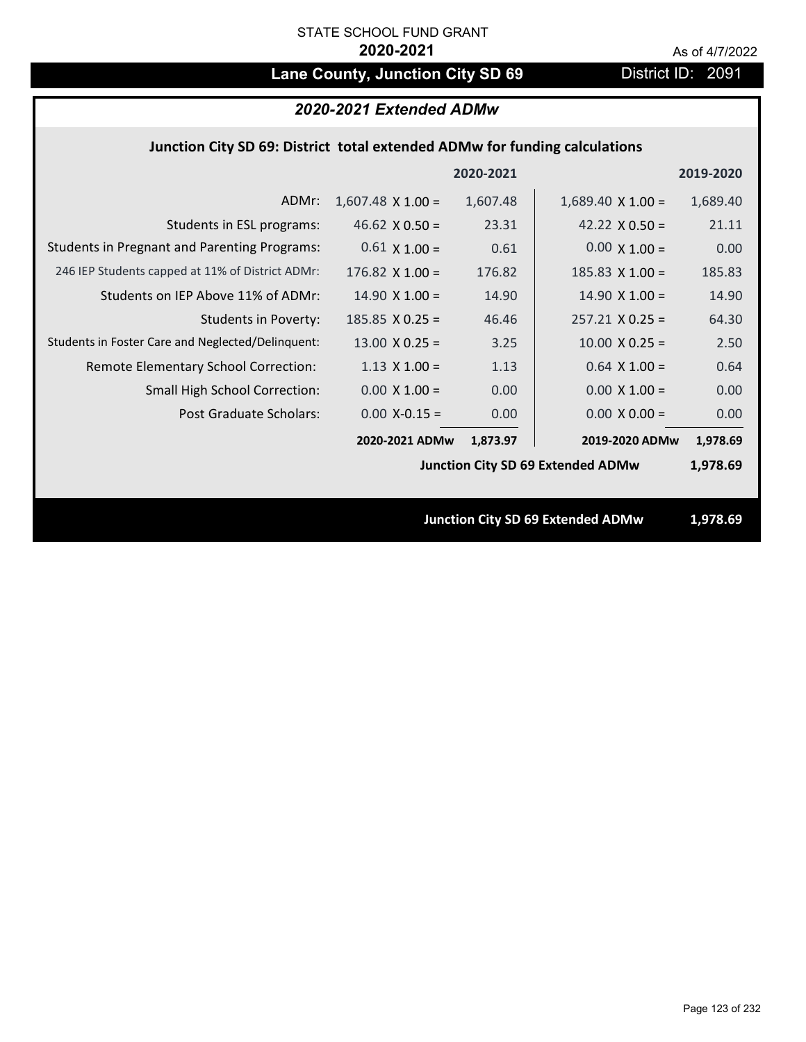STATE SCHOOL FUND GRANT

**2020-2021**

As of 4/7/2022

# Lane County, Junction City SD 69

District ID: 2091

## *2020-2021 Extended ADMw*

### Junction City SD 69: District total extended ADMw for funding calculations

| | | 2020-2021 | | 2019-2020 |
|---|---|---|---|---|
| ADMr: | 1,607.48 X 1.00 = | 1,607.48 | 1,689.40 X 1.00 = | 1,689.40 |
| Students in ESL programs: | 46.62 X 0.50 = | 23.31 | 42.22 X 0.50 = | 21.11 |
| Students in Pregnant and Parenting Programs: | 0.61 X 1.00 = | 0.61 | 0.00 X 1.00 = | 0.00 |
| 246 IEP Students capped at 11% of District ADMr: | 176.82 X 1.00 = | 176.82 | 185.83 X 1.00 = | 185.83 |
| Students on IEP Above 11% of ADMr: | 14.90 X 1.00 = | 14.90 | 14.90 X 1.00 = | 14.90 |
| Students in Poverty: | 185.85 X 0.25 = | 46.46 | 257.21 X 0.25 = | 64.30 |
| Students in Foster Care and Neglected/Delinquent: | 13.00 X 0.25 = | 3.25 | 10.00 X 0.25 = | 2.50 |
| Remote Elementary School Correction: | 1.13 X 1.00 = | 1.13 | 0.64 X 1.00 = | 0.64 |
| Small High School Correction: | 0.00 X 1.00 = | 0.00 | 0.00 X 1.00 = | 0.00 |
| Post Graduate Scholars: | 0.00 X-0.15 = | 0.00 | 0.00 X 0.00 = | 0.00 |
| | **2020-2021 ADMw** | **1,873.97** | **2019-2020 ADMw** | **1,978.69** |
| | | | **Junction City SD 69 Extended ADMw** | **1,978.69** |

**Junction City SD 69 Extended ADMw 1,978.69**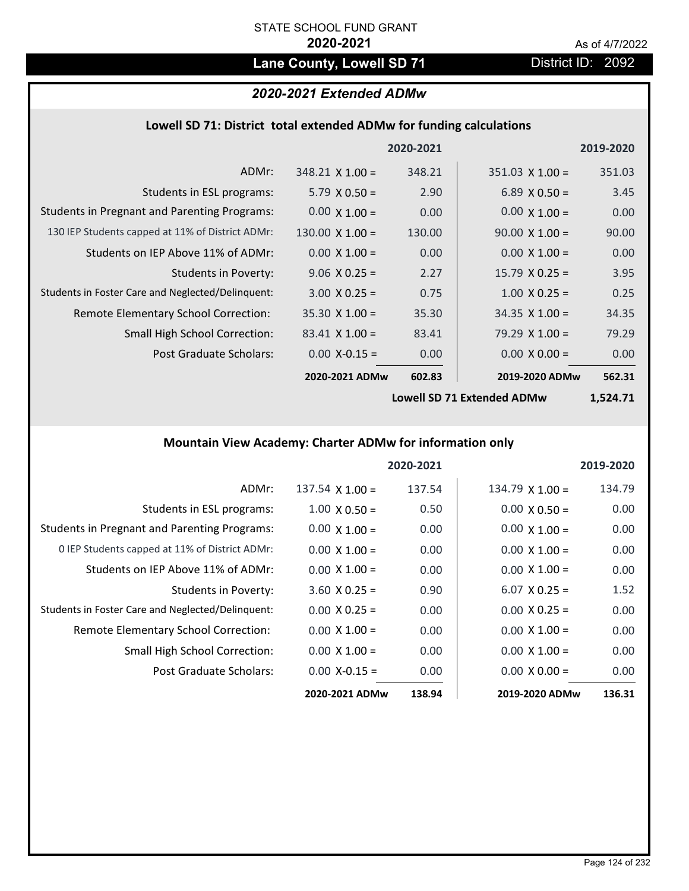STATE SCHOOL FUND GRANT

**2020-2021**

As of 4/7/2022

# Lane County, Lowell SD 71

District ID: 2092

## *2020-2021 Extended ADMw*

### Lowell SD 71: District total extended ADMw for funding calculations

| | | 2020-2021 | | 2019-2020 |
|---|---|---|---|---|
| ADMr: | 348.21 X 1.00 = | 348.21 | 351.03 X 1.00 = | 351.03 |
| Students in ESL programs: | 5.79 X 0.50 = | 2.90 | 6.89 X 0.50 = | 3.45 |
| Students in Pregnant and Parenting Programs: | 0.00 X 1.00 = | 0.00 | 0.00 X 1.00 = | 0.00 |
| 130 IEP Students capped at 11% of District ADMr: | 130.00 X 1.00 = | 130.00 | 90.00 X 1.00 = | 90.00 |
| Students on IEP Above 11% of ADMr: | 0.00 X 1.00 = | 0.00 | 0.00 X 1.00 = | 0.00 |
| Students in Poverty: | 9.06 X 0.25 = | 2.27 | 15.79 X 0.25 = | 3.95 |
| Students in Foster Care and Neglected/Delinquent: | 3.00 X 0.25 = | 0.75 | 1.00 X 0.25 = | 0.25 |
| Remote Elementary School Correction: | 35.30 X 1.00 = | 35.30 | 34.35 X 1.00 = | 34.35 |
| Small High School Correction: | 83.41 X 1.00 = | 83.41 | 79.29 X 1.00 = | 79.29 |
| Post Graduate Scholars: | 0.00 X-0.15 = | 0.00 | 0.00 X 0.00 = | 0.00 |
| | **2020-2021 ADMw** | **602.83** | **2019-2020 ADMw** | **562.31** |
| | | | **Lowell SD 71 Extended ADMw** | **1,524.71** |

### Mountain View Academy: Charter ADMw for information only

| | | 2020-2021 | | 2019-2020 |
|---|---|---|---|---|
| ADMr: | 137.54 X 1.00 = | 137.54 | 134.79 X 1.00 = | 134.79 |
| Students in ESL programs: | 1.00 X 0.50 = | 0.50 | 0.00 X 0.50 = | 0.00 |
| Students in Pregnant and Parenting Programs: | 0.00 X 1.00 = | 0.00 | 0.00 X 1.00 = | 0.00 |
| 0 IEP Students capped at 11% of District ADMr: | 0.00 X 1.00 = | 0.00 | 0.00 X 1.00 = | 0.00 |
| Students on IEP Above 11% of ADMr: | 0.00 X 1.00 = | 0.00 | 0.00 X 1.00 = | 0.00 |
| Students in Poverty: | 3.60 X 0.25 = | 0.90 | 6.07 X 0.25 = | 1.52 |
| Students in Foster Care and Neglected/Delinquent: | 0.00 X 0.25 = | 0.00 | 0.00 X 0.25 = | 0.00 |
| Remote Elementary School Correction: | 0.00 X 1.00 = | 0.00 | 0.00 X 1.00 = | 0.00 |
| Small High School Correction: | 0.00 X 1.00 = | 0.00 | 0.00 X 1.00 = | 0.00 |
| Post Graduate Scholars: | 0.00 X-0.15 = | 0.00 | 0.00 X 0.00 = | 0.00 |
| | **2020-2021 ADMw** | **138.94** | **2019-2020 ADMw** | **136.31** |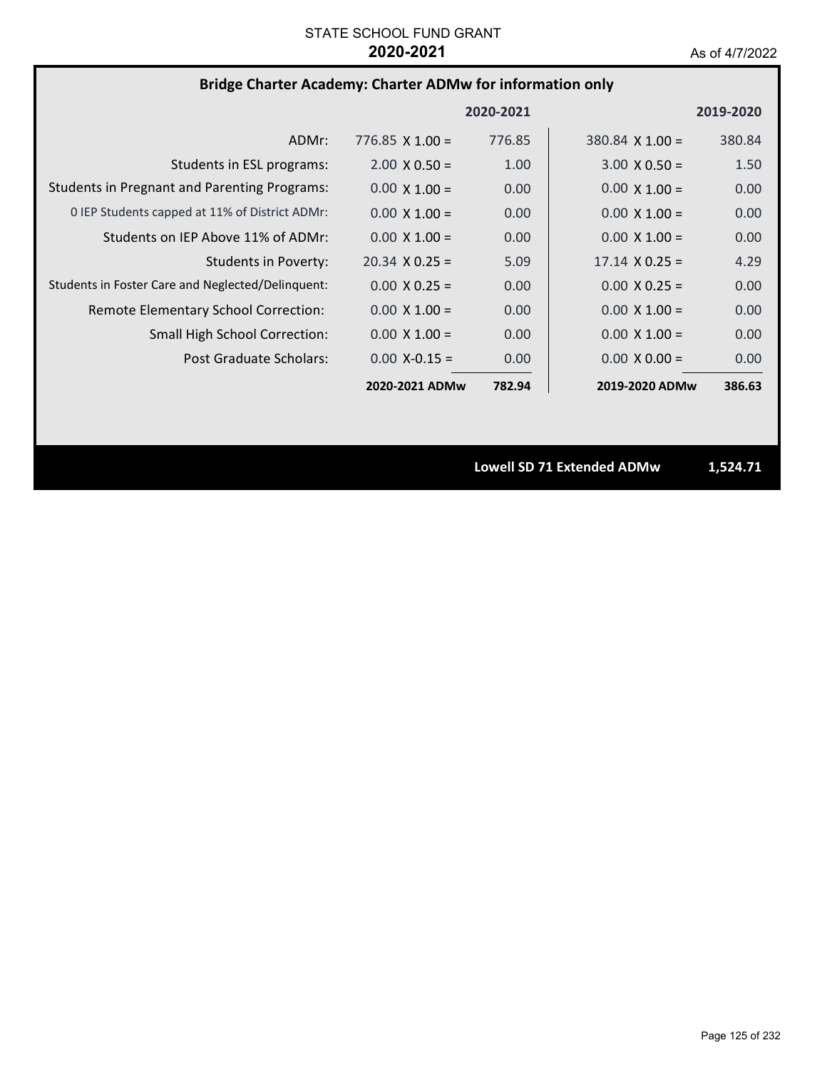STATE SCHOOL FUND GRANT

**2020-2021**

As of 4/7/2022

### Bridge Charter Academy: Charter ADMw for information only

| | 2020-2021 | | 2019-2020 | |
|---|---|---|---|---|
| ADMr: | 776.85 X 1.00 = | 776.85 | 380.84 X 1.00 = | 380.84 |
| Students in ESL programs: | 2.00 X 0.50 = | 1.00 | 3.00 X 0.50 = | 1.50 |
| Students in Pregnant and Parenting Programs: | 0.00 X 1.00 = | 0.00 | 0.00 X 1.00 = | 0.00 |
| 0 IEP Students capped at 11% of District ADMr: | 0.00 X 1.00 = | 0.00 | 0.00 X 1.00 = | 0.00 |
| Students on IEP Above 11% of ADMr: | 0.00 X 1.00 = | 0.00 | 0.00 X 1.00 = | 0.00 |
| Students in Poverty: | 20.34 X 0.25 = | 5.09 | 17.14 X 0.25 = | 4.29 |
| Students in Foster Care and Neglected/Delinquent: | 0.00 X 0.25 = | 0.00 | 0.00 X 0.25 = | 0.00 |
| Remote Elementary School Correction: | 0.00 X 1.00 = | 0.00 | 0.00 X 1.00 = | 0.00 |
| Small High School Correction: | 0.00 X 1.00 = | 0.00 | 0.00 X 1.00 = | 0.00 |
| Post Graduate Scholars: | 0.00 X-0.15 = | 0.00 | 0.00 X 0.00 = | 0.00 |
| | **2020-2021 ADMw** | **782.94** | **2019-2020 ADMw** | **386.63** |

**Lowell SD 71 Extended ADMw 1,524.71**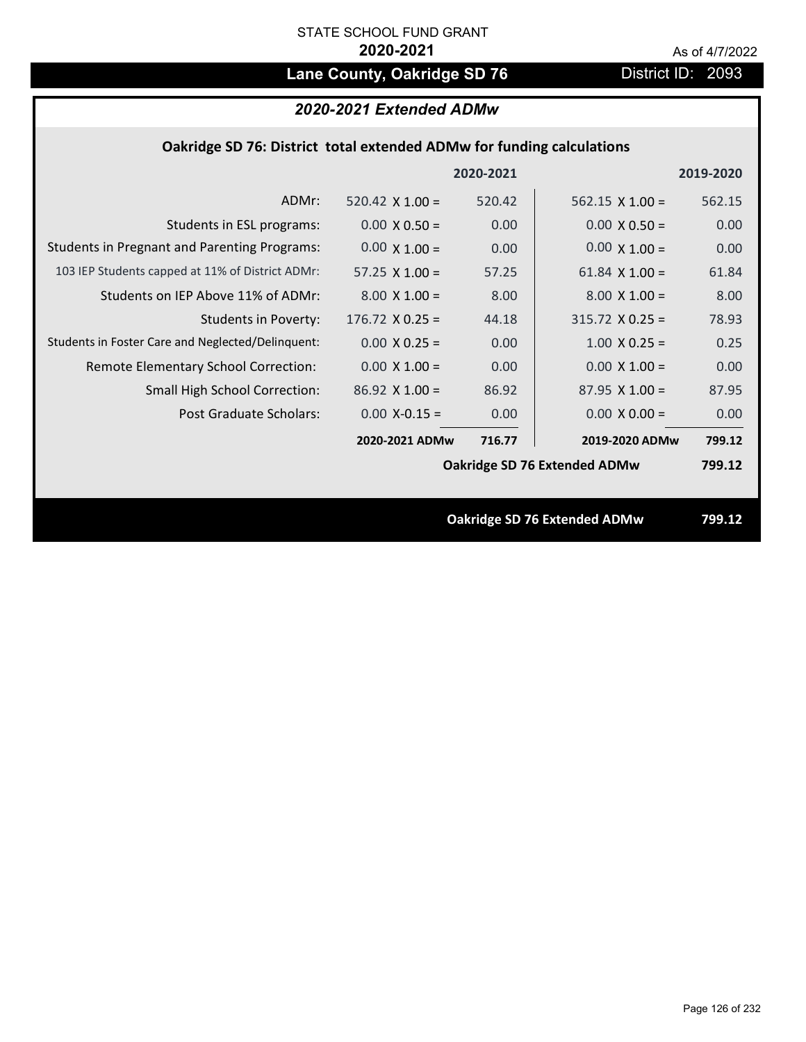STATE SCHOOL FUND GRANT

**2020-2021**

As of 4/7/2022

# Lane County, Oakridge SD 76

District ID: 2093

## *2020-2021 Extended ADMw*

### Oakridge SD 76: District total extended ADMw for funding calculations

| | | 2020-2021 | | 2019-2020 |
|---|---|---|---|---|
| ADMr: | 520.42 X 1.00 = | 520.42 | 562.15 X 1.00 = | 562.15 |
| Students in ESL programs: | 0.00 X 0.50 = | 0.00 | 0.00 X 0.50 = | 0.00 |
| Students in Pregnant and Parenting Programs: | 0.00 X 1.00 = | 0.00 | 0.00 X 1.00 = | 0.00 |
| 103 IEP Students capped at 11% of District ADMr: | 57.25 X 1.00 = | 57.25 | 61.84 X 1.00 = | 61.84 |
| Students on IEP Above 11% of ADMr: | 8.00 X 1.00 = | 8.00 | 8.00 X 1.00 = | 8.00 |
| Students in Poverty: | 176.72 X 0.25 = | 44.18 | 315.72 X 0.25 = | 78.93 |
| Students in Foster Care and Neglected/Delinquent: | 0.00 X 0.25 = | 0.00 | 1.00 X 0.25 = | 0.25 |
| Remote Elementary School Correction: | 0.00 X 1.00 = | 0.00 | 0.00 X 1.00 = | 0.00 |
| Small High School Correction: | 86.92 X 1.00 = | 86.92 | 87.95 X 1.00 = | 87.95 |
| Post Graduate Scholars: | 0.00 X-0.15 = | 0.00 | 0.00 X 0.00 = | 0.00 |
| | **2020-2021 ADMw** | **716.77** | **2019-2020 ADMw** | **799.12** |
| | | | **Oakridge SD 76 Extended ADMw** | **799.12** |

**Oakridge SD 76 Extended ADMw** **799.12**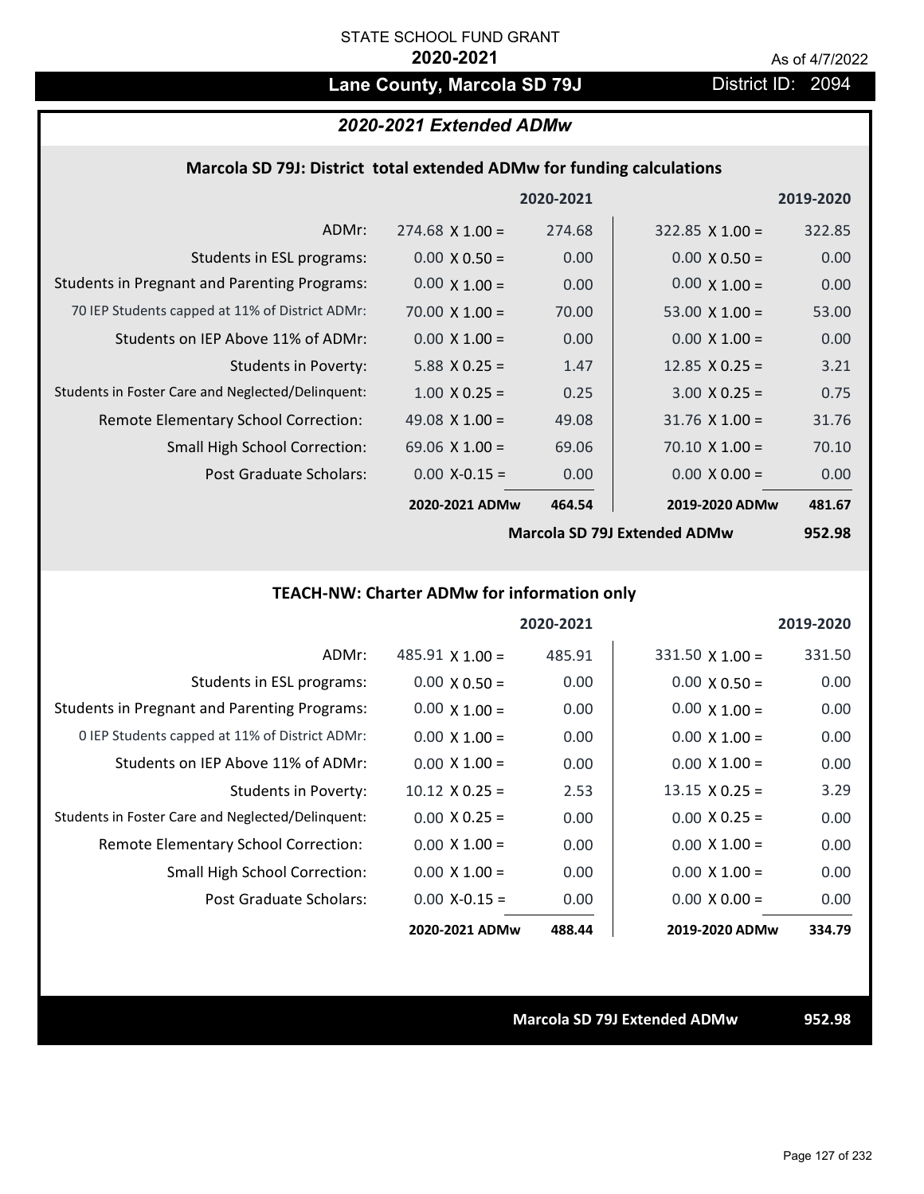STATE SCHOOL FUND GRANT

**2020-2021**

As of 4/7/2022

# Lane County, Marcola SD 79J

District ID: 2094

## *2020-2021 Extended ADMw*

### Marcola SD 79J: District total extended ADMw for funding calculations

| | 2020-2021 | | 2019-2020 | |
|---|---|---|---|---|
| ADMr: | 274.68 X 1.00 = | 274.68 | 322.85 X 1.00 = | 322.85 |
| Students in ESL programs: | 0.00 X 0.50 = | 0.00 | 0.00 X 0.50 = | 0.00 |
| Students in Pregnant and Parenting Programs: | 0.00 X 1.00 = | 0.00 | 0.00 X 1.00 = | 0.00 |
| 70 IEP Students capped at 11% of District ADMr: | 70.00 X 1.00 = | 70.00 | 53.00 X 1.00 = | 53.00 |
| Students on IEP Above 11% of ADMr: | 0.00 X 1.00 = | 0.00 | 0.00 X 1.00 = | 0.00 |
| Students in Poverty: | 5.88 X 0.25 = | 1.47 | 12.85 X 0.25 = | 3.21 |
| Students in Foster Care and Neglected/Delinquent: | 1.00 X 0.25 = | 0.25 | 3.00 X 0.25 = | 0.75 |
| Remote Elementary School Correction: | 49.08 X 1.00 = | 49.08 | 31.76 X 1.00 = | 31.76 |
| Small High School Correction: | 69.06 X 1.00 = | 69.06 | 70.10 X 1.00 = | 70.10 |
| Post Graduate Scholars: | 0.00 X-0.15 = | 0.00 | 0.00 X 0.00 = | 0.00 |
| | **2020-2021 ADMw** | **464.54** | **2019-2020 ADMw** | **481.67** |
| | | | **Marcola SD 79J Extended ADMw** | **952.98** |

### TEACH-NW: Charter ADMw for information only

| | 2020-2021 | | 2019-2020 | |
|---|---|---|---|---|
| ADMr: | 485.91 X 1.00 = | 485.91 | 331.50 X 1.00 = | 331.50 |
| Students in ESL programs: | 0.00 X 0.50 = | 0.00 | 0.00 X 0.50 = | 0.00 |
| Students in Pregnant and Parenting Programs: | 0.00 X 1.00 = | 0.00 | 0.00 X 1.00 = | 0.00 |
| 0 IEP Students capped at 11% of District ADMr: | 0.00 X 1.00 = | 0.00 | 0.00 X 1.00 = | 0.00 |
| Students on IEP Above 11% of ADMr: | 0.00 X 1.00 = | 0.00 | 0.00 X 1.00 = | 0.00 |
| Students in Poverty: | 10.12 X 0.25 = | 2.53 | 13.15 X 0.25 = | 3.29 |
| Students in Foster Care and Neglected/Delinquent: | 0.00 X 0.25 = | 0.00 | 0.00 X 0.25 = | 0.00 |
| Remote Elementary School Correction: | 0.00 X 1.00 = | 0.00 | 0.00 X 1.00 = | 0.00 |
| Small High School Correction: | 0.00 X 1.00 = | 0.00 | 0.00 X 1.00 = | 0.00 |
| Post Graduate Scholars: | 0.00 X-0.15 = | 0.00 | 0.00 X 0.00 = | 0.00 |
| | **2020-2021 ADMw** | **488.44** | **2019-2020 ADMw** | **334.79** |

**Marcola SD 79J Extended ADMw** **952.98**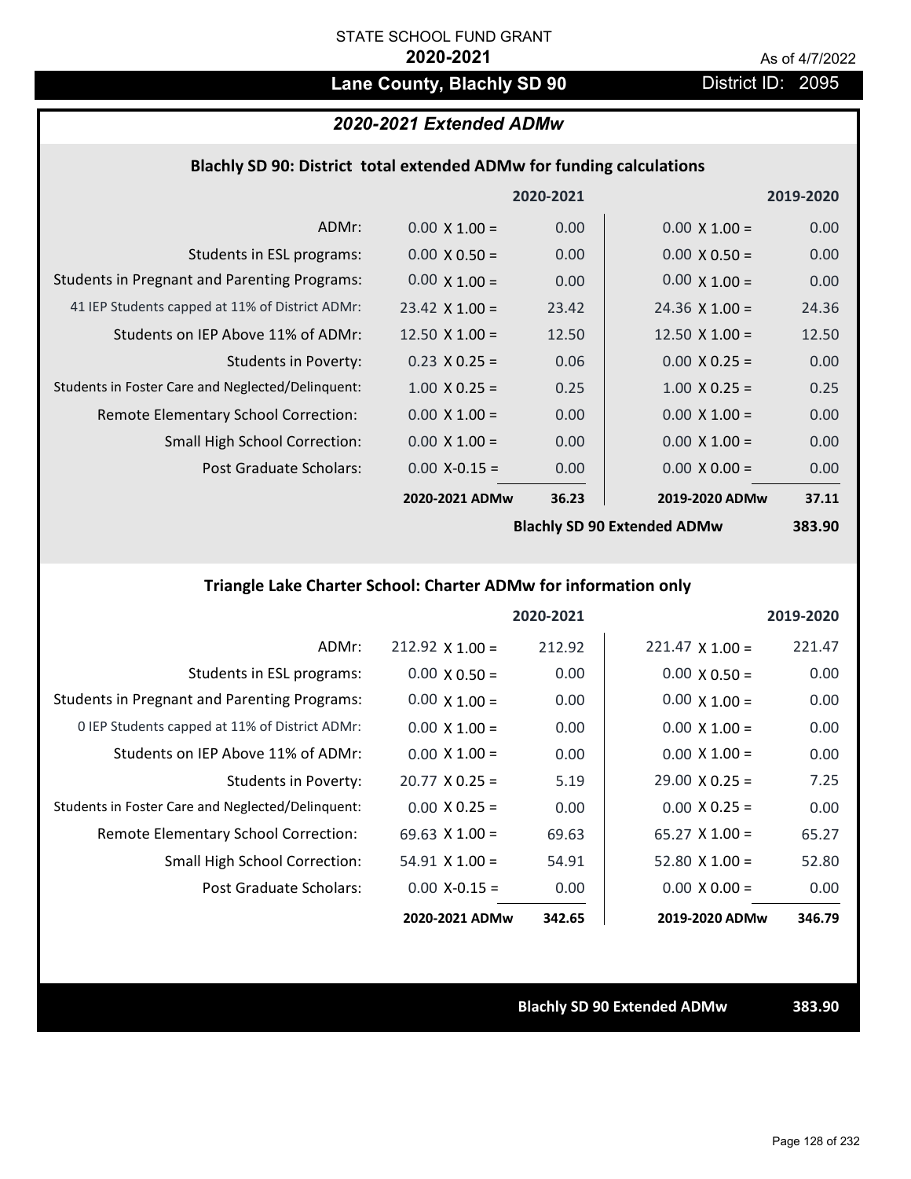STATE SCHOOL FUND GRANT

**2020-2021**

As of 4/7/2022

# Lane County, Blachly SD 90

District ID: 2095

## *2020-2021 Extended ADMw*

### Blachly SD 90: District total extended ADMw for funding calculations

| | 2020-2021 | | 2019-2020 | |
|---|---|---|---|---|
| ADMr: | 0.00 X 1.00 = | 0.00 | 0.00 X 1.00 = | 0.00 |
| Students in ESL programs: | 0.00 X 0.50 = | 0.00 | 0.00 X 0.50 = | 0.00 |
| Students in Pregnant and Parenting Programs: | 0.00 X 1.00 = | 0.00 | 0.00 X 1.00 = | 0.00 |
| 41 IEP Students capped at 11% of District ADMr: | 23.42 X 1.00 = | 23.42 | 24.36 X 1.00 = | 24.36 |
| Students on IEP Above 11% of ADMr: | 12.50 X 1.00 = | 12.50 | 12.50 X 1.00 = | 12.50 |
| Students in Poverty: | 0.23 X 0.25 = | 0.06 | 0.00 X 0.25 = | 0.00 |
| Students in Foster Care and Neglected/Delinquent: | 1.00 X 0.25 = | 0.25 | 1.00 X 0.25 = | 0.25 |
| Remote Elementary School Correction: | 0.00 X 1.00 = | 0.00 | 0.00 X 1.00 = | 0.00 |
| Small High School Correction: | 0.00 X 1.00 = | 0.00 | 0.00 X 1.00 = | 0.00 |
| Post Graduate Scholars: | 0.00 X-0.15 = | 0.00 | 0.00 X 0.00 = | 0.00 |
| | **2020-2021 ADMw** | **36.23** | **2019-2020 ADMw** | **37.11** |
| | | | **Blachly SD 90 Extended ADMw** | **383.90** |

### Triangle Lake Charter School: Charter ADMw for information only

| | 2020-2021 | | 2019-2020 | |
|---|---|---|---|---|
| ADMr: | 212.92 X 1.00 = | 212.92 | 221.47 X 1.00 = | 221.47 |
| Students in ESL programs: | 0.00 X 0.50 = | 0.00 | 0.00 X 0.50 = | 0.00 |
| Students in Pregnant and Parenting Programs: | 0.00 X 1.00 = | 0.00 | 0.00 X 1.00 = | 0.00 |
| 0 IEP Students capped at 11% of District ADMr: | 0.00 X 1.00 = | 0.00 | 0.00 X 1.00 = | 0.00 |
| Students on IEP Above 11% of ADMr: | 0.00 X 1.00 = | 0.00 | 0.00 X 1.00 = | 0.00 |
| Students in Poverty: | 20.77 X 0.25 = | 5.19 | 29.00 X 0.25 = | 7.25 |
| Students in Foster Care and Neglected/Delinquent: | 0.00 X 0.25 = | 0.00 | 0.00 X 0.25 = | 0.00 |
| Remote Elementary School Correction: | 69.63 X 1.00 = | 69.63 | 65.27 X 1.00 = | 65.27 |
| Small High School Correction: | 54.91 X 1.00 = | 54.91 | 52.80 X 1.00 = | 52.80 |
| Post Graduate Scholars: | 0.00 X-0.15 = | 0.00 | 0.00 X 0.00 = | 0.00 |
| | **2020-2021 ADMw** | **342.65** | **2019-2020 ADMw** | **346.79** |

**Blachly SD 90 Extended ADMw** **383.90**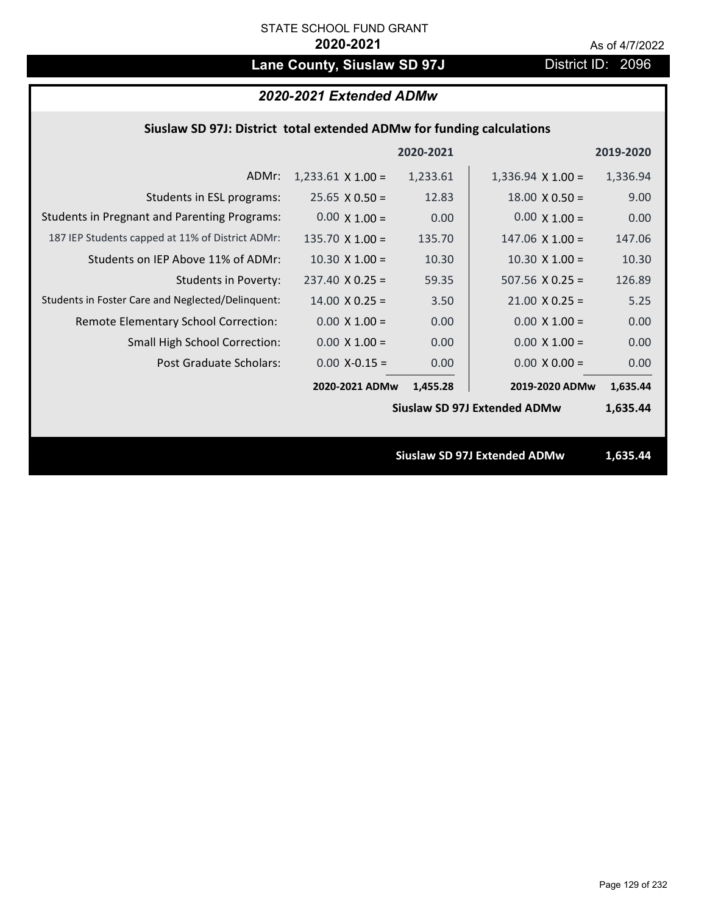STATE SCHOOL FUND GRANT

**2020-2021**

As of 4/7/2022

# Lane County, Siuslaw SD 97J

District ID: 2096

## *2020-2021 Extended ADMw*

### Siuslaw SD 97J: District total extended ADMw for funding calculations

| | 2020-2021 | | 2019-2020 | |
|---|---|---|---|---|
| ADMr: | 1,233.61 X 1.00 = | 1,233.61 | 1,336.94 X 1.00 = | 1,336.94 |
| Students in ESL programs: | 25.65 X 0.50 = | 12.83 | 18.00 X 0.50 = | 9.00 |
| Students in Pregnant and Parenting Programs: | 0.00 X 1.00 = | 0.00 | 0.00 X 1.00 = | 0.00 |
| 187 IEP Students capped at 11% of District ADMr: | 135.70 X 1.00 = | 135.70 | 147.06 X 1.00 = | 147.06 |
| Students on IEP Above 11% of ADMr: | 10.30 X 1.00 = | 10.30 | 10.30 X 1.00 = | 10.30 |
| Students in Poverty: | 237.40 X 0.25 = | 59.35 | 507.56 X 0.25 = | 126.89 |
| Students in Foster Care and Neglected/Delinquent: | 14.00 X 0.25 = | 3.50 | 21.00 X 0.25 = | 5.25 |
| Remote Elementary School Correction: | 0.00 X 1.00 = | 0.00 | 0.00 X 1.00 = | 0.00 |
| Small High School Correction: | 0.00 X 1.00 = | 0.00 | 0.00 X 1.00 = | 0.00 |
| Post Graduate Scholars: | 0.00 X-0.15 = | 0.00 | 0.00 X 0.00 = | 0.00 |
| | **2020-2021 ADMw** | **1,455.28** | **2019-2020 ADMw** | **1,635.44** |
| | | | **Siuslaw SD 97J Extended ADMw** | **1,635.44** |

**Siuslaw SD 97J Extended ADMw 1,635.44**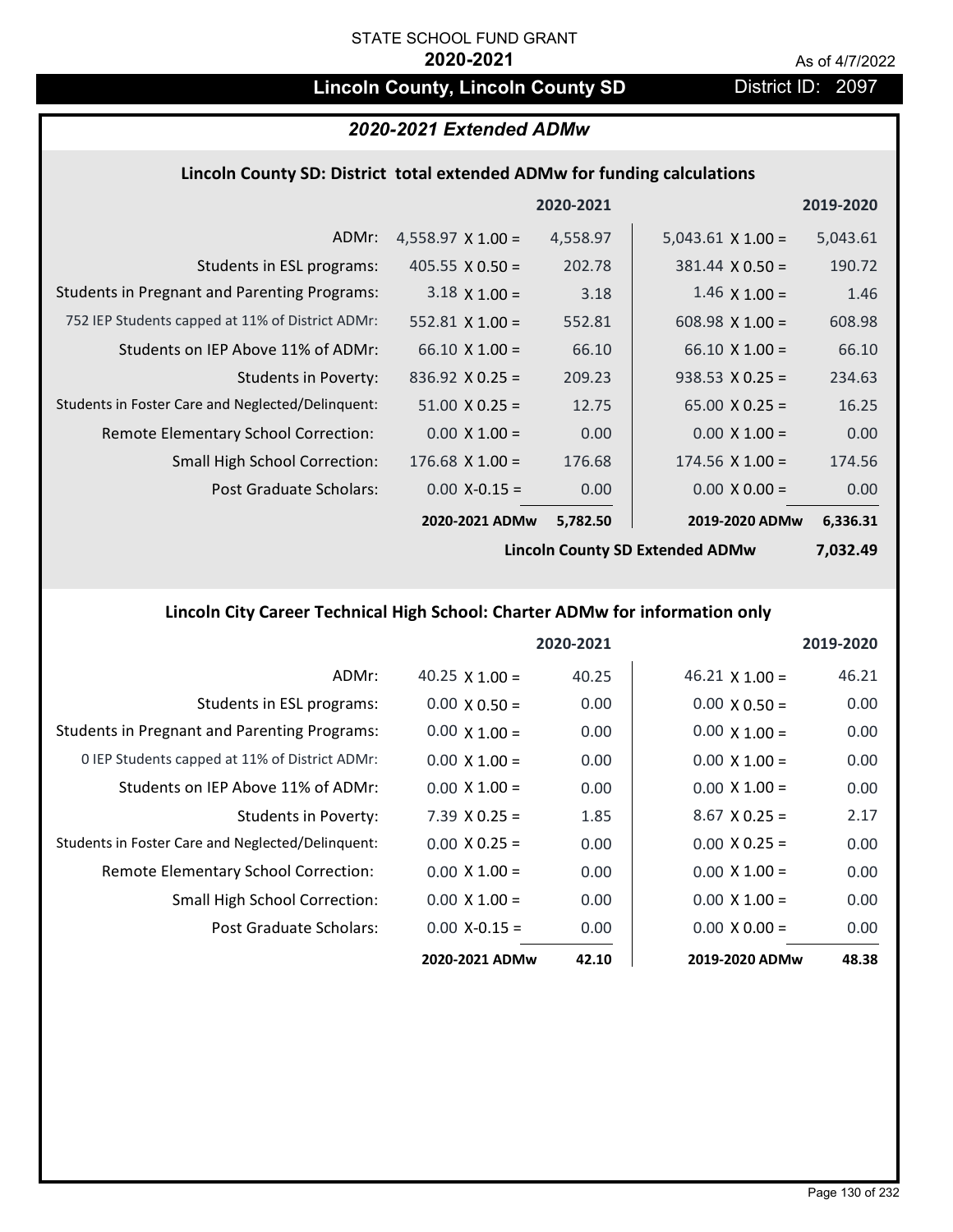STATE SCHOOL FUND GRANT

**2020-2021**

As of 4/7/2022

## Lincoln County, Lincoln County SD

District ID: 2097

### *2020-2021 Extended ADMw*

#### Lincoln County SD: District total extended ADMw for funding calculations

| | 2020-2021 | | 2019-2020 | |
|---|---|---|---|---|
| ADMr: | 4,558.97 X 1.00 = | 4,558.97 | 5,043.61 X 1.00 = | 5,043.61 |
| Students in ESL programs: | 405.55 X 0.50 = | 202.78 | 381.44 X 0.50 = | 190.72 |
| Students in Pregnant and Parenting Programs: | 3.18 X 1.00 = | 3.18 | 1.46 X 1.00 = | 1.46 |
| 752 IEP Students capped at 11% of District ADMr: | 552.81 X 1.00 = | 552.81 | 608.98 X 1.00 = | 608.98 |
| Students on IEP Above 11% of ADMr: | 66.10 X 1.00 = | 66.10 | 66.10 X 1.00 = | 66.10 |
| Students in Poverty: | 836.92 X 0.25 = | 209.23 | 938.53 X 0.25 = | 234.63 |
| Students in Foster Care and Neglected/Delinquent: | 51.00 X 0.25 = | 12.75 | 65.00 X 0.25 = | 16.25 |
| Remote Elementary School Correction: | 0.00 X 1.00 = | 0.00 | 0.00 X 1.00 = | 0.00 |
| Small High School Correction: | 176.68 X 1.00 = | 176.68 | 174.56 X 1.00 = | 174.56 |
| Post Graduate Scholars: | 0.00 X-0.15 = | 0.00 | 0.00 X 0.00 = | 0.00 |
| | **2020-2021 ADMw** | **5,782.50** | **2019-2020 ADMw** | **6,336.31** |
| | | | **Lincoln County SD Extended ADMw** | **7,032.49** |

#### Lincoln City Career Technical High School: Charter ADMw for information only

| | 2020-2021 | | 2019-2020 | |
|---|---|---|---|---|
| ADMr: | 40.25 X 1.00 = | 40.25 | 46.21 X 1.00 = | 46.21 |
| Students in ESL programs: | 0.00 X 0.50 = | 0.00 | 0.00 X 0.50 = | 0.00 |
| Students in Pregnant and Parenting Programs: | 0.00 X 1.00 = | 0.00 | 0.00 X 1.00 = | 0.00 |
| 0 IEP Students capped at 11% of District ADMr: | 0.00 X 1.00 = | 0.00 | 0.00 X 1.00 = | 0.00 |
| Students on IEP Above 11% of ADMr: | 0.00 X 1.00 = | 0.00 | 0.00 X 1.00 = | 0.00 |
| Students in Poverty: | 7.39 X 0.25 = | 1.85 | 8.67 X 0.25 = | 2.17 |
| Students in Foster Care and Neglected/Delinquent: | 0.00 X 0.25 = | 0.00 | 0.00 X 0.25 = | 0.00 |
| Remote Elementary School Correction: | 0.00 X 1.00 = | 0.00 | 0.00 X 1.00 = | 0.00 |
| Small High School Correction: | 0.00 X 1.00 = | 0.00 | 0.00 X 1.00 = | 0.00 |
| Post Graduate Scholars: | 0.00 X-0.15 = | 0.00 | 0.00 X 0.00 = | 0.00 |
| | **2020-2021 ADMw** | **42.10** | **2019-2020 ADMw** | **48.38** |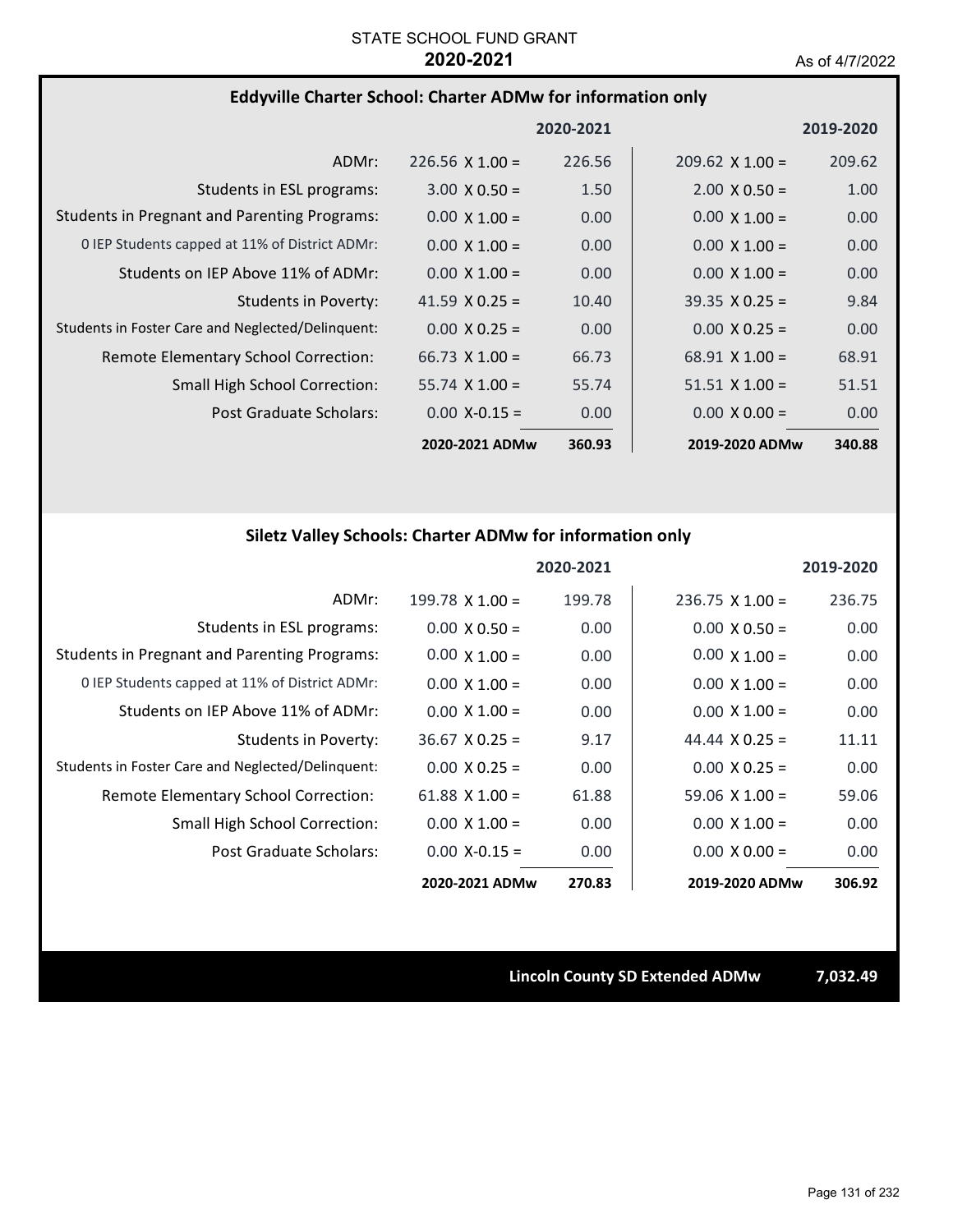STATE SCHOOL FUND GRANT

**2020-2021**

As of 4/7/2022

### Eddyville Charter School: Charter ADMw for information only

| | | 2020-2021 | | 2019-2020 |
|---|---|---|---|---|
| ADMr: | 226.56 X 1.00 = | 226.56 | 209.62 X 1.00 = | 209.62 |
| Students in ESL programs: | 3.00 X 0.50 = | 1.50 | 2.00 X 0.50 = | 1.00 |
| Students in Pregnant and Parenting Programs: | 0.00 X 1.00 = | 0.00 | 0.00 X 1.00 = | 0.00 |
| 0 IEP Students capped at 11% of District ADMr: | 0.00 X 1.00 = | 0.00 | 0.00 X 1.00 = | 0.00 |
| Students on IEP Above 11% of ADMr: | 0.00 X 1.00 = | 0.00 | 0.00 X 1.00 = | 0.00 |
| Students in Poverty: | 41.59 X 0.25 = | 10.40 | 39.35 X 0.25 = | 9.84 |
| Students in Foster Care and Neglected/Delinquent: | 0.00 X 0.25 = | 0.00 | 0.00 X 0.25 = | 0.00 |
| Remote Elementary School Correction: | 66.73 X 1.00 = | 66.73 | 68.91 X 1.00 = | 68.91 |
| Small High School Correction: | 55.74 X 1.00 = | 55.74 | 51.51 X 1.00 = | 51.51 |
| Post Graduate Scholars: | 0.00 X-0.15 = | 0.00 | 0.00 X 0.00 = | 0.00 |
| | **2020-2021 ADMw** | **360.93** | **2019-2020 ADMw** | **340.88** |

### Siletz Valley Schools: Charter ADMw for information only

| | | 2020-2021 | | 2019-2020 |
|---|---|---|---|---|
| ADMr: | 199.78 X 1.00 = | 199.78 | 236.75 X 1.00 = | 236.75 |
| Students in ESL programs: | 0.00 X 0.50 = | 0.00 | 0.00 X 0.50 = | 0.00 |
| Students in Pregnant and Parenting Programs: | 0.00 X 1.00 = | 0.00 | 0.00 X 1.00 = | 0.00 |
| 0 IEP Students capped at 11% of District ADMr: | 0.00 X 1.00 = | 0.00 | 0.00 X 1.00 = | 0.00 |
| Students on IEP Above 11% of ADMr: | 0.00 X 1.00 = | 0.00 | 0.00 X 1.00 = | 0.00 |
| Students in Poverty: | 36.67 X 0.25 = | 9.17 | 44.44 X 0.25 = | 11.11 |
| Students in Foster Care and Neglected/Delinquent: | 0.00 X 0.25 = | 0.00 | 0.00 X 0.25 = | 0.00 |
| Remote Elementary School Correction: | 61.88 X 1.00 = | 61.88 | 59.06 X 1.00 = | 59.06 |
| Small High School Correction: | 0.00 X 1.00 = | 0.00 | 0.00 X 1.00 = | 0.00 |
| Post Graduate Scholars: | 0.00 X-0.15 = | 0.00 | 0.00 X 0.00 = | 0.00 |
| | **2020-2021 ADMw** | **270.83** | **2019-2020 ADMw** | **306.92** |

**Lincoln County SD Extended ADMw** **7,032.49**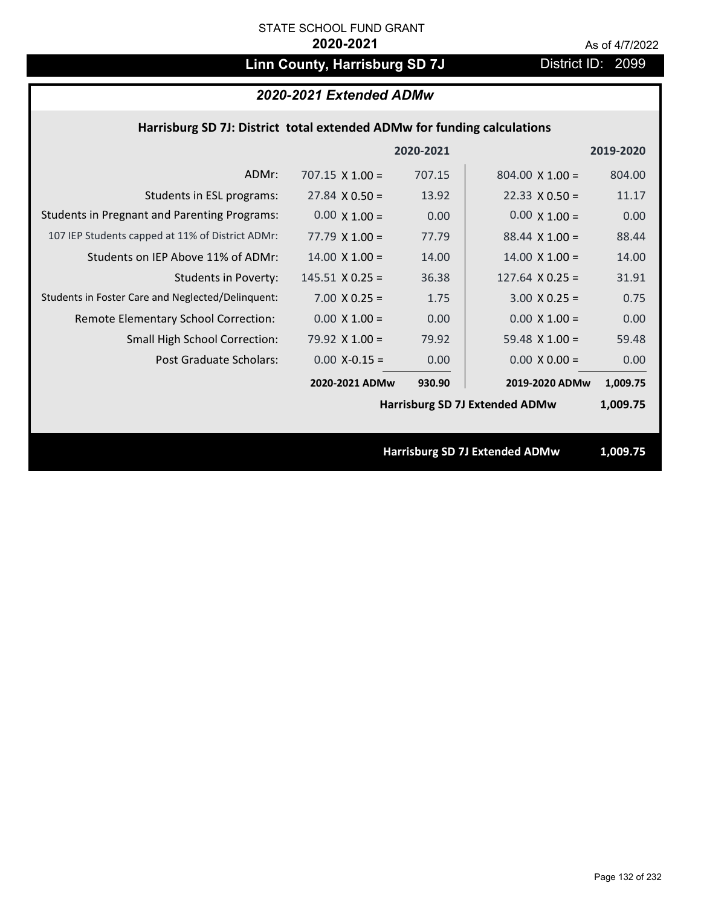STATE SCHOOL FUND GRANT

**2020-2021**

As of 4/7/2022

## Linn County, Harrisburg SD 7J

District ID: 2099

### *2020-2021 Extended ADMw*

**Harrisburg SD 7J: District total extended ADMw for funding calculations**

| | | 2020-2021 | | 2019-2020 |
|---|---|---|---|---|
| ADMr: | 707.15 X 1.00 = | 707.15 | 804.00 X 1.00 = | 804.00 |
| Students in ESL programs: | 27.84 X 0.50 = | 13.92 | 22.33 X 0.50 = | 11.17 |
| Students in Pregnant and Parenting Programs: | 0.00 X 1.00 = | 0.00 | 0.00 X 1.00 = | 0.00 |
| 107 IEP Students capped at 11% of District ADMr: | 77.79 X 1.00 = | 77.79 | 88.44 X 1.00 = | 88.44 |
| Students on IEP Above 11% of ADMr: | 14.00 X 1.00 = | 14.00 | 14.00 X 1.00 = | 14.00 |
| Students in Poverty: | 145.51 X 0.25 = | 36.38 | 127.64 X 0.25 = | 31.91 |
| Students in Foster Care and Neglected/Delinquent: | 7.00 X 0.25 = | 1.75 | 3.00 X 0.25 = | 0.75 |
| Remote Elementary School Correction: | 0.00 X 1.00 = | 0.00 | 0.00 X 1.00 = | 0.00 |
| Small High School Correction: | 79.92 X 1.00 = | 79.92 | 59.48 X 1.00 = | 59.48 |
| Post Graduate Scholars: | 0.00 X-0.15 = | 0.00 | 0.00 X 0.00 = | 0.00 |
| | **2020-2021 ADMw** | **930.90** | **2019-2020 ADMw** | **1,009.75** |
| | | | **Harrisburg SD 7J Extended ADMw** | **1,009.75** |

**Harrisburg SD 7J Extended ADMw 1,009.75**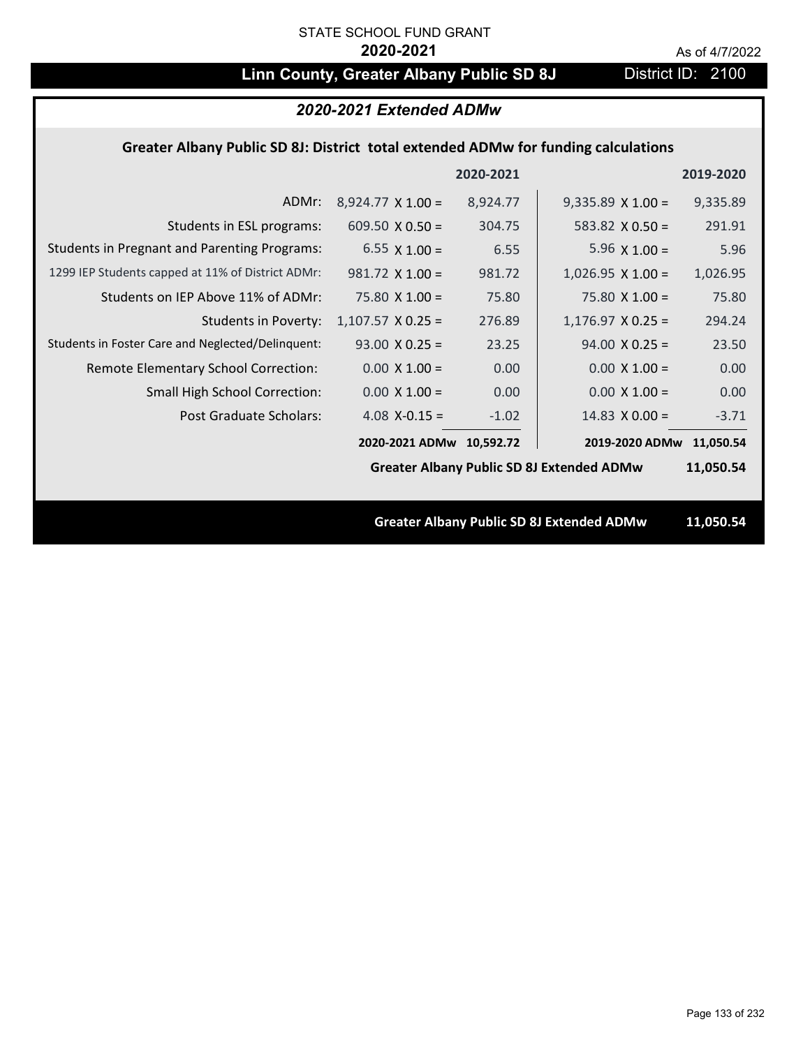STATE SCHOOL FUND GRANT

**2020-2021**

As of 4/7/2022

# Linn County, Greater Albany Public SD 8J

District ID: 2100

## *2020-2021 Extended ADMw*

### Greater Albany Public SD 8J: District total extended ADMw for funding calculations

| | 2020-2021 | | 2019-2020 | |
|---|---|---|---|---|
| ADMr: | 8,924.77 X 1.00 = | 8,924.77 | 9,335.89 X 1.00 = | 9,335.89 |
| Students in ESL programs: | 609.50 X 0.50 = | 304.75 | 583.82 X 0.50 = | 291.91 |
| Students in Pregnant and Parenting Programs: | 6.55 X 1.00 = | 6.55 | 5.96 X 1.00 = | 5.96 |
| 1299 IEP Students capped at 11% of District ADMr: | 981.72 X 1.00 = | 981.72 | 1,026.95 X 1.00 = | 1,026.95 |
| Students on IEP Above 11% of ADMr: | 75.80 X 1.00 = | 75.80 | 75.80 X 1.00 = | 75.80 |
| Students in Poverty: | 1,107.57 X 0.25 = | 276.89 | 1,176.97 X 0.25 = | 294.24 |
| Students in Foster Care and Neglected/Delinquent: | 93.00 X 0.25 = | 23.25 | 94.00 X 0.25 = | 23.50 |
| Remote Elementary School Correction: | 0.00 X 1.00 = | 0.00 | 0.00 X 1.00 = | 0.00 |
| Small High School Correction: | 0.00 X 1.00 = | 0.00 | 0.00 X 1.00 = | 0.00 |
| Post Graduate Scholars: | 4.08 X-0.15 = | -1.02 | 14.83 X 0.00 = | -3.71 |
| | **2020-2021 ADMw** | **10,592.72** | **2019-2020 ADMw** | **11,050.54** |
| | | | **Greater Albany Public SD 8J Extended ADMw** | **11,050.54** |

**Greater Albany Public SD 8J Extended ADMw 11,050.54**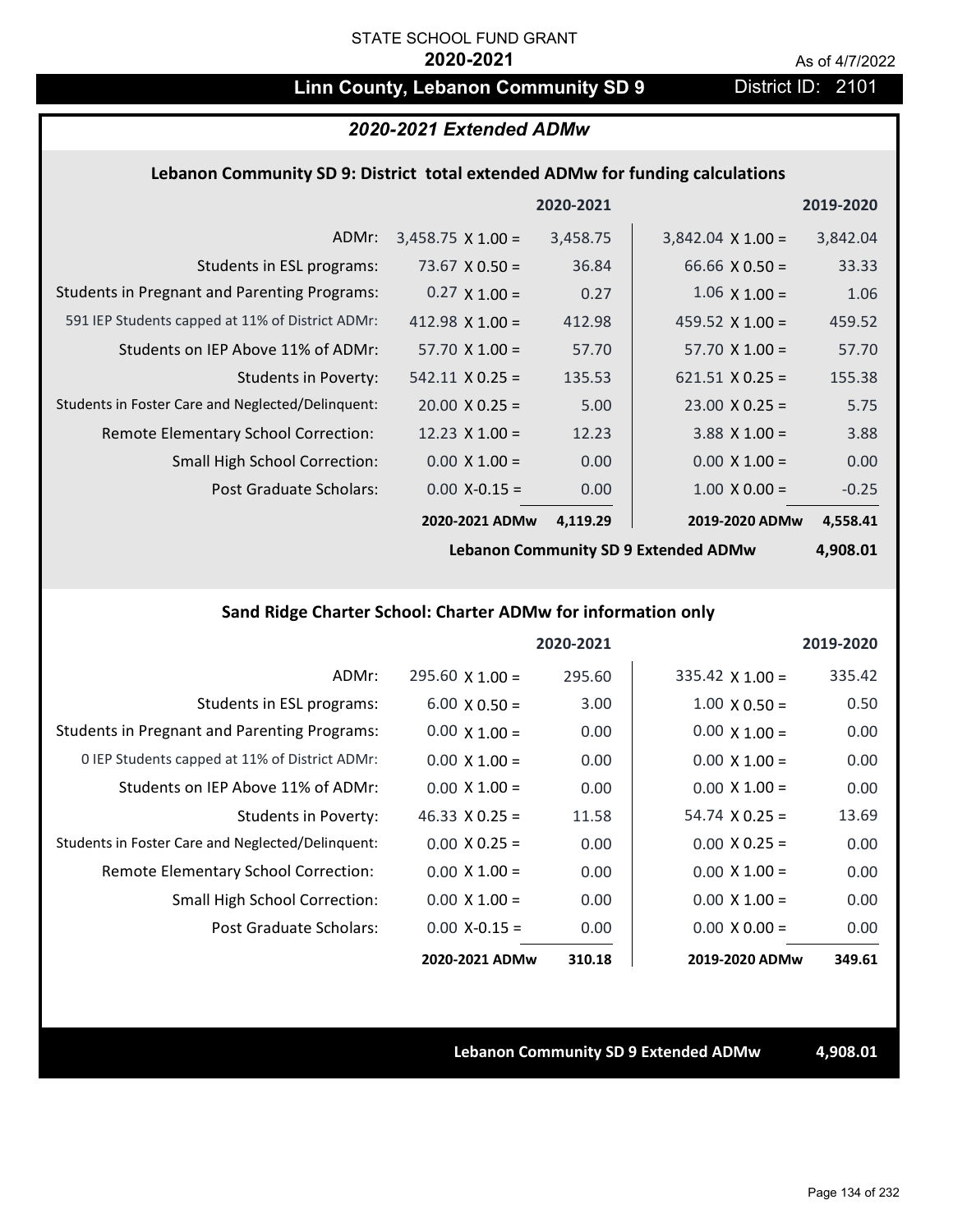STATE SCHOOL FUND GRANT

**2020-2021**

As of 4/7/2022

# Linn County, Lebanon Community SD 9

District ID: 2101

## *2020-2021 Extended ADMw*

### Lebanon Community SD 9: District total extended ADMw for funding calculations

| | | 2020-2021 | | 2019-2020 |
|---|---|---|---|---|
| ADMr: | 3,458.75 X 1.00 = | 3,458.75 | 3,842.04 X 1.00 = | 3,842.04 |
| Students in ESL programs: | 73.67 X 0.50 = | 36.84 | 66.66 X 0.50 = | 33.33 |
| Students in Pregnant and Parenting Programs: | 0.27 X 1.00 = | 0.27 | 1.06 X 1.00 = | 1.06 |
| 591 IEP Students capped at 11% of District ADMr: | 412.98 X 1.00 = | 412.98 | 459.52 X 1.00 = | 459.52 |
| Students on IEP Above 11% of ADMr: | 57.70 X 1.00 = | 57.70 | 57.70 X 1.00 = | 57.70 |
| Students in Poverty: | 542.11 X 0.25 = | 135.53 | 621.51 X 0.25 = | 155.38 |
| Students in Foster Care and Neglected/Delinquent: | 20.00 X 0.25 = | 5.00 | 23.00 X 0.25 = | 5.75 |
| Remote Elementary School Correction: | 12.23 X 1.00 = | 12.23 | 3.88 X 1.00 = | 3.88 |
| Small High School Correction: | 0.00 X 1.00 = | 0.00 | 0.00 X 1.00 = | 0.00 |
| Post Graduate Scholars: | 0.00 X-0.15 = | 0.00 | 1.00 X 0.00 = | -0.25 |
| | **2020-2021 ADMw** | **4,119.29** | **2019-2020 ADMw** | **4,558.41** |

**Lebanon Community SD 9 Extended ADMw** **4,908.01**

### Sand Ridge Charter School: Charter ADMw for information only

| | | 2020-2021 | | 2019-2020 |
|---|---|---|---|---|
| ADMr: | 295.60 X 1.00 = | 295.60 | 335.42 X 1.00 = | 335.42 |
| Students in ESL programs: | 6.00 X 0.50 = | 3.00 | 1.00 X 0.50 = | 0.50 |
| Students in Pregnant and Parenting Programs: | 0.00 X 1.00 = | 0.00 | 0.00 X 1.00 = | 0.00 |
| 0 IEP Students capped at 11% of District ADMr: | 0.00 X 1.00 = | 0.00 | 0.00 X 1.00 = | 0.00 |
| Students on IEP Above 11% of ADMr: | 0.00 X 1.00 = | 0.00 | 0.00 X 1.00 = | 0.00 |
| Students in Poverty: | 46.33 X 0.25 = | 11.58 | 54.74 X 0.25 = | 13.69 |
| Students in Foster Care and Neglected/Delinquent: | 0.00 X 0.25 = | 0.00 | 0.00 X 0.25 = | 0.00 |
| Remote Elementary School Correction: | 0.00 X 1.00 = | 0.00 | 0.00 X 1.00 = | 0.00 |
| Small High School Correction: | 0.00 X 1.00 = | 0.00 | 0.00 X 1.00 = | 0.00 |
| Post Graduate Scholars: | 0.00 X-0.15 = | 0.00 | 0.00 X 0.00 = | 0.00 |
| | **2020-2021 ADMw** | **310.18** | **2019-2020 ADMw** | **349.61** |

**Lebanon Community SD 9 Extended ADMw** **4,908.01**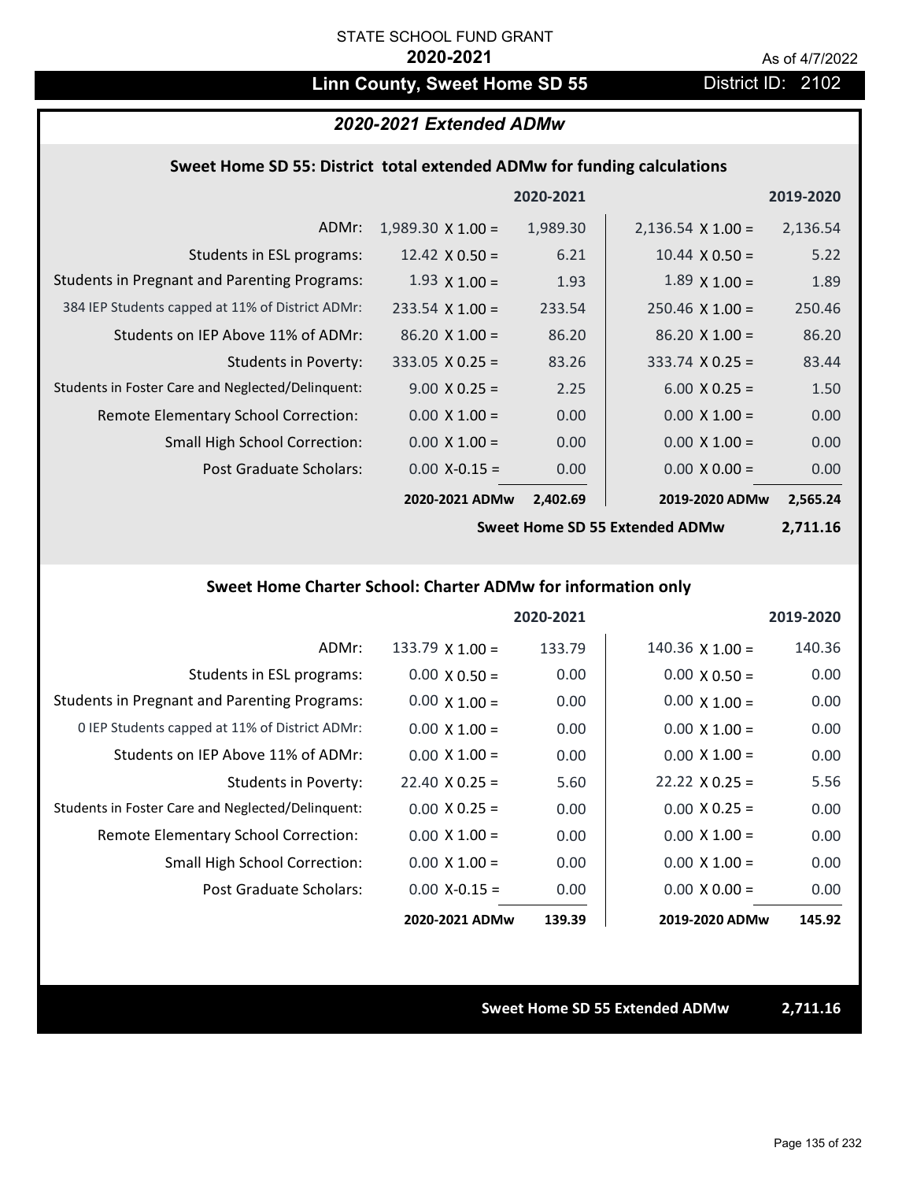STATE SCHOOL FUND GRANT

**2020-2021**

As of 4/7/2022

## Linn County, Sweet Home SD 55

District ID: 2102

### *2020-2021 Extended ADMw*

#### Sweet Home SD 55: District total extended ADMw for funding calculations

| | | 2020-2021 | | 2019-2020 |
|---|---|---|---|---|
| ADMr: | 1,989.30 X 1.00 = | 1,989.30 | 2,136.54 X 1.00 = | 2,136.54 |
| Students in ESL programs: | 12.42 X 0.50 = | 6.21 | 10.44 X 0.50 = | 5.22 |
| Students in Pregnant and Parenting Programs: | 1.93 X 1.00 = | 1.93 | 1.89 X 1.00 = | 1.89 |
| 384 IEP Students capped at 11% of District ADMr: | 233.54 X 1.00 = | 233.54 | 250.46 X 1.00 = | 250.46 |
| Students on IEP Above 11% of ADMr: | 86.20 X 1.00 = | 86.20 | 86.20 X 1.00 = | 86.20 |
| Students in Poverty: | 333.05 X 0.25 = | 83.26 | 333.74 X 0.25 = | 83.44 |
| Students in Foster Care and Neglected/Delinquent: | 9.00 X 0.25 = | 2.25 | 6.00 X 0.25 = | 1.50 |
| Remote Elementary School Correction: | 0.00 X 1.00 = | 0.00 | 0.00 X 1.00 = | 0.00 |
| Small High School Correction: | 0.00 X 1.00 = | 0.00 | 0.00 X 1.00 = | 0.00 |
| Post Graduate Scholars: | 0.00 X-0.15 = | 0.00 | 0.00 X 0.00 = | 0.00 |
| | **2020-2021 ADMw** | **2,402.69** | **2019-2020 ADMw** | **2,565.24** |
| | | | **Sweet Home SD 55 Extended ADMw** | **2,711.16** |

#### Sweet Home Charter School: Charter ADMw for information only

| | | 2020-2021 | | 2019-2020 |
|---|---|---|---|---|
| ADMr: | 133.79 X 1.00 = | 133.79 | 140.36 X 1.00 = | 140.36 |
| Students in ESL programs: | 0.00 X 0.50 = | 0.00 | 0.00 X 0.50 = | 0.00 |
| Students in Pregnant and Parenting Programs: | 0.00 X 1.00 = | 0.00 | 0.00 X 1.00 = | 0.00 |
| 0 IEP Students capped at 11% of District ADMr: | 0.00 X 1.00 = | 0.00 | 0.00 X 1.00 = | 0.00 |
| Students on IEP Above 11% of ADMr: | 0.00 X 1.00 = | 0.00 | 0.00 X 1.00 = | 0.00 |
| Students in Poverty: | 22.40 X 0.25 = | 5.60 | 22.22 X 0.25 = | 5.56 |
| Students in Foster Care and Neglected/Delinquent: | 0.00 X 0.25 = | 0.00 | 0.00 X 0.25 = | 0.00 |
| Remote Elementary School Correction: | 0.00 X 1.00 = | 0.00 | 0.00 X 1.00 = | 0.00 |
| Small High School Correction: | 0.00 X 1.00 = | 0.00 | 0.00 X 1.00 = | 0.00 |
| Post Graduate Scholars: | 0.00 X-0.15 = | 0.00 | 0.00 X 0.00 = | 0.00 |
| | **2020-2021 ADMw** | **139.39** | **2019-2020 ADMw** | **145.92** |

**Sweet Home SD 55 Extended ADMw** **2,711.16**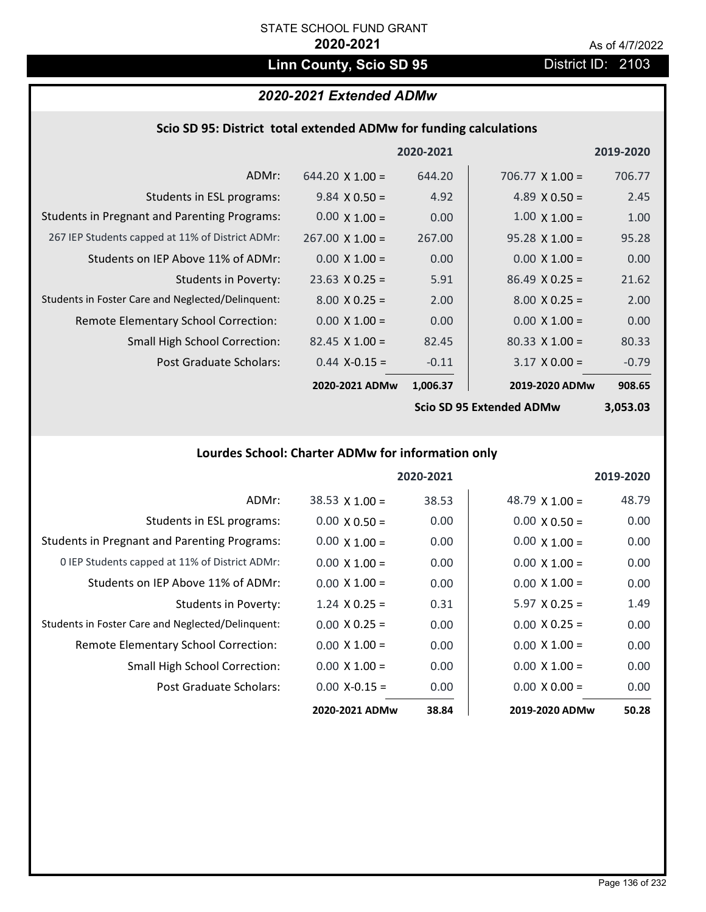STATE SCHOOL FUND GRANT

**2020-2021**

As of 4/7/2022

## Linn County, Scio SD 95

District ID: 2103

### *2020-2021 Extended ADMw*

#### Scio SD 95: District total extended ADMw for funding calculations

| | 2020-2021 | | 2019-2020 | |
|---|---|---|---|---|
| ADMr: | 644.20 X 1.00 = | 644.20 | 706.77 X 1.00 = | 706.77 |
| Students in ESL programs: | 9.84 X 0.50 = | 4.92 | 4.89 X 0.50 = | 2.45 |
| Students in Pregnant and Parenting Programs: | 0.00 X 1.00 = | 0.00 | 1.00 X 1.00 = | 1.00 |
| 267 IEP Students capped at 11% of District ADMr: | 267.00 X 1.00 = | 267.00 | 95.28 X 1.00 = | 95.28 |
| Students on IEP Above 11% of ADMr: | 0.00 X 1.00 = | 0.00 | 0.00 X 1.00 = | 0.00 |
| Students in Poverty: | 23.63 X 0.25 = | 5.91 | 86.49 X 0.25 = | 21.62 |
| Students in Foster Care and Neglected/Delinquent: | 8.00 X 0.25 = | 2.00 | 8.00 X 0.25 = | 2.00 |
| Remote Elementary School Correction: | 0.00 X 1.00 = | 0.00 | 0.00 X 1.00 = | 0.00 |
| Small High School Correction: | 82.45 X 1.00 = | 82.45 | 80.33 X 1.00 = | 80.33 |
| Post Graduate Scholars: | 0.44 X-0.15 = | -0.11 | 3.17 X 0.00 = | -0.79 |
| | **2020-2021 ADMw** | **1,006.37** | **2019-2020 ADMw** | **908.65** |
| | | | **Scio SD 95 Extended ADMw** | **3,053.03** |

#### Lourdes School: Charter ADMw for information only

| | 2020-2021 | | 2019-2020 | |
|---|---|---|---|---|
| ADMr: | 38.53 X 1.00 = | 38.53 | 48.79 X 1.00 = | 48.79 |
| Students in ESL programs: | 0.00 X 0.50 = | 0.00 | 0.00 X 0.50 = | 0.00 |
| Students in Pregnant and Parenting Programs: | 0.00 X 1.00 = | 0.00 | 0.00 X 1.00 = | 0.00 |
| 0 IEP Students capped at 11% of District ADMr: | 0.00 X 1.00 = | 0.00 | 0.00 X 1.00 = | 0.00 |
| Students on IEP Above 11% of ADMr: | 0.00 X 1.00 = | 0.00 | 0.00 X 1.00 = | 0.00 |
| Students in Poverty: | 1.24 X 0.25 = | 0.31 | 5.97 X 0.25 = | 1.49 |
| Students in Foster Care and Neglected/Delinquent: | 0.00 X 0.25 = | 0.00 | 0.00 X 0.25 = | 0.00 |
| Remote Elementary School Correction: | 0.00 X 1.00 = | 0.00 | 0.00 X 1.00 = | 0.00 |
| Small High School Correction: | 0.00 X 1.00 = | 0.00 | 0.00 X 1.00 = | 0.00 |
| Post Graduate Scholars: | 0.00 X-0.15 = | 0.00 | 0.00 X 0.00 = | 0.00 |
| | **2020-2021 ADMw** | **38.84** | **2019-2020 ADMw** | **50.28** |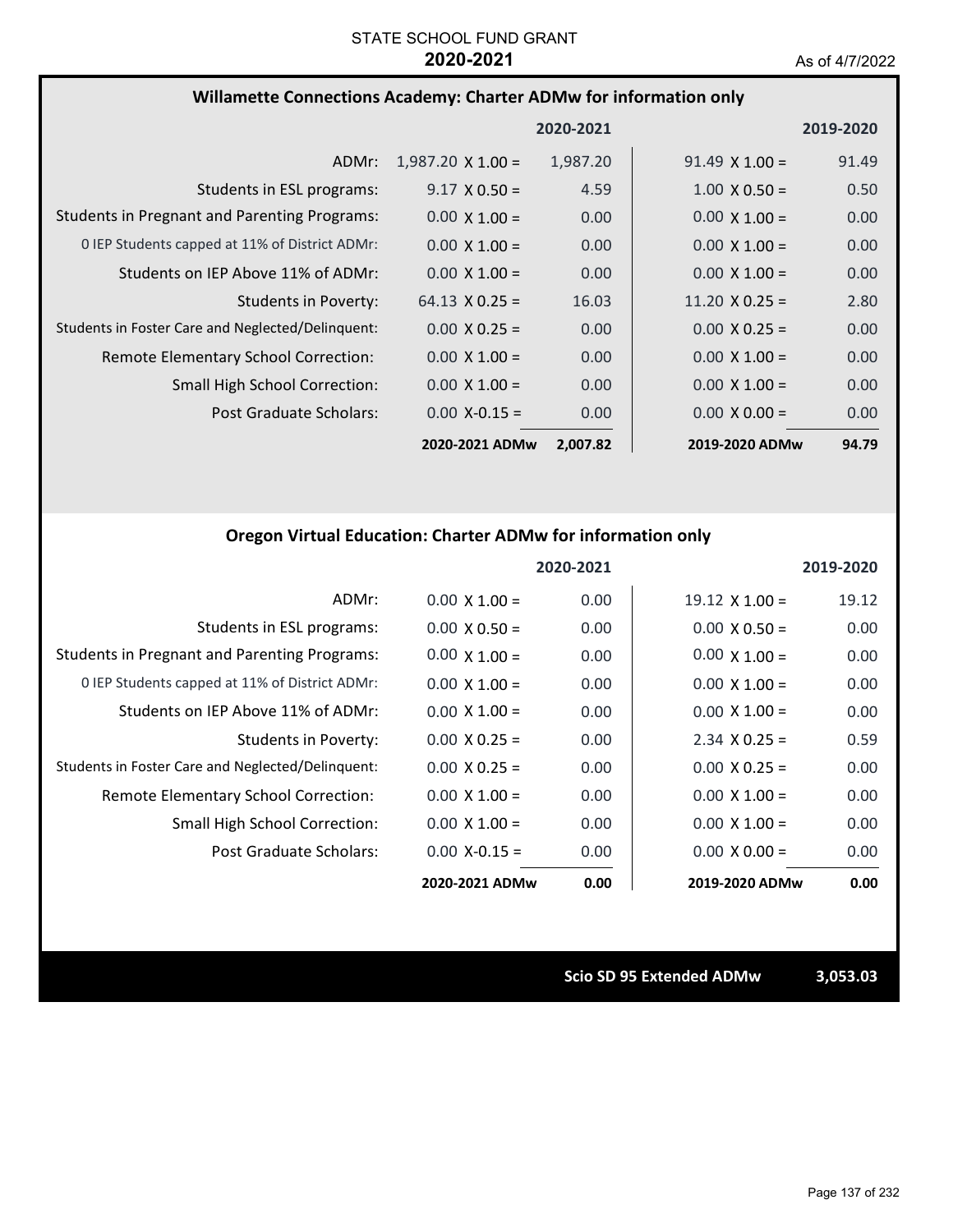STATE SCHOOL FUND GRANT
**2020-2021**

As of 4/7/2022

## Willamette Connections Academy: Charter ADMw for information only

| | | 2020-2021 | | 2019-2020 |
|---|---|---|---|---|
| ADMr: | 1,987.20 X 1.00 = | 1,987.20 | 91.49 X 1.00 = | 91.49 |
| Students in ESL programs: | 9.17 X 0.50 = | 4.59 | 1.00 X 0.50 = | 0.50 |
| Students in Pregnant and Parenting Programs: | 0.00 X 1.00 = | 0.00 | 0.00 X 1.00 = | 0.00 |
| 0 IEP Students capped at 11% of District ADMr: | 0.00 X 1.00 = | 0.00 | 0.00 X 1.00 = | 0.00 |
| Students on IEP Above 11% of ADMr: | 0.00 X 1.00 = | 0.00 | 0.00 X 1.00 = | 0.00 |
| Students in Poverty: | 64.13 X 0.25 = | 16.03 | 11.20 X 0.25 = | 2.80 |
| Students in Foster Care and Neglected/Delinquent: | 0.00 X 0.25 = | 0.00 | 0.00 X 0.25 = | 0.00 |
| Remote Elementary School Correction: | 0.00 X 1.00 = | 0.00 | 0.00 X 1.00 = | 0.00 |
| Small High School Correction: | 0.00 X 1.00 = | 0.00 | 0.00 X 1.00 = | 0.00 |
| Post Graduate Scholars: | 0.00 X-0.15 = | 0.00 | 0.00 X 0.00 = | 0.00 |
| | **2020-2021 ADMw** | **2,007.82** | **2019-2020 ADMw** | **94.79** |

## Oregon Virtual Education: Charter ADMw for information only

| | | 2020-2021 | | 2019-2020 |
|---|---|---|---|---|
| ADMr: | 0.00 X 1.00 = | 0.00 | 19.12 X 1.00 = | 19.12 |
| Students in ESL programs: | 0.00 X 0.50 = | 0.00 | 0.00 X 0.50 = | 0.00 |
| Students in Pregnant and Parenting Programs: | 0.00 X 1.00 = | 0.00 | 0.00 X 1.00 = | 0.00 |
| 0 IEP Students capped at 11% of District ADMr: | 0.00 X 1.00 = | 0.00 | 0.00 X 1.00 = | 0.00 |
| Students on IEP Above 11% of ADMr: | 0.00 X 1.00 = | 0.00 | 0.00 X 1.00 = | 0.00 |
| Students in Poverty: | 0.00 X 0.25 = | 0.00 | 2.34 X 0.25 = | 0.59 |
| Students in Foster Care and Neglected/Delinquent: | 0.00 X 0.25 = | 0.00 | 0.00 X 0.25 = | 0.00 |
| Remote Elementary School Correction: | 0.00 X 1.00 = | 0.00 | 0.00 X 1.00 = | 0.00 |
| Small High School Correction: | 0.00 X 1.00 = | 0.00 | 0.00 X 1.00 = | 0.00 |
| Post Graduate Scholars: | 0.00 X-0.15 = | 0.00 | 0.00 X 0.00 = | 0.00 |
| | **2020-2021 ADMw** | **0.00** | **2019-2020 ADMw** | **0.00** |

| **Scio SD 95 Extended ADMw** | **3,053.03** |
|---|---|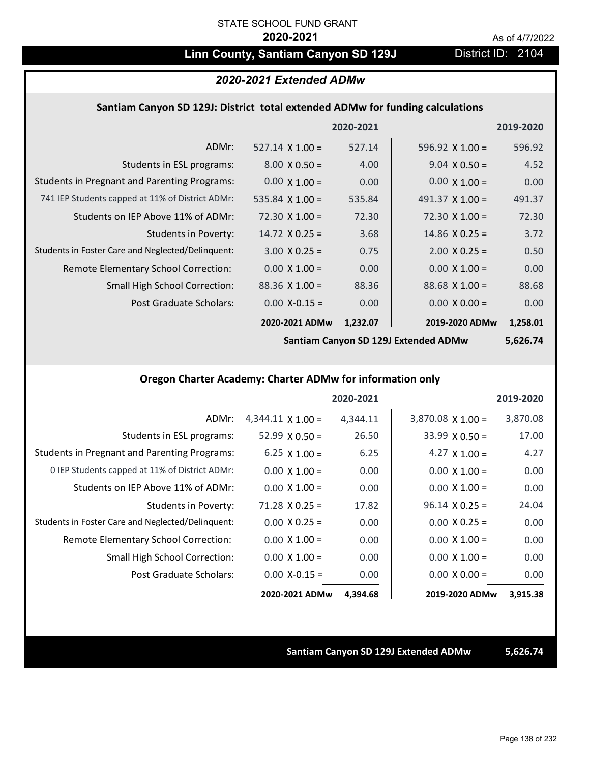STATE SCHOOL FUND GRANT

**2020-2021**

As of 4/7/2022

## Linn County, Santiam Canyon SD 129J

District ID: 2104

### *2020-2021 Extended ADMw*

#### Santiam Canyon SD 129J: District total extended ADMw for funding calculations

| | | 2020-2021 | | 2019-2020 |
|---|---|---|---|---|
| ADMr: | 527.14 X 1.00 = | 527.14 | 596.92 X 1.00 = | 596.92 |
| Students in ESL programs: | 8.00 X 0.50 = | 4.00 | 9.04 X 0.50 = | 4.52 |
| Students in Pregnant and Parenting Programs: | 0.00 X 1.00 = | 0.00 | 0.00 X 1.00 = | 0.00 |
| 741 IEP Students capped at 11% of District ADMr: | 535.84 X 1.00 = | 535.84 | 491.37 X 1.00 = | 491.37 |
| Students on IEP Above 11% of ADMr: | 72.30 X 1.00 = | 72.30 | 72.30 X 1.00 = | 72.30 |
| Students in Poverty: | 14.72 X 0.25 = | 3.68 | 14.86 X 0.25 = | 3.72 |
| Students in Foster Care and Neglected/Delinquent: | 3.00 X 0.25 = | 0.75 | 2.00 X 0.25 = | 0.50 |
| Remote Elementary School Correction: | 0.00 X 1.00 = | 0.00 | 0.00 X 1.00 = | 0.00 |
| Small High School Correction: | 88.36 X 1.00 = | 88.36 | 88.68 X 1.00 = | 88.68 |
| Post Graduate Scholars: | 0.00 X-0.15 = | 0.00 | 0.00 X 0.00 = | 0.00 |
| | **2020-2021 ADMw** | **1,232.07** | **2019-2020 ADMw** | **1,258.01** |

**Santiam Canyon SD 129J Extended ADMw 5,626.74**

#### Oregon Charter Academy: Charter ADMw for information only

| | | 2020-2021 | | 2019-2020 |
|---|---|---|---|---|
| ADMr: | 4,344.11 X 1.00 = | 4,344.11 | 3,870.08 X 1.00 = | 3,870.08 |
| Students in ESL programs: | 52.99 X 0.50 = | 26.50 | 33.99 X 0.50 = | 17.00 |
| Students in Pregnant and Parenting Programs: | 6.25 X 1.00 = | 6.25 | 4.27 X 1.00 = | 4.27 |
| 0 IEP Students capped at 11% of District ADMr: | 0.00 X 1.00 = | 0.00 | 0.00 X 1.00 = | 0.00 |
| Students on IEP Above 11% of ADMr: | 0.00 X 1.00 = | 0.00 | 0.00 X 1.00 = | 0.00 |
| Students in Poverty: | 71.28 X 0.25 = | 17.82 | 96.14 X 0.25 = | 24.04 |
| Students in Foster Care and Neglected/Delinquent: | 0.00 X 0.25 = | 0.00 | 0.00 X 0.25 = | 0.00 |
| Remote Elementary School Correction: | 0.00 X 1.00 = | 0.00 | 0.00 X 1.00 = | 0.00 |
| Small High School Correction: | 0.00 X 1.00 = | 0.00 | 0.00 X 1.00 = | 0.00 |
| Post Graduate Scholars: | 0.00 X-0.15 = | 0.00 | 0.00 X 0.00 = | 0.00 |
| | **2020-2021 ADMw** | **4,394.68** | **2019-2020 ADMw** | **3,915.38** |

**Santiam Canyon SD 129J Extended ADMw 5,626.74**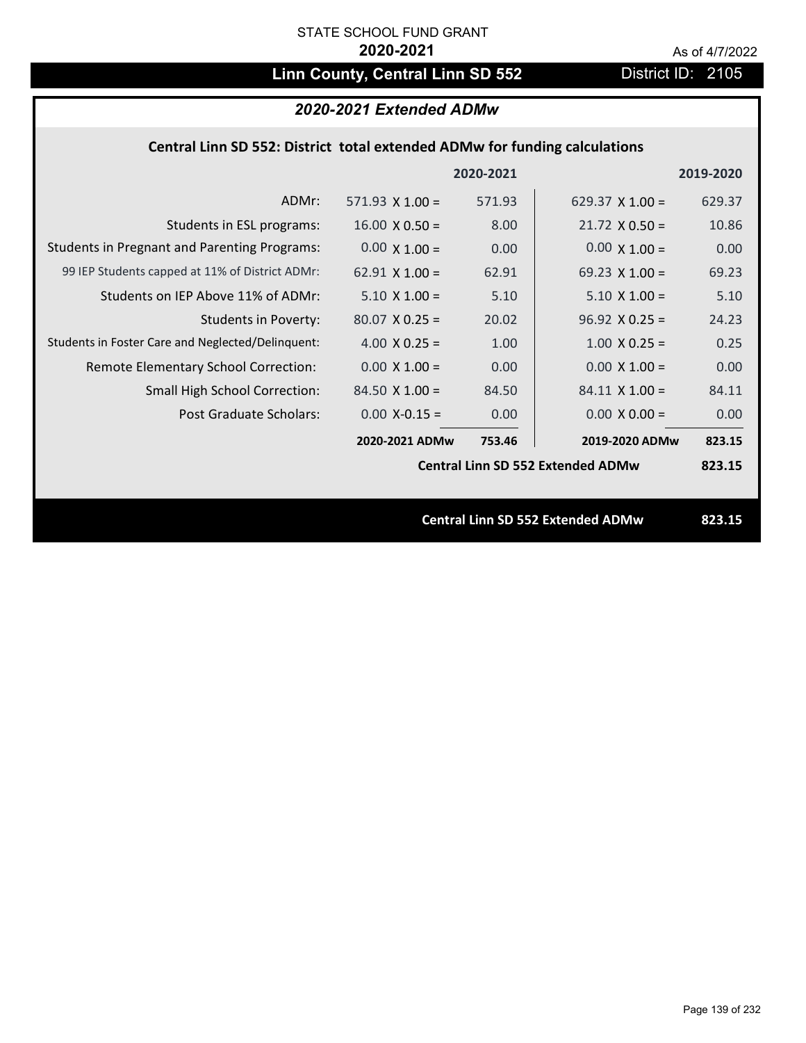STATE SCHOOL FUND GRANT

**2020-2021**

As of 4/7/2022

# Linn County, Central Linn SD 552 — District ID: 2105

## *2020-2021 Extended ADMw*

### Central Linn SD 552: District total extended ADMw for funding calculations

| | | 2020-2021 | | 2019-2020 |
|---|---|---|---|---|
| ADMr: | 571.93 X 1.00 = | 571.93 | 629.37 X 1.00 = | 629.37 |
| Students in ESL programs: | 16.00 X 0.50 = | 8.00 | 21.72 X 0.50 = | 10.86 |
| Students in Pregnant and Parenting Programs: | 0.00 X 1.00 = | 0.00 | 0.00 X 1.00 = | 0.00 |
| 99 IEP Students capped at 11% of District ADMr: | 62.91 X 1.00 = | 62.91 | 69.23 X 1.00 = | 69.23 |
| Students on IEP Above 11% of ADMr: | 5.10 X 1.00 = | 5.10 | 5.10 X 1.00 = | 5.10 |
| Students in Poverty: | 80.07 X 0.25 = | 20.02 | 96.92 X 0.25 = | 24.23 |
| Students in Foster Care and Neglected/Delinquent: | 4.00 X 0.25 = | 1.00 | 1.00 X 0.25 = | 0.25 |
| Remote Elementary School Correction: | 0.00 X 1.00 = | 0.00 | 0.00 X 1.00 = | 0.00 |
| Small High School Correction: | 84.50 X 1.00 = | 84.50 | 84.11 X 1.00 = | 84.11 |
| Post Graduate Scholars: | 0.00 X-0.15 = | 0.00 | 0.00 X 0.00 = | 0.00 |
| | **2020-2021 ADMw** | **753.46** | **2019-2020 ADMw** | **823.15** |
| | | | **Central Linn SD 552 Extended ADMw** | **823.15** |

**Central Linn SD 552 Extended ADMw — 823.15**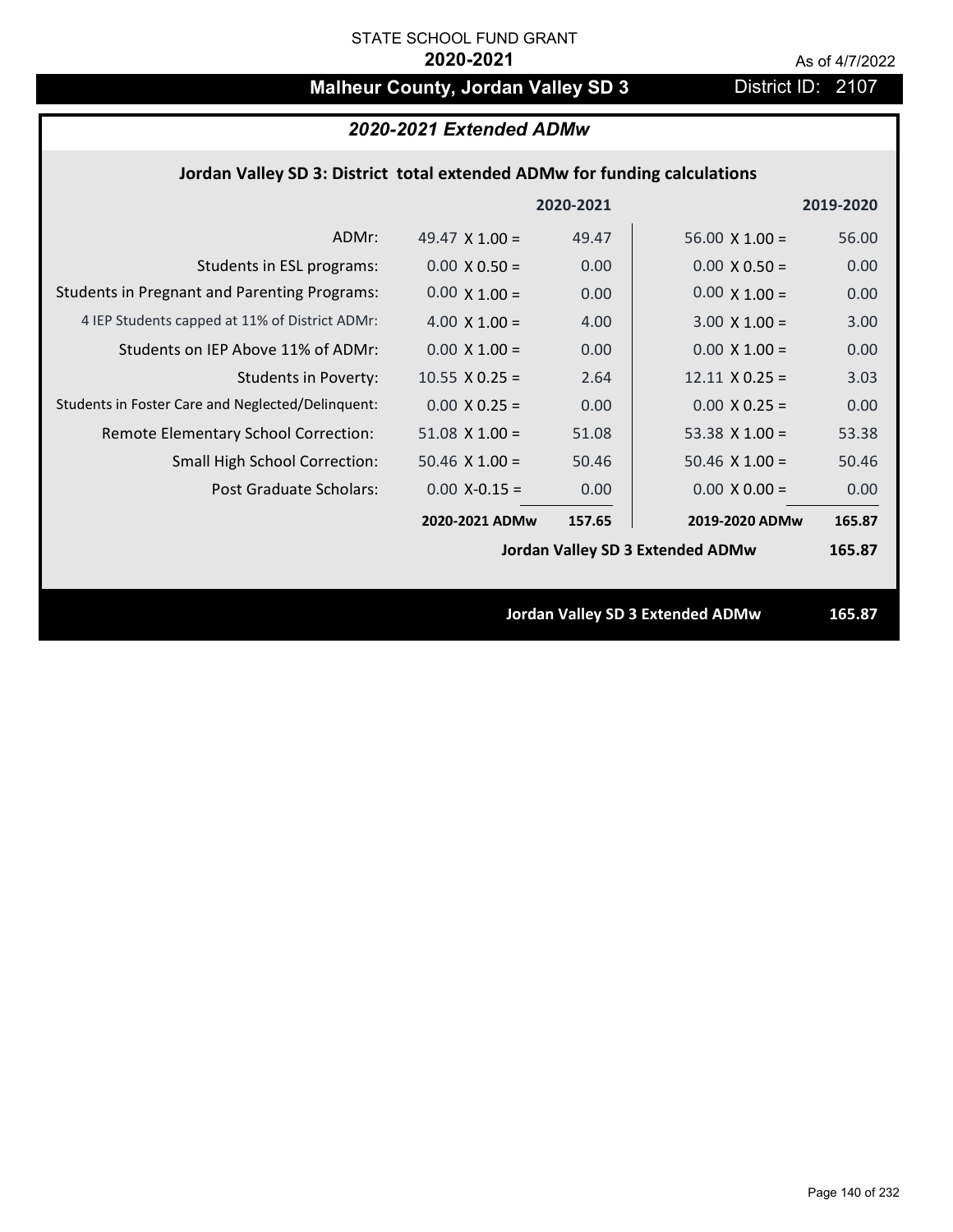STATE SCHOOL FUND GRANT

**2020-2021**

As of 4/7/2022

# Malheur County, Jordan Valley SD 3

District ID: 2107

## *2020-2021 Extended ADMw*

### Jordan Valley SD 3: District total extended ADMw for funding calculations

| | | 2020-2021 | | 2019-2020 |
|---|---|---|---|---|
| ADMr: | 49.47 X 1.00 = | 49.47 | 56.00 X 1.00 = | 56.00 |
| Students in ESL programs: | 0.00 X 0.50 = | 0.00 | 0.00 X 0.50 = | 0.00 |
| Students in Pregnant and Parenting Programs: | 0.00 X 1.00 = | 0.00 | 0.00 X 1.00 = | 0.00 |
| 4 IEP Students capped at 11% of District ADMr: | 4.00 X 1.00 = | 4.00 | 3.00 X 1.00 = | 3.00 |
| Students on IEP Above 11% of ADMr: | 0.00 X 1.00 = | 0.00 | 0.00 X 1.00 = | 0.00 |
| Students in Poverty: | 10.55 X 0.25 = | 2.64 | 12.11 X 0.25 = | 3.03 |
| Students in Foster Care and Neglected/Delinquent: | 0.00 X 0.25 = | 0.00 | 0.00 X 0.25 = | 0.00 |
| Remote Elementary School Correction: | 51.08 X 1.00 = | 51.08 | 53.38 X 1.00 = | 53.38 |
| Small High School Correction: | 50.46 X 1.00 = | 50.46 | 50.46 X 1.00 = | 50.46 |
| Post Graduate Scholars: | 0.00 X-0.15 = | 0.00 | 0.00 X 0.00 = | 0.00 |
| | **2020-2021 ADMw** | **157.65** | **2019-2020 ADMw** | **165.87** |
| | | | **Jordan Valley SD 3 Extended ADMw** | **165.87** |

**Jordan Valley SD 3 Extended ADMw** **165.87**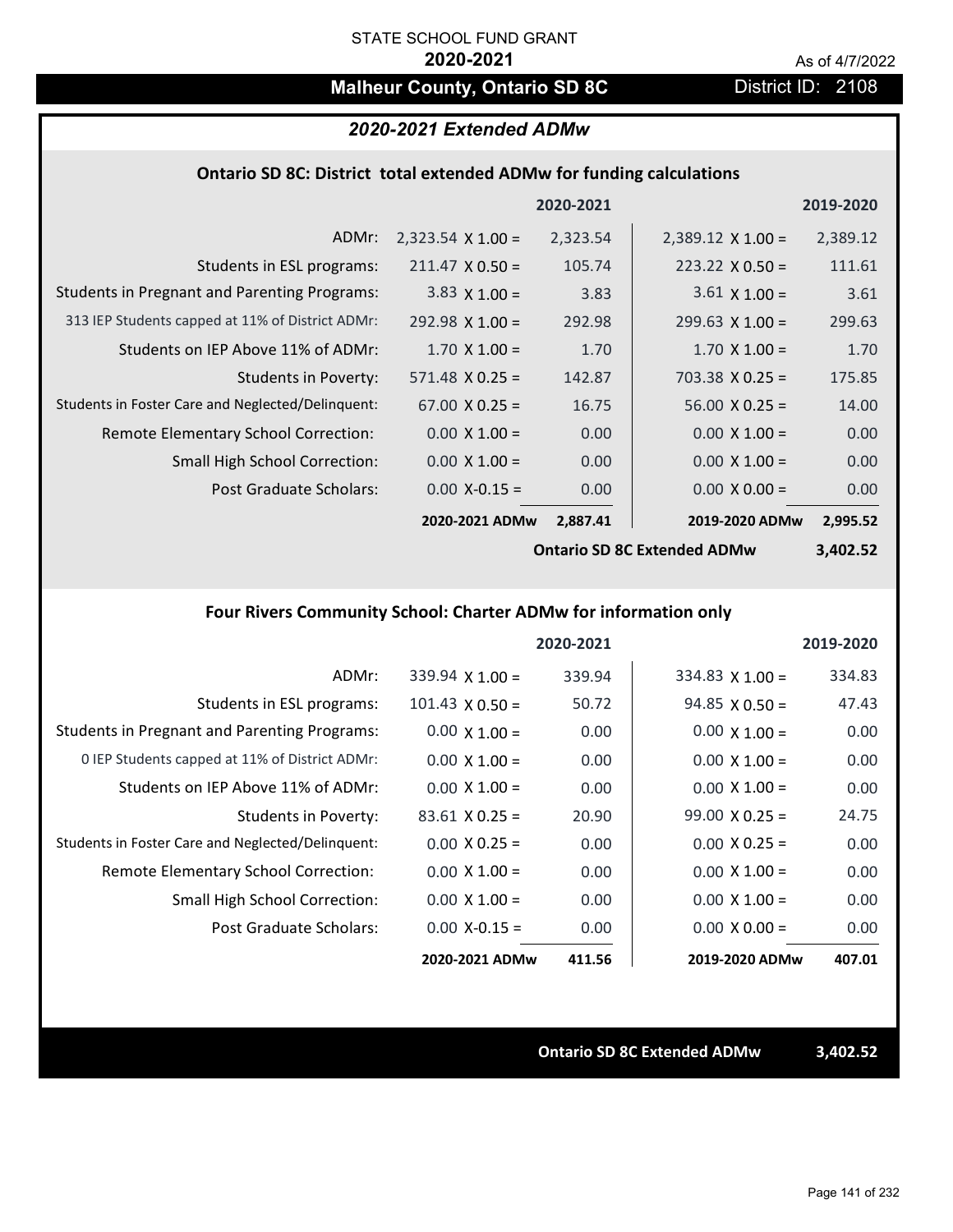STATE SCHOOL FUND GRANT

**2020-2021**

As of 4/7/2022

# Malheur County, Ontario SD 8C

District ID: 2108

## *2020-2021 Extended ADMw*

### Ontario SD 8C: District total extended ADMw for funding calculations

| | | 2020-2021 | | 2019-2020 |
|---|---|---|---|---|
| ADMr: | 2,323.54 X 1.00 = | 2,323.54 | 2,389.12 X 1.00 = | 2,389.12 |
| Students in ESL programs: | 211.47 X 0.50 = | 105.74 | 223.22 X 0.50 = | 111.61 |
| Students in Pregnant and Parenting Programs: | 3.83 X 1.00 = | 3.83 | 3.61 X 1.00 = | 3.61 |
| 313 IEP Students capped at 11% of District ADMr: | 292.98 X 1.00 = | 292.98 | 299.63 X 1.00 = | 299.63 |
| Students on IEP Above 11% of ADMr: | 1.70 X 1.00 = | 1.70 | 1.70 X 1.00 = | 1.70 |
| Students in Poverty: | 571.48 X 0.25 = | 142.87 | 703.38 X 0.25 = | 175.85 |
| Students in Foster Care and Neglected/Delinquent: | 67.00 X 0.25 = | 16.75 | 56.00 X 0.25 = | 14.00 |
| Remote Elementary School Correction: | 0.00 X 1.00 = | 0.00 | 0.00 X 1.00 = | 0.00 |
| Small High School Correction: | 0.00 X 1.00 = | 0.00 | 0.00 X 1.00 = | 0.00 |
| Post Graduate Scholars: | 0.00 X-0.15 = | 0.00 | 0.00 X 0.00 = | 0.00 |
| | **2020-2021 ADMw** | **2,887.41** | **2019-2020 ADMw** | **2,995.52** |
| | | | **Ontario SD 8C Extended ADMw** | **3,402.52** |

### Four Rivers Community School: Charter ADMw for information only

| | | 2020-2021 | | 2019-2020 |
|---|---|---|---|---|
| ADMr: | 339.94 X 1.00 = | 339.94 | 334.83 X 1.00 = | 334.83 |
| Students in ESL programs: | 101.43 X 0.50 = | 50.72 | 94.85 X 0.50 = | 47.43 |
| Students in Pregnant and Parenting Programs: | 0.00 X 1.00 = | 0.00 | 0.00 X 1.00 = | 0.00 |
| 0 IEP Students capped at 11% of District ADMr: | 0.00 X 1.00 = | 0.00 | 0.00 X 1.00 = | 0.00 |
| Students on IEP Above 11% of ADMr: | 0.00 X 1.00 = | 0.00 | 0.00 X 1.00 = | 0.00 |
| Students in Poverty: | 83.61 X 0.25 = | 20.90 | 99.00 X 0.25 = | 24.75 |
| Students in Foster Care and Neglected/Delinquent: | 0.00 X 0.25 = | 0.00 | 0.00 X 0.25 = | 0.00 |
| Remote Elementary School Correction: | 0.00 X 1.00 = | 0.00 | 0.00 X 1.00 = | 0.00 |
| Small High School Correction: | 0.00 X 1.00 = | 0.00 | 0.00 X 1.00 = | 0.00 |
| Post Graduate Scholars: | 0.00 X-0.15 = | 0.00 | 0.00 X 0.00 = | 0.00 |
| | **2020-2021 ADMw** | **411.56** | **2019-2020 ADMw** | **407.01** |

**Ontario SD 8C Extended ADMw** **3,402.52**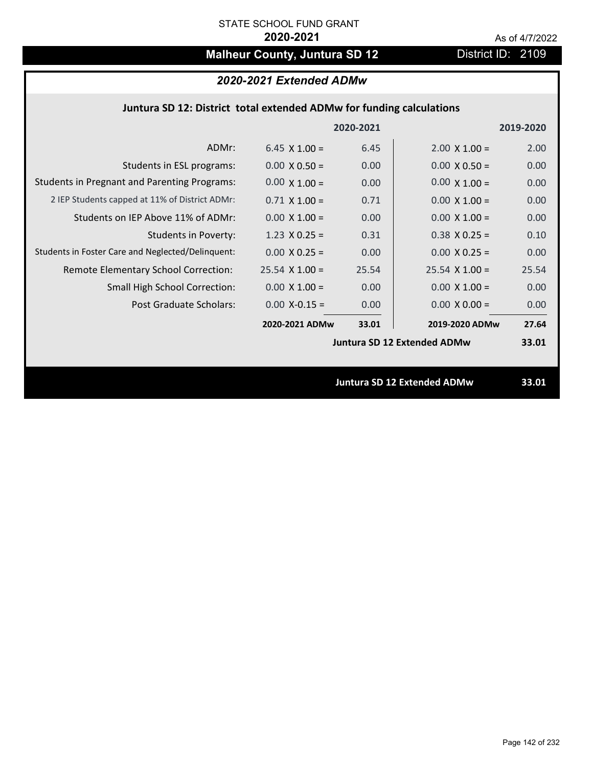STATE SCHOOL FUND GRANT

**2020-2021**

As of 4/7/2022

# Malheur County, Juntura SD 12

District ID: 2109

## *2020-2021 Extended ADMw*

### Juntura SD 12: District total extended ADMw for funding calculations

| | | 2020-2021 | | 2019-2020 |
|---|---|---|---|---|
| ADMr: | 6.45 X 1.00 = | 6.45 | 2.00 X 1.00 = | 2.00 |
| Students in ESL programs: | 0.00 X 0.50 = | 0.00 | 0.00 X 0.50 = | 0.00 |
| Students in Pregnant and Parenting Programs: | 0.00 X 1.00 = | 0.00 | 0.00 X 1.00 = | 0.00 |
| 2 IEP Students capped at 11% of District ADMr: | 0.71 X 1.00 = | 0.71 | 0.00 X 1.00 = | 0.00 |
| Students on IEP Above 11% of ADMr: | 0.00 X 1.00 = | 0.00 | 0.00 X 1.00 = | 0.00 |
| Students in Poverty: | 1.23 X 0.25 = | 0.31 | 0.38 X 0.25 = | 0.10 |
| Students in Foster Care and Neglected/Delinquent: | 0.00 X 0.25 = | 0.00 | 0.00 X 0.25 = | 0.00 |
| Remote Elementary School Correction: | 25.54 X 1.00 = | 25.54 | 25.54 X 1.00 = | 25.54 |
| Small High School Correction: | 0.00 X 1.00 = | 0.00 | 0.00 X 1.00 = | 0.00 |
| Post Graduate Scholars: | 0.00 X-0.15 = | 0.00 | 0.00 X 0.00 = | 0.00 |
| | **2020-2021 ADMw** | **33.01** | **2019-2020 ADMw** | **27.64** |
| | | | **Juntura SD 12 Extended ADMw** | **33.01** |

**Juntura SD 12 Extended ADMw** **33.01**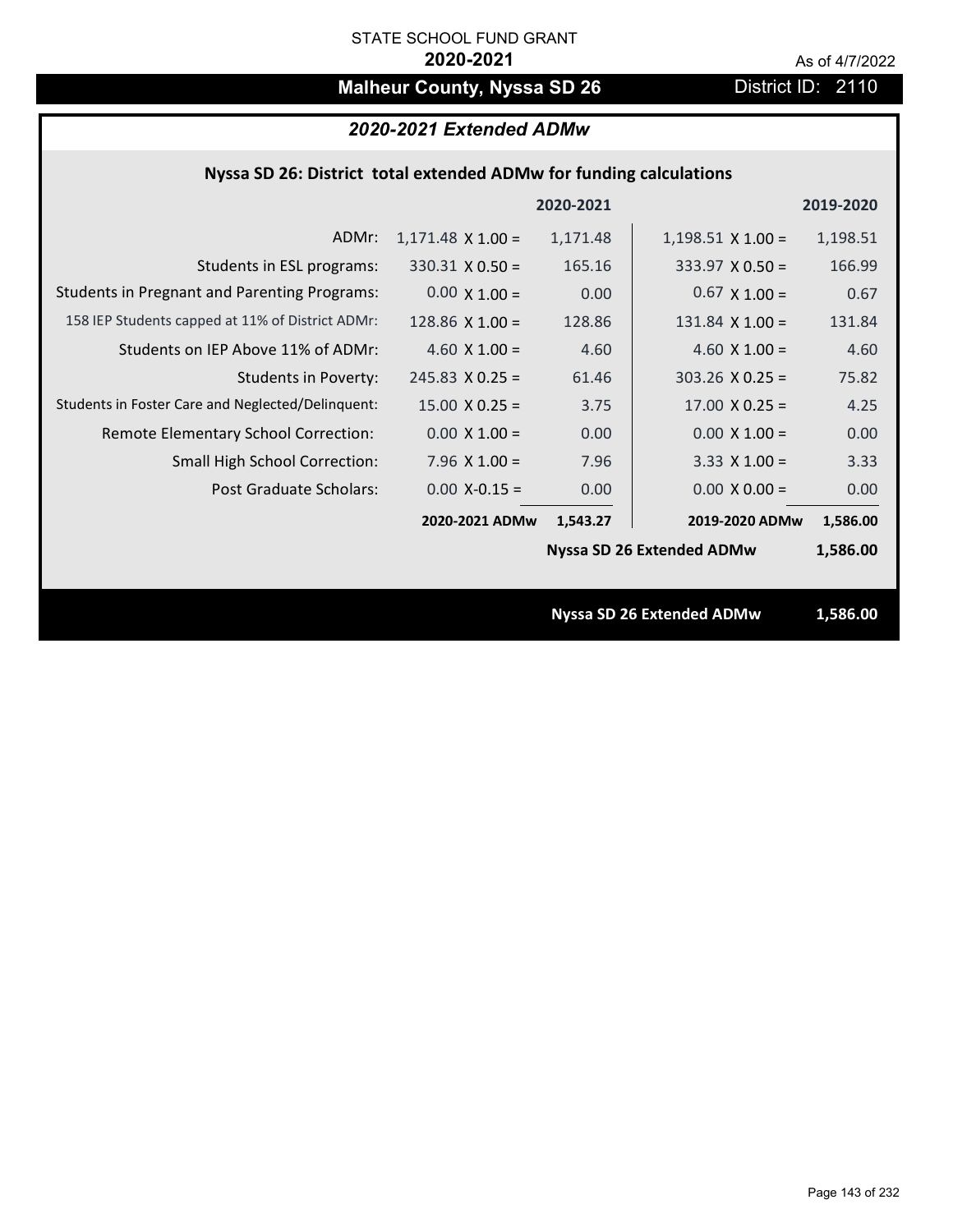STATE SCHOOL FUND GRANT

**2020-2021**

As of 4/7/2022

# Malheur County, Nyssa SD 26

District ID: 2110

## *2020-2021 Extended ADMw*

### Nyssa SD 26: District total extended ADMw for funding calculations

| | | 2020-2021 | | 2019-2020 |
|---|---|---|---|---|
| ADMr: | 1,171.48 X 1.00 = | 1,171.48 | 1,198.51 X 1.00 = | 1,198.51 |
| Students in ESL programs: | 330.31 X 0.50 = | 165.16 | 333.97 X 0.50 = | 166.99 |
| Students in Pregnant and Parenting Programs: | 0.00 X 1.00 = | 0.00 | 0.67 X 1.00 = | 0.67 |
| 158 IEP Students capped at 11% of District ADMr: | 128.86 X 1.00 = | 128.86 | 131.84 X 1.00 = | 131.84 |
| Students on IEP Above 11% of ADMr: | 4.60 X 1.00 = | 4.60 | 4.60 X 1.00 = | 4.60 |
| Students in Poverty: | 245.83 X 0.25 = | 61.46 | 303.26 X 0.25 = | 75.82 |
| Students in Foster Care and Neglected/Delinquent: | 15.00 X 0.25 = | 3.75 | 17.00 X 0.25 = | 4.25 |
| Remote Elementary School Correction: | 0.00 X 1.00 = | 0.00 | 0.00 X 1.00 = | 0.00 |
| Small High School Correction: | 7.96 X 1.00 = | 7.96 | 3.33 X 1.00 = | 3.33 |
| Post Graduate Scholars: | 0.00 X-0.15 = | 0.00 | 0.00 X 0.00 = | 0.00 |
| | **2020-2021 ADMw** | **1,543.27** | **2019-2020 ADMw** | **1,586.00** |
| | | | **Nyssa SD 26 Extended ADMw** | **1,586.00** |

**Nyssa SD 26 Extended ADMw 1,586.00**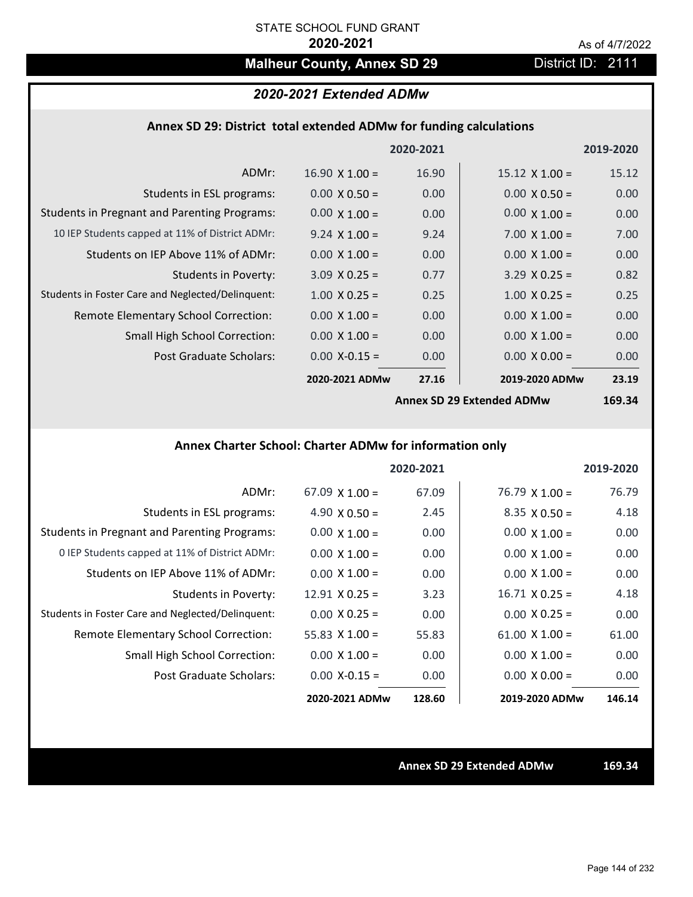STATE SCHOOL FUND GRANT

**2020-2021**

As of 4/7/2022

## Malheur County, Annex SD 29

District ID: 2111

### *2020-2021 Extended ADMw*

#### Annex SD 29: District total extended ADMw for funding calculations

| | | 2020-2021 | | 2019-2020 |
|---|---|---|---|---|
| ADMr: | 16.90 X 1.00 = | 16.90 | 15.12 X 1.00 = | 15.12 |
| Students in ESL programs: | 0.00 X 0.50 = | 0.00 | 0.00 X 0.50 = | 0.00 |
| Students in Pregnant and Parenting Programs: | 0.00 X 1.00 = | 0.00 | 0.00 X 1.00 = | 0.00 |
| 10 IEP Students capped at 11% of District ADMr: | 9.24 X 1.00 = | 9.24 | 7.00 X 1.00 = | 7.00 |
| Students on IEP Above 11% of ADMr: | 0.00 X 1.00 = | 0.00 | 0.00 X 1.00 = | 0.00 |
| Students in Poverty: | 3.09 X 0.25 = | 0.77 | 3.29 X 0.25 = | 0.82 |
| Students in Foster Care and Neglected/Delinquent: | 1.00 X 0.25 = | 0.25 | 1.00 X 0.25 = | 0.25 |
| Remote Elementary School Correction: | 0.00 X 1.00 = | 0.00 | 0.00 X 1.00 = | 0.00 |
| Small High School Correction: | 0.00 X 1.00 = | 0.00 | 0.00 X 1.00 = | 0.00 |
| Post Graduate Scholars: | 0.00 X-0.15 = | 0.00 | 0.00 X 0.00 = | 0.00 |
| | **2020-2021 ADMw** | **27.16** | **2019-2020 ADMw** | **23.19** |
| | | | **Annex SD 29 Extended ADMw** | **169.34** |

#### Annex Charter School: Charter ADMw for information only

| | | 2020-2021 | | 2019-2020 |
|---|---|---|---|---|
| ADMr: | 67.09 X 1.00 = | 67.09 | 76.79 X 1.00 = | 76.79 |
| Students in ESL programs: | 4.90 X 0.50 = | 2.45 | 8.35 X 0.50 = | 4.18 |
| Students in Pregnant and Parenting Programs: | 0.00 X 1.00 = | 0.00 | 0.00 X 1.00 = | 0.00 |
| 0 IEP Students capped at 11% of District ADMr: | 0.00 X 1.00 = | 0.00 | 0.00 X 1.00 = | 0.00 |
| Students on IEP Above 11% of ADMr: | 0.00 X 1.00 = | 0.00 | 0.00 X 1.00 = | 0.00 |
| Students in Poverty: | 12.91 X 0.25 = | 3.23 | 16.71 X 0.25 = | 4.18 |
| Students in Foster Care and Neglected/Delinquent: | 0.00 X 0.25 = | 0.00 | 0.00 X 0.25 = | 0.00 |
| Remote Elementary School Correction: | 55.83 X 1.00 = | 55.83 | 61.00 X 1.00 = | 61.00 |
| Small High School Correction: | 0.00 X 1.00 = | 0.00 | 0.00 X 1.00 = | 0.00 |
| Post Graduate Scholars: | 0.00 X-0.15 = | 0.00 | 0.00 X 0.00 = | 0.00 |
| | **2020-2021 ADMw** | **128.60** | **2019-2020 ADMw** | **146.14** |

**Annex SD 29 Extended ADMw** **169.34**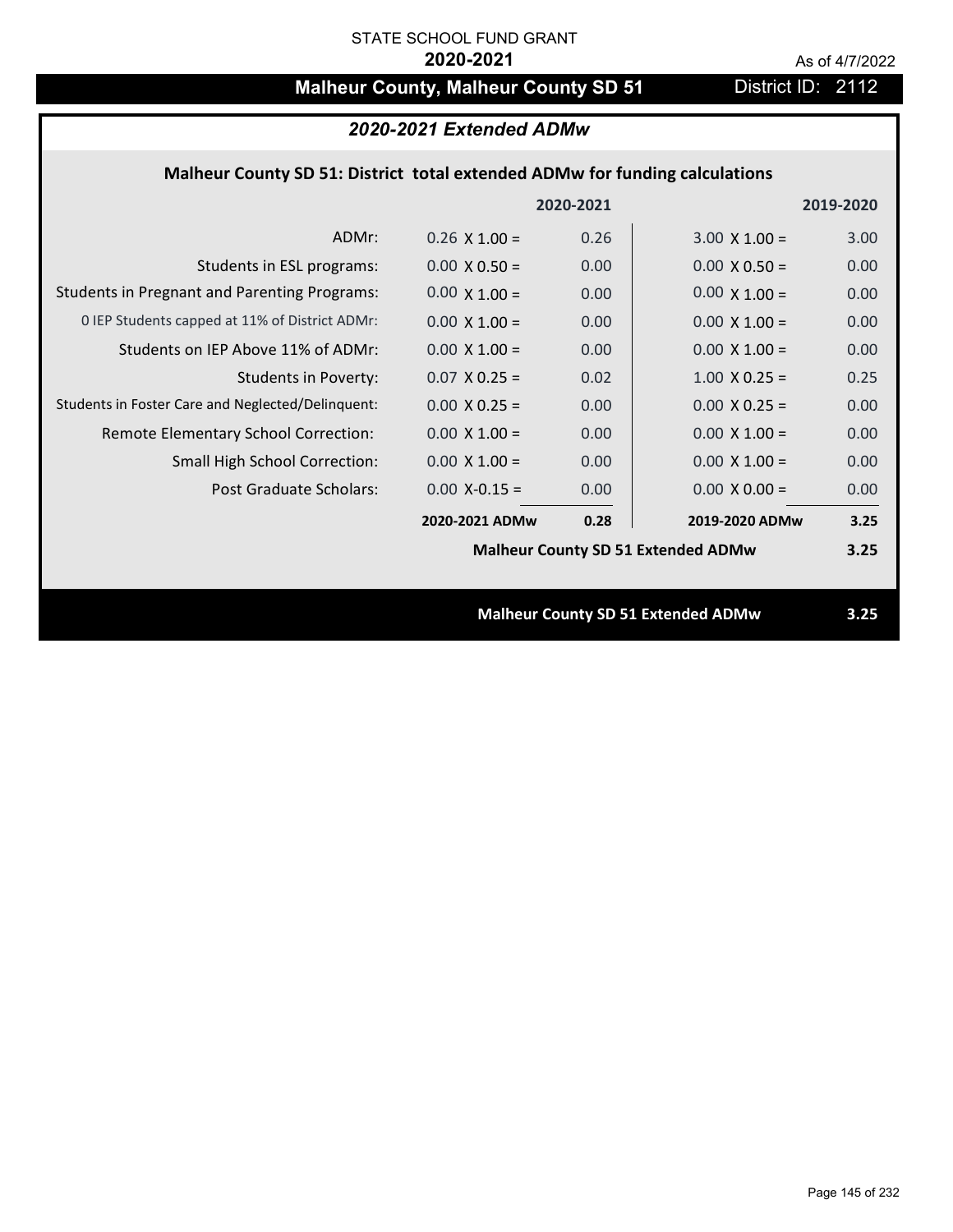STATE SCHOOL FUND GRANT

**2020-2021**

As of 4/7/2022

# Malheur County, Malheur County SD 51

District ID: 2112

## *2020-2021 Extended ADMw*

### Malheur County SD 51: District total extended ADMw for funding calculations

| | 2020-2021 | | 2019-2020 | |
|---|---|---|---|---|
| ADMr: | 0.26 X 1.00 = | 0.26 | 3.00 X 1.00 = | 3.00 |
| Students in ESL programs: | 0.00 X 0.50 = | 0.00 | 0.00 X 0.50 = | 0.00 |
| Students in Pregnant and Parenting Programs: | 0.00 X 1.00 = | 0.00 | 0.00 X 1.00 = | 0.00 |
| 0 IEP Students capped at 11% of District ADMr: | 0.00 X 1.00 = | 0.00 | 0.00 X 1.00 = | 0.00 |
| Students on IEP Above 11% of ADMr: | 0.00 X 1.00 = | 0.00 | 0.00 X 1.00 = | 0.00 |
| Students in Poverty: | 0.07 X 0.25 = | 0.02 | 1.00 X 0.25 = | 0.25 |
| Students in Foster Care and Neglected/Delinquent: | 0.00 X 0.25 = | 0.00 | 0.00 X 0.25 = | 0.00 |
| Remote Elementary School Correction: | 0.00 X 1.00 = | 0.00 | 0.00 X 1.00 = | 0.00 |
| Small High School Correction: | 0.00 X 1.00 = | 0.00 | 0.00 X 1.00 = | 0.00 |
| Post Graduate Scholars: | 0.00 X-0.15 = | 0.00 | 0.00 X 0.00 = | 0.00 |
| | **2020-2021 ADMw** | **0.28** | **2019-2020 ADMw** | **3.25** |
| | | | **Malheur County SD 51 Extended ADMw** | **3.25** |

**Malheur County SD 51 Extended ADMw 3.25**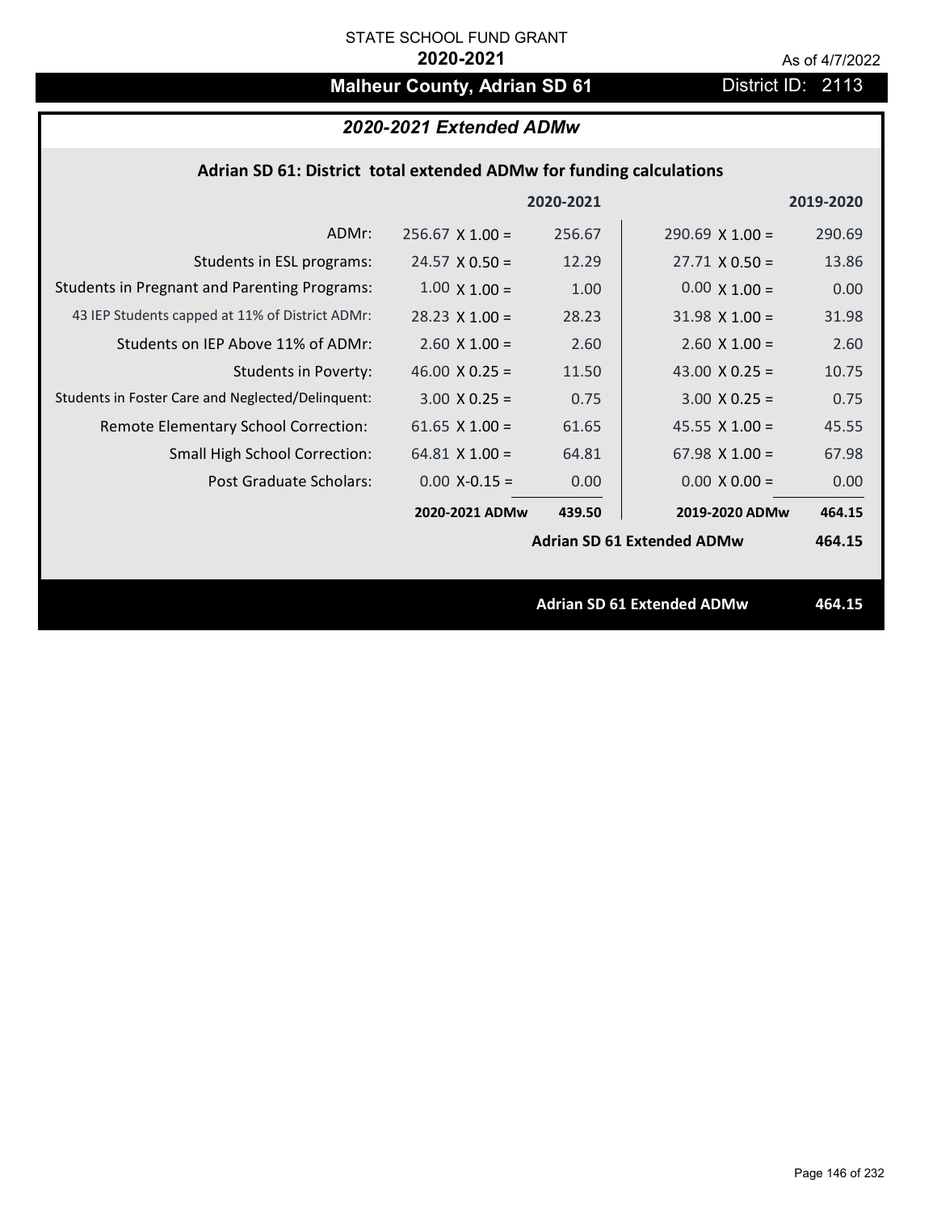STATE SCHOOL FUND GRANT

**2020-2021**

As of 4/7/2022

# Malheur County, Adrian SD 61

District ID: 2113

## *2020-2021 Extended ADMw*

### Adrian SD 61: District total extended ADMw for funding calculations

| | | 2020-2021 | | 2019-2020 |
|---|---|---|---|---|
| ADMr: | 256.67 X 1.00 = | 256.67 | 290.69 X 1.00 = | 290.69 |
| Students in ESL programs: | 24.57 X 0.50 = | 12.29 | 27.71 X 0.50 = | 13.86 |
| Students in Pregnant and Parenting Programs: | 1.00 X 1.00 = | 1.00 | 0.00 X 1.00 = | 0.00 |
| 43 IEP Students capped at 11% of District ADMr: | 28.23 X 1.00 = | 28.23 | 31.98 X 1.00 = | 31.98 |
| Students on IEP Above 11% of ADMr: | 2.60 X 1.00 = | 2.60 | 2.60 X 1.00 = | 2.60 |
| Students in Poverty: | 46.00 X 0.25 = | 11.50 | 43.00 X 0.25 = | 10.75 |
| Students in Foster Care and Neglected/Delinquent: | 3.00 X 0.25 = | 0.75 | 3.00 X 0.25 = | 0.75 |
| Remote Elementary School Correction: | 61.65 X 1.00 = | 61.65 | 45.55 X 1.00 = | 45.55 |
| Small High School Correction: | 64.81 X 1.00 = | 64.81 | 67.98 X 1.00 = | 67.98 |
| Post Graduate Scholars: | 0.00 X-0.15 = | 0.00 | 0.00 X 0.00 = | 0.00 |
| | **2020-2021 ADMw** | **439.50** | **2019-2020 ADMw** | **464.15** |
| | | | **Adrian SD 61 Extended ADMw** | **464.15** |

**Adrian SD 61 Extended ADMw** **464.15**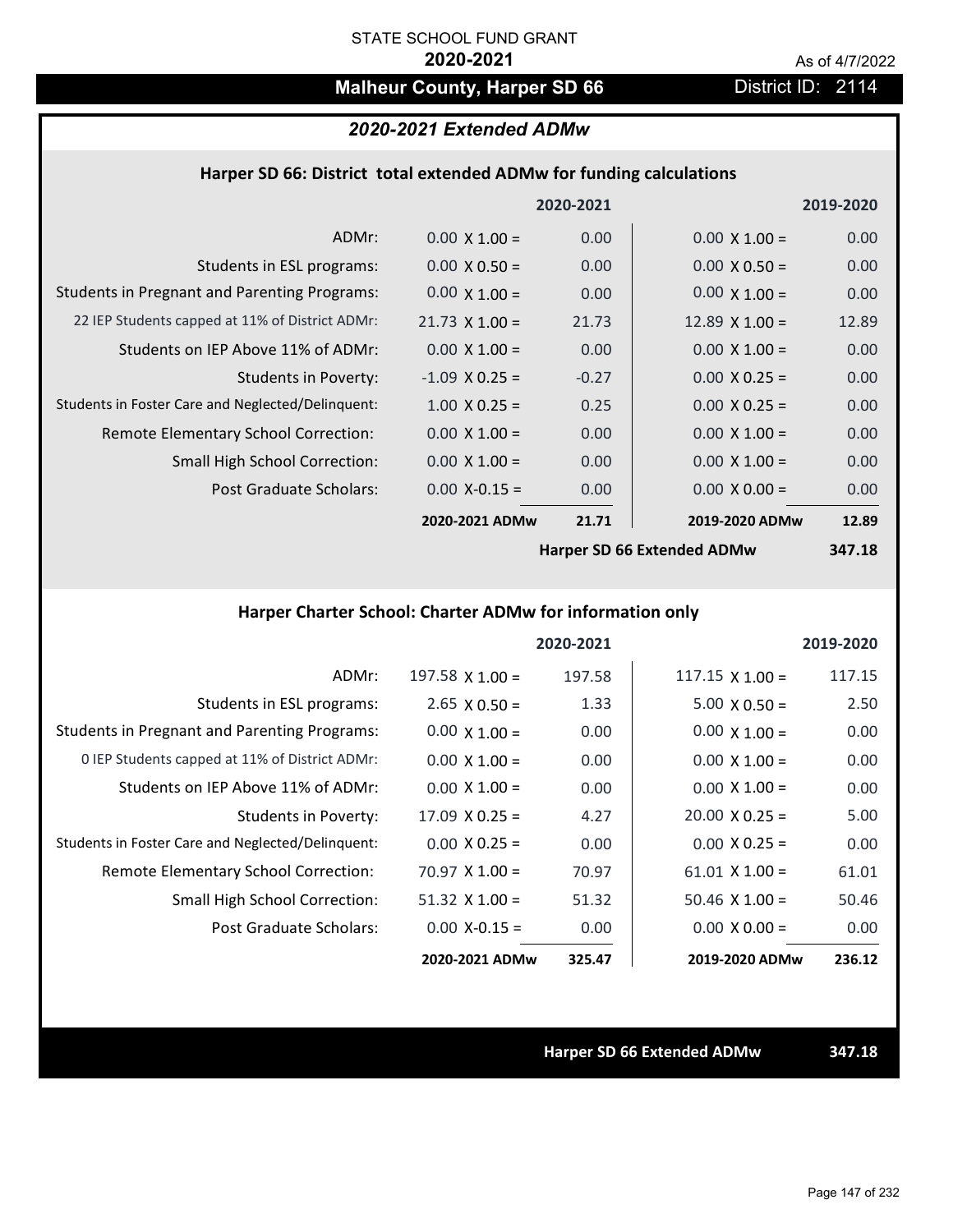STATE SCHOOL FUND GRANT

**2020-2021**

As of 4/7/2022

## Malheur County, Harper SD 66

District ID: 2114

### *2020-2021 Extended ADMw*

#### Harper SD 66: District total extended ADMw for funding calculations

| | | 2020-2021 | | 2019-2020 |
|---|---|---|---|---|
| ADMr: | 0.00 X 1.00 = | 0.00 | 0.00 X 1.00 = | 0.00 |
| Students in ESL programs: | 0.00 X 0.50 = | 0.00 | 0.00 X 0.50 = | 0.00 |
| Students in Pregnant and Parenting Programs: | 0.00 X 1.00 = | 0.00 | 0.00 X 1.00 = | 0.00 |
| 22 IEP Students capped at 11% of District ADMr: | 21.73 X 1.00 = | 21.73 | 12.89 X 1.00 = | 12.89 |
| Students on IEP Above 11% of ADMr: | 0.00 X 1.00 = | 0.00 | 0.00 X 1.00 = | 0.00 |
| Students in Poverty: | -1.09 X 0.25 = | -0.27 | 0.00 X 0.25 = | 0.00 |
| Students in Foster Care and Neglected/Delinquent: | 1.00 X 0.25 = | 0.25 | 0.00 X 0.25 = | 0.00 |
| Remote Elementary School Correction: | 0.00 X 1.00 = | 0.00 | 0.00 X 1.00 = | 0.00 |
| Small High School Correction: | 0.00 X 1.00 = | 0.00 | 0.00 X 1.00 = | 0.00 |
| Post Graduate Scholars: | 0.00 X-0.15 = | 0.00 | 0.00 X 0.00 = | 0.00 |
| | **2020-2021 ADMw** | **21.71** | **2019-2020 ADMw** | **12.89** |
| | | | **Harper SD 66 Extended ADMw** | **347.18** |

#### Harper Charter School: Charter ADMw for information only

| | | 2020-2021 | | 2019-2020 |
|---|---|---|---|---|
| ADMr: | 197.58 X 1.00 = | 197.58 | 117.15 X 1.00 = | 117.15 |
| Students in ESL programs: | 2.65 X 0.50 = | 1.33 | 5.00 X 0.50 = | 2.50 |
| Students in Pregnant and Parenting Programs: | 0.00 X 1.00 = | 0.00 | 0.00 X 1.00 = | 0.00 |
| 0 IEP Students capped at 11% of District ADMr: | 0.00 X 1.00 = | 0.00 | 0.00 X 1.00 = | 0.00 |
| Students on IEP Above 11% of ADMr: | 0.00 X 1.00 = | 0.00 | 0.00 X 1.00 = | 0.00 |
| Students in Poverty: | 17.09 X 0.25 = | 4.27 | 20.00 X 0.25 = | 5.00 |
| Students in Foster Care and Neglected/Delinquent: | 0.00 X 0.25 = | 0.00 | 0.00 X 0.25 = | 0.00 |
| Remote Elementary School Correction: | 70.97 X 1.00 = | 70.97 | 61.01 X 1.00 = | 61.01 |
| Small High School Correction: | 51.32 X 1.00 = | 51.32 | 50.46 X 1.00 = | 50.46 |
| Post Graduate Scholars: | 0.00 X-0.15 = | 0.00 | 0.00 X 0.00 = | 0.00 |
| | **2020-2021 ADMw** | **325.47** | **2019-2020 ADMw** | **236.12** |

**Harper SD 66 Extended ADMw** **347.18**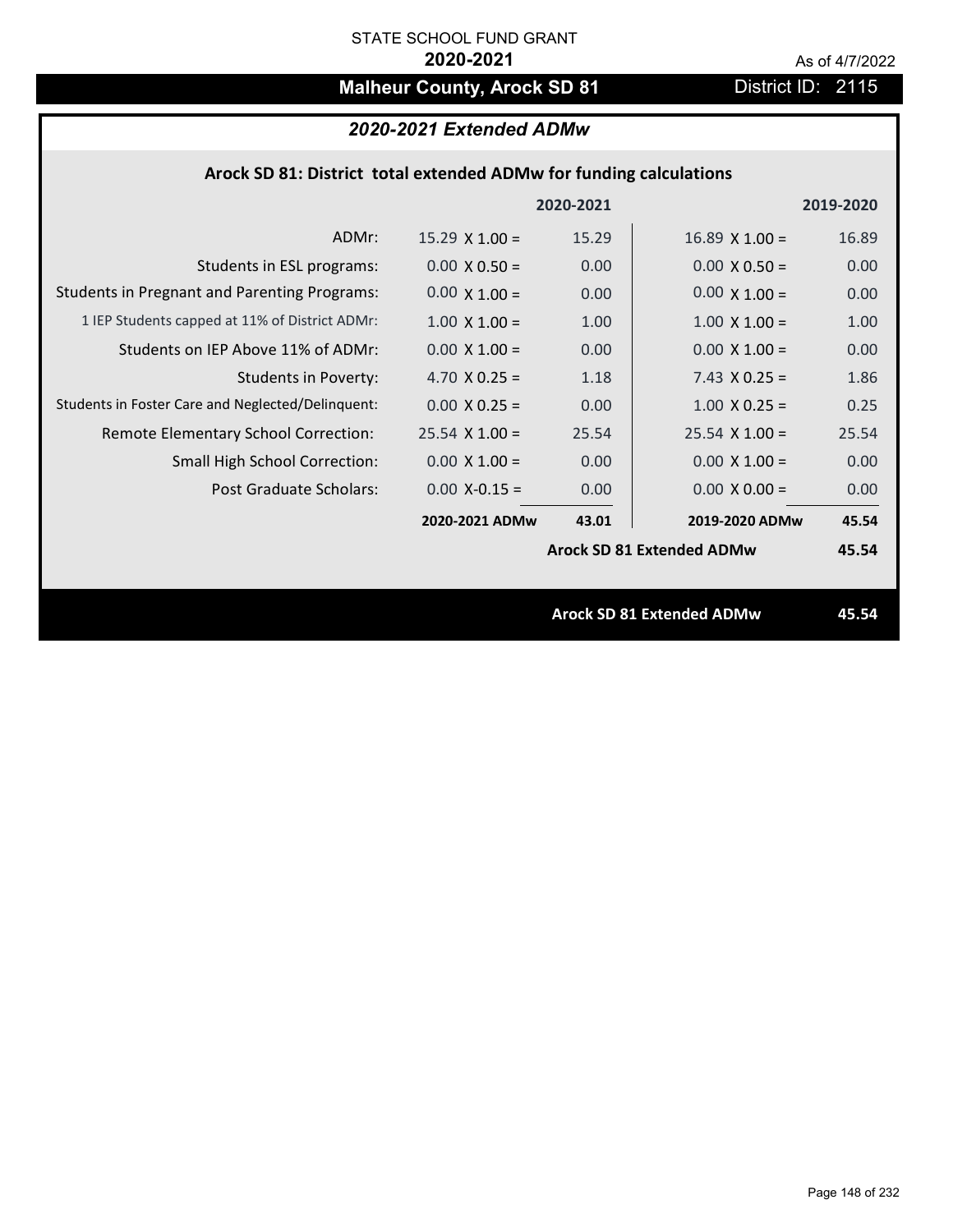STATE SCHOOL FUND GRANT

**2020-2021**

As of 4/7/2022

# Malheur County, Arock SD 81

District ID: 2115

## *2020-2021 Extended ADMw*

### Arock SD 81: District total extended ADMw for funding calculations

| | 2020-2021 | | 2019-2020 | |
|---|---|---|---|---|
| ADMr: | 15.29 X 1.00 = | 15.29 | 16.89 X 1.00 = | 16.89 |
| Students in ESL programs: | 0.00 X 0.50 = | 0.00 | 0.00 X 0.50 = | 0.00 |
| Students in Pregnant and Parenting Programs: | 0.00 X 1.00 = | 0.00 | 0.00 X 1.00 = | 0.00 |
| 1 IEP Students capped at 11% of District ADMr: | 1.00 X 1.00 = | 1.00 | 1.00 X 1.00 = | 1.00 |
| Students on IEP Above 11% of ADMr: | 0.00 X 1.00 = | 0.00 | 0.00 X 1.00 = | 0.00 |
| Students in Poverty: | 4.70 X 0.25 = | 1.18 | 7.43 X 0.25 = | 1.86 |
| Students in Foster Care and Neglected/Delinquent: | 0.00 X 0.25 = | 0.00 | 1.00 X 0.25 = | 0.25 |
| Remote Elementary School Correction: | 25.54 X 1.00 = | 25.54 | 25.54 X 1.00 = | 25.54 |
| Small High School Correction: | 0.00 X 1.00 = | 0.00 | 0.00 X 1.00 = | 0.00 |
| Post Graduate Scholars: | 0.00 X-0.15 = | 0.00 | 0.00 X 0.00 = | 0.00 |
| | **2020-2021 ADMw** | **43.01** | **2019-2020 ADMw** | **45.54** |
| | | | **Arock SD 81 Extended ADMw** | **45.54** |

**Arock SD 81 Extended ADMw 45.54**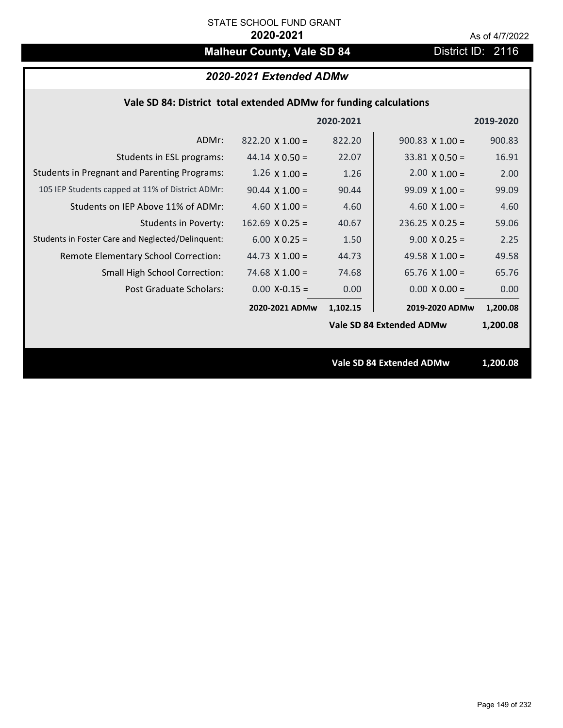STATE SCHOOL FUND GRANT

**2020-2021**

As of 4/7/2022

## Malheur County, Vale SD 84

District ID: 2116

### *2020-2021 Extended ADMw*

#### Vale SD 84: District total extended ADMw for funding calculations

| | | 2020-2021 | | 2019-2020 |
|---|---|---|---|---|
| ADMr: | 822.20 X 1.00 = | 822.20 | 900.83 X 1.00 = | 900.83 |
| Students in ESL programs: | 44.14 X 0.50 = | 22.07 | 33.81 X 0.50 = | 16.91 |
| Students in Pregnant and Parenting Programs: | 1.26 X 1.00 = | 1.26 | 2.00 X 1.00 = | 2.00 |
| 105 IEP Students capped at 11% of District ADMr: | 90.44 X 1.00 = | 90.44 | 99.09 X 1.00 = | 99.09 |
| Students on IEP Above 11% of ADMr: | 4.60 X 1.00 = | 4.60 | 4.60 X 1.00 = | 4.60 |
| Students in Poverty: | 162.69 X 0.25 = | 40.67 | 236.25 X 0.25 = | 59.06 |
| Students in Foster Care and Neglected/Delinquent: | 6.00 X 0.25 = | 1.50 | 9.00 X 0.25 = | 2.25 |
| Remote Elementary School Correction: | 44.73 X 1.00 = | 44.73 | 49.58 X 1.00 = | 49.58 |
| Small High School Correction: | 74.68 X 1.00 = | 74.68 | 65.76 X 1.00 = | 65.76 |
| Post Graduate Scholars: | 0.00 X-0.15 = | 0.00 | 0.00 X 0.00 = | 0.00 |
| | **2020-2021 ADMw** | **1,102.15** | **2019-2020 ADMw** | **1,200.08** |
| | | | **Vale SD 84 Extended ADMw** | **1,200.08** |

**Vale SD 84 Extended ADMw** **1,200.08**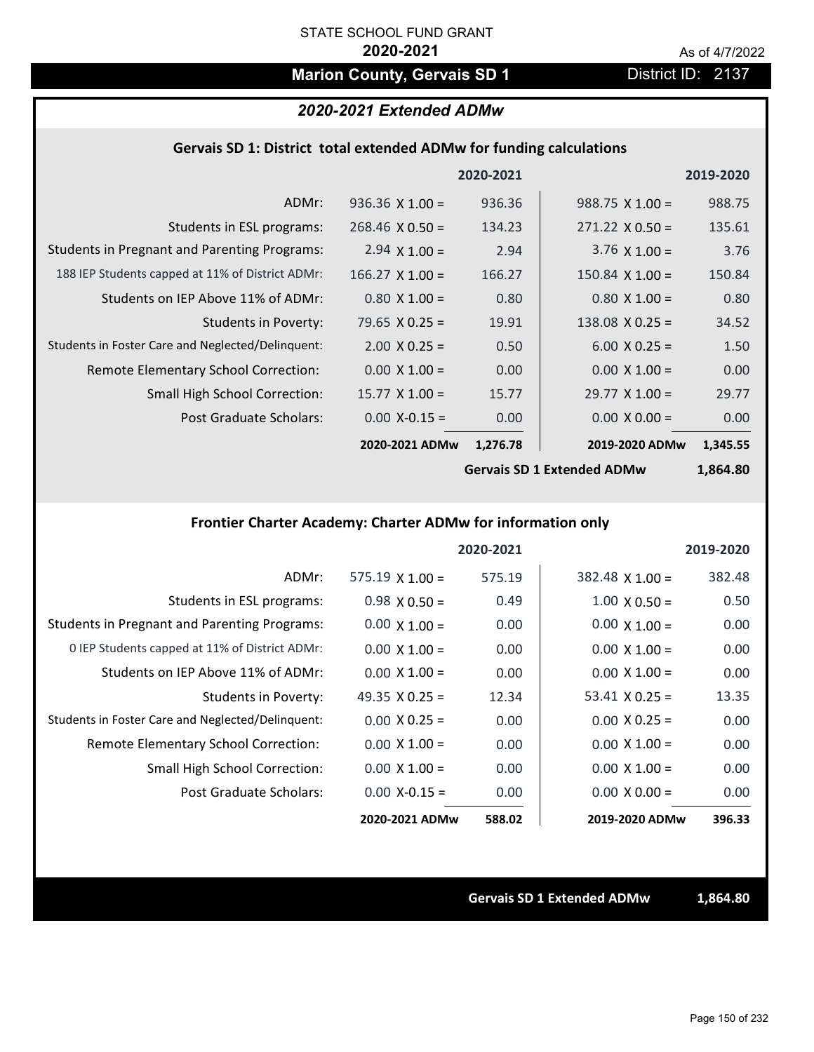STATE SCHOOL FUND GRANT

**2020-2021**

As of 4/7/2022

## Marion County, Gervais SD 1

District ID: 2137

### *2020-2021 Extended ADMw*

#### Gervais SD 1: District total extended ADMw for funding calculations

| | | 2020-2021 | | 2019-2020 |
|---|---|---|---|---|
| ADMr: | 936.36 X 1.00 = | 936.36 | 988.75 X 1.00 = | 988.75 |
| Students in ESL programs: | 268.46 X 0.50 = | 134.23 | 271.22 X 0.50 = | 135.61 |
| Students in Pregnant and Parenting Programs: | 2.94 X 1.00 = | 2.94 | 3.76 X 1.00 = | 3.76 |
| 188 IEP Students capped at 11% of District ADMr: | 166.27 X 1.00 = | 166.27 | 150.84 X 1.00 = | 150.84 |
| Students on IEP Above 11% of ADMr: | 0.80 X 1.00 = | 0.80 | 0.80 X 1.00 = | 0.80 |
| Students in Poverty: | 79.65 X 0.25 = | 19.91 | 138.08 X 0.25 = | 34.52 |
| Students in Foster Care and Neglected/Delinquent: | 2.00 X 0.25 = | 0.50 | 6.00 X 0.25 = | 1.50 |
| Remote Elementary School Correction: | 0.00 X 1.00 = | 0.00 | 0.00 X 1.00 = | 0.00 |
| Small High School Correction: | 15.77 X 1.00 = | 15.77 | 29.77 X 1.00 = | 29.77 |
| Post Graduate Scholars: | 0.00 X-0.15 = | 0.00 | 0.00 X 0.00 = | 0.00 |
| | **2020-2021 ADMw** | **1,276.78** | **2019-2020 ADMw** | **1,345.55** |
| | | | **Gervais SD 1 Extended ADMw** | **1,864.80** |

#### Frontier Charter Academy: Charter ADMw for information only

| | | 2020-2021 | | 2019-2020 |
|---|---|---|---|---|
| ADMr: | 575.19 X 1.00 = | 575.19 | 382.48 X 1.00 = | 382.48 |
| Students in ESL programs: | 0.98 X 0.50 = | 0.49 | 1.00 X 0.50 = | 0.50 |
| Students in Pregnant and Parenting Programs: | 0.00 X 1.00 = | 0.00 | 0.00 X 1.00 = | 0.00 |
| 0 IEP Students capped at 11% of District ADMr: | 0.00 X 1.00 = | 0.00 | 0.00 X 1.00 = | 0.00 |
| Students on IEP Above 11% of ADMr: | 0.00 X 1.00 = | 0.00 | 0.00 X 1.00 = | 0.00 |
| Students in Poverty: | 49.35 X 0.25 = | 12.34 | 53.41 X 0.25 = | 13.35 |
| Students in Foster Care and Neglected/Delinquent: | 0.00 X 0.25 = | 0.00 | 0.00 X 0.25 = | 0.00 |
| Remote Elementary School Correction: | 0.00 X 1.00 = | 0.00 | 0.00 X 1.00 = | 0.00 |
| Small High School Correction: | 0.00 X 1.00 = | 0.00 | 0.00 X 1.00 = | 0.00 |
| Post Graduate Scholars: | 0.00 X-0.15 = | 0.00 | 0.00 X 0.00 = | 0.00 |
| | **2020-2021 ADMw** | **588.02** | **2019-2020 ADMw** | **396.33** |

**Gervais SD 1 Extended ADMw** **1,864.80**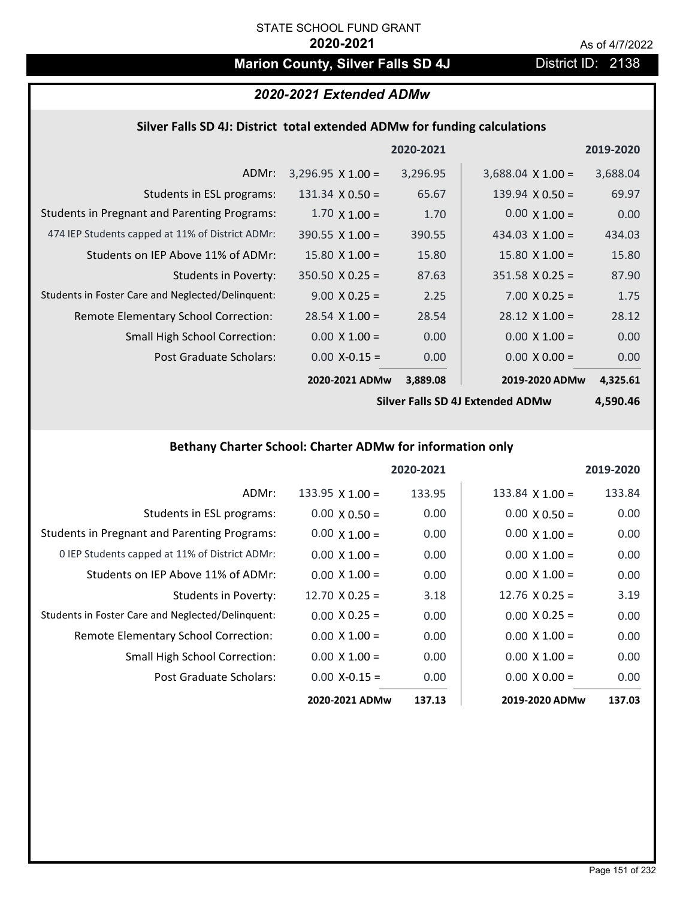STATE SCHOOL FUND GRANT

**2020-2021**

As of 4/7/2022

# Marion County, Silver Falls SD 4J

District ID: 2138

## *2020-2021 Extended ADMw*

### Silver Falls SD 4J: District total extended ADMw for funding calculations

| | | 2020-2021 | | 2019-2020 |
|---|---|---|---|---|
| ADMr: | 3,296.95 X 1.00 = | 3,296.95 | 3,688.04 X 1.00 = | 3,688.04 |
| Students in ESL programs: | 131.34 X 0.50 = | 65.67 | 139.94 X 0.50 = | 69.97 |
| Students in Pregnant and Parenting Programs: | 1.70 X 1.00 = | 1.70 | 0.00 X 1.00 = | 0.00 |
| 474 IEP Students capped at 11% of District ADMr: | 390.55 X 1.00 = | 390.55 | 434.03 X 1.00 = | 434.03 |
| Students on IEP Above 11% of ADMr: | 15.80 X 1.00 = | 15.80 | 15.80 X 1.00 = | 15.80 |
| Students in Poverty: | 350.50 X 0.25 = | 87.63 | 351.58 X 0.25 = | 87.90 |
| Students in Foster Care and Neglected/Delinquent: | 9.00 X 0.25 = | 2.25 | 7.00 X 0.25 = | 1.75 |
| Remote Elementary School Correction: | 28.54 X 1.00 = | 28.54 | 28.12 X 1.00 = | 28.12 |
| Small High School Correction: | 0.00 X 1.00 = | 0.00 | 0.00 X 1.00 = | 0.00 |
| Post Graduate Scholars: | 0.00 X-0.15 = | 0.00 | 0.00 X 0.00 = | 0.00 |
| | **2020-2021 ADMw** | **3,889.08** | **2019-2020 ADMw** | **4,325.61** |
| | | | **Silver Falls SD 4J Extended ADMw** | **4,590.46** |

### Bethany Charter School: Charter ADMw for information only

| | | 2020-2021 | | 2019-2020 |
|---|---|---|---|---|
| ADMr: | 133.95 X 1.00 = | 133.95 | 133.84 X 1.00 = | 133.84 |
| Students in ESL programs: | 0.00 X 0.50 = | 0.00 | 0.00 X 0.50 = | 0.00 |
| Students in Pregnant and Parenting Programs: | 0.00 X 1.00 = | 0.00 | 0.00 X 1.00 = | 0.00 |
| 0 IEP Students capped at 11% of District ADMr: | 0.00 X 1.00 = | 0.00 | 0.00 X 1.00 = | 0.00 |
| Students on IEP Above 11% of ADMr: | 0.00 X 1.00 = | 0.00 | 0.00 X 1.00 = | 0.00 |
| Students in Poverty: | 12.70 X 0.25 = | 3.18 | 12.76 X 0.25 = | 3.19 |
| Students in Foster Care and Neglected/Delinquent: | 0.00 X 0.25 = | 0.00 | 0.00 X 0.25 = | 0.00 |
| Remote Elementary School Correction: | 0.00 X 1.00 = | 0.00 | 0.00 X 1.00 = | 0.00 |
| Small High School Correction: | 0.00 X 1.00 = | 0.00 | 0.00 X 1.00 = | 0.00 |
| Post Graduate Scholars: | 0.00 X-0.15 = | 0.00 | 0.00 X 0.00 = | 0.00 |
| | **2020-2021 ADMw** | **137.13** | **2019-2020 ADMw** | **137.03** |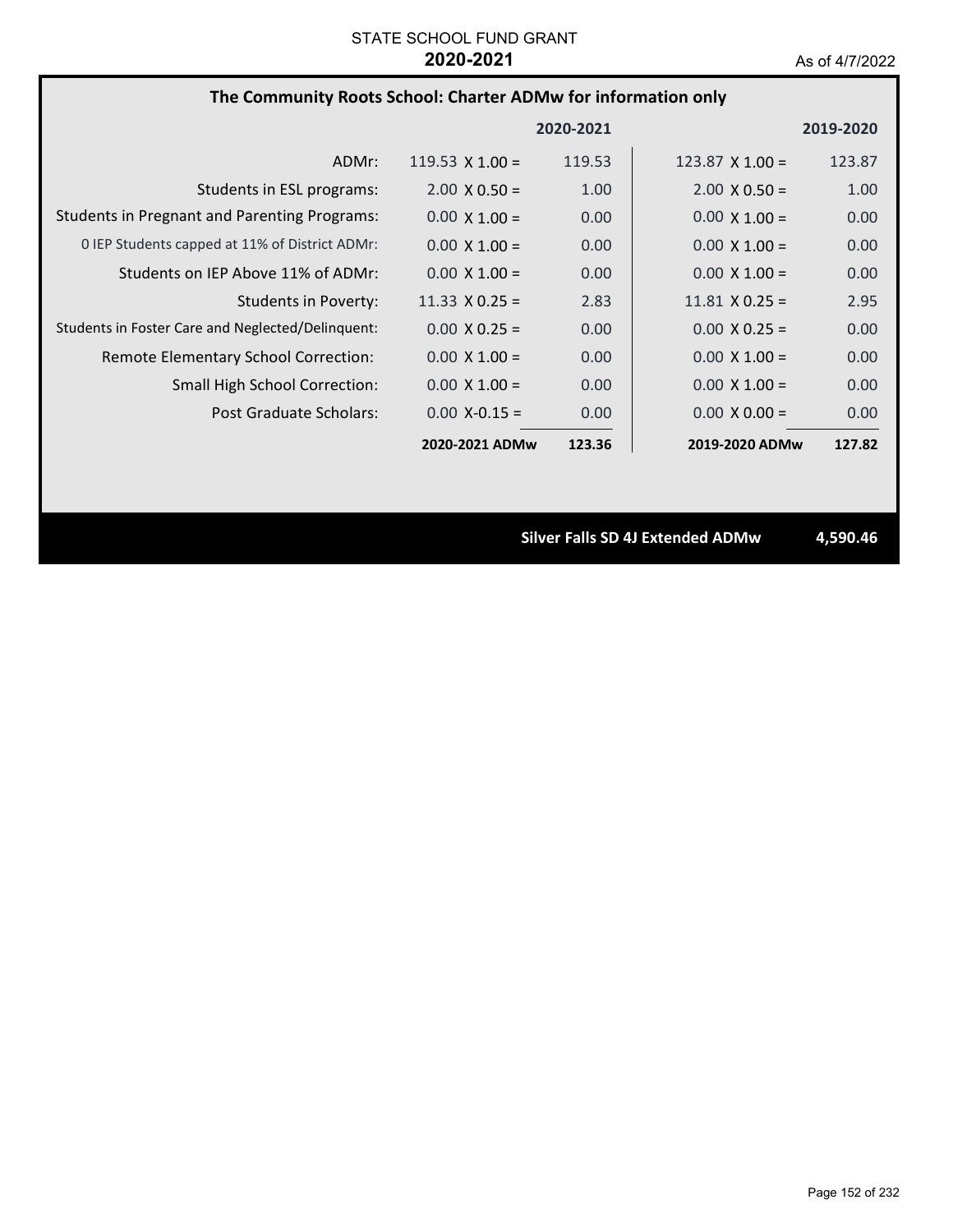STATE SCHOOL FUND GRANT

**2020-2021**

As of 4/7/2022

## The Community Roots School: Charter ADMw for information only

| | 2020-2021 | | 2019-2020 | |
|---|---|---|---|---|
| ADMr: | 119.53 X 1.00 = | 119.53 | 123.87 X 1.00 = | 123.87 |
| Students in ESL programs: | 2.00 X 0.50 = | 1.00 | 2.00 X 0.50 = | 1.00 |
| Students in Pregnant and Parenting Programs: | 0.00 X 1.00 = | 0.00 | 0.00 X 1.00 = | 0.00 |
| 0 IEP Students capped at 11% of District ADMr: | 0.00 X 1.00 = | 0.00 | 0.00 X 1.00 = | 0.00 |
| Students on IEP Above 11% of ADMr: | 0.00 X 1.00 = | 0.00 | 0.00 X 1.00 = | 0.00 |
| Students in Poverty: | 11.33 X 0.25 = | 2.83 | 11.81 X 0.25 = | 2.95 |
| Students in Foster Care and Neglected/Delinquent: | 0.00 X 0.25 = | 0.00 | 0.00 X 0.25 = | 0.00 |
| Remote Elementary School Correction: | 0.00 X 1.00 = | 0.00 | 0.00 X 1.00 = | 0.00 |
| Small High School Correction: | 0.00 X 1.00 = | 0.00 | 0.00 X 1.00 = | 0.00 |
| Post Graduate Scholars: | 0.00 X-0.15 = | 0.00 | 0.00 X 0.00 = | 0.00 |
| | **2020-2021 ADMw** | **123.36** | **2019-2020 ADMw** | **127.82** |

**Silver Falls SD 4J Extended ADMw** **4,590.46**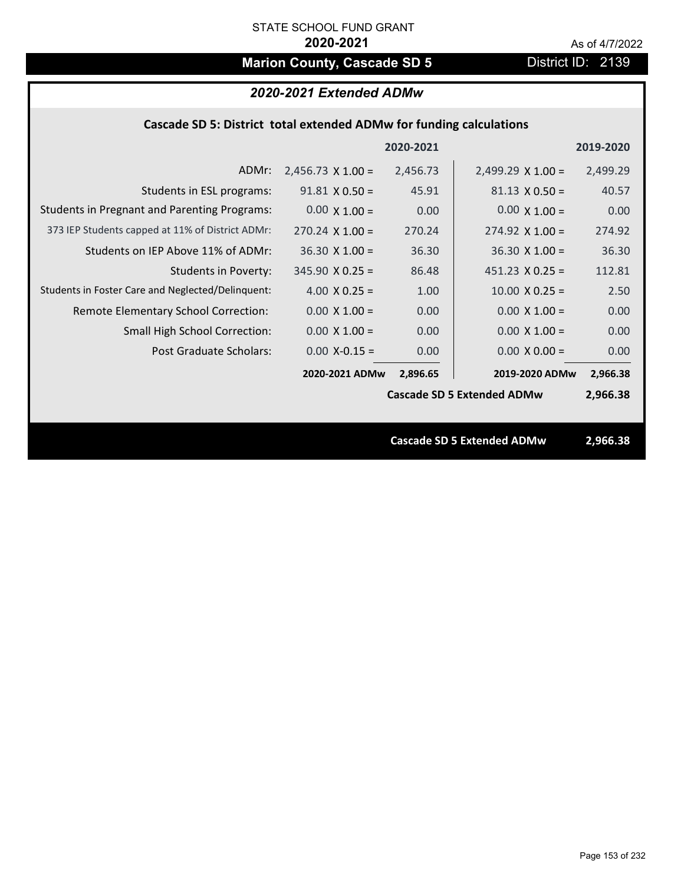STATE SCHOOL FUND GRANT

**2020-2021**

As of 4/7/2022

## Marion County, Cascade SD 5

District ID: 2139

### *2020-2021 Extended ADMw*

**Cascade SD 5: District total extended ADMw for funding calculations**

| | | 2020-2021 | | 2019-2020 |
|---|---|---|---|---|
| ADMr: | 2,456.73 X 1.00 = | 2,456.73 | 2,499.29 X 1.00 = | 2,499.29 |
| Students in ESL programs: | 91.81 X 0.50 = | 45.91 | 81.13 X 0.50 = | 40.57 |
| Students in Pregnant and Parenting Programs: | 0.00 X 1.00 = | 0.00 | 0.00 X 1.00 = | 0.00 |
| 373 IEP Students capped at 11% of District ADMr: | 270.24 X 1.00 = | 270.24 | 274.92 X 1.00 = | 274.92 |
| Students on IEP Above 11% of ADMr: | 36.30 X 1.00 = | 36.30 | 36.30 X 1.00 = | 36.30 |
| Students in Poverty: | 345.90 X 0.25 = | 86.48 | 451.23 X 0.25 = | 112.81 |
| Students in Foster Care and Neglected/Delinquent: | 4.00 X 0.25 = | 1.00 | 10.00 X 0.25 = | 2.50 |
| Remote Elementary School Correction: | 0.00 X 1.00 = | 0.00 | 0.00 X 1.00 = | 0.00 |
| Small High School Correction: | 0.00 X 1.00 = | 0.00 | 0.00 X 1.00 = | 0.00 |
| Post Graduate Scholars: | 0.00 X-0.15 = | 0.00 | 0.00 X 0.00 = | 0.00 |
| | **2020-2021 ADMw** | **2,896.65** | **2019-2020 ADMw** | **2,966.38** |
| | | | **Cascade SD 5 Extended ADMw** | **2,966.38** |

**Cascade SD 5 Extended ADMw 2,966.38**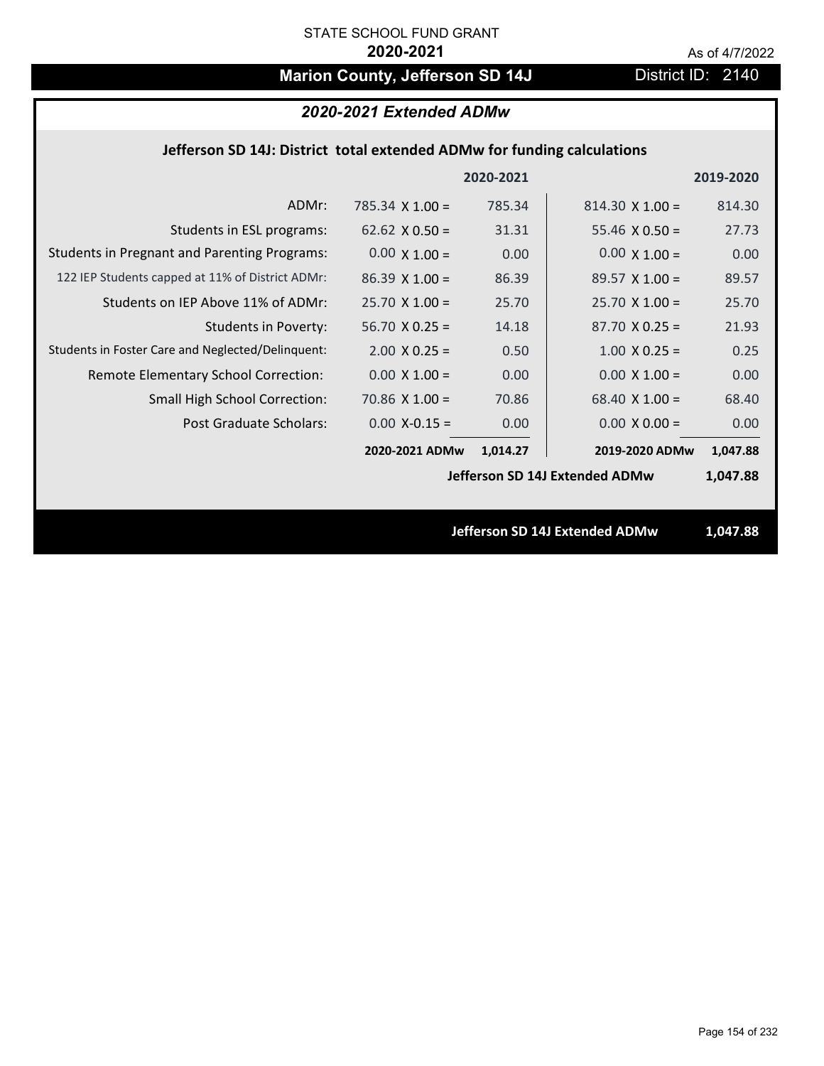STATE SCHOOL FUND GRANT

**2020-2021**

As of 4/7/2022

# Marion County, Jefferson SD 14J

District ID: 2140

## *2020-2021 Extended ADMw*

### Jefferson SD 14J: District total extended ADMw for funding calculations

| | | 2020-2021 | | 2019-2020 |
|---|---|---|---|---|
| ADMr: | 785.34 X 1.00 = | 785.34 | 814.30 X 1.00 = | 814.30 |
| Students in ESL programs: | 62.62 X 0.50 = | 31.31 | 55.46 X 0.50 = | 27.73 |
| Students in Pregnant and Parenting Programs: | 0.00 X 1.00 = | 0.00 | 0.00 X 1.00 = | 0.00 |
| 122 IEP Students capped at 11% of District ADMr: | 86.39 X 1.00 = | 86.39 | 89.57 X 1.00 = | 89.57 |
| Students on IEP Above 11% of ADMr: | 25.70 X 1.00 = | 25.70 | 25.70 X 1.00 = | 25.70 |
| Students in Poverty: | 56.70 X 0.25 = | 14.18 | 87.70 X 0.25 = | 21.93 |
| Students in Foster Care and Neglected/Delinquent: | 2.00 X 0.25 = | 0.50 | 1.00 X 0.25 = | 0.25 |
| Remote Elementary School Correction: | 0.00 X 1.00 = | 0.00 | 0.00 X 1.00 = | 0.00 |
| Small High School Correction: | 70.86 X 1.00 = | 70.86 | 68.40 X 1.00 = | 68.40 |
| Post Graduate Scholars: | 0.00 X-0.15 = | 0.00 | 0.00 X 0.00 = | 0.00 |
| | **2020-2021 ADMw** | **1,014.27** | **2019-2020 ADMw** | **1,047.88** |
| | | | **Jefferson SD 14J Extended ADMw** | **1,047.88** |

**Jefferson SD 14J Extended ADMw 1,047.88**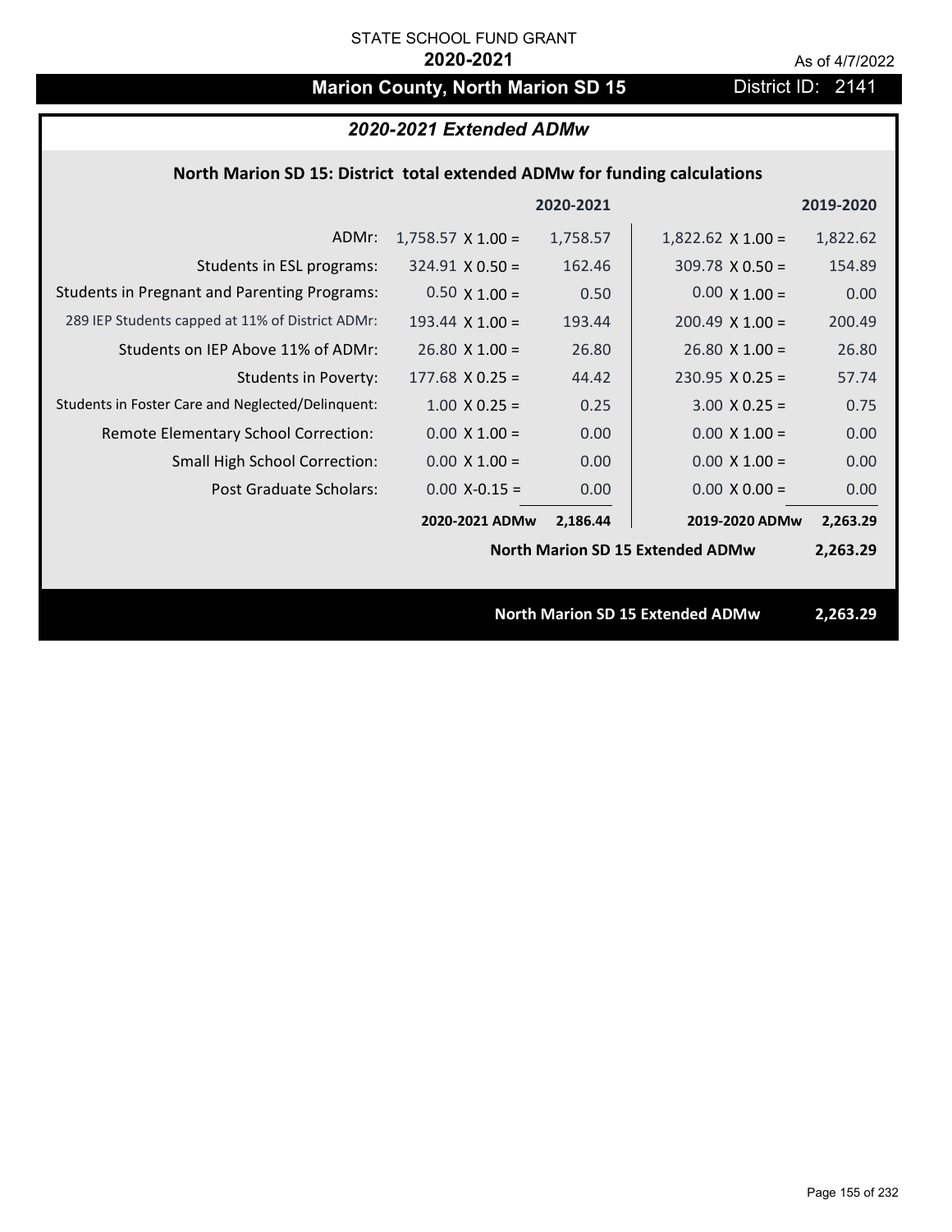STATE SCHOOL FUND GRANT

**2020-2021**

As of 4/7/2022

# Marion County, North Marion SD 15

District ID: 2141

## *2020-2021 Extended ADMw*

### North Marion SD 15: District total extended ADMw for funding calculations

| | | 2020-2021 | | 2019-2020 |
|---|---|---|---|---|
| ADMr: | 1,758.57 X 1.00 = | 1,758.57 | 1,822.62 X 1.00 = | 1,822.62 |
| Students in ESL programs: | 324.91 X 0.50 = | 162.46 | 309.78 X 0.50 = | 154.89 |
| Students in Pregnant and Parenting Programs: | 0.50 X 1.00 = | 0.50 | 0.00 X 1.00 = | 0.00 |
| 289 IEP Students capped at 11% of District ADMr: | 193.44 X 1.00 = | 193.44 | 200.49 X 1.00 = | 200.49 |
| Students on IEP Above 11% of ADMr: | 26.80 X 1.00 = | 26.80 | 26.80 X 1.00 = | 26.80 |
| Students in Poverty: | 177.68 X 0.25 = | 44.42 | 230.95 X 0.25 = | 57.74 |
| Students in Foster Care and Neglected/Delinquent: | 1.00 X 0.25 = | 0.25 | 3.00 X 0.25 = | 0.75 |
| Remote Elementary School Correction: | 0.00 X 1.00 = | 0.00 | 0.00 X 1.00 = | 0.00 |
| Small High School Correction: | 0.00 X 1.00 = | 0.00 | 0.00 X 1.00 = | 0.00 |
| Post Graduate Scholars: | 0.00 X-0.15 = | 0.00 | 0.00 X 0.00 = | 0.00 |
| | **2020-2021 ADMw** | **2,186.44** | **2019-2020 ADMw** | **2,263.29** |
| | | | **North Marion SD 15 Extended ADMw** | **2,263.29** |

**North Marion SD 15 Extended ADMw** **2,263.29**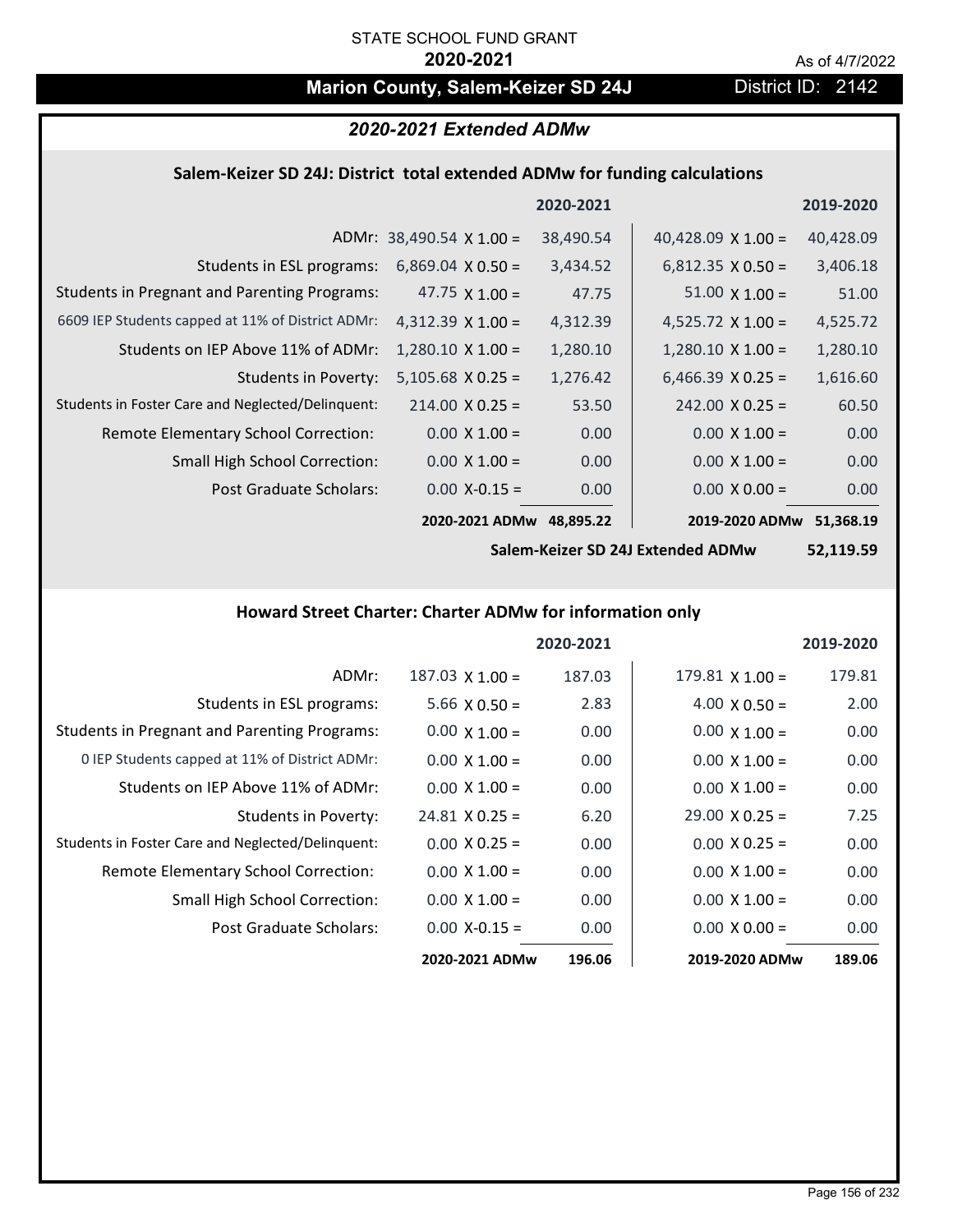STATE SCHOOL FUND GRANT

**2020-2021**

As of 4/7/2022

# Marion County, Salem-Keizer SD 24J

District ID: 2142

## *2020-2021 Extended ADMw*

### Salem-Keizer SD 24J: District total extended ADMw for funding calculations

| | | 2020-2021 | | 2019-2020 |
|---|---|---|---|---|
| ADMr: | 38,490.54 X 1.00 = | 38,490.54 | 40,428.09 X 1.00 = | 40,428.09 |
| Students in ESL programs: | 6,869.04 X 0.50 = | 3,434.52 | 6,812.35 X 0.50 = | 3,406.18 |
| Students in Pregnant and Parenting Programs: | 47.75 X 1.00 = | 47.75 | 51.00 X 1.00 = | 51.00 |
| 6609 IEP Students capped at 11% of District ADMr: | 4,312.39 X 1.00 = | 4,312.39 | 4,525.72 X 1.00 = | 4,525.72 |
| Students on IEP Above 11% of ADMr: | 1,280.10 X 1.00 = | 1,280.10 | 1,280.10 X 1.00 = | 1,280.10 |
| Students in Poverty: | 5,105.68 X 0.25 = | 1,276.42 | 6,466.39 X 0.25 = | 1,616.60 |
| Students in Foster Care and Neglected/Delinquent: | 214.00 X 0.25 = | 53.50 | 242.00 X 0.25 = | 60.50 |
| Remote Elementary School Correction: | 0.00 X 1.00 = | 0.00 | 0.00 X 1.00 = | 0.00 |
| Small High School Correction: | 0.00 X 1.00 = | 0.00 | 0.00 X 1.00 = | 0.00 |
| Post Graduate Scholars: | 0.00 X-0.15 = | 0.00 | 0.00 X 0.00 = | 0.00 |
| | **2020-2021 ADMw** | **48,895.22** | **2019-2020 ADMw** | **51,368.19** |
| | | | **Salem-Keizer SD 24J Extended ADMw** | **52,119.59** |

### Howard Street Charter: Charter ADMw for information only

| | | 2020-2021 | | 2019-2020 |
|---|---|---|---|---|
| ADMr: | 187.03 X 1.00 = | 187.03 | 179.81 X 1.00 = | 179.81 |
| Students in ESL programs: | 5.66 X 0.50 = | 2.83 | 4.00 X 0.50 = | 2.00 |
| Students in Pregnant and Parenting Programs: | 0.00 X 1.00 = | 0.00 | 0.00 X 1.00 = | 0.00 |
| 0 IEP Students capped at 11% of District ADMr: | 0.00 X 1.00 = | 0.00 | 0.00 X 1.00 = | 0.00 |
| Students on IEP Above 11% of ADMr: | 0.00 X 1.00 = | 0.00 | 0.00 X 1.00 = | 0.00 |
| Students in Poverty: | 24.81 X 0.25 = | 6.20 | 29.00 X 0.25 = | 7.25 |
| Students in Foster Care and Neglected/Delinquent: | 0.00 X 0.25 = | 0.00 | 0.00 X 0.25 = | 0.00 |
| Remote Elementary School Correction: | 0.00 X 1.00 = | 0.00 | 0.00 X 1.00 = | 0.00 |
| Small High School Correction: | 0.00 X 1.00 = | 0.00 | 0.00 X 1.00 = | 0.00 |
| Post Graduate Scholars: | 0.00 X-0.15 = | 0.00 | 0.00 X 0.00 = | 0.00 |
| | **2020-2021 ADMw** | **196.06** | **2019-2020 ADMw** | **189.06** |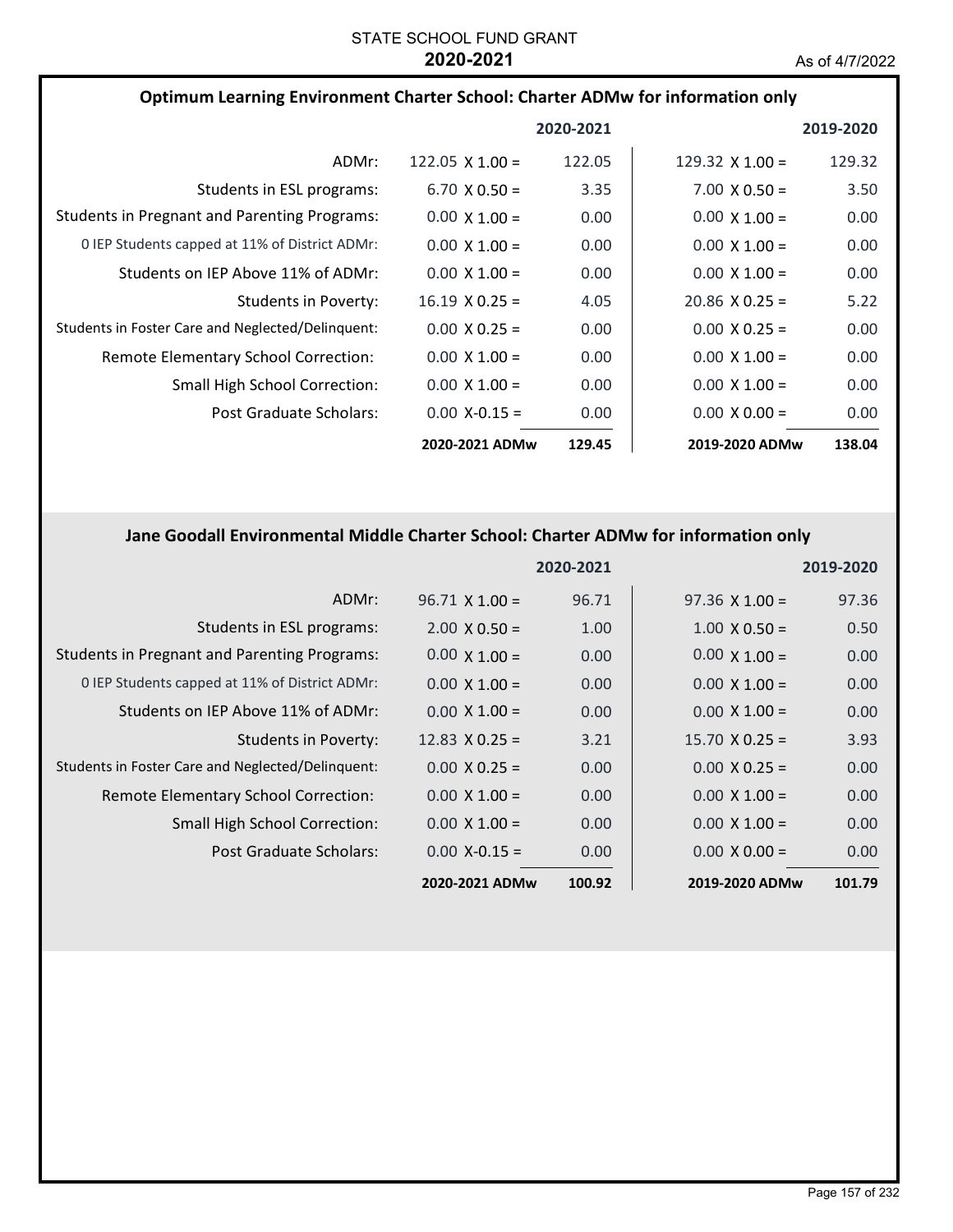STATE SCHOOL FUND GRANT
**2020-2021**

As of 4/7/2022

### Optimum Learning Environment Charter School: Charter ADMw for information only

| | 2020-2021 | | 2019-2020 | |
|---|---|---|---|---|
| ADMr: | 122.05 X 1.00 = | 122.05 | 129.32 X 1.00 = | 129.32 |
| Students in ESL programs: | 6.70 X 0.50 = | 3.35 | 7.00 X 0.50 = | 3.50 |
| Students in Pregnant and Parenting Programs: | 0.00 X 1.00 = | 0.00 | 0.00 X 1.00 = | 0.00 |
| 0 IEP Students capped at 11% of District ADMr: | 0.00 X 1.00 = | 0.00 | 0.00 X 1.00 = | 0.00 |
| Students on IEP Above 11% of ADMr: | 0.00 X 1.00 = | 0.00 | 0.00 X 1.00 = | 0.00 |
| Students in Poverty: | 16.19 X 0.25 = | 4.05 | 20.86 X 0.25 = | 5.22 |
| Students in Foster Care and Neglected/Delinquent: | 0.00 X 0.25 = | 0.00 | 0.00 X 0.25 = | 0.00 |
| Remote Elementary School Correction: | 0.00 X 1.00 = | 0.00 | 0.00 X 1.00 = | 0.00 |
| Small High School Correction: | 0.00 X 1.00 = | 0.00 | 0.00 X 1.00 = | 0.00 |
| Post Graduate Scholars: | 0.00 X-0.15 = | 0.00 | 0.00 X 0.00 = | 0.00 |
| | **2020-2021 ADMw** | **129.45** | **2019-2020 ADMw** | **138.04** |

### Jane Goodall Environmental Middle Charter School: Charter ADMw for information only

| | 2020-2021 | | 2019-2020 | |
|---|---|---|---|---|
| ADMr: | 96.71 X 1.00 = | 96.71 | 97.36 X 1.00 = | 97.36 |
| Students in ESL programs: | 2.00 X 0.50 = | 1.00 | 1.00 X 0.50 = | 0.50 |
| Students in Pregnant and Parenting Programs: | 0.00 X 1.00 = | 0.00 | 0.00 X 1.00 = | 0.00 |
| 0 IEP Students capped at 11% of District ADMr: | 0.00 X 1.00 = | 0.00 | 0.00 X 1.00 = | 0.00 |
| Students on IEP Above 11% of ADMr: | 0.00 X 1.00 = | 0.00 | 0.00 X 1.00 = | 0.00 |
| Students in Poverty: | 12.83 X 0.25 = | 3.21 | 15.70 X 0.25 = | 3.93 |
| Students in Foster Care and Neglected/Delinquent: | 0.00 X 0.25 = | 0.00 | 0.00 X 0.25 = | 0.00 |
| Remote Elementary School Correction: | 0.00 X 1.00 = | 0.00 | 0.00 X 1.00 = | 0.00 |
| Small High School Correction: | 0.00 X 1.00 = | 0.00 | 0.00 X 1.00 = | 0.00 |
| Post Graduate Scholars: | 0.00 X-0.15 = | 0.00 | 0.00 X 0.00 = | 0.00 |
| | **2020-2021 ADMw** | **100.92** | **2019-2020 ADMw** | **101.79** |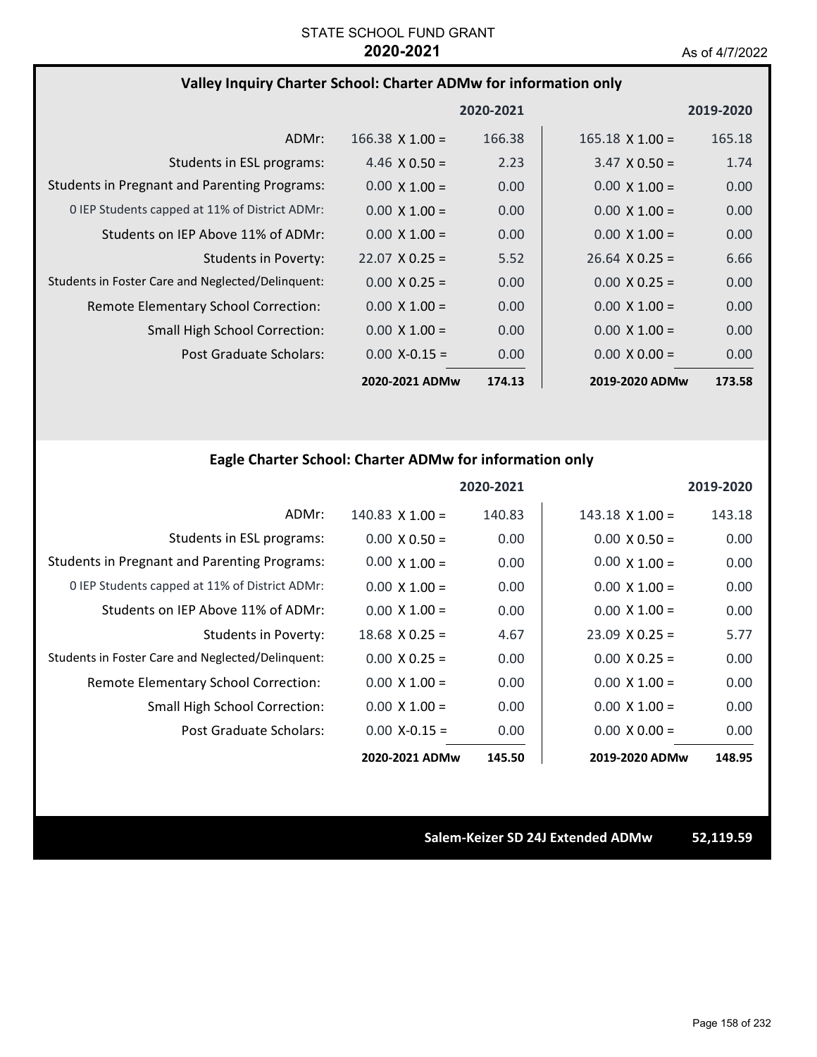STATE SCHOOL FUND GRANT
**2020-2021**

As of 4/7/2022

### Valley Inquiry Charter School: Charter ADMw for information only

| | 2020-2021 | | 2019-2020 | |
|---|---|---|---|---|
| ADMr: | 166.38 X 1.00 = | 166.38 | 165.18 X 1.00 = | 165.18 |
| Students in ESL programs: | 4.46 X 0.50 = | 2.23 | 3.47 X 0.50 = | 1.74 |
| Students in Pregnant and Parenting Programs: | 0.00 X 1.00 = | 0.00 | 0.00 X 1.00 = | 0.00 |
| 0 IEP Students capped at 11% of District ADMr: | 0.00 X 1.00 = | 0.00 | 0.00 X 1.00 = | 0.00 |
| Students on IEP Above 11% of ADMr: | 0.00 X 1.00 = | 0.00 | 0.00 X 1.00 = | 0.00 |
| Students in Poverty: | 22.07 X 0.25 = | 5.52 | 26.64 X 0.25 = | 6.66 |
| Students in Foster Care and Neglected/Delinquent: | 0.00 X 0.25 = | 0.00 | 0.00 X 0.25 = | 0.00 |
| Remote Elementary School Correction: | 0.00 X 1.00 = | 0.00 | 0.00 X 1.00 = | 0.00 |
| Small High School Correction: | 0.00 X 1.00 = | 0.00 | 0.00 X 1.00 = | 0.00 |
| Post Graduate Scholars: | 0.00 X-0.15 = | 0.00 | 0.00 X 0.00 = | 0.00 |
| | **2020-2021 ADMw** | **174.13** | **2019-2020 ADMw** | **173.58** |

### Eagle Charter School: Charter ADMw for information only

| | 2020-2021 | | 2019-2020 | |
|---|---|---|---|---|
| ADMr: | 140.83 X 1.00 = | 140.83 | 143.18 X 1.00 = | 143.18 |
| Students in ESL programs: | 0.00 X 0.50 = | 0.00 | 0.00 X 0.50 = | 0.00 |
| Students in Pregnant and Parenting Programs: | 0.00 X 1.00 = | 0.00 | 0.00 X 1.00 = | 0.00 |
| 0 IEP Students capped at 11% of District ADMr: | 0.00 X 1.00 = | 0.00 | 0.00 X 1.00 = | 0.00 |
| Students on IEP Above 11% of ADMr: | 0.00 X 1.00 = | 0.00 | 0.00 X 1.00 = | 0.00 |
| Students in Poverty: | 18.68 X 0.25 = | 4.67 | 23.09 X 0.25 = | 5.77 |
| Students in Foster Care and Neglected/Delinquent: | 0.00 X 0.25 = | 0.00 | 0.00 X 0.25 = | 0.00 |
| Remote Elementary School Correction: | 0.00 X 1.00 = | 0.00 | 0.00 X 1.00 = | 0.00 |
| Small High School Correction: | 0.00 X 1.00 = | 0.00 | 0.00 X 1.00 = | 0.00 |
| Post Graduate Scholars: | 0.00 X-0.15 = | 0.00 | 0.00 X 0.00 = | 0.00 |
| | **2020-2021 ADMw** | **145.50** | **2019-2020 ADMw** | **148.95** |

**Salem-Keizer SD 24J Extended ADMw 52,119.59**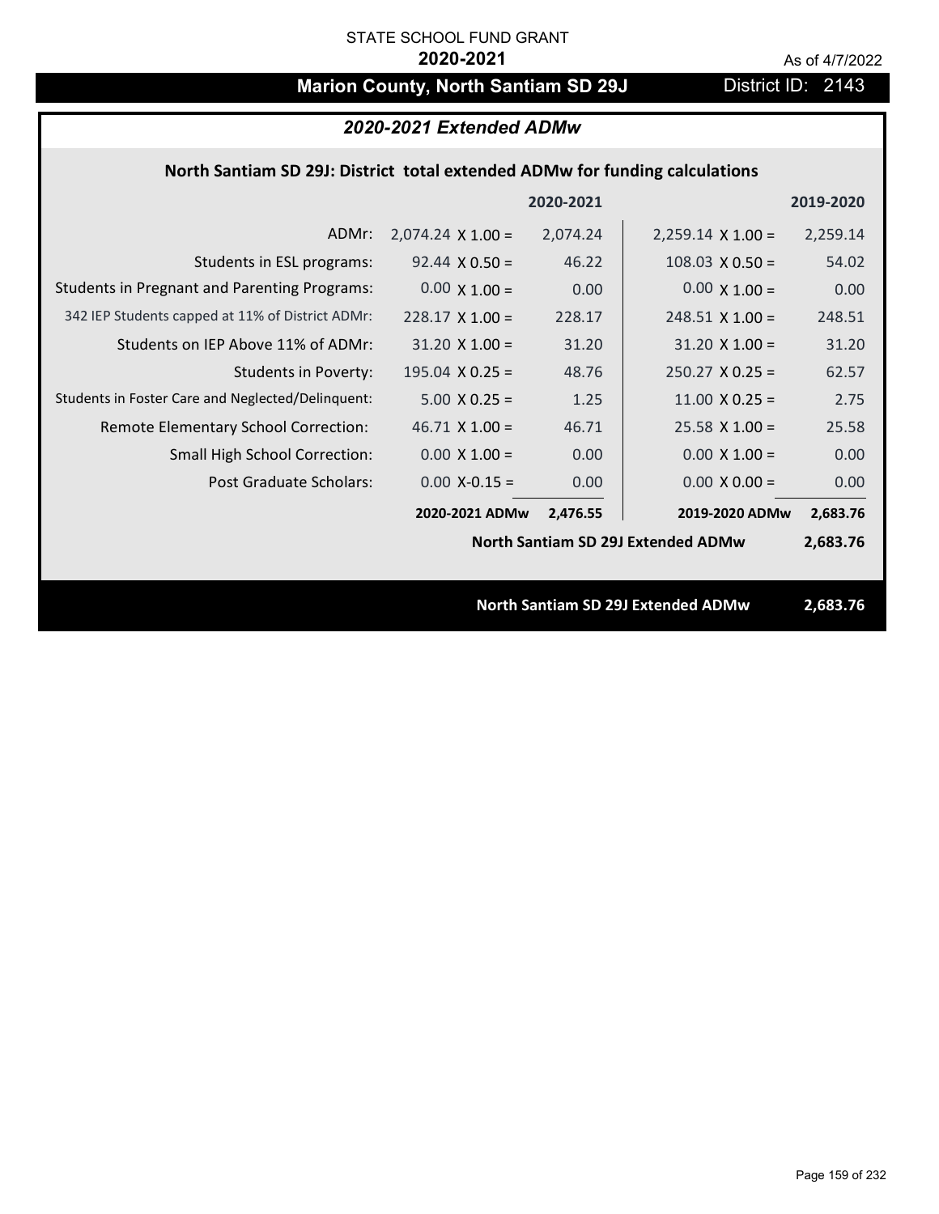STATE SCHOOL FUND GRANT

**2020-2021**

As of 4/7/2022

# Marion County, North Santiam SD 29J

District ID: 2143

## *2020-2021 Extended ADMw*

### North Santiam SD 29J: District total extended ADMw for funding calculations

| | | 2020-2021 | | 2019-2020 |
|---|---|---|---|---|
| ADMr: | 2,074.24 X 1.00 = | 2,074.24 | 2,259.14 X 1.00 = | 2,259.14 |
| Students in ESL programs: | 92.44 X 0.50 = | 46.22 | 108.03 X 0.50 = | 54.02 |
| Students in Pregnant and Parenting Programs: | 0.00 X 1.00 = | 0.00 | 0.00 X 1.00 = | 0.00 |
| 342 IEP Students capped at 11% of District ADMr: | 228.17 X 1.00 = | 228.17 | 248.51 X 1.00 = | 248.51 |
| Students on IEP Above 11% of ADMr: | 31.20 X 1.00 = | 31.20 | 31.20 X 1.00 = | 31.20 |
| Students in Poverty: | 195.04 X 0.25 = | 48.76 | 250.27 X 0.25 = | 62.57 |
| Students in Foster Care and Neglected/Delinquent: | 5.00 X 0.25 = | 1.25 | 11.00 X 0.25 = | 2.75 |
| Remote Elementary School Correction: | 46.71 X 1.00 = | 46.71 | 25.58 X 1.00 = | 25.58 |
| Small High School Correction: | 0.00 X 1.00 = | 0.00 | 0.00 X 1.00 = | 0.00 |
| Post Graduate Scholars: | 0.00 X-0.15 = | 0.00 | 0.00 X 0.00 = | 0.00 |
| | **2020-2021 ADMw** | **2,476.55** | **2019-2020 ADMw** | **2,683.76** |
| | | | **North Santiam SD 29J Extended ADMw** | **2,683.76** |

**North Santiam SD 29J Extended ADMw 2,683.76**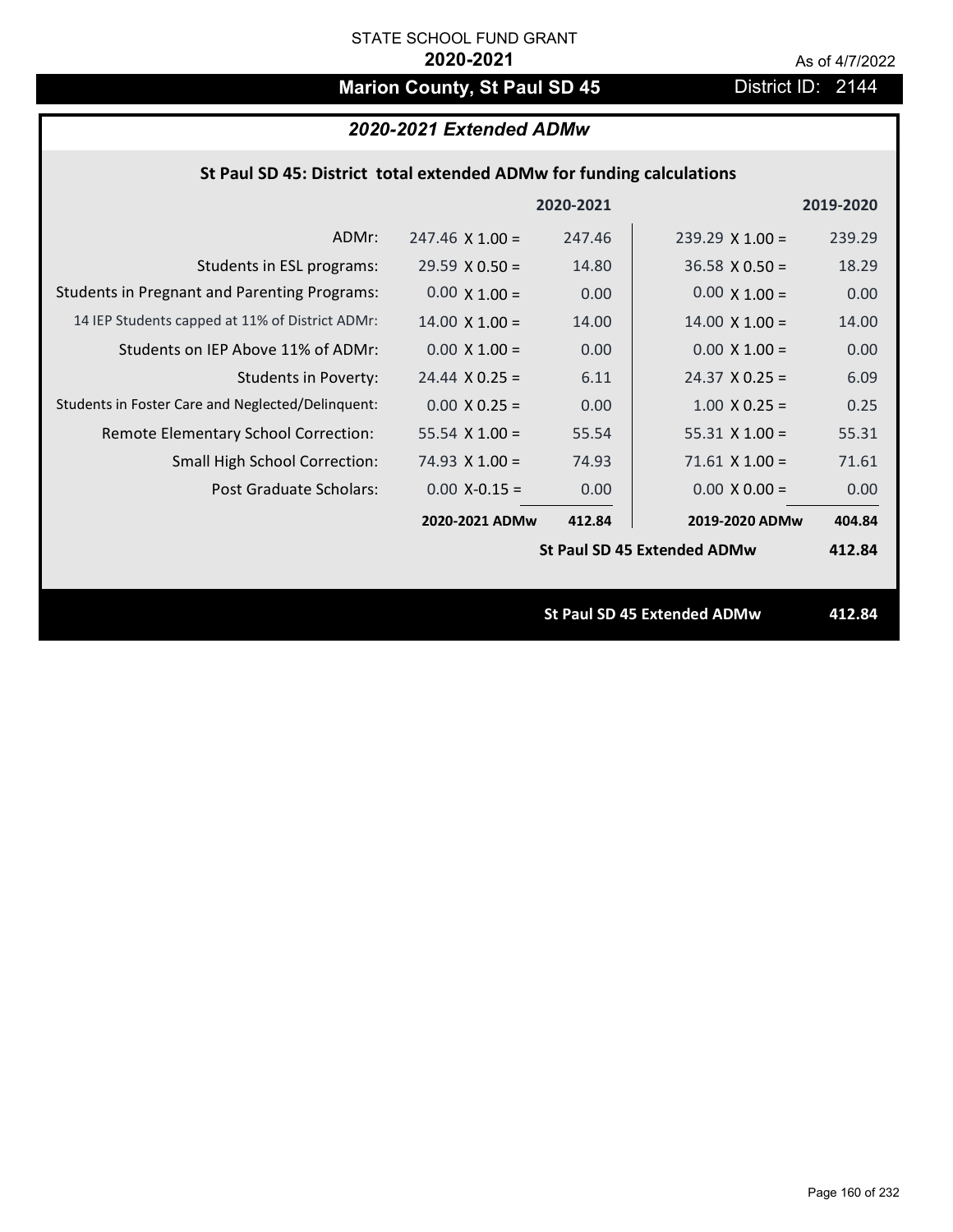STATE SCHOOL FUND GRANT

**2020-2021**

As of 4/7/2022

# Marion County, St Paul SD 45

District ID: 2144

## *2020-2021 Extended ADMw*

### St Paul SD 45: District total extended ADMw for funding calculations

| | 2020-2021 | | 2019-2020 | |
|---|---|---|---|---|
| ADMr: | 247.46 X 1.00 = | 247.46 | 239.29 X 1.00 = | 239.29 |
| Students in ESL programs: | 29.59 X 0.50 = | 14.80 | 36.58 X 0.50 = | 18.29 |
| Students in Pregnant and Parenting Programs: | 0.00 X 1.00 = | 0.00 | 0.00 X 1.00 = | 0.00 |
| 14 IEP Students capped at 11% of District ADMr: | 14.00 X 1.00 = | 14.00 | 14.00 X 1.00 = | 14.00 |
| Students on IEP Above 11% of ADMr: | 0.00 X 1.00 = | 0.00 | 0.00 X 1.00 = | 0.00 |
| Students in Poverty: | 24.44 X 0.25 = | 6.11 | 24.37 X 0.25 = | 6.09 |
| Students in Foster Care and Neglected/Delinquent: | 0.00 X 0.25 = | 0.00 | 1.00 X 0.25 = | 0.25 |
| Remote Elementary School Correction: | 55.54 X 1.00 = | 55.54 | 55.31 X 1.00 = | 55.31 |
| Small High School Correction: | 74.93 X 1.00 = | 74.93 | 71.61 X 1.00 = | 71.61 |
| Post Graduate Scholars: | 0.00 X-0.15 = | 0.00 | 0.00 X 0.00 = | 0.00 |
| | **2020-2021 ADMw** | **412.84** | **2019-2020 ADMw** | **404.84** |
| | | | **St Paul SD 45 Extended ADMw** | **412.84** |

**St Paul SD 45 Extended ADMw 412.84**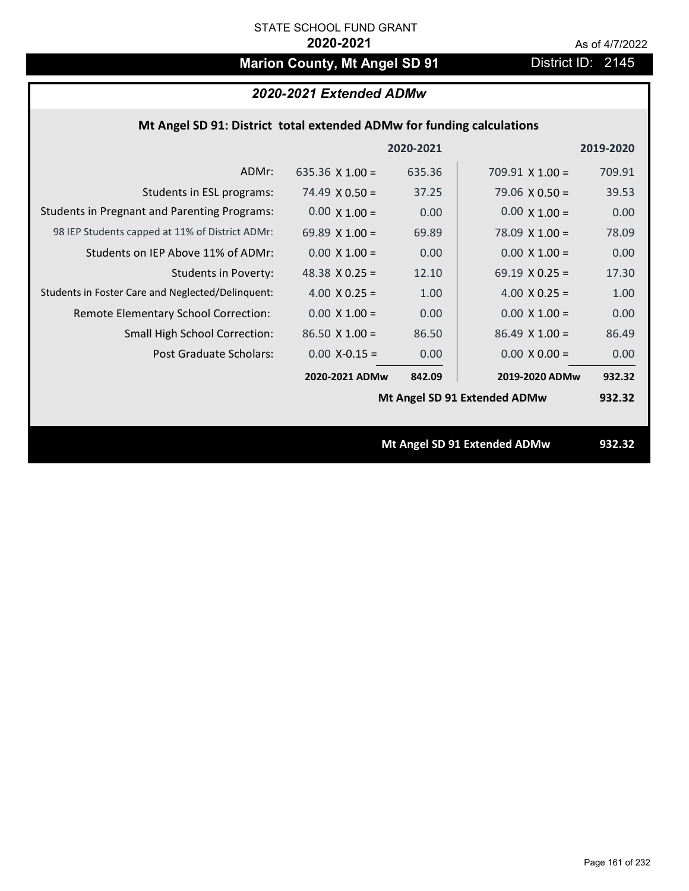STATE SCHOOL FUND GRANT

**2020-2021**

As of 4/7/2022

# Marion County, Mt Angel SD 91

District ID: 2145

## *2020-2021 Extended ADMw*

### Mt Angel SD 91: District total extended ADMw for funding calculations

| | | 2020-2021 | | 2019-2020 |
|---|---|---|---|---|
| ADMr: | 635.36 X 1.00 = | 635.36 | 709.91 X 1.00 = | 709.91 |
| Students in ESL programs: | 74.49 X 0.50 = | 37.25 | 79.06 X 0.50 = | 39.53 |
| Students in Pregnant and Parenting Programs: | 0.00 X 1.00 = | 0.00 | 0.00 X 1.00 = | 0.00 |
| 98 IEP Students capped at 11% of District ADMr: | 69.89 X 1.00 = | 69.89 | 78.09 X 1.00 = | 78.09 |
| Students on IEP Above 11% of ADMr: | 0.00 X 1.00 = | 0.00 | 0.00 X 1.00 = | 0.00 |
| Students in Poverty: | 48.38 X 0.25 = | 12.10 | 69.19 X 0.25 = | 17.30 |
| Students in Foster Care and Neglected/Delinquent: | 4.00 X 0.25 = | 1.00 | 4.00 X 0.25 = | 1.00 |
| Remote Elementary School Correction: | 0.00 X 1.00 = | 0.00 | 0.00 X 1.00 = | 0.00 |
| Small High School Correction: | 86.50 X 1.00 = | 86.50 | 86.49 X 1.00 = | 86.49 |
| Post Graduate Scholars: | 0.00 X-0.15 = | 0.00 | 0.00 X 0.00 = | 0.00 |
| | **2020-2021 ADMw** | **842.09** | **2019-2020 ADMw** | **932.32** |
| | | | **Mt Angel SD 91 Extended ADMw** | **932.32** |

**Mt Angel SD 91 Extended ADMw** **932.32**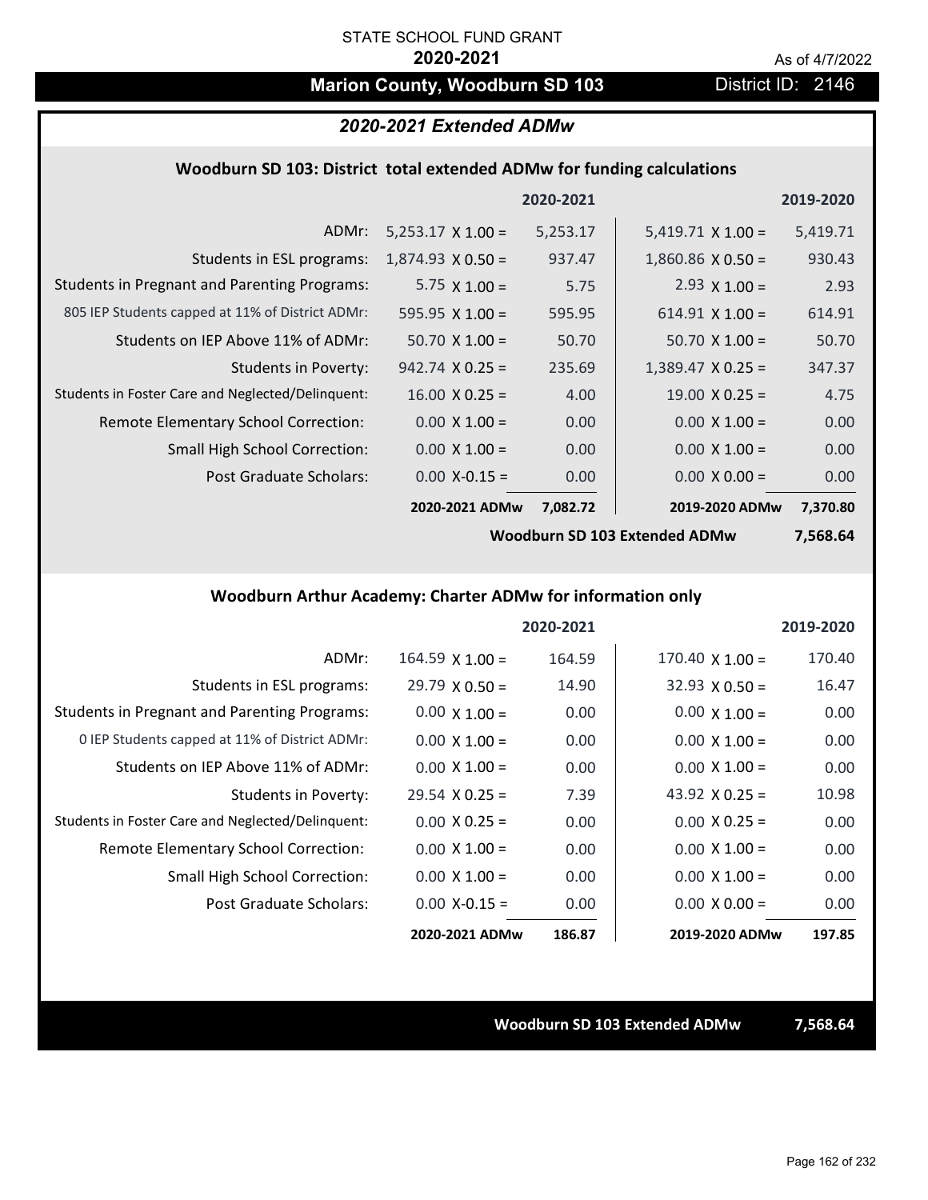STATE SCHOOL FUND GRANT

**2020-2021**

As of 4/7/2022

## Marion County, Woodburn SD 103

District ID: 2146

### *2020-2021 Extended ADMw*

#### Woodburn SD 103: District total extended ADMw for funding calculations

| | | 2020-2021 | | 2019-2020 |
|---|---|---|---|---|
| ADMr: | 5,253.17 X 1.00 = | 5,253.17 | 5,419.71 X 1.00 = | 5,419.71 |
| Students in ESL programs: | 1,874.93 X 0.50 = | 937.47 | 1,860.86 X 0.50 = | 930.43 |
| Students in Pregnant and Parenting Programs: | 5.75 X 1.00 = | 5.75 | 2.93 X 1.00 = | 2.93 |
| 805 IEP Students capped at 11% of District ADMr: | 595.95 X 1.00 = | 595.95 | 614.91 X 1.00 = | 614.91 |
| Students on IEP Above 11% of ADMr: | 50.70 X 1.00 = | 50.70 | 50.70 X 1.00 = | 50.70 |
| Students in Poverty: | 942.74 X 0.25 = | 235.69 | 1,389.47 X 0.25 = | 347.37 |
| Students in Foster Care and Neglected/Delinquent: | 16.00 X 0.25 = | 4.00 | 19.00 X 0.25 = | 4.75 |
| Remote Elementary School Correction: | 0.00 X 1.00 = | 0.00 | 0.00 X 1.00 = | 0.00 |
| Small High School Correction: | 0.00 X 1.00 = | 0.00 | 0.00 X 1.00 = | 0.00 |
| Post Graduate Scholars: | 0.00 X-0.15 = | 0.00 | 0.00 X 0.00 = | 0.00 |
| | **2020-2021 ADMw** | **7,082.72** | **2019-2020 ADMw** | **7,370.80** |
| | | | **Woodburn SD 103 Extended ADMw** | **7,568.64** |

#### Woodburn Arthur Academy: Charter ADMw for information only

| | | 2020-2021 | | 2019-2020 |
|---|---|---|---|---|
| ADMr: | 164.59 X 1.00 = | 164.59 | 170.40 X 1.00 = | 170.40 |
| Students in ESL programs: | 29.79 X 0.50 = | 14.90 | 32.93 X 0.50 = | 16.47 |
| Students in Pregnant and Parenting Programs: | 0.00 X 1.00 = | 0.00 | 0.00 X 1.00 = | 0.00 |
| 0 IEP Students capped at 11% of District ADMr: | 0.00 X 1.00 = | 0.00 | 0.00 X 1.00 = | 0.00 |
| Students on IEP Above 11% of ADMr: | 0.00 X 1.00 = | 0.00 | 0.00 X 1.00 = | 0.00 |
| Students in Poverty: | 29.54 X 0.25 = | 7.39 | 43.92 X 0.25 = | 10.98 |
| Students in Foster Care and Neglected/Delinquent: | 0.00 X 0.25 = | 0.00 | 0.00 X 0.25 = | 0.00 |
| Remote Elementary School Correction: | 0.00 X 1.00 = | 0.00 | 0.00 X 1.00 = | 0.00 |
| Small High School Correction: | 0.00 X 1.00 = | 0.00 | 0.00 X 1.00 = | 0.00 |
| Post Graduate Scholars: | 0.00 X-0.15 = | 0.00 | 0.00 X 0.00 = | 0.00 |
| | **2020-2021 ADMw** | **186.87** | **2019-2020 ADMw** | **197.85** |

**Woodburn SD 103 Extended ADMw** **7,568.64**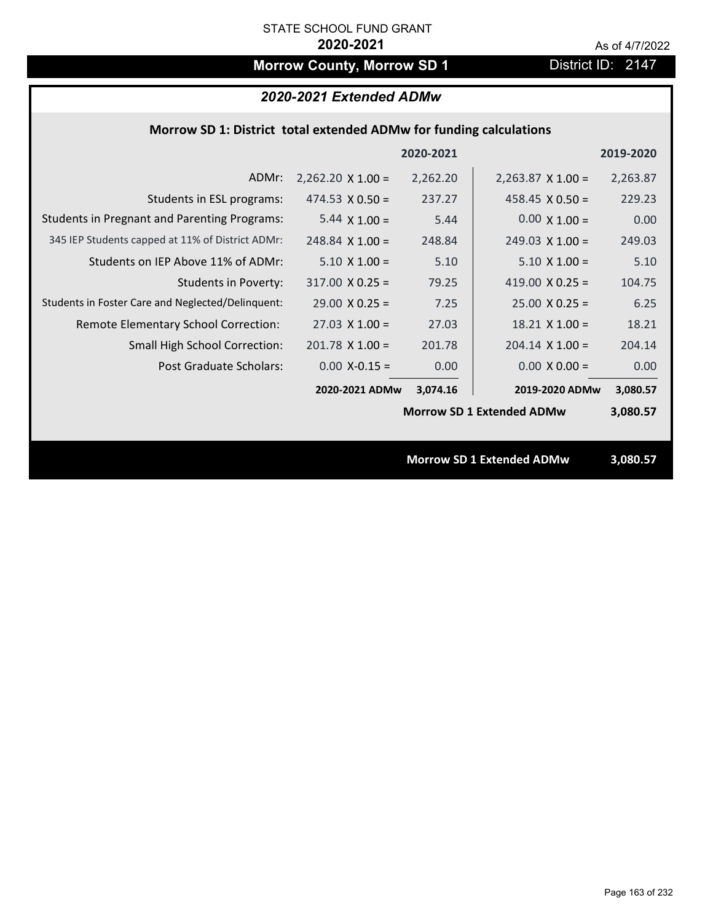STATE SCHOOL FUND GRANT

**2020-2021**

As of 4/7/2022

# Morrow County, Morrow SD 1

District ID: 2147

## *2020-2021 Extended ADMw*

### Morrow SD 1: District total extended ADMw for funding calculations

| | | 2020-2021 | | 2019-2020 |
|---|---|---|---|---|
| ADMr: | 2,262.20 X 1.00 = | 2,262.20 | 2,263.87 X 1.00 = | 2,263.87 |
| Students in ESL programs: | 474.53 X 0.50 = | 237.27 | 458.45 X 0.50 = | 229.23 |
| Students in Pregnant and Parenting Programs: | 5.44 X 1.00 = | 5.44 | 0.00 X 1.00 = | 0.00 |
| 345 IEP Students capped at 11% of District ADMr: | 248.84 X 1.00 = | 248.84 | 249.03 X 1.00 = | 249.03 |
| Students on IEP Above 11% of ADMr: | 5.10 X 1.00 = | 5.10 | 5.10 X 1.00 = | 5.10 |
| Students in Poverty: | 317.00 X 0.25 = | 79.25 | 419.00 X 0.25 = | 104.75 |
| Students in Foster Care and Neglected/Delinquent: | 29.00 X 0.25 = | 7.25 | 25.00 X 0.25 = | 6.25 |
| Remote Elementary School Correction: | 27.03 X 1.00 = | 27.03 | 18.21 X 1.00 = | 18.21 |
| Small High School Correction: | 201.78 X 1.00 = | 201.78 | 204.14 X 1.00 = | 204.14 |
| Post Graduate Scholars: | 0.00 X-0.15 = | 0.00 | 0.00 X 0.00 = | 0.00 |
| | **2020-2021 ADMw** | **3,074.16** | **2019-2020 ADMw** | **3,080.57** |
| | | | **Morrow SD 1 Extended ADMw** | **3,080.57** |

**Morrow SD 1 Extended ADMw** **3,080.57**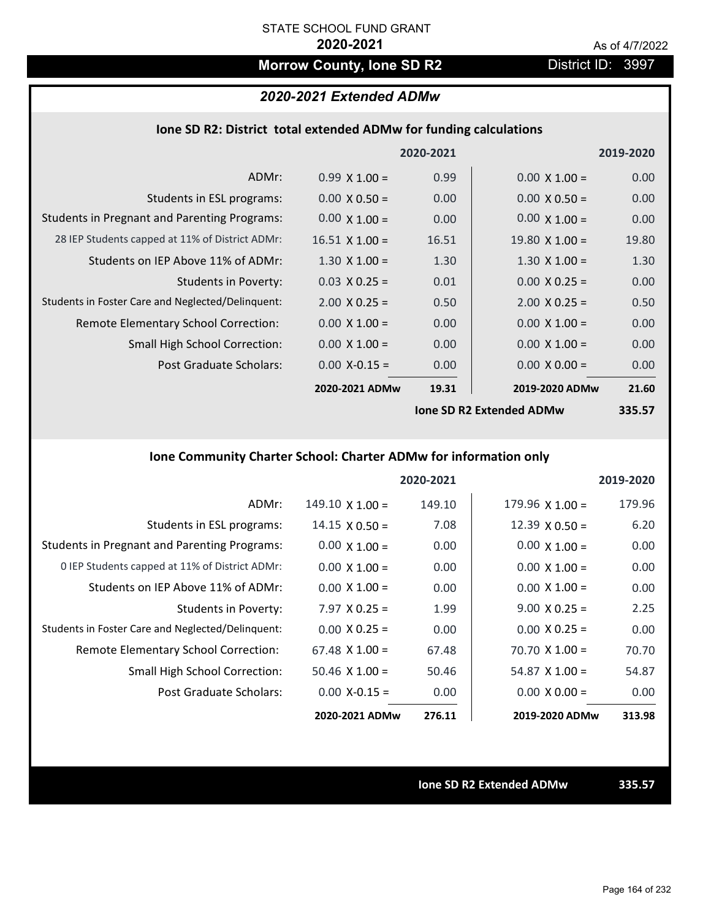STATE SCHOOL FUND GRANT

**2020-2021**

As of 4/7/2022

# Morrow County, Ione SD R2

District ID: 3997

## *2020-2021 Extended ADMw*

### Ione SD R2: District total extended ADMw for funding calculations

| | 2020-2021 | | 2019-2020 | |
|---|---|---|---|---|
| ADMr: | 0.99 X 1.00 = | 0.99 | 0.00 X 1.00 = | 0.00 |
| Students in ESL programs: | 0.00 X 0.50 = | 0.00 | 0.00 X 0.50 = | 0.00 |
| Students in Pregnant and Parenting Programs: | 0.00 X 1.00 = | 0.00 | 0.00 X 1.00 = | 0.00 |
| 28 IEP Students capped at 11% of District ADMr: | 16.51 X 1.00 = | 16.51 | 19.80 X 1.00 = | 19.80 |
| Students on IEP Above 11% of ADMr: | 1.30 X 1.00 = | 1.30 | 1.30 X 1.00 = | 1.30 |
| Students in Poverty: | 0.03 X 0.25 = | 0.01 | 0.00 X 0.25 = | 0.00 |
| Students in Foster Care and Neglected/Delinquent: | 2.00 X 0.25 = | 0.50 | 2.00 X 0.25 = | 0.50 |
| Remote Elementary School Correction: | 0.00 X 1.00 = | 0.00 | 0.00 X 1.00 = | 0.00 |
| Small High School Correction: | 0.00 X 1.00 = | 0.00 | 0.00 X 1.00 = | 0.00 |
| Post Graduate Scholars: | 0.00 X-0.15 = | 0.00 | 0.00 X 0.00 = | 0.00 |
| | **2020-2021 ADMw** | **19.31** | **2019-2020 ADMw** | **21.60** |
| | | | **Ione SD R2 Extended ADMw** | **335.57** |

### Ione Community Charter School: Charter ADMw for information only

| | 2020-2021 | | 2019-2020 | |
|---|---|---|---|---|
| ADMr: | 149.10 X 1.00 = | 149.10 | 179.96 X 1.00 = | 179.96 |
| Students in ESL programs: | 14.15 X 0.50 = | 7.08 | 12.39 X 0.50 = | 6.20 |
| Students in Pregnant and Parenting Programs: | 0.00 X 1.00 = | 0.00 | 0.00 X 1.00 = | 0.00 |
| 0 IEP Students capped at 11% of District ADMr: | 0.00 X 1.00 = | 0.00 | 0.00 X 1.00 = | 0.00 |
| Students on IEP Above 11% of ADMr: | 0.00 X 1.00 = | 0.00 | 0.00 X 1.00 = | 0.00 |
| Students in Poverty: | 7.97 X 0.25 = | 1.99 | 9.00 X 0.25 = | 2.25 |
| Students in Foster Care and Neglected/Delinquent: | 0.00 X 0.25 = | 0.00 | 0.00 X 0.25 = | 0.00 |
| Remote Elementary School Correction: | 67.48 X 1.00 = | 67.48 | 70.70 X 1.00 = | 70.70 |
| Small High School Correction: | 50.46 X 1.00 = | 50.46 | 54.87 X 1.00 = | 54.87 |
| Post Graduate Scholars: | 0.00 X-0.15 = | 0.00 | 0.00 X 0.00 = | 0.00 |
| | **2020-2021 ADMw** | **276.11** | **2019-2020 ADMw** | **313.98** |

**Ione SD R2 Extended ADMw** **335.57**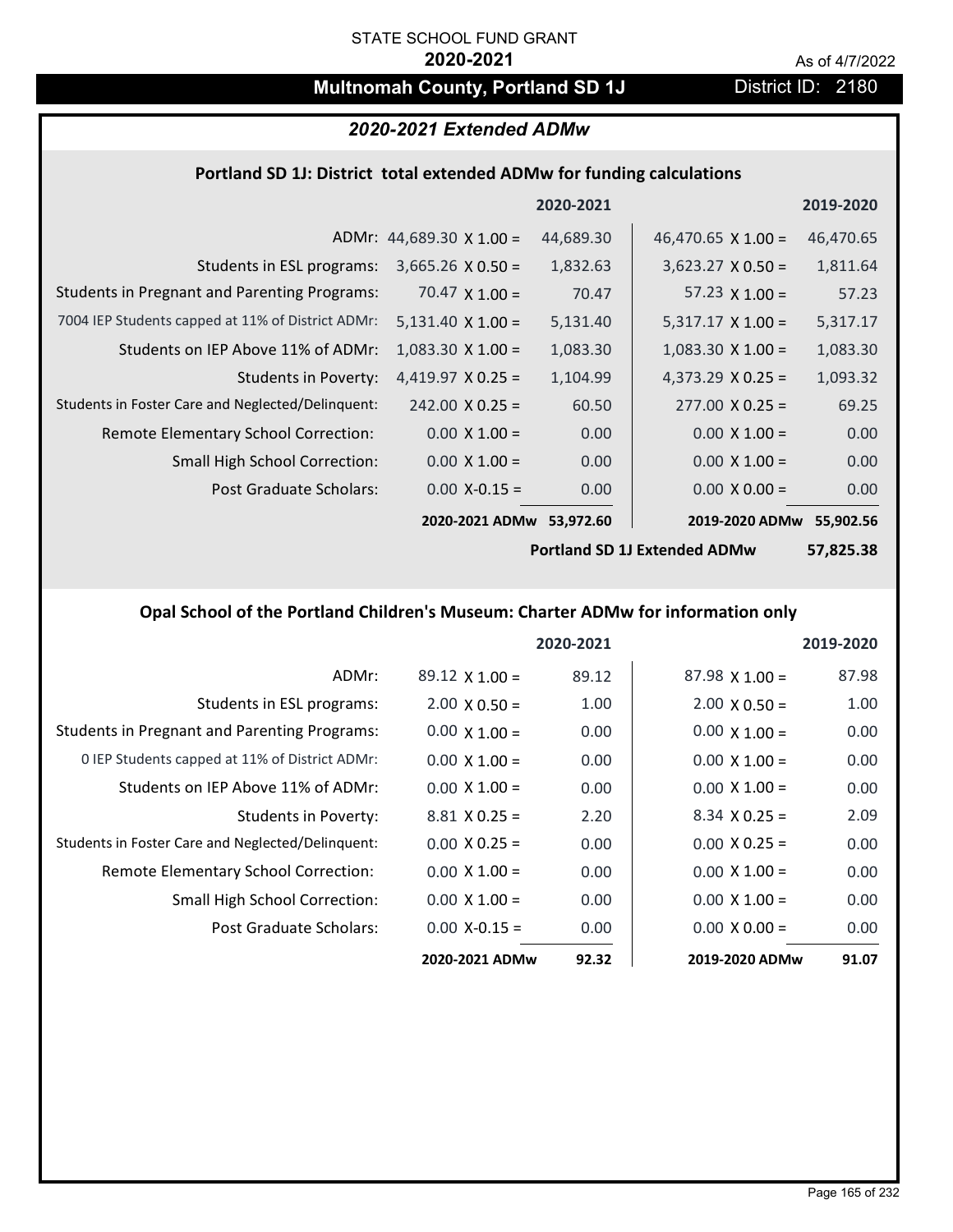STATE SCHOOL FUND GRANT

**2020-2021**

As of 4/7/2022

## Multnomah County, Portland SD 1J

District ID: 2180

### *2020-2021 Extended ADMw*

#### Portland SD 1J: District total extended ADMw for funding calculations

| | | 2020-2021 | | 2019-2020 |
|---|---|---|---|---|
| ADMr: | 44,689.30 X 1.00 = | 44,689.30 | 46,470.65 X 1.00 = | 46,470.65 |
| Students in ESL programs: | 3,665.26 X 0.50 = | 1,832.63 | 3,623.27 X 0.50 = | 1,811.64 |
| Students in Pregnant and Parenting Programs: | 70.47 X 1.00 = | 70.47 | 57.23 X 1.00 = | 57.23 |
| 7004 IEP Students capped at 11% of District ADMr: | 5,131.40 X 1.00 = | 5,131.40 | 5,317.17 X 1.00 = | 5,317.17 |
| Students on IEP Above 11% of ADMr: | 1,083.30 X 1.00 = | 1,083.30 | 1,083.30 X 1.00 = | 1,083.30 |
| Students in Poverty: | 4,419.97 X 0.25 = | 1,104.99 | 4,373.29 X 0.25 = | 1,093.32 |
| Students in Foster Care and Neglected/Delinquent: | 242.00 X 0.25 = | 60.50 | 277.00 X 0.25 = | 69.25 |
| Remote Elementary School Correction: | 0.00 X 1.00 = | 0.00 | 0.00 X 1.00 = | 0.00 |
| Small High School Correction: | 0.00 X 1.00 = | 0.00 | 0.00 X 1.00 = | 0.00 |
| Post Graduate Scholars: | 0.00 X-0.15 = | 0.00 | 0.00 X 0.00 = | 0.00 |
| | **2020-2021 ADMw** | **53,972.60** | **2019-2020 ADMw** | **55,902.56** |
| | | | **Portland SD 1J Extended ADMw** | **57,825.38** |

#### Opal School of the Portland Children's Museum: Charter ADMw for information only

| | | 2020-2021 | | 2019-2020 |
|---|---|---|---|---|
| ADMr: | 89.12 X 1.00 = | 89.12 | 87.98 X 1.00 = | 87.98 |
| Students in ESL programs: | 2.00 X 0.50 = | 1.00 | 2.00 X 0.50 = | 1.00 |
| Students in Pregnant and Parenting Programs: | 0.00 X 1.00 = | 0.00 | 0.00 X 1.00 = | 0.00 |
| 0 IEP Students capped at 11% of District ADMr: | 0.00 X 1.00 = | 0.00 | 0.00 X 1.00 = | 0.00 |
| Students on IEP Above 11% of ADMr: | 0.00 X 1.00 = | 0.00 | 0.00 X 1.00 = | 0.00 |
| Students in Poverty: | 8.81 X 0.25 = | 2.20 | 8.34 X 0.25 = | 2.09 |
| Students in Foster Care and Neglected/Delinquent: | 0.00 X 0.25 = | 0.00 | 0.00 X 0.25 = | 0.00 |
| Remote Elementary School Correction: | 0.00 X 1.00 = | 0.00 | 0.00 X 1.00 = | 0.00 |
| Small High School Correction: | 0.00 X 1.00 = | 0.00 | 0.00 X 1.00 = | 0.00 |
| Post Graduate Scholars: | 0.00 X-0.15 = | 0.00 | 0.00 X 0.00 = | 0.00 |
| | **2020-2021 ADMw** | **92.32** | **2019-2020 ADMw** | **91.07** |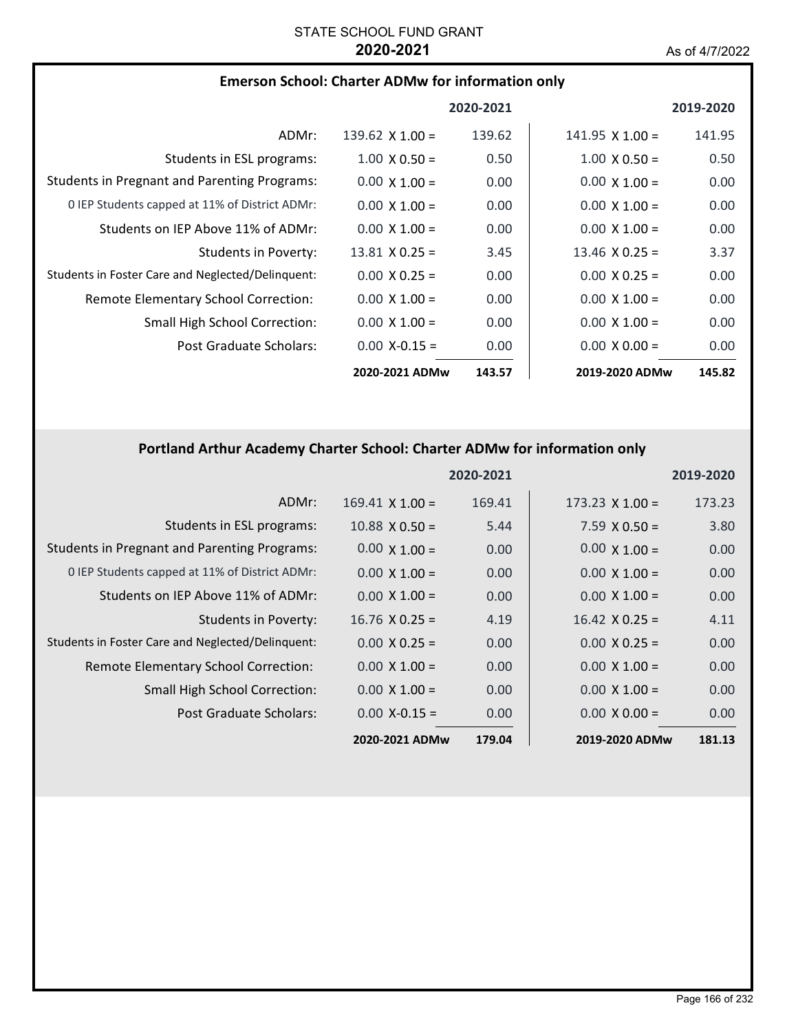STATE SCHOOL FUND GRANT

**2020-2021**

As of 4/7/2022

### Emerson School: Charter ADMw for information only

| | 2020-2021 | | 2019-2020 | |
|---|---|---|---|---|
| ADMr: | 139.62 X 1.00 = | 139.62 | 141.95 X 1.00 = | 141.95 |
| Students in ESL programs: | 1.00 X 0.50 = | 0.50 | 1.00 X 0.50 = | 0.50 |
| Students in Pregnant and Parenting Programs: | 0.00 X 1.00 = | 0.00 | 0.00 X 1.00 = | 0.00 |
| 0 IEP Students capped at 11% of District ADMr: | 0.00 X 1.00 = | 0.00 | 0.00 X 1.00 = | 0.00 |
| Students on IEP Above 11% of ADMr: | 0.00 X 1.00 = | 0.00 | 0.00 X 1.00 = | 0.00 |
| Students in Poverty: | 13.81 X 0.25 = | 3.45 | 13.46 X 0.25 = | 3.37 |
| Students in Foster Care and Neglected/Delinquent: | 0.00 X 0.25 = | 0.00 | 0.00 X 0.25 = | 0.00 |
| Remote Elementary School Correction: | 0.00 X 1.00 = | 0.00 | 0.00 X 1.00 = | 0.00 |
| Small High School Correction: | 0.00 X 1.00 = | 0.00 | 0.00 X 1.00 = | 0.00 |
| Post Graduate Scholars: | 0.00 X-0.15 = | 0.00 | 0.00 X 0.00 = | 0.00 |
| | **2020-2021 ADMw** | **143.57** | **2019-2020 ADMw** | **145.82** |

### Portland Arthur Academy Charter School: Charter ADMw for information only

| | 2020-2021 | | 2019-2020 | |
|---|---|---|---|---|
| ADMr: | 169.41 X 1.00 = | 169.41 | 173.23 X 1.00 = | 173.23 |
| Students in ESL programs: | 10.88 X 0.50 = | 5.44 | 7.59 X 0.50 = | 3.80 |
| Students in Pregnant and Parenting Programs: | 0.00 X 1.00 = | 0.00 | 0.00 X 1.00 = | 0.00 |
| 0 IEP Students capped at 11% of District ADMr: | 0.00 X 1.00 = | 0.00 | 0.00 X 1.00 = | 0.00 |
| Students on IEP Above 11% of ADMr: | 0.00 X 1.00 = | 0.00 | 0.00 X 1.00 = | 0.00 |
| Students in Poverty: | 16.76 X 0.25 = | 4.19 | 16.42 X 0.25 = | 4.11 |
| Students in Foster Care and Neglected/Delinquent: | 0.00 X 0.25 = | 0.00 | 0.00 X 0.25 = | 0.00 |
| Remote Elementary School Correction: | 0.00 X 1.00 = | 0.00 | 0.00 X 1.00 = | 0.00 |
| Small High School Correction: | 0.00 X 1.00 = | 0.00 | 0.00 X 1.00 = | 0.00 |
| Post Graduate Scholars: | 0.00 X-0.15 = | 0.00 | 0.00 X 0.00 = | 0.00 |
| | **2020-2021 ADMw** | **179.04** | **2019-2020 ADMw** | **181.13** |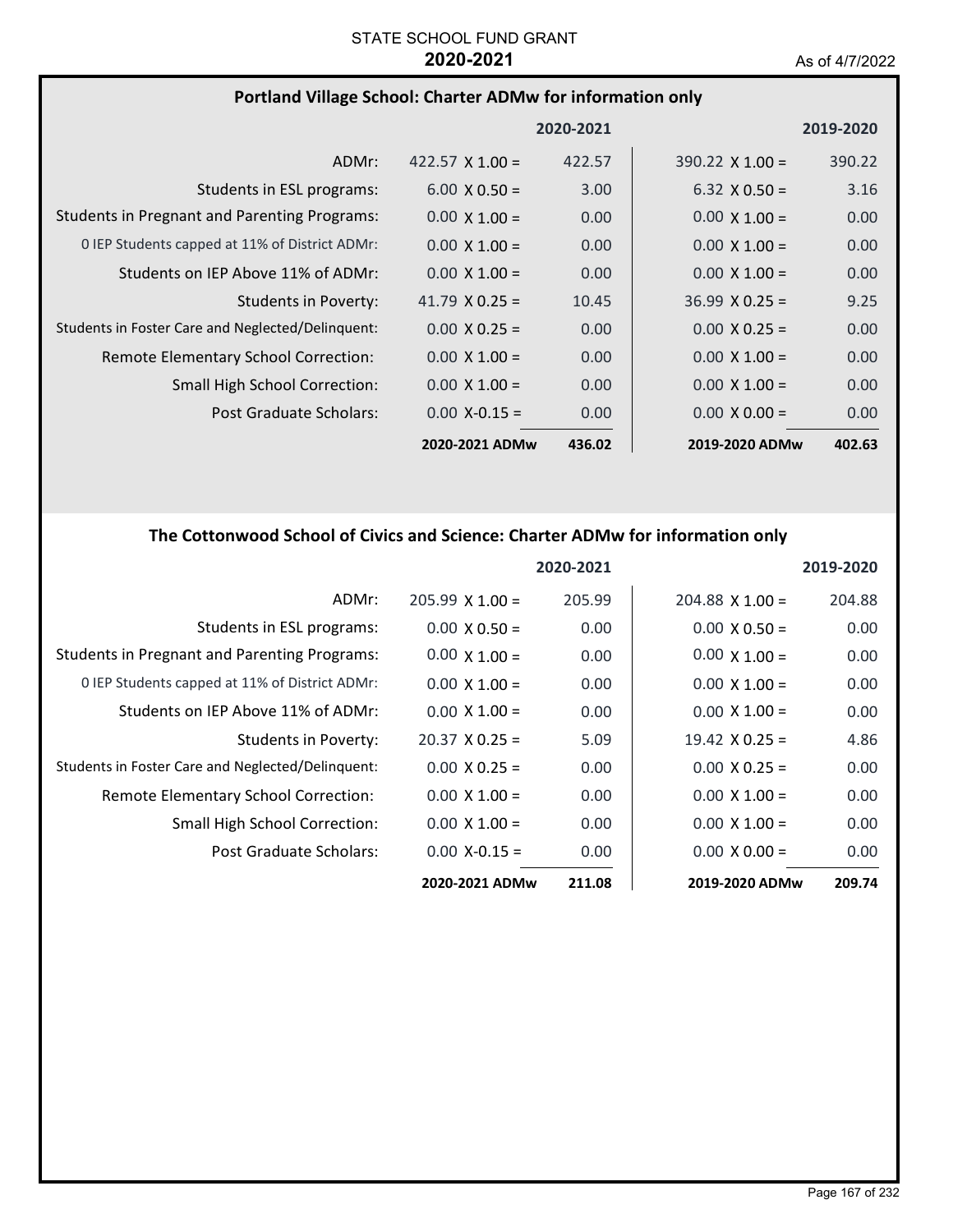STATE SCHOOL FUND GRANT

**2020-2021**

As of 4/7/2022

### Portland Village School: Charter ADMw for information only

| | 2020-2021 | | 2019-2020 | |
|---|---|---|---|---|
| ADMr: | 422.57 X 1.00 = | 422.57 | 390.22 X 1.00 = | 390.22 |
| Students in ESL programs: | 6.00 X 0.50 = | 3.00 | 6.32 X 0.50 = | 3.16 |
| Students in Pregnant and Parenting Programs: | 0.00 X 1.00 = | 0.00 | 0.00 X 1.00 = | 0.00 |
| 0 IEP Students capped at 11% of District ADMr: | 0.00 X 1.00 = | 0.00 | 0.00 X 1.00 = | 0.00 |
| Students on IEP Above 11% of ADMr: | 0.00 X 1.00 = | 0.00 | 0.00 X 1.00 = | 0.00 |
| Students in Poverty: | 41.79 X 0.25 = | 10.45 | 36.99 X 0.25 = | 9.25 |
| Students in Foster Care and Neglected/Delinquent: | 0.00 X 0.25 = | 0.00 | 0.00 X 0.25 = | 0.00 |
| Remote Elementary School Correction: | 0.00 X 1.00 = | 0.00 | 0.00 X 1.00 = | 0.00 |
| Small High School Correction: | 0.00 X 1.00 = | 0.00 | 0.00 X 1.00 = | 0.00 |
| Post Graduate Scholars: | 0.00 X-0.15 = | 0.00 | 0.00 X 0.00 = | 0.00 |
| | **2020-2021 ADMw** | **436.02** | **2019-2020 ADMw** | **402.63** |

### The Cottonwood School of Civics and Science: Charter ADMw for information only

| | 2020-2021 | | 2019-2020 | |
|---|---|---|---|---|
| ADMr: | 205.99 X 1.00 = | 205.99 | 204.88 X 1.00 = | 204.88 |
| Students in ESL programs: | 0.00 X 0.50 = | 0.00 | 0.00 X 0.50 = | 0.00 |
| Students in Pregnant and Parenting Programs: | 0.00 X 1.00 = | 0.00 | 0.00 X 1.00 = | 0.00 |
| 0 IEP Students capped at 11% of District ADMr: | 0.00 X 1.00 = | 0.00 | 0.00 X 1.00 = | 0.00 |
| Students on IEP Above 11% of ADMr: | 0.00 X 1.00 = | 0.00 | 0.00 X 1.00 = | 0.00 |
| Students in Poverty: | 20.37 X 0.25 = | 5.09 | 19.42 X 0.25 = | 4.86 |
| Students in Foster Care and Neglected/Delinquent: | 0.00 X 0.25 = | 0.00 | 0.00 X 0.25 = | 0.00 |
| Remote Elementary School Correction: | 0.00 X 1.00 = | 0.00 | 0.00 X 1.00 = | 0.00 |
| Small High School Correction: | 0.00 X 1.00 = | 0.00 | 0.00 X 1.00 = | 0.00 |
| Post Graduate Scholars: | 0.00 X-0.15 = | 0.00 | 0.00 X 0.00 = | 0.00 |
| | **2020-2021 ADMw** | **211.08** | **2019-2020 ADMw** | **209.74** |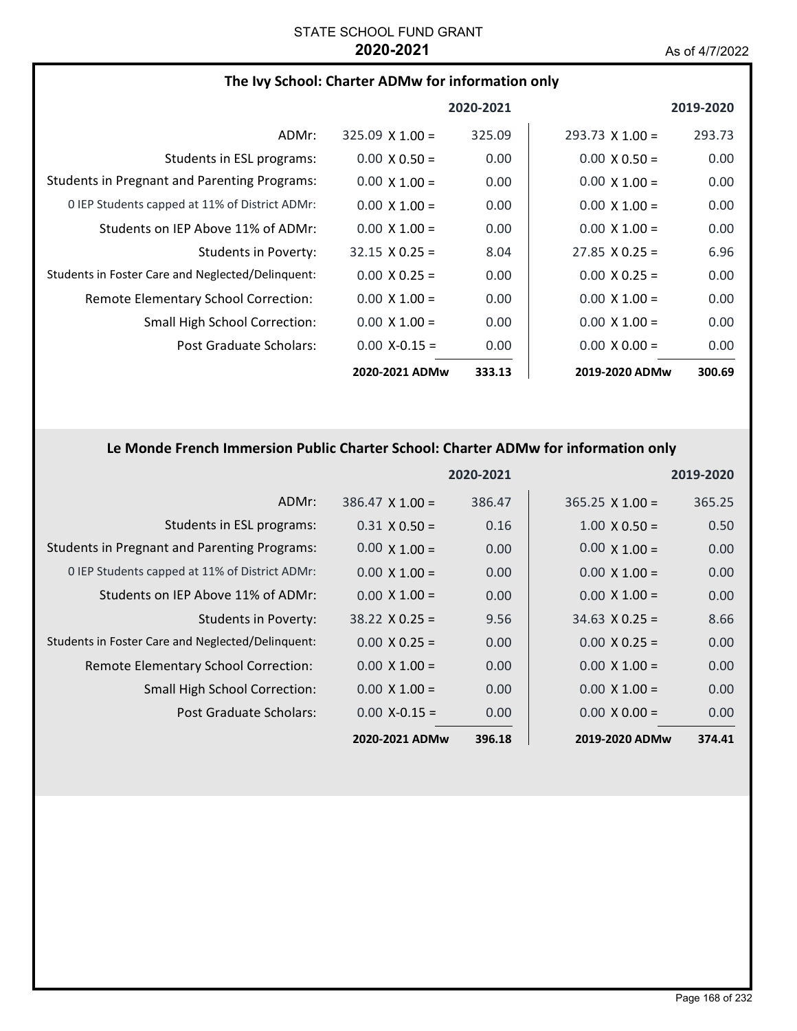STATE SCHOOL FUND GRANT
**2020-2021**
As of 4/7/2022

### The Ivy School: Charter ADMw for information only

| | 2020-2021 | | 2019-2020 | |
|---|---|---|---|---|
| ADMr: | 325.09 X 1.00 = | 325.09 | 293.73 X 1.00 = | 293.73 |
| Students in ESL programs: | 0.00 X 0.50 = | 0.00 | 0.00 X 0.50 = | 0.00 |
| Students in Pregnant and Parenting Programs: | 0.00 X 1.00 = | 0.00 | 0.00 X 1.00 = | 0.00 |
| 0 IEP Students capped at 11% of District ADMr: | 0.00 X 1.00 = | 0.00 | 0.00 X 1.00 = | 0.00 |
| Students on IEP Above 11% of ADMr: | 0.00 X 1.00 = | 0.00 | 0.00 X 1.00 = | 0.00 |
| Students in Poverty: | 32.15 X 0.25 = | 8.04 | 27.85 X 0.25 = | 6.96 |
| Students in Foster Care and Neglected/Delinquent: | 0.00 X 0.25 = | 0.00 | 0.00 X 0.25 = | 0.00 |
| Remote Elementary School Correction: | 0.00 X 1.00 = | 0.00 | 0.00 X 1.00 = | 0.00 |
| Small High School Correction: | 0.00 X 1.00 = | 0.00 | 0.00 X 1.00 = | 0.00 |
| Post Graduate Scholars: | 0.00 X-0.15 = | 0.00 | 0.00 X 0.00 = | 0.00 |
| | **2020-2021 ADMw** | **333.13** | **2019-2020 ADMw** | **300.69** |

### Le Monde French Immersion Public Charter School: Charter ADMw for information only

| | 2020-2021 | | 2019-2020 | |
|---|---|---|---|---|
| ADMr: | 386.47 X 1.00 = | 386.47 | 365.25 X 1.00 = | 365.25 |
| Students in ESL programs: | 0.31 X 0.50 = | 0.16 | 1.00 X 0.50 = | 0.50 |
| Students in Pregnant and Parenting Programs: | 0.00 X 1.00 = | 0.00 | 0.00 X 1.00 = | 0.00 |
| 0 IEP Students capped at 11% of District ADMr: | 0.00 X 1.00 = | 0.00 | 0.00 X 1.00 = | 0.00 |
| Students on IEP Above 11% of ADMr: | 0.00 X 1.00 = | 0.00 | 0.00 X 1.00 = | 0.00 |
| Students in Poverty: | 38.22 X 0.25 = | 9.56 | 34.63 X 0.25 = | 8.66 |
| Students in Foster Care and Neglected/Delinquent: | 0.00 X 0.25 = | 0.00 | 0.00 X 0.25 = | 0.00 |
| Remote Elementary School Correction: | 0.00 X 1.00 = | 0.00 | 0.00 X 1.00 = | 0.00 |
| Small High School Correction: | 0.00 X 1.00 = | 0.00 | 0.00 X 1.00 = | 0.00 |
| Post Graduate Scholars: | 0.00 X-0.15 = | 0.00 | 0.00 X 0.00 = | 0.00 |
| | **2020-2021 ADMw** | **396.18** | **2019-2020 ADMw** | **374.41** |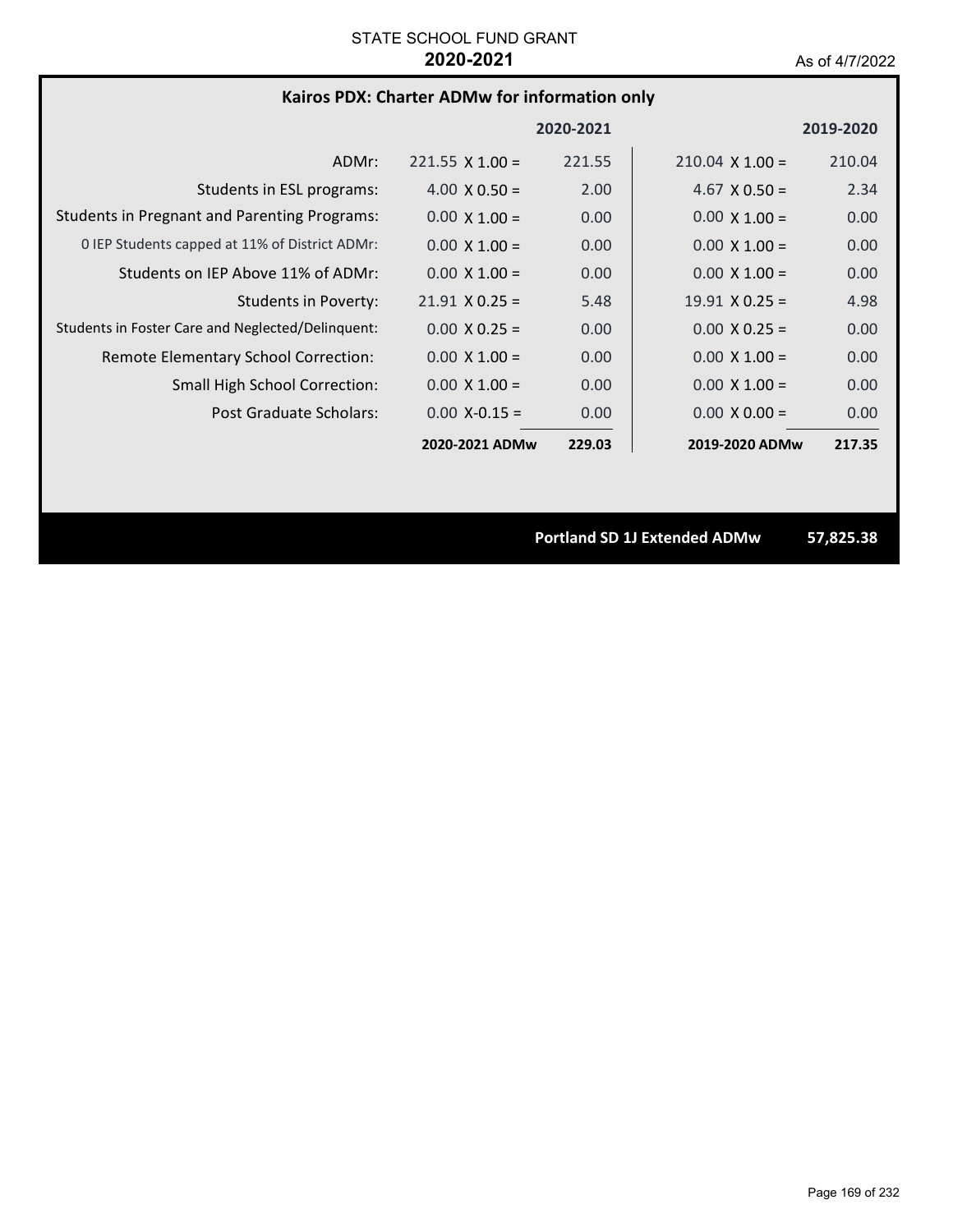STATE SCHOOL FUND GRANT
**2020-2021**
As of 4/7/2022

## Kairos PDX: Charter ADMw for information only

| | 2020-2021 | | 2019-2020 | |
|---|---|---|---|---|
| ADMr: | 221.55 X 1.00 = | 221.55 | 210.04 X 1.00 = | 210.04 |
| Students in ESL programs: | 4.00 X 0.50 = | 2.00 | 4.67 X 0.50 = | 2.34 |
| Students in Pregnant and Parenting Programs: | 0.00 X 1.00 = | 0.00 | 0.00 X 1.00 = | 0.00 |
| 0 IEP Students capped at 11% of District ADMr: | 0.00 X 1.00 = | 0.00 | 0.00 X 1.00 = | 0.00 |
| Students on IEP Above 11% of ADMr: | 0.00 X 1.00 = | 0.00 | 0.00 X 1.00 = | 0.00 |
| Students in Poverty: | 21.91 X 0.25 = | 5.48 | 19.91 X 0.25 = | 4.98 |
| Students in Foster Care and Neglected/Delinquent: | 0.00 X 0.25 = | 0.00 | 0.00 X 0.25 = | 0.00 |
| Remote Elementary School Correction: | 0.00 X 1.00 = | 0.00 | 0.00 X 1.00 = | 0.00 |
| Small High School Correction: | 0.00 X 1.00 = | 0.00 | 0.00 X 1.00 = | 0.00 |
| Post Graduate Scholars: | 0.00 X-0.15 = | 0.00 | 0.00 X 0.00 = | 0.00 |
| | **2020-2021 ADMw** | **229.03** | **2019-2020 ADMw** | **217.35** |

**Portland SD 1J Extended ADMw** **57,825.38**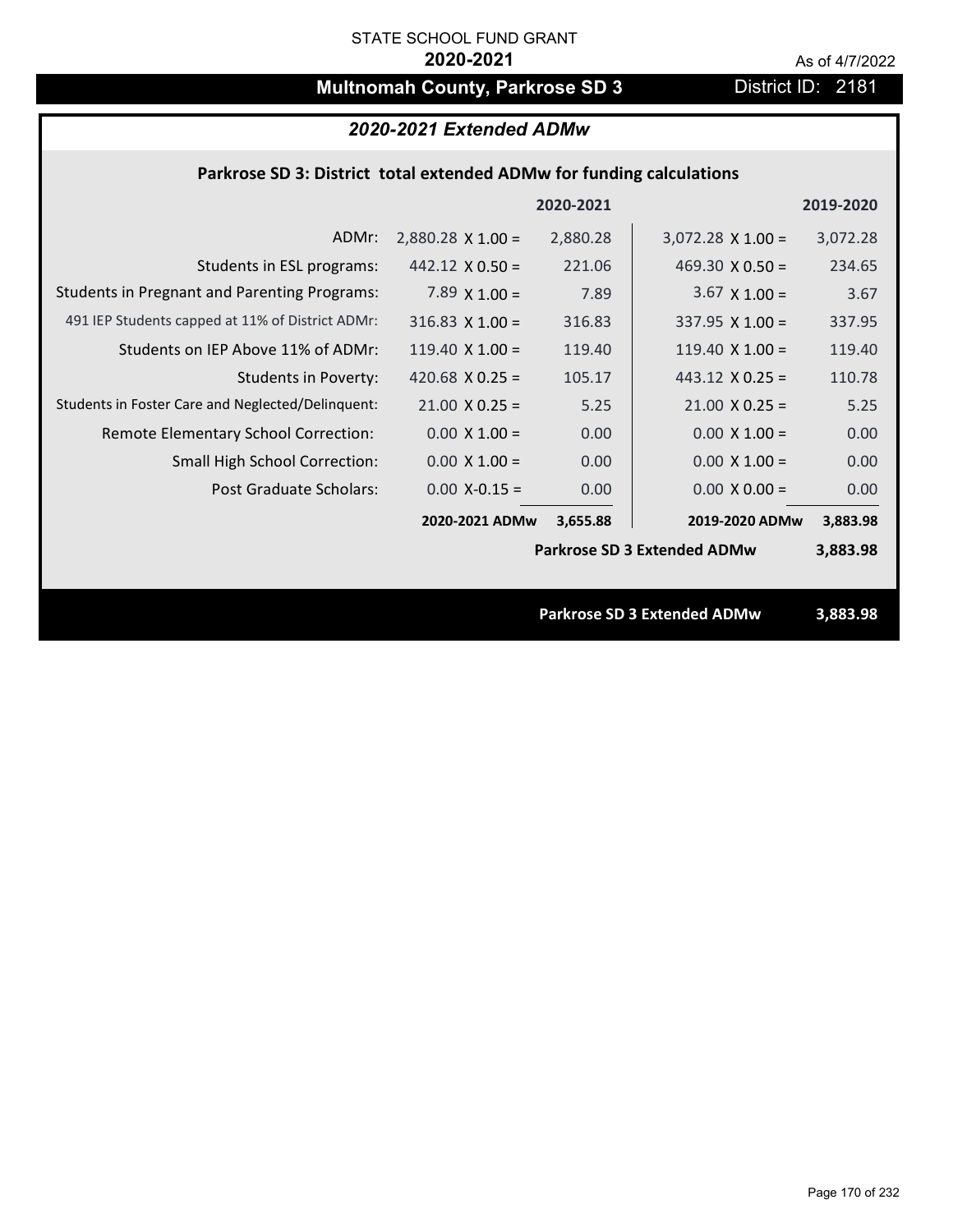STATE SCHOOL FUND GRANT

**2020-2021**

As of 4/7/2022

# Multnomah County, Parkrose SD 3

District ID: 2181

## *2020-2021 Extended ADMw*

### Parkrose SD 3: District total extended ADMw for funding calculations

| | | 2020-2021 | | 2019-2020 |
|---|---|---|---|---|
| ADMr: | 2,880.28 X 1.00 = | 2,880.28 | 3,072.28 X 1.00 = | 3,072.28 |
| Students in ESL programs: | 442.12 X 0.50 = | 221.06 | 469.30 X 0.50 = | 234.65 |
| Students in Pregnant and Parenting Programs: | 7.89 X 1.00 = | 7.89 | 3.67 X 1.00 = | 3.67 |
| 491 IEP Students capped at 11% of District ADMr: | 316.83 X 1.00 = | 316.83 | 337.95 X 1.00 = | 337.95 |
| Students on IEP Above 11% of ADMr: | 119.40 X 1.00 = | 119.40 | 119.40 X 1.00 = | 119.40 |
| Students in Poverty: | 420.68 X 0.25 = | 105.17 | 443.12 X 0.25 = | 110.78 |
| Students in Foster Care and Neglected/Delinquent: | 21.00 X 0.25 = | 5.25 | 21.00 X 0.25 = | 5.25 |
| Remote Elementary School Correction: | 0.00 X 1.00 = | 0.00 | 0.00 X 1.00 = | 0.00 |
| Small High School Correction: | 0.00 X 1.00 = | 0.00 | 0.00 X 1.00 = | 0.00 |
| Post Graduate Scholars: | 0.00 X-0.15 = | 0.00 | 0.00 X 0.00 = | 0.00 |
| | **2020-2021 ADMw** | **3,655.88** | **2019-2020 ADMw** | **3,883.98** |
| | | | **Parkrose SD 3 Extended ADMw** | **3,883.98** |

**Parkrose SD 3 Extended ADMw 3,883.98**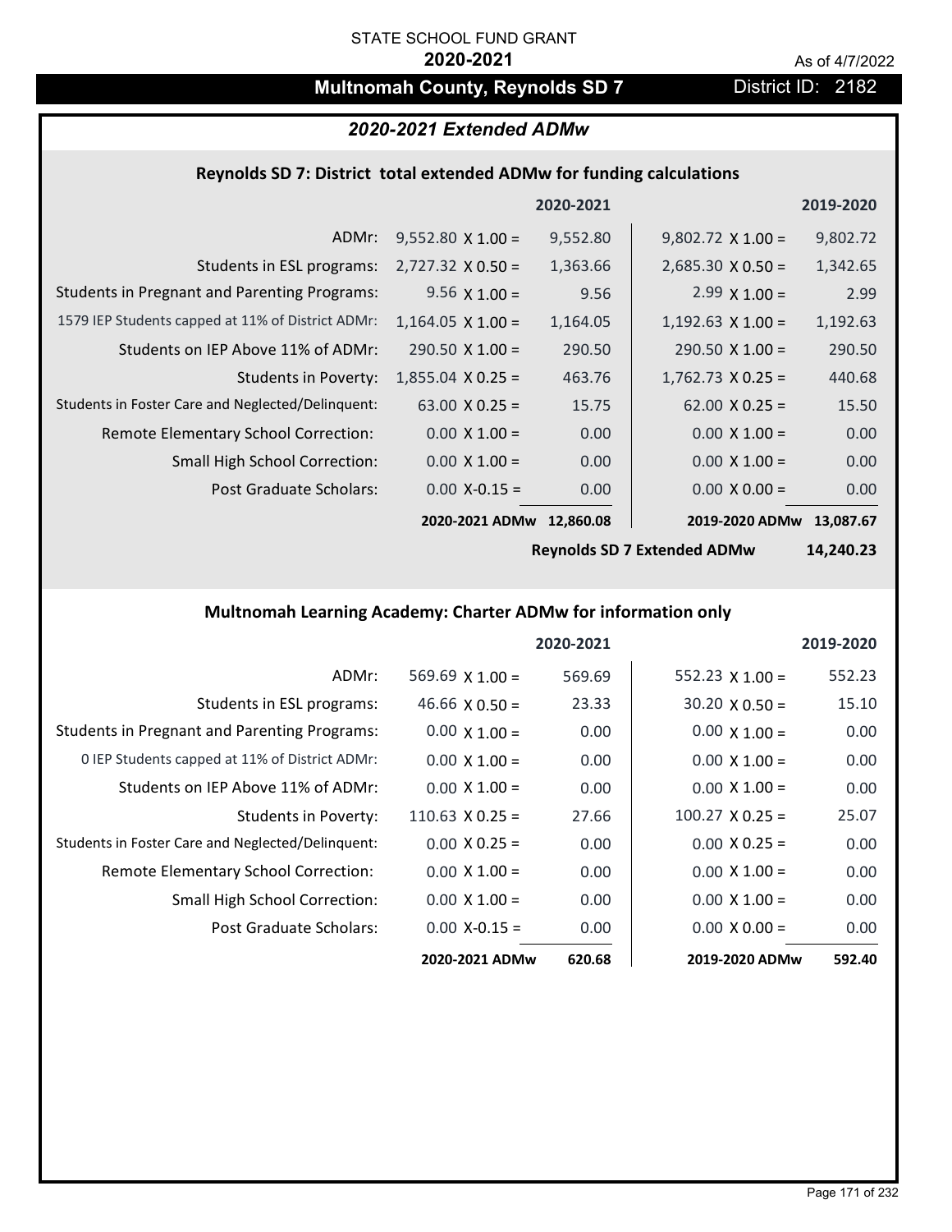STATE SCHOOL FUND GRANT

**2020-2021**

As of 4/7/2022

# Multnomah County, Reynolds SD 7

District ID: 2182

## *2020-2021 Extended ADMw*

### Reynolds SD 7: District total extended ADMw for funding calculations

| | | 2020-2021 | | 2019-2020 |
|---|---|---|---|---|
| ADMr: | 9,552.80 X 1.00 = | 9,552.80 | 9,802.72 X 1.00 = | 9,802.72 |
| Students in ESL programs: | 2,727.32 X 0.50 = | 1,363.66 | 2,685.30 X 0.50 = | 1,342.65 |
| Students in Pregnant and Parenting Programs: | 9.56 X 1.00 = | 9.56 | 2.99 X 1.00 = | 2.99 |
| 1579 IEP Students capped at 11% of District ADMr: | 1,164.05 X 1.00 = | 1,164.05 | 1,192.63 X 1.00 = | 1,192.63 |
| Students on IEP Above 11% of ADMr: | 290.50 X 1.00 = | 290.50 | 290.50 X 1.00 = | 290.50 |
| Students in Poverty: | 1,855.04 X 0.25 = | 463.76 | 1,762.73 X 0.25 = | 440.68 |
| Students in Foster Care and Neglected/Delinquent: | 63.00 X 0.25 = | 15.75 | 62.00 X 0.25 = | 15.50 |
| Remote Elementary School Correction: | 0.00 X 1.00 = | 0.00 | 0.00 X 1.00 = | 0.00 |
| Small High School Correction: | 0.00 X 1.00 = | 0.00 | 0.00 X 1.00 = | 0.00 |
| Post Graduate Scholars: | 0.00 X-0.15 = | 0.00 | 0.00 X 0.00 = | 0.00 |
| | **2020-2021 ADMw** | **12,860.08** | **2019-2020 ADMw** | **13,087.67** |
| | | | **Reynolds SD 7 Extended ADMw** | **14,240.23** |

### Multnomah Learning Academy: Charter ADMw for information only

| | | 2020-2021 | | 2019-2020 |
|---|---|---|---|---|
| ADMr: | 569.69 X 1.00 = | 569.69 | 552.23 X 1.00 = | 552.23 |
| Students in ESL programs: | 46.66 X 0.50 = | 23.33 | 30.20 X 0.50 = | 15.10 |
| Students in Pregnant and Parenting Programs: | 0.00 X 1.00 = | 0.00 | 0.00 X 1.00 = | 0.00 |
| 0 IEP Students capped at 11% of District ADMr: | 0.00 X 1.00 = | 0.00 | 0.00 X 1.00 = | 0.00 |
| Students on IEP Above 11% of ADMr: | 0.00 X 1.00 = | 0.00 | 0.00 X 1.00 = | 0.00 |
| Students in Poverty: | 110.63 X 0.25 = | 27.66 | 100.27 X 0.25 = | 25.07 |
| Students in Foster Care and Neglected/Delinquent: | 0.00 X 0.25 = | 0.00 | 0.00 X 0.25 = | 0.00 |
| Remote Elementary School Correction: | 0.00 X 1.00 = | 0.00 | 0.00 X 1.00 = | 0.00 |
| Small High School Correction: | 0.00 X 1.00 = | 0.00 | 0.00 X 1.00 = | 0.00 |
| Post Graduate Scholars: | 0.00 X-0.15 = | 0.00 | 0.00 X 0.00 = | 0.00 |
| | **2020-2021 ADMw** | **620.68** | **2019-2020 ADMw** | **592.40** |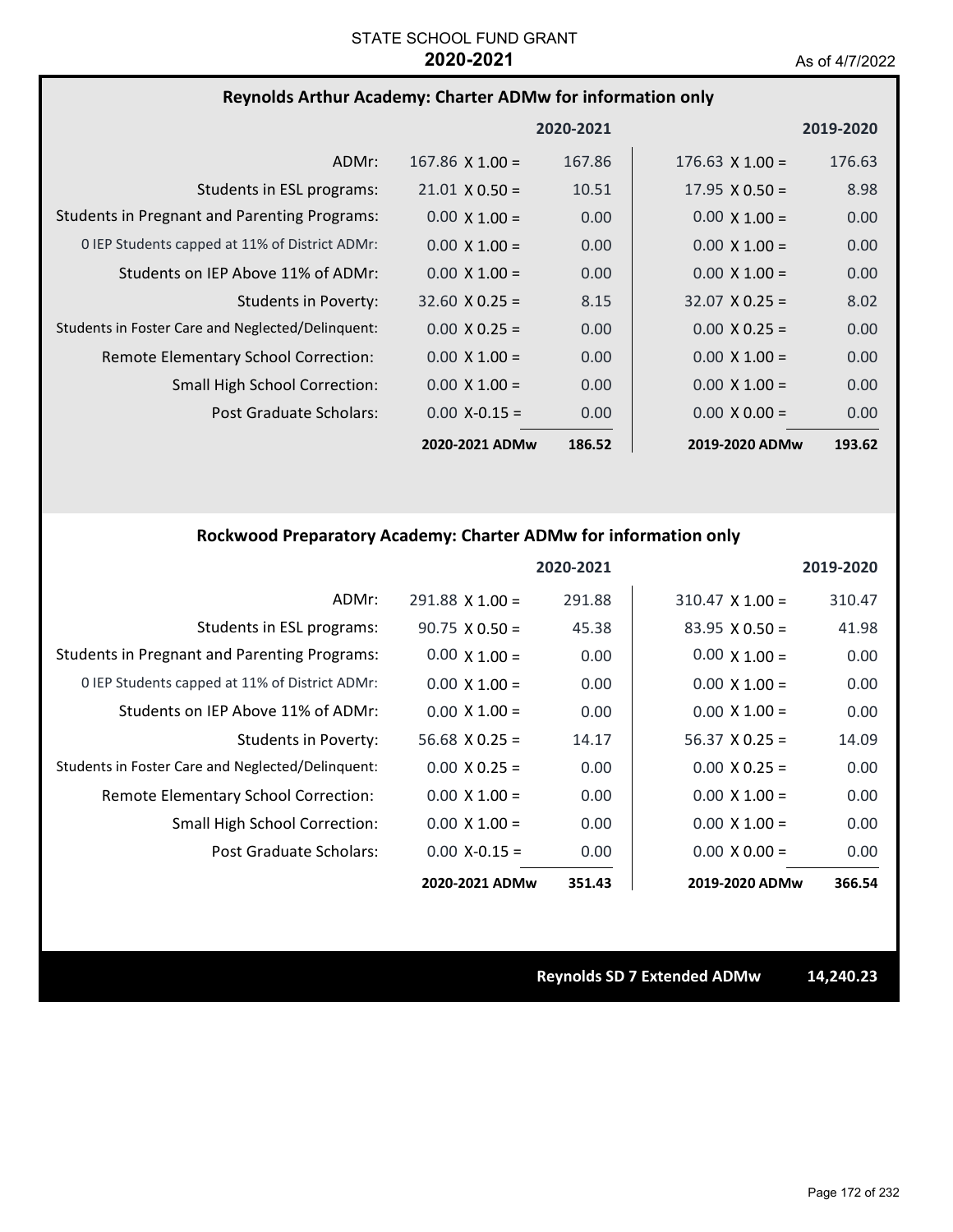STATE SCHOOL FUND GRANT
**2020-2021**

As of 4/7/2022

### Reynolds Arthur Academy: Charter ADMw for information only

| | | 2020-2021 | | 2019-2020 |
|---|---|---|---|---|
| ADMr: | 167.86 X 1.00 = | 167.86 | 176.63 X 1.00 = | 176.63 |
| Students in ESL programs: | 21.01 X 0.50 = | 10.51 | 17.95 X 0.50 = | 8.98 |
| Students in Pregnant and Parenting Programs: | 0.00 X 1.00 = | 0.00 | 0.00 X 1.00 = | 0.00 |
| 0 IEP Students capped at 11% of District ADMr: | 0.00 X 1.00 = | 0.00 | 0.00 X 1.00 = | 0.00 |
| Students on IEP Above 11% of ADMr: | 0.00 X 1.00 = | 0.00 | 0.00 X 1.00 = | 0.00 |
| Students in Poverty: | 32.60 X 0.25 = | 8.15 | 32.07 X 0.25 = | 8.02 |
| Students in Foster Care and Neglected/Delinquent: | 0.00 X 0.25 = | 0.00 | 0.00 X 0.25 = | 0.00 |
| Remote Elementary School Correction: | 0.00 X 1.00 = | 0.00 | 0.00 X 1.00 = | 0.00 |
| Small High School Correction: | 0.00 X 1.00 = | 0.00 | 0.00 X 1.00 = | 0.00 |
| Post Graduate Scholars: | 0.00 X-0.15 = | 0.00 | 0.00 X 0.00 = | 0.00 |
| | **2020-2021 ADMw** | **186.52** | **2019-2020 ADMw** | **193.62** |

### Rockwood Preparatory Academy: Charter ADMw for information only

| | | 2020-2021 | | 2019-2020 |
|---|---|---|---|---|
| ADMr: | 291.88 X 1.00 = | 291.88 | 310.47 X 1.00 = | 310.47 |
| Students in ESL programs: | 90.75 X 0.50 = | 45.38 | 83.95 X 0.50 = | 41.98 |
| Students in Pregnant and Parenting Programs: | 0.00 X 1.00 = | 0.00 | 0.00 X 1.00 = | 0.00 |
| 0 IEP Students capped at 11% of District ADMr: | 0.00 X 1.00 = | 0.00 | 0.00 X 1.00 = | 0.00 |
| Students on IEP Above 11% of ADMr: | 0.00 X 1.00 = | 0.00 | 0.00 X 1.00 = | 0.00 |
| Students in Poverty: | 56.68 X 0.25 = | 14.17 | 56.37 X 0.25 = | 14.09 |
| Students in Foster Care and Neglected/Delinquent: | 0.00 X 0.25 = | 0.00 | 0.00 X 0.25 = | 0.00 |
| Remote Elementary School Correction: | 0.00 X 1.00 = | 0.00 | 0.00 X 1.00 = | 0.00 |
| Small High School Correction: | 0.00 X 1.00 = | 0.00 | 0.00 X 1.00 = | 0.00 |
| Post Graduate Scholars: | 0.00 X-0.15 = | 0.00 | 0.00 X 0.00 = | 0.00 |
| | **2020-2021 ADMw** | **351.43** | **2019-2020 ADMw** | **366.54** |

**Reynolds SD 7 Extended ADMw** **14,240.23**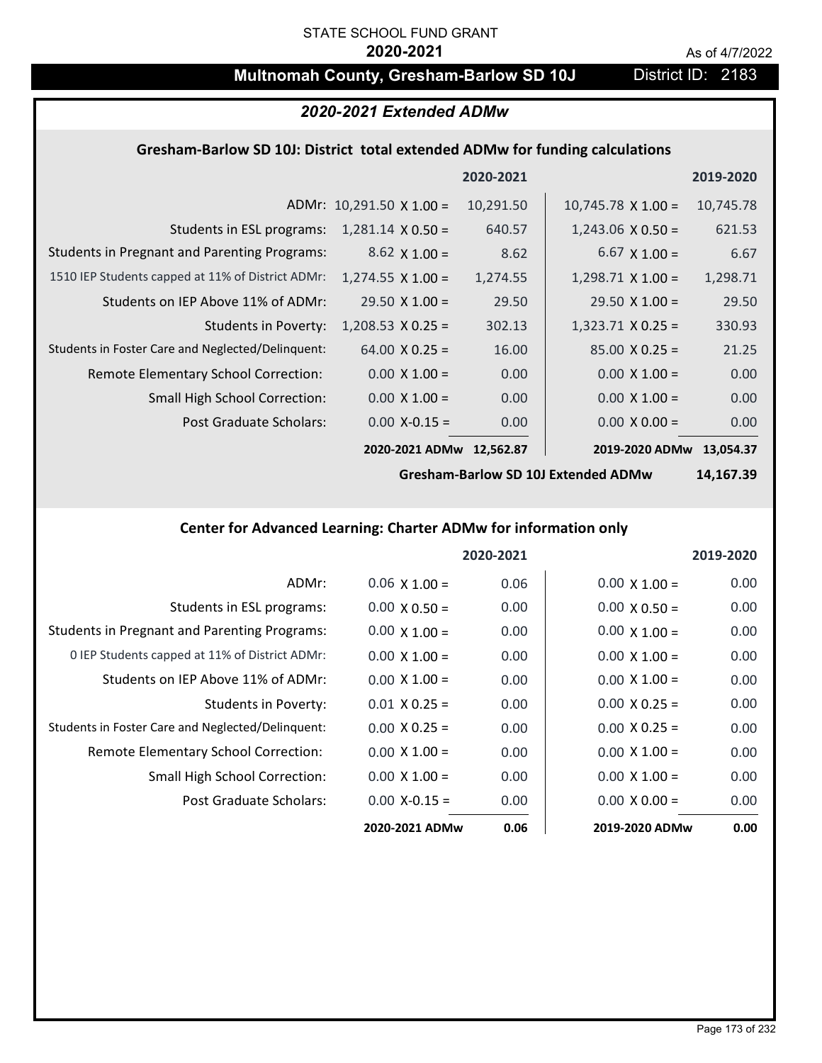STATE SCHOOL FUND GRANT

**2020-2021**

As of 4/7/2022

# Multnomah County, Gresham-Barlow SD 10J

District ID: 2183

## *2020-2021 Extended ADMw*

### Gresham-Barlow SD 10J: District total extended ADMw for funding calculations

| | 2020-2021 | | 2019-2020 | |
|---|---|---|---|---|
| ADMr: | 10,291.50 X 1.00 = | 10,291.50 | 10,745.78 X 1.00 = | 10,745.78 |
| Students in ESL programs: | 1,281.14 X 0.50 = | 640.57 | 1,243.06 X 0.50 = | 621.53 |
| Students in Pregnant and Parenting Programs: | 8.62 X 1.00 = | 8.62 | 6.67 X 1.00 = | 6.67 |
| 1510 IEP Students capped at 11% of District ADMr: | 1,274.55 X 1.00 = | 1,274.55 | 1,298.71 X 1.00 = | 1,298.71 |
| Students on IEP Above 11% of ADMr: | 29.50 X 1.00 = | 29.50 | 29.50 X 1.00 = | 29.50 |
| Students in Poverty: | 1,208.53 X 0.25 = | 302.13 | 1,323.71 X 0.25 = | 330.93 |
| Students in Foster Care and Neglected/Delinquent: | 64.00 X 0.25 = | 16.00 | 85.00 X 0.25 = | 21.25 |
| Remote Elementary School Correction: | 0.00 X 1.00 = | 0.00 | 0.00 X 1.00 = | 0.00 |
| Small High School Correction: | 0.00 X 1.00 = | 0.00 | 0.00 X 1.00 = | 0.00 |
| Post Graduate Scholars: | 0.00 X-0.15 = | 0.00 | 0.00 X 0.00 = | 0.00 |
| | **2020-2021 ADMw** | **12,562.87** | **2019-2020 ADMw** | **13,054.37** |
| | | | **Gresham-Barlow SD 10J Extended ADMw** | **14,167.39** |

### Center for Advanced Learning: Charter ADMw for information only

| | 2020-2021 | | 2019-2020 | |
|---|---|---|---|---|
| ADMr: | 0.06 X 1.00 = | 0.06 | 0.00 X 1.00 = | 0.00 |
| Students in ESL programs: | 0.00 X 0.50 = | 0.00 | 0.00 X 0.50 = | 0.00 |
| Students in Pregnant and Parenting Programs: | 0.00 X 1.00 = | 0.00 | 0.00 X 1.00 = | 0.00 |
| 0 IEP Students capped at 11% of District ADMr: | 0.00 X 1.00 = | 0.00 | 0.00 X 1.00 = | 0.00 |
| Students on IEP Above 11% of ADMr: | 0.00 X 1.00 = | 0.00 | 0.00 X 1.00 = | 0.00 |
| Students in Poverty: | 0.01 X 0.25 = | 0.00 | 0.00 X 0.25 = | 0.00 |
| Students in Foster Care and Neglected/Delinquent: | 0.00 X 0.25 = | 0.00 | 0.00 X 0.25 = | 0.00 |
| Remote Elementary School Correction: | 0.00 X 1.00 = | 0.00 | 0.00 X 1.00 = | 0.00 |
| Small High School Correction: | 0.00 X 1.00 = | 0.00 | 0.00 X 1.00 = | 0.00 |
| Post Graduate Scholars: | 0.00 X-0.15 = | 0.00 | 0.00 X 0.00 = | 0.00 |
| | **2020-2021 ADMw** | **0.06** | **2019-2020 ADMw** | **0.00** |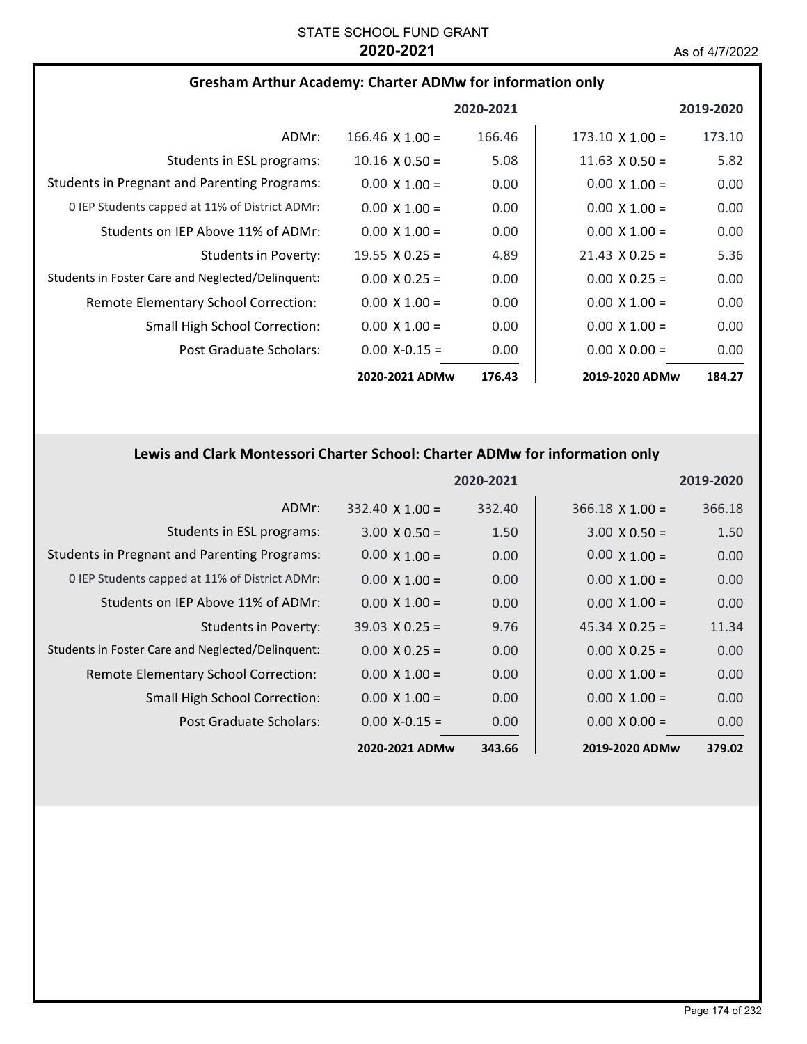STATE SCHOOL FUND GRANT
**2020-2021**
As of 4/7/2022

## Gresham Arthur Academy: Charter ADMw for information only

| | 2020-2021 | | 2019-2020 | |
|---|---|---|---|---|
| ADMr: | 166.46 X 1.00 = | 166.46 | 173.10 X 1.00 = | 173.10 |
| Students in ESL programs: | 10.16 X 0.50 = | 5.08 | 11.63 X 0.50 = | 5.82 |
| Students in Pregnant and Parenting Programs: | 0.00 X 1.00 = | 0.00 | 0.00 X 1.00 = | 0.00 |
| 0 IEP Students capped at 11% of District ADMr: | 0.00 X 1.00 = | 0.00 | 0.00 X 1.00 = | 0.00 |
| Students on IEP Above 11% of ADMr: | 0.00 X 1.00 = | 0.00 | 0.00 X 1.00 = | 0.00 |
| Students in Poverty: | 19.55 X 0.25 = | 4.89 | 21.43 X 0.25 = | 5.36 |
| Students in Foster Care and Neglected/Delinquent: | 0.00 X 0.25 = | 0.00 | 0.00 X 0.25 = | 0.00 |
| Remote Elementary School Correction: | 0.00 X 1.00 = | 0.00 | 0.00 X 1.00 = | 0.00 |
| Small High School Correction: | 0.00 X 1.00 = | 0.00 | 0.00 X 1.00 = | 0.00 |
| Post Graduate Scholars: | 0.00 X-0.15 = | 0.00 | 0.00 X 0.00 = | 0.00 |
| | **2020-2021 ADMw** | **176.43** | **2019-2020 ADMw** | **184.27** |

## Lewis and Clark Montessori Charter School: Charter ADMw for information only

| | 2020-2021 | | 2019-2020 | |
|---|---|---|---|---|
| ADMr: | 332.40 X 1.00 = | 332.40 | 366.18 X 1.00 = | 366.18 |
| Students in ESL programs: | 3.00 X 0.50 = | 1.50 | 3.00 X 0.50 = | 1.50 |
| Students in Pregnant and Parenting Programs: | 0.00 X 1.00 = | 0.00 | 0.00 X 1.00 = | 0.00 |
| 0 IEP Students capped at 11% of District ADMr: | 0.00 X 1.00 = | 0.00 | 0.00 X 1.00 = | 0.00 |
| Students on IEP Above 11% of ADMr: | 0.00 X 1.00 = | 0.00 | 0.00 X 1.00 = | 0.00 |
| Students in Poverty: | 39.03 X 0.25 = | 9.76 | 45.34 X 0.25 = | 11.34 |
| Students in Foster Care and Neglected/Delinquent: | 0.00 X 0.25 = | 0.00 | 0.00 X 0.25 = | 0.00 |
| Remote Elementary School Correction: | 0.00 X 1.00 = | 0.00 | 0.00 X 1.00 = | 0.00 |
| Small High School Correction: | 0.00 X 1.00 = | 0.00 | 0.00 X 1.00 = | 0.00 |
| Post Graduate Scholars: | 0.00 X-0.15 = | 0.00 | 0.00 X 0.00 = | 0.00 |
| | **2020-2021 ADMw** | **343.66** | **2019-2020 ADMw** | **379.02** |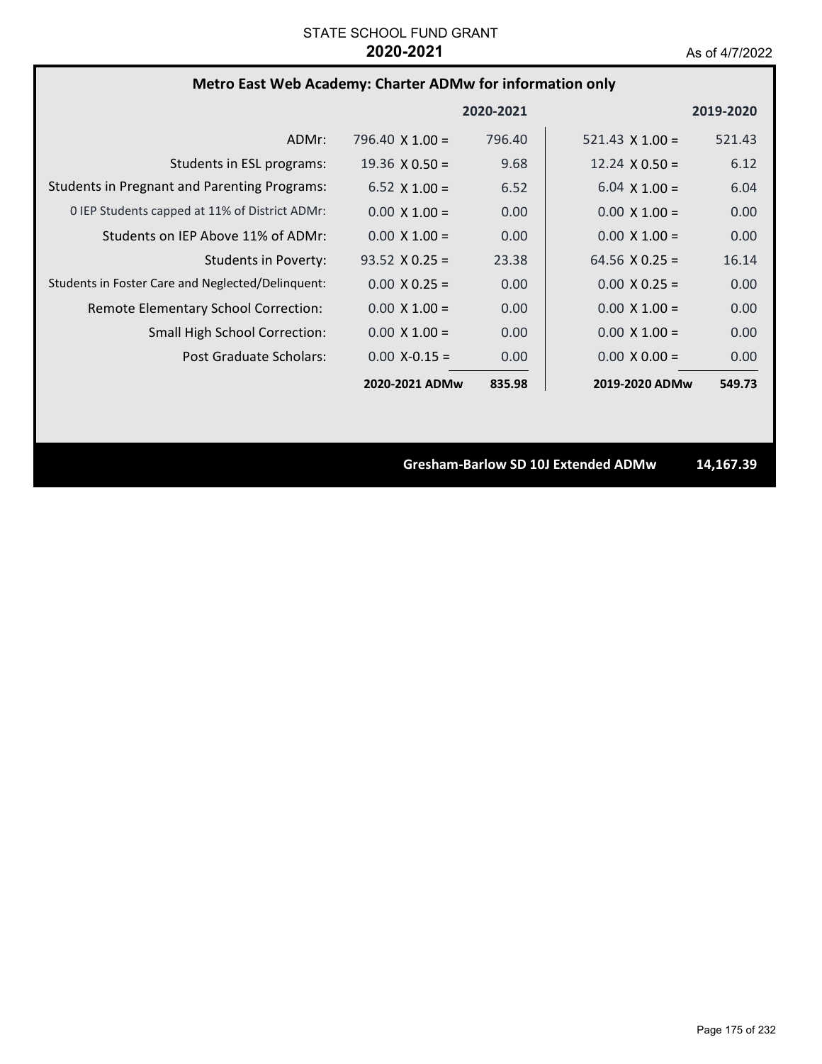STATE SCHOOL FUND GRANT

**2020-2021**

As of 4/7/2022

## Metro East Web Academy: Charter ADMw for information only

| | | 2020-2021 | | 2019-2020 |
|---|---|---|---|---|
| ADMr: | 796.40 X 1.00 = | 796.40 | 521.43 X 1.00 = | 521.43 |
| Students in ESL programs: | 19.36 X 0.50 = | 9.68 | 12.24 X 0.50 = | 6.12 |
| Students in Pregnant and Parenting Programs: | 6.52 X 1.00 = | 6.52 | 6.04 X 1.00 = | 6.04 |
| 0 IEP Students capped at 11% of District ADMr: | 0.00 X 1.00 = | 0.00 | 0.00 X 1.00 = | 0.00 |
| Students on IEP Above 11% of ADMr: | 0.00 X 1.00 = | 0.00 | 0.00 X 1.00 = | 0.00 |
| Students in Poverty: | 93.52 X 0.25 = | 23.38 | 64.56 X 0.25 = | 16.14 |
| Students in Foster Care and Neglected/Delinquent: | 0.00 X 0.25 = | 0.00 | 0.00 X 0.25 = | 0.00 |
| Remote Elementary School Correction: | 0.00 X 1.00 = | 0.00 | 0.00 X 1.00 = | 0.00 |
| Small High School Correction: | 0.00 X 1.00 = | 0.00 | 0.00 X 1.00 = | 0.00 |
| Post Graduate Scholars: | 0.00 X-0.15 = | 0.00 | 0.00 X 0.00 = | 0.00 |
| | **2020-2021 ADMw** | **835.98** | **2019-2020 ADMw** | **549.73** |

**Gresham-Barlow SD 10J Extended ADMw** **14,167.39**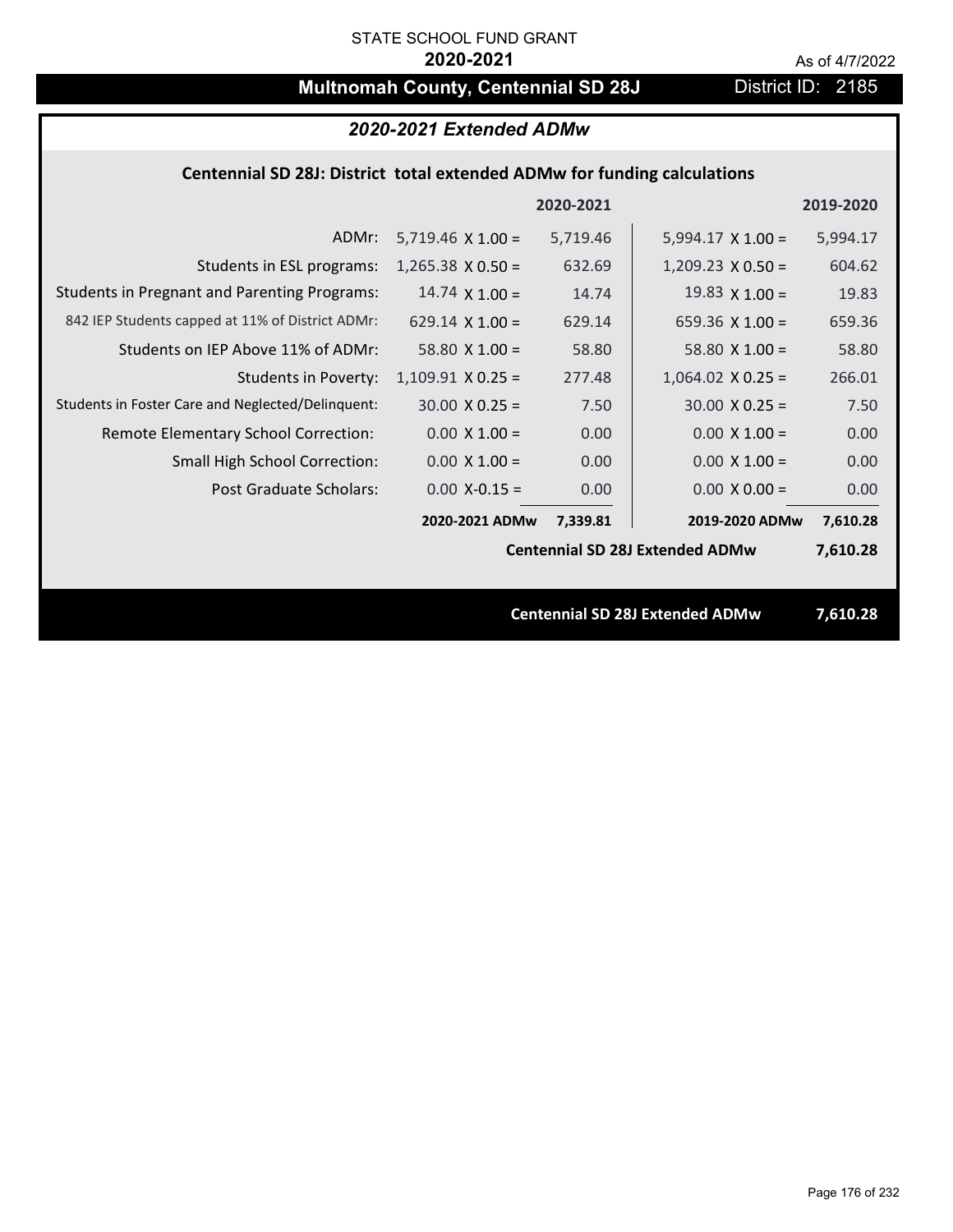STATE SCHOOL FUND GRANT

**2020-2021**

As of 4/7/2022

# Multnomah County, Centennial SD 28J

District ID: 2185

## *2020-2021 Extended ADMw*

### Centennial SD 28J: District total extended ADMw for funding calculations

| | | 2020-2021 | | 2019-2020 |
|---|---|---|---|---|
| ADMr: | 5,719.46 X 1.00 = | 5,719.46 | 5,994.17 X 1.00 = | 5,994.17 |
| Students in ESL programs: | 1,265.38 X 0.50 = | 632.69 | 1,209.23 X 0.50 = | 604.62 |
| Students in Pregnant and Parenting Programs: | 14.74 X 1.00 = | 14.74 | 19.83 X 1.00 = | 19.83 |
| 842 IEP Students capped at 11% of District ADMr: | 629.14 X 1.00 = | 629.14 | 659.36 X 1.00 = | 659.36 |
| Students on IEP Above 11% of ADMr: | 58.80 X 1.00 = | 58.80 | 58.80 X 1.00 = | 58.80 |
| Students in Poverty: | 1,109.91 X 0.25 = | 277.48 | 1,064.02 X 0.25 = | 266.01 |
| Students in Foster Care and Neglected/Delinquent: | 30.00 X 0.25 = | 7.50 | 30.00 X 0.25 = | 7.50 |
| Remote Elementary School Correction: | 0.00 X 1.00 = | 0.00 | 0.00 X 1.00 = | 0.00 |
| Small High School Correction: | 0.00 X 1.00 = | 0.00 | 0.00 X 1.00 = | 0.00 |
| Post Graduate Scholars: | 0.00 X-0.15 = | 0.00 | 0.00 X 0.00 = | 0.00 |
| | **2020-2021 ADMw** | **7,339.81** | **2019-2020 ADMw** | **7,610.28** |
| | | | **Centennial SD 28J Extended ADMw** | **7,610.28** |

**Centennial SD 28J Extended ADMw 7,610.28**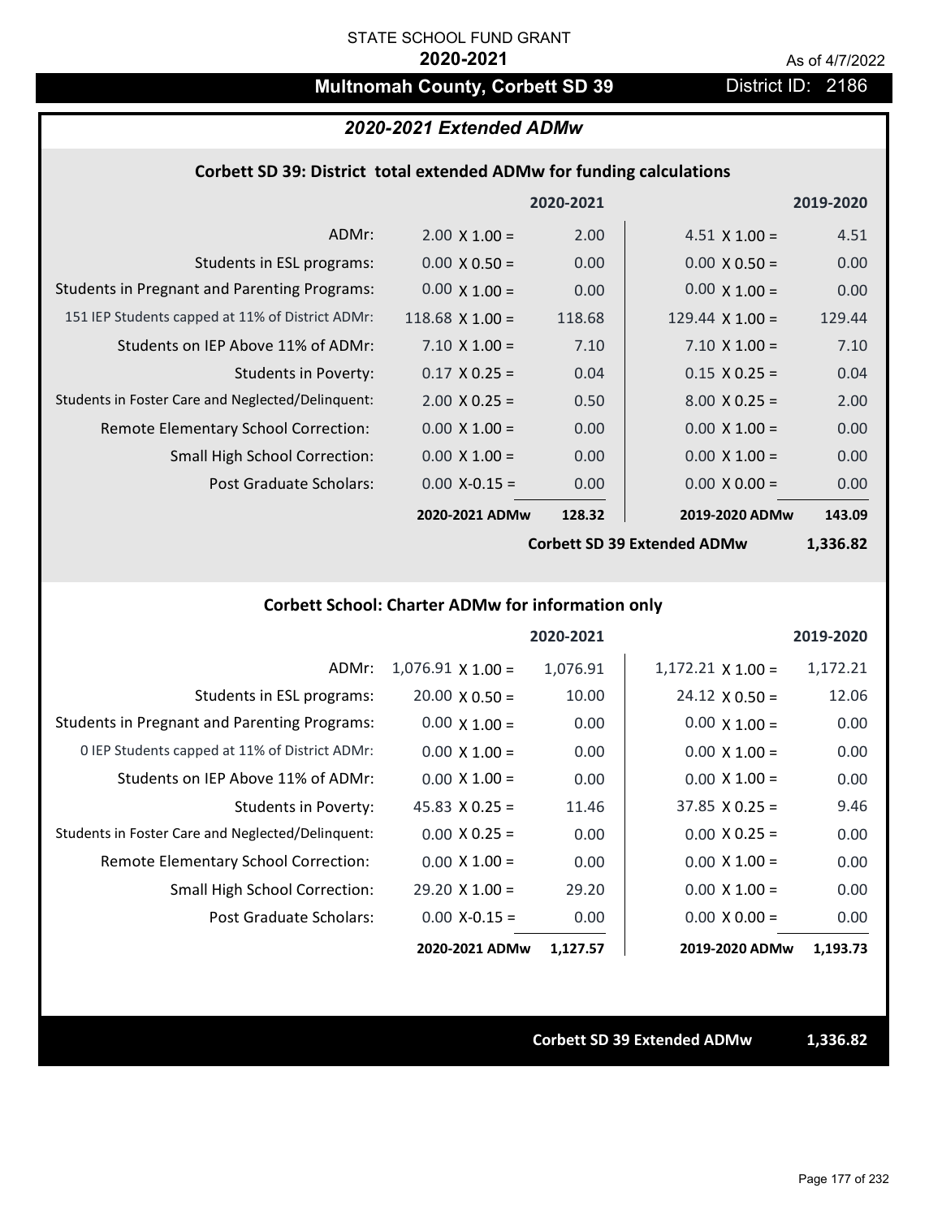STATE SCHOOL FUND GRANT

**2020-2021**

As of 4/7/2022

# Multnomah County, Corbett SD 39

District ID: 2186

## *2020-2021 Extended ADMw*

### Corbett SD 39: District total extended ADMw for funding calculations

| | 2020-2021 | | 2019-2020 | |
|---|---|---|---|---|
| ADMr: | 2.00 X 1.00 = | 2.00 | 4.51 X 1.00 = | 4.51 |
| Students in ESL programs: | 0.00 X 0.50 = | 0.00 | 0.00 X 0.50 = | 0.00 |
| Students in Pregnant and Parenting Programs: | 0.00 X 1.00 = | 0.00 | 0.00 X 1.00 = | 0.00 |
| 151 IEP Students capped at 11% of District ADMr: | 118.68 X 1.00 = | 118.68 | 129.44 X 1.00 = | 129.44 |
| Students on IEP Above 11% of ADMr: | 7.10 X 1.00 = | 7.10 | 7.10 X 1.00 = | 7.10 |
| Students in Poverty: | 0.17 X 0.25 = | 0.04 | 0.15 X 0.25 = | 0.04 |
| Students in Foster Care and Neglected/Delinquent: | 2.00 X 0.25 = | 0.50 | 8.00 X 0.25 = | 2.00 |
| Remote Elementary School Correction: | 0.00 X 1.00 = | 0.00 | 0.00 X 1.00 = | 0.00 |
| Small High School Correction: | 0.00 X 1.00 = | 0.00 | 0.00 X 1.00 = | 0.00 |
| Post Graduate Scholars: | 0.00 X-0.15 = | 0.00 | 0.00 X 0.00 = | 0.00 |
| | **2020-2021 ADMw** | **128.32** | **2019-2020 ADMw** | **143.09** |
| | | | **Corbett SD 39 Extended ADMw** | **1,336.82** |

### Corbett School: Charter ADMw for information only

| | 2020-2021 | | 2019-2020 | |
|---|---|---|---|---|
| ADMr: | 1,076.91 X 1.00 = | 1,076.91 | 1,172.21 X 1.00 = | 1,172.21 |
| Students in ESL programs: | 20.00 X 0.50 = | 10.00 | 24.12 X 0.50 = | 12.06 |
| Students in Pregnant and Parenting Programs: | 0.00 X 1.00 = | 0.00 | 0.00 X 1.00 = | 0.00 |
| 0 IEP Students capped at 11% of District ADMr: | 0.00 X 1.00 = | 0.00 | 0.00 X 1.00 = | 0.00 |
| Students on IEP Above 11% of ADMr: | 0.00 X 1.00 = | 0.00 | 0.00 X 1.00 = | 0.00 |
| Students in Poverty: | 45.83 X 0.25 = | 11.46 | 37.85 X 0.25 = | 9.46 |
| Students in Foster Care and Neglected/Delinquent: | 0.00 X 0.25 = | 0.00 | 0.00 X 0.25 = | 0.00 |
| Remote Elementary School Correction: | 0.00 X 1.00 = | 0.00 | 0.00 X 1.00 = | 0.00 |
| Small High School Correction: | 29.20 X 1.00 = | 29.20 | 0.00 X 1.00 = | 0.00 |
| Post Graduate Scholars: | 0.00 X-0.15 = | 0.00 | 0.00 X 0.00 = | 0.00 |
| | **2020-2021 ADMw** | **1,127.57** | **2019-2020 ADMw** | **1,193.73** |

**Corbett SD 39 Extended ADMw** **1,336.82**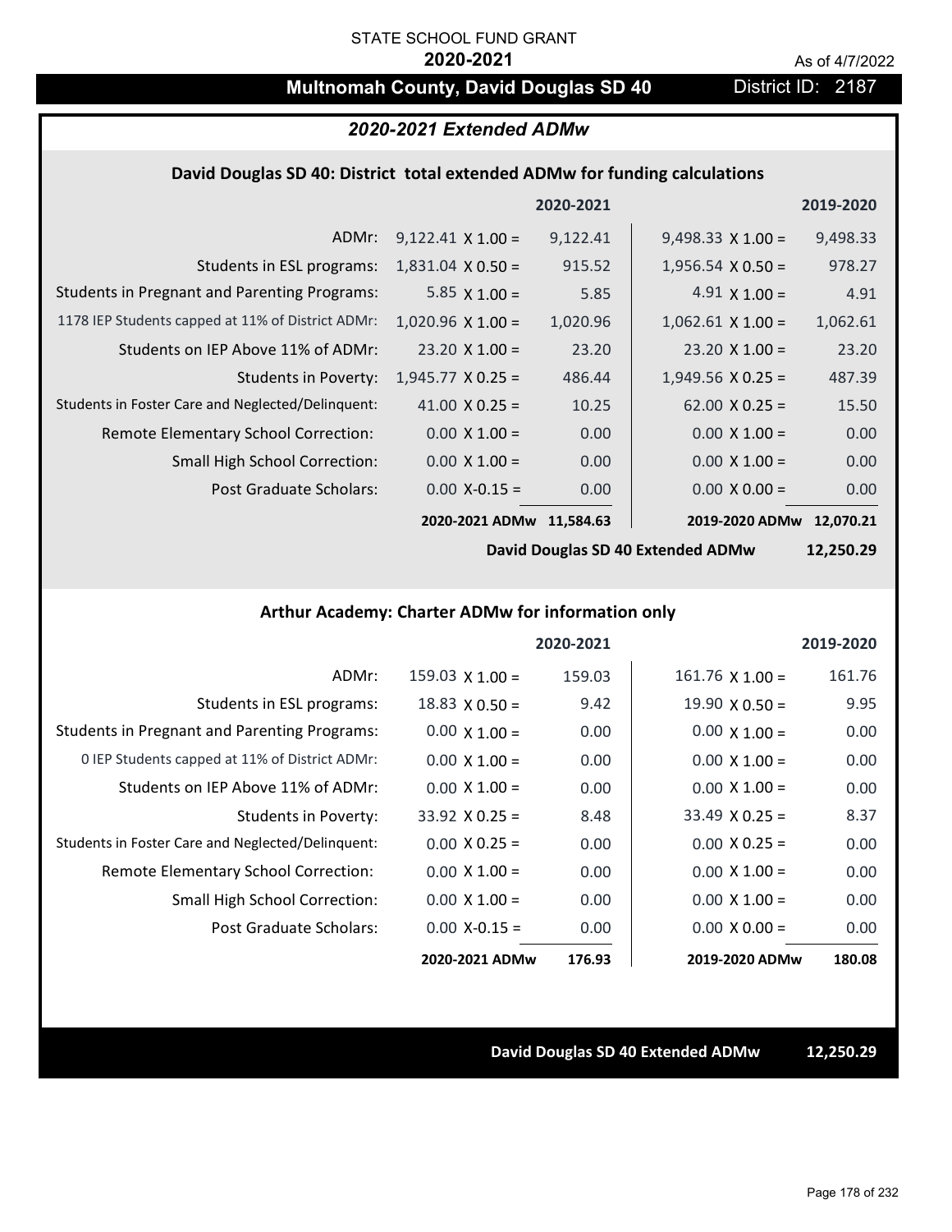STATE SCHOOL FUND GRANT

**2020-2021**

As of 4/7/2022

## Multnomah County, David Douglas SD 40

District ID: 2187

### *2020-2021 Extended ADMw*

#### David Douglas SD 40: District total extended ADMw for funding calculations

| | 2020-2021 | | 2019-2020 | |
|---|---|---|---|---|
| ADMr: | 9,122.41 X 1.00 = | 9,122.41 | 9,498.33 X 1.00 = | 9,498.33 |
| Students in ESL programs: | 1,831.04 X 0.50 = | 915.52 | 1,956.54 X 0.50 = | 978.27 |
| Students in Pregnant and Parenting Programs: | 5.85 X 1.00 = | 5.85 | 4.91 X 1.00 = | 4.91 |
| 1178 IEP Students capped at 11% of District ADMr: | 1,020.96 X 1.00 = | 1,020.96 | 1,062.61 X 1.00 = | 1,062.61 |
| Students on IEP Above 11% of ADMr: | 23.20 X 1.00 = | 23.20 | 23.20 X 1.00 = | 23.20 |
| Students in Poverty: | 1,945.77 X 0.25 = | 486.44 | 1,949.56 X 0.25 = | 487.39 |
| Students in Foster Care and Neglected/Delinquent: | 41.00 X 0.25 = | 10.25 | 62.00 X 0.25 = | 15.50 |
| Remote Elementary School Correction: | 0.00 X 1.00 = | 0.00 | 0.00 X 1.00 = | 0.00 |
| Small High School Correction: | 0.00 X 1.00 = | 0.00 | 0.00 X 1.00 = | 0.00 |
| Post Graduate Scholars: | 0.00 X-0.15 = | 0.00 | 0.00 X 0.00 = | 0.00 |
| | **2020-2021 ADMw** | **11,584.63** | **2019-2020 ADMw** | **12,070.21** |

**David Douglas SD 40 Extended ADMw** **12,250.29**

#### Arthur Academy: Charter ADMw for information only

| | 2020-2021 | | 2019-2020 | |
|---|---|---|---|---|
| ADMr: | 159.03 X 1.00 = | 159.03 | 161.76 X 1.00 = | 161.76 |
| Students in ESL programs: | 18.83 X 0.50 = | 9.42 | 19.90 X 0.50 = | 9.95 |
| Students in Pregnant and Parenting Programs: | 0.00 X 1.00 = | 0.00 | 0.00 X 1.00 = | 0.00 |
| 0 IEP Students capped at 11% of District ADMr: | 0.00 X 1.00 = | 0.00 | 0.00 X 1.00 = | 0.00 |
| Students on IEP Above 11% of ADMr: | 0.00 X 1.00 = | 0.00 | 0.00 X 1.00 = | 0.00 |
| Students in Poverty: | 33.92 X 0.25 = | 8.48 | 33.49 X 0.25 = | 8.37 |
| Students in Foster Care and Neglected/Delinquent: | 0.00 X 0.25 = | 0.00 | 0.00 X 0.25 = | 0.00 |
| Remote Elementary School Correction: | 0.00 X 1.00 = | 0.00 | 0.00 X 1.00 = | 0.00 |
| Small High School Correction: | 0.00 X 1.00 = | 0.00 | 0.00 X 1.00 = | 0.00 |
| Post Graduate Scholars: | 0.00 X-0.15 = | 0.00 | 0.00 X 0.00 = | 0.00 |
| | **2020-2021 ADMw** | **176.93** | **2019-2020 ADMw** | **180.08** |

**David Douglas SD 40 Extended ADMw** **12,250.29**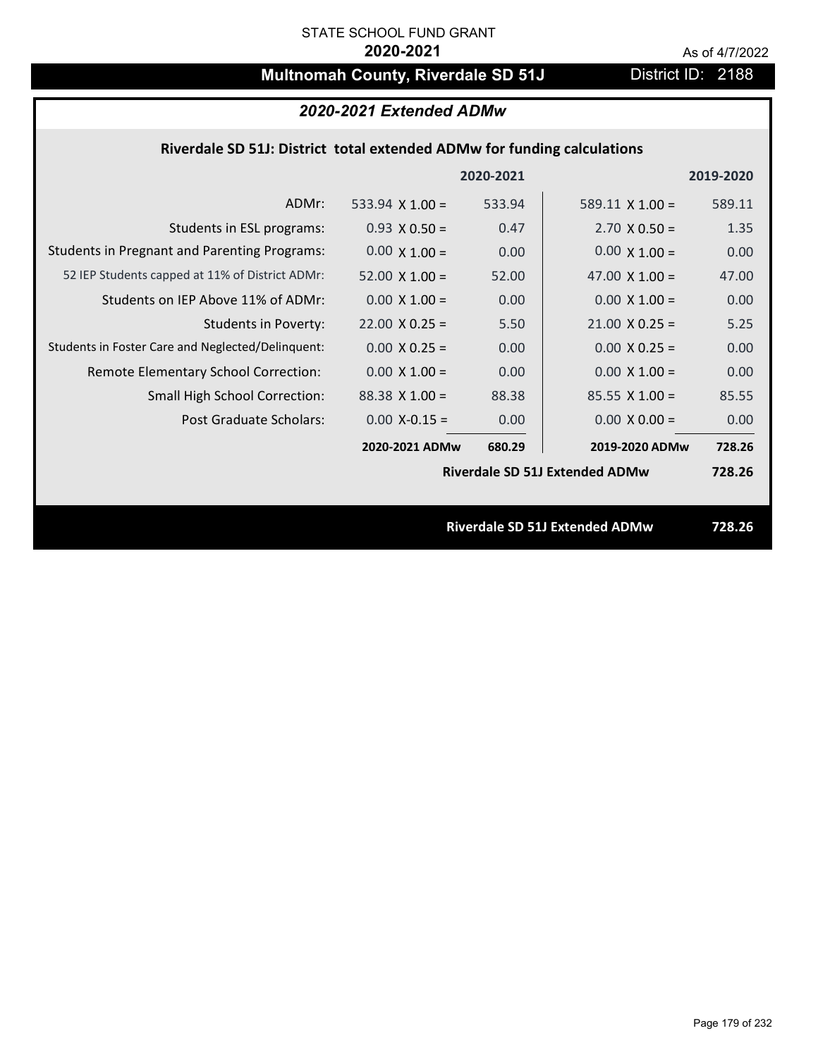STATE SCHOOL FUND GRANT

**2020-2021**

As of 4/7/2022

# Multnomah County, Riverdale SD 51J

District ID: 2188

## *2020-2021 Extended ADMw*

### Riverdale SD 51J: District total extended ADMw for funding calculations

| | | 2020-2021 | | 2019-2020 |
|---|---|---|---|---|
| ADMr: | 533.94 X 1.00 = | 533.94 | 589.11 X 1.00 = | 589.11 |
| Students in ESL programs: | 0.93 X 0.50 = | 0.47 | 2.70 X 0.50 = | 1.35 |
| Students in Pregnant and Parenting Programs: | 0.00 X 1.00 = | 0.00 | 0.00 X 1.00 = | 0.00 |
| 52 IEP Students capped at 11% of District ADMr: | 52.00 X 1.00 = | 52.00 | 47.00 X 1.00 = | 47.00 |
| Students on IEP Above 11% of ADMr: | 0.00 X 1.00 = | 0.00 | 0.00 X 1.00 = | 0.00 |
| Students in Poverty: | 22.00 X 0.25 = | 5.50 | 21.00 X 0.25 = | 5.25 |
| Students in Foster Care and Neglected/Delinquent: | 0.00 X 0.25 = | 0.00 | 0.00 X 0.25 = | 0.00 |
| Remote Elementary School Correction: | 0.00 X 1.00 = | 0.00 | 0.00 X 1.00 = | 0.00 |
| Small High School Correction: | 88.38 X 1.00 = | 88.38 | 85.55 X 1.00 = | 85.55 |
| Post Graduate Scholars: | 0.00 X-0.15 = | 0.00 | 0.00 X 0.00 = | 0.00 |
| | **2020-2021 ADMw** | **680.29** | **2019-2020 ADMw** | **728.26** |
| | | | **Riverdale SD 51J Extended ADMw** | **728.26** |

**Riverdale SD 51J Extended ADMw** **728.26**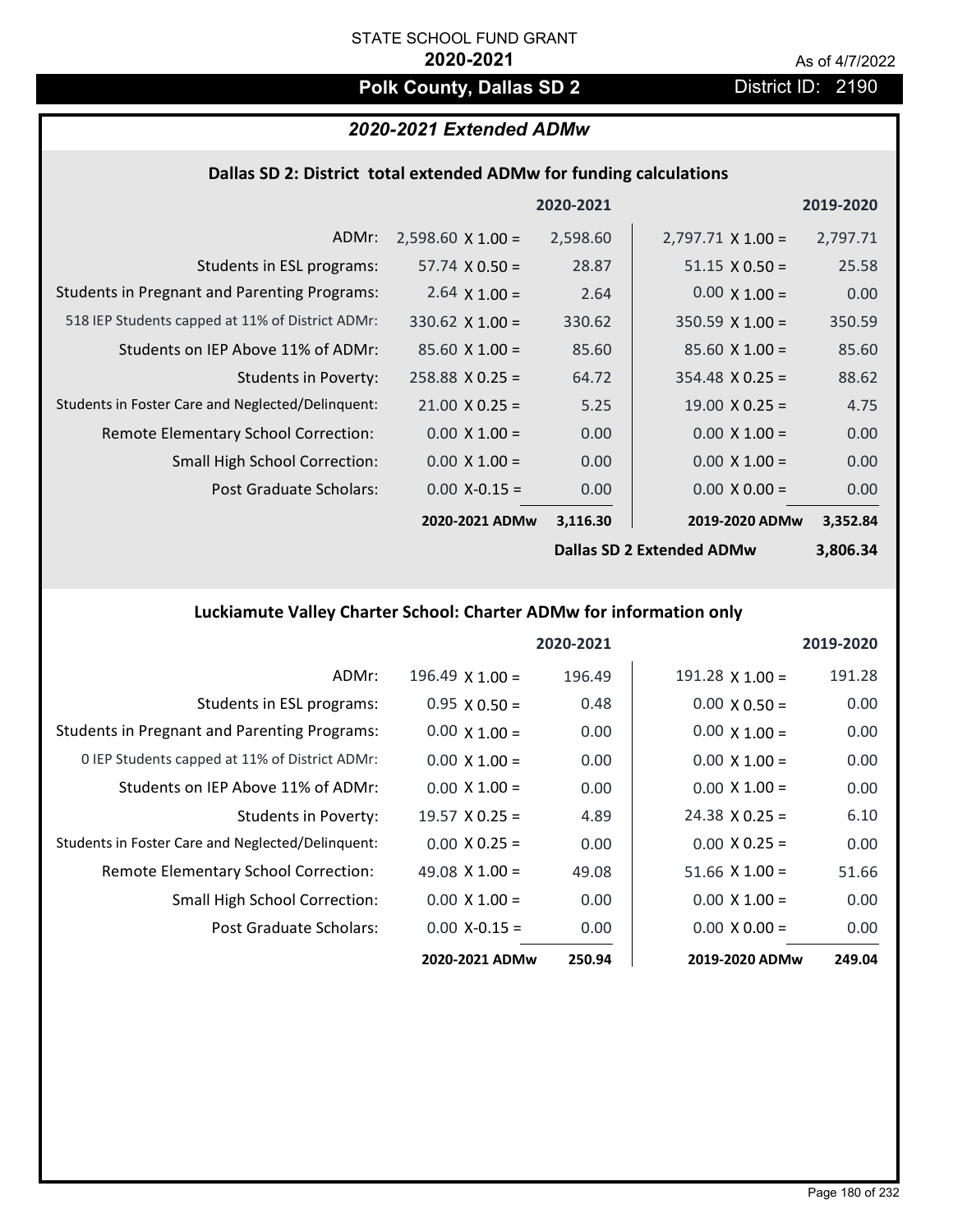STATE SCHOOL FUND GRANT

**2020-2021**

As of 4/7/2022

## Polk County, Dallas SD 2

District ID: 2190

### *2020-2021 Extended ADMw*

#### Dallas SD 2: District total extended ADMw for funding calculations

| | | 2020-2021 | | 2019-2020 |
|---|---|---|---|---|
| ADMr: | 2,598.60 X 1.00 = | 2,598.60 | 2,797.71 X 1.00 = | 2,797.71 |
| Students in ESL programs: | 57.74 X 0.50 = | 28.87 | 51.15 X 0.50 = | 25.58 |
| Students in Pregnant and Parenting Programs: | 2.64 X 1.00 = | 2.64 | 0.00 X 1.00 = | 0.00 |
| 518 IEP Students capped at 11% of District ADMr: | 330.62 X 1.00 = | 330.62 | 350.59 X 1.00 = | 350.59 |
| Students on IEP Above 11% of ADMr: | 85.60 X 1.00 = | 85.60 | 85.60 X 1.00 = | 85.60 |
| Students in Poverty: | 258.88 X 0.25 = | 64.72 | 354.48 X 0.25 = | 88.62 |
| Students in Foster Care and Neglected/Delinquent: | 21.00 X 0.25 = | 5.25 | 19.00 X 0.25 = | 4.75 |
| Remote Elementary School Correction: | 0.00 X 1.00 = | 0.00 | 0.00 X 1.00 = | 0.00 |
| Small High School Correction: | 0.00 X 1.00 = | 0.00 | 0.00 X 1.00 = | 0.00 |
| Post Graduate Scholars: | 0.00 X-0.15 = | 0.00 | 0.00 X 0.00 = | 0.00 |
| | **2020-2021 ADMw** | **3,116.30** | **2019-2020 ADMw** | **3,352.84** |
| | | | **Dallas SD 2 Extended ADMw** | **3,806.34** |

#### Luckiamute Valley Charter School: Charter ADMw for information only

| | | 2020-2021 | | 2019-2020 |
|---|---|---|---|---|
| ADMr: | 196.49 X 1.00 = | 196.49 | 191.28 X 1.00 = | 191.28 |
| Students in ESL programs: | 0.95 X 0.50 = | 0.48 | 0.00 X 0.50 = | 0.00 |
| Students in Pregnant and Parenting Programs: | 0.00 X 1.00 = | 0.00 | 0.00 X 1.00 = | 0.00 |
| 0 IEP Students capped at 11% of District ADMr: | 0.00 X 1.00 = | 0.00 | 0.00 X 1.00 = | 0.00 |
| Students on IEP Above 11% of ADMr: | 0.00 X 1.00 = | 0.00 | 0.00 X 1.00 = | 0.00 |
| Students in Poverty: | 19.57 X 0.25 = | 4.89 | 24.38 X 0.25 = | 6.10 |
| Students in Foster Care and Neglected/Delinquent: | 0.00 X 0.25 = | 0.00 | 0.00 X 0.25 = | 0.00 |
| Remote Elementary School Correction: | 49.08 X 1.00 = | 49.08 | 51.66 X 1.00 = | 51.66 |
| Small High School Correction: | 0.00 X 1.00 = | 0.00 | 0.00 X 1.00 = | 0.00 |
| Post Graduate Scholars: | 0.00 X-0.15 = | 0.00 | 0.00 X 0.00 = | 0.00 |
| | **2020-2021 ADMw** | **250.94** | **2019-2020 ADMw** | **249.04** |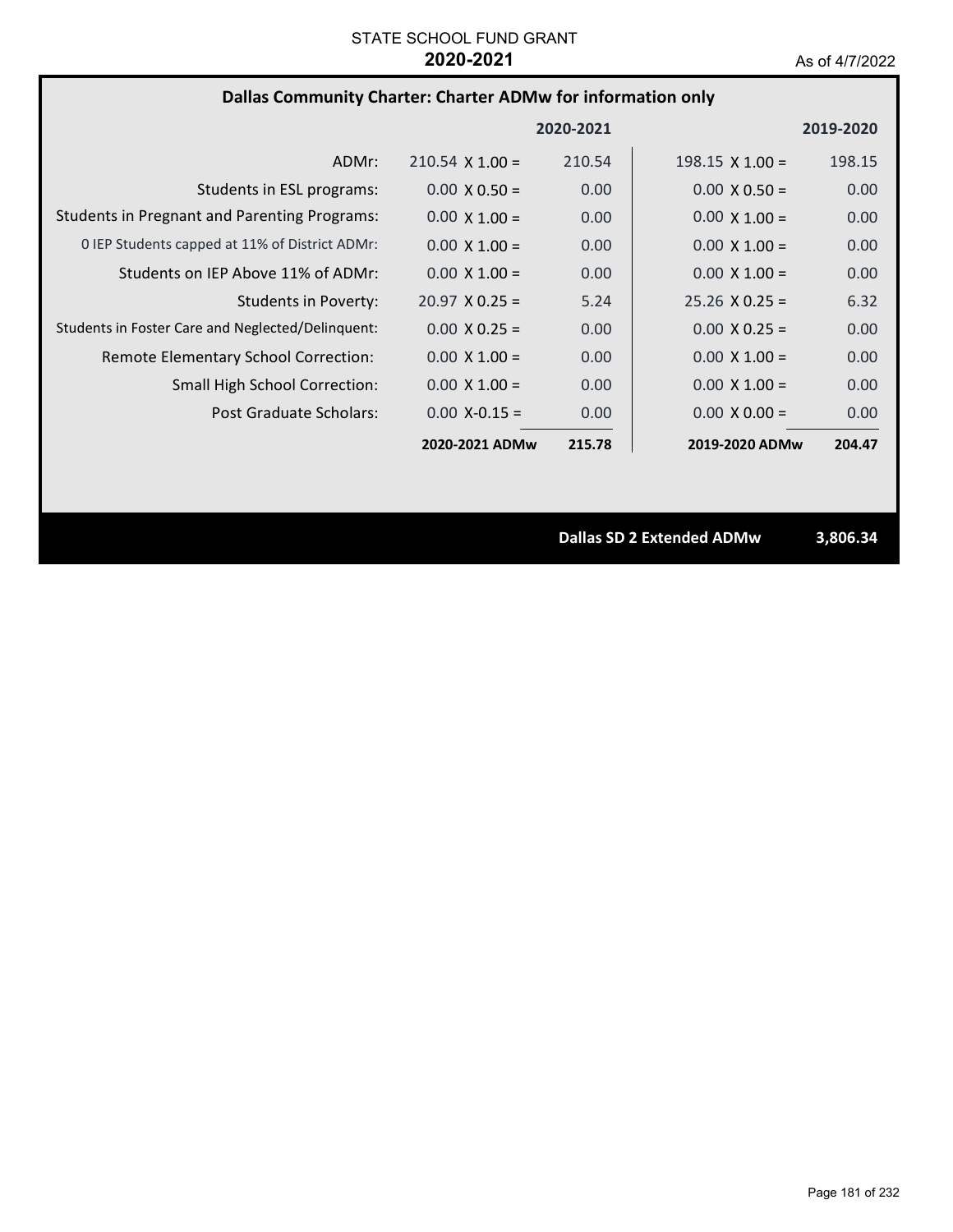STATE SCHOOL FUND GRANT

**2020-2021**

As of 4/7/2022

## Dallas Community Charter: Charter ADMw for information only

| | 2020-2021 | | 2019-2020 | |
|---|---|---|---|---|
| ADMr: | 210.54 X 1.00 = | 210.54 | 198.15 X 1.00 = | 198.15 |
| Students in ESL programs: | 0.00 X 0.50 = | 0.00 | 0.00 X 0.50 = | 0.00 |
| Students in Pregnant and Parenting Programs: | 0.00 X 1.00 = | 0.00 | 0.00 X 1.00 = | 0.00 |
| 0 IEP Students capped at 11% of District ADMr: | 0.00 X 1.00 = | 0.00 | 0.00 X 1.00 = | 0.00 |
| Students on IEP Above 11% of ADMr: | 0.00 X 1.00 = | 0.00 | 0.00 X 1.00 = | 0.00 |
| Students in Poverty: | 20.97 X 0.25 = | 5.24 | 25.26 X 0.25 = | 6.32 |
| Students in Foster Care and Neglected/Delinquent: | 0.00 X 0.25 = | 0.00 | 0.00 X 0.25 = | 0.00 |
| Remote Elementary School Correction: | 0.00 X 1.00 = | 0.00 | 0.00 X 1.00 = | 0.00 |
| Small High School Correction: | 0.00 X 1.00 = | 0.00 | 0.00 X 1.00 = | 0.00 |
| Post Graduate Scholars: | 0.00 X-0.15 = | 0.00 | 0.00 X 0.00 = | 0.00 |
| | **2020-2021 ADMw** | **215.78** | **2019-2020 ADMw** | **204.47** |

**Dallas SD 2 Extended ADMw** **3,806.34**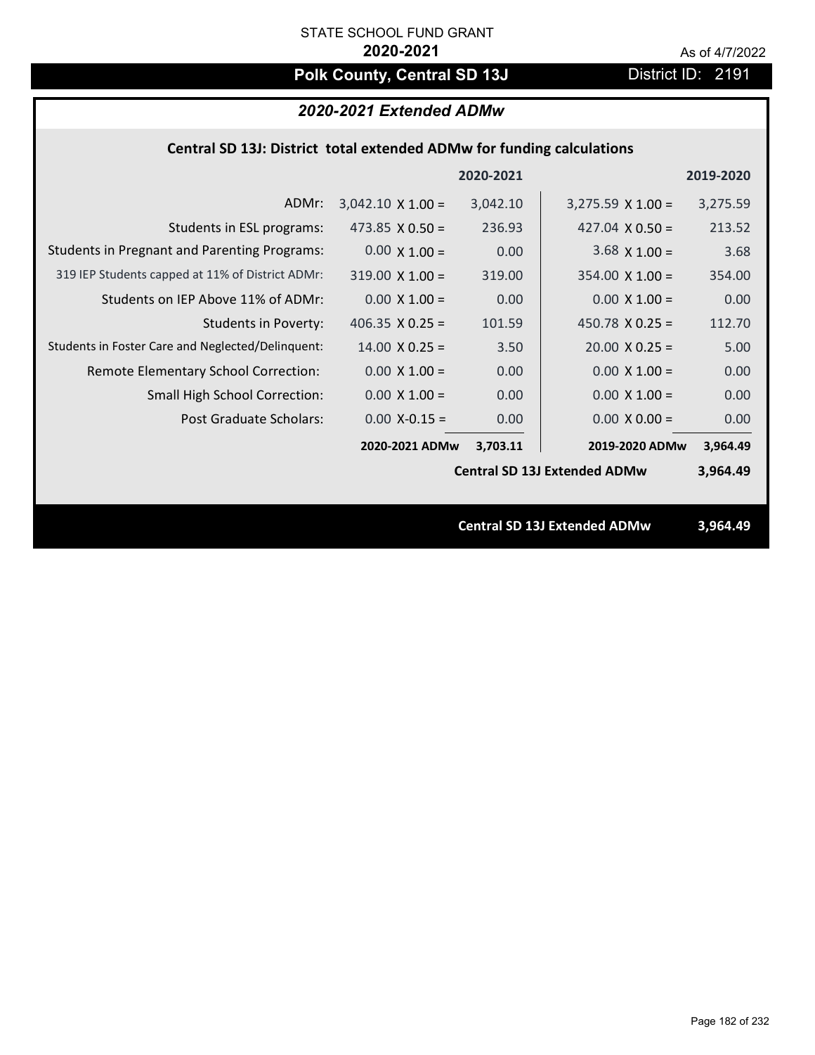STATE SCHOOL FUND GRANT

**2020-2021**

As of 4/7/2022

# Polk County, Central SD 13J

District ID: 2191

## *2020-2021 Extended ADMw*

### Central SD 13J: District total extended ADMw for funding calculations

| | | 2020-2021 | | 2019-2020 |
|---|---|---|---|---|
| ADMr: | 3,042.10 X 1.00 = | 3,042.10 | 3,275.59 X 1.00 = | 3,275.59 |
| Students in ESL programs: | 473.85 X 0.50 = | 236.93 | 427.04 X 0.50 = | 213.52 |
| Students in Pregnant and Parenting Programs: | 0.00 X 1.00 = | 0.00 | 3.68 X 1.00 = | 3.68 |
| 319 IEP Students capped at 11% of District ADMr: | 319.00 X 1.00 = | 319.00 | 354.00 X 1.00 = | 354.00 |
| Students on IEP Above 11% of ADMr: | 0.00 X 1.00 = | 0.00 | 0.00 X 1.00 = | 0.00 |
| Students in Poverty: | 406.35 X 0.25 = | 101.59 | 450.78 X 0.25 = | 112.70 |
| Students in Foster Care and Neglected/Delinquent: | 14.00 X 0.25 = | 3.50 | 20.00 X 0.25 = | 5.00 |
| Remote Elementary School Correction: | 0.00 X 1.00 = | 0.00 | 0.00 X 1.00 = | 0.00 |
| Small High School Correction: | 0.00 X 1.00 = | 0.00 | 0.00 X 1.00 = | 0.00 |
| Post Graduate Scholars: | 0.00 X-0.15 = | 0.00 | 0.00 X 0.00 = | 0.00 |
| | **2020-2021 ADMw** | **3,703.11** | **2019-2020 ADMw** | **3,964.49** |
| | | | **Central SD 13J Extended ADMw** | **3,964.49** |

**Central SD 13J Extended ADMw 3,964.49**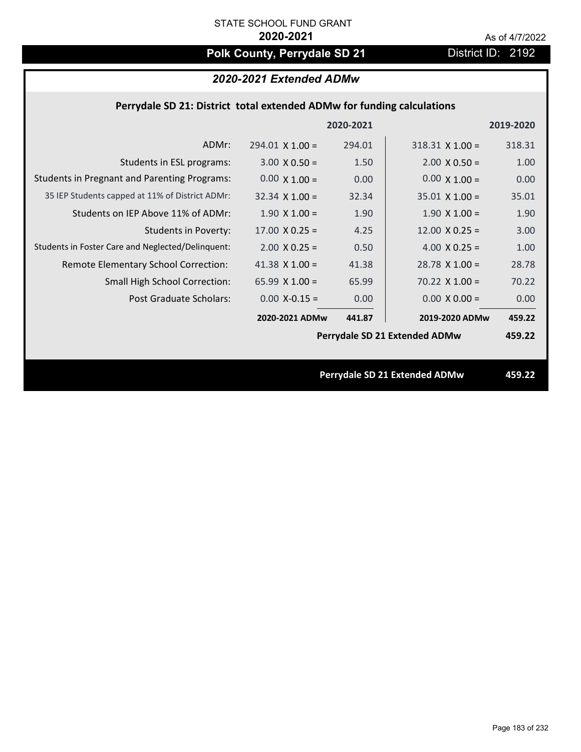STATE SCHOOL FUND GRANT

**2020-2021**

As of 4/7/2022

# Polk County, Perrydale SD 21

District ID: 2192

## *2020-2021 Extended ADMw*

### Perrydale SD 21: District total extended ADMw for funding calculations

| | | 2020-2021 | | 2019-2020 |
|---|---|---|---|---|
| ADMr: | 294.01 X 1.00 = | 294.01 | 318.31 X 1.00 = | 318.31 |
| Students in ESL programs: | 3.00 X 0.50 = | 1.50 | 2.00 X 0.50 = | 1.00 |
| Students in Pregnant and Parenting Programs: | 0.00 X 1.00 = | 0.00 | 0.00 X 1.00 = | 0.00 |
| 35 IEP Students capped at 11% of District ADMr: | 32.34 X 1.00 = | 32.34 | 35.01 X 1.00 = | 35.01 |
| Students on IEP Above 11% of ADMr: | 1.90 X 1.00 = | 1.90 | 1.90 X 1.00 = | 1.90 |
| Students in Poverty: | 17.00 X 0.25 = | 4.25 | 12.00 X 0.25 = | 3.00 |
| Students in Foster Care and Neglected/Delinquent: | 2.00 X 0.25 = | 0.50 | 4.00 X 0.25 = | 1.00 |
| Remote Elementary School Correction: | 41.38 X 1.00 = | 41.38 | 28.78 X 1.00 = | 28.78 |
| Small High School Correction: | 65.99 X 1.00 = | 65.99 | 70.22 X 1.00 = | 70.22 |
| Post Graduate Scholars: | 0.00 X-0.15 = | 0.00 | 0.00 X 0.00 = | 0.00 |
| | **2020-2021 ADMw** | **441.87** | **2019-2020 ADMw** | **459.22** |
| | | | **Perrydale SD 21 Extended ADMw** | **459.22** |

**Perrydale SD 21 Extended ADMw** **459.22**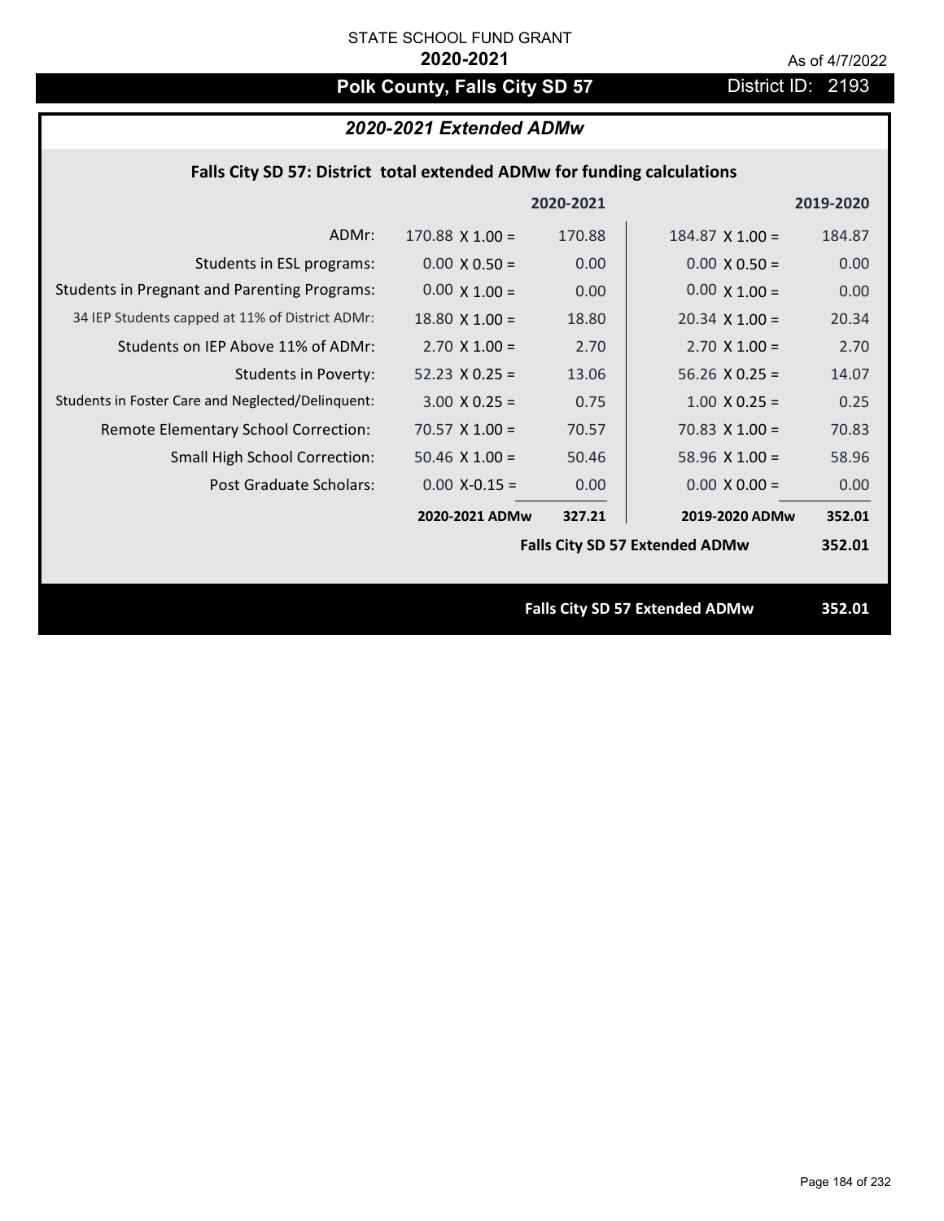STATE SCHOOL FUND GRANT

**2020-2021**

As of 4/7/2022

# Polk County, Falls City SD 57

District ID: 2193

## *2020-2021 Extended ADMw*

### Falls City SD 57: District total extended ADMw for funding calculations

| | | 2020-2021 | | 2019-2020 |
|---|---|---|---|---|
| ADMr: | 170.88 X 1.00 = | 170.88 | 184.87 X 1.00 = | 184.87 |
| Students in ESL programs: | 0.00 X 0.50 = | 0.00 | 0.00 X 0.50 = | 0.00 |
| Students in Pregnant and Parenting Programs: | 0.00 X 1.00 = | 0.00 | 0.00 X 1.00 = | 0.00 |
| 34 IEP Students capped at 11% of District ADMr: | 18.80 X 1.00 = | 18.80 | 20.34 X 1.00 = | 20.34 |
| Students on IEP Above 11% of ADMr: | 2.70 X 1.00 = | 2.70 | 2.70 X 1.00 = | 2.70 |
| Students in Poverty: | 52.23 X 0.25 = | 13.06 | 56.26 X 0.25 = | 14.07 |
| Students in Foster Care and Neglected/Delinquent: | 3.00 X 0.25 = | 0.75 | 1.00 X 0.25 = | 0.25 |
| Remote Elementary School Correction: | 70.57 X 1.00 = | 70.57 | 70.83 X 1.00 = | 70.83 |
| Small High School Correction: | 50.46 X 1.00 = | 50.46 | 58.96 X 1.00 = | 58.96 |
| Post Graduate Scholars: | 0.00 X-0.15 = | 0.00 | 0.00 X 0.00 = | 0.00 |
| | **2020-2021 ADMw** | **327.21** | **2019-2020 ADMw** | **352.01** |
| | | | **Falls City SD 57 Extended ADMw** | **352.01** |

**Falls City SD 57 Extended ADMw** **352.01**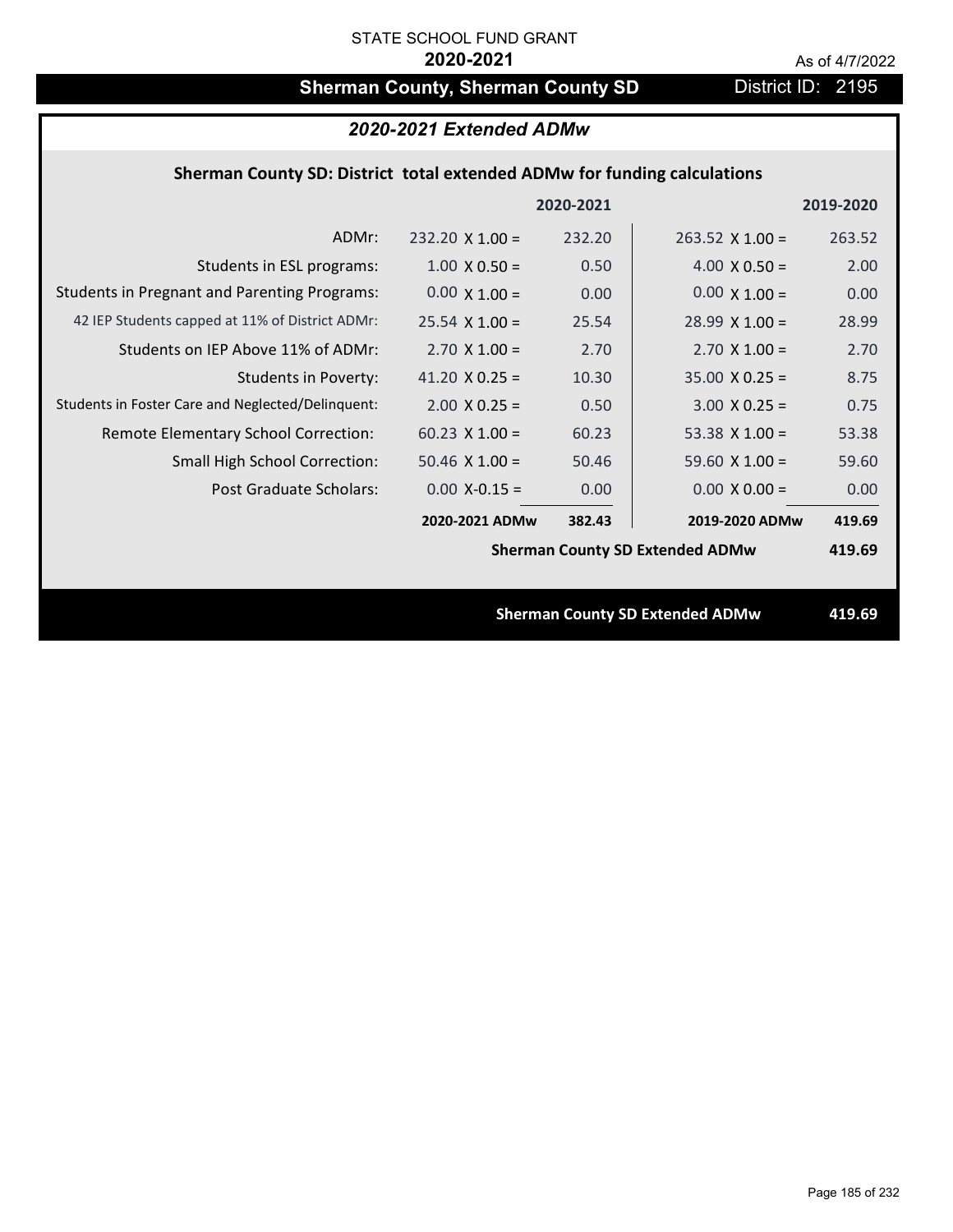STATE SCHOOL FUND GRANT

**2020-2021**

As of 4/7/2022

# Sherman County, Sherman County SD

District ID: 2195

## *2020-2021 Extended ADMw*

### Sherman County SD: District total extended ADMw for funding calculations

| | | 2020-2021 | | 2019-2020 |
|---|---|---|---|---|
| ADMr: | 232.20 X 1.00 = | 232.20 | 263.52 X 1.00 = | 263.52 |
| Students in ESL programs: | 1.00 X 0.50 = | 0.50 | 4.00 X 0.50 = | 2.00 |
| Students in Pregnant and Parenting Programs: | 0.00 X 1.00 = | 0.00 | 0.00 X 1.00 = | 0.00 |
| 42 IEP Students capped at 11% of District ADMr: | 25.54 X 1.00 = | 25.54 | 28.99 X 1.00 = | 28.99 |
| Students on IEP Above 11% of ADMr: | 2.70 X 1.00 = | 2.70 | 2.70 X 1.00 = | 2.70 |
| Students in Poverty: | 41.20 X 0.25 = | 10.30 | 35.00 X 0.25 = | 8.75 |
| Students in Foster Care and Neglected/Delinquent: | 2.00 X 0.25 = | 0.50 | 3.00 X 0.25 = | 0.75 |
| Remote Elementary School Correction: | 60.23 X 1.00 = | 60.23 | 53.38 X 1.00 = | 53.38 |
| Small High School Correction: | 50.46 X 1.00 = | 50.46 | 59.60 X 1.00 = | 59.60 |
| Post Graduate Scholars: | 0.00 X-0.15 = | 0.00 | 0.00 X 0.00 = | 0.00 |
| | **2020-2021 ADMw** | **382.43** | **2019-2020 ADMw** | **419.69** |
| | | | **Sherman County SD Extended ADMw** | **419.69** |

**Sherman County SD Extended ADMw 419.69**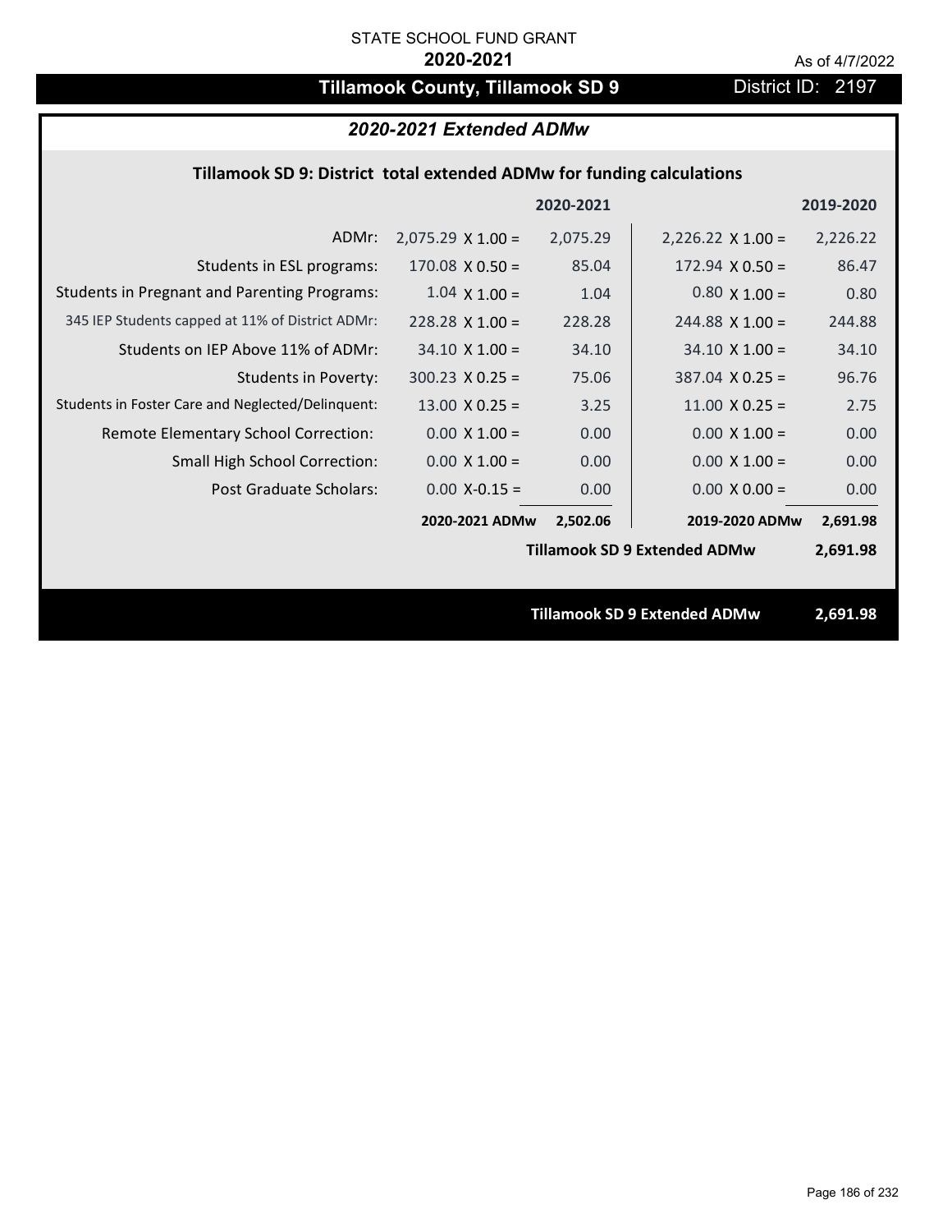STATE SCHOOL FUND GRANT

**2020-2021**

As of 4/7/2022

# Tillamook County, Tillamook SD 9

District ID: 2197

## *2020-2021 Extended ADMw*

### Tillamook SD 9: District total extended ADMw for funding calculations

| | 2020-2021 | | 2019-2020 | |
|---|---|---|---|---|
| ADMr: | 2,075.29 X 1.00 = | 2,075.29 | 2,226.22 X 1.00 = | 2,226.22 |
| Students in ESL programs: | 170.08 X 0.50 = | 85.04 | 172.94 X 0.50 = | 86.47 |
| Students in Pregnant and Parenting Programs: | 1.04 X 1.00 = | 1.04 | 0.80 X 1.00 = | 0.80 |
| 345 IEP Students capped at 11% of District ADMr: | 228.28 X 1.00 = | 228.28 | 244.88 X 1.00 = | 244.88 |
| Students on IEP Above 11% of ADMr: | 34.10 X 1.00 = | 34.10 | 34.10 X 1.00 = | 34.10 |
| Students in Poverty: | 300.23 X 0.25 = | 75.06 | 387.04 X 0.25 = | 96.76 |
| Students in Foster Care and Neglected/Delinquent: | 13.00 X 0.25 = | 3.25 | 11.00 X 0.25 = | 2.75 |
| Remote Elementary School Correction: | 0.00 X 1.00 = | 0.00 | 0.00 X 1.00 = | 0.00 |
| Small High School Correction: | 0.00 X 1.00 = | 0.00 | 0.00 X 1.00 = | 0.00 |
| Post Graduate Scholars: | 0.00 X-0.15 = | 0.00 | 0.00 X 0.00 = | 0.00 |
| | **2020-2021 ADMw** | **2,502.06** | **2019-2020 ADMw** | **2,691.98** |

**Tillamook SD 9 Extended ADMw 2,691.98**

**Tillamook SD 9 Extended ADMw 2,691.98**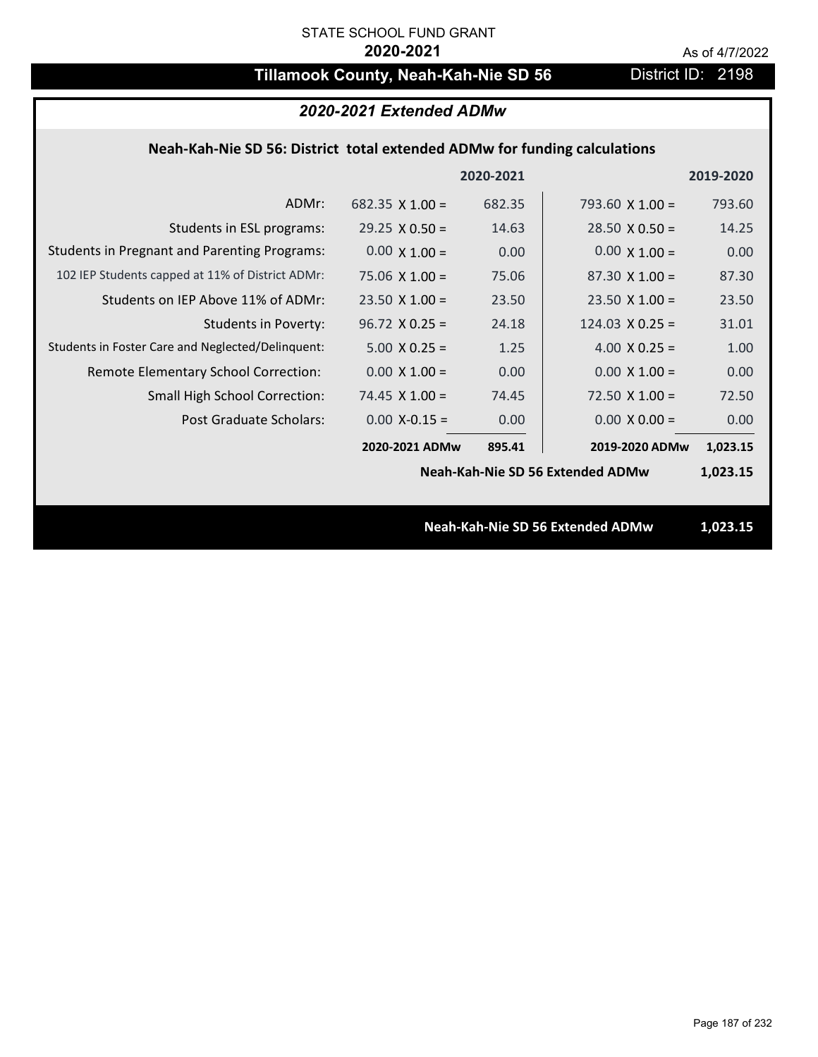STATE SCHOOL FUND GRANT

**2020-2021**

As of 4/7/2022

# Tillamook County, Neah-Kah-Nie SD 56

District ID: 2198

## *2020-2021 Extended ADMw*

### Neah-Kah-Nie SD 56: District total extended ADMw for funding calculations

| | | 2020-2021 | | 2019-2020 |
|---|---|---|---|---|
| ADMr: | 682.35 X 1.00 = | 682.35 | 793.60 X 1.00 = | 793.60 |
| Students in ESL programs: | 29.25 X 0.50 = | 14.63 | 28.50 X 0.50 = | 14.25 |
| Students in Pregnant and Parenting Programs: | 0.00 X 1.00 = | 0.00 | 0.00 X 1.00 = | 0.00 |
| 102 IEP Students capped at 11% of District ADMr: | 75.06 X 1.00 = | 75.06 | 87.30 X 1.00 = | 87.30 |
| Students on IEP Above 11% of ADMr: | 23.50 X 1.00 = | 23.50 | 23.50 X 1.00 = | 23.50 |
| Students in Poverty: | 96.72 X 0.25 = | 24.18 | 124.03 X 0.25 = | 31.01 |
| Students in Foster Care and Neglected/Delinquent: | 5.00 X 0.25 = | 1.25 | 4.00 X 0.25 = | 1.00 |
| Remote Elementary School Correction: | 0.00 X 1.00 = | 0.00 | 0.00 X 1.00 = | 0.00 |
| Small High School Correction: | 74.45 X 1.00 = | 74.45 | 72.50 X 1.00 = | 72.50 |
| Post Graduate Scholars: | 0.00 X-0.15 = | 0.00 | 0.00 X 0.00 = | 0.00 |
| | **2020-2021 ADMw** | **895.41** | **2019-2020 ADMw** | **1,023.15** |
| | | | **Neah-Kah-Nie SD 56 Extended ADMw** | **1,023.15** |

**Neah-Kah-Nie SD 56 Extended ADMw 1,023.15**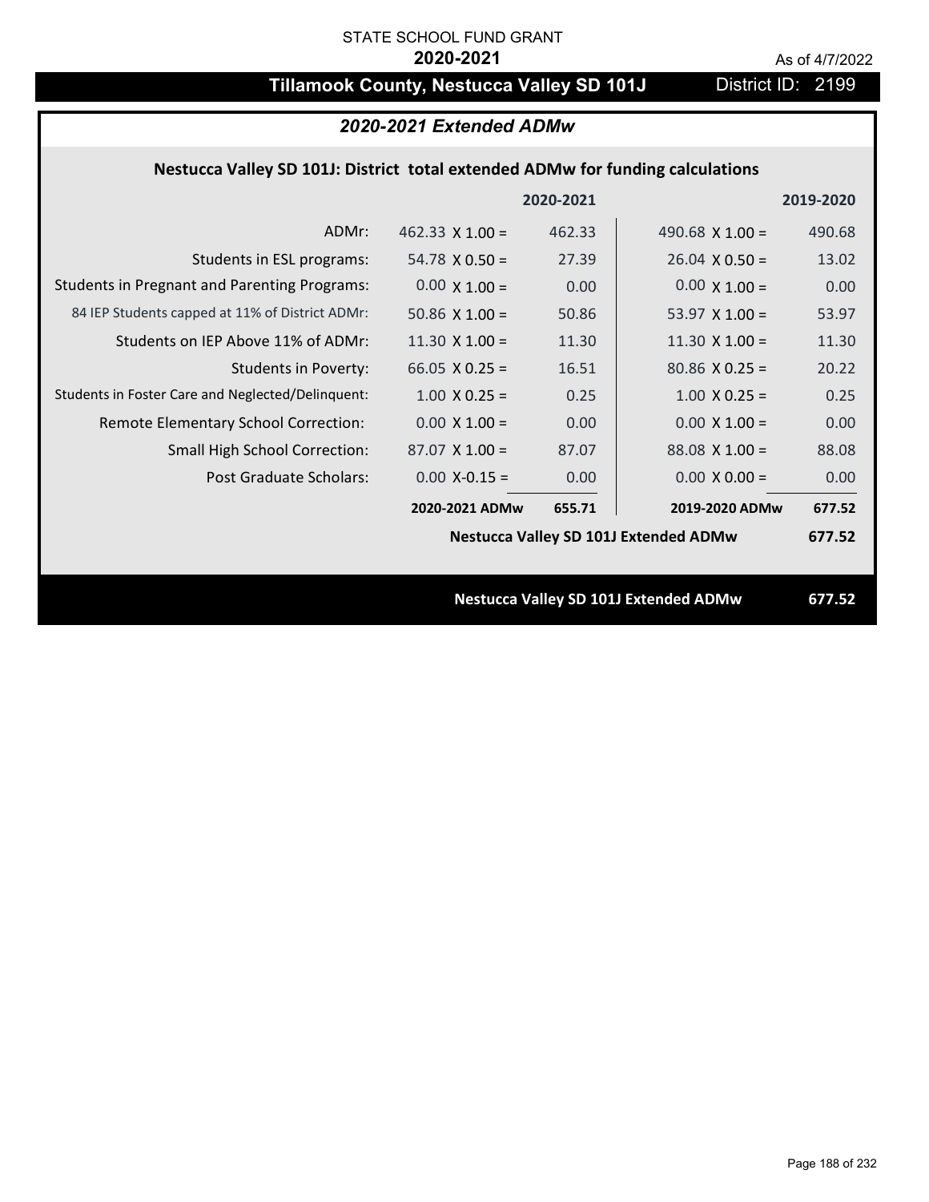STATE SCHOOL FUND GRANT

**2020-2021**

As of 4/7/2022

# Tillamook County, Nestucca Valley SD 101J

District ID: 2199

## *2020-2021 Extended ADMw*

### Nestucca Valley SD 101J: District total extended ADMw for funding calculations

| | | 2020-2021 | | 2019-2020 |
|---|---|---|---|---|
| ADMr: | 462.33 X 1.00 = | 462.33 | 490.68 X 1.00 = | 490.68 |
| Students in ESL programs: | 54.78 X 0.50 = | 27.39 | 26.04 X 0.50 = | 13.02 |
| Students in Pregnant and Parenting Programs: | 0.00 X 1.00 = | 0.00 | 0.00 X 1.00 = | 0.00 |
| 84 IEP Students capped at 11% of District ADMr: | 50.86 X 1.00 = | 50.86 | 53.97 X 1.00 = | 53.97 |
| Students on IEP Above 11% of ADMr: | 11.30 X 1.00 = | 11.30 | 11.30 X 1.00 = | 11.30 |
| Students in Poverty: | 66.05 X 0.25 = | 16.51 | 80.86 X 0.25 = | 20.22 |
| Students in Foster Care and Neglected/Delinquent: | 1.00 X 0.25 = | 0.25 | 1.00 X 0.25 = | 0.25 |
| Remote Elementary School Correction: | 0.00 X 1.00 = | 0.00 | 0.00 X 1.00 = | 0.00 |
| Small High School Correction: | 87.07 X 1.00 = | 87.07 | 88.08 X 1.00 = | 88.08 |
| Post Graduate Scholars: | 0.00 X-0.15 = | 0.00 | 0.00 X 0.00 = | 0.00 |
| | **2020-2021 ADMw** | **655.71** | **2019-2020 ADMw** | **677.52** |
| | | | **Nestucca Valley SD 101J Extended ADMw** | **677.52** |

**Nestucca Valley SD 101J Extended ADMw 677.52**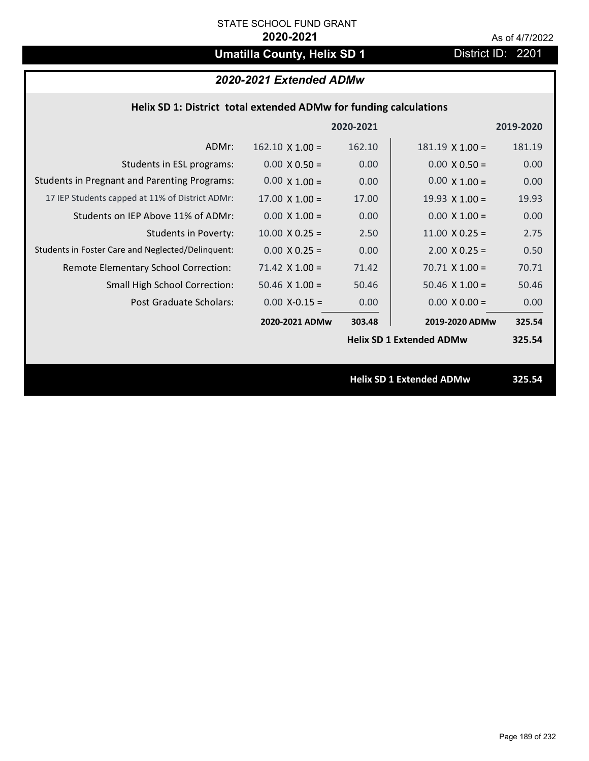STATE SCHOOL FUND GRANT

**2020-2021**

As of 4/7/2022

# Umatilla County, Helix SD 1

District ID: 2201

## *2020-2021 Extended ADMw*

### Helix SD 1: District total extended ADMw for funding calculations

| | | 2020-2021 | | 2019-2020 |
|---|---|---|---|---|
| ADMr: | 162.10 X 1.00 = | 162.10 | 181.19 X 1.00 = | 181.19 |
| Students in ESL programs: | 0.00 X 0.50 = | 0.00 | 0.00 X 0.50 = | 0.00 |
| Students in Pregnant and Parenting Programs: | 0.00 X 1.00 = | 0.00 | 0.00 X 1.00 = | 0.00 |
| 17 IEP Students capped at 11% of District ADMr: | 17.00 X 1.00 = | 17.00 | 19.93 X 1.00 = | 19.93 |
| Students on IEP Above 11% of ADMr: | 0.00 X 1.00 = | 0.00 | 0.00 X 1.00 = | 0.00 |
| Students in Poverty: | 10.00 X 0.25 = | 2.50 | 11.00 X 0.25 = | 2.75 |
| Students in Foster Care and Neglected/Delinquent: | 0.00 X 0.25 = | 0.00 | 2.00 X 0.25 = | 0.50 |
| Remote Elementary School Correction: | 71.42 X 1.00 = | 71.42 | 70.71 X 1.00 = | 70.71 |
| Small High School Correction: | 50.46 X 1.00 = | 50.46 | 50.46 X 1.00 = | 50.46 |
| Post Graduate Scholars: | 0.00 X-0.15 = | 0.00 | 0.00 X 0.00 = | 0.00 |
| | **2020-2021 ADMw** | **303.48** | **2019-2020 ADMw** | **325.54** |
| | | | **Helix SD 1 Extended ADMw** | **325.54** |

**Helix SD 1 Extended ADMw** **325.54**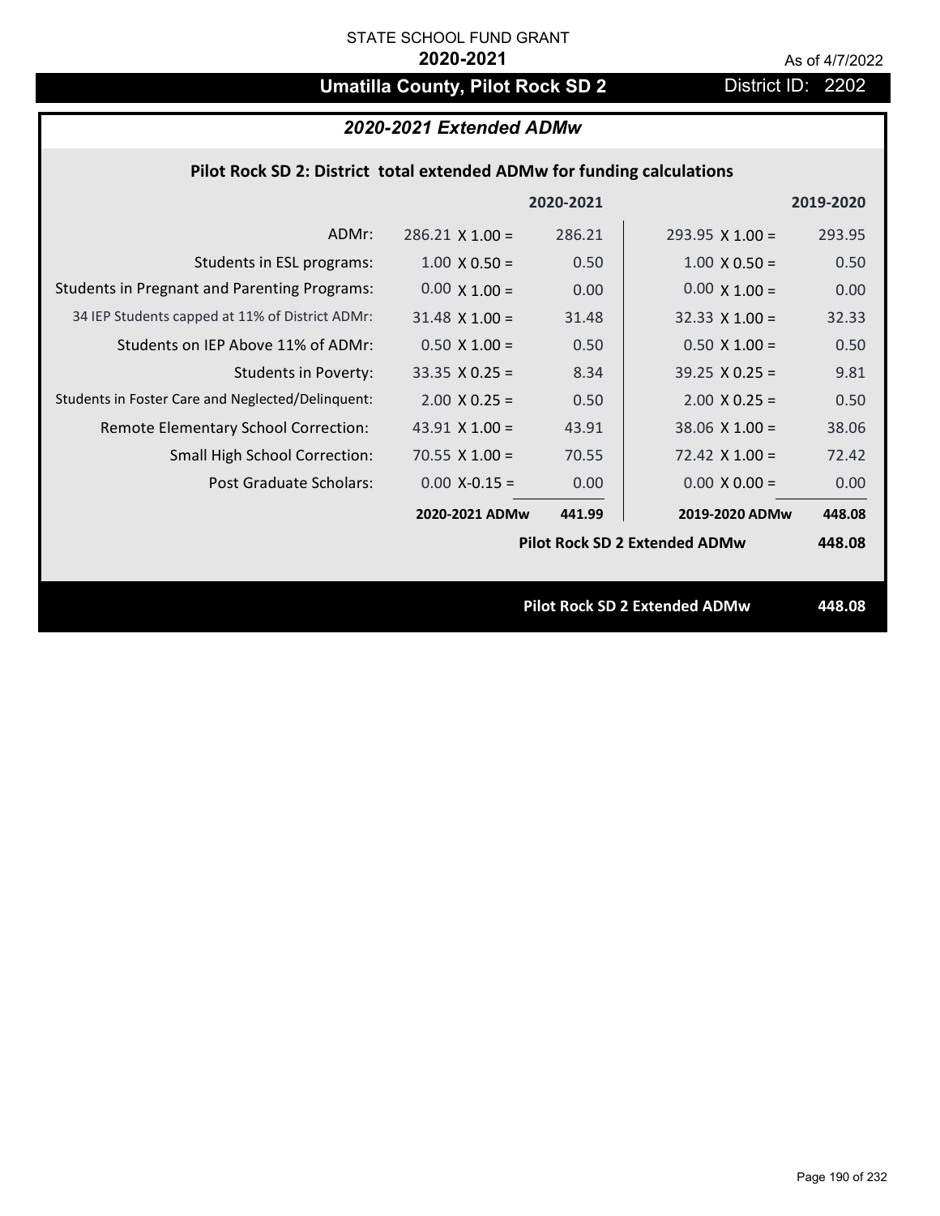STATE SCHOOL FUND GRANT

**2020-2021**

As of 4/7/2022

# Umatilla County, Pilot Rock SD 2

District ID: 2202

## *2020-2021 Extended ADMw*

### Pilot Rock SD 2: District total extended ADMw for funding calculations

| | 2020-2021 | | 2019-2020 | |
|---|---|---|---|---|
| ADMr: | 286.21 X 1.00 = | 286.21 | 293.95 X 1.00 = | 293.95 |
| Students in ESL programs: | 1.00 X 0.50 = | 0.50 | 1.00 X 0.50 = | 0.50 |
| Students in Pregnant and Parenting Programs: | 0.00 X 1.00 = | 0.00 | 0.00 X 1.00 = | 0.00 |
| 34 IEP Students capped at 11% of District ADMr: | 31.48 X 1.00 = | 31.48 | 32.33 X 1.00 = | 32.33 |
| Students on IEP Above 11% of ADMr: | 0.50 X 1.00 = | 0.50 | 0.50 X 1.00 = | 0.50 |
| Students in Poverty: | 33.35 X 0.25 = | 8.34 | 39.25 X 0.25 = | 9.81 |
| Students in Foster Care and Neglected/Delinquent: | 2.00 X 0.25 = | 0.50 | 2.00 X 0.25 = | 0.50 |
| Remote Elementary School Correction: | 43.91 X 1.00 = | 43.91 | 38.06 X 1.00 = | 38.06 |
| Small High School Correction: | 70.55 X 1.00 = | 70.55 | 72.42 X 1.00 = | 72.42 |
| Post Graduate Scholars: | 0.00 X-0.15 = | 0.00 | 0.00 X 0.00 = | 0.00 |
| | **2020-2021 ADMw** | **441.99** | **2019-2020 ADMw** | **448.08** |
| | | | **Pilot Rock SD 2 Extended ADMw** | **448.08** |

**Pilot Rock SD 2 Extended ADMw** **448.08**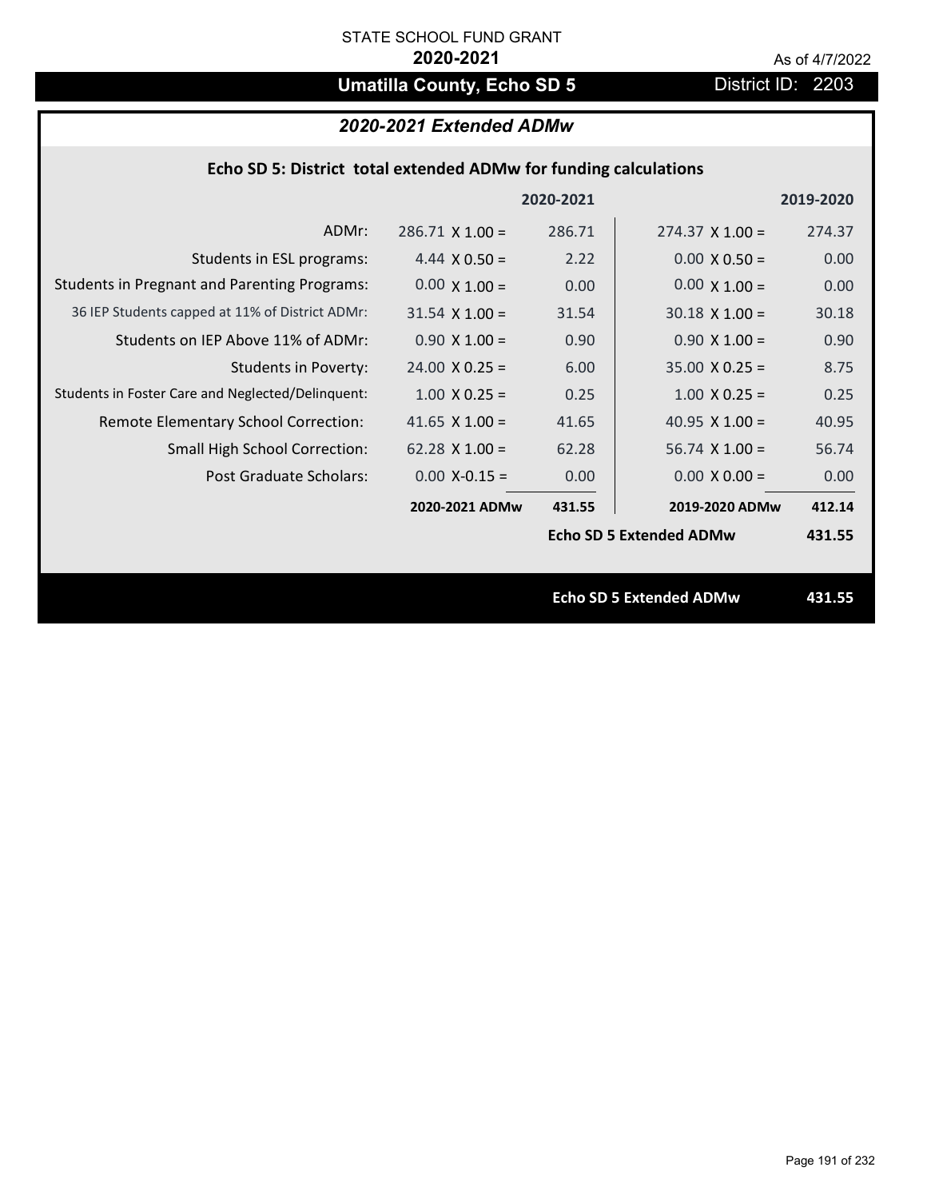STATE SCHOOL FUND GRANT

**2020-2021**

As of 4/7/2022

# Umatilla County, Echo SD 5

District ID: 2203

## *2020-2021 Extended ADMw*

### Echo SD 5: District total extended ADMw for funding calculations

| | | 2020-2021 | | 2019-2020 |
|---|---|---|---|---|
| ADMr: | 286.71 X 1.00 = | 286.71 | 274.37 X 1.00 = | 274.37 |
| Students in ESL programs: | 4.44 X 0.50 = | 2.22 | 0.00 X 0.50 = | 0.00 |
| Students in Pregnant and Parenting Programs: | 0.00 X 1.00 = | 0.00 | 0.00 X 1.00 = | 0.00 |
| 36 IEP Students capped at 11% of District ADMr: | 31.54 X 1.00 = | 31.54 | 30.18 X 1.00 = | 30.18 |
| Students on IEP Above 11% of ADMr: | 0.90 X 1.00 = | 0.90 | 0.90 X 1.00 = | 0.90 |
| Students in Poverty: | 24.00 X 0.25 = | 6.00 | 35.00 X 0.25 = | 8.75 |
| Students in Foster Care and Neglected/Delinquent: | 1.00 X 0.25 = | 0.25 | 1.00 X 0.25 = | 0.25 |
| Remote Elementary School Correction: | 41.65 X 1.00 = | 41.65 | 40.95 X 1.00 = | 40.95 |
| Small High School Correction: | 62.28 X 1.00 = | 62.28 | 56.74 X 1.00 = | 56.74 |
| Post Graduate Scholars: | 0.00 X-0.15 = | 0.00 | 0.00 X 0.00 = | 0.00 |
| | **2020-2021 ADMw** | **431.55** | **2019-2020 ADMw** | **412.14** |
| | | | **Echo SD 5 Extended ADMw** | **431.55** |

**Echo SD 5 Extended ADMw** **431.55**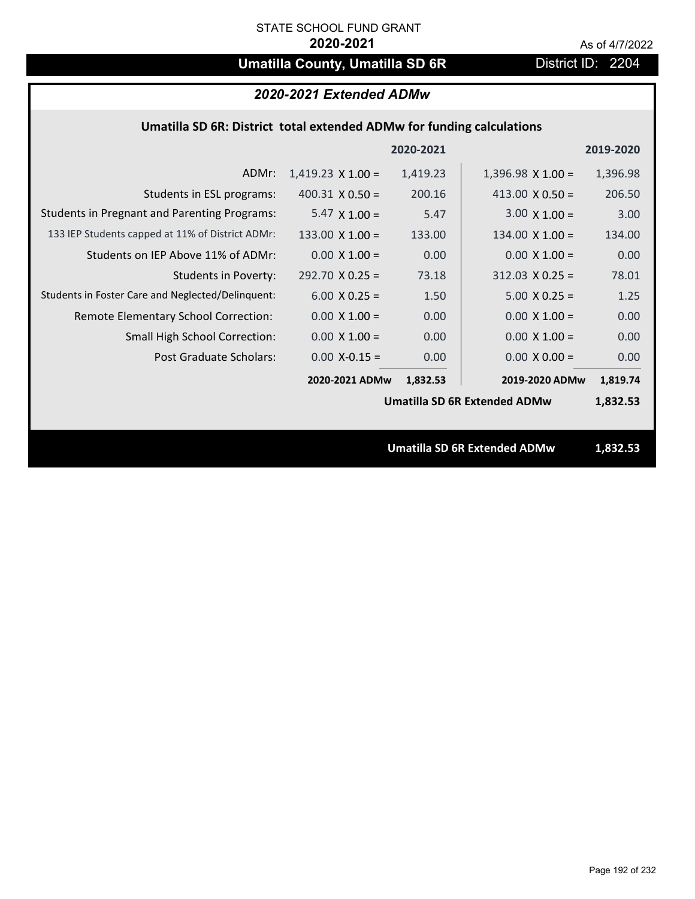STATE SCHOOL FUND GRANT

**2020-2021**

As of 4/7/2022

# Umatilla County, Umatilla SD 6R

District ID: 2204

## *2020-2021 Extended ADMw*

### Umatilla SD 6R: District total extended ADMw for funding calculations

| | 2020-2021 | | 2019-2020 | |
|---|---|---|---|---|
| ADMr: | 1,419.23 X 1.00 = | 1,419.23 | 1,396.98 X 1.00 = | 1,396.98 |
| Students in ESL programs: | 400.31 X 0.50 = | 200.16 | 413.00 X 0.50 = | 206.50 |
| Students in Pregnant and Parenting Programs: | 5.47 X 1.00 = | 5.47 | 3.00 X 1.00 = | 3.00 |
| 133 IEP Students capped at 11% of District ADMr: | 133.00 X 1.00 = | 133.00 | 134.00 X 1.00 = | 134.00 |
| Students on IEP Above 11% of ADMr: | 0.00 X 1.00 = | 0.00 | 0.00 X 1.00 = | 0.00 |
| Students in Poverty: | 292.70 X 0.25 = | 73.18 | 312.03 X 0.25 = | 78.01 |
| Students in Foster Care and Neglected/Delinquent: | 6.00 X 0.25 = | 1.50 | 5.00 X 0.25 = | 1.25 |
| Remote Elementary School Correction: | 0.00 X 1.00 = | 0.00 | 0.00 X 1.00 = | 0.00 |
| Small High School Correction: | 0.00 X 1.00 = | 0.00 | 0.00 X 1.00 = | 0.00 |
| Post Graduate Scholars: | 0.00 X-0.15 = | 0.00 | 0.00 X 0.00 = | 0.00 |
| | **2020-2021 ADMw** | **1,832.53** | **2019-2020 ADMw** | **1,819.74** |
| | | | **Umatilla SD 6R Extended ADMw** | **1,832.53** |

**Umatilla SD 6R Extended ADMw** **1,832.53**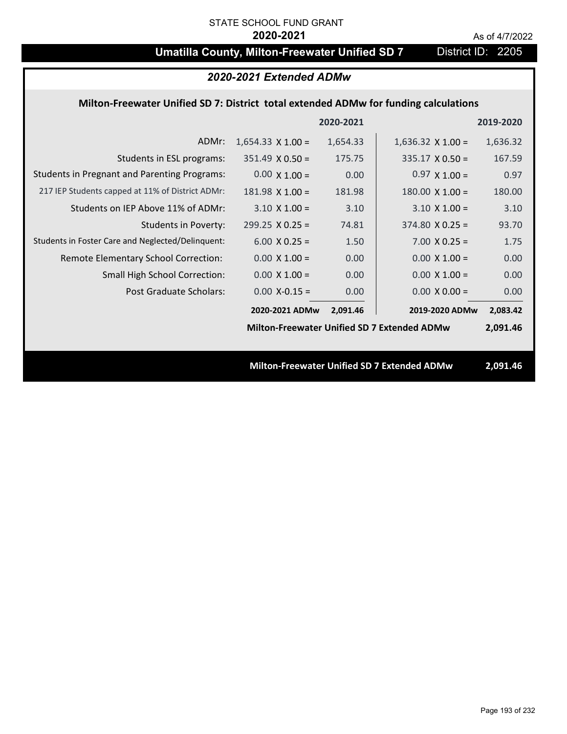STATE SCHOOL FUND GRANT

**2020-2021**

As of 4/7/2022

# Umatilla County, Milton-Freewater Unified SD 7 — District ID: 2205

## *2020-2021 Extended ADMw*

### Milton-Freewater Unified SD 7: District total extended ADMw for funding calculations

| | 2020-2021 | | 2019-2020 | |
|---|---|---|---|---|
| ADMr: | 1,654.33 X 1.00 = | 1,654.33 | 1,636.32 X 1.00 = | 1,636.32 |
| Students in ESL programs: | 351.49 X 0.50 = | 175.75 | 335.17 X 0.50 = | 167.59 |
| Students in Pregnant and Parenting Programs: | 0.00 X 1.00 = | 0.00 | 0.97 X 1.00 = | 0.97 |
| 217 IEP Students capped at 11% of District ADMr: | 181.98 X 1.00 = | 181.98 | 180.00 X 1.00 = | 180.00 |
| Students on IEP Above 11% of ADMr: | 3.10 X 1.00 = | 3.10 | 3.10 X 1.00 = | 3.10 |
| Students in Poverty: | 299.25 X 0.25 = | 74.81 | 374.80 X 0.25 = | 93.70 |
| Students in Foster Care and Neglected/Delinquent: | 6.00 X 0.25 = | 1.50 | 7.00 X 0.25 = | 1.75 |
| Remote Elementary School Correction: | 0.00 X 1.00 = | 0.00 | 0.00 X 1.00 = | 0.00 |
| Small High School Correction: | 0.00 X 1.00 = | 0.00 | 0.00 X 1.00 = | 0.00 |
| Post Graduate Scholars: | 0.00 X-0.15 = | 0.00 | 0.00 X 0.00 = | 0.00 |
| | **2020-2021 ADMw** | **2,091.46** | **2019-2020 ADMw** | **2,083.42** |

**Milton-Freewater Unified SD 7 Extended ADMw 2,091.46**

**Milton-Freewater Unified SD 7 Extended ADMw 2,091.46**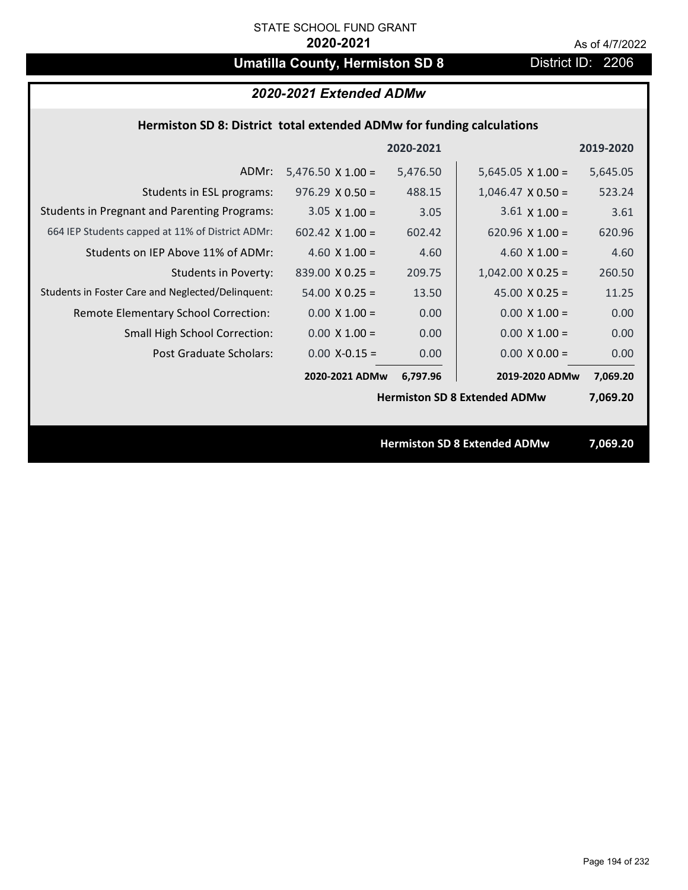STATE SCHOOL FUND GRANT

**2020-2021**

As of 4/7/2022

# Umatilla County, Hermiston SD 8

District ID: 2206

## *2020-2021 Extended ADMw*

### Hermiston SD 8: District total extended ADMw for funding calculations

| | | 2020-2021 | | 2019-2020 |
|---|---|---|---|---|
| ADMr: | 5,476.50 X 1.00 = | 5,476.50 | 5,645.05 X 1.00 = | 5,645.05 |
| Students in ESL programs: | 976.29 X 0.50 = | 488.15 | 1,046.47 X 0.50 = | 523.24 |
| Students in Pregnant and Parenting Programs: | 3.05 X 1.00 = | 3.05 | 3.61 X 1.00 = | 3.61 |
| 664 IEP Students capped at 11% of District ADMr: | 602.42 X 1.00 = | 602.42 | 620.96 X 1.00 = | 620.96 |
| Students on IEP Above 11% of ADMr: | 4.60 X 1.00 = | 4.60 | 4.60 X 1.00 = | 4.60 |
| Students in Poverty: | 839.00 X 0.25 = | 209.75 | 1,042.00 X 0.25 = | 260.50 |
| Students in Foster Care and Neglected/Delinquent: | 54.00 X 0.25 = | 13.50 | 45.00 X 0.25 = | 11.25 |
| Remote Elementary School Correction: | 0.00 X 1.00 = | 0.00 | 0.00 X 1.00 = | 0.00 |
| Small High School Correction: | 0.00 X 1.00 = | 0.00 | 0.00 X 1.00 = | 0.00 |
| Post Graduate Scholars: | 0.00 X-0.15 = | 0.00 | 0.00 X 0.00 = | 0.00 |
| | **2020-2021 ADMw** | **6,797.96** | **2019-2020 ADMw** | **7,069.20** |
| | | | **Hermiston SD 8 Extended ADMw** | **7,069.20** |

**Hermiston SD 8 Extended ADMw** **7,069.20**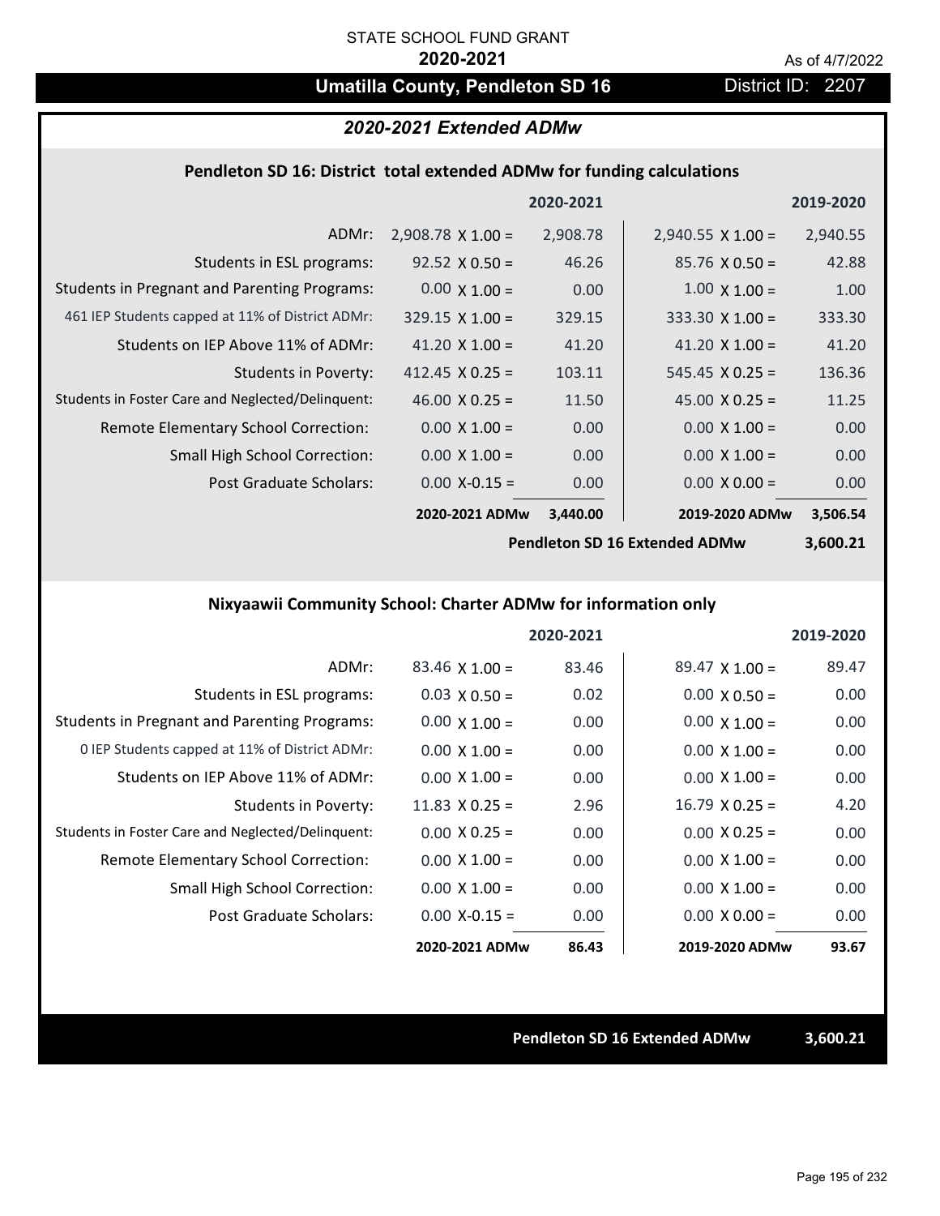STATE SCHOOL FUND GRANT

**2020-2021**

As of 4/7/2022

# Umatilla County, Pendleton SD 16

District ID: 2207

## *2020-2021 Extended ADMw*

### Pendleton SD 16: District total extended ADMw for funding calculations

| | | 2020-2021 | | 2019-2020 |
|---|---|---|---|---|
| ADMr: | 2,908.78 X 1.00 = | 2,908.78 | 2,940.55 X 1.00 = | 2,940.55 |
| Students in ESL programs: | 92.52 X 0.50 = | 46.26 | 85.76 X 0.50 = | 42.88 |
| Students in Pregnant and Parenting Programs: | 0.00 X 1.00 = | 0.00 | 1.00 X 1.00 = | 1.00 |
| 461 IEP Students capped at 11% of District ADMr: | 329.15 X 1.00 = | 329.15 | 333.30 X 1.00 = | 333.30 |
| Students on IEP Above 11% of ADMr: | 41.20 X 1.00 = | 41.20 | 41.20 X 1.00 = | 41.20 |
| Students in Poverty: | 412.45 X 0.25 = | 103.11 | 545.45 X 0.25 = | 136.36 |
| Students in Foster Care and Neglected/Delinquent: | 46.00 X 0.25 = | 11.50 | 45.00 X 0.25 = | 11.25 |
| Remote Elementary School Correction: | 0.00 X 1.00 = | 0.00 | 0.00 X 1.00 = | 0.00 |
| Small High School Correction: | 0.00 X 1.00 = | 0.00 | 0.00 X 1.00 = | 0.00 |
| Post Graduate Scholars: | 0.00 X-0.15 = | 0.00 | 0.00 X 0.00 = | 0.00 |
| | **2020-2021 ADMw** | **3,440.00** | **2019-2020 ADMw** | **3,506.54** |
| | | | **Pendleton SD 16 Extended ADMw** | **3,600.21** |

### Nixyaawii Community School: Charter ADMw for information only

| | | 2020-2021 | | 2019-2020 |
|---|---|---|---|---|
| ADMr: | 83.46 X 1.00 = | 83.46 | 89.47 X 1.00 = | 89.47 |
| Students in ESL programs: | 0.03 X 0.50 = | 0.02 | 0.00 X 0.50 = | 0.00 |
| Students in Pregnant and Parenting Programs: | 0.00 X 1.00 = | 0.00 | 0.00 X 1.00 = | 0.00 |
| 0 IEP Students capped at 11% of District ADMr: | 0.00 X 1.00 = | 0.00 | 0.00 X 1.00 = | 0.00 |
| Students on IEP Above 11% of ADMr: | 0.00 X 1.00 = | 0.00 | 0.00 X 1.00 = | 0.00 |
| Students in Poverty: | 11.83 X 0.25 = | 2.96 | 16.79 X 0.25 = | 4.20 |
| Students in Foster Care and Neglected/Delinquent: | 0.00 X 0.25 = | 0.00 | 0.00 X 0.25 = | 0.00 |
| Remote Elementary School Correction: | 0.00 X 1.00 = | 0.00 | 0.00 X 1.00 = | 0.00 |
| Small High School Correction: | 0.00 X 1.00 = | 0.00 | 0.00 X 1.00 = | 0.00 |
| Post Graduate Scholars: | 0.00 X-0.15 = | 0.00 | 0.00 X 0.00 = | 0.00 |
| | **2020-2021 ADMw** | **86.43** | **2019-2020 ADMw** | **93.67** |

**Pendleton SD 16 Extended ADMw** **3,600.21**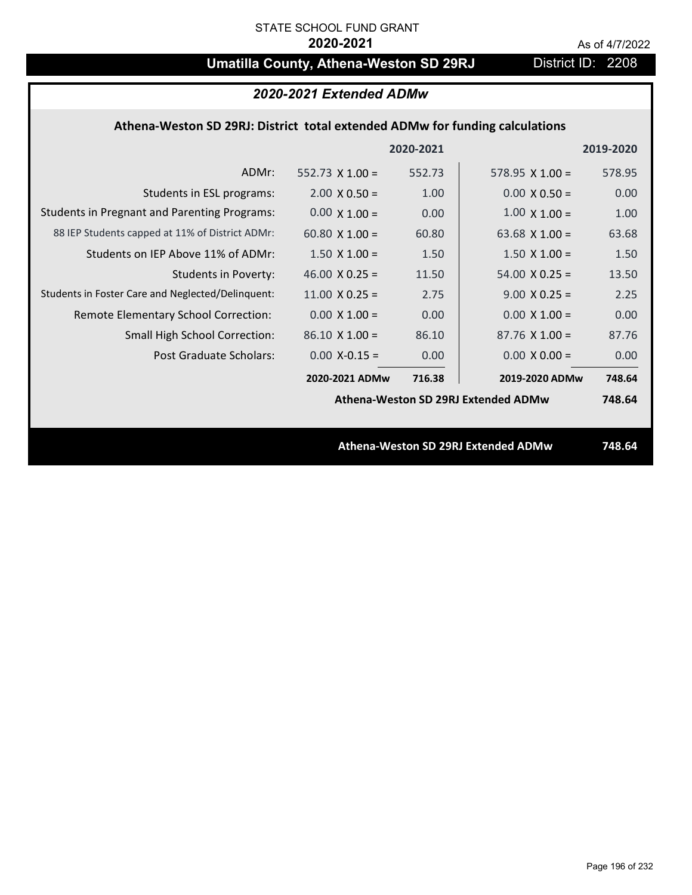STATE SCHOOL FUND GRANT

**2020-2021**

As of 4/7/2022

# Umatilla County, Athena-Weston SD 29RJ

District ID: 2208

## *2020-2021 Extended ADMw*

### Athena-Weston SD 29RJ: District total extended ADMw for funding calculations

| | | 2020-2021 | | 2019-2020 |
|---|---|---|---|---|
| ADMr: | 552.73 X 1.00 = | 552.73 | 578.95 X 1.00 = | 578.95 |
| Students in ESL programs: | 2.00 X 0.50 = | 1.00 | 0.00 X 0.50 = | 0.00 |
| Students in Pregnant and Parenting Programs: | 0.00 X 1.00 = | 0.00 | 1.00 X 1.00 = | 1.00 |
| 88 IEP Students capped at 11% of District ADMr: | 60.80 X 1.00 = | 60.80 | 63.68 X 1.00 = | 63.68 |
| Students on IEP Above 11% of ADMr: | 1.50 X 1.00 = | 1.50 | 1.50 X 1.00 = | 1.50 |
| Students in Poverty: | 46.00 X 0.25 = | 11.50 | 54.00 X 0.25 = | 13.50 |
| Students in Foster Care and Neglected/Delinquent: | 11.00 X 0.25 = | 2.75 | 9.00 X 0.25 = | 2.25 |
| Remote Elementary School Correction: | 0.00 X 1.00 = | 0.00 | 0.00 X 1.00 = | 0.00 |
| Small High School Correction: | 86.10 X 1.00 = | 86.10 | 87.76 X 1.00 = | 87.76 |
| Post Graduate Scholars: | 0.00 X-0.15 = | 0.00 | 0.00 X 0.00 = | 0.00 |
| | **2020-2021 ADMw** | **716.38** | **2019-2020 ADMw** | **748.64** |
| | | | **Athena-Weston SD 29RJ Extended ADMw** | **748.64** |

**Athena-Weston SD 29RJ Extended ADMw** **748.64**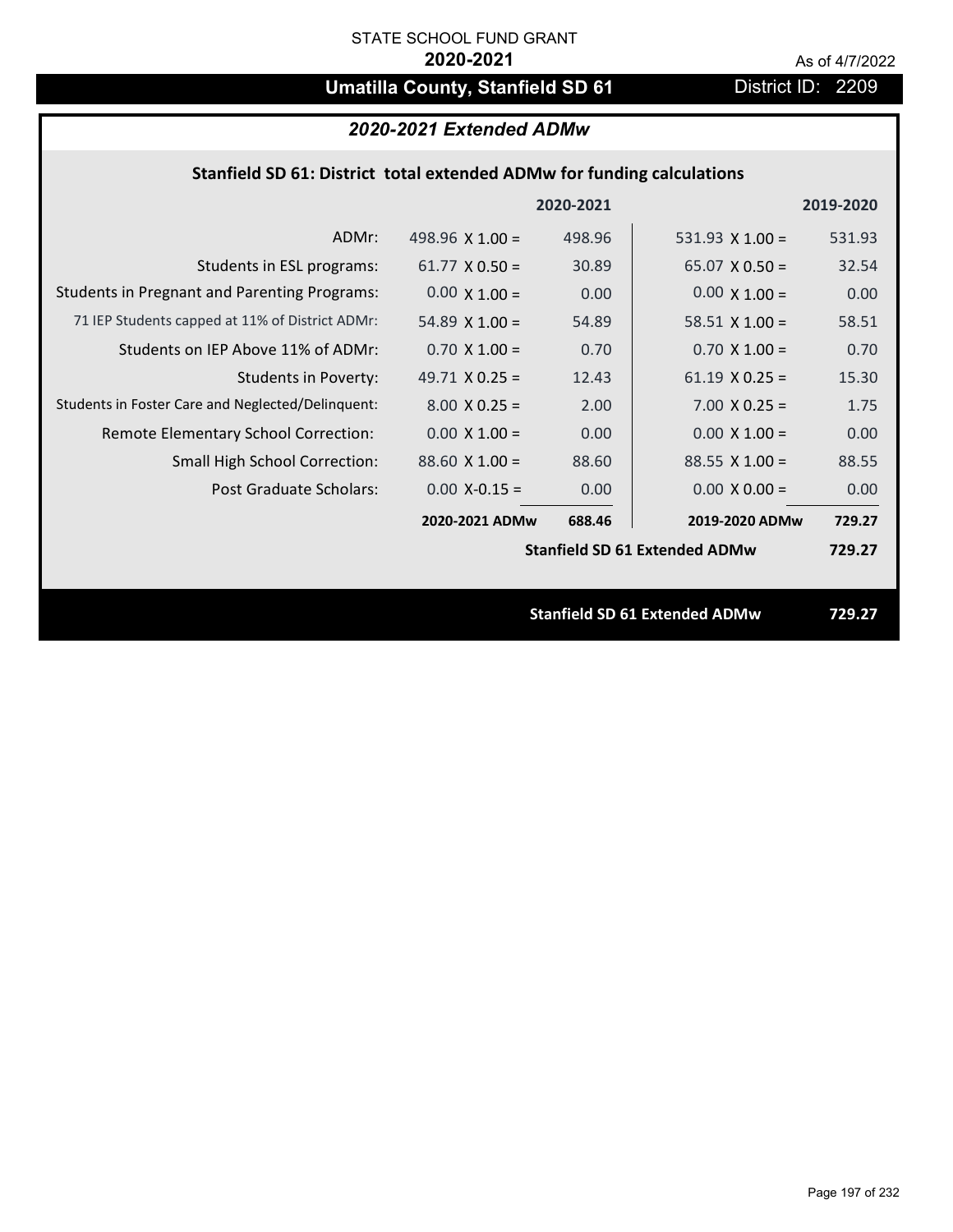STATE SCHOOL FUND GRANT

**2020-2021**

As of 4/7/2022

# Umatilla County, Stanfield SD 61

District ID: 2209

## *2020-2021 Extended ADMw*

### Stanfield SD 61: District total extended ADMw for funding calculations

| | | 2020-2021 | | 2019-2020 |
|---|---|---|---|---|
| ADMr: | 498.96 X 1.00 = | 498.96 | 531.93 X 1.00 = | 531.93 |
| Students in ESL programs: | 61.77 X 0.50 = | 30.89 | 65.07 X 0.50 = | 32.54 |
| Students in Pregnant and Parenting Programs: | 0.00 X 1.00 = | 0.00 | 0.00 X 1.00 = | 0.00 |
| 71 IEP Students capped at 11% of District ADMr: | 54.89 X 1.00 = | 54.89 | 58.51 X 1.00 = | 58.51 |
| Students on IEP Above 11% of ADMr: | 0.70 X 1.00 = | 0.70 | 0.70 X 1.00 = | 0.70 |
| Students in Poverty: | 49.71 X 0.25 = | 12.43 | 61.19 X 0.25 = | 15.30 |
| Students in Foster Care and Neglected/Delinquent: | 8.00 X 0.25 = | 2.00 | 7.00 X 0.25 = | 1.75 |
| Remote Elementary School Correction: | 0.00 X 1.00 = | 0.00 | 0.00 X 1.00 = | 0.00 |
| Small High School Correction: | 88.60 X 1.00 = | 88.60 | 88.55 X 1.00 = | 88.55 |
| Post Graduate Scholars: | 0.00 X-0.15 = | 0.00 | 0.00 X 0.00 = | 0.00 |
| | **2020-2021 ADMw** | **688.46** | **2019-2020 ADMw** | **729.27** |
| | | | **Stanfield SD 61 Extended ADMw** | **729.27** |

**Stanfield SD 61 Extended ADMw 729.27**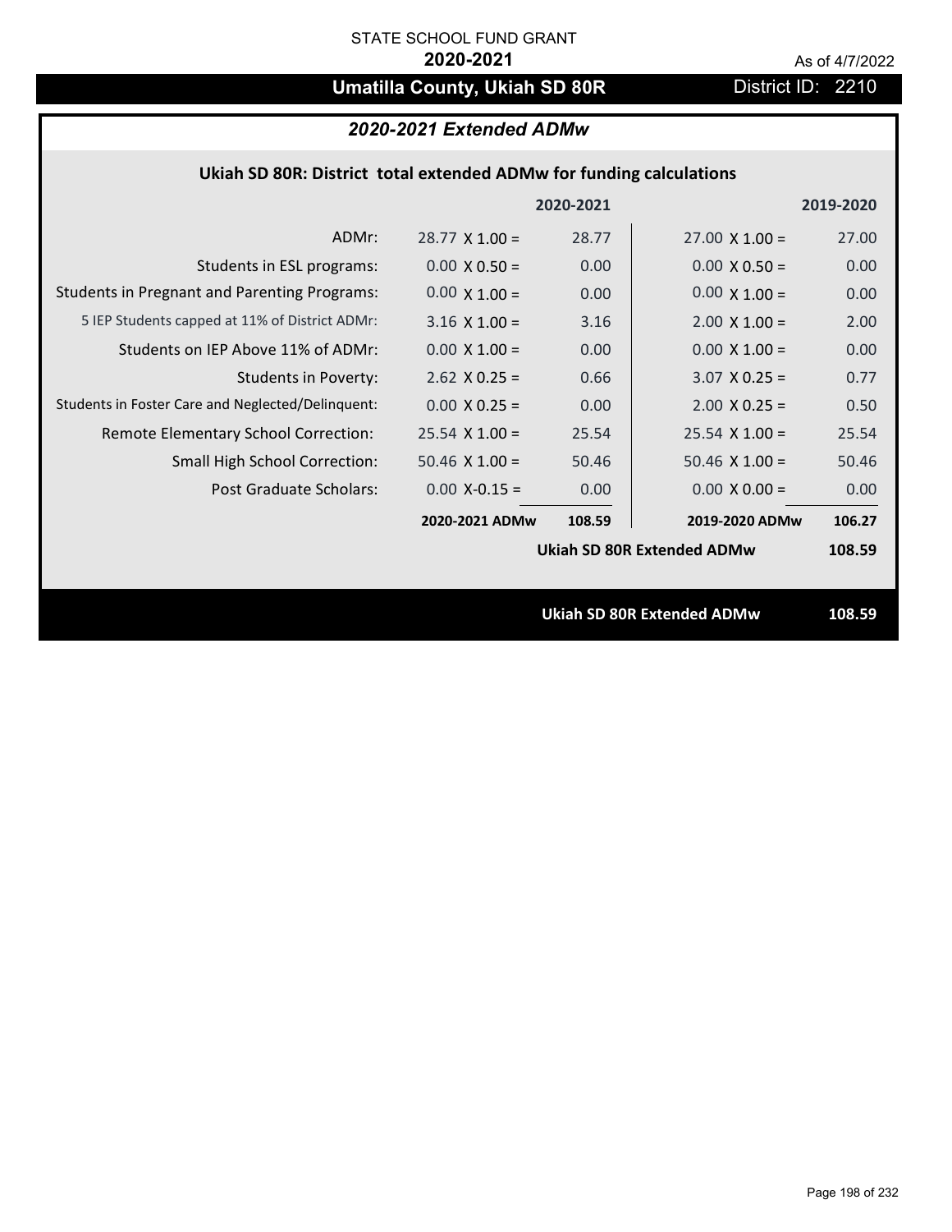STATE SCHOOL FUND GRANT

**2020-2021**

As of 4/7/2022

# Umatilla County, Ukiah SD 80R

District ID: 2210

## *2020-2021 Extended ADMw*

### Ukiah SD 80R: District total extended ADMw for funding calculations

| | | 2020-2021 | | 2019-2020 |
|---|---|---|---|---|
| ADMr: | 28.77 X 1.00 = | 28.77 | 27.00 X 1.00 = | 27.00 |
| Students in ESL programs: | 0.00 X 0.50 = | 0.00 | 0.00 X 0.50 = | 0.00 |
| Students in Pregnant and Parenting Programs: | 0.00 X 1.00 = | 0.00 | 0.00 X 1.00 = | 0.00 |
| 5 IEP Students capped at 11% of District ADMr: | 3.16 X 1.00 = | 3.16 | 2.00 X 1.00 = | 2.00 |
| Students on IEP Above 11% of ADMr: | 0.00 X 1.00 = | 0.00 | 0.00 X 1.00 = | 0.00 |
| Students in Poverty: | 2.62 X 0.25 = | 0.66 | 3.07 X 0.25 = | 0.77 |
| Students in Foster Care and Neglected/Delinquent: | 0.00 X 0.25 = | 0.00 | 2.00 X 0.25 = | 0.50 |
| Remote Elementary School Correction: | 25.54 X 1.00 = | 25.54 | 25.54 X 1.00 = | 25.54 |
| Small High School Correction: | 50.46 X 1.00 = | 50.46 | 50.46 X 1.00 = | 50.46 |
| Post Graduate Scholars: | 0.00 X-0.15 = | 0.00 | 0.00 X 0.00 = | 0.00 |
| | **2020-2021 ADMw** | **108.59** | **2019-2020 ADMw** | **106.27** |
| | | | **Ukiah SD 80R Extended ADMw** | **108.59** |

**Ukiah SD 80R Extended ADMw** **108.59**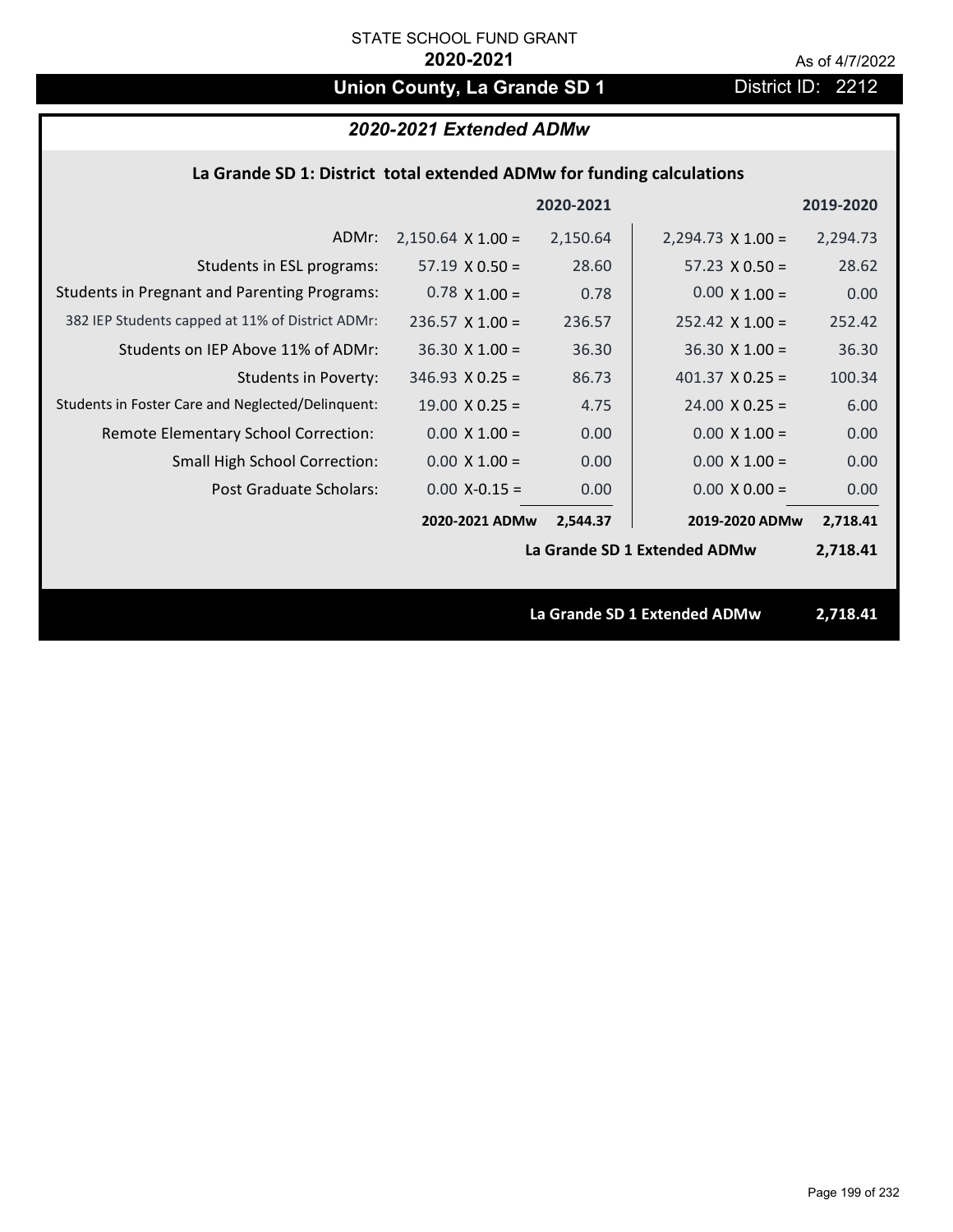STATE SCHOOL FUND GRANT

**2020-2021**

As of 4/7/2022

## Union County, La Grande SD 1

District ID: 2212

### *2020-2021 Extended ADMw*

**La Grande SD 1: District total extended ADMw for funding calculations**

| | | 2020-2021 | | 2019-2020 |
|---|---|---|---|---|
| ADMr: | 2,150.64 X 1.00 = | 2,150.64 | 2,294.73 X 1.00 = | 2,294.73 |
| Students in ESL programs: | 57.19 X 0.50 = | 28.60 | 57.23 X 0.50 = | 28.62 |
| Students in Pregnant and Parenting Programs: | 0.78 X 1.00 = | 0.78 | 0.00 X 1.00 = | 0.00 |
| 382 IEP Students capped at 11% of District ADMr: | 236.57 X 1.00 = | 236.57 | 252.42 X 1.00 = | 252.42 |
| Students on IEP Above 11% of ADMr: | 36.30 X 1.00 = | 36.30 | 36.30 X 1.00 = | 36.30 |
| Students in Poverty: | 346.93 X 0.25 = | 86.73 | 401.37 X 0.25 = | 100.34 |
| Students in Foster Care and Neglected/Delinquent: | 19.00 X 0.25 = | 4.75 | 24.00 X 0.25 = | 6.00 |
| Remote Elementary School Correction: | 0.00 X 1.00 = | 0.00 | 0.00 X 1.00 = | 0.00 |
| Small High School Correction: | 0.00 X 1.00 = | 0.00 | 0.00 X 1.00 = | 0.00 |
| Post Graduate Scholars: | 0.00 X-0.15 = | 0.00 | 0.00 X 0.00 = | 0.00 |
| | **2020-2021 ADMw** | **2,544.37** | **2019-2020 ADMw** | **2,718.41** |
| | | | **La Grande SD 1 Extended ADMw** | **2,718.41** |

**La Grande SD 1 Extended ADMw** **2,718.41**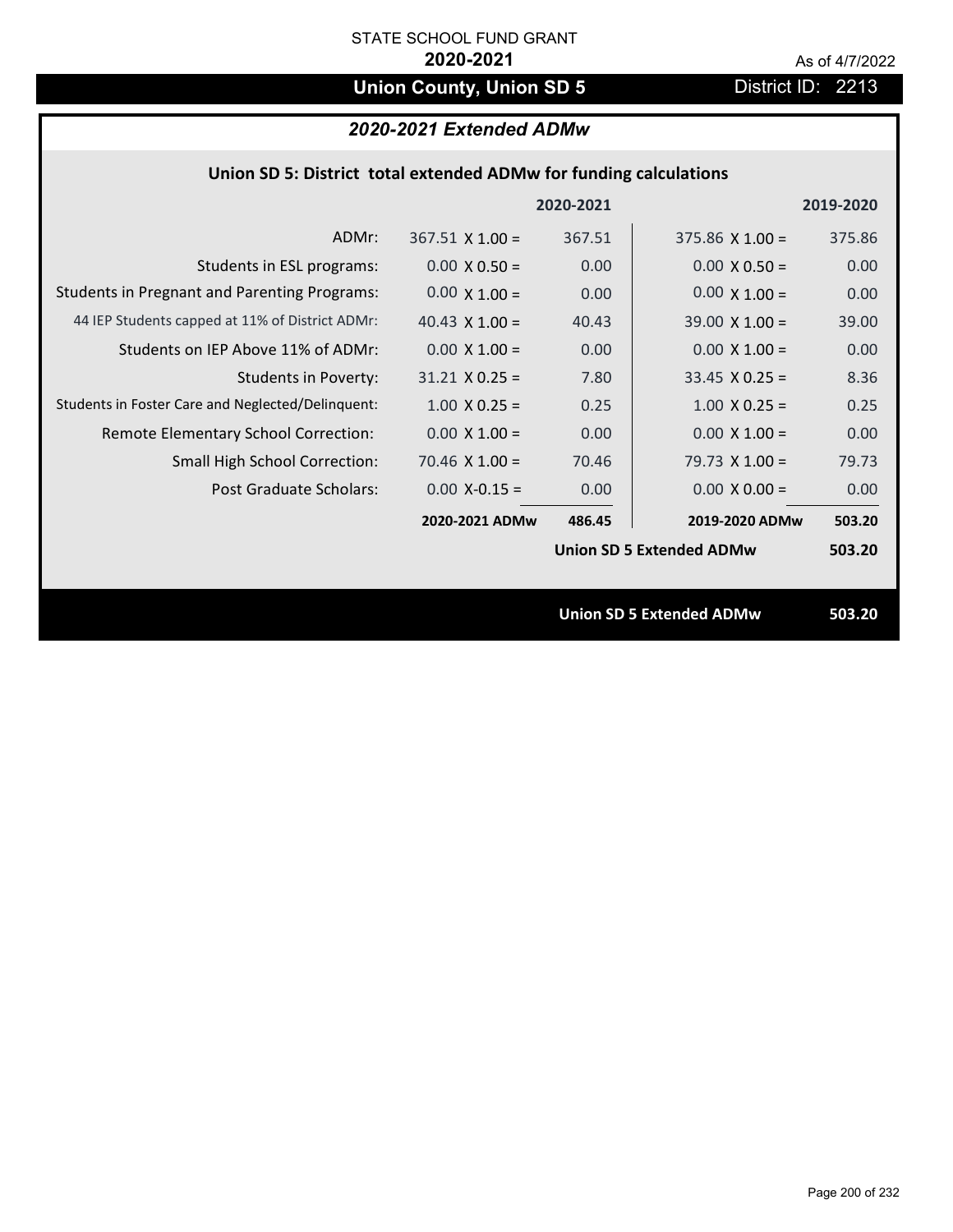STATE SCHOOL FUND GRANT

**2020-2021**

As of 4/7/2022

# Union County, Union SD 5

District ID: 2213

## *2020-2021 Extended ADMw*

### Union SD 5: District total extended ADMw for funding calculations

| | 2020-2021 | | 2019-2020 | |
|---|---|---|---|---|
| ADMr: | 367.51 X 1.00 = | 367.51 | 375.86 X 1.00 = | 375.86 |
| Students in ESL programs: | 0.00 X 0.50 = | 0.00 | 0.00 X 0.50 = | 0.00 |
| Students in Pregnant and Parenting Programs: | 0.00 X 1.00 = | 0.00 | 0.00 X 1.00 = | 0.00 |
| 44 IEP Students capped at 11% of District ADMr: | 40.43 X 1.00 = | 40.43 | 39.00 X 1.00 = | 39.00 |
| Students on IEP Above 11% of ADMr: | 0.00 X 1.00 = | 0.00 | 0.00 X 1.00 = | 0.00 |
| Students in Poverty: | 31.21 X 0.25 = | 7.80 | 33.45 X 0.25 = | 8.36 |
| Students in Foster Care and Neglected/Delinquent: | 1.00 X 0.25 = | 0.25 | 1.00 X 0.25 = | 0.25 |
| Remote Elementary School Correction: | 0.00 X 1.00 = | 0.00 | 0.00 X 1.00 = | 0.00 |
| Small High School Correction: | 70.46 X 1.00 = | 70.46 | 79.73 X 1.00 = | 79.73 |
| Post Graduate Scholars: | 0.00 X-0.15 = | 0.00 | 0.00 X 0.00 = | 0.00 |
| | **2020-2021 ADMw** | **486.45** | **2019-2020 ADMw** | **503.20** |
| | | | **Union SD 5 Extended ADMw** | **503.20** |

**Union SD 5 Extended ADMw** **503.20**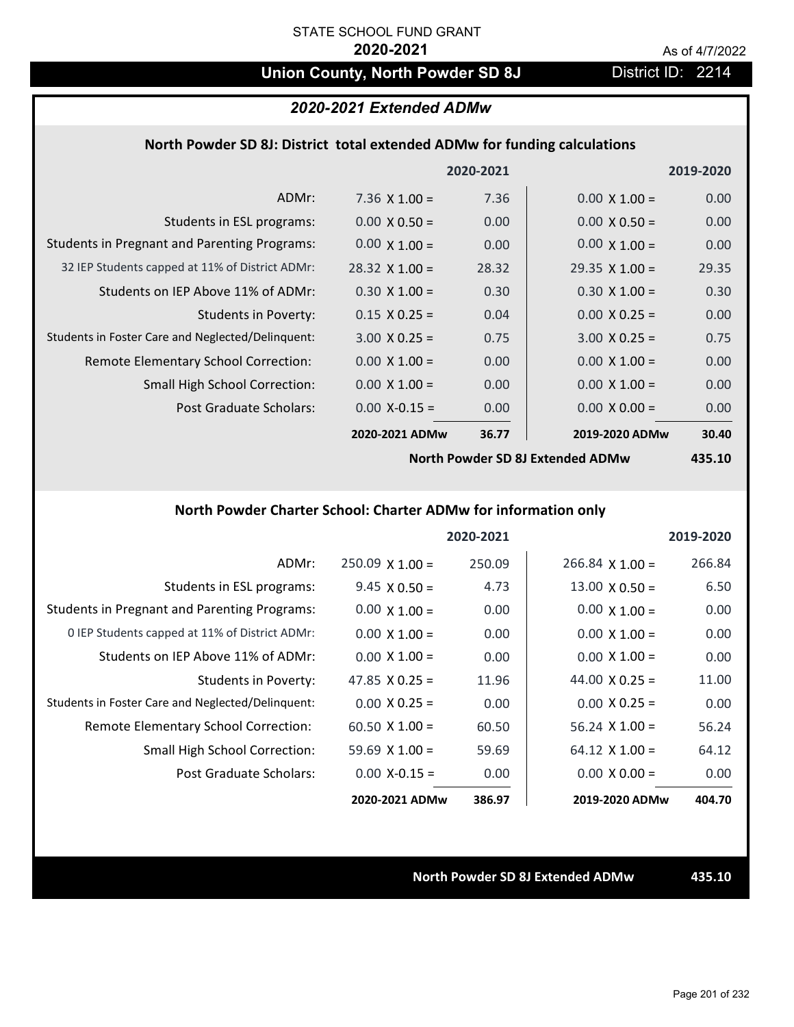STATE SCHOOL FUND GRANT

**2020-2021**

As of 4/7/2022

# Union County, North Powder SD 8J

District ID: 2214

## *2020-2021 Extended ADMw*

### North Powder SD 8J: District total extended ADMw for funding calculations

| | 2020-2021 | | 2019-2020 | |
|---|---|---|---|---|
| ADMr: | 7.36 X 1.00 = | 7.36 | 0.00 X 1.00 = | 0.00 |
| Students in ESL programs: | 0.00 X 0.50 = | 0.00 | 0.00 X 0.50 = | 0.00 |
| Students in Pregnant and Parenting Programs: | 0.00 X 1.00 = | 0.00 | 0.00 X 1.00 = | 0.00 |
| 32 IEP Students capped at 11% of District ADMr: | 28.32 X 1.00 = | 28.32 | 29.35 X 1.00 = | 29.35 |
| Students on IEP Above 11% of ADMr: | 0.30 X 1.00 = | 0.30 | 0.30 X 1.00 = | 0.30 |
| Students in Poverty: | 0.15 X 0.25 = | 0.04 | 0.00 X 0.25 = | 0.00 |
| Students in Foster Care and Neglected/Delinquent: | 3.00 X 0.25 = | 0.75 | 3.00 X 0.25 = | 0.75 |
| Remote Elementary School Correction: | 0.00 X 1.00 = | 0.00 | 0.00 X 1.00 = | 0.00 |
| Small High School Correction: | 0.00 X 1.00 = | 0.00 | 0.00 X 1.00 = | 0.00 |
| Post Graduate Scholars: | 0.00 X-0.15 = | 0.00 | 0.00 X 0.00 = | 0.00 |
| | **2020-2021 ADMw** | **36.77** | **2019-2020 ADMw** | **30.40** |
| | | | **North Powder SD 8J Extended ADMw** | **435.10** |

### North Powder Charter School: Charter ADMw for information only

| | 2020-2021 | | 2019-2020 | |
|---|---|---|---|---|
| ADMr: | 250.09 X 1.00 = | 250.09 | 266.84 X 1.00 = | 266.84 |
| Students in ESL programs: | 9.45 X 0.50 = | 4.73 | 13.00 X 0.50 = | 6.50 |
| Students in Pregnant and Parenting Programs: | 0.00 X 1.00 = | 0.00 | 0.00 X 1.00 = | 0.00 |
| 0 IEP Students capped at 11% of District ADMr: | 0.00 X 1.00 = | 0.00 | 0.00 X 1.00 = | 0.00 |
| Students on IEP Above 11% of ADMr: | 0.00 X 1.00 = | 0.00 | 0.00 X 1.00 = | 0.00 |
| Students in Poverty: | 47.85 X 0.25 = | 11.96 | 44.00 X 0.25 = | 11.00 |
| Students in Foster Care and Neglected/Delinquent: | 0.00 X 0.25 = | 0.00 | 0.00 X 0.25 = | 0.00 |
| Remote Elementary School Correction: | 60.50 X 1.00 = | 60.50 | 56.24 X 1.00 = | 56.24 |
| Small High School Correction: | 59.69 X 1.00 = | 59.69 | 64.12 X 1.00 = | 64.12 |
| Post Graduate Scholars: | 0.00 X-0.15 = | 0.00 | 0.00 X 0.00 = | 0.00 |
| | **2020-2021 ADMw** | **386.97** | **2019-2020 ADMw** | **404.70** |

**North Powder SD 8J Extended ADMw** **435.10**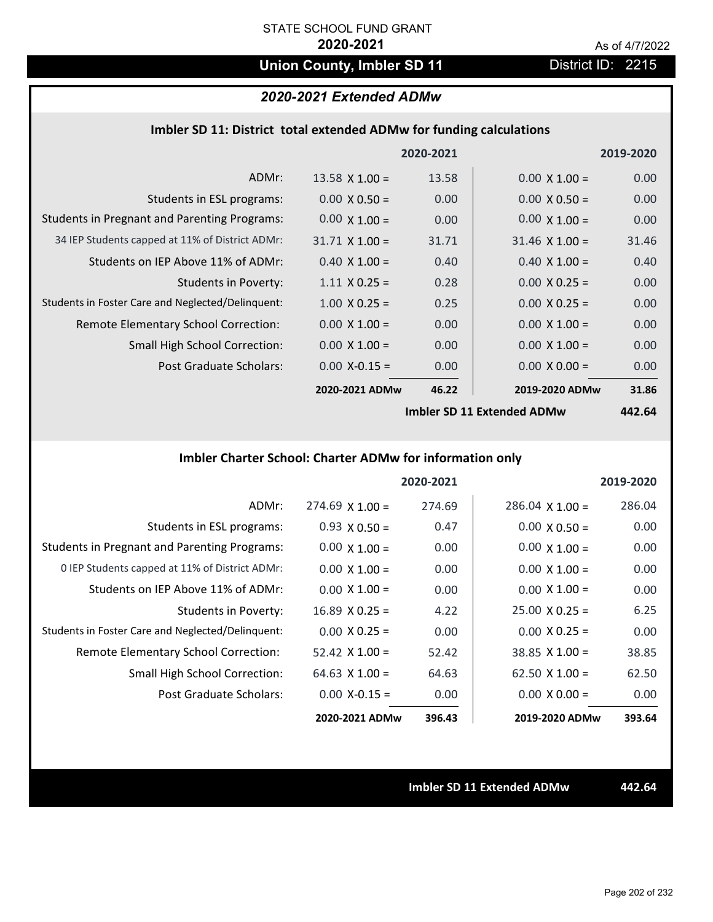STATE SCHOOL FUND GRANT

**2020-2021**

As of 4/7/2022

# Union County, Imbler SD 11

District ID: 2215

## *2020-2021 Extended ADMw*

### Imbler SD 11: District total extended ADMw for funding calculations

| | | 2020-2021 | | 2019-2020 |
|---|---|---|---|---|
| ADMr: | 13.58 X 1.00 = | 13.58 | 0.00 X 1.00 = | 0.00 |
| Students in ESL programs: | 0.00 X 0.50 = | 0.00 | 0.00 X 0.50 = | 0.00 |
| Students in Pregnant and Parenting Programs: | 0.00 X 1.00 = | 0.00 | 0.00 X 1.00 = | 0.00 |
| 34 IEP Students capped at 11% of District ADMr: | 31.71 X 1.00 = | 31.71 | 31.46 X 1.00 = | 31.46 |
| Students on IEP Above 11% of ADMr: | 0.40 X 1.00 = | 0.40 | 0.40 X 1.00 = | 0.40 |
| Students in Poverty: | 1.11 X 0.25 = | 0.28 | 0.00 X 0.25 = | 0.00 |
| Students in Foster Care and Neglected/Delinquent: | 1.00 X 0.25 = | 0.25 | 0.00 X 0.25 = | 0.00 |
| Remote Elementary School Correction: | 0.00 X 1.00 = | 0.00 | 0.00 X 1.00 = | 0.00 |
| Small High School Correction: | 0.00 X 1.00 = | 0.00 | 0.00 X 1.00 = | 0.00 |
| Post Graduate Scholars: | 0.00 X-0.15 = | 0.00 | 0.00 X 0.00 = | 0.00 |
| | **2020-2021 ADMw** | **46.22** | **2019-2020 ADMw** | **31.86** |
| | | | **Imbler SD 11 Extended ADMw** | **442.64** |

### Imbler Charter School: Charter ADMw for information only

| | | 2020-2021 | | 2019-2020 |
|---|---|---|---|---|
| ADMr: | 274.69 X 1.00 = | 274.69 | 286.04 X 1.00 = | 286.04 |
| Students in ESL programs: | 0.93 X 0.50 = | 0.47 | 0.00 X 0.50 = | 0.00 |
| Students in Pregnant and Parenting Programs: | 0.00 X 1.00 = | 0.00 | 0.00 X 1.00 = | 0.00 |
| 0 IEP Students capped at 11% of District ADMr: | 0.00 X 1.00 = | 0.00 | 0.00 X 1.00 = | 0.00 |
| Students on IEP Above 11% of ADMr: | 0.00 X 1.00 = | 0.00 | 0.00 X 1.00 = | 0.00 |
| Students in Poverty: | 16.89 X 0.25 = | 4.22 | 25.00 X 0.25 = | 6.25 |
| Students in Foster Care and Neglected/Delinquent: | 0.00 X 0.25 = | 0.00 | 0.00 X 0.25 = | 0.00 |
| Remote Elementary School Correction: | 52.42 X 1.00 = | 52.42 | 38.85 X 1.00 = | 38.85 |
| Small High School Correction: | 64.63 X 1.00 = | 64.63 | 62.50 X 1.00 = | 62.50 |
| Post Graduate Scholars: | 0.00 X-0.15 = | 0.00 | 0.00 X 0.00 = | 0.00 |
| | **2020-2021 ADMw** | **396.43** | **2019-2020 ADMw** | **393.64** |

**Imbler SD 11 Extended ADMw** **442.64**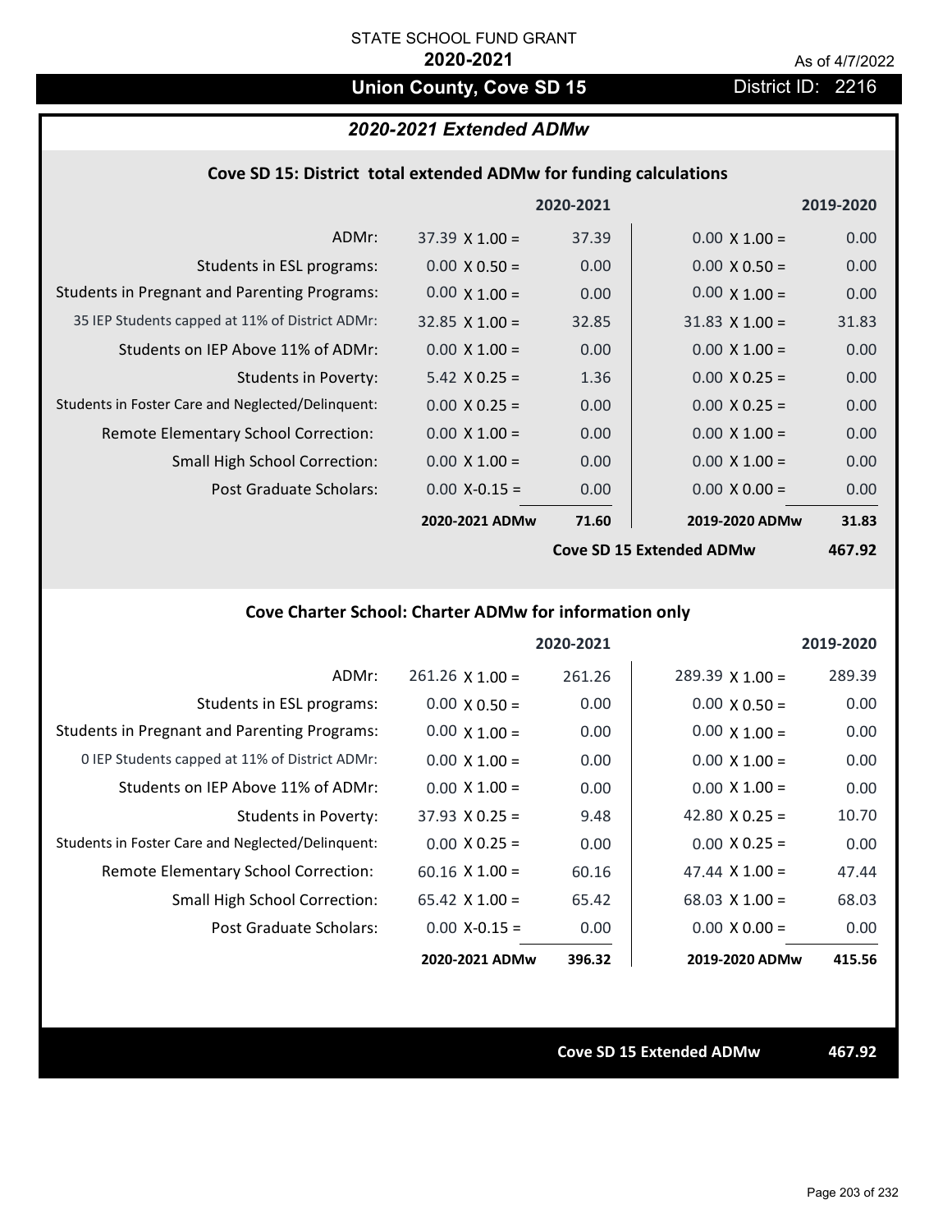STATE SCHOOL FUND GRANT

**2020-2021**

As of 4/7/2022

# Union County, Cove SD 15

District ID: 2216

## *2020-2021 Extended ADMw*

### Cove SD 15: District total extended ADMw for funding calculations

| | 2020-2021 | | 2019-2020 | |
|---|---|---|---|---|
| ADMr: | 37.39 X 1.00 = | 37.39 | 0.00 X 1.00 = | 0.00 |
| Students in ESL programs: | 0.00 X 0.50 = | 0.00 | 0.00 X 0.50 = | 0.00 |
| Students in Pregnant and Parenting Programs: | 0.00 X 1.00 = | 0.00 | 0.00 X 1.00 = | 0.00 |
| 35 IEP Students capped at 11% of District ADMr: | 32.85 X 1.00 = | 32.85 | 31.83 X 1.00 = | 31.83 |
| Students on IEP Above 11% of ADMr: | 0.00 X 1.00 = | 0.00 | 0.00 X 1.00 = | 0.00 |
| Students in Poverty: | 5.42 X 0.25 = | 1.36 | 0.00 X 0.25 = | 0.00 |
| Students in Foster Care and Neglected/Delinquent: | 0.00 X 0.25 = | 0.00 | 0.00 X 0.25 = | 0.00 |
| Remote Elementary School Correction: | 0.00 X 1.00 = | 0.00 | 0.00 X 1.00 = | 0.00 |
| Small High School Correction: | 0.00 X 1.00 = | 0.00 | 0.00 X 1.00 = | 0.00 |
| Post Graduate Scholars: | 0.00 X-0.15 = | 0.00 | 0.00 X 0.00 = | 0.00 |
| | **2020-2021 ADMw** | **71.60** | **2019-2020 ADMw** | **31.83** |
| | | | **Cove SD 15 Extended ADMw** | **467.92** |

### Cove Charter School: Charter ADMw for information only

| | 2020-2021 | | 2019-2020 | |
|---|---|---|---|---|
| ADMr: | 261.26 X 1.00 = | 261.26 | 289.39 X 1.00 = | 289.39 |
| Students in ESL programs: | 0.00 X 0.50 = | 0.00 | 0.00 X 0.50 = | 0.00 |
| Students in Pregnant and Parenting Programs: | 0.00 X 1.00 = | 0.00 | 0.00 X 1.00 = | 0.00 |
| 0 IEP Students capped at 11% of District ADMr: | 0.00 X 1.00 = | 0.00 | 0.00 X 1.00 = | 0.00 |
| Students on IEP Above 11% of ADMr: | 0.00 X 1.00 = | 0.00 | 0.00 X 1.00 = | 0.00 |
| Students in Poverty: | 37.93 X 0.25 = | 9.48 | 42.80 X 0.25 = | 10.70 |
| Students in Foster Care and Neglected/Delinquent: | 0.00 X 0.25 = | 0.00 | 0.00 X 0.25 = | 0.00 |
| Remote Elementary School Correction: | 60.16 X 1.00 = | 60.16 | 47.44 X 1.00 = | 47.44 |
| Small High School Correction: | 65.42 X 1.00 = | 65.42 | 68.03 X 1.00 = | 68.03 |
| Post Graduate Scholars: | 0.00 X-0.15 = | 0.00 | 0.00 X 0.00 = | 0.00 |
| | **2020-2021 ADMw** | **396.32** | **2019-2020 ADMw** | **415.56** |

**Cove SD 15 Extended ADMw** **467.92**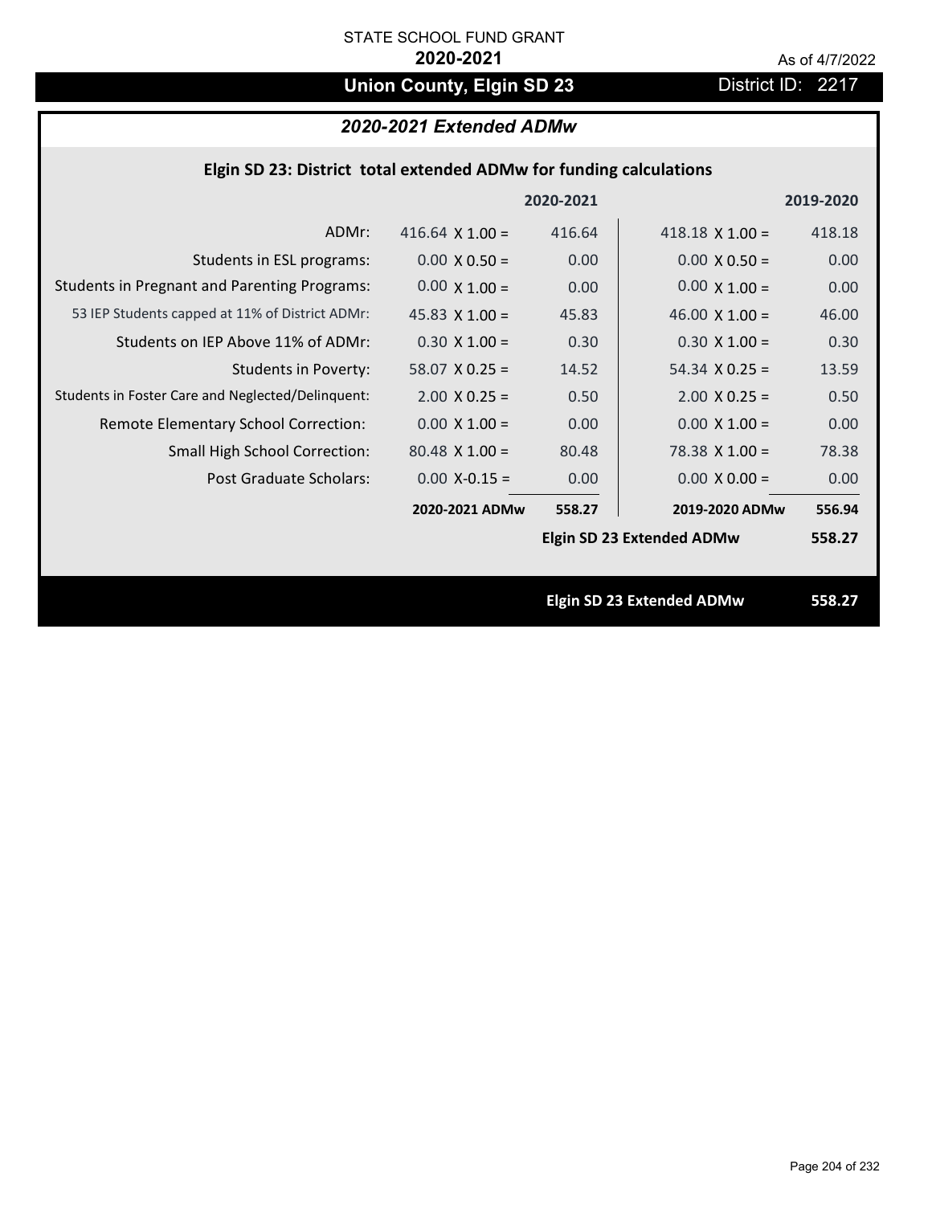STATE SCHOOL FUND GRANT

**2020-2021**

As of 4/7/2022

# Union County, Elgin SD 23

District ID: 2217

## *2020-2021 Extended ADMw*

### Elgin SD 23: District total extended ADMw for funding calculations

| | | 2020-2021 | | 2019-2020 |
|---|---|---|---|---|
| ADMr: | 416.64 X 1.00 = | 416.64 | 418.18 X 1.00 = | 418.18 |
| Students in ESL programs: | 0.00 X 0.50 = | 0.00 | 0.00 X 0.50 = | 0.00 |
| Students in Pregnant and Parenting Programs: | 0.00 X 1.00 = | 0.00 | 0.00 X 1.00 = | 0.00 |
| 53 IEP Students capped at 11% of District ADMr: | 45.83 X 1.00 = | 45.83 | 46.00 X 1.00 = | 46.00 |
| Students on IEP Above 11% of ADMr: | 0.30 X 1.00 = | 0.30 | 0.30 X 1.00 = | 0.30 |
| Students in Poverty: | 58.07 X 0.25 = | 14.52 | 54.34 X 0.25 = | 13.59 |
| Students in Foster Care and Neglected/Delinquent: | 2.00 X 0.25 = | 0.50 | 2.00 X 0.25 = | 0.50 |
| Remote Elementary School Correction: | 0.00 X 1.00 = | 0.00 | 0.00 X 1.00 = | 0.00 |
| Small High School Correction: | 80.48 X 1.00 = | 80.48 | 78.38 X 1.00 = | 78.38 |
| Post Graduate Scholars: | 0.00 X-0.15 = | 0.00 | 0.00 X 0.00 = | 0.00 |
| | **2020-2021 ADMw** | **558.27** | **2019-2020 ADMw** | **556.94** |
| | | | **Elgin SD 23 Extended ADMw** | **558.27** |

**Elgin SD 23 Extended ADMw** **558.27**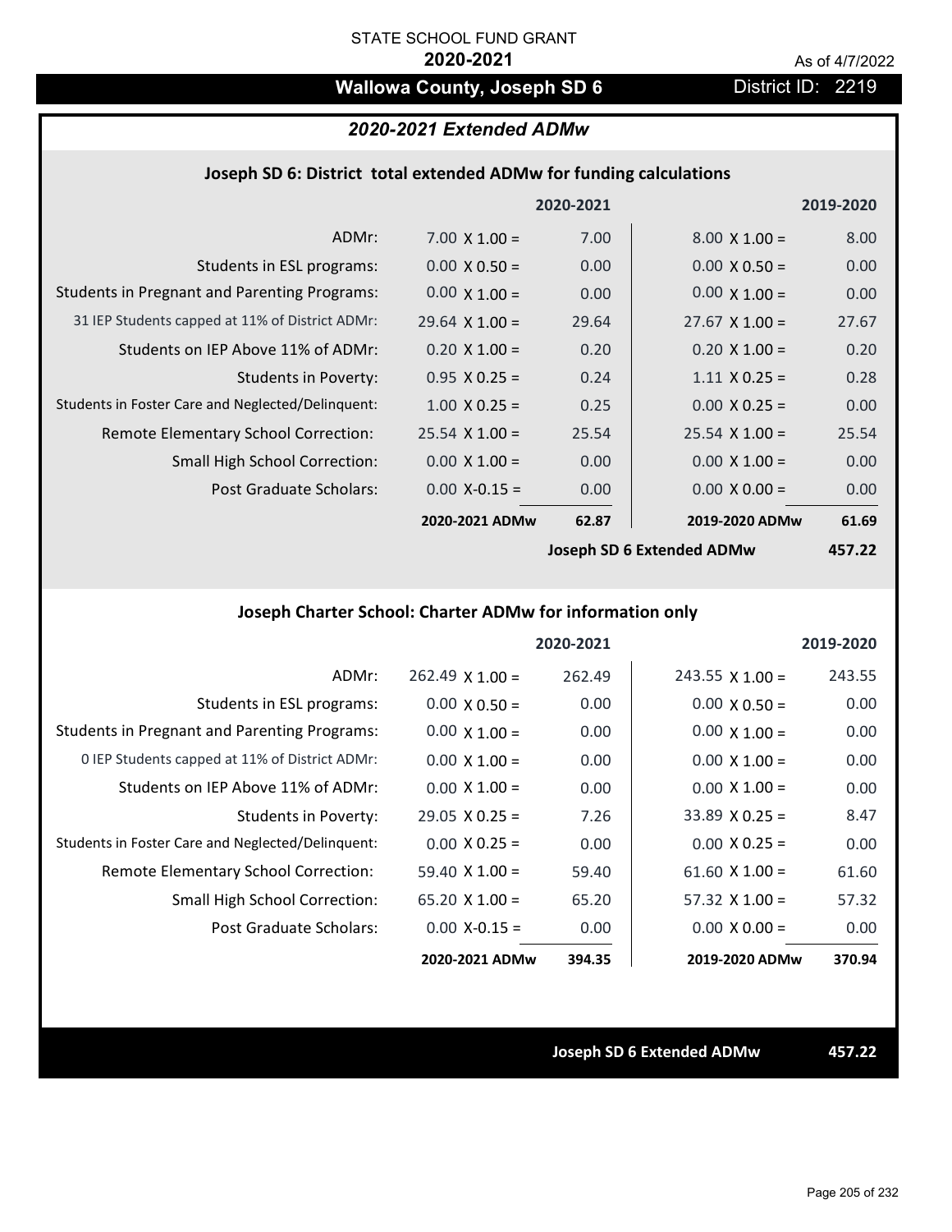STATE SCHOOL FUND GRANT

**2020-2021**

As of 4/7/2022

## Wallowa County, Joseph SD 6

District ID: 2219

### *2020-2021 Extended ADMw*

#### Joseph SD 6: District total extended ADMw for funding calculations

| | | 2020-2021 | | 2019-2020 |
|---|---|---|---|---|
| ADMr: | 7.00 X 1.00 = | 7.00 | 8.00 X 1.00 = | 8.00 |
| Students in ESL programs: | 0.00 X 0.50 = | 0.00 | 0.00 X 0.50 = | 0.00 |
| Students in Pregnant and Parenting Programs: | 0.00 X 1.00 = | 0.00 | 0.00 X 1.00 = | 0.00 |
| 31 IEP Students capped at 11% of District ADMr: | 29.64 X 1.00 = | 29.64 | 27.67 X 1.00 = | 27.67 |
| Students on IEP Above 11% of ADMr: | 0.20 X 1.00 = | 0.20 | 0.20 X 1.00 = | 0.20 |
| Students in Poverty: | 0.95 X 0.25 = | 0.24 | 1.11 X 0.25 = | 0.28 |
| Students in Foster Care and Neglected/Delinquent: | 1.00 X 0.25 = | 0.25 | 0.00 X 0.25 = | 0.00 |
| Remote Elementary School Correction: | 25.54 X 1.00 = | 25.54 | 25.54 X 1.00 = | 25.54 |
| Small High School Correction: | 0.00 X 1.00 = | 0.00 | 0.00 X 1.00 = | 0.00 |
| Post Graduate Scholars: | 0.00 X-0.15 = | 0.00 | 0.00 X 0.00 = | 0.00 |
| | **2020-2021 ADMw** | **62.87** | **2019-2020 ADMw** | **61.69** |
| | | | **Joseph SD 6 Extended ADMw** | **457.22** |

#### Joseph Charter School: Charter ADMw for information only

| | | 2020-2021 | | 2019-2020 |
|---|---|---|---|---|
| ADMr: | 262.49 X 1.00 = | 262.49 | 243.55 X 1.00 = | 243.55 |
| Students in ESL programs: | 0.00 X 0.50 = | 0.00 | 0.00 X 0.50 = | 0.00 |
| Students in Pregnant and Parenting Programs: | 0.00 X 1.00 = | 0.00 | 0.00 X 1.00 = | 0.00 |
| 0 IEP Students capped at 11% of District ADMr: | 0.00 X 1.00 = | 0.00 | 0.00 X 1.00 = | 0.00 |
| Students on IEP Above 11% of ADMr: | 0.00 X 1.00 = | 0.00 | 0.00 X 1.00 = | 0.00 |
| Students in Poverty: | 29.05 X 0.25 = | 7.26 | 33.89 X 0.25 = | 8.47 |
| Students in Foster Care and Neglected/Delinquent: | 0.00 X 0.25 = | 0.00 | 0.00 X 0.25 = | 0.00 |
| Remote Elementary School Correction: | 59.40 X 1.00 = | 59.40 | 61.60 X 1.00 = | 61.60 |
| Small High School Correction: | 65.20 X 1.00 = | 65.20 | 57.32 X 1.00 = | 57.32 |
| Post Graduate Scholars: | 0.00 X-0.15 = | 0.00 | 0.00 X 0.00 = | 0.00 |
| | **2020-2021 ADMw** | **394.35** | **2019-2020 ADMw** | **370.94** |

**Joseph SD 6 Extended ADMw** **457.22**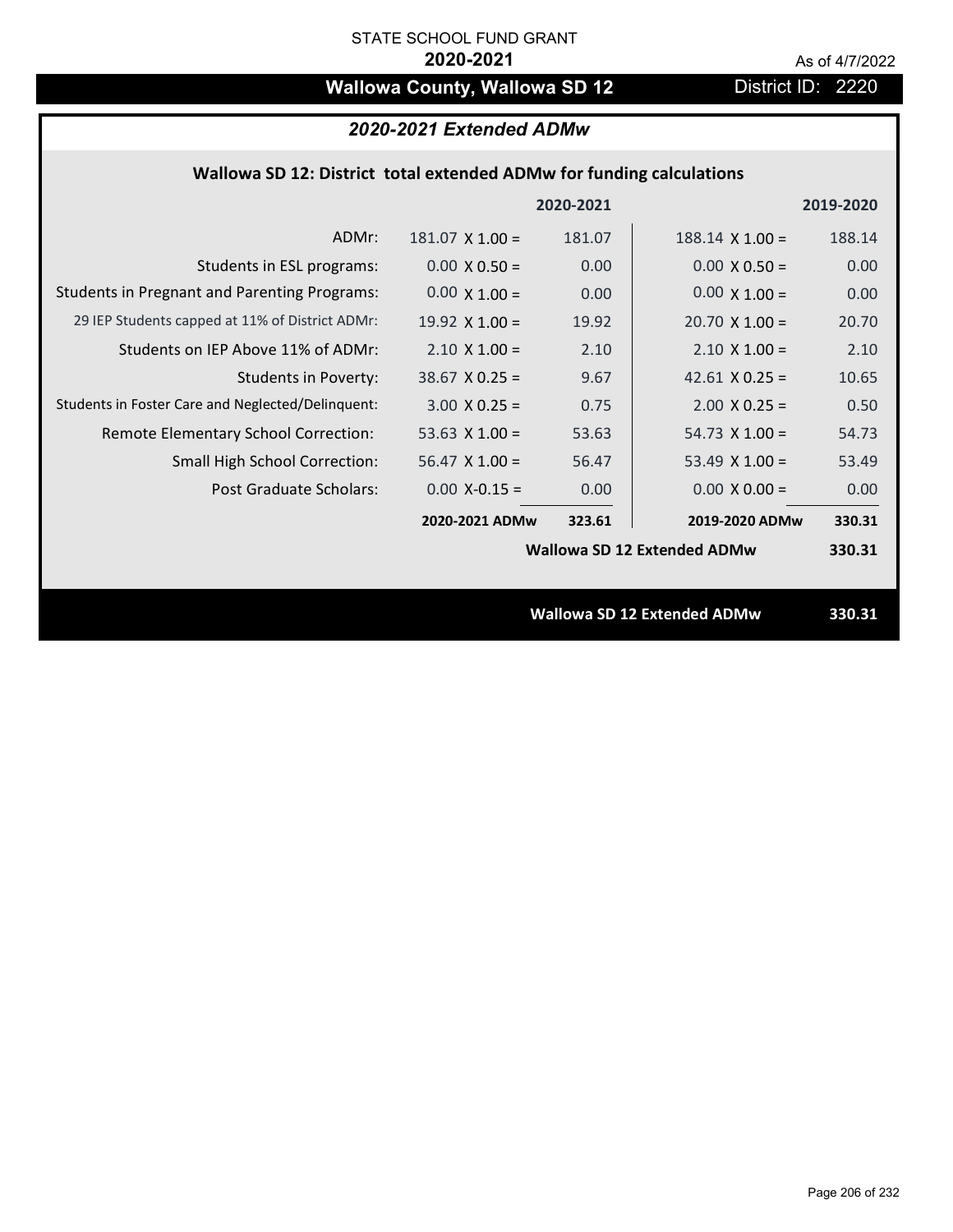STATE SCHOOL FUND GRANT

**2020-2021**

As of 4/7/2022

# Wallowa County, Wallowa SD 12

District ID: 2220

## *2020-2021 Extended ADMw*

### Wallowa SD 12: District total extended ADMw for funding calculations

| | | 2020-2021 | | 2019-2020 |
|---|---|---|---|---|
| ADMr: | 181.07 X 1.00 = | 181.07 | 188.14 X 1.00 = | 188.14 |
| Students in ESL programs: | 0.00 X 0.50 = | 0.00 | 0.00 X 0.50 = | 0.00 |
| Students in Pregnant and Parenting Programs: | 0.00 X 1.00 = | 0.00 | 0.00 X 1.00 = | 0.00 |
| 29 IEP Students capped at 11% of District ADMr: | 19.92 X 1.00 = | 19.92 | 20.70 X 1.00 = | 20.70 |
| Students on IEP Above 11% of ADMr: | 2.10 X 1.00 = | 2.10 | 2.10 X 1.00 = | 2.10 |
| Students in Poverty: | 38.67 X 0.25 = | 9.67 | 42.61 X 0.25 = | 10.65 |
| Students in Foster Care and Neglected/Delinquent: | 3.00 X 0.25 = | 0.75 | 2.00 X 0.25 = | 0.50 |
| Remote Elementary School Correction: | 53.63 X 1.00 = | 53.63 | 54.73 X 1.00 = | 54.73 |
| Small High School Correction: | 56.47 X 1.00 = | 56.47 | 53.49 X 1.00 = | 53.49 |
| Post Graduate Scholars: | 0.00 X-0.15 = | 0.00 | 0.00 X 0.00 = | 0.00 |
| | **2020-2021 ADMw** | **323.61** | **2019-2020 ADMw** | **330.31** |
| | | | **Wallowa SD 12 Extended ADMw** | **330.31** |

**Wallowa SD 12 Extended ADMw** **330.31**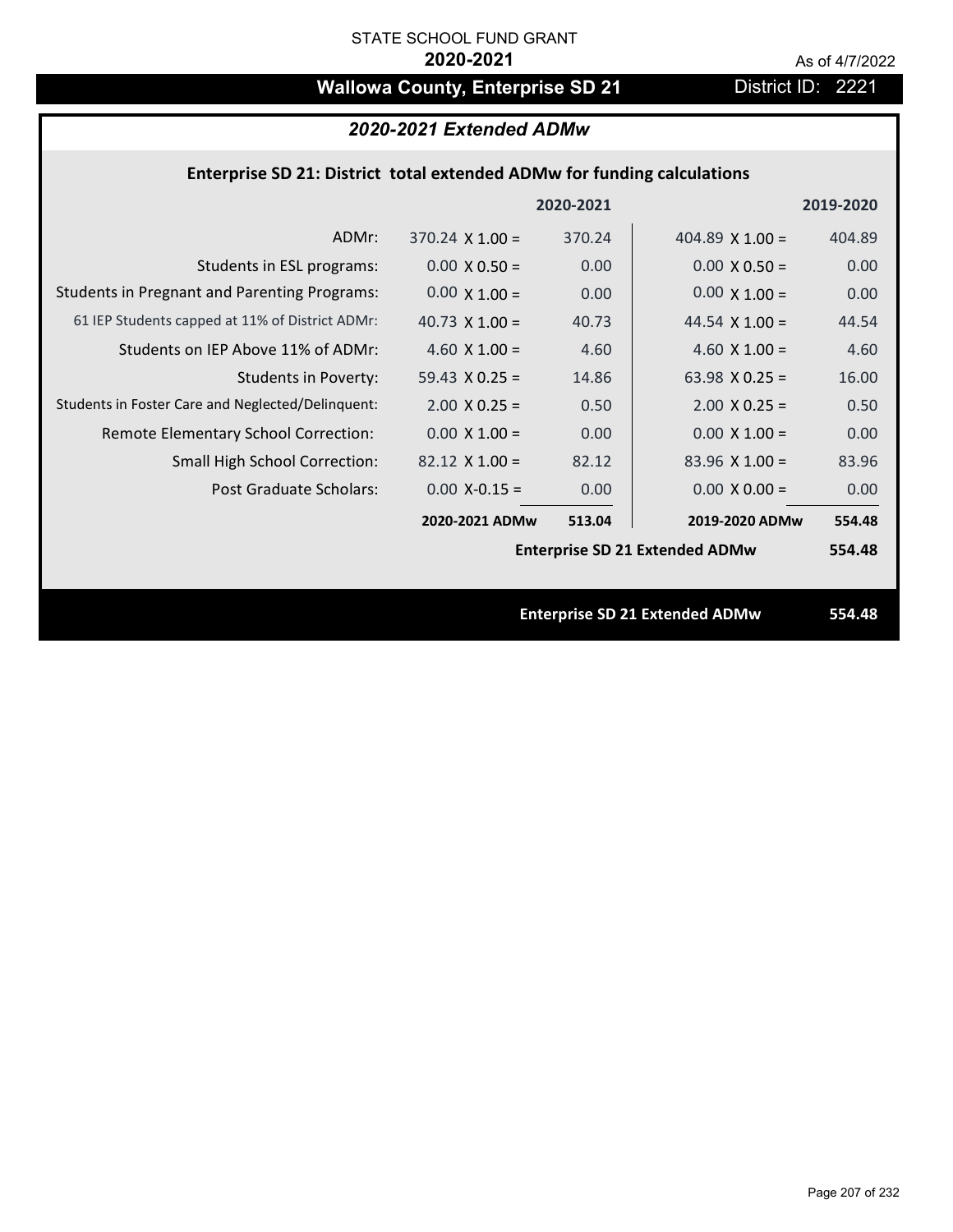STATE SCHOOL FUND GRANT

**2020-2021**

As of 4/7/2022

## Wallowa County, Enterprise SD 21

District ID: 2221

### *2020-2021 Extended ADMw*

**Enterprise SD 21: District total extended ADMw for funding calculations**

| | | 2020-2021 | | 2019-2020 |
|---|---|---|---|---|
| ADMr: | 370.24 X 1.00 = | 370.24 | 404.89 X 1.00 = | 404.89 |
| Students in ESL programs: | 0.00 X 0.50 = | 0.00 | 0.00 X 0.50 = | 0.00 |
| Students in Pregnant and Parenting Programs: | 0.00 X 1.00 = | 0.00 | 0.00 X 1.00 = | 0.00 |
| 61 IEP Students capped at 11% of District ADMr: | 40.73 X 1.00 = | 40.73 | 44.54 X 1.00 = | 44.54 |
| Students on IEP Above 11% of ADMr: | 4.60 X 1.00 = | 4.60 | 4.60 X 1.00 = | 4.60 |
| Students in Poverty: | 59.43 X 0.25 = | 14.86 | 63.98 X 0.25 = | 16.00 |
| Students in Foster Care and Neglected/Delinquent: | 2.00 X 0.25 = | 0.50 | 2.00 X 0.25 = | 0.50 |
| Remote Elementary School Correction: | 0.00 X 1.00 = | 0.00 | 0.00 X 1.00 = | 0.00 |
| Small High School Correction: | 82.12 X 1.00 = | 82.12 | 83.96 X 1.00 = | 83.96 |
| Post Graduate Scholars: | 0.00 X-0.15 = | 0.00 | 0.00 X 0.00 = | 0.00 |
| | **2020-2021 ADMw** | **513.04** | **2019-2020 ADMw** | **554.48** |
| | | | **Enterprise SD 21 Extended ADMw** | **554.48** |

**Enterprise SD 21 Extended ADMw** **554.48**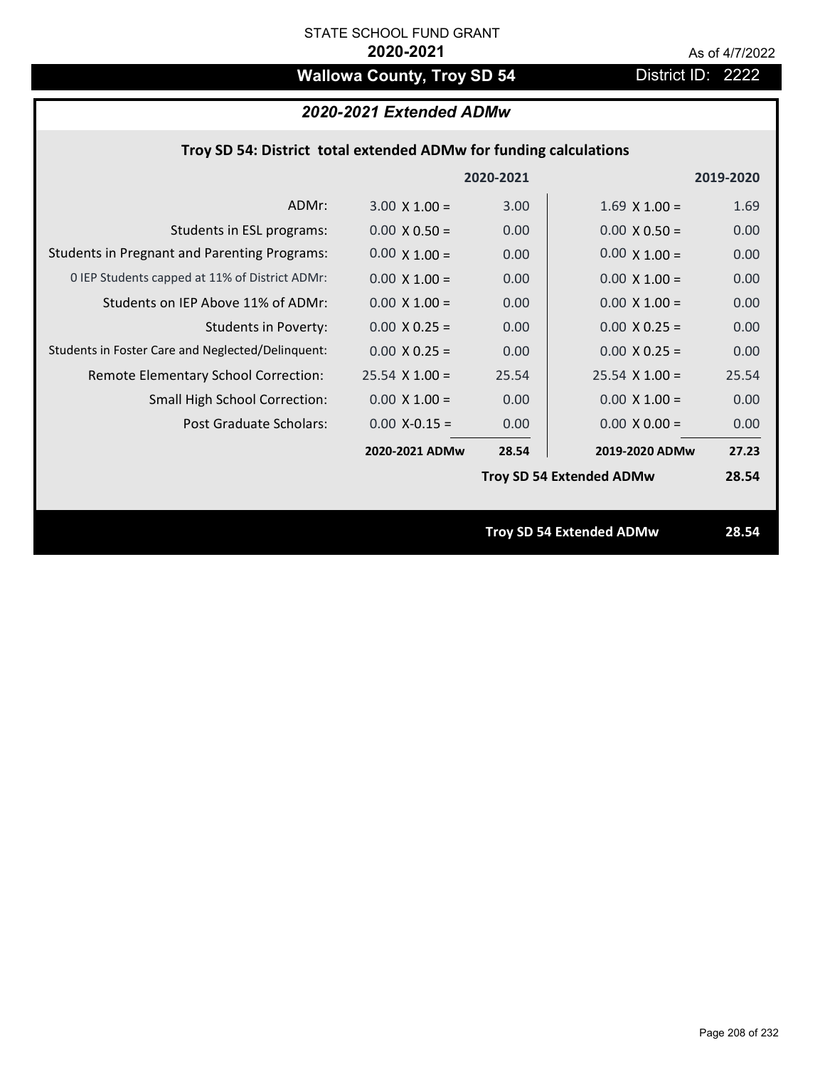STATE SCHOOL FUND GRANT

**2020-2021**

As of 4/7/2022

# Wallowa County, Troy SD 54

District ID: 2222

## *2020-2021 Extended ADMw*

### Troy SD 54: District total extended ADMw for funding calculations

| | | 2020-2021 | | 2019-2020 |
|---|---|---|---|---|
| ADMr: | 3.00 X 1.00 = | 3.00 | 1.69 X 1.00 = | 1.69 |
| Students in ESL programs: | 0.00 X 0.50 = | 0.00 | 0.00 X 0.50 = | 0.00 |
| Students in Pregnant and Parenting Programs: | 0.00 X 1.00 = | 0.00 | 0.00 X 1.00 = | 0.00 |
| 0 IEP Students capped at 11% of District ADMr: | 0.00 X 1.00 = | 0.00 | 0.00 X 1.00 = | 0.00 |
| Students on IEP Above 11% of ADMr: | 0.00 X 1.00 = | 0.00 | 0.00 X 1.00 = | 0.00 |
| Students in Poverty: | 0.00 X 0.25 = | 0.00 | 0.00 X 0.25 = | 0.00 |
| Students in Foster Care and Neglected/Delinquent: | 0.00 X 0.25 = | 0.00 | 0.00 X 0.25 = | 0.00 |
| Remote Elementary School Correction: | 25.54 X 1.00 = | 25.54 | 25.54 X 1.00 = | 25.54 |
| Small High School Correction: | 0.00 X 1.00 = | 0.00 | 0.00 X 1.00 = | 0.00 |
| Post Graduate Scholars: | 0.00 X-0.15 = | 0.00 | 0.00 X 0.00 = | 0.00 |
| | **2020-2021 ADMw** | **28.54** | **2019-2020 ADMw** | **27.23** |
| | | | **Troy SD 54 Extended ADMw** | **28.54** |

**Troy SD 54 Extended ADMw** **28.54**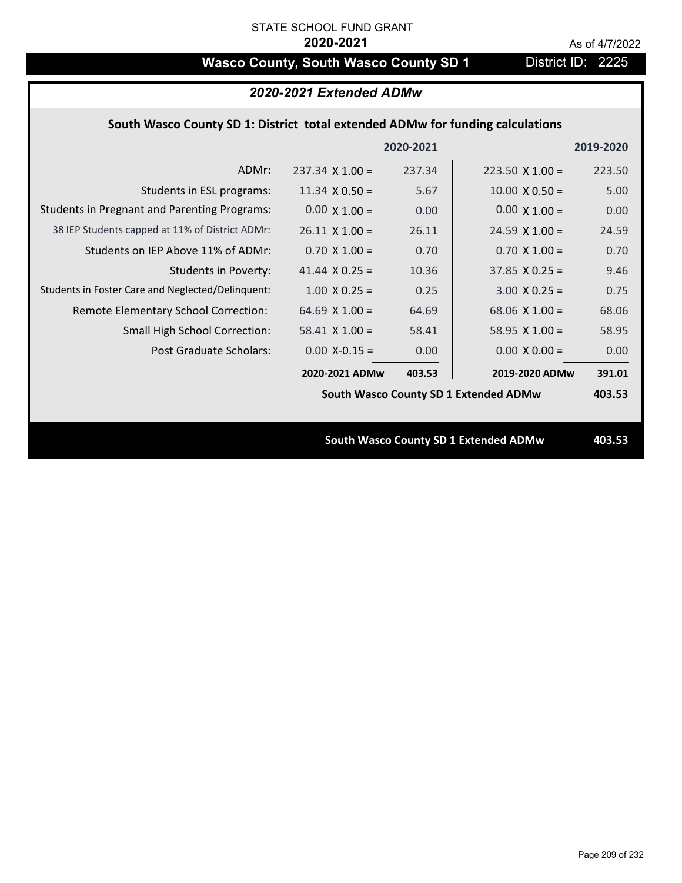STATE SCHOOL FUND GRANT

**2020-2021**

As of 4/7/2022

## Wasco County, South Wasco County SD 1

District ID: 2225

### *2020-2021 Extended ADMw*

**South Wasco County SD 1: District total extended ADMw for funding calculations**

| | | 2020-2021 | | 2019-2020 |
|---|---|---|---|---|
| ADMr: | 237.34 X 1.00 = | 237.34 | 223.50 X 1.00 = | 223.50 |
| Students in ESL programs: | 11.34 X 0.50 = | 5.67 | 10.00 X 0.50 = | 5.00 |
| Students in Pregnant and Parenting Programs: | 0.00 X 1.00 = | 0.00 | 0.00 X 1.00 = | 0.00 |
| 38 IEP Students capped at 11% of District ADMr: | 26.11 X 1.00 = | 26.11 | 24.59 X 1.00 = | 24.59 |
| Students on IEP Above 11% of ADMr: | 0.70 X 1.00 = | 0.70 | 0.70 X 1.00 = | 0.70 |
| Students in Poverty: | 41.44 X 0.25 = | 10.36 | 37.85 X 0.25 = | 9.46 |
| Students in Foster Care and Neglected/Delinquent: | 1.00 X 0.25 = | 0.25 | 3.00 X 0.25 = | 0.75 |
| Remote Elementary School Correction: | 64.69 X 1.00 = | 64.69 | 68.06 X 1.00 = | 68.06 |
| Small High School Correction: | 58.41 X 1.00 = | 58.41 | 58.95 X 1.00 = | 58.95 |
| Post Graduate Scholars: | 0.00 X-0.15 = | 0.00 | 0.00 X 0.00 = | 0.00 |
| | **2020-2021 ADMw** | **403.53** | **2019-2020 ADMw** | **391.01** |
| | | | **South Wasco County SD 1 Extended ADMw** | **403.53** |

**South Wasco County SD 1 Extended ADMw** **403.53**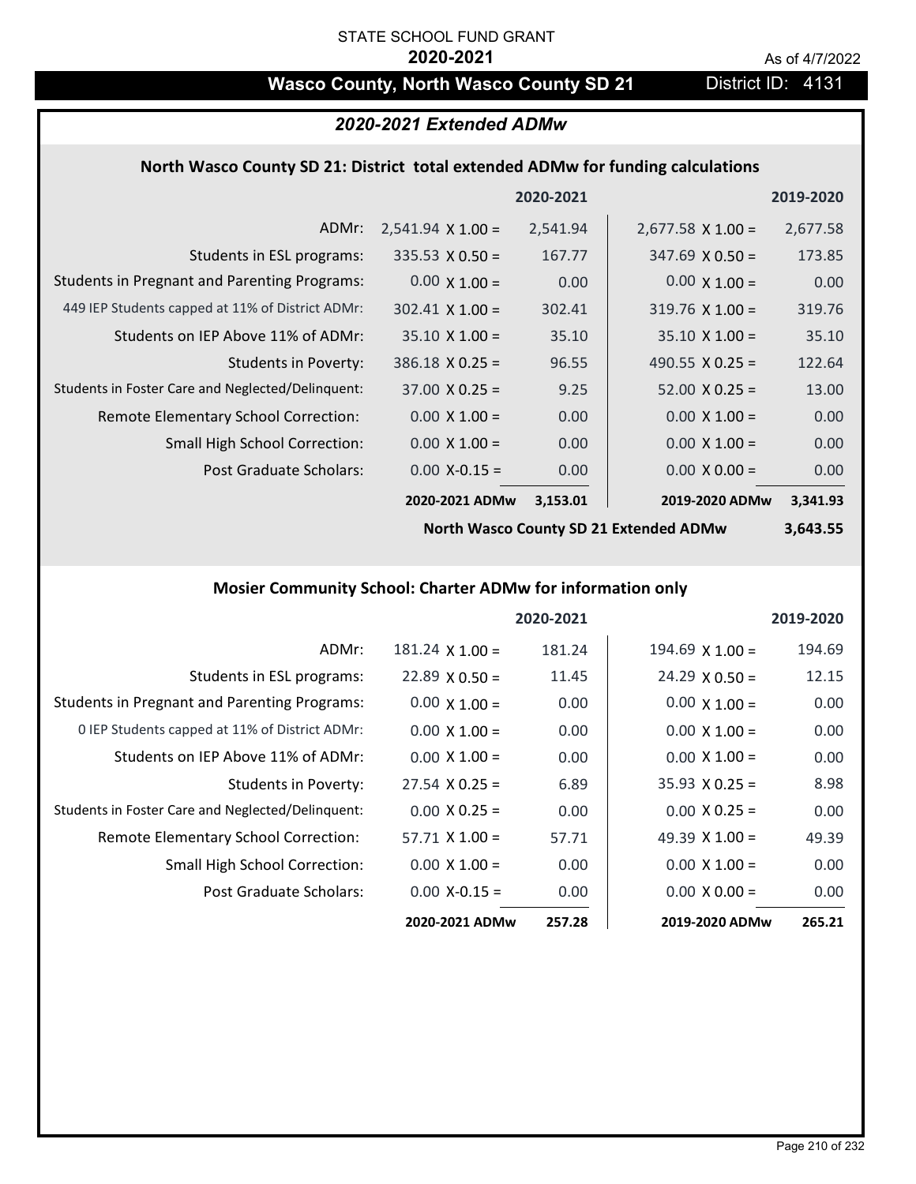STATE SCHOOL FUND GRANT

**2020-2021**

As of 4/7/2022

## Wasco County, North Wasco County SD 21

District ID: 4131

### *2020-2021 Extended ADMw*

#### North Wasco County SD 21: District total extended ADMw for funding calculations

| | | 2020-2021 | | 2019-2020 |
|---|---|---|---|---|
| ADMr: | 2,541.94 X 1.00 = | 2,541.94 | 2,677.58 X 1.00 = | 2,677.58 |
| Students in ESL programs: | 335.53 X 0.50 = | 167.77 | 347.69 X 0.50 = | 173.85 |
| Students in Pregnant and Parenting Programs: | 0.00 X 1.00 = | 0.00 | 0.00 X 1.00 = | 0.00 |
| 449 IEP Students capped at 11% of District ADMr: | 302.41 X 1.00 = | 302.41 | 319.76 X 1.00 = | 319.76 |
| Students on IEP Above 11% of ADMr: | 35.10 X 1.00 = | 35.10 | 35.10 X 1.00 = | 35.10 |
| Students in Poverty: | 386.18 X 0.25 = | 96.55 | 490.55 X 0.25 = | 122.64 |
| Students in Foster Care and Neglected/Delinquent: | 37.00 X 0.25 = | 9.25 | 52.00 X 0.25 = | 13.00 |
| Remote Elementary School Correction: | 0.00 X 1.00 = | 0.00 | 0.00 X 1.00 = | 0.00 |
| Small High School Correction: | 0.00 X 1.00 = | 0.00 | 0.00 X 1.00 = | 0.00 |
| Post Graduate Scholars: | 0.00 X-0.15 = | 0.00 | 0.00 X 0.00 = | 0.00 |
| | **2020-2021 ADMw** | **3,153.01** | **2019-2020 ADMw** | **3,341.93** |
| | | | **North Wasco County SD 21 Extended ADMw** | **3,643.55** |

#### Mosier Community School: Charter ADMw for information only

| | | 2020-2021 | | 2019-2020 |
|---|---|---|---|---|
| ADMr: | 181.24 X 1.00 = | 181.24 | 194.69 X 1.00 = | 194.69 |
| Students in ESL programs: | 22.89 X 0.50 = | 11.45 | 24.29 X 0.50 = | 12.15 |
| Students in Pregnant and Parenting Programs: | 0.00 X 1.00 = | 0.00 | 0.00 X 1.00 = | 0.00 |
| 0 IEP Students capped at 11% of District ADMr: | 0.00 X 1.00 = | 0.00 | 0.00 X 1.00 = | 0.00 |
| Students on IEP Above 11% of ADMr: | 0.00 X 1.00 = | 0.00 | 0.00 X 1.00 = | 0.00 |
| Students in Poverty: | 27.54 X 0.25 = | 6.89 | 35.93 X 0.25 = | 8.98 |
| Students in Foster Care and Neglected/Delinquent: | 0.00 X 0.25 = | 0.00 | 0.00 X 0.25 = | 0.00 |
| Remote Elementary School Correction: | 57.71 X 1.00 = | 57.71 | 49.39 X 1.00 = | 49.39 |
| Small High School Correction: | 0.00 X 1.00 = | 0.00 | 0.00 X 1.00 = | 0.00 |
| Post Graduate Scholars: | 0.00 X-0.15 = | 0.00 | 0.00 X 0.00 = | 0.00 |
| | **2020-2021 ADMw** | **257.28** | **2019-2020 ADMw** | **265.21** |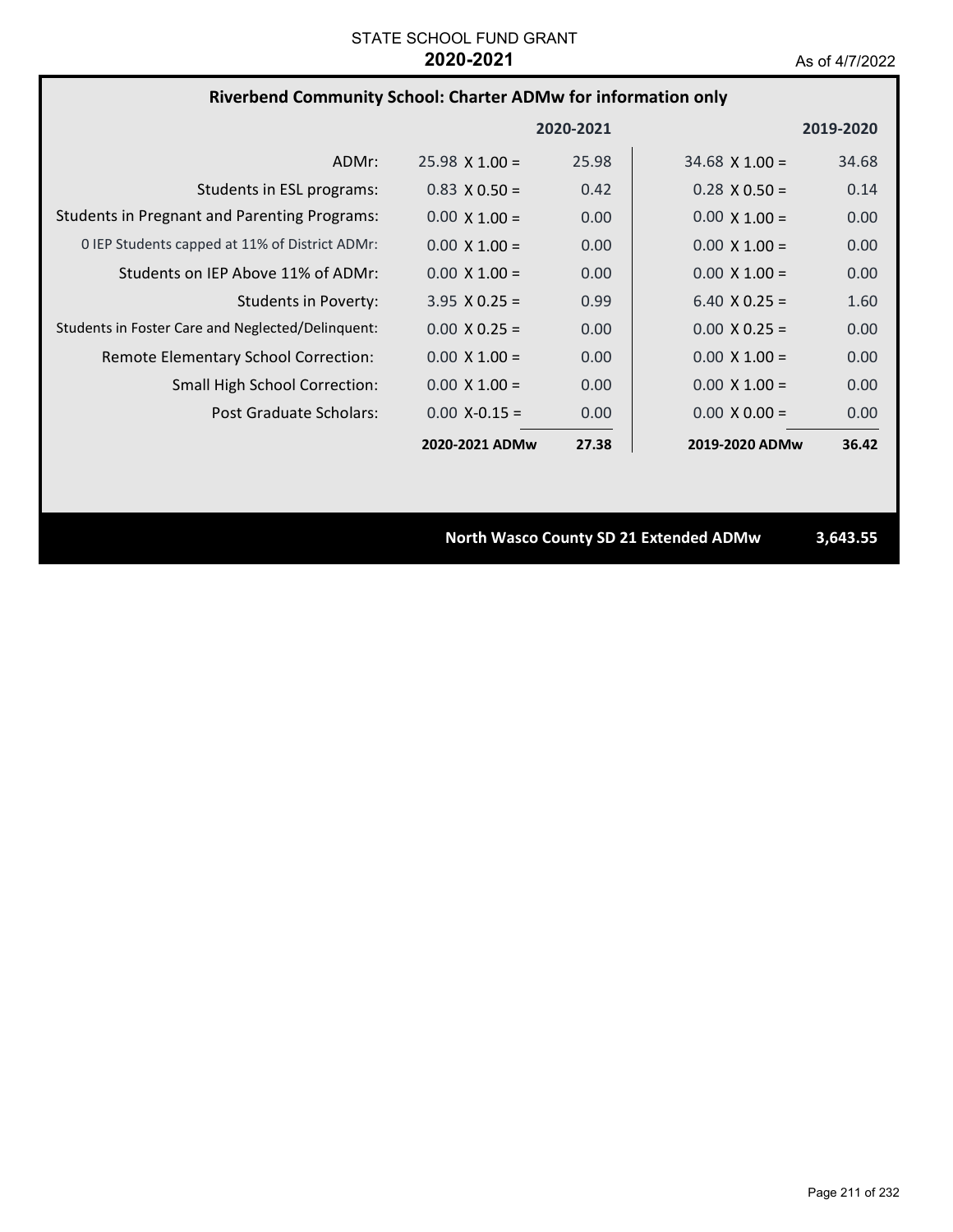STATE SCHOOL FUND GRANT
**2020-2021**
As of 4/7/2022

## Riverbend Community School: Charter ADMw for information only

| | | 2020-2021 | | 2019-2020 |
|---|---|---|---|---|
| ADMr: | 25.98 X 1.00 = | 25.98 | 34.68 X 1.00 = | 34.68 |
| Students in ESL programs: | 0.83 X 0.50 = | 0.42 | 0.28 X 0.50 = | 0.14 |
| Students in Pregnant and Parenting Programs: | 0.00 X 1.00 = | 0.00 | 0.00 X 1.00 = | 0.00 |
| 0 IEP Students capped at 11% of District ADMr: | 0.00 X 1.00 = | 0.00 | 0.00 X 1.00 = | 0.00 |
| Students on IEP Above 11% of ADMr: | 0.00 X 1.00 = | 0.00 | 0.00 X 1.00 = | 0.00 |
| Students in Poverty: | 3.95 X 0.25 = | 0.99 | 6.40 X 0.25 = | 1.60 |
| Students in Foster Care and Neglected/Delinquent: | 0.00 X 0.25 = | 0.00 | 0.00 X 0.25 = | 0.00 |
| Remote Elementary School Correction: | 0.00 X 1.00 = | 0.00 | 0.00 X 1.00 = | 0.00 |
| Small High School Correction: | 0.00 X 1.00 = | 0.00 | 0.00 X 1.00 = | 0.00 |
| Post Graduate Scholars: | 0.00 X-0.15 = | 0.00 | 0.00 X 0.00 = | 0.00 |
| | **2020-2021 ADMw** | **27.38** | **2019-2020 ADMw** | **36.42** |

**North Wasco County SD 21 Extended ADMw** **3,643.55**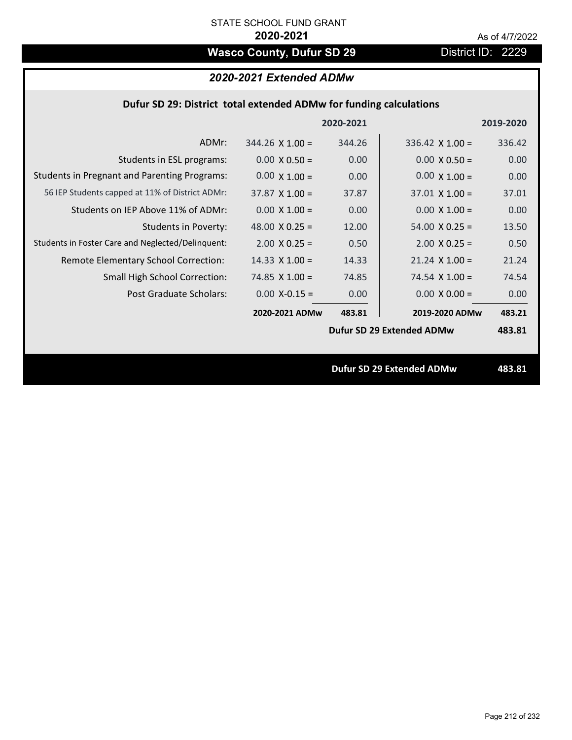STATE SCHOOL FUND GRANT

**2020-2021**

As of 4/7/2022

# Wasco County, Dufur SD 29

District ID: 2229

## *2020-2021 Extended ADMw*

### Dufur SD 29: District total extended ADMw for funding calculations

| | | 2020-2021 | | 2019-2020 |
|---|---|---|---|---|
| ADMr: | 344.26 X 1.00 = | 344.26 | 336.42 X 1.00 = | 336.42 |
| Students in ESL programs: | 0.00 X 0.50 = | 0.00 | 0.00 X 0.50 = | 0.00 |
| Students in Pregnant and Parenting Programs: | 0.00 X 1.00 = | 0.00 | 0.00 X 1.00 = | 0.00 |
| 56 IEP Students capped at 11% of District ADMr: | 37.87 X 1.00 = | 37.87 | 37.01 X 1.00 = | 37.01 |
| Students on IEP Above 11% of ADMr: | 0.00 X 1.00 = | 0.00 | 0.00 X 1.00 = | 0.00 |
| Students in Poverty: | 48.00 X 0.25 = | 12.00 | 54.00 X 0.25 = | 13.50 |
| Students in Foster Care and Neglected/Delinquent: | 2.00 X 0.25 = | 0.50 | 2.00 X 0.25 = | 0.50 |
| Remote Elementary School Correction: | 14.33 X 1.00 = | 14.33 | 21.24 X 1.00 = | 21.24 |
| Small High School Correction: | 74.85 X 1.00 = | 74.85 | 74.54 X 1.00 = | 74.54 |
| Post Graduate Scholars: | 0.00 X-0.15 = | 0.00 | 0.00 X 0.00 = | 0.00 |
| | **2020-2021 ADMw** | **483.81** | **2019-2020 ADMw** | **483.21** |
| | | | **Dufur SD 29 Extended ADMw** | **483.81** |

**Dufur SD 29 Extended ADMw** **483.81**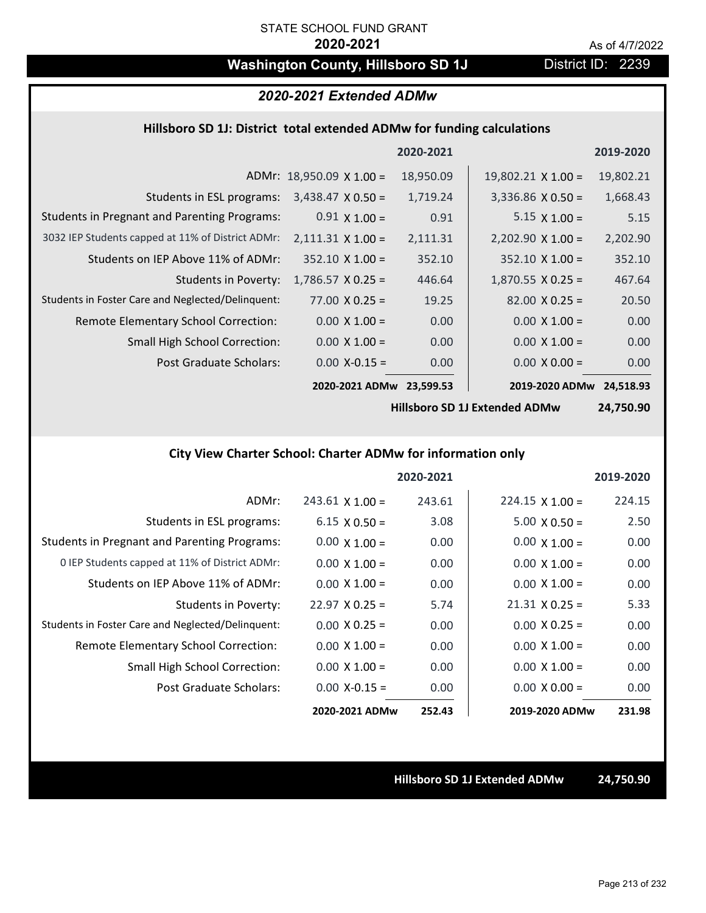STATE SCHOOL FUND GRANT

**2020-2021**

As of 4/7/2022

# Washington County, Hillsboro SD 1J

District ID: 2239

## *2020-2021 Extended ADMw*

### Hillsboro SD 1J: District total extended ADMw for funding calculations

| | 2020-2021 | | 2019-2020 | |
|---|---|---|---|---|
| ADMr: | 18,950.09 X 1.00 = | 18,950.09 | 19,802.21 X 1.00 = | 19,802.21 |
| Students in ESL programs: | 3,438.47 X 0.50 = | 1,719.24 | 3,336.86 X 0.50 = | 1,668.43 |
| Students in Pregnant and Parenting Programs: | 0.91 X 1.00 = | 0.91 | 5.15 X 1.00 = | 5.15 |
| 3032 IEP Students capped at 11% of District ADMr: | 2,111.31 X 1.00 = | 2,111.31 | 2,202.90 X 1.00 = | 2,202.90 |
| Students on IEP Above 11% of ADMr: | 352.10 X 1.00 = | 352.10 | 352.10 X 1.00 = | 352.10 |
| Students in Poverty: | 1,786.57 X 0.25 = | 446.64 | 1,870.55 X 0.25 = | 467.64 |
| Students in Foster Care and Neglected/Delinquent: | 77.00 X 0.25 = | 19.25 | 82.00 X 0.25 = | 20.50 |
| Remote Elementary School Correction: | 0.00 X 1.00 = | 0.00 | 0.00 X 1.00 = | 0.00 |
| Small High School Correction: | 0.00 X 1.00 = | 0.00 | 0.00 X 1.00 = | 0.00 |
| Post Graduate Scholars: | 0.00 X-0.15 = | 0.00 | 0.00 X 0.00 = | 0.00 |
| | **2020-2021 ADMw** | **23,599.53** | **2019-2020 ADMw** | **24,518.93** |
| | | | **Hillsboro SD 1J Extended ADMw** | **24,750.90** |

### City View Charter School: Charter ADMw for information only

| | 2020-2021 | | 2019-2020 | |
|---|---|---|---|---|
| ADMr: | 243.61 X 1.00 = | 243.61 | 224.15 X 1.00 = | 224.15 |
| Students in ESL programs: | 6.15 X 0.50 = | 3.08 | 5.00 X 0.50 = | 2.50 |
| Students in Pregnant and Parenting Programs: | 0.00 X 1.00 = | 0.00 | 0.00 X 1.00 = | 0.00 |
| 0 IEP Students capped at 11% of District ADMr: | 0.00 X 1.00 = | 0.00 | 0.00 X 1.00 = | 0.00 |
| Students on IEP Above 11% of ADMr: | 0.00 X 1.00 = | 0.00 | 0.00 X 1.00 = | 0.00 |
| Students in Poverty: | 22.97 X 0.25 = | 5.74 | 21.31 X 0.25 = | 5.33 |
| Students in Foster Care and Neglected/Delinquent: | 0.00 X 0.25 = | 0.00 | 0.00 X 0.25 = | 0.00 |
| Remote Elementary School Correction: | 0.00 X 1.00 = | 0.00 | 0.00 X 1.00 = | 0.00 |
| Small High School Correction: | 0.00 X 1.00 = | 0.00 | 0.00 X 1.00 = | 0.00 |
| Post Graduate Scholars: | 0.00 X-0.15 = | 0.00 | 0.00 X 0.00 = | 0.00 |
| | **2020-2021 ADMw** | **252.43** | **2019-2020 ADMw** | **231.98** |

**Hillsboro SD 1J Extended ADMw** **24,750.90**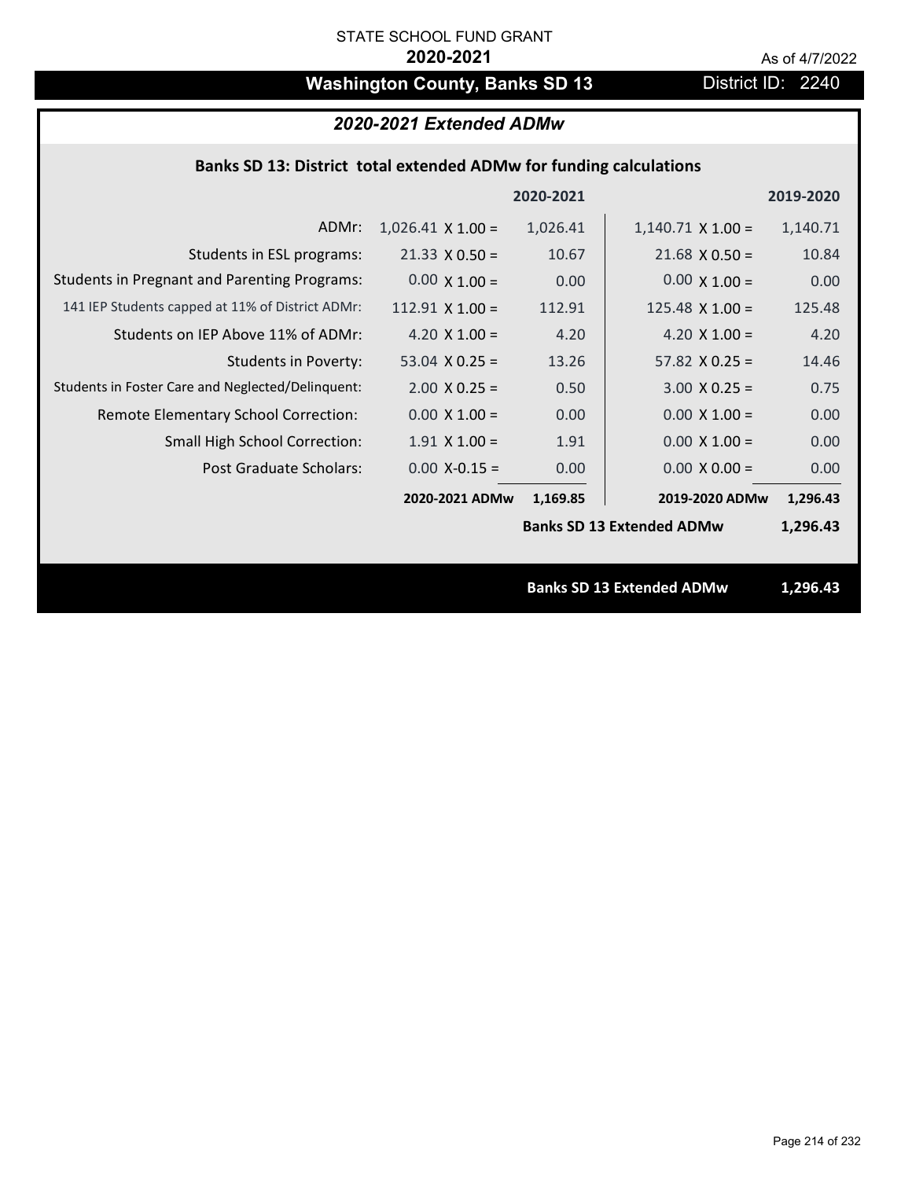STATE SCHOOL FUND GRANT

**2020-2021**

As of 4/7/2022

# Washington County, Banks SD 13

District ID: 2240

## *2020-2021 Extended ADMw*

### Banks SD 13: District total extended ADMw for funding calculations

| | 2020-2021 | | 2019-2020 | |
|---|---|---|---|---|
| ADMr: | 1,026.41 X 1.00 = | 1,026.41 | 1,140.71 X 1.00 = | 1,140.71 |
| Students in ESL programs: | 21.33 X 0.50 = | 10.67 | 21.68 X 0.50 = | 10.84 |
| Students in Pregnant and Parenting Programs: | 0.00 X 1.00 = | 0.00 | 0.00 X 1.00 = | 0.00 |
| 141 IEP Students capped at 11% of District ADMr: | 112.91 X 1.00 = | 112.91 | 125.48 X 1.00 = | 125.48 |
| Students on IEP Above 11% of ADMr: | 4.20 X 1.00 = | 4.20 | 4.20 X 1.00 = | 4.20 |
| Students in Poverty: | 53.04 X 0.25 = | 13.26 | 57.82 X 0.25 = | 14.46 |
| Students in Foster Care and Neglected/Delinquent: | 2.00 X 0.25 = | 0.50 | 3.00 X 0.25 = | 0.75 |
| Remote Elementary School Correction: | 0.00 X 1.00 = | 0.00 | 0.00 X 1.00 = | 0.00 |
| Small High School Correction: | 1.91 X 1.00 = | 1.91 | 0.00 X 1.00 = | 0.00 |
| Post Graduate Scholars: | 0.00 X-0.15 = | 0.00 | 0.00 X 0.00 = | 0.00 |
| | **2020-2021 ADMw** | **1,169.85** | **2019-2020 ADMw** | **1,296.43** |
| | | | **Banks SD 13 Extended ADMw** | **1,296.43** |

**Banks SD 13 Extended ADMw** **1,296.43**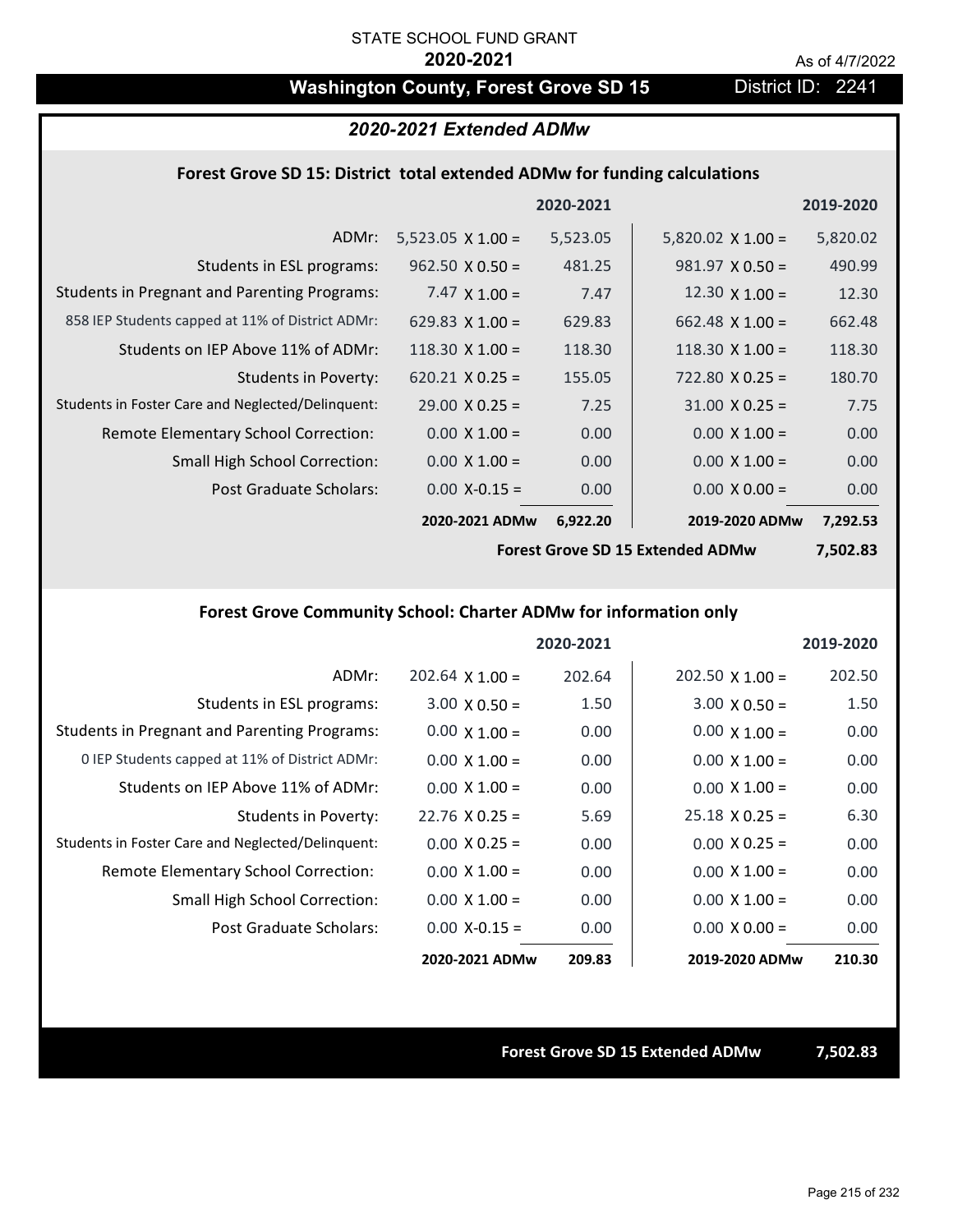STATE SCHOOL FUND GRANT

**2020-2021**

As of 4/7/2022

# Washington County, Forest Grove SD 15

District ID: 2241

## *2020-2021 Extended ADMw*

### Forest Grove SD 15: District total extended ADMw for funding calculations

| | | 2020-2021 | | 2019-2020 |
|---|---|---|---|---|
| ADMr: | 5,523.05 X 1.00 = | 5,523.05 | 5,820.02 X 1.00 = | 5,820.02 |
| Students in ESL programs: | 962.50 X 0.50 = | 481.25 | 981.97 X 0.50 = | 490.99 |
| Students in Pregnant and Parenting Programs: | 7.47 X 1.00 = | 7.47 | 12.30 X 1.00 = | 12.30 |
| 858 IEP Students capped at 11% of District ADMr: | 629.83 X 1.00 = | 629.83 | 662.48 X 1.00 = | 662.48 |
| Students on IEP Above 11% of ADMr: | 118.30 X 1.00 = | 118.30 | 118.30 X 1.00 = | 118.30 |
| Students in Poverty: | 620.21 X 0.25 = | 155.05 | 722.80 X 0.25 = | 180.70 |
| Students in Foster Care and Neglected/Delinquent: | 29.00 X 0.25 = | 7.25 | 31.00 X 0.25 = | 7.75 |
| Remote Elementary School Correction: | 0.00 X 1.00 = | 0.00 | 0.00 X 1.00 = | 0.00 |
| Small High School Correction: | 0.00 X 1.00 = | 0.00 | 0.00 X 1.00 = | 0.00 |
| Post Graduate Scholars: | 0.00 X-0.15 = | 0.00 | 0.00 X 0.00 = | 0.00 |
| | **2020-2021 ADMw** | **6,922.20** | **2019-2020 ADMw** | **7,292.53** |
| | | | **Forest Grove SD 15 Extended ADMw** | **7,502.83** |

### Forest Grove Community School: Charter ADMw for information only

| | | 2020-2021 | | 2019-2020 |
|---|---|---|---|---|
| ADMr: | 202.64 X 1.00 = | 202.64 | 202.50 X 1.00 = | 202.50 |
| Students in ESL programs: | 3.00 X 0.50 = | 1.50 | 3.00 X 0.50 = | 1.50 |
| Students in Pregnant and Parenting Programs: | 0.00 X 1.00 = | 0.00 | 0.00 X 1.00 = | 0.00 |
| 0 IEP Students capped at 11% of District ADMr: | 0.00 X 1.00 = | 0.00 | 0.00 X 1.00 = | 0.00 |
| Students on IEP Above 11% of ADMr: | 0.00 X 1.00 = | 0.00 | 0.00 X 1.00 = | 0.00 |
| Students in Poverty: | 22.76 X 0.25 = | 5.69 | 25.18 X 0.25 = | 6.30 |
| Students in Foster Care and Neglected/Delinquent: | 0.00 X 0.25 = | 0.00 | 0.00 X 0.25 = | 0.00 |
| Remote Elementary School Correction: | 0.00 X 1.00 = | 0.00 | 0.00 X 1.00 = | 0.00 |
| Small High School Correction: | 0.00 X 1.00 = | 0.00 | 0.00 X 1.00 = | 0.00 |
| Post Graduate Scholars: | 0.00 X-0.15 = | 0.00 | 0.00 X 0.00 = | 0.00 |
| | **2020-2021 ADMw** | **209.83** | **2019-2020 ADMw** | **210.30** |

**Forest Grove SD 15 Extended ADMw** **7,502.83**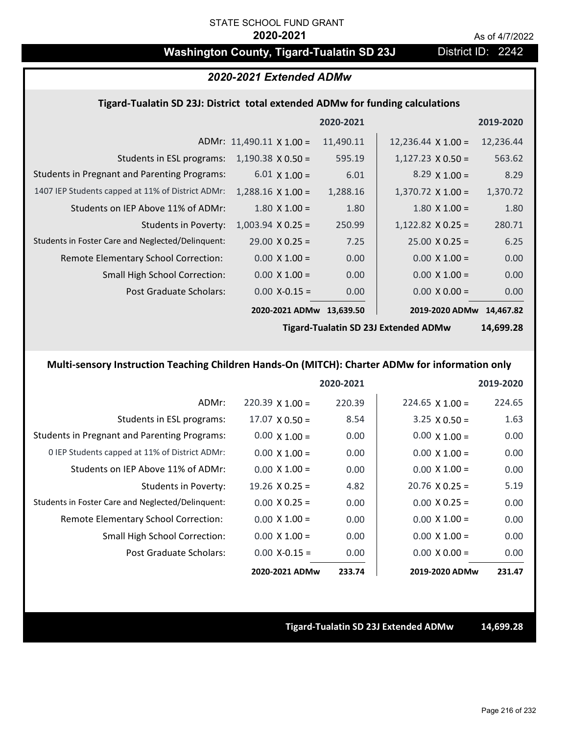STATE SCHOOL FUND GRANT

**2020-2021**

As of 4/7/2022

# Washington County, Tigard-Tualatin SD 23J

District ID: 2242

## *2020-2021 Extended ADMw*

### Tigard-Tualatin SD 23J: District total extended ADMw for funding calculations

| | | 2020-2021 | | 2019-2020 |
|---|---|---|---|---|
| ADMr: | 11,490.11 X 1.00 = | 11,490.11 | 12,236.44 X 1.00 = | 12,236.44 |
| Students in ESL programs: | 1,190.38 X 0.50 = | 595.19 | 1,127.23 X 0.50 = | 563.62 |
| Students in Pregnant and Parenting Programs: | 6.01 X 1.00 = | 6.01 | 8.29 X 1.00 = | 8.29 |
| 1407 IEP Students capped at 11% of District ADMr: | 1,288.16 X 1.00 = | 1,288.16 | 1,370.72 X 1.00 = | 1,370.72 |
| Students on IEP Above 11% of ADMr: | 1.80 X 1.00 = | 1.80 | 1.80 X 1.00 = | 1.80 |
| Students in Poverty: | 1,003.94 X 0.25 = | 250.99 | 1,122.82 X 0.25 = | 280.71 |
| Students in Foster Care and Neglected/Delinquent: | 29.00 X 0.25 = | 7.25 | 25.00 X 0.25 = | 6.25 |
| Remote Elementary School Correction: | 0.00 X 1.00 = | 0.00 | 0.00 X 1.00 = | 0.00 |
| Small High School Correction: | 0.00 X 1.00 = | 0.00 | 0.00 X 1.00 = | 0.00 |
| Post Graduate Scholars: | 0.00 X-0.15 = | 0.00 | 0.00 X 0.00 = | 0.00 |
| | **2020-2021 ADMw** | **13,639.50** | **2019-2020 ADMw** | **14,467.82** |

**Tigard-Tualatin SD 23J Extended ADMw 14,699.28**

### Multi-sensory Instruction Teaching Children Hands-On (MITCH): Charter ADMw for information only

| | | 2020-2021 | | 2019-2020 |
|---|---|---|---|---|
| ADMr: | 220.39 X 1.00 = | 220.39 | 224.65 X 1.00 = | 224.65 |
| Students in ESL programs: | 17.07 X 0.50 = | 8.54 | 3.25 X 0.50 = | 1.63 |
| Students in Pregnant and Parenting Programs: | 0.00 X 1.00 = | 0.00 | 0.00 X 1.00 = | 0.00 |
| 0 IEP Students capped at 11% of District ADMr: | 0.00 X 1.00 = | 0.00 | 0.00 X 1.00 = | 0.00 |
| Students on IEP Above 11% of ADMr: | 0.00 X 1.00 = | 0.00 | 0.00 X 1.00 = | 0.00 |
| Students in Poverty: | 19.26 X 0.25 = | 4.82 | 20.76 X 0.25 = | 5.19 |
| Students in Foster Care and Neglected/Delinquent: | 0.00 X 0.25 = | 0.00 | 0.00 X 0.25 = | 0.00 |
| Remote Elementary School Correction: | 0.00 X 1.00 = | 0.00 | 0.00 X 1.00 = | 0.00 |
| Small High School Correction: | 0.00 X 1.00 = | 0.00 | 0.00 X 1.00 = | 0.00 |
| Post Graduate Scholars: | 0.00 X-0.15 = | 0.00 | 0.00 X 0.00 = | 0.00 |
| | **2020-2021 ADMw** | **233.74** | **2019-2020 ADMw** | **231.47** |

**Tigard-Tualatin SD 23J Extended ADMw 14,699.28**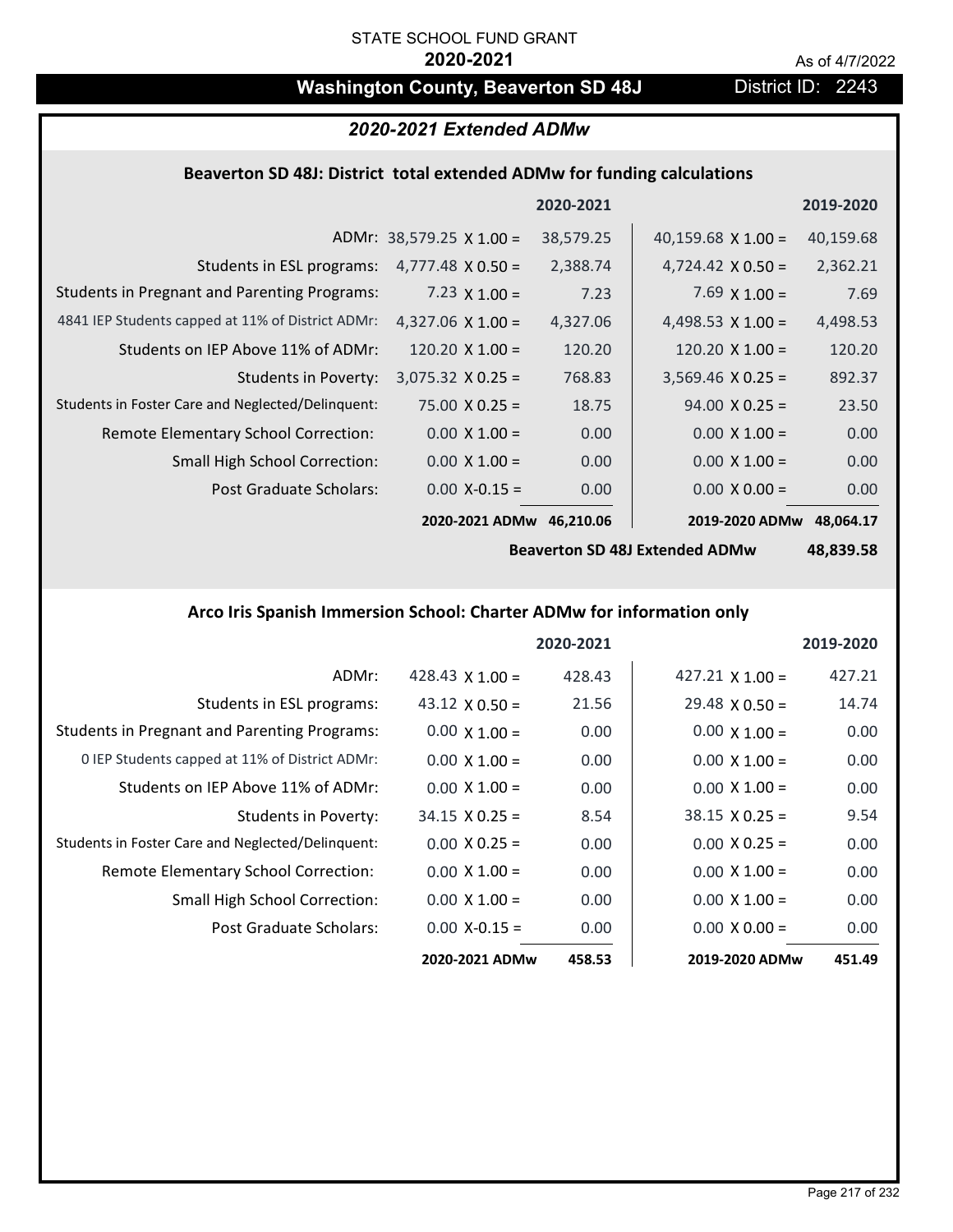STATE SCHOOL FUND GRANT

**2020-2021**

As of 4/7/2022

# Washington County, Beaverton SD 48J

District ID: 2243

## *2020-2021 Extended ADMw*

### Beaverton SD 48J: District total extended ADMw for funding calculations

| | | 2020-2021 | | 2019-2020 |
|---|---|---|---|---|
| ADMr: | 38,579.25 X 1.00 = | 38,579.25 | 40,159.68 X 1.00 = | 40,159.68 |
| Students in ESL programs: | 4,777.48 X 0.50 = | 2,388.74 | 4,724.42 X 0.50 = | 2,362.21 |
| Students in Pregnant and Parenting Programs: | 7.23 X 1.00 = | 7.23 | 7.69 X 1.00 = | 7.69 |
| 4841 IEP Students capped at 11% of District ADMr: | 4,327.06 X 1.00 = | 4,327.06 | 4,498.53 X 1.00 = | 4,498.53 |
| Students on IEP Above 11% of ADMr: | 120.20 X 1.00 = | 120.20 | 120.20 X 1.00 = | 120.20 |
| Students in Poverty: | 3,075.32 X 0.25 = | 768.83 | 3,569.46 X 0.25 = | 892.37 |
| Students in Foster Care and Neglected/Delinquent: | 75.00 X 0.25 = | 18.75 | 94.00 X 0.25 = | 23.50 |
| Remote Elementary School Correction: | 0.00 X 1.00 = | 0.00 | 0.00 X 1.00 = | 0.00 |
| Small High School Correction: | 0.00 X 1.00 = | 0.00 | 0.00 X 1.00 = | 0.00 |
| Post Graduate Scholars: | 0.00 X-0.15 = | 0.00 | 0.00 X 0.00 = | 0.00 |
| | **2020-2021 ADMw** | **46,210.06** | **2019-2020 ADMw** | **48,064.17** |
| | | | **Beaverton SD 48J Extended ADMw** | **48,839.58** |

### Arco Iris Spanish Immersion School: Charter ADMw for information only

| | | 2020-2021 | | 2019-2020 |
|---|---|---|---|---|
| ADMr: | 428.43 X 1.00 = | 428.43 | 427.21 X 1.00 = | 427.21 |
| Students in ESL programs: | 43.12 X 0.50 = | 21.56 | 29.48 X 0.50 = | 14.74 |
| Students in Pregnant and Parenting Programs: | 0.00 X 1.00 = | 0.00 | 0.00 X 1.00 = | 0.00 |
| 0 IEP Students capped at 11% of District ADMr: | 0.00 X 1.00 = | 0.00 | 0.00 X 1.00 = | 0.00 |
| Students on IEP Above 11% of ADMr: | 0.00 X 1.00 = | 0.00 | 0.00 X 1.00 = | 0.00 |
| Students in Poverty: | 34.15 X 0.25 = | 8.54 | 38.15 X 0.25 = | 9.54 |
| Students in Foster Care and Neglected/Delinquent: | 0.00 X 0.25 = | 0.00 | 0.00 X 0.25 = | 0.00 |
| Remote Elementary School Correction: | 0.00 X 1.00 = | 0.00 | 0.00 X 1.00 = | 0.00 |
| Small High School Correction: | 0.00 X 1.00 = | 0.00 | 0.00 X 1.00 = | 0.00 |
| Post Graduate Scholars: | 0.00 X-0.15 = | 0.00 | 0.00 X 0.00 = | 0.00 |
| | **2020-2021 ADMw** | **458.53** | **2019-2020 ADMw** | **451.49** |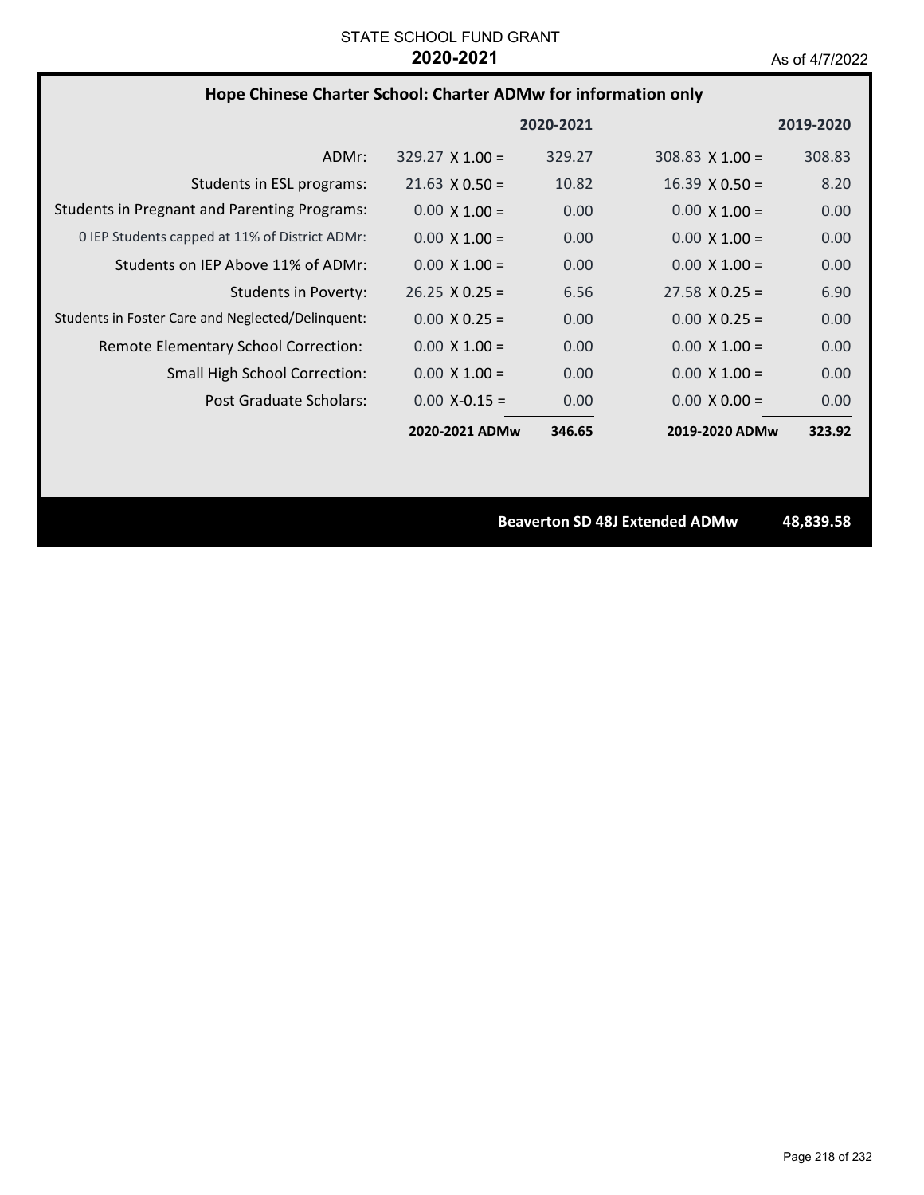STATE SCHOOL FUND GRANT
**2020-2021**

As of 4/7/2022

## Hope Chinese Charter School: Charter ADMw for information only

| | | 2020-2021 | | 2019-2020 |
|---|---|---|---|---|
| ADMr: | 329.27 X 1.00 = | 329.27 | 308.83 X 1.00 = | 308.83 |
| Students in ESL programs: | 21.63 X 0.50 = | 10.82 | 16.39 X 0.50 = | 8.20 |
| Students in Pregnant and Parenting Programs: | 0.00 X 1.00 = | 0.00 | 0.00 X 1.00 = | 0.00 |
| 0 IEP Students capped at 11% of District ADMr: | 0.00 X 1.00 = | 0.00 | 0.00 X 1.00 = | 0.00 |
| Students on IEP Above 11% of ADMr: | 0.00 X 1.00 = | 0.00 | 0.00 X 1.00 = | 0.00 |
| Students in Poverty: | 26.25 X 0.25 = | 6.56 | 27.58 X 0.25 = | 6.90 |
| Students in Foster Care and Neglected/Delinquent: | 0.00 X 0.25 = | 0.00 | 0.00 X 0.25 = | 0.00 |
| Remote Elementary School Correction: | 0.00 X 1.00 = | 0.00 | 0.00 X 1.00 = | 0.00 |
| Small High School Correction: | 0.00 X 1.00 = | 0.00 | 0.00 X 1.00 = | 0.00 |
| Post Graduate Scholars: | 0.00 X-0.15 = | 0.00 | 0.00 X 0.00 = | 0.00 |
| | **2020-2021 ADMw** | **346.65** | **2019-2020 ADMw** | **323.92** |

**Beaverton SD 48J Extended ADMw** **48,839.58**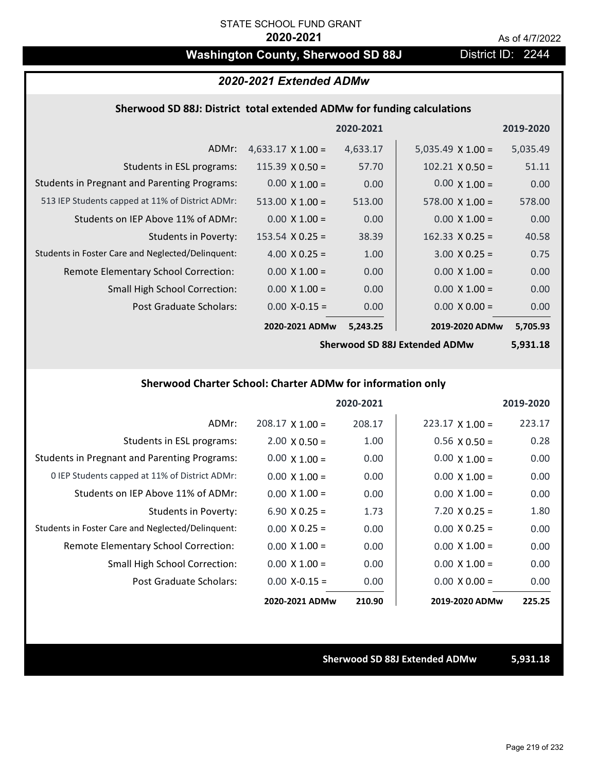STATE SCHOOL FUND GRANT

**2020-2021**

As of 4/7/2022

## Washington County, Sherwood SD 88J

District ID: 2244

### *2020-2021 Extended ADMw*

#### Sherwood SD 88J: District total extended ADMw for funding calculations

| | | 2020-2021 | | 2019-2020 |
|---|---|---|---|---|
| ADMr: | 4,633.17 X 1.00 = | 4,633.17 | 5,035.49 X 1.00 = | 5,035.49 |
| Students in ESL programs: | 115.39 X 0.50 = | 57.70 | 102.21 X 0.50 = | 51.11 |
| Students in Pregnant and Parenting Programs: | 0.00 X 1.00 = | 0.00 | 0.00 X 1.00 = | 0.00 |
| 513 IEP Students capped at 11% of District ADMr: | 513.00 X 1.00 = | 513.00 | 578.00 X 1.00 = | 578.00 |
| Students on IEP Above 11% of ADMr: | 0.00 X 1.00 = | 0.00 | 0.00 X 1.00 = | 0.00 |
| Students in Poverty: | 153.54 X 0.25 = | 38.39 | 162.33 X 0.25 = | 40.58 |
| Students in Foster Care and Neglected/Delinquent: | 4.00 X 0.25 = | 1.00 | 3.00 X 0.25 = | 0.75 |
| Remote Elementary School Correction: | 0.00 X 1.00 = | 0.00 | 0.00 X 1.00 = | 0.00 |
| Small High School Correction: | 0.00 X 1.00 = | 0.00 | 0.00 X 1.00 = | 0.00 |
| Post Graduate Scholars: | 0.00 X-0.15 = | 0.00 | 0.00 X 0.00 = | 0.00 |
| | **2020-2021 ADMw** | **5,243.25** | **2019-2020 ADMw** | **5,705.93** |
| | | | **Sherwood SD 88J Extended ADMw** | **5,931.18** |

#### Sherwood Charter School: Charter ADMw for information only

| | | 2020-2021 | | 2019-2020 |
|---|---|---|---|---|
| ADMr: | 208.17 X 1.00 = | 208.17 | 223.17 X 1.00 = | 223.17 |
| Students in ESL programs: | 2.00 X 0.50 = | 1.00 | 0.56 X 0.50 = | 0.28 |
| Students in Pregnant and Parenting Programs: | 0.00 X 1.00 = | 0.00 | 0.00 X 1.00 = | 0.00 |
| 0 IEP Students capped at 11% of District ADMr: | 0.00 X 1.00 = | 0.00 | 0.00 X 1.00 = | 0.00 |
| Students on IEP Above 11% of ADMr: | 0.00 X 1.00 = | 0.00 | 0.00 X 1.00 = | 0.00 |
| Students in Poverty: | 6.90 X 0.25 = | 1.73 | 7.20 X 0.25 = | 1.80 |
| Students in Foster Care and Neglected/Delinquent: | 0.00 X 0.25 = | 0.00 | 0.00 X 0.25 = | 0.00 |
| Remote Elementary School Correction: | 0.00 X 1.00 = | 0.00 | 0.00 X 1.00 = | 0.00 |
| Small High School Correction: | 0.00 X 1.00 = | 0.00 | 0.00 X 1.00 = | 0.00 |
| Post Graduate Scholars: | 0.00 X-0.15 = | 0.00 | 0.00 X 0.00 = | 0.00 |
| | **2020-2021 ADMw** | **210.90** | **2019-2020 ADMw** | **225.25** |

**Sherwood SD 88J Extended ADMw** **5,931.18**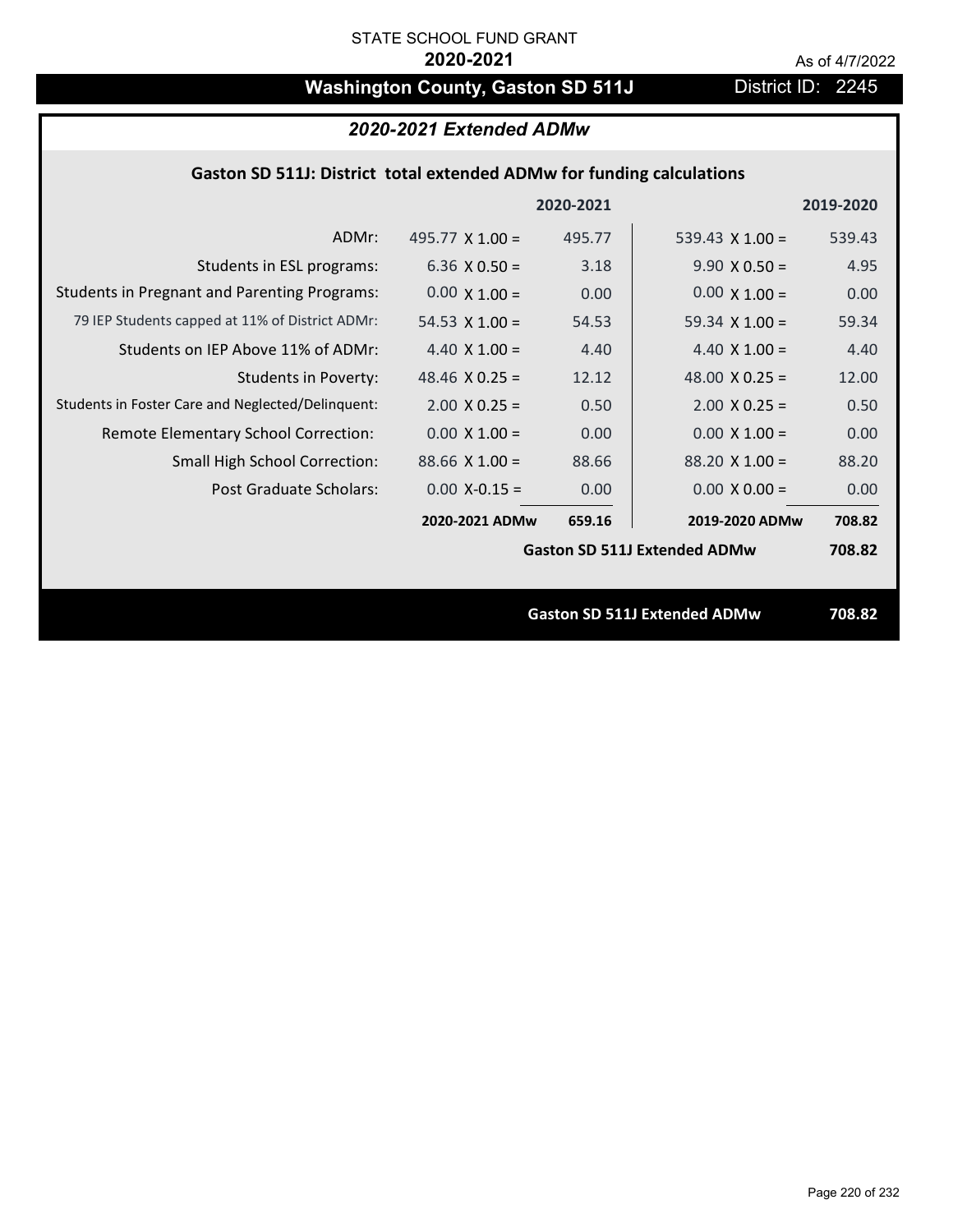STATE SCHOOL FUND GRANT

**2020-2021**

As of 4/7/2022

## Washington County, Gaston SD 511J

District ID: 2245

### *2020-2021 Extended ADMw*

**Gaston SD 511J: District total extended ADMw for funding calculations**

| | | 2020-2021 | | 2019-2020 |
|---|---|---|---|---|
| ADMr: | 495.77 X 1.00 = | 495.77 | 539.43 X 1.00 = | 539.43 |
| Students in ESL programs: | 6.36 X 0.50 = | 3.18 | 9.90 X 0.50 = | 4.95 |
| Students in Pregnant and Parenting Programs: | 0.00 X 1.00 = | 0.00 | 0.00 X 1.00 = | 0.00 |
| 79 IEP Students capped at 11% of District ADMr: | 54.53 X 1.00 = | 54.53 | 59.34 X 1.00 = | 59.34 |
| Students on IEP Above 11% of ADMr: | 4.40 X 1.00 = | 4.40 | 4.40 X 1.00 = | 4.40 |
| Students in Poverty: | 48.46 X 0.25 = | 12.12 | 48.00 X 0.25 = | 12.00 |
| Students in Foster Care and Neglected/Delinquent: | 2.00 X 0.25 = | 0.50 | 2.00 X 0.25 = | 0.50 |
| Remote Elementary School Correction: | 0.00 X 1.00 = | 0.00 | 0.00 X 1.00 = | 0.00 |
| Small High School Correction: | 88.66 X 1.00 = | 88.66 | 88.20 X 1.00 = | 88.20 |
| Post Graduate Scholars: | 0.00 X-0.15 = | 0.00 | 0.00 X 0.00 = | 0.00 |
| | **2020-2021 ADMw** | **659.16** | **2019-2020 ADMw** | **708.82** |
| | | | **Gaston SD 511J Extended ADMw** | **708.82** |

**Gaston SD 511J Extended ADMw** **708.82**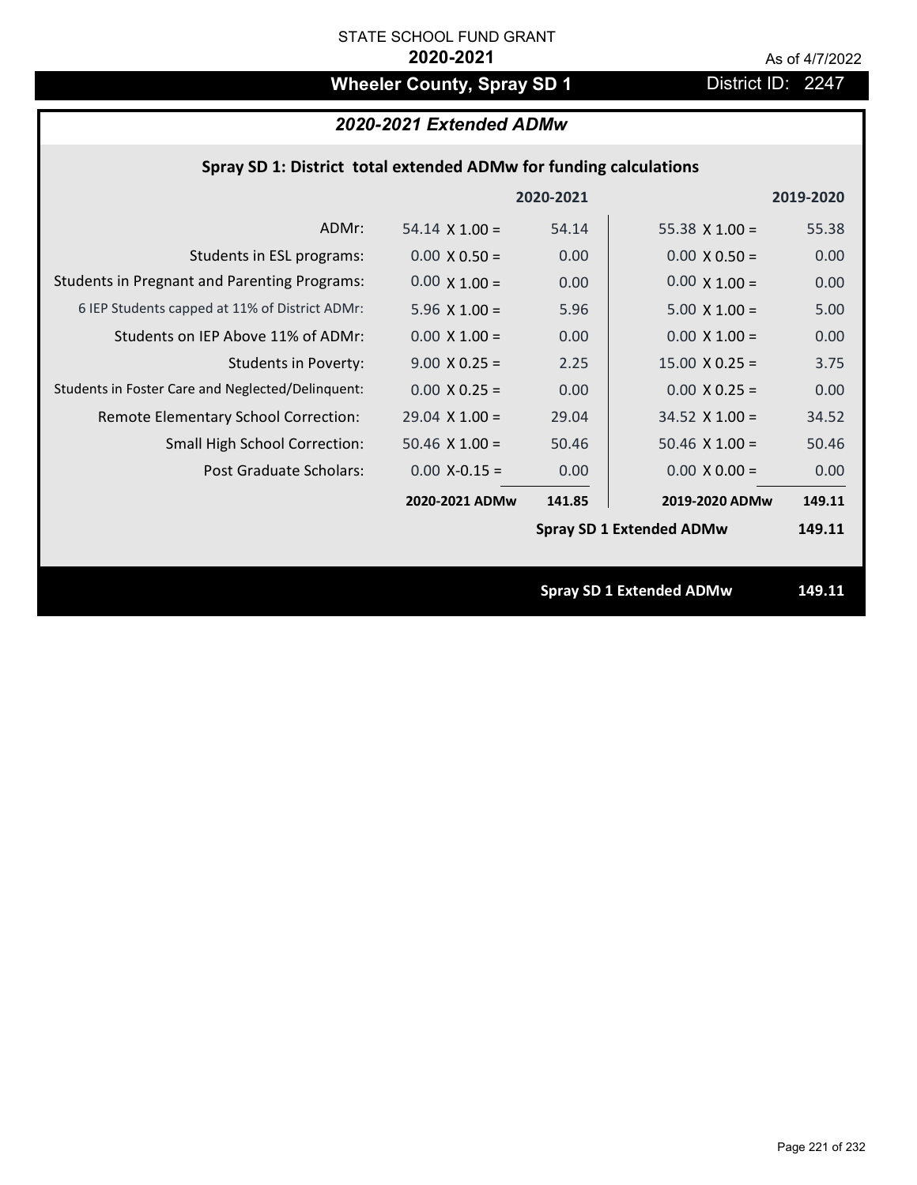STATE SCHOOL FUND GRANT

**2020-2021**

As of 4/7/2022

# Wheeler County, Spray SD 1

District ID: 2247

## *2020-2021 Extended ADMw*

### Spray SD 1: District total extended ADMw for funding calculations

| | 2020-2021 | | 2019-2020 | |
|---|---|---|---|---|
| ADMr: | 54.14 X 1.00 = | 54.14 | 55.38 X 1.00 = | 55.38 |
| Students in ESL programs: | 0.00 X 0.50 = | 0.00 | 0.00 X 0.50 = | 0.00 |
| Students in Pregnant and Parenting Programs: | 0.00 X 1.00 = | 0.00 | 0.00 X 1.00 = | 0.00 |
| 6 IEP Students capped at 11% of District ADMr: | 5.96 X 1.00 = | 5.96 | 5.00 X 1.00 = | 5.00 |
| Students on IEP Above 11% of ADMr: | 0.00 X 1.00 = | 0.00 | 0.00 X 1.00 = | 0.00 |
| Students in Poverty: | 9.00 X 0.25 = | 2.25 | 15.00 X 0.25 = | 3.75 |
| Students in Foster Care and Neglected/Delinquent: | 0.00 X 0.25 = | 0.00 | 0.00 X 0.25 = | 0.00 |
| Remote Elementary School Correction: | 29.04 X 1.00 = | 29.04 | 34.52 X 1.00 = | 34.52 |
| Small High School Correction: | 50.46 X 1.00 = | 50.46 | 50.46 X 1.00 = | 50.46 |
| Post Graduate Scholars: | 0.00 X-0.15 = | 0.00 | 0.00 X 0.00 = | 0.00 |
| | **2020-2021 ADMw** | **141.85** | **2019-2020 ADMw** | **149.11** |
| | | | **Spray SD 1 Extended ADMw** | **149.11** |

**Spray SD 1 Extended ADMw** **149.11**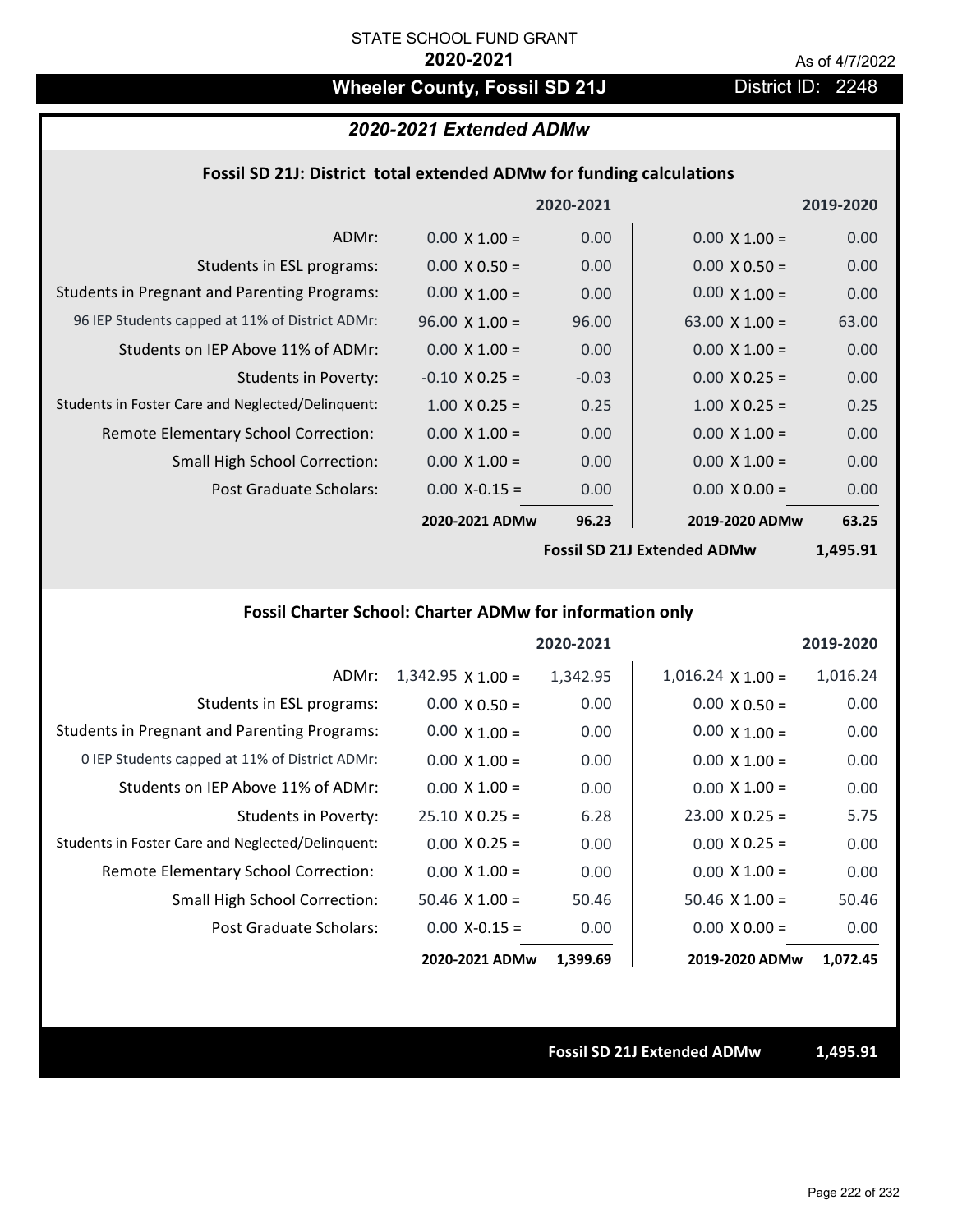STATE SCHOOL FUND GRANT

**2020-2021**

As of 4/7/2022

## Wheeler County, Fossil SD 21J

District ID: 2248

### *2020-2021 Extended ADMw*

#### Fossil SD 21J: District total extended ADMw for funding calculations

| | 2020-2021 | | 2019-2020 | |
|---|---|---|---|---|
| ADMr: | 0.00 X 1.00 = | 0.00 | 0.00 X 1.00 = | 0.00 |
| Students in ESL programs: | 0.00 X 0.50 = | 0.00 | 0.00 X 0.50 = | 0.00 |
| Students in Pregnant and Parenting Programs: | 0.00 X 1.00 = | 0.00 | 0.00 X 1.00 = | 0.00 |
| 96 IEP Students capped at 11% of District ADMr: | 96.00 X 1.00 = | 96.00 | 63.00 X 1.00 = | 63.00 |
| Students on IEP Above 11% of ADMr: | 0.00 X 1.00 = | 0.00 | 0.00 X 1.00 = | 0.00 |
| Students in Poverty: | -0.10 X 0.25 = | -0.03 | 0.00 X 0.25 = | 0.00 |
| Students in Foster Care and Neglected/Delinquent: | 1.00 X 0.25 = | 0.25 | 1.00 X 0.25 = | 0.25 |
| Remote Elementary School Correction: | 0.00 X 1.00 = | 0.00 | 0.00 X 1.00 = | 0.00 |
| Small High School Correction: | 0.00 X 1.00 = | 0.00 | 0.00 X 1.00 = | 0.00 |
| Post Graduate Scholars: | 0.00 X-0.15 = | 0.00 | 0.00 X 0.00 = | 0.00 |
| | **2020-2021 ADMw** | **96.23** | **2019-2020 ADMw** | **63.25** |
| | | | **Fossil SD 21J Extended ADMw** | **1,495.91** |

#### Fossil Charter School: Charter ADMw for information only

| | 2020-2021 | | 2019-2020 | |
|---|---|---|---|---|
| ADMr: | 1,342.95 X 1.00 = | 1,342.95 | 1,016.24 X 1.00 = | 1,016.24 |
| Students in ESL programs: | 0.00 X 0.50 = | 0.00 | 0.00 X 0.50 = | 0.00 |
| Students in Pregnant and Parenting Programs: | 0.00 X 1.00 = | 0.00 | 0.00 X 1.00 = | 0.00 |
| 0 IEP Students capped at 11% of District ADMr: | 0.00 X 1.00 = | 0.00 | 0.00 X 1.00 = | 0.00 |
| Students on IEP Above 11% of ADMr: | 0.00 X 1.00 = | 0.00 | 0.00 X 1.00 = | 0.00 |
| Students in Poverty: | 25.10 X 0.25 = | 6.28 | 23.00 X 0.25 = | 5.75 |
| Students in Foster Care and Neglected/Delinquent: | 0.00 X 0.25 = | 0.00 | 0.00 X 0.25 = | 0.00 |
| Remote Elementary School Correction: | 0.00 X 1.00 = | 0.00 | 0.00 X 1.00 = | 0.00 |
| Small High School Correction: | 50.46 X 1.00 = | 50.46 | 50.46 X 1.00 = | 50.46 |
| Post Graduate Scholars: | 0.00 X-0.15 = | 0.00 | 0.00 X 0.00 = | 0.00 |
| | **2020-2021 ADMw** | **1,399.69** | **2019-2020 ADMw** | **1,072.45** |

**Fossil SD 21J Extended ADMw** **1,495.91**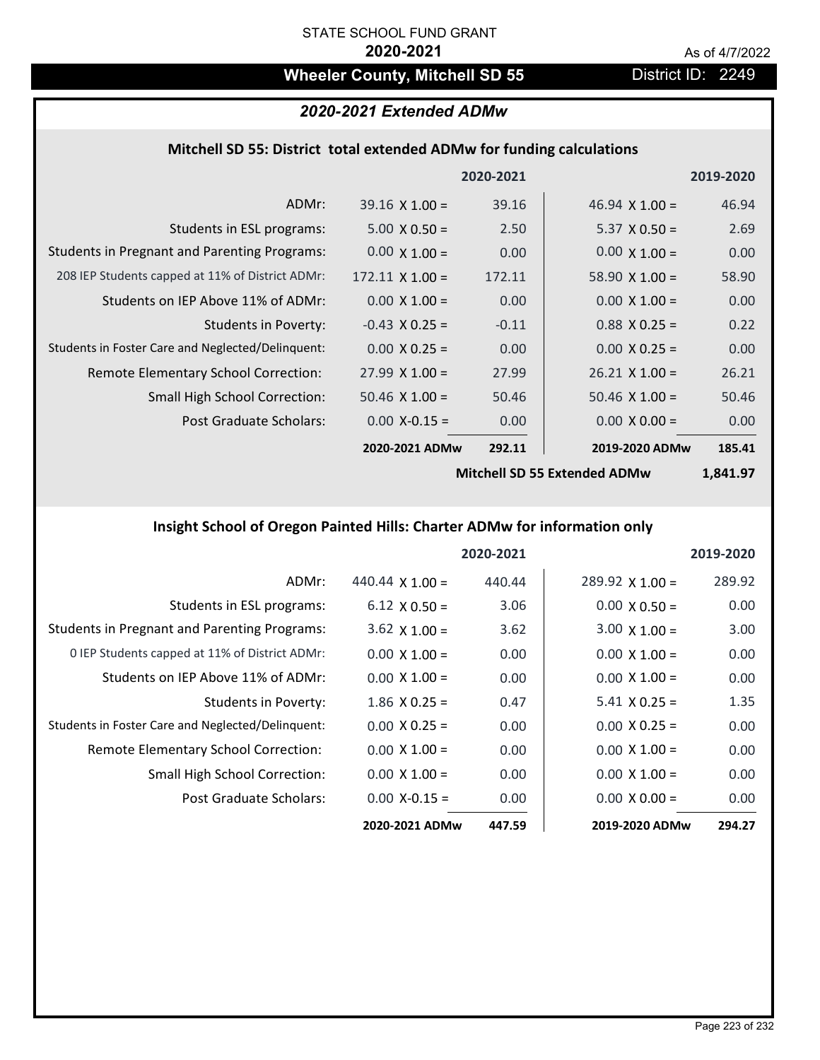STATE SCHOOL FUND GRANT

**2020-2021**

As of 4/7/2022

# Wheeler County, Mitchell SD 55

District ID: 2249

## *2020-2021 Extended ADMw*

### Mitchell SD 55: District total extended ADMw for funding calculations

| | 2020-2021 | | 2019-2020 | |
|---|---|---|---|---|
| ADMr: | 39.16 X 1.00 = | 39.16 | 46.94 X 1.00 = | 46.94 |
| Students in ESL programs: | 5.00 X 0.50 = | 2.50 | 5.37 X 0.50 = | 2.69 |
| Students in Pregnant and Parenting Programs: | 0.00 X 1.00 = | 0.00 | 0.00 X 1.00 = | 0.00 |
| 208 IEP Students capped at 11% of District ADMr: | 172.11 X 1.00 = | 172.11 | 58.90 X 1.00 = | 58.90 |
| Students on IEP Above 11% of ADMr: | 0.00 X 1.00 = | 0.00 | 0.00 X 1.00 = | 0.00 |
| Students in Poverty: | -0.43 X 0.25 = | -0.11 | 0.88 X 0.25 = | 0.22 |
| Students in Foster Care and Neglected/Delinquent: | 0.00 X 0.25 = | 0.00 | 0.00 X 0.25 = | 0.00 |
| Remote Elementary School Correction: | 27.99 X 1.00 = | 27.99 | 26.21 X 1.00 = | 26.21 |
| Small High School Correction: | 50.46 X 1.00 = | 50.46 | 50.46 X 1.00 = | 50.46 |
| Post Graduate Scholars: | 0.00 X-0.15 = | 0.00 | 0.00 X 0.00 = | 0.00 |
| | **2020-2021 ADMw** | **292.11** | **2019-2020 ADMw** | **185.41** |
| | | | **Mitchell SD 55 Extended ADMw** | **1,841.97** |

### Insight School of Oregon Painted Hills: Charter ADMw for information only

| | 2020-2021 | | 2019-2020 | |
|---|---|---|---|---|
| ADMr: | 440.44 X 1.00 = | 440.44 | 289.92 X 1.00 = | 289.92 |
| Students in ESL programs: | 6.12 X 0.50 = | 3.06 | 0.00 X 0.50 = | 0.00 |
| Students in Pregnant and Parenting Programs: | 3.62 X 1.00 = | 3.62 | 3.00 X 1.00 = | 3.00 |
| 0 IEP Students capped at 11% of District ADMr: | 0.00 X 1.00 = | 0.00 | 0.00 X 1.00 = | 0.00 |
| Students on IEP Above 11% of ADMr: | 0.00 X 1.00 = | 0.00 | 0.00 X 1.00 = | 0.00 |
| Students in Poverty: | 1.86 X 0.25 = | 0.47 | 5.41 X 0.25 = | 1.35 |
| Students in Foster Care and Neglected/Delinquent: | 0.00 X 0.25 = | 0.00 | 0.00 X 0.25 = | 0.00 |
| Remote Elementary School Correction: | 0.00 X 1.00 = | 0.00 | 0.00 X 1.00 = | 0.00 |
| Small High School Correction: | 0.00 X 1.00 = | 0.00 | 0.00 X 1.00 = | 0.00 |
| Post Graduate Scholars: | 0.00 X-0.15 = | 0.00 | 0.00 X 0.00 = | 0.00 |
| | **2020-2021 ADMw** | **447.59** | **2019-2020 ADMw** | **294.27** |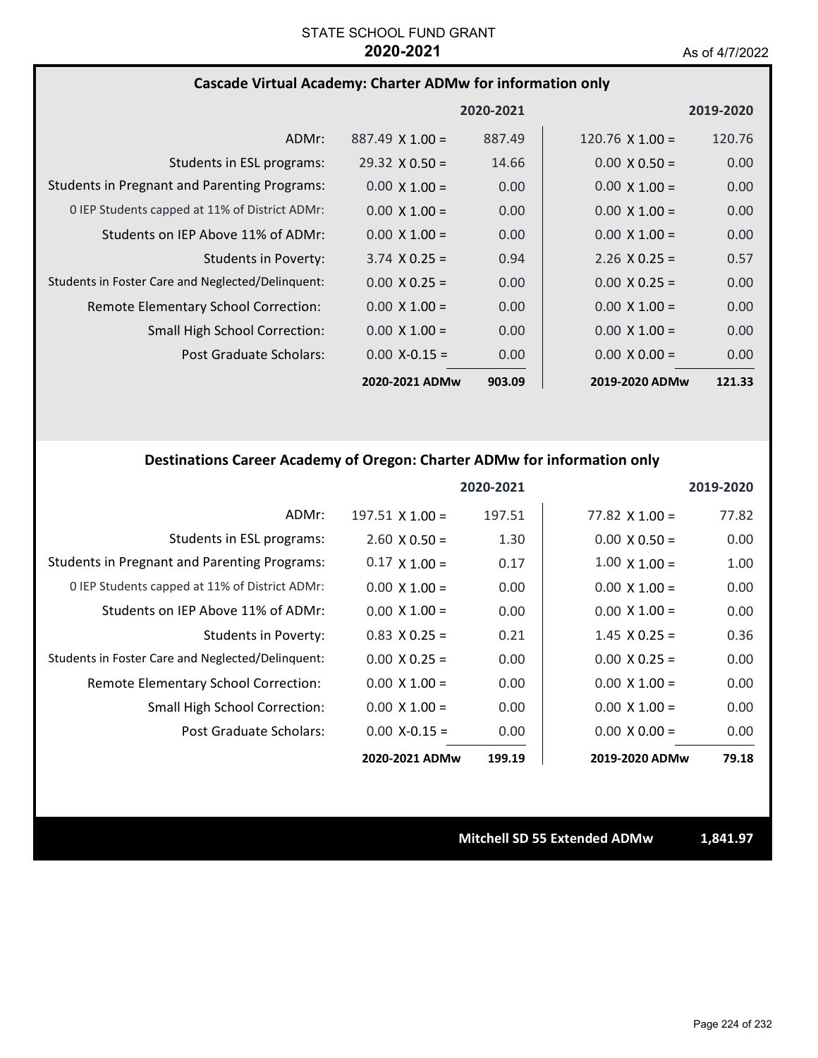STATE SCHOOL FUND GRANT
**2020-2021**

As of 4/7/2022

### Cascade Virtual Academy: Charter ADMw for information only

| | | 2020-2021 | | 2019-2020 |
|---|---|---|---|---|
| ADMr: | 887.49 X 1.00 = | 887.49 | 120.76 X 1.00 = | 120.76 |
| Students in ESL programs: | 29.32 X 0.50 = | 14.66 | 0.00 X 0.50 = | 0.00 |
| Students in Pregnant and Parenting Programs: | 0.00 X 1.00 = | 0.00 | 0.00 X 1.00 = | 0.00 |
| 0 IEP Students capped at 11% of District ADMr: | 0.00 X 1.00 = | 0.00 | 0.00 X 1.00 = | 0.00 |
| Students on IEP Above 11% of ADMr: | 0.00 X 1.00 = | 0.00 | 0.00 X 1.00 = | 0.00 |
| Students in Poverty: | 3.74 X 0.25 = | 0.94 | 2.26 X 0.25 = | 0.57 |
| Students in Foster Care and Neglected/Delinquent: | 0.00 X 0.25 = | 0.00 | 0.00 X 0.25 = | 0.00 |
| Remote Elementary School Correction: | 0.00 X 1.00 = | 0.00 | 0.00 X 1.00 = | 0.00 |
| Small High School Correction: | 0.00 X 1.00 = | 0.00 | 0.00 X 1.00 = | 0.00 |
| Post Graduate Scholars: | 0.00 X-0.15 = | 0.00 | 0.00 X 0.00 = | 0.00 |
| | **2020-2021 ADMw** | **903.09** | **2019-2020 ADMw** | **121.33** |

### Destinations Career Academy of Oregon: Charter ADMw for information only

| | | 2020-2021 | | 2019-2020 |
|---|---|---|---|---|
| ADMr: | 197.51 X 1.00 = | 197.51 | 77.82 X 1.00 = | 77.82 |
| Students in ESL programs: | 2.60 X 0.50 = | 1.30 | 0.00 X 0.50 = | 0.00 |
| Students in Pregnant and Parenting Programs: | 0.17 X 1.00 = | 0.17 | 1.00 X 1.00 = | 1.00 |
| 0 IEP Students capped at 11% of District ADMr: | 0.00 X 1.00 = | 0.00 | 0.00 X 1.00 = | 0.00 |
| Students on IEP Above 11% of ADMr: | 0.00 X 1.00 = | 0.00 | 0.00 X 1.00 = | 0.00 |
| Students in Poverty: | 0.83 X 0.25 = | 0.21 | 1.45 X 0.25 = | 0.36 |
| Students in Foster Care and Neglected/Delinquent: | 0.00 X 0.25 = | 0.00 | 0.00 X 0.25 = | 0.00 |
| Remote Elementary School Correction: | 0.00 X 1.00 = | 0.00 | 0.00 X 1.00 = | 0.00 |
| Small High School Correction: | 0.00 X 1.00 = | 0.00 | 0.00 X 1.00 = | 0.00 |
| Post Graduate Scholars: | 0.00 X-0.15 = | 0.00 | 0.00 X 0.00 = | 0.00 |
| | **2020-2021 ADMw** | **199.19** | **2019-2020 ADMw** | **79.18** |

**Mitchell SD 55 Extended ADMw** **1,841.97**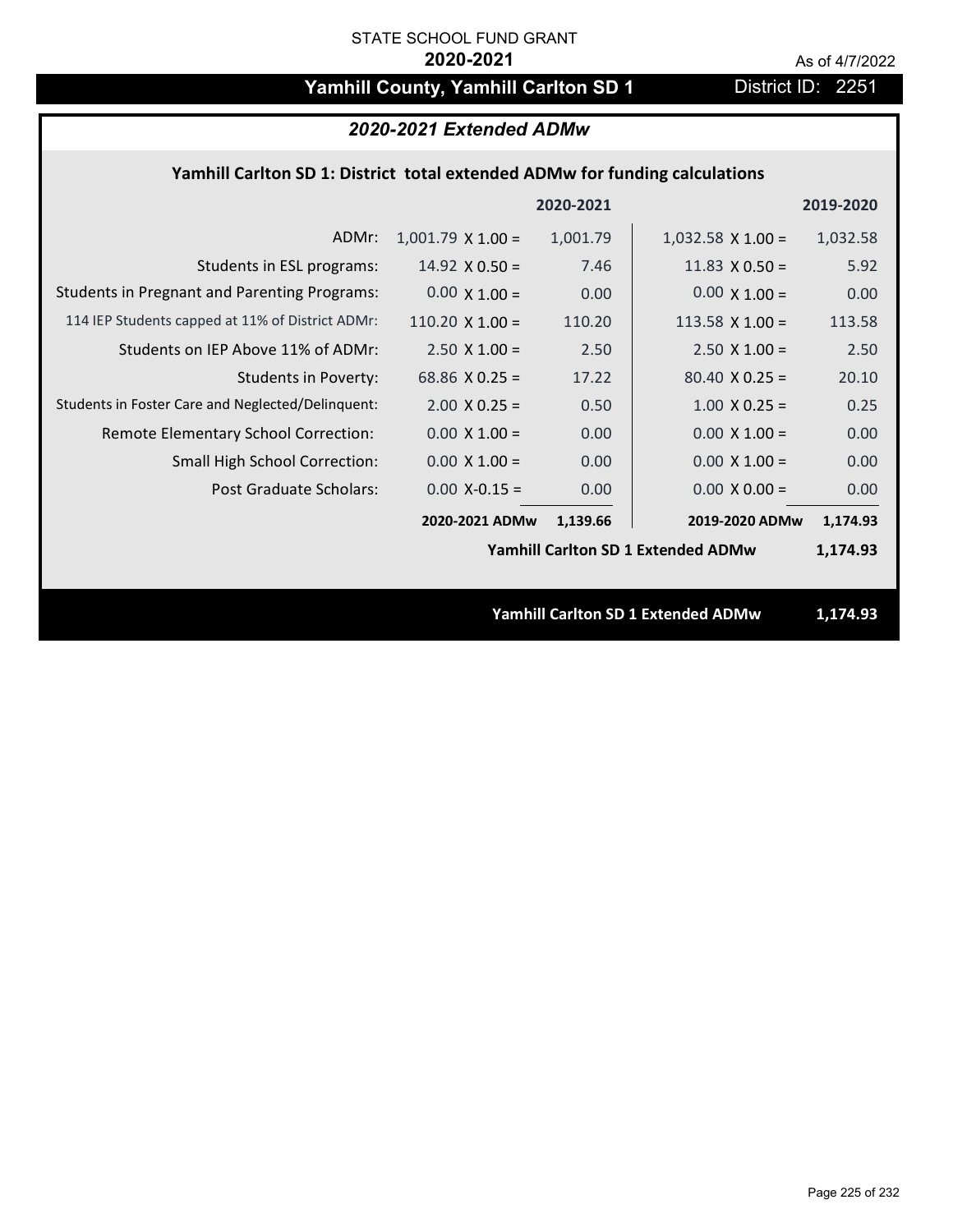STATE SCHOOL FUND GRANT

**2020-2021**

As of 4/7/2022

# Yamhill County, Yamhill Carlton SD 1

District ID: 2251

## *2020-2021 Extended ADMw*

### Yamhill Carlton SD 1: District total extended ADMw for funding calculations

| | | 2020-2021 | | 2019-2020 |
|---|---|---|---|---|
| ADMr: | 1,001.79 X 1.00 = | 1,001.79 | 1,032.58 X 1.00 = | 1,032.58 |
| Students in ESL programs: | 14.92 X 0.50 = | 7.46 | 11.83 X 0.50 = | 5.92 |
| Students in Pregnant and Parenting Programs: | 0.00 X 1.00 = | 0.00 | 0.00 X 1.00 = | 0.00 |
| 114 IEP Students capped at 11% of District ADMr: | 110.20 X 1.00 = | 110.20 | 113.58 X 1.00 = | 113.58 |
| Students on IEP Above 11% of ADMr: | 2.50 X 1.00 = | 2.50 | 2.50 X 1.00 = | 2.50 |
| Students in Poverty: | 68.86 X 0.25 = | 17.22 | 80.40 X 0.25 = | 20.10 |
| Students in Foster Care and Neglected/Delinquent: | 2.00 X 0.25 = | 0.50 | 1.00 X 0.25 = | 0.25 |
| Remote Elementary School Correction: | 0.00 X 1.00 = | 0.00 | 0.00 X 1.00 = | 0.00 |
| Small High School Correction: | 0.00 X 1.00 = | 0.00 | 0.00 X 1.00 = | 0.00 |
| Post Graduate Scholars: | 0.00 X-0.15 = | 0.00 | 0.00 X 0.00 = | 0.00 |
| | **2020-2021 ADMw** | **1,139.66** | **2019-2020 ADMw** | **1,174.93** |
| | | | **Yamhill Carlton SD 1 Extended ADMw** | **1,174.93** |

**Yamhill Carlton SD 1 Extended ADMw** **1,174.93**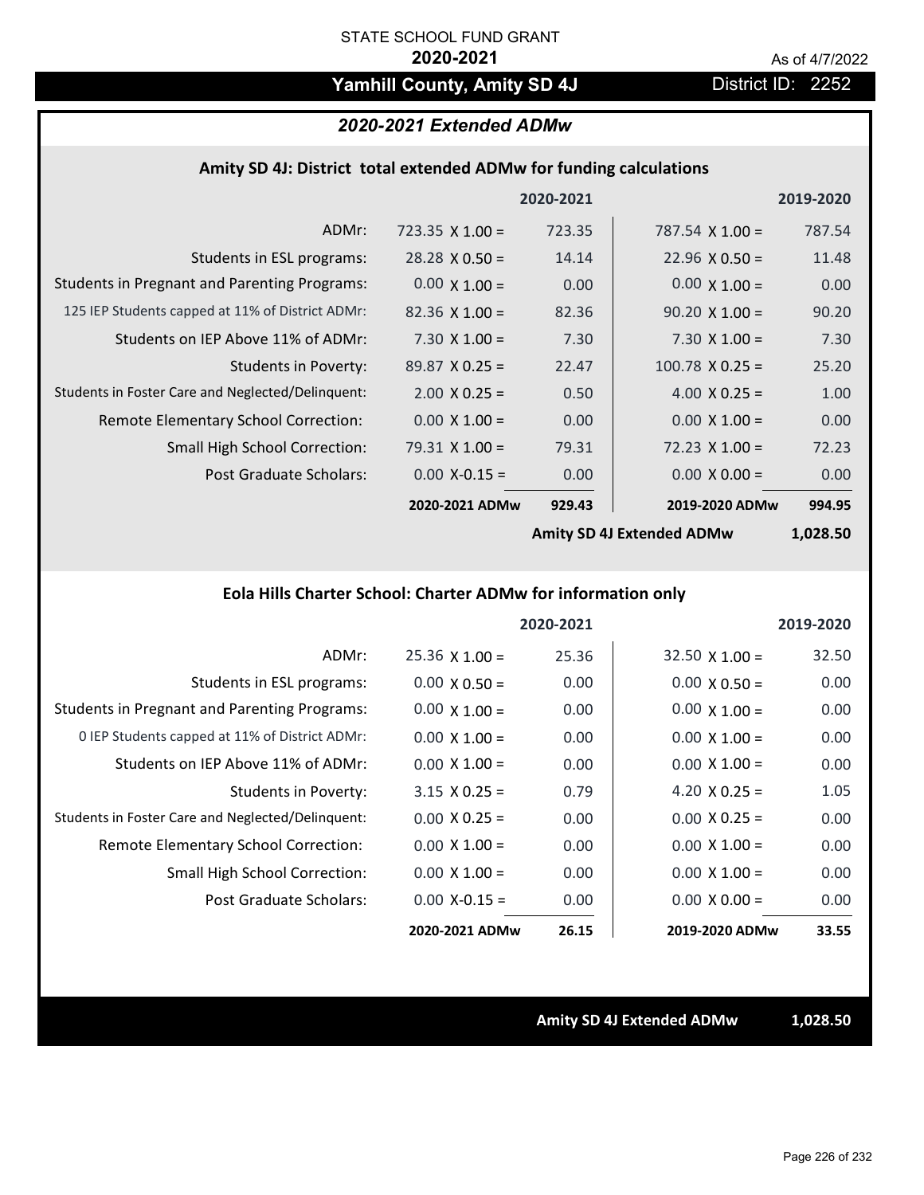STATE SCHOOL FUND GRANT

**2020-2021**

As of 4/7/2022

# Yamhill County, Amity SD 4J

District ID: 2252

## *2020-2021 Extended ADMw*

### Amity SD 4J: District total extended ADMw for funding calculations

| | 2020-2021 | | 2019-2020 | |
|---|---|---|---|---|
| ADMr: | 723.35 X 1.00 = | 723.35 | 787.54 X 1.00 = | 787.54 |
| Students in ESL programs: | 28.28 X 0.50 = | 14.14 | 22.96 X 0.50 = | 11.48 |
| Students in Pregnant and Parenting Programs: | 0.00 X 1.00 = | 0.00 | 0.00 X 1.00 = | 0.00 |
| 125 IEP Students capped at 11% of District ADMr: | 82.36 X 1.00 = | 82.36 | 90.20 X 1.00 = | 90.20 |
| Students on IEP Above 11% of ADMr: | 7.30 X 1.00 = | 7.30 | 7.30 X 1.00 = | 7.30 |
| Students in Poverty: | 89.87 X 0.25 = | 22.47 | 100.78 X 0.25 = | 25.20 |
| Students in Foster Care and Neglected/Delinquent: | 2.00 X 0.25 = | 0.50 | 4.00 X 0.25 = | 1.00 |
| Remote Elementary School Correction: | 0.00 X 1.00 = | 0.00 | 0.00 X 1.00 = | 0.00 |
| Small High School Correction: | 79.31 X 1.00 = | 79.31 | 72.23 X 1.00 = | 72.23 |
| Post Graduate Scholars: | 0.00 X-0.15 = | 0.00 | 0.00 X 0.00 = | 0.00 |
| | **2020-2021 ADMw** | **929.43** | **2019-2020 ADMw** | **994.95** |
| | | | **Amity SD 4J Extended ADMw** | **1,028.50** |

### Eola Hills Charter School: Charter ADMw for information only

| | 2020-2021 | | 2019-2020 | |
|---|---|---|---|---|
| ADMr: | 25.36 X 1.00 = | 25.36 | 32.50 X 1.00 = | 32.50 |
| Students in ESL programs: | 0.00 X 0.50 = | 0.00 | 0.00 X 0.50 = | 0.00 |
| Students in Pregnant and Parenting Programs: | 0.00 X 1.00 = | 0.00 | 0.00 X 1.00 = | 0.00 |
| 0 IEP Students capped at 11% of District ADMr: | 0.00 X 1.00 = | 0.00 | 0.00 X 1.00 = | 0.00 |
| Students on IEP Above 11% of ADMr: | 0.00 X 1.00 = | 0.00 | 0.00 X 1.00 = | 0.00 |
| Students in Poverty: | 3.15 X 0.25 = | 0.79 | 4.20 X 0.25 = | 1.05 |
| Students in Foster Care and Neglected/Delinquent: | 0.00 X 0.25 = | 0.00 | 0.00 X 0.25 = | 0.00 |
| Remote Elementary School Correction: | 0.00 X 1.00 = | 0.00 | 0.00 X 1.00 = | 0.00 |
| Small High School Correction: | 0.00 X 1.00 = | 0.00 | 0.00 X 1.00 = | 0.00 |
| Post Graduate Scholars: | 0.00 X-0.15 = | 0.00 | 0.00 X 0.00 = | 0.00 |
| | **2020-2021 ADMw** | **26.15** | **2019-2020 ADMw** | **33.55** |

**Amity SD 4J Extended ADMw** **1,028.50**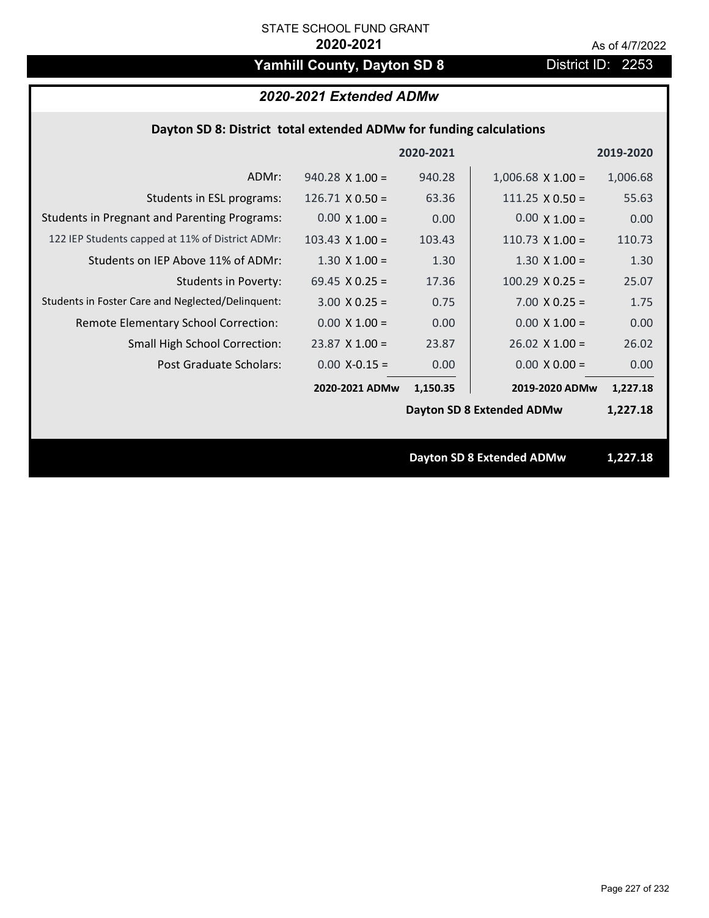STATE SCHOOL FUND GRANT

**2020-2021**

As of 4/7/2022

# Yamhill County, Dayton SD 8

District ID: 2253

## *2020-2021 Extended ADMw*

### Dayton SD 8: District total extended ADMw for funding calculations

| | 2020-2021 | | 2019-2020 | |
|---|---|---|---|---|
| ADMr: | 940.28 X 1.00 = | 940.28 | 1,006.68 X 1.00 = | 1,006.68 |
| Students in ESL programs: | 126.71 X 0.50 = | 63.36 | 111.25 X 0.50 = | 55.63 |
| Students in Pregnant and Parenting Programs: | 0.00 X 1.00 = | 0.00 | 0.00 X 1.00 = | 0.00 |
| 122 IEP Students capped at 11% of District ADMr: | 103.43 X 1.00 = | 103.43 | 110.73 X 1.00 = | 110.73 |
| Students on IEP Above 11% of ADMr: | 1.30 X 1.00 = | 1.30 | 1.30 X 1.00 = | 1.30 |
| Students in Poverty: | 69.45 X 0.25 = | 17.36 | 100.29 X 0.25 = | 25.07 |
| Students in Foster Care and Neglected/Delinquent: | 3.00 X 0.25 = | 0.75 | 7.00 X 0.25 = | 1.75 |
| Remote Elementary School Correction: | 0.00 X 1.00 = | 0.00 | 0.00 X 1.00 = | 0.00 |
| Small High School Correction: | 23.87 X 1.00 = | 23.87 | 26.02 X 1.00 = | 26.02 |
| Post Graduate Scholars: | 0.00 X-0.15 = | 0.00 | 0.00 X 0.00 = | 0.00 |
| | **2020-2021 ADMw** | **1,150.35** | **2019-2020 ADMw** | **1,227.18** |
| | | | **Dayton SD 8 Extended ADMw** | **1,227.18** |

**Dayton SD 8 Extended ADMw** **1,227.18**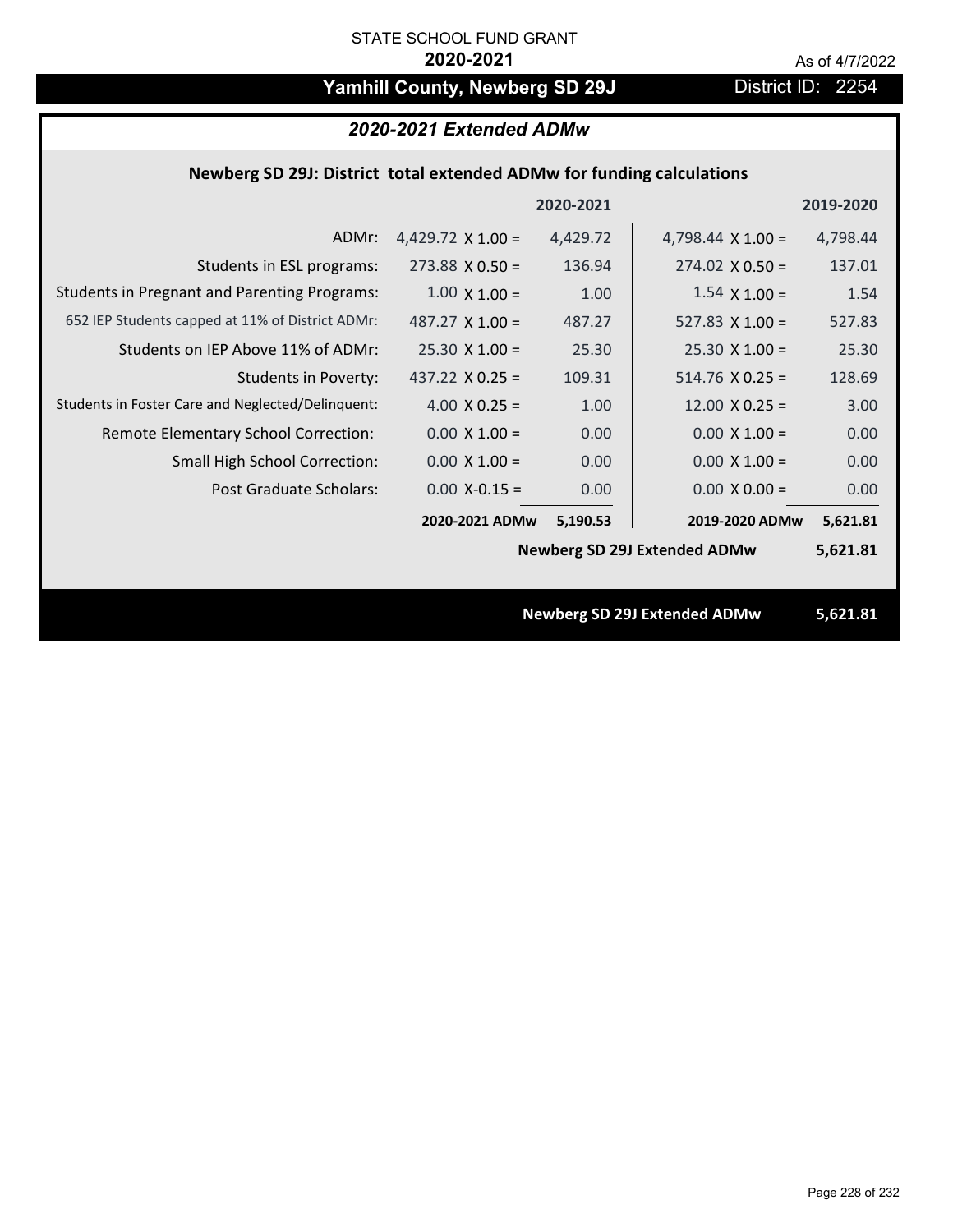STATE SCHOOL FUND GRANT

**2020-2021**

As of 4/7/2022

## Yamhill County, Newberg SD 29J

District ID: 2254

### *2020-2021 Extended ADMw*

**Newberg SD 29J: District total extended ADMw for funding calculations**

| | | 2020-2021 | | 2019-2020 |
|---|---|---|---|---|
| ADMr: | 4,429.72 X 1.00 = | 4,429.72 | 4,798.44 X 1.00 = | 4,798.44 |
| Students in ESL programs: | 273.88 X 0.50 = | 136.94 | 274.02 X 0.50 = | 137.01 |
| Students in Pregnant and Parenting Programs: | 1.00 X 1.00 = | 1.00 | 1.54 X 1.00 = | 1.54 |
| 652 IEP Students capped at 11% of District ADMr: | 487.27 X 1.00 = | 487.27 | 527.83 X 1.00 = | 527.83 |
| Students on IEP Above 11% of ADMr: | 25.30 X 1.00 = | 25.30 | 25.30 X 1.00 = | 25.30 |
| Students in Poverty: | 437.22 X 0.25 = | 109.31 | 514.76 X 0.25 = | 128.69 |
| Students in Foster Care and Neglected/Delinquent: | 4.00 X 0.25 = | 1.00 | 12.00 X 0.25 = | 3.00 |
| Remote Elementary School Correction: | 0.00 X 1.00 = | 0.00 | 0.00 X 1.00 = | 0.00 |
| Small High School Correction: | 0.00 X 1.00 = | 0.00 | 0.00 X 1.00 = | 0.00 |
| Post Graduate Scholars: | 0.00 X-0.15 = | 0.00 | 0.00 X 0.00 = | 0.00 |
| | **2020-2021 ADMw** | **5,190.53** | **2019-2020 ADMw** | **5,621.81** |
| | | | **Newberg SD 29J Extended ADMw** | **5,621.81** |

**Newberg SD 29J Extended ADMw 5,621.81**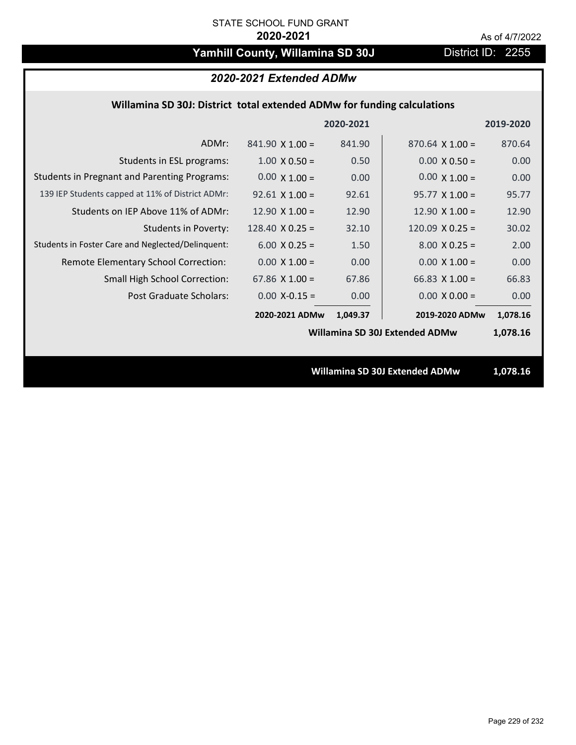STATE SCHOOL FUND GRANT

**2020-2021**

As of 4/7/2022

# Yamhill County, Willamina SD 30J

District ID: 2255

## *2020-2021 Extended ADMw*

### Willamina SD 30J: District total extended ADMw for funding calculations

| | | 2020-2021 | | 2019-2020 |
|---|---|---|---|---|
| ADMr: | 841.90 X 1.00 = | 841.90 | 870.64 X 1.00 = | 870.64 |
| Students in ESL programs: | 1.00 X 0.50 = | 0.50 | 0.00 X 0.50 = | 0.00 |
| Students in Pregnant and Parenting Programs: | 0.00 X 1.00 = | 0.00 | 0.00 X 1.00 = | 0.00 |
| 139 IEP Students capped at 11% of District ADMr: | 92.61 X 1.00 = | 92.61 | 95.77 X 1.00 = | 95.77 |
| Students on IEP Above 11% of ADMr: | 12.90 X 1.00 = | 12.90 | 12.90 X 1.00 = | 12.90 |
| Students in Poverty: | 128.40 X 0.25 = | 32.10 | 120.09 X 0.25 = | 30.02 |
| Students in Foster Care and Neglected/Delinquent: | 6.00 X 0.25 = | 1.50 | 8.00 X 0.25 = | 2.00 |
| Remote Elementary School Correction: | 0.00 X 1.00 = | 0.00 | 0.00 X 1.00 = | 0.00 |
| Small High School Correction: | 67.86 X 1.00 = | 67.86 | 66.83 X 1.00 = | 66.83 |
| Post Graduate Scholars: | 0.00 X-0.15 = | 0.00 | 0.00 X 0.00 = | 0.00 |
| | **2020-2021 ADMw** | **1,049.37** | **2019-2020 ADMw** | **1,078.16** |
| | | | **Willamina SD 30J Extended ADMw** | **1,078.16** |

**Willamina SD 30J Extended ADMw** **1,078.16**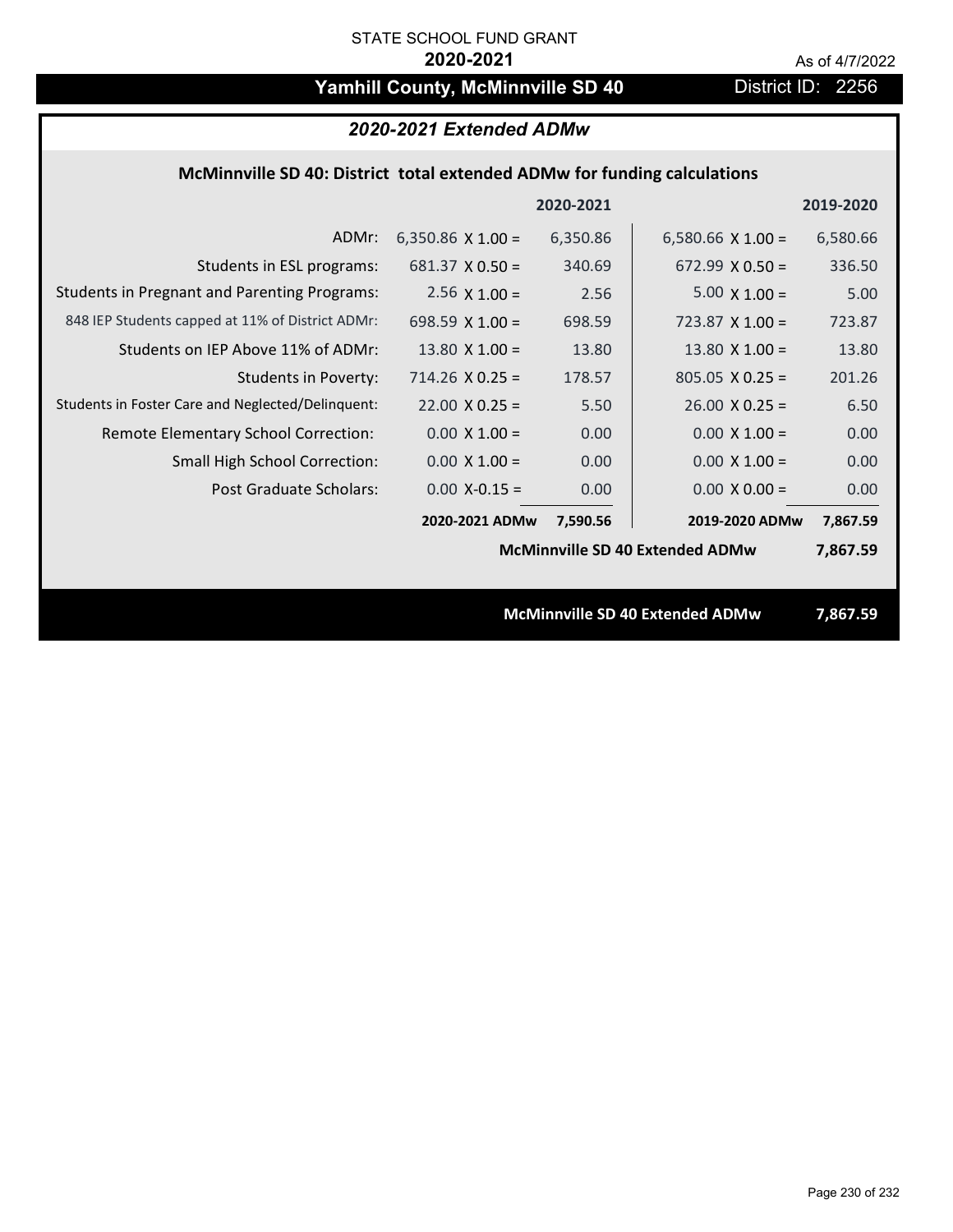STATE SCHOOL FUND GRANT

**2020-2021**

As of 4/7/2022

# Yamhill County, McMinnville SD 40

District ID: 2256

## *2020-2021 Extended ADMw*

### McMinnville SD 40: District total extended ADMw for funding calculations

| | 2020-2021 | | 2019-2020 | |
|---|---|---|---|---|
| ADMr: | 6,350.86 X 1.00 = | 6,350.86 | 6,580.66 X 1.00 = | 6,580.66 |
| Students in ESL programs: | 681.37 X 0.50 = | 340.69 | 672.99 X 0.50 = | 336.50 |
| Students in Pregnant and Parenting Programs: | 2.56 X 1.00 = | 2.56 | 5.00 X 1.00 = | 5.00 |
| 848 IEP Students capped at 11% of District ADMr: | 698.59 X 1.00 = | 698.59 | 723.87 X 1.00 = | 723.87 |
| Students on IEP Above 11% of ADMr: | 13.80 X 1.00 = | 13.80 | 13.80 X 1.00 = | 13.80 |
| Students in Poverty: | 714.26 X 0.25 = | 178.57 | 805.05 X 0.25 = | 201.26 |
| Students in Foster Care and Neglected/Delinquent: | 22.00 X 0.25 = | 5.50 | 26.00 X 0.25 = | 6.50 |
| Remote Elementary School Correction: | 0.00 X 1.00 = | 0.00 | 0.00 X 1.00 = | 0.00 |
| Small High School Correction: | 0.00 X 1.00 = | 0.00 | 0.00 X 1.00 = | 0.00 |
| Post Graduate Scholars: | 0.00 X-0.15 = | 0.00 | 0.00 X 0.00 = | 0.00 |
| | **2020-2021 ADMw** | **7,590.56** | **2019-2020 ADMw** | **7,867.59** |
| | | | **McMinnville SD 40 Extended ADMw** | **7,867.59** |

**McMinnville SD 40 Extended ADMw 7,867.59**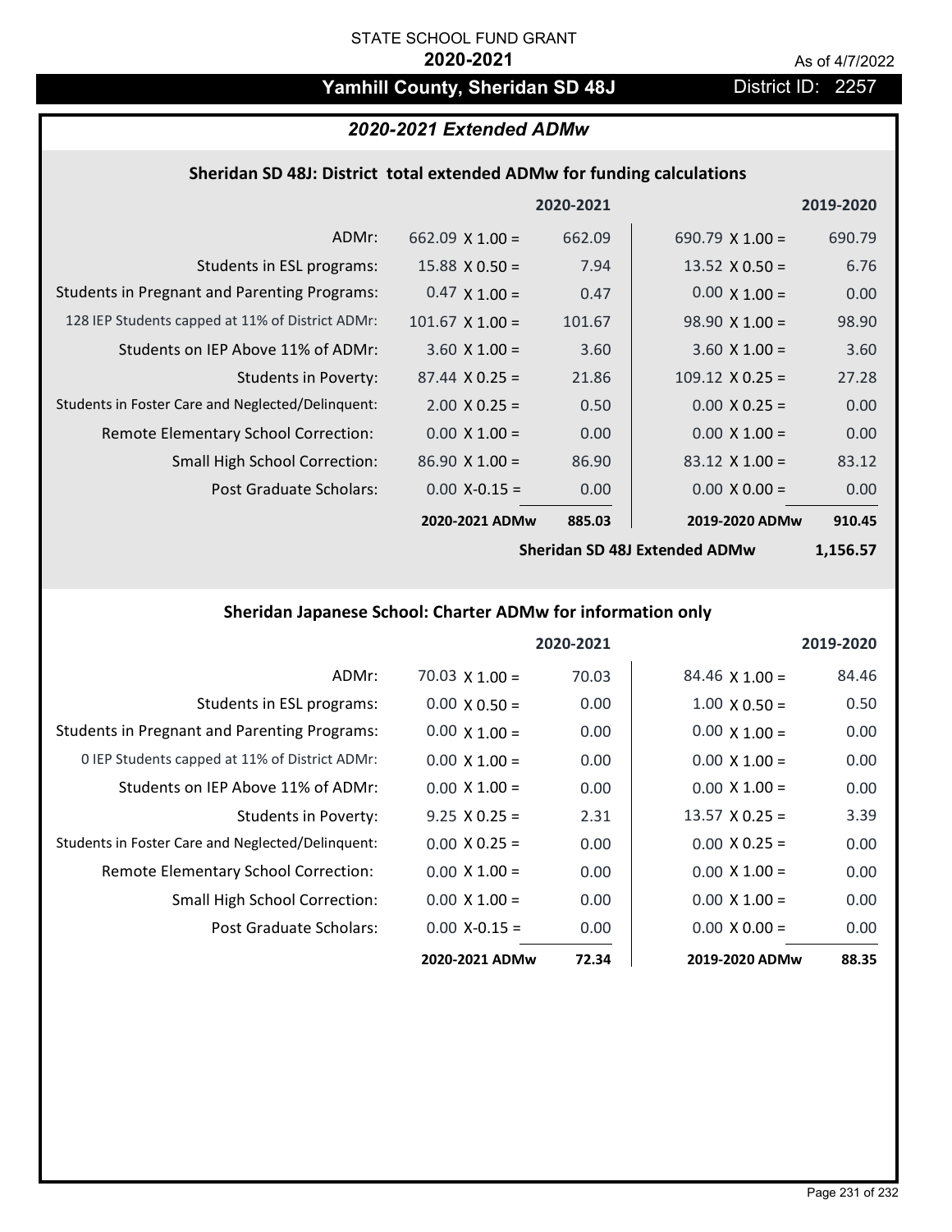STATE SCHOOL FUND GRANT

**2020-2021**

As of 4/7/2022

# Yamhill County, Sheridan SD 48J

District ID: 2257

## *2020-2021 Extended ADMw*

### Sheridan SD 48J: District total extended ADMw for funding calculations

| | | 2020-2021 | | 2019-2020 |
|---|---|---|---|---|
| ADMr: | 662.09 X 1.00 = | 662.09 | 690.79 X 1.00 = | 690.79 |
| Students in ESL programs: | 15.88 X 0.50 = | 7.94 | 13.52 X 0.50 = | 6.76 |
| Students in Pregnant and Parenting Programs: | 0.47 X 1.00 = | 0.47 | 0.00 X 1.00 = | 0.00 |
| 128 IEP Students capped at 11% of District ADMr: | 101.67 X 1.00 = | 101.67 | 98.90 X 1.00 = | 98.90 |
| Students on IEP Above 11% of ADMr: | 3.60 X 1.00 = | 3.60 | 3.60 X 1.00 = | 3.60 |
| Students in Poverty: | 87.44 X 0.25 = | 21.86 | 109.12 X 0.25 = | 27.28 |
| Students in Foster Care and Neglected/Delinquent: | 2.00 X 0.25 = | 0.50 | 0.00 X 0.25 = | 0.00 |
| Remote Elementary School Correction: | 0.00 X 1.00 = | 0.00 | 0.00 X 1.00 = | 0.00 |
| Small High School Correction: | 86.90 X 1.00 = | 86.90 | 83.12 X 1.00 = | 83.12 |
| Post Graduate Scholars: | 0.00 X-0.15 = | 0.00 | 0.00 X 0.00 = | 0.00 |
| | **2020-2021 ADMw** | **885.03** | **2019-2020 ADMw** | **910.45** |
| | | | **Sheridan SD 48J Extended ADMw** | **1,156.57** |

### Sheridan Japanese School: Charter ADMw for information only

| | | 2020-2021 | | 2019-2020 |
|---|---|---|---|---|
| ADMr: | 70.03 X 1.00 = | 70.03 | 84.46 X 1.00 = | 84.46 |
| Students in ESL programs: | 0.00 X 0.50 = | 0.00 | 1.00 X 0.50 = | 0.50 |
| Students in Pregnant and Parenting Programs: | 0.00 X 1.00 = | 0.00 | 0.00 X 1.00 = | 0.00 |
| 0 IEP Students capped at 11% of District ADMr: | 0.00 X 1.00 = | 0.00 | 0.00 X 1.00 = | 0.00 |
| Students on IEP Above 11% of ADMr: | 0.00 X 1.00 = | 0.00 | 0.00 X 1.00 = | 0.00 |
| Students in Poverty: | 9.25 X 0.25 = | 2.31 | 13.57 X 0.25 = | 3.39 |
| Students in Foster Care and Neglected/Delinquent: | 0.00 X 0.25 = | 0.00 | 0.00 X 0.25 = | 0.00 |
| Remote Elementary School Correction: | 0.00 X 1.00 = | 0.00 | 0.00 X 1.00 = | 0.00 |
| Small High School Correction: | 0.00 X 1.00 = | 0.00 | 0.00 X 1.00 = | 0.00 |
| Post Graduate Scholars: | 0.00 X-0.15 = | 0.00 | 0.00 X 0.00 = | 0.00 |
| | **2020-2021 ADMw** | **72.34** | **2019-2020 ADMw** | **88.35** |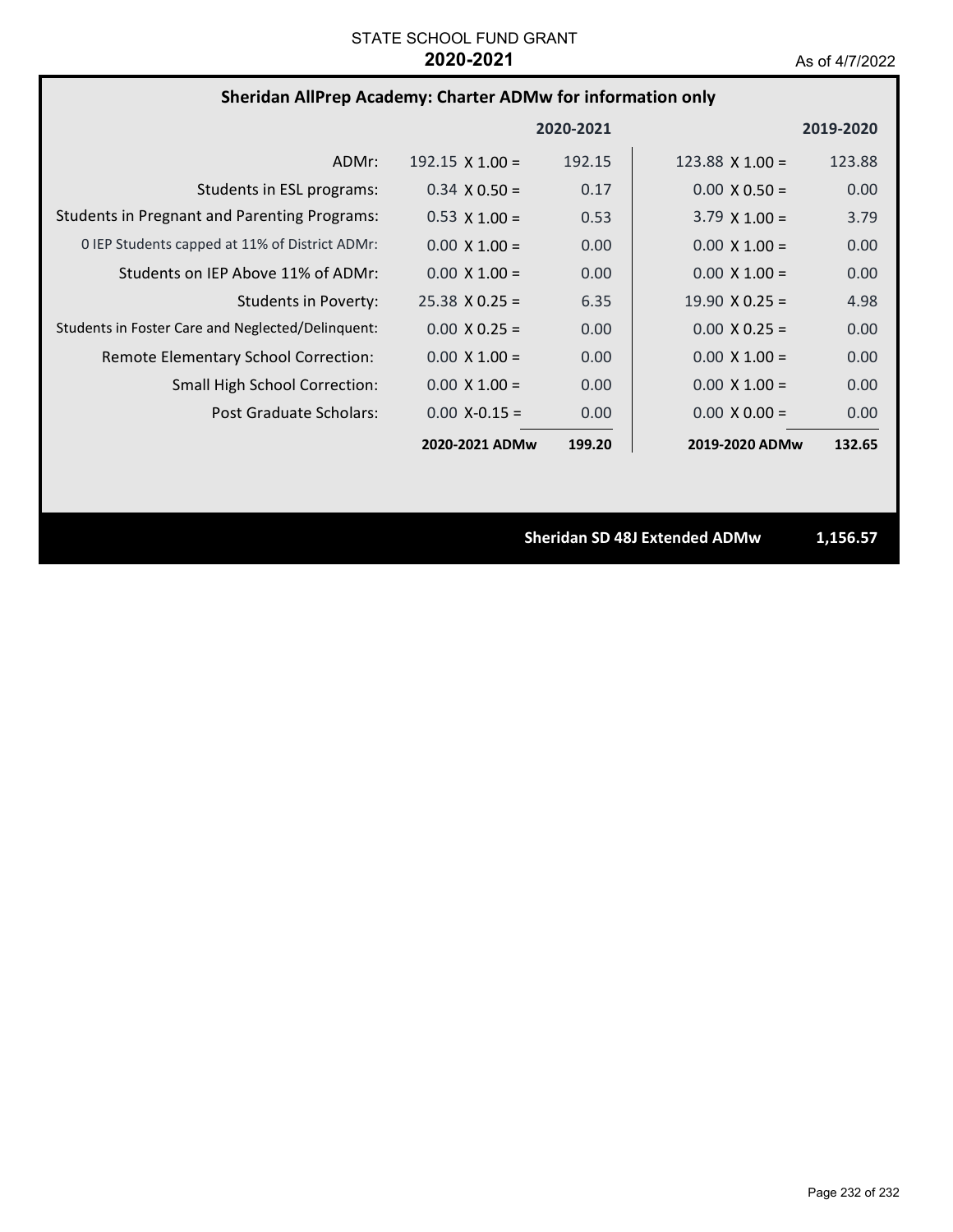STATE SCHOOL FUND GRANT

**2020-2021**

As of 4/7/2022

## Sheridan AllPrep Academy: Charter ADMw for information only

| | 2020-2021 | | 2019-2020 | |
|---|---|---|---|---|
| ADMr: | 192.15 X 1.00 = | 192.15 | 123.88 X 1.00 = | 123.88 |
| Students in ESL programs: | 0.34 X 0.50 = | 0.17 | 0.00 X 0.50 = | 0.00 |
| Students in Pregnant and Parenting Programs: | 0.53 X 1.00 = | 0.53 | 3.79 X 1.00 = | 3.79 |
| 0 IEP Students capped at 11% of District ADMr: | 0.00 X 1.00 = | 0.00 | 0.00 X 1.00 = | 0.00 |
| Students on IEP Above 11% of ADMr: | 0.00 X 1.00 = | 0.00 | 0.00 X 1.00 = | 0.00 |
| Students in Poverty: | 25.38 X 0.25 = | 6.35 | 19.90 X 0.25 = | 4.98 |
| Students in Foster Care and Neglected/Delinquent: | 0.00 X 0.25 = | 0.00 | 0.00 X 0.25 = | 0.00 |
| Remote Elementary School Correction: | 0.00 X 1.00 = | 0.00 | 0.00 X 1.00 = | 0.00 |
| Small High School Correction: | 0.00 X 1.00 = | 0.00 | 0.00 X 1.00 = | 0.00 |
| Post Graduate Scholars: | 0.00 X-0.15 = | 0.00 | 0.00 X 0.00 = | 0.00 |
| | **2020-2021 ADMw** | **199.20** | **2019-2020 ADMw** | **132.65** |

**Sheridan SD 48J Extended ADMw** **1,156.57**